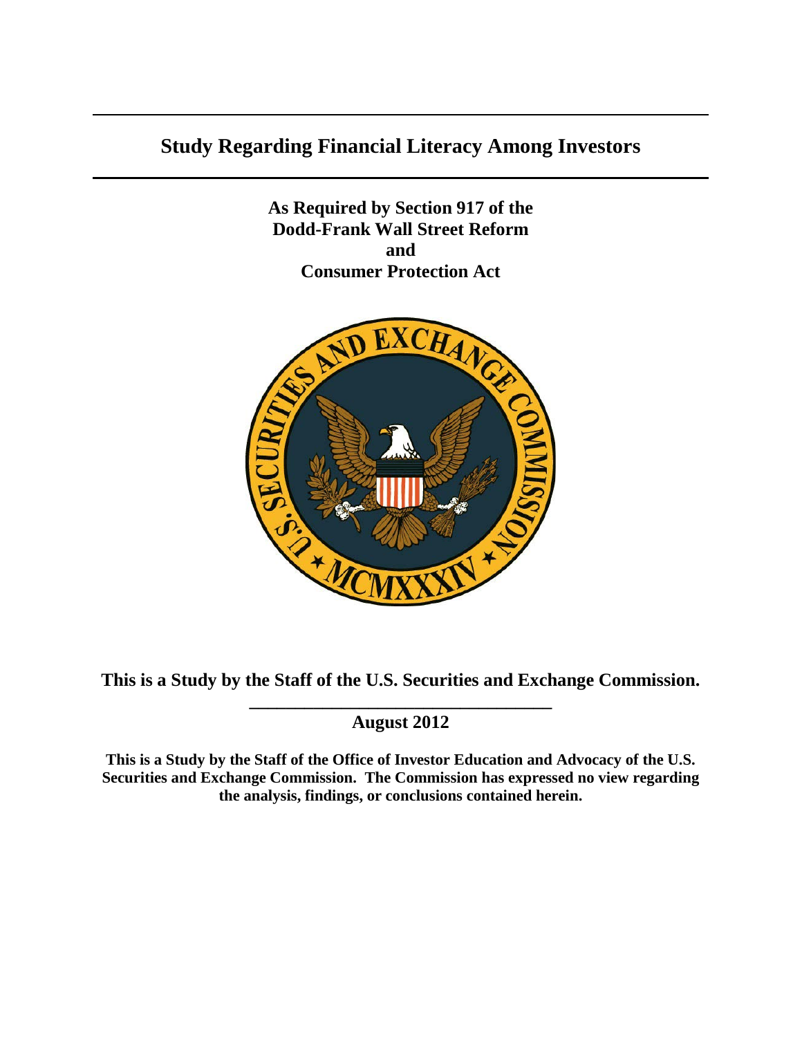# Study Regarding Financial Literacy Among Investors

**As Required by Section 917 of the Dodd-Frank Wall Street Reform and Consumer Protection Act**

**This is a Study by the Staff of the U.S. Securities and Exchange Commission.**

**August 2012**

**This is a Study by the Staff of the Office of Investor Education and Advocacy of the U.S. Securities and Exchange Commission. The Commission has expressed no view regarding the analysis, findings, or conclusions contained herein.**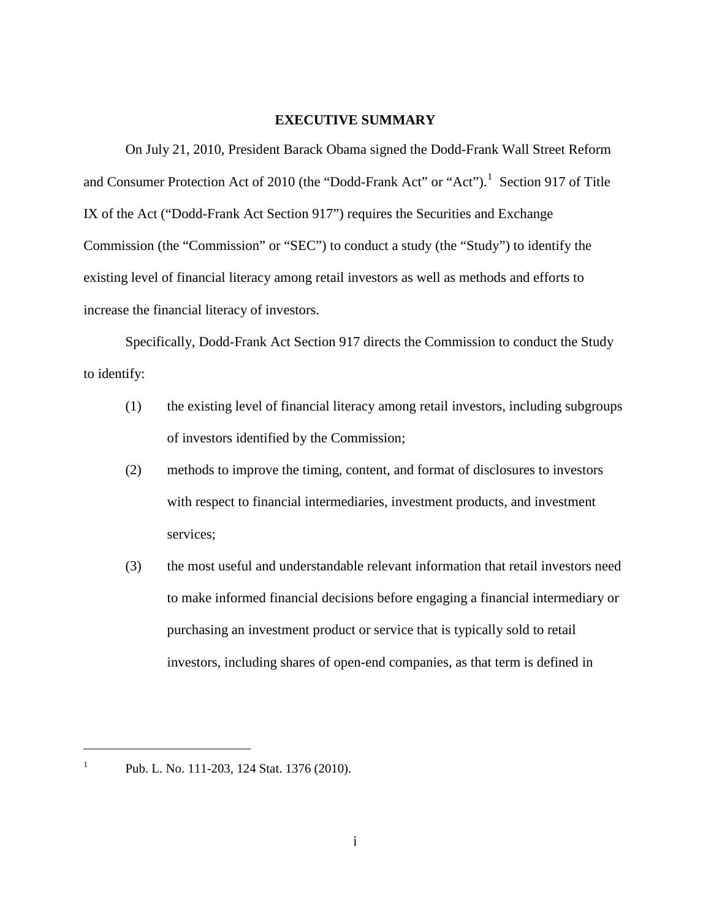## EXECUTIVE SUMMARY

On July 21, 2010, President Barack Obama signed the Dodd-Frank Wall Street Reform and Consumer Protection Act of 2010 (the "Dodd-Frank Act" or "Act").[1] Section 917 of Title IX of the Act ("Dodd-Frank Act Section 917") requires the Securities and Exchange Commission (the "Commission" or "SEC") to conduct a study (the "Study") to identify the existing level of financial literacy among retail investors as well as methods and efforts to increase the financial literacy of investors.

Specifically, Dodd-Frank Act Section 917 directs the Commission to conduct the Study to identify:

(1) the existing level of financial literacy among retail investors, including subgroups of investors identified by the Commission;

(2) methods to improve the timing, content, and format of disclosures to investors with respect to financial intermediaries, investment products, and investment services;

(3) the most useful and understandable relevant information that retail investors need to make informed financial decisions before engaging a financial intermediary or purchasing an investment product or service that is typically sold to retail investors, including shares of open-end companies, as that term is defined in

---

[1] Pub. L. No. 111-203, 124 Stat. 1376 (2010).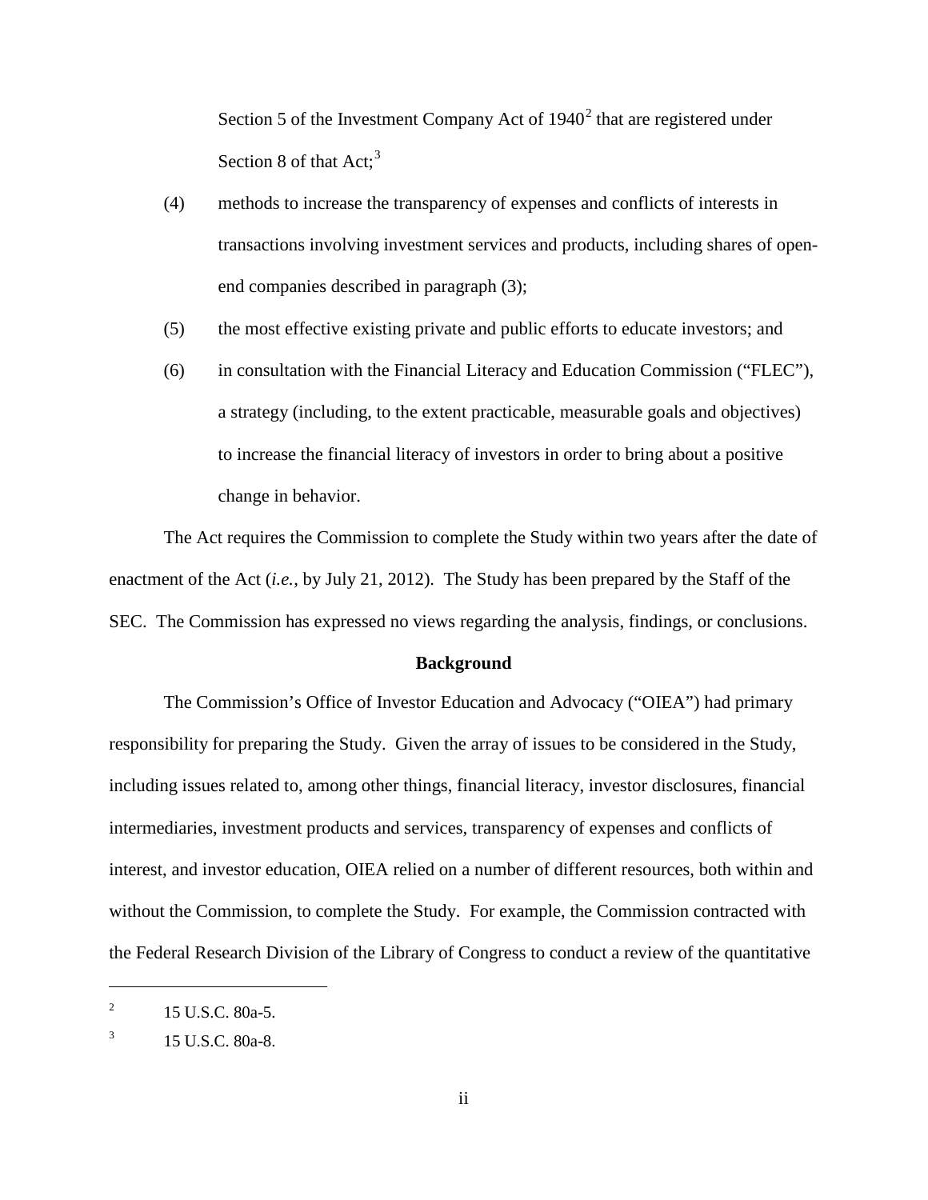Section 5 of the Investment Company Act of 1940[2] that are registered under Section 8 of that Act;[3]

(4) methods to increase the transparency of expenses and conflicts of interests in transactions involving investment services and products, including shares of open-end companies described in paragraph (3);

(5) the most effective existing private and public efforts to educate investors; and

(6) in consultation with the Financial Literacy and Education Commission ("FLEC"), a strategy (including, to the extent practicable, measurable goals and objectives) to increase the financial literacy of investors in order to bring about a positive change in behavior.

The Act requires the Commission to complete the Study within two years after the date of enactment of the Act (*i.e.*, by July 21, 2012). The Study has been prepared by the Staff of the SEC. The Commission has expressed no views regarding the analysis, findings, or conclusions.

**Background**

The Commission's Office of Investor Education and Advocacy ("OIEA") had primary responsibility for preparing the Study. Given the array of issues to be considered in the Study, including issues related to, among other things, financial literacy, investor disclosures, financial intermediaries, investment products and services, transparency of expenses and conflicts of interest, and investor education, OIEA relied on a number of different resources, both within and without the Commission, to complete the Study. For example, the Commission contracted with the Federal Research Division of the Library of Congress to conduct a review of the quantitative

---

[2] 15 U.S.C. 80a-5.

[3] 15 U.S.C. 80a-8.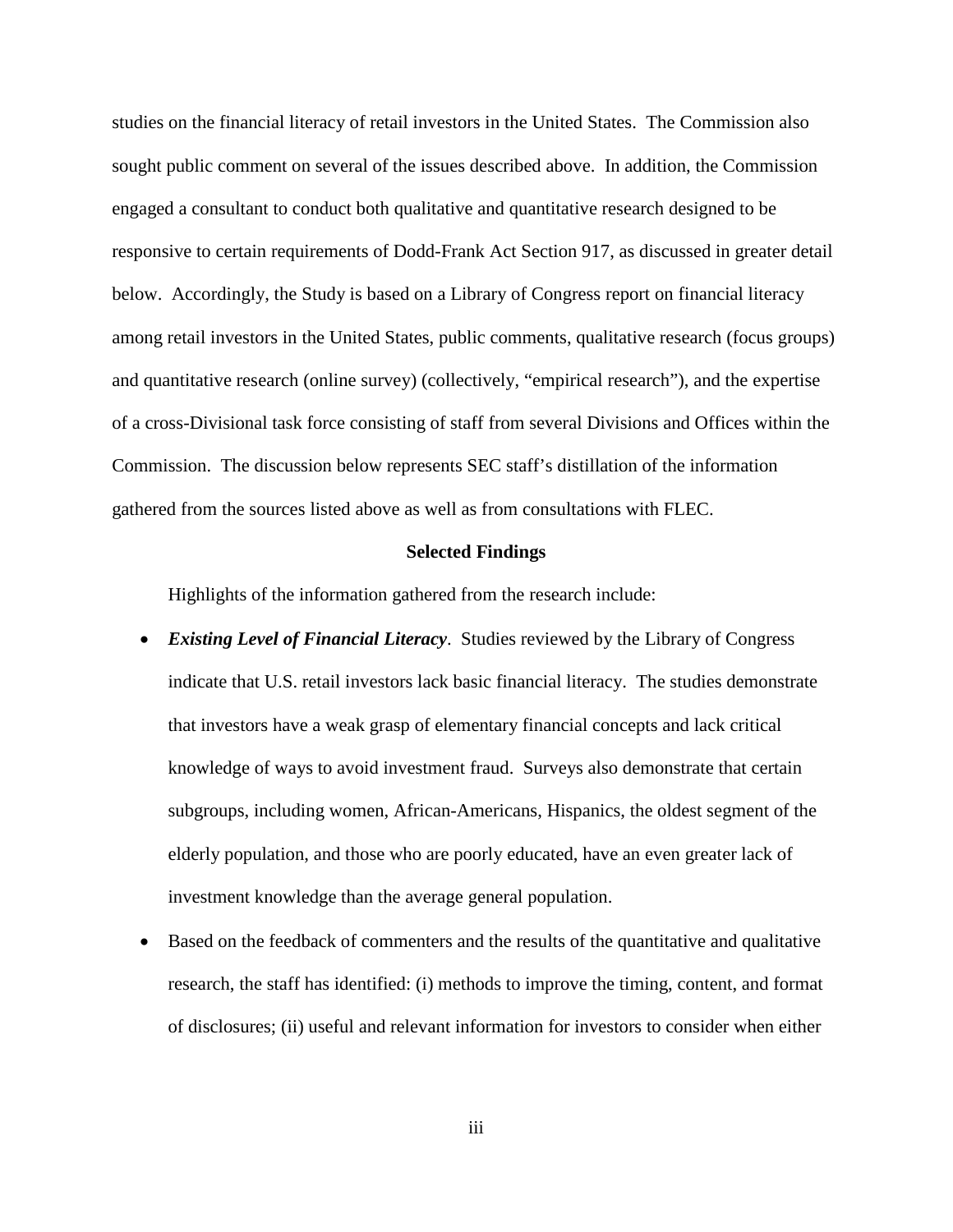studies on the financial literacy of retail investors in the United States. The Commission also sought public comment on several of the issues described above. In addition, the Commission engaged a consultant to conduct both qualitative and quantitative research designed to be responsive to certain requirements of Dodd-Frank Act Section 917, as discussed in greater detail below. Accordingly, the Study is based on a Library of Congress report on financial literacy among retail investors in the United States, public comments, qualitative research (focus groups) and quantitative research (online survey) (collectively, "empirical research"), and the expertise of a cross-Divisional task force consisting of staff from several Divisions and Offices within the Commission. The discussion below represents SEC staff's distillation of the information gathered from the sources listed above as well as from consultations with FLEC.

**Selected Findings**

Highlights of the information gathered from the research include:

- ***Existing Level of Financial Literacy***. Studies reviewed by the Library of Congress indicate that U.S. retail investors lack basic financial literacy. The studies demonstrate that investors have a weak grasp of elementary financial concepts and lack critical knowledge of ways to avoid investment fraud. Surveys also demonstrate that certain subgroups, including women, African-Americans, Hispanics, the oldest segment of the elderly population, and those who are poorly educated, have an even greater lack of investment knowledge than the average general population.
- Based on the feedback of commenters and the results of the quantitative and qualitative research, the staff has identified: (i) methods to improve the timing, content, and format of disclosures; (ii) useful and relevant information for investors to consider when either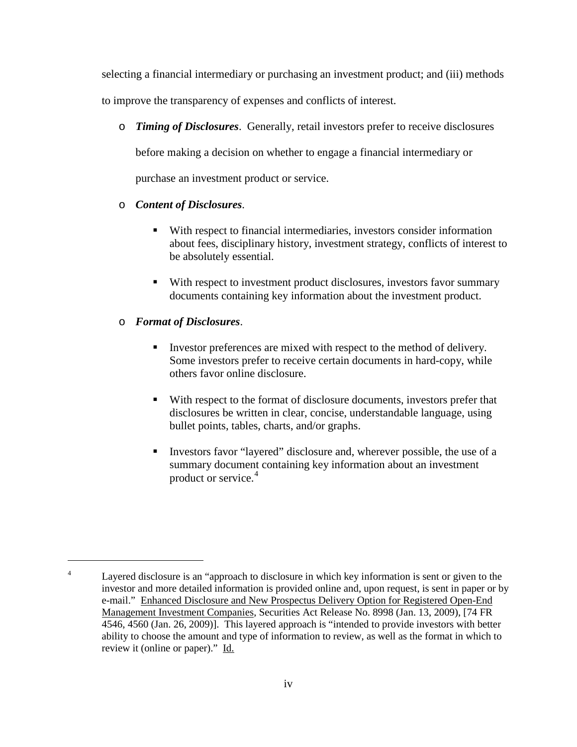selecting a financial intermediary or purchasing an investment product; and (iii) methods to improve the transparency of expenses and conflicts of interest.

- ***Timing of Disclosures***. Generally, retail investors prefer to receive disclosures before making a decision on whether to engage a financial intermediary or purchase an investment product or service.

- ***Content of Disclosures***.

  - With respect to financial intermediaries, investors consider information about fees, disciplinary history, investment strategy, conflicts of interest to be absolutely essential.

  - With respect to investment product disclosures, investors favor summary documents containing key information about the investment product.

- ***Format of Disclosures***.

  - Investor preferences are mixed with respect to the method of delivery. Some investors prefer to receive certain documents in hard-copy, while others favor online disclosure.

  - With respect to the format of disclosure documents, investors prefer that disclosures be written in clear, concise, understandable language, using bullet points, tables, charts, and/or graphs.

  - Investors favor "layered" disclosure and, wherever possible, the use of a summary document containing key information about an investment product or service.[4]

---

[4] Layered disclosure is an "approach to disclosure in which key information is sent or given to the investor and more detailed information is provided online and, upon request, is sent in paper or by e-mail." Enhanced Disclosure and New Prospectus Delivery Option for Registered Open-End Management Investment Companies, Securities Act Release No. 8998 (Jan. 13, 2009), [74 FR 4546, 4560 (Jan. 26, 2009)]. This layered approach is "intended to provide investors with better ability to choose the amount and type of information to review, as well as the format in which to review it (online or paper)." Id.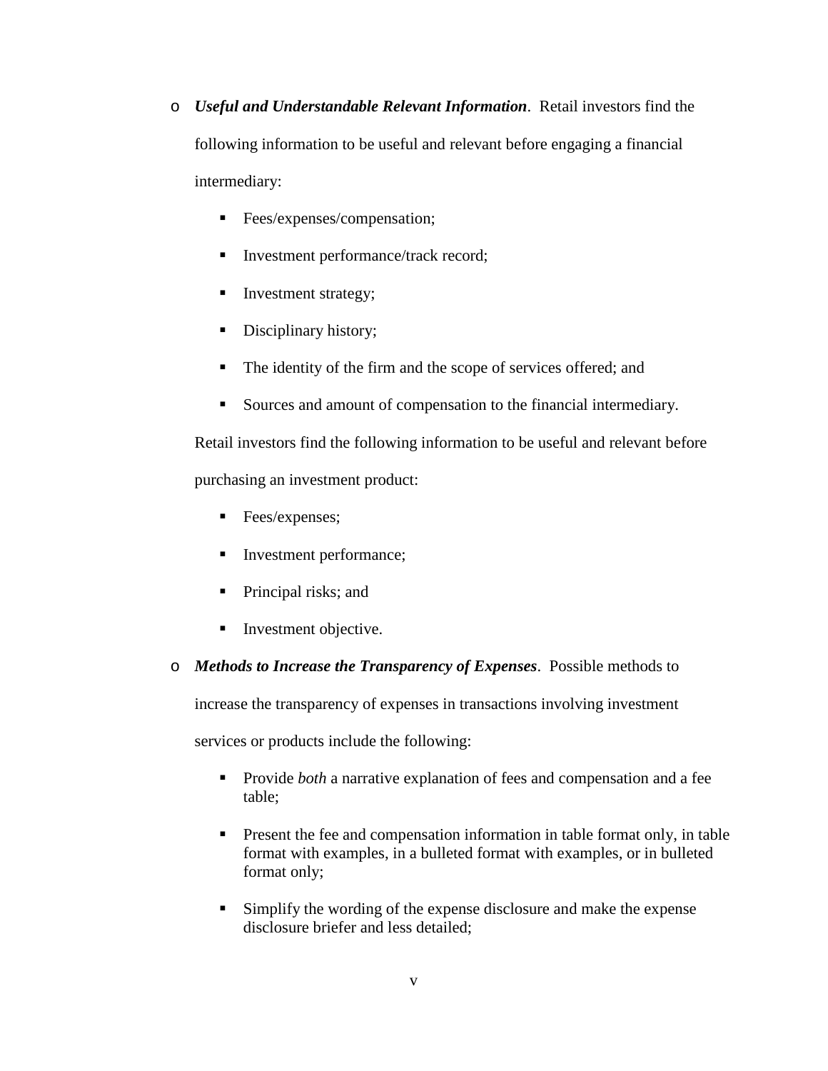- ***Useful and Understandable Relevant Information***. Retail investors find the following information to be useful and relevant before engaging a financial intermediary:
  - Fees/expenses/compensation;
  - Investment performance/track record;
  - Investment strategy;
  - Disciplinary history;
  - The identity of the firm and the scope of services offered; and
  - Sources and amount of compensation to the financial intermediary.

  Retail investors find the following information to be useful and relevant before purchasing an investment product:
  - Fees/expenses;
  - Investment performance;
  - Principal risks; and
  - Investment objective.
- ***Methods to Increase the Transparency of Expenses***. Possible methods to increase the transparency of expenses in transactions involving investment services or products include the following:
  - Provide *both* a narrative explanation of fees and compensation and a fee table;
  - Present the fee and compensation information in table format only, in table format with examples, in a bulleted format with examples, or in bulleted format only;
  - Simplify the wording of the expense disclosure and make the expense disclosure briefer and less detailed;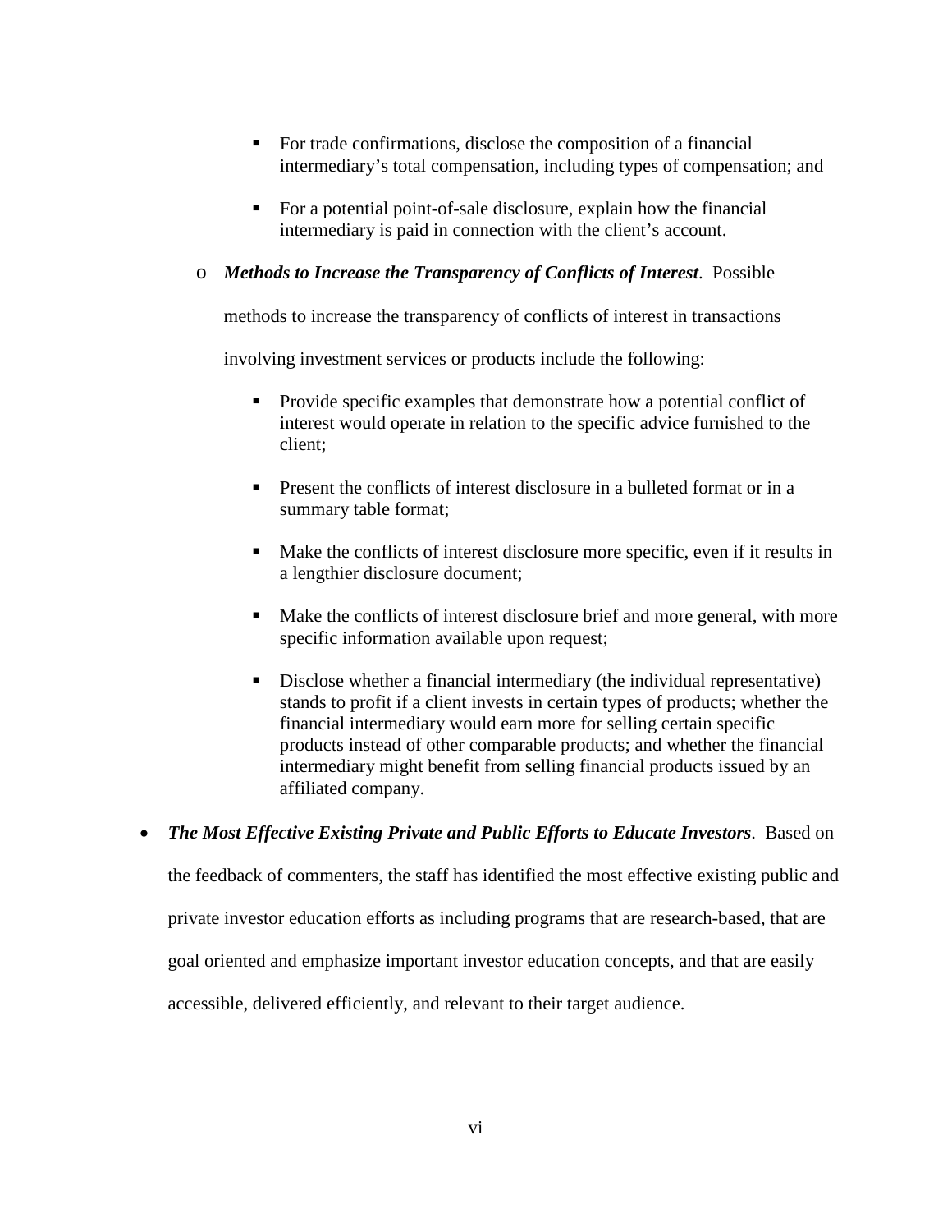- For trade confirmations, disclose the composition of a financial intermediary's total compensation, including types of compensation; and
    - For a potential point-of-sale disclosure, explain how the financial intermediary is paid in connection with the client's account.
  - ***Methods to Increase the Transparency of Conflicts of Interest***. Possible methods to increase the transparency of conflicts of interest in transactions involving investment services or products include the following:
    - Provide specific examples that demonstrate how a potential conflict of interest would operate in relation to the specific advice furnished to the client;
    - Present the conflicts of interest disclosure in a bulleted format or in a summary table format;
    - Make the conflicts of interest disclosure more specific, even if it results in a lengthier disclosure document;
    - Make the conflicts of interest disclosure brief and more general, with more specific information available upon request;
    - Disclose whether a financial intermediary (the individual representative) stands to profit if a client invests in certain types of products; whether the financial intermediary would earn more for selling certain specific products instead of other comparable products; and whether the financial intermediary might benefit from selling financial products issued by an affiliated company.

- ***The Most Effective Existing Private and Public Efforts to Educate Investors***. Based on the feedback of commenters, the staff has identified the most effective existing public and private investor education efforts as including programs that are research-based, that are goal oriented and emphasize important investor education concepts, and that are easily accessible, delivered efficiently, and relevant to their target audience.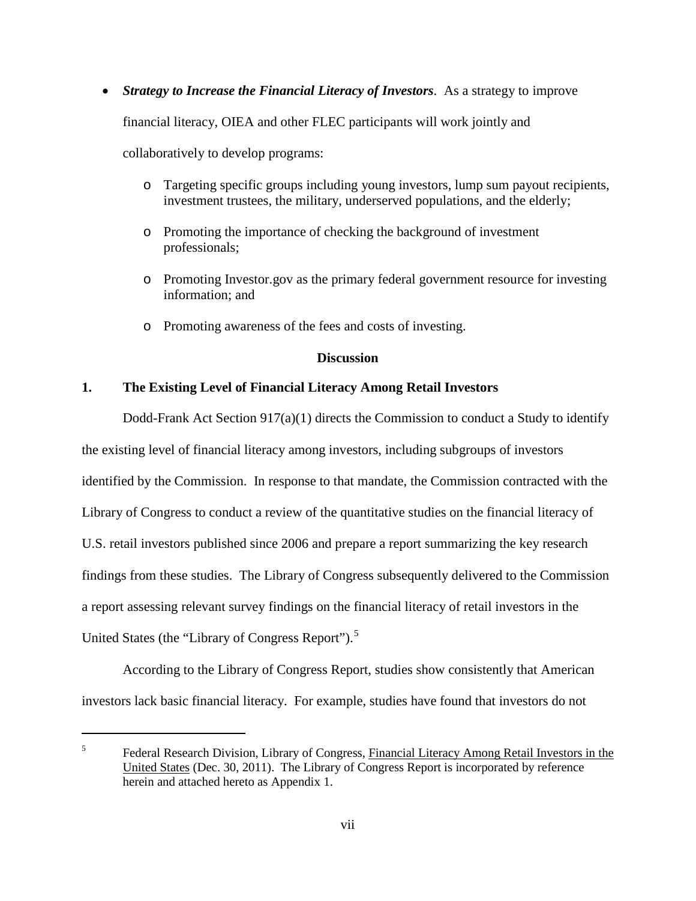- ***Strategy to Increase the Financial Literacy of Investors***. As a strategy to improve financial literacy, OIEA and other FLEC participants will work jointly and collaboratively to develop programs:
  - Targeting specific groups including young investors, lump sum payout recipients, investment trustees, the military, underserved populations, and the elderly;
  - Promoting the importance of checking the background of investment professionals;
  - Promoting Investor.gov as the primary federal government resource for investing information; and
  - Promoting awareness of the fees and costs of investing.

**Discussion**

**1. The Existing Level of Financial Literacy Among Retail Investors**

Dodd-Frank Act Section 917(a)(1) directs the Commission to conduct a Study to identify the existing level of financial literacy among investors, including subgroups of investors identified by the Commission. In response to that mandate, the Commission contracted with the Library of Congress to conduct a review of the quantitative studies on the financial literacy of U.S. retail investors published since 2006 and prepare a report summarizing the key research findings from these studies. The Library of Congress subsequently delivered to the Commission a report assessing relevant survey findings on the financial literacy of retail investors in the United States (the "Library of Congress Report").[5]

According to the Library of Congress Report, studies show consistently that American investors lack basic financial literacy. For example, studies have found that investors do not

---

[5] Federal Research Division, Library of Congress, Financial Literacy Among Retail Investors in the United States (Dec. 30, 2011). The Library of Congress Report is incorporated by reference herein and attached hereto as Appendix 1.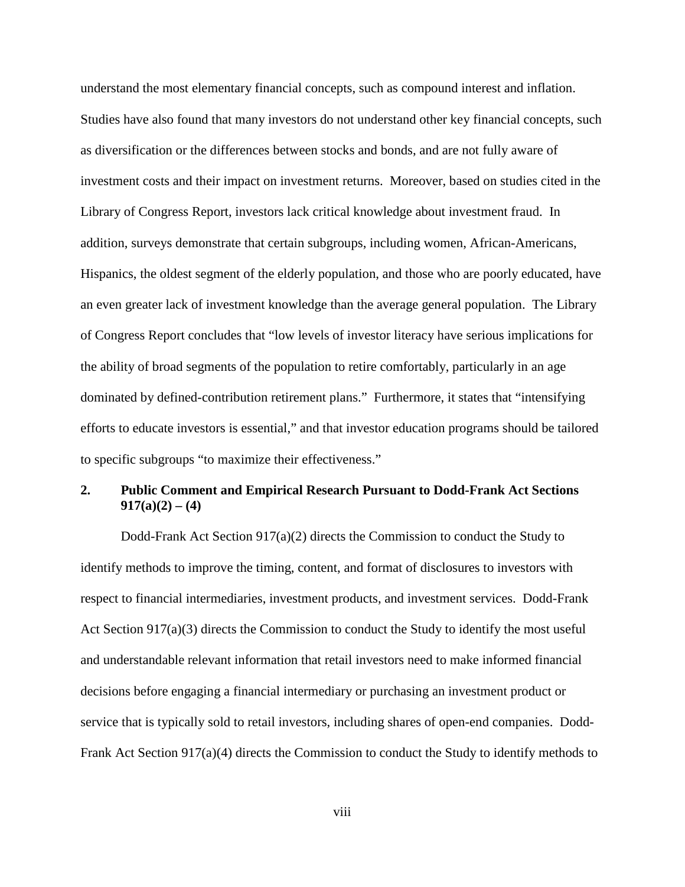understand the most elementary financial concepts, such as compound interest and inflation. Studies have also found that many investors do not understand other key financial concepts, such as diversification or the differences between stocks and bonds, and are not fully aware of investment costs and their impact on investment returns. Moreover, based on studies cited in the Library of Congress Report, investors lack critical knowledge about investment fraud. In addition, surveys demonstrate that certain subgroups, including women, African-Americans, Hispanics, the oldest segment of the elderly population, and those who are poorly educated, have an even greater lack of investment knowledge than the average general population. The Library of Congress Report concludes that "low levels of investor literacy have serious implications for the ability of broad segments of the population to retire comfortably, particularly in an age dominated by defined-contribution retirement plans." Furthermore, it states that "intensifying efforts to educate investors is essential," and that investor education programs should be tailored to specific subgroups "to maximize their effectiveness."

## 2. Public Comment and Empirical Research Pursuant to Dodd-Frank Act Sections 917(a)(2) – (4)

Dodd-Frank Act Section 917(a)(2) directs the Commission to conduct the Study to identify methods to improve the timing, content, and format of disclosures to investors with respect to financial intermediaries, investment products, and investment services. Dodd-Frank Act Section 917(a)(3) directs the Commission to conduct the Study to identify the most useful and understandable relevant information that retail investors need to make informed financial decisions before engaging a financial intermediary or purchasing an investment product or service that is typically sold to retail investors, including shares of open-end companies. Dodd-Frank Act Section 917(a)(4) directs the Commission to conduct the Study to identify methods to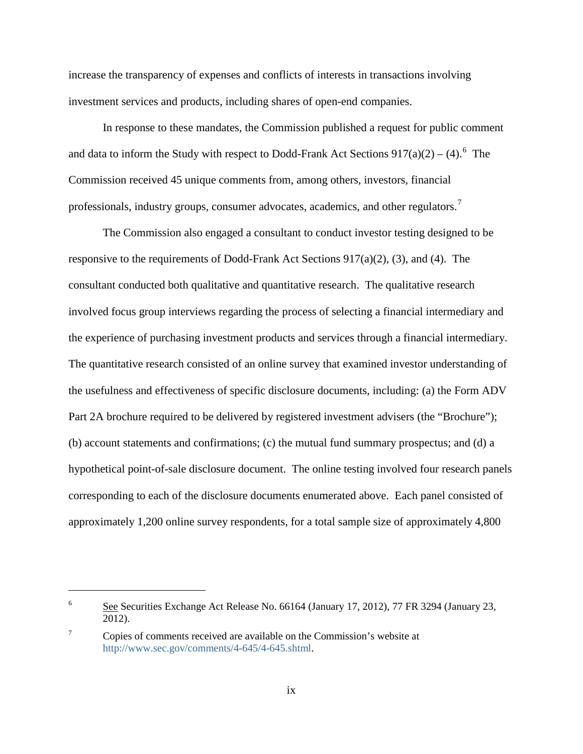increase the transparency of expenses and conflicts of interests in transactions involving investment services and products, including shares of open-end companies.

In response to these mandates, the Commission published a request for public comment and data to inform the Study with respect to Dodd-Frank Act Sections 917(a)(2) – (4).[6] The Commission received 45 unique comments from, among others, investors, financial professionals, industry groups, consumer advocates, academics, and other regulators.[7]

The Commission also engaged a consultant to conduct investor testing designed to be responsive to the requirements of Dodd-Frank Act Sections 917(a)(2), (3), and (4). The consultant conducted both qualitative and quantitative research. The qualitative research involved focus group interviews regarding the process of selecting a financial intermediary and the experience of purchasing investment products and services through a financial intermediary. The quantitative research consisted of an online survey that examined investor understanding of the usefulness and effectiveness of specific disclosure documents, including: (a) the Form ADV Part 2A brochure required to be delivered by registered investment advisers (the "Brochure"); (b) account statements and confirmations; (c) the mutual fund summary prospectus; and (d) a hypothetical point-of-sale disclosure document. The online testing involved four research panels corresponding to each of the disclosure documents enumerated above. Each panel consisted of approximately 1,200 online survey respondents, for a total sample size of approximately 4,800

---

[6] See Securities Exchange Act Release No. 66164 (January 17, 2012), 77 FR 3294 (January 23, 2012).

[7] Copies of comments received are available on the Commission's website at http://www.sec.gov/comments/4-645/4-645.shtml.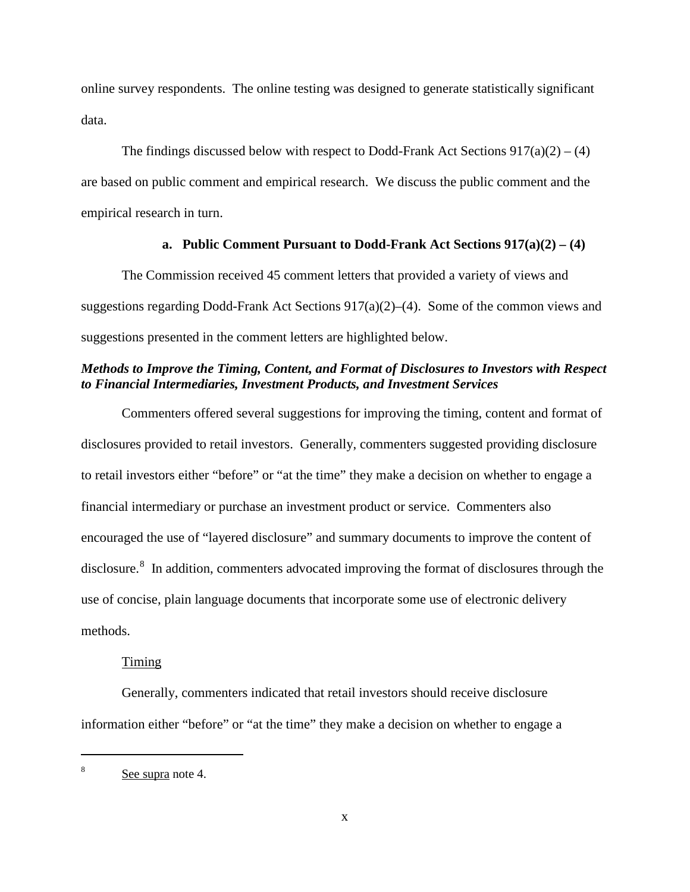online survey respondents. The online testing was designed to generate statistically significant data.

The findings discussed below with respect to Dodd-Frank Act Sections 917(a)(2) – (4) are based on public comment and empirical research. We discuss the public comment and the empirical research in turn.

### a. Public Comment Pursuant to Dodd-Frank Act Sections 917(a)(2) – (4)

The Commission received 45 comment letters that provided a variety of views and suggestions regarding Dodd-Frank Act Sections 917(a)(2)–(4). Some of the common views and suggestions presented in the comment letters are highlighted below.

***Methods to Improve the Timing, Content, and Format of Disclosures to Investors with Respect to Financial Intermediaries, Investment Products, and Investment Services***

Commenters offered several suggestions for improving the timing, content and format of disclosures provided to retail investors. Generally, commenters suggested providing disclosure to retail investors either "before" or "at the time" they make a decision on whether to engage a financial intermediary or purchase an investment product or service. Commenters also encouraged the use of "layered disclosure" and summary documents to improve the content of disclosure.[8] In addition, commenters advocated improving the format of disclosures through the use of concise, plain language documents that incorporate some use of electronic delivery methods.

Timing

Generally, commenters indicated that retail investors should receive disclosure information either "before" or "at the time" they make a decision on whether to engage a

[8] See supra note 4.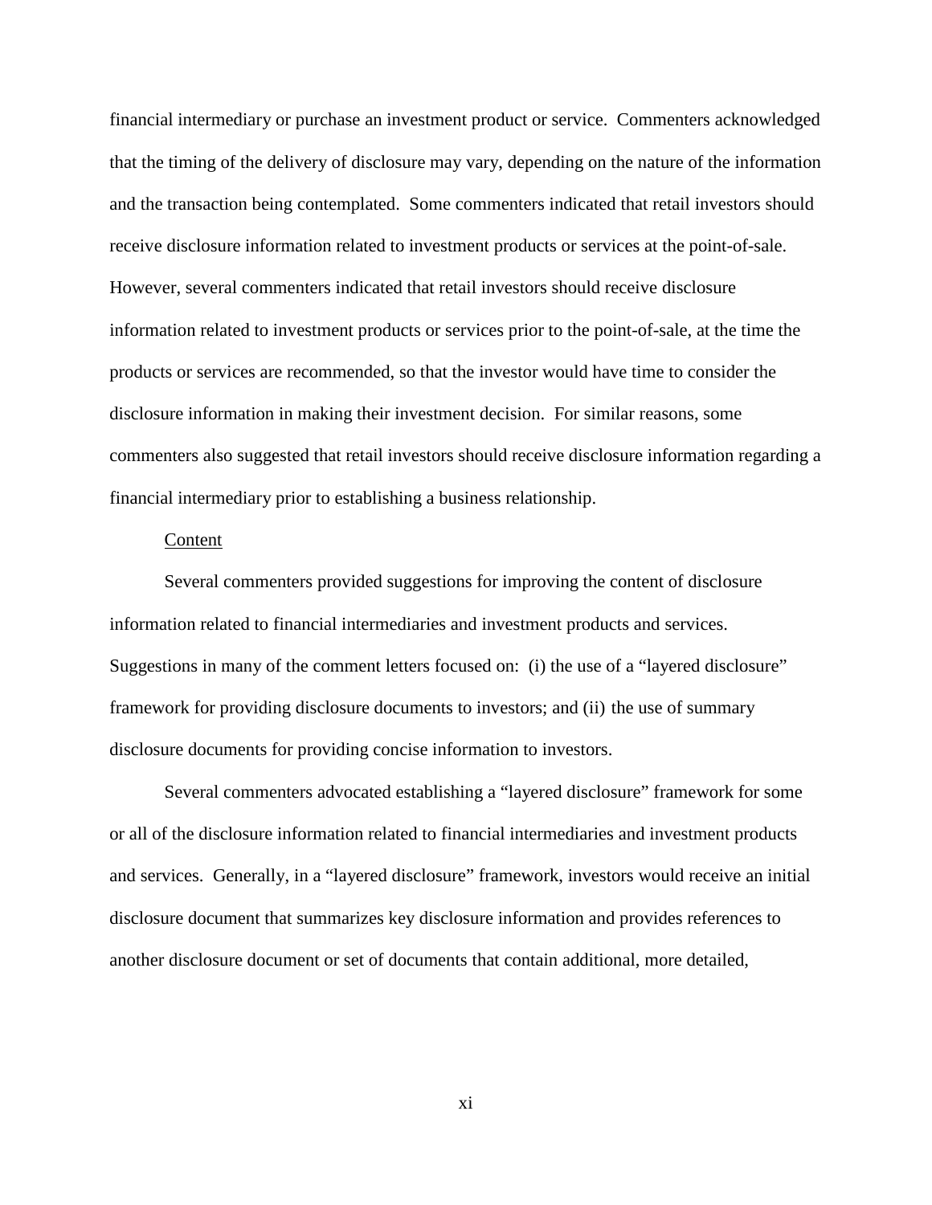financial intermediary or purchase an investment product or service. Commenters acknowledged that the timing of the delivery of disclosure may vary, depending on the nature of the information and the transaction being contemplated. Some commenters indicated that retail investors should receive disclosure information related to investment products or services at the point-of-sale. However, several commenters indicated that retail investors should receive disclosure information related to investment products or services prior to the point-of-sale, at the time the products or services are recommended, so that the investor would have time to consider the disclosure information in making their investment decision. For similar reasons, some commenters also suggested that retail investors should receive disclosure information regarding a financial intermediary prior to establishing a business relationship.

Content

Several commenters provided suggestions for improving the content of disclosure information related to financial intermediaries and investment products and services. Suggestions in many of the comment letters focused on: (i) the use of a "layered disclosure" framework for providing disclosure documents to investors; and (ii) the use of summary disclosure documents for providing concise information to investors.

Several commenters advocated establishing a "layered disclosure" framework for some or all of the disclosure information related to financial intermediaries and investment products and services. Generally, in a "layered disclosure" framework, investors would receive an initial disclosure document that summarizes key disclosure information and provides references to another disclosure document or set of documents that contain additional, more detailed,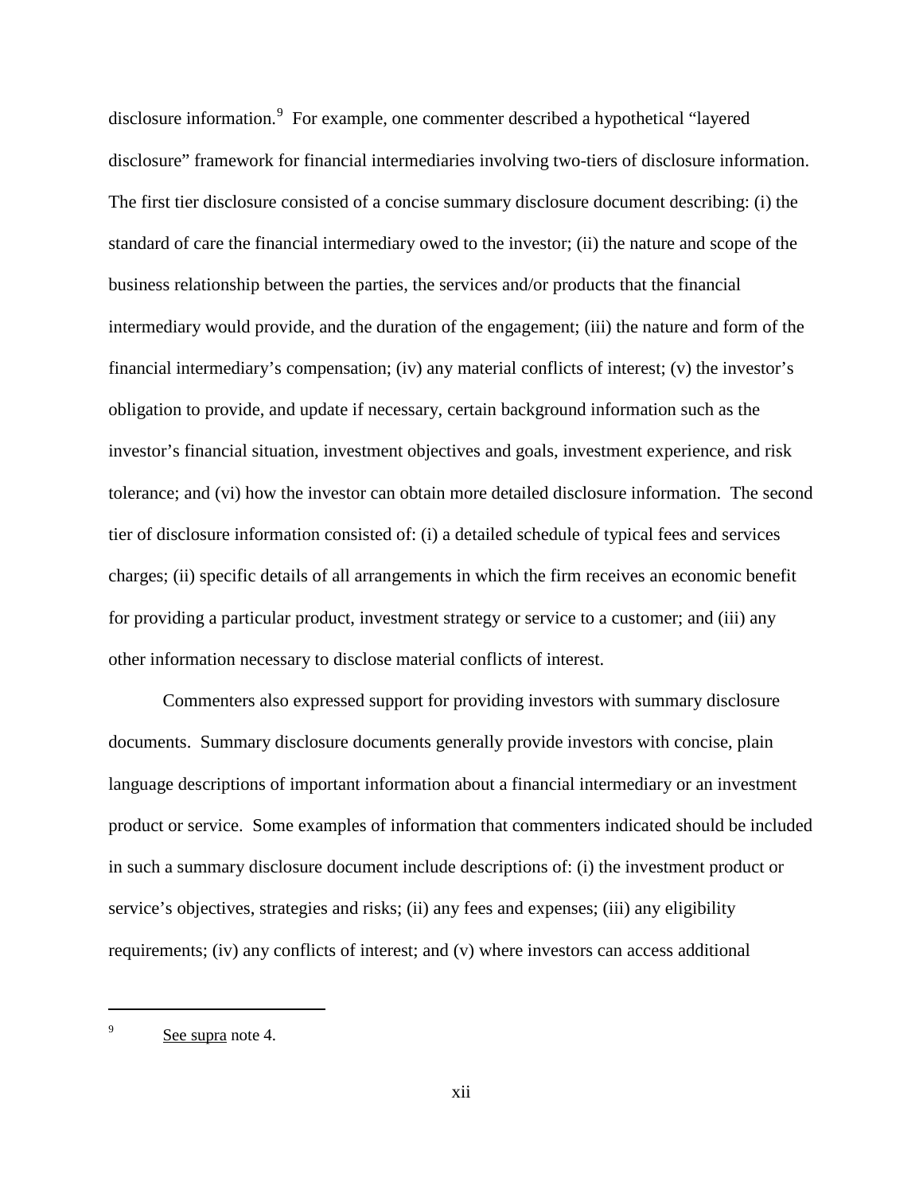disclosure information.[9] For example, one commenter described a hypothetical "layered disclosure" framework for financial intermediaries involving two-tiers of disclosure information. The first tier disclosure consisted of a concise summary disclosure document describing: (i) the standard of care the financial intermediary owed to the investor; (ii) the nature and scope of the business relationship between the parties, the services and/or products that the financial intermediary would provide, and the duration of the engagement; (iii) the nature and form of the financial intermediary's compensation; (iv) any material conflicts of interest; (v) the investor's obligation to provide, and update if necessary, certain background information such as the investor's financial situation, investment objectives and goals, investment experience, and risk tolerance; and (vi) how the investor can obtain more detailed disclosure information. The second tier of disclosure information consisted of: (i) a detailed schedule of typical fees and services charges; (ii) specific details of all arrangements in which the firm receives an economic benefit for providing a particular product, investment strategy or service to a customer; and (iii) any other information necessary to disclose material conflicts of interest.

Commenters also expressed support for providing investors with summary disclosure documents. Summary disclosure documents generally provide investors with concise, plain language descriptions of important information about a financial intermediary or an investment product or service. Some examples of information that commenters indicated should be included in such a summary disclosure document include descriptions of: (i) the investment product or service's objectives, strategies and risks; (ii) any fees and expenses; (iii) any eligibility requirements; (iv) any conflicts of interest; and (v) where investors can access additional

---

[9] See supra note 4.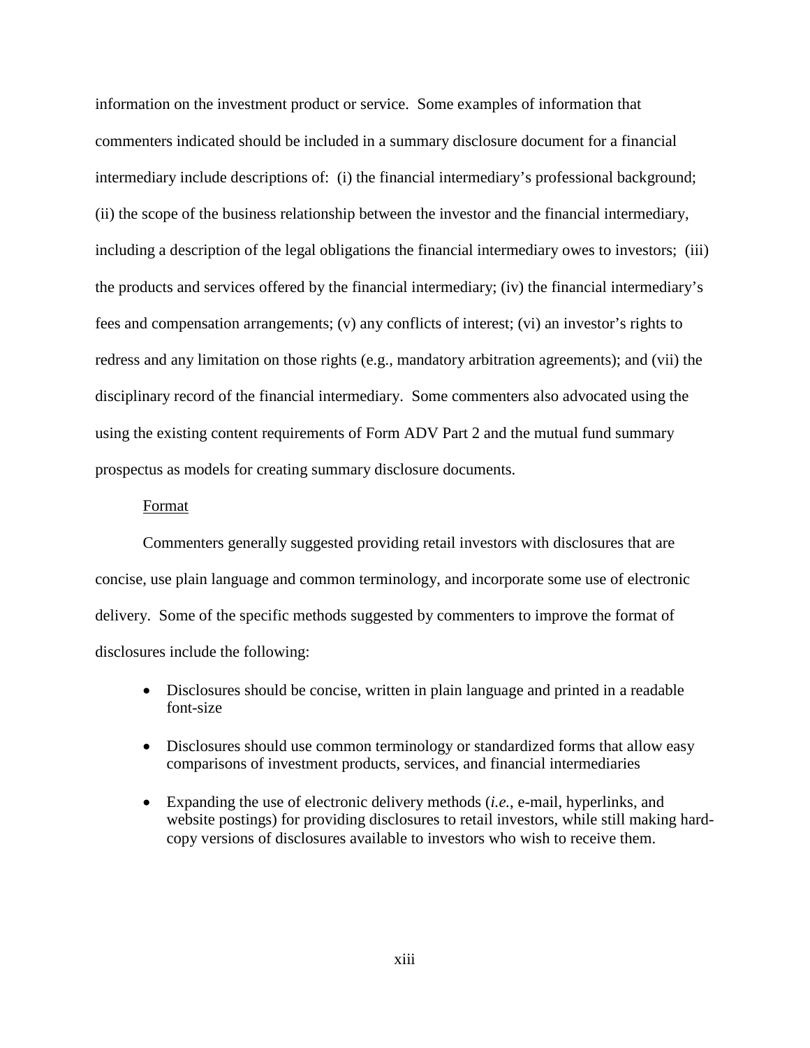information on the investment product or service. Some examples of information that commenters indicated should be included in a summary disclosure document for a financial intermediary include descriptions of: (i) the financial intermediary's professional background; (ii) the scope of the business relationship between the investor and the financial intermediary, including a description of the legal obligations the financial intermediary owes to investors; (iii) the products and services offered by the financial intermediary; (iv) the financial intermediary's fees and compensation arrangements; (v) any conflicts of interest; (vi) an investor's rights to redress and any limitation on those rights (e.g., mandatory arbitration agreements); and (vii) the disciplinary record of the financial intermediary. Some commenters also advocated using the using the existing content requirements of Form ADV Part 2 and the mutual fund summary prospectus as models for creating summary disclosure documents.

Format

Commenters generally suggested providing retail investors with disclosures that are concise, use plain language and common terminology, and incorporate some use of electronic delivery. Some of the specific methods suggested by commenters to improve the format of disclosures include the following:

- Disclosures should be concise, written in plain language and printed in a readable font-size
- Disclosures should use common terminology or standardized forms that allow easy comparisons of investment products, services, and financial intermediaries
- Expanding the use of electronic delivery methods (*i.e.*, e-mail, hyperlinks, and website postings) for providing disclosures to retail investors, while still making hard-copy versions of disclosures available to investors who wish to receive them.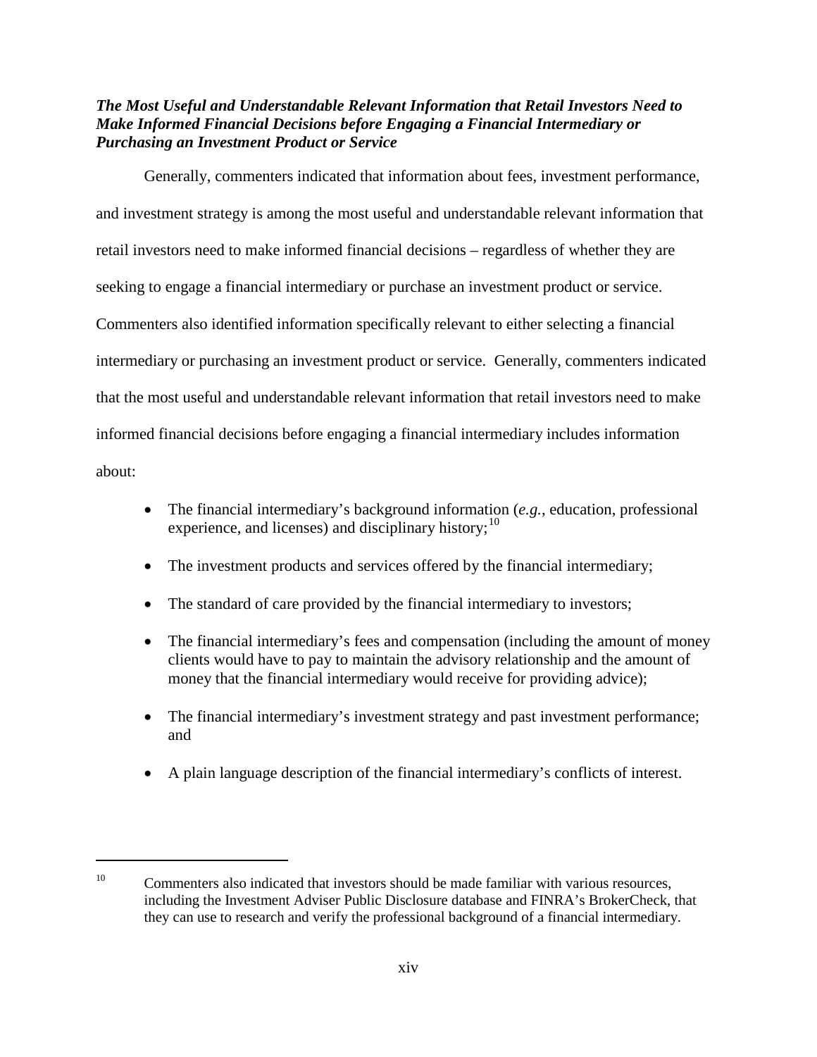***The Most Useful and Understandable Relevant Information that Retail Investors Need to Make Informed Financial Decisions before Engaging a Financial Intermediary or Purchasing an Investment Product or Service***

Generally, commenters indicated that information about fees, investment performance, and investment strategy is among the most useful and understandable relevant information that retail investors need to make informed financial decisions – regardless of whether they are seeking to engage a financial intermediary or purchase an investment product or service. Commenters also identified information specifically relevant to either selecting a financial intermediary or purchasing an investment product or service. Generally, commenters indicated that the most useful and understandable relevant information that retail investors need to make informed financial decisions before engaging a financial intermediary includes information about:

- The financial intermediary's background information (*e.g.*, education, professional experience, and licenses) and disciplinary history;[10]
- The investment products and services offered by the financial intermediary;
- The standard of care provided by the financial intermediary to investors;
- The financial intermediary's fees and compensation (including the amount of money clients would have to pay to maintain the advisory relationship and the amount of money that the financial intermediary would receive for providing advice);
- The financial intermediary's investment strategy and past investment performance; and
- A plain language description of the financial intermediary's conflicts of interest.

---

[10] Commenters also indicated that investors should be made familiar with various resources, including the Investment Adviser Public Disclosure database and FINRA's BrokerCheck, that they can use to research and verify the professional background of a financial intermediary.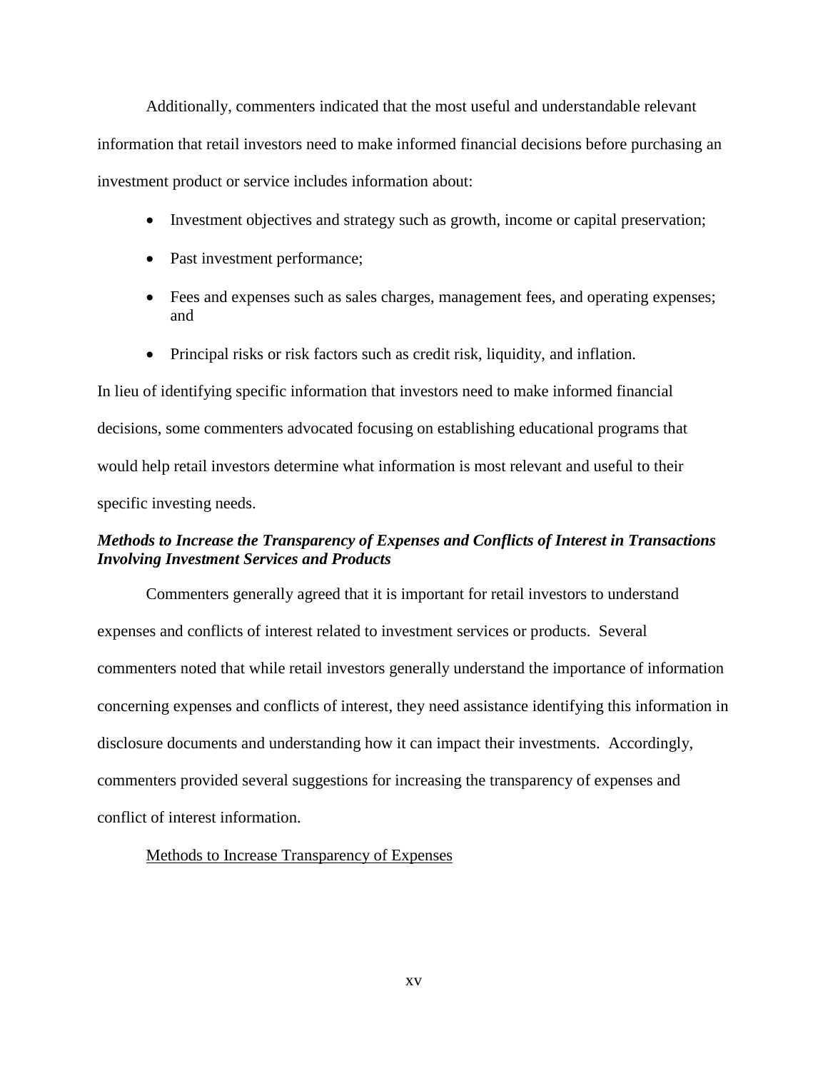Additionally, commenters indicated that the most useful and understandable relevant information that retail investors need to make informed financial decisions before purchasing an investment product or service includes information about:

- Investment objectives and strategy such as growth, income or capital preservation;
- Past investment performance;
- Fees and expenses such as sales charges, management fees, and operating expenses; and
- Principal risks or risk factors such as credit risk, liquidity, and inflation.

In lieu of identifying specific information that investors need to make informed financial decisions, some commenters advocated focusing on establishing educational programs that would help retail investors determine what information is most relevant and useful to their specific investing needs.

### *Methods to Increase the Transparency of Expenses and Conflicts of Interest in Transactions Involving Investment Services and Products*

Commenters generally agreed that it is important for retail investors to understand expenses and conflicts of interest related to investment services or products. Several commenters noted that while retail investors generally understand the importance of information concerning expenses and conflicts of interest, they need assistance identifying this information in disclosure documents and understanding how it can impact their investments. Accordingly, commenters provided several suggestions for increasing the transparency of expenses and conflict of interest information.

<u>Methods to Increase Transparency of Expenses</u>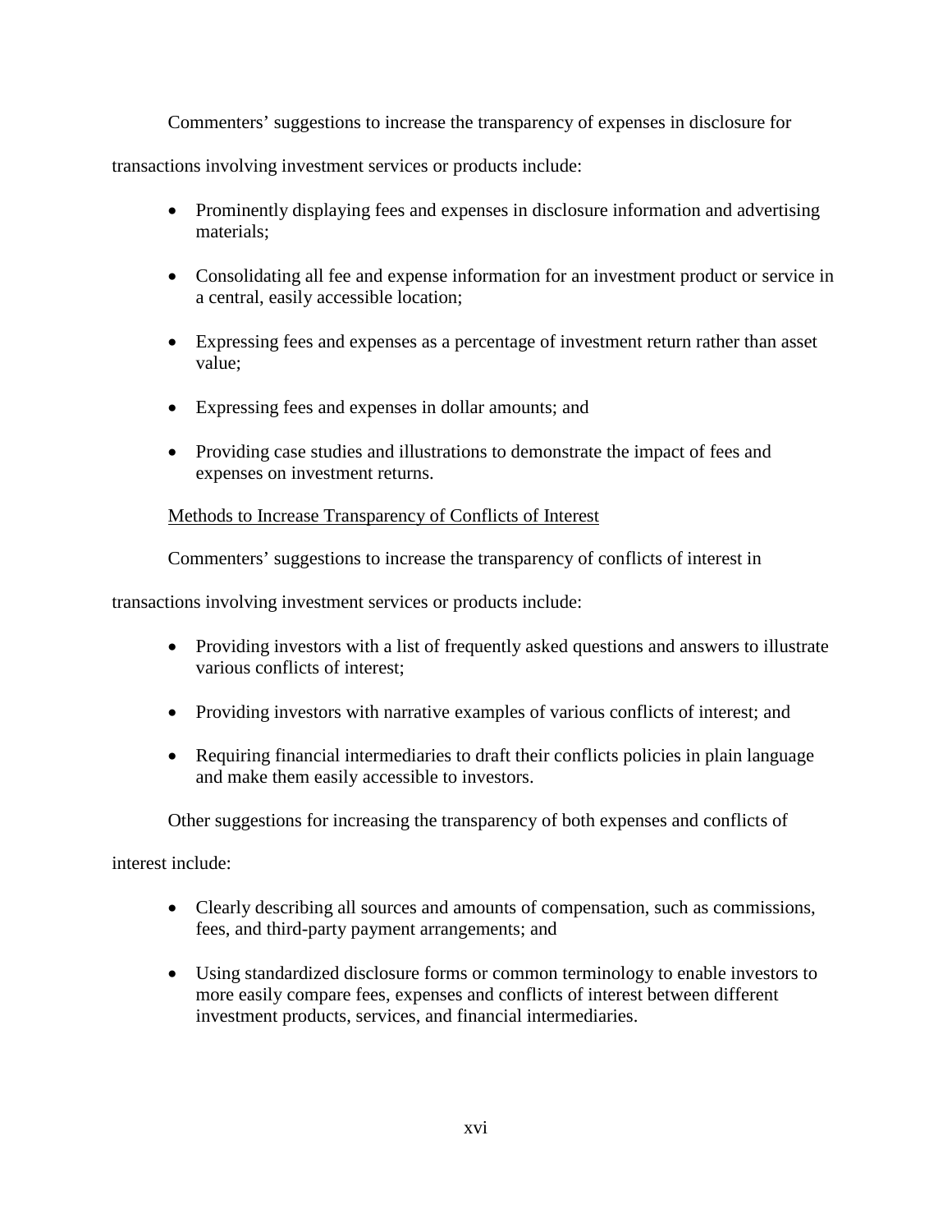Commenters' suggestions to increase the transparency of expenses in disclosure for transactions involving investment services or products include:

- Prominently displaying fees and expenses in disclosure information and advertising materials;
- Consolidating all fee and expense information for an investment product or service in a central, easily accessible location;
- Expressing fees and expenses as a percentage of investment return rather than asset value;
- Expressing fees and expenses in dollar amounts; and
- Providing case studies and illustrations to demonstrate the impact of fees and expenses on investment returns.

<u>Methods to Increase Transparency of Conflicts of Interest</u>

Commenters' suggestions to increase the transparency of conflicts of interest in transactions involving investment services or products include:

- Providing investors with a list of frequently asked questions and answers to illustrate various conflicts of interest;
- Providing investors with narrative examples of various conflicts of interest; and
- Requiring financial intermediaries to draft their conflicts policies in plain language and make them easily accessible to investors.

Other suggestions for increasing the transparency of both expenses and conflicts of interest include:

- Clearly describing all sources and amounts of compensation, such as commissions, fees, and third-party payment arrangements; and
- Using standardized disclosure forms or common terminology to enable investors to more easily compare fees, expenses and conflicts of interest between different investment products, services, and financial intermediaries.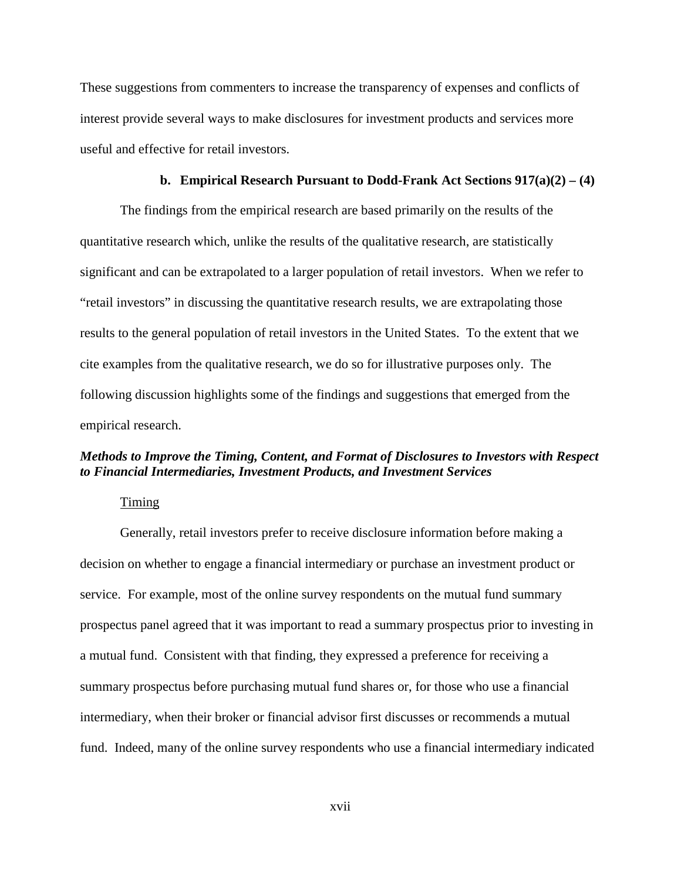These suggestions from commenters to increase the transparency of expenses and conflicts of interest provide several ways to make disclosures for investment products and services more useful and effective for retail investors.

### b. Empirical Research Pursuant to Dodd-Frank Act Sections 917(a)(2) – (4)

The findings from the empirical research are based primarily on the results of the quantitative research which, unlike the results of the qualitative research, are statistically significant and can be extrapolated to a larger population of retail investors. When we refer to "retail investors" in discussing the quantitative research results, we are extrapolating those results to the general population of retail investors in the United States. To the extent that we cite examples from the qualitative research, we do so for illustrative purposes only. The following discussion highlights some of the findings and suggestions that emerged from the empirical research.

***Methods to Improve the Timing, Content, and Format of Disclosures to Investors with Respect to Financial Intermediaries, Investment Products, and Investment Services***

<u>Timing</u>

Generally, retail investors prefer to receive disclosure information before making a decision on whether to engage a financial intermediary or purchase an investment product or service. For example, most of the online survey respondents on the mutual fund summary prospectus panel agreed that it was important to read a summary prospectus prior to investing in a mutual fund. Consistent with that finding, they expressed a preference for receiving a summary prospectus before purchasing mutual fund shares or, for those who use a financial intermediary, when their broker or financial advisor first discusses or recommends a mutual fund. Indeed, many of the online survey respondents who use a financial intermediary indicated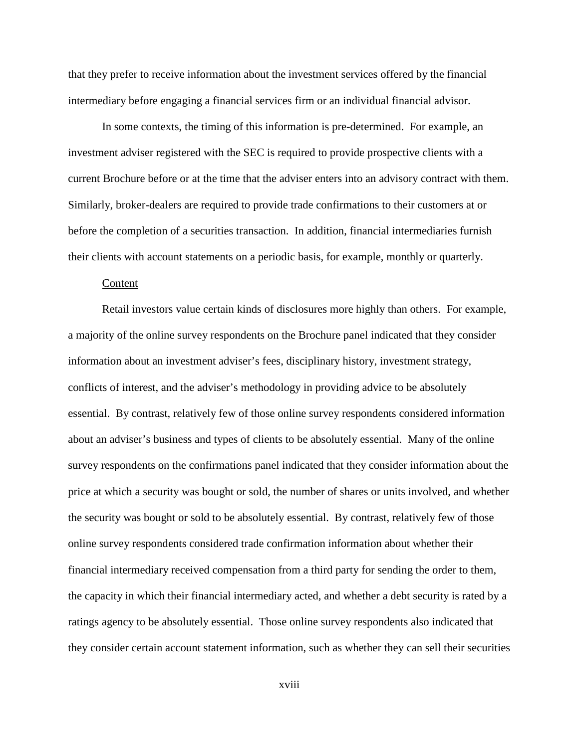that they prefer to receive information about the investment services offered by the financial intermediary before engaging a financial services firm or an individual financial advisor.

In some contexts, the timing of this information is pre-determined. For example, an investment adviser registered with the SEC is required to provide prospective clients with a current Brochure before or at the time that the adviser enters into an advisory contract with them. Similarly, broker-dealers are required to provide trade confirmations to their customers at or before the completion of a securities transaction. In addition, financial intermediaries furnish their clients with account statements on a periodic basis, for example, monthly or quarterly.

Content

Retail investors value certain kinds of disclosures more highly than others. For example, a majority of the online survey respondents on the Brochure panel indicated that they consider information about an investment adviser's fees, disciplinary history, investment strategy, conflicts of interest, and the adviser's methodology in providing advice to be absolutely essential. By contrast, relatively few of those online survey respondents considered information about an adviser's business and types of clients to be absolutely essential. Many of the online survey respondents on the confirmations panel indicated that they consider information about the price at which a security was bought or sold, the number of shares or units involved, and whether the security was bought or sold to be absolutely essential. By contrast, relatively few of those online survey respondents considered trade confirmation information about whether their financial intermediary received compensation from a third party for sending the order to them, the capacity in which their financial intermediary acted, and whether a debt security is rated by a ratings agency to be absolutely essential. Those online survey respondents also indicated that they consider certain account statement information, such as whether they can sell their securities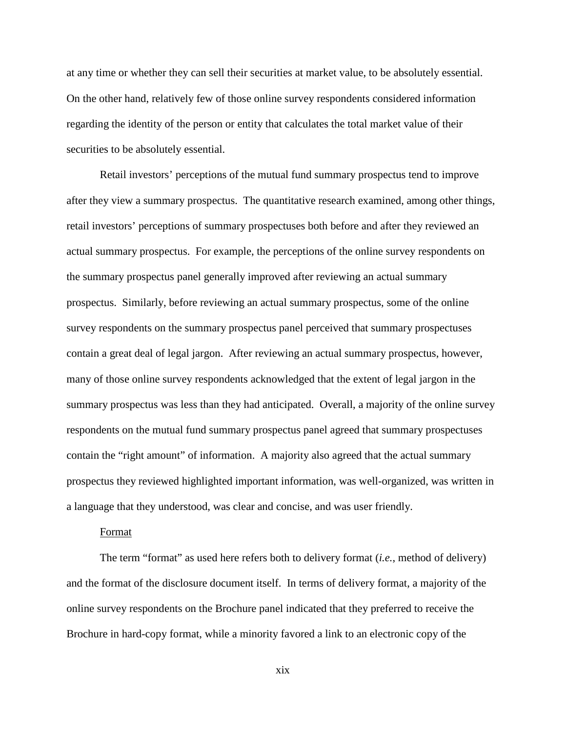at any time or whether they can sell their securities at market value, to be absolutely essential. On the other hand, relatively few of those online survey respondents considered information regarding the identity of the person or entity that calculates the total market value of their securities to be absolutely essential.

Retail investors' perceptions of the mutual fund summary prospectus tend to improve after they view a summary prospectus. The quantitative research examined, among other things, retail investors' perceptions of summary prospectuses both before and after they reviewed an actual summary prospectus. For example, the perceptions of the online survey respondents on the summary prospectus panel generally improved after reviewing an actual summary prospectus. Similarly, before reviewing an actual summary prospectus, some of the online survey respondents on the summary prospectus panel perceived that summary prospectuses contain a great deal of legal jargon. After reviewing an actual summary prospectus, however, many of those online survey respondents acknowledged that the extent of legal jargon in the summary prospectus was less than they had anticipated. Overall, a majority of the online survey respondents on the mutual fund summary prospectus panel agreed that summary prospectuses contain the "right amount" of information. A majority also agreed that the actual summary prospectus they reviewed highlighted important information, was well-organized, was written in a language that they understood, was clear and concise, and was user friendly.

Format

The term "format" as used here refers both to delivery format (*i.e.*, method of delivery) and the format of the disclosure document itself. In terms of delivery format, a majority of the online survey respondents on the Brochure panel indicated that they preferred to receive the Brochure in hard-copy format, while a minority favored a link to an electronic copy of the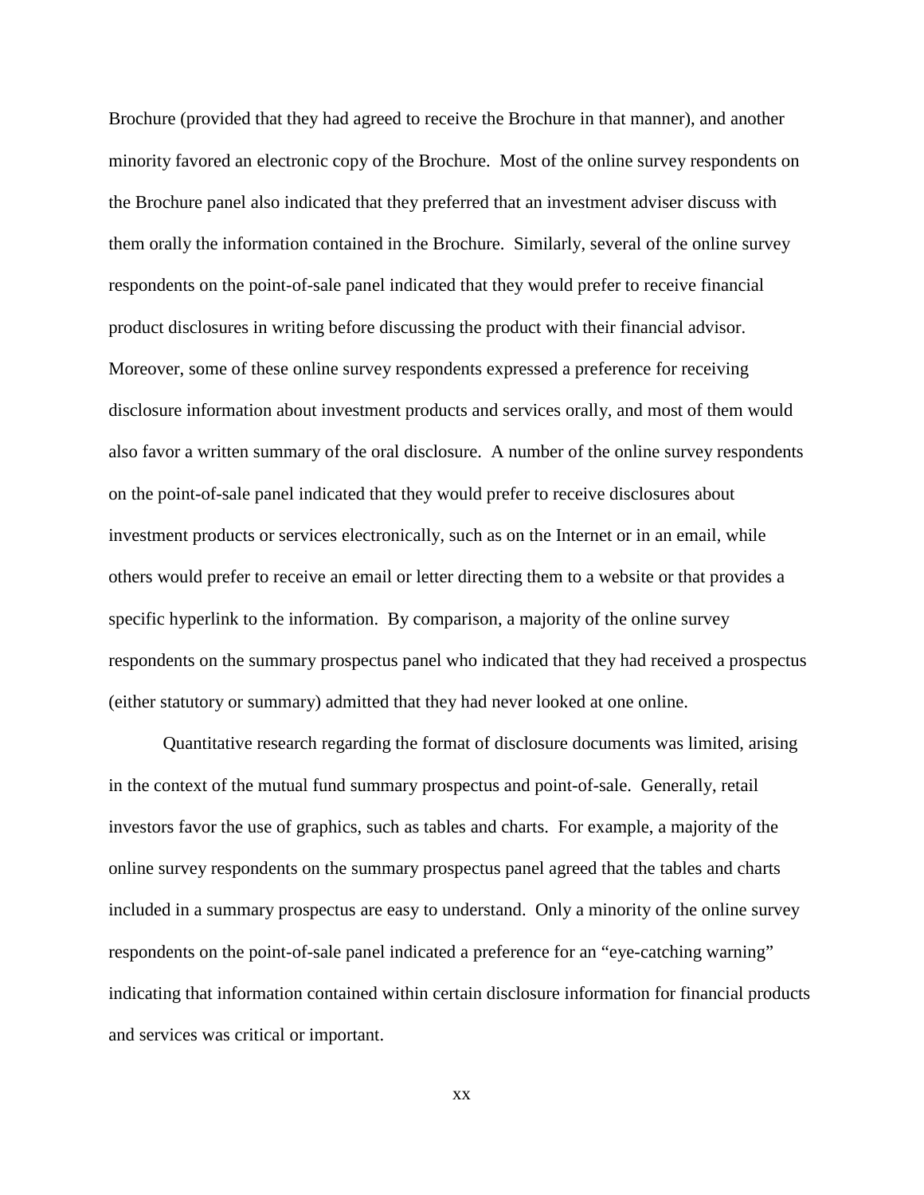Brochure (provided that they had agreed to receive the Brochure in that manner), and another minority favored an electronic copy of the Brochure. Most of the online survey respondents on the Brochure panel also indicated that they preferred that an investment adviser discuss with them orally the information contained in the Brochure. Similarly, several of the online survey respondents on the point-of-sale panel indicated that they would prefer to receive financial product disclosures in writing before discussing the product with their financial advisor. Moreover, some of these online survey respondents expressed a preference for receiving disclosure information about investment products and services orally, and most of them would also favor a written summary of the oral disclosure. A number of the online survey respondents on the point-of-sale panel indicated that they would prefer to receive disclosures about investment products or services electronically, such as on the Internet or in an email, while others would prefer to receive an email or letter directing them to a website or that provides a specific hyperlink to the information. By comparison, a majority of the online survey respondents on the summary prospectus panel who indicated that they had received a prospectus (either statutory or summary) admitted that they had never looked at one online.

Quantitative research regarding the format of disclosure documents was limited, arising in the context of the mutual fund summary prospectus and point-of-sale. Generally, retail investors favor the use of graphics, such as tables and charts. For example, a majority of the online survey respondents on the summary prospectus panel agreed that the tables and charts included in a summary prospectus are easy to understand. Only a minority of the online survey respondents on the point-of-sale panel indicated a preference for an "eye-catching warning" indicating that information contained within certain disclosure information for financial products and services was critical or important.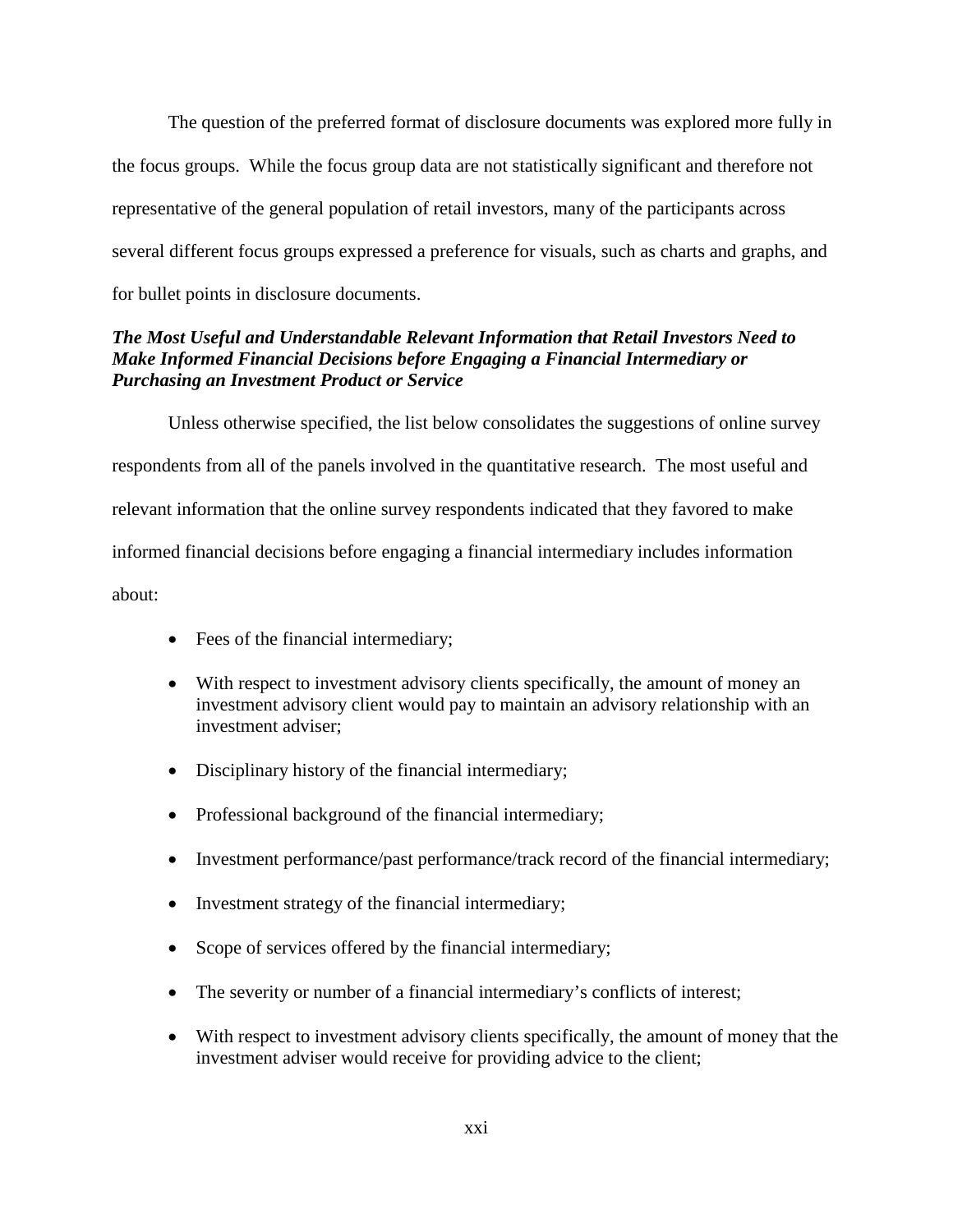The question of the preferred format of disclosure documents was explored more fully in the focus groups. While the focus group data are not statistically significant and therefore not representative of the general population of retail investors, many of the participants across several different focus groups expressed a preference for visuals, such as charts and graphs, and for bullet points in disclosure documents.

***The Most Useful and Understandable Relevant Information that Retail Investors Need to Make Informed Financial Decisions before Engaging a Financial Intermediary or Purchasing an Investment Product or Service***

Unless otherwise specified, the list below consolidates the suggestions of online survey respondents from all of the panels involved in the quantitative research. The most useful and relevant information that the online survey respondents indicated that they favored to make informed financial decisions before engaging a financial intermediary includes information about:

- Fees of the financial intermediary;
- With respect to investment advisory clients specifically, the amount of money an investment advisory client would pay to maintain an advisory relationship with an investment adviser;
- Disciplinary history of the financial intermediary;
- Professional background of the financial intermediary;
- Investment performance/past performance/track record of the financial intermediary;
- Investment strategy of the financial intermediary;
- Scope of services offered by the financial intermediary;
- The severity or number of a financial intermediary's conflicts of interest;
- With respect to investment advisory clients specifically, the amount of money that the investment adviser would receive for providing advice to the client;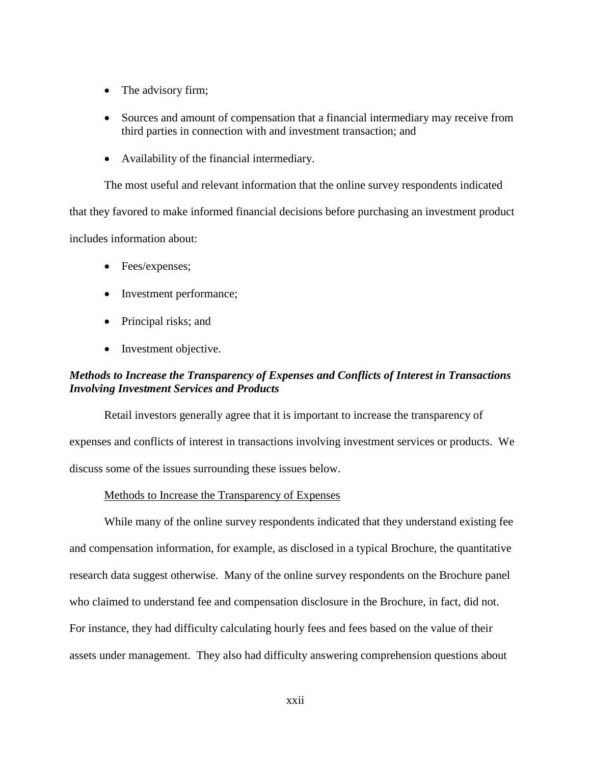- The advisory firm;
- Sources and amount of compensation that a financial intermediary may receive from third parties in connection with and investment transaction; and
- Availability of the financial intermediary.

The most useful and relevant information that the online survey respondents indicated that they favored to make informed financial decisions before purchasing an investment product includes information about:

- Fees/expenses;
- Investment performance;
- Principal risks; and
- Investment objective.

***Methods to Increase the Transparency of Expenses and Conflicts of Interest in Transactions Involving Investment Services and Products***

Retail investors generally agree that it is important to increase the transparency of expenses and conflicts of interest in transactions involving investment services or products. We discuss some of the issues surrounding these issues below.

<u>Methods to Increase the Transparency of Expenses</u>

While many of the online survey respondents indicated that they understand existing fee and compensation information, for example, as disclosed in a typical Brochure, the quantitative research data suggest otherwise. Many of the online survey respondents on the Brochure panel who claimed to understand fee and compensation disclosure in the Brochure, in fact, did not. For instance, they had difficulty calculating hourly fees and fees based on the value of their assets under management. They also had difficulty answering comprehension questions about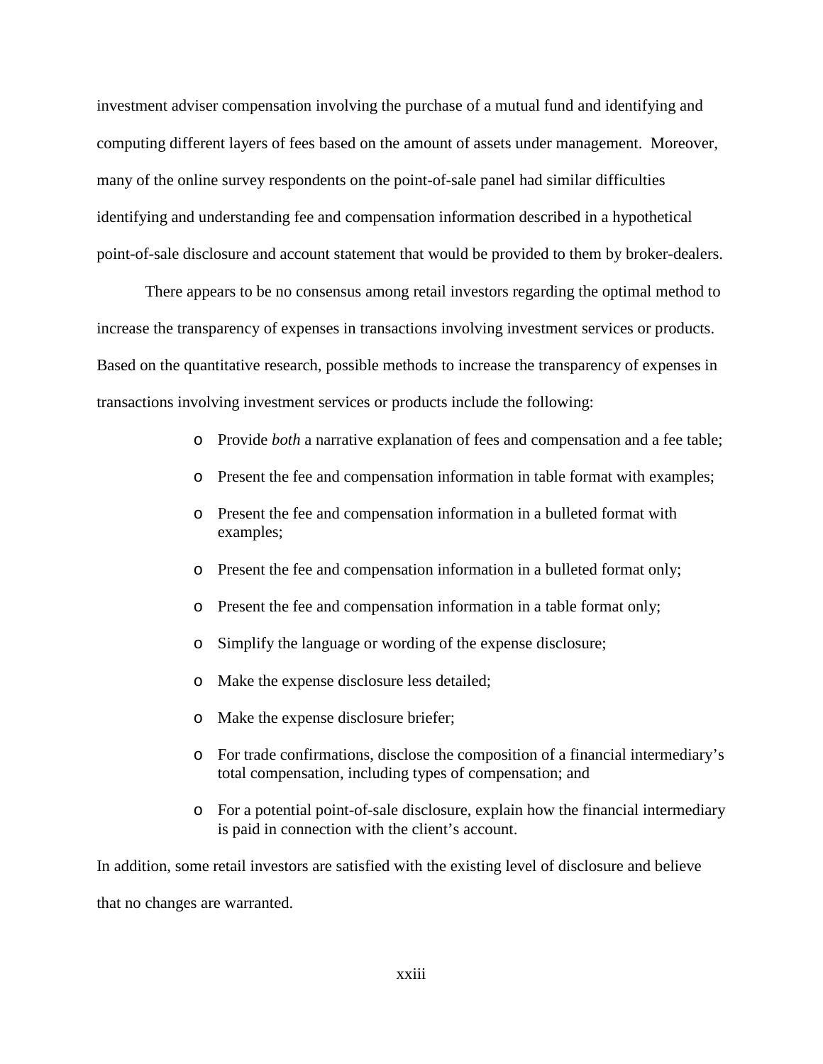investment adviser compensation involving the purchase of a mutual fund and identifying and computing different layers of fees based on the amount of assets under management. Moreover, many of the online survey respondents on the point-of-sale panel had similar difficulties identifying and understanding fee and compensation information described in a hypothetical point-of-sale disclosure and account statement that would be provided to them by broker-dealers.

There appears to be no consensus among retail investors regarding the optimal method to increase the transparency of expenses in transactions involving investment services or products. Based on the quantitative research, possible methods to increase the transparency of expenses in transactions involving investment services or products include the following:

- Provide *both* a narrative explanation of fees and compensation and a fee table;
- Present the fee and compensation information in table format with examples;
- Present the fee and compensation information in a bulleted format with examples;
- Present the fee and compensation information in a bulleted format only;
- Present the fee and compensation information in a table format only;
- Simplify the language or wording of the expense disclosure;
- Make the expense disclosure less detailed;
- Make the expense disclosure briefer;
- For trade confirmations, disclose the composition of a financial intermediary's total compensation, including types of compensation; and
- For a potential point-of-sale disclosure, explain how the financial intermediary is paid in connection with the client's account.

In addition, some retail investors are satisfied with the existing level of disclosure and believe that no changes are warranted.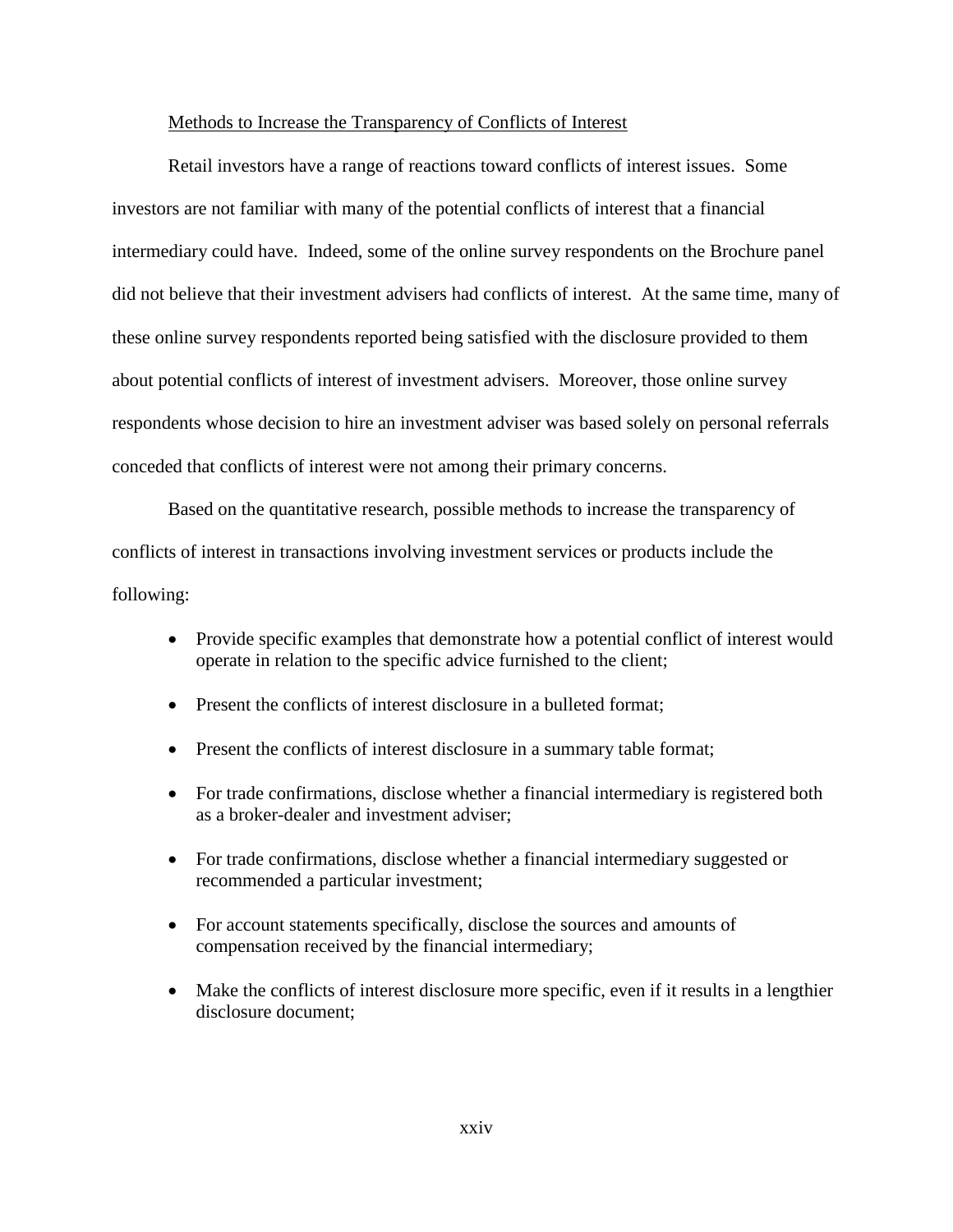Methods to Increase the Transparency of Conflicts of Interest

Retail investors have a range of reactions toward conflicts of interest issues. Some investors are not familiar with many of the potential conflicts of interest that a financial intermediary could have. Indeed, some of the online survey respondents on the Brochure panel did not believe that their investment advisers had conflicts of interest. At the same time, many of these online survey respondents reported being satisfied with the disclosure provided to them about potential conflicts of interest of investment advisers. Moreover, those online survey respondents whose decision to hire an investment adviser was based solely on personal referrals conceded that conflicts of interest were not among their primary concerns.

Based on the quantitative research, possible methods to increase the transparency of conflicts of interest in transactions involving investment services or products include the following:

- Provide specific examples that demonstrate how a potential conflict of interest would operate in relation to the specific advice furnished to the client;
- Present the conflicts of interest disclosure in a bulleted format;
- Present the conflicts of interest disclosure in a summary table format;
- For trade confirmations, disclose whether a financial intermediary is registered both as a broker-dealer and investment adviser;
- For trade confirmations, disclose whether a financial intermediary suggested or recommended a particular investment;
- For account statements specifically, disclose the sources and amounts of compensation received by the financial intermediary;
- Make the conflicts of interest disclosure more specific, even if it results in a lengthier disclosure document;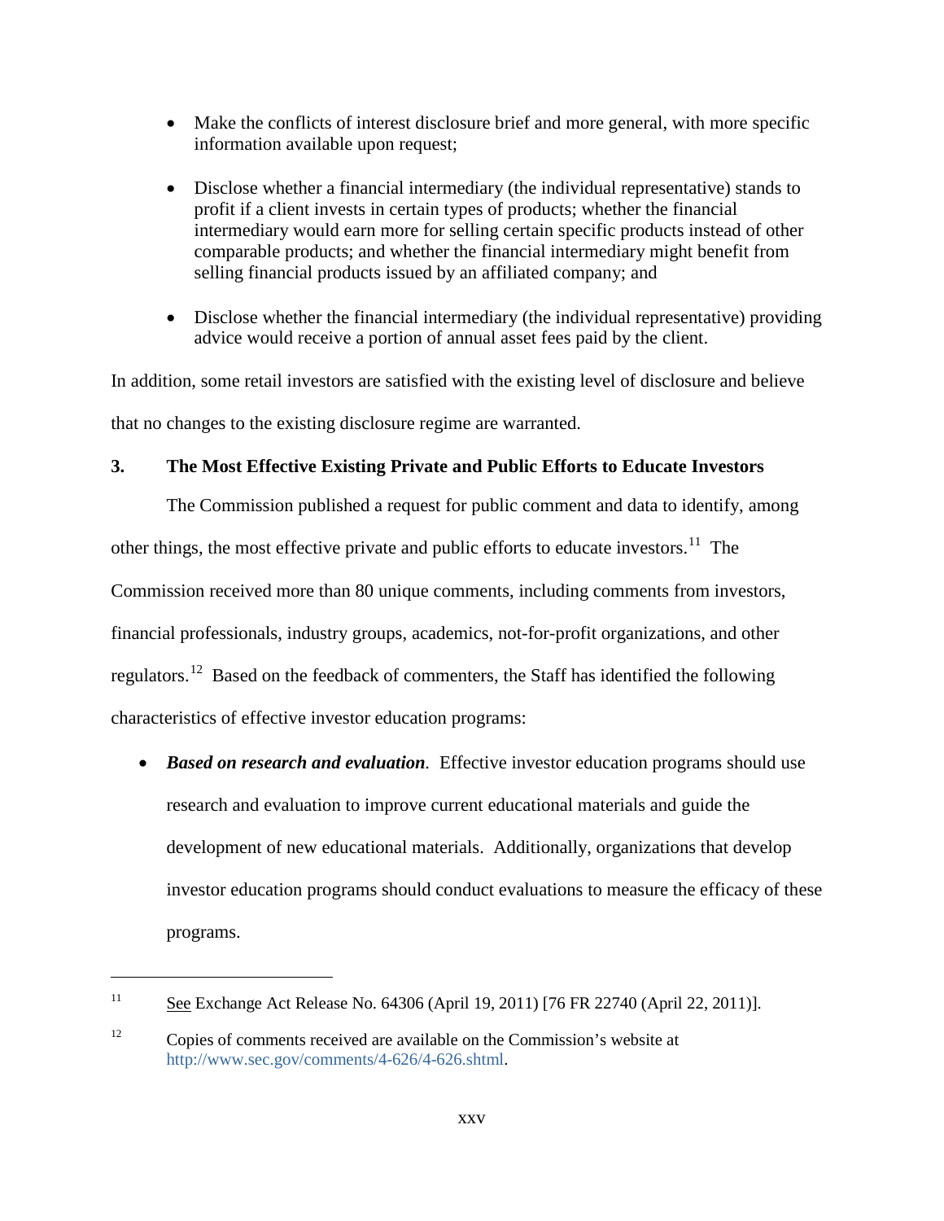- Make the conflicts of interest disclosure brief and more general, with more specific information available upon request;

- Disclose whether a financial intermediary (the individual representative) stands to profit if a client invests in certain types of products; whether the financial intermediary would earn more for selling certain specific products instead of other comparable products; and whether the financial intermediary might benefit from selling financial products issued by an affiliated company; and

- Disclose whether the financial intermediary (the individual representative) providing advice would receive a portion of annual asset fees paid by the client.

In addition, some retail investors are satisfied with the existing level of disclosure and believe that no changes to the existing disclosure regime are warranted.

### 3. The Most Effective Existing Private and Public Efforts to Educate Investors

The Commission published a request for public comment and data to identify, among other things, the most effective private and public efforts to educate investors.[11] The Commission received more than 80 unique comments, including comments from investors, financial professionals, industry groups, academics, not-for-profit organizations, and other regulators.[12] Based on the feedback of commenters, the Staff has identified the following characteristics of effective investor education programs:

- ***Based on research and evaluation.*** Effective investor education programs should use research and evaluation to improve current educational materials and guide the development of new educational materials. Additionally, organizations that develop investor education programs should conduct evaluations to measure the efficacy of these programs.

---

[11] See Exchange Act Release No. 64306 (April 19, 2011) [76 FR 22740 (April 22, 2011)].

[12] Copies of comments received are available on the Commission's website at http://www.sec.gov/comments/4-626/4-626.shtml.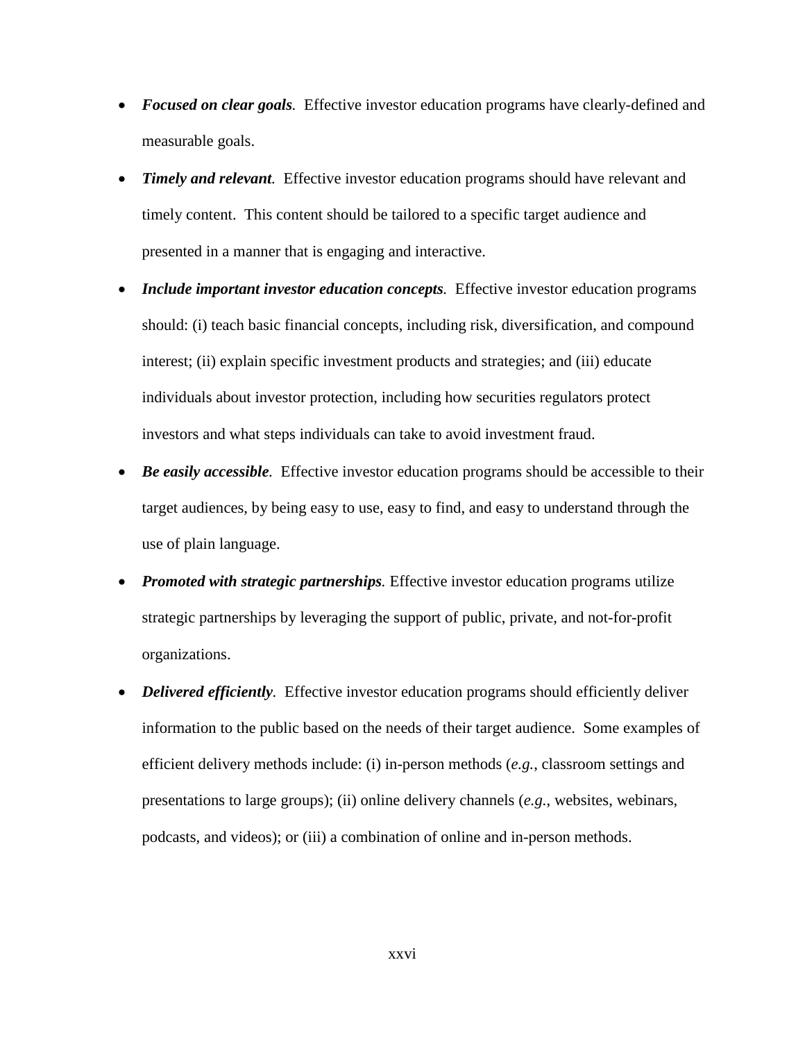- ***Focused on clear goals***. Effective investor education programs have clearly-defined and measurable goals.
- ***Timely and relevant***. Effective investor education programs should have relevant and timely content. This content should be tailored to a specific target audience and presented in a manner that is engaging and interactive.
- ***Include important investor education concepts***. Effective investor education programs should: (i) teach basic financial concepts, including risk, diversification, and compound interest; (ii) explain specific investment products and strategies; and (iii) educate individuals about investor protection, including how securities regulators protect investors and what steps individuals can take to avoid investment fraud.
- ***Be easily accessible***. Effective investor education programs should be accessible to their target audiences, by being easy to use, easy to find, and easy to understand through the use of plain language.
- ***Promoted with strategic partnerships***. Effective investor education programs utilize strategic partnerships by leveraging the support of public, private, and not-for-profit organizations.
- ***Delivered efficiently***. Effective investor education programs should efficiently deliver information to the public based on the needs of their target audience. Some examples of efficient delivery methods include: (i) in-person methods (*e.g.*, classroom settings and presentations to large groups); (ii) online delivery channels (*e.g.*, websites, webinars, podcasts, and videos); or (iii) a combination of online and in-person methods.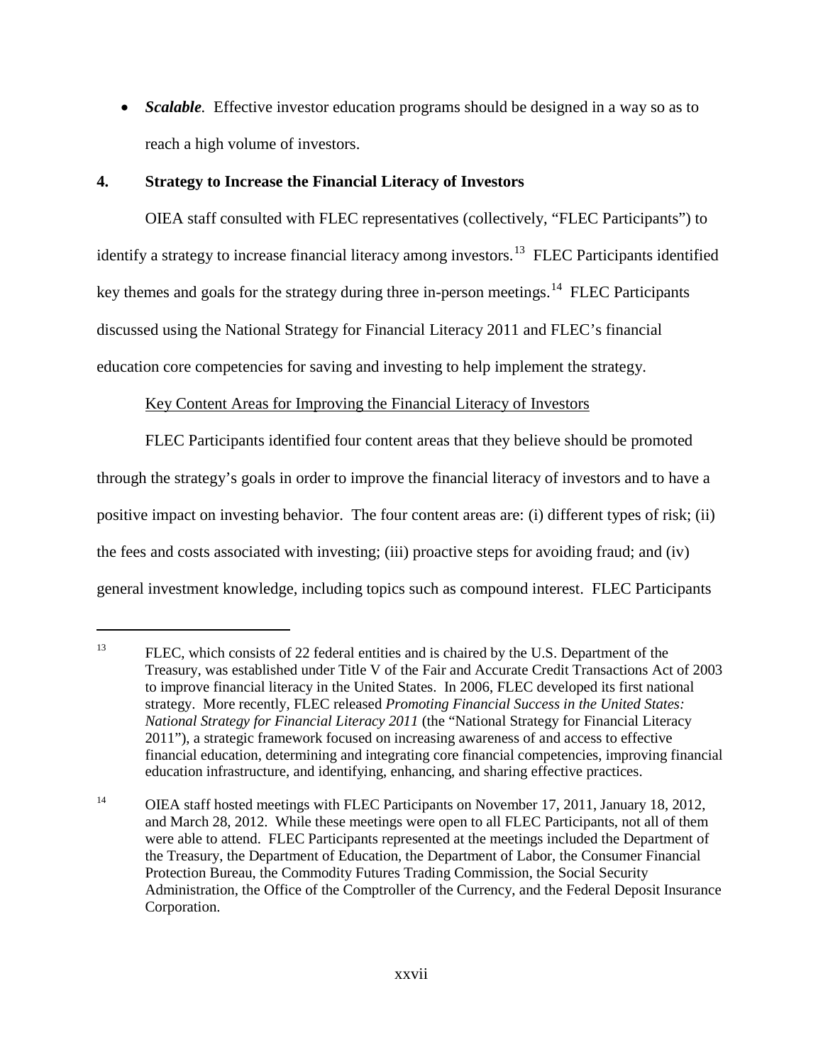- ***Scalable.*** Effective investor education programs should be designed in a way so as to reach a high volume of investors.

## 4. Strategy to Increase the Financial Literacy of Investors

OIEA staff consulted with FLEC representatives (collectively, "FLEC Participants") to identify a strategy to increase financial literacy among investors.[13] FLEC Participants identified key themes and goals for the strategy during three in-person meetings.[14] FLEC Participants discussed using the National Strategy for Financial Literacy 2011 and FLEC's financial education core competencies for saving and investing to help implement the strategy.

<u>Key Content Areas for Improving the Financial Literacy of Investors</u>

FLEC Participants identified four content areas that they believe should be promoted through the strategy's goals in order to improve the financial literacy of investors and to have a positive impact on investing behavior. The four content areas are: (i) different types of risk; (ii) the fees and costs associated with investing; (iii) proactive steps for avoiding fraud; and (iv) general investment knowledge, including topics such as compound interest. FLEC Participants

---

[13] FLEC, which consists of 22 federal entities and is chaired by the U.S. Department of the Treasury, was established under Title V of the Fair and Accurate Credit Transactions Act of 2003 to improve financial literacy in the United States. In 2006, FLEC developed its first national strategy. More recently, FLEC released *Promoting Financial Success in the United States: National Strategy for Financial Literacy 2011* (the "National Strategy for Financial Literacy 2011"), a strategic framework focused on increasing awareness of and access to effective financial education, determining and integrating core financial competencies, improving financial education infrastructure, and identifying, enhancing, and sharing effective practices.

[14] OIEA staff hosted meetings with FLEC Participants on November 17, 2011, January 18, 2012, and March 28, 2012. While these meetings were open to all FLEC Participants, not all of them were able to attend. FLEC Participants represented at the meetings included the Department of the Treasury, the Department of Education, the Department of Labor, the Consumer Financial Protection Bureau, the Commodity Futures Trading Commission, the Social Security Administration, the Office of the Comptroller of the Currency, and the Federal Deposit Insurance Corporation.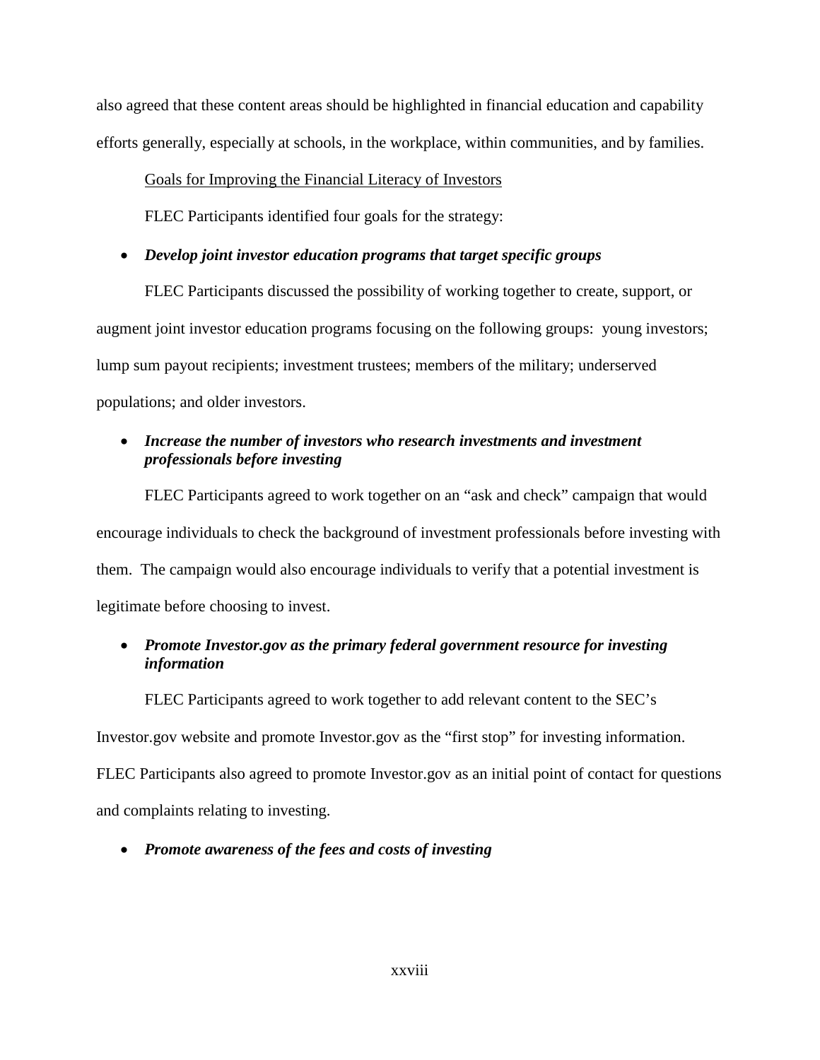also agreed that these content areas should be highlighted in financial education and capability efforts generally, especially at schools, in the workplace, within communities, and by families.

Goals for Improving the Financial Literacy of Investors

FLEC Participants identified four goals for the strategy:

- ***Develop joint investor education programs that target specific groups***

FLEC Participants discussed the possibility of working together to create, support, or augment joint investor education programs focusing on the following groups: young investors; lump sum payout recipients; investment trustees; members of the military; underserved populations; and older investors.

- ***Increase the number of investors who research investments and investment professionals before investing***

FLEC Participants agreed to work together on an "ask and check" campaign that would encourage individuals to check the background of investment professionals before investing with them. The campaign would also encourage individuals to verify that a potential investment is legitimate before choosing to invest.

- ***Promote Investor.gov as the primary federal government resource for investing information***

FLEC Participants agreed to work together to add relevant content to the SEC's Investor.gov website and promote Investor.gov as the "first stop" for investing information. FLEC Participants also agreed to promote Investor.gov as an initial point of contact for questions and complaints relating to investing.

- ***Promote awareness of the fees and costs of investing***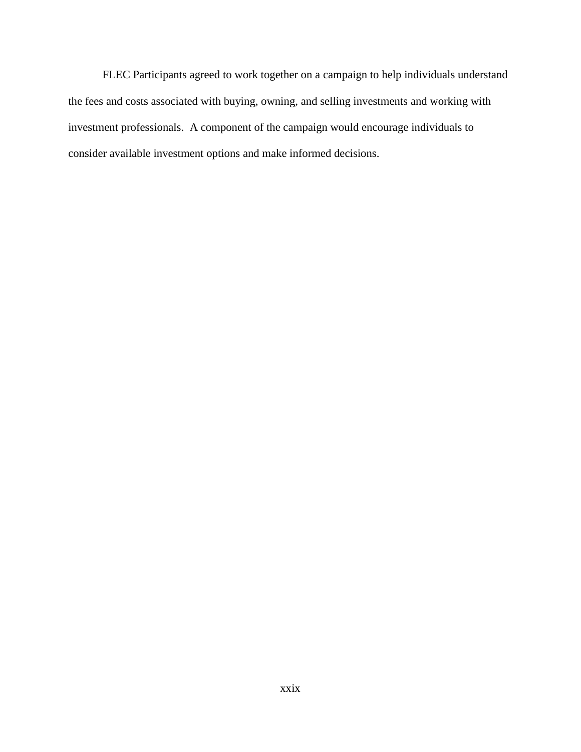FLEC Participants agreed to work together on a campaign to help individuals understand the fees and costs associated with buying, owning, and selling investments and working with investment professionals.  A component of the campaign would encourage individuals to consider available investment options and make informed decisions.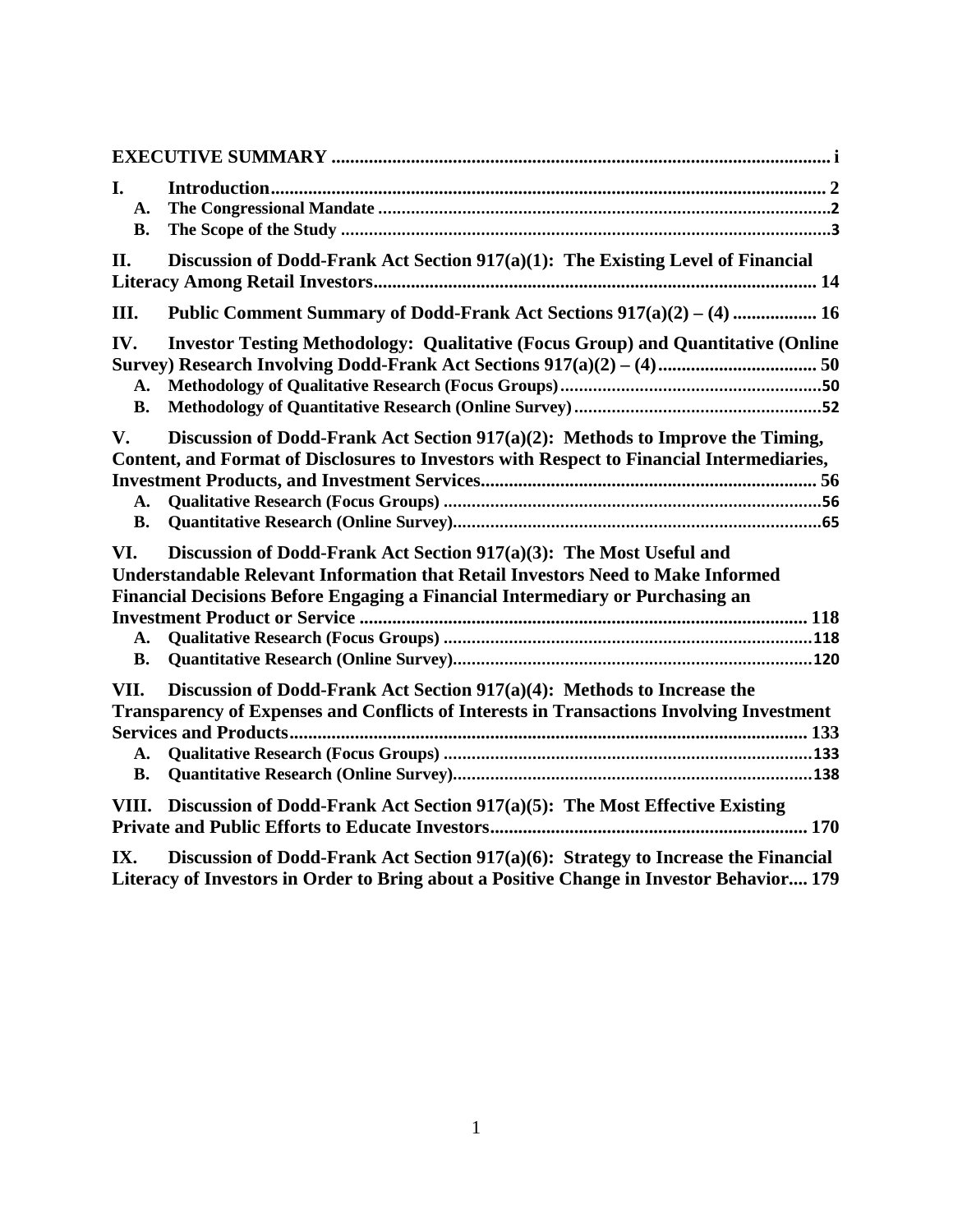**EXECUTIVE SUMMARY** .......................................................................................................... i

**I. Introduction** ......................................................................................................................... 2

- **A. The Congressional Mandate** ............................................................................................... 2
- **B. The Scope of the Study** ........................................................................................................ 3

**II. Discussion of Dodd-Frank Act Section 917(a)(1): The Existing Level of Financial Literacy Among Retail Investors** ............................................................................................. 14

**III. Public Comment Summary of Dodd-Frank Act Sections 917(a)(2) – (4)** .................. 16

**IV. Investor Testing Methodology: Qualitative (Focus Group) and Quantitative (Online Survey) Research Involving Dodd-Frank Act Sections 917(a)(2) – (4)** .................................. 50

- **A. Methodology of Qualitative Research (Focus Groups)** ........................................................ 50
- **B. Methodology of Quantitative Research (Online Survey)** ..................................................... 52

**V. Discussion of Dodd-Frank Act Section 917(a)(2): Methods to Improve the Timing, Content, and Format of Disclosures to Investors with Respect to Financial Intermediaries, Investment Products, and Investment Services** ....................................................................... 56

- **A. Qualitative Research (Focus Groups)** ................................................................................. 56
- **B. Quantitative Research (Online Survey)** ............................................................................... 65

**VI. Discussion of Dodd-Frank Act Section 917(a)(3): The Most Useful and Understandable Relevant Information that Retail Investors Need to Make Informed Financial Decisions Before Engaging a Financial Intermediary or Purchasing an Investment Product or Service** ............................................................................................... 118

- **A. Qualitative Research (Focus Groups)** ............................................................................... 118
- **B. Quantitative Research (Online Survey)** ............................................................................. 120

**VII. Discussion of Dodd-Frank Act Section 917(a)(4): Methods to Increase the Transparency of Expenses and Conflicts of Interests in Transactions Involving Investment Services and Products** .............................................................................................................. 133

- **A. Qualitative Research (Focus Groups)** ............................................................................... 133
- **B. Quantitative Research (Online Survey)** ............................................................................. 138

**VIII. Discussion of Dodd-Frank Act Section 917(a)(5): The Most Effective Existing Private and Public Efforts to Educate Investors** .................................................................... 170

**IX. Discussion of Dodd-Frank Act Section 917(a)(6): Strategy to Increase the Financial Literacy of Investors in Order to Bring about a Positive Change in Investor Behavior** .... 179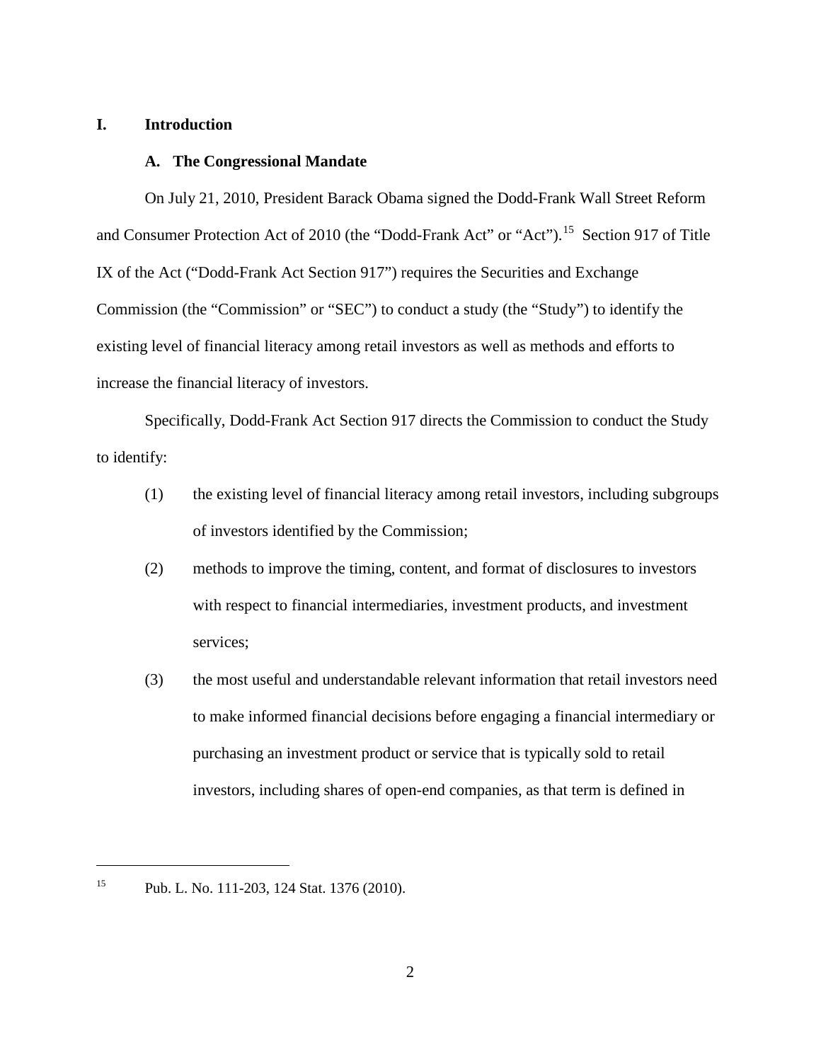# I. Introduction

## A. The Congressional Mandate

On July 21, 2010, President Barack Obama signed the Dodd-Frank Wall Street Reform and Consumer Protection Act of 2010 (the "Dodd-Frank Act" or "Act").[15] Section 917 of Title IX of the Act ("Dodd-Frank Act Section 917") requires the Securities and Exchange Commission (the "Commission" or "SEC") to conduct a study (the "Study") to identify the existing level of financial literacy among retail investors as well as methods and efforts to increase the financial literacy of investors.

Specifically, Dodd-Frank Act Section 917 directs the Commission to conduct the Study to identify:

(1) the existing level of financial literacy among retail investors, including subgroups of investors identified by the Commission;

(2) methods to improve the timing, content, and format of disclosures to investors with respect to financial intermediaries, investment products, and investment services;

(3) the most useful and understandable relevant information that retail investors need to make informed financial decisions before engaging a financial intermediary or purchasing an investment product or service that is typically sold to retail investors, including shares of open-end companies, as that term is defined in

---

[15] Pub. L. No. 111-203, 124 Stat. 1376 (2010).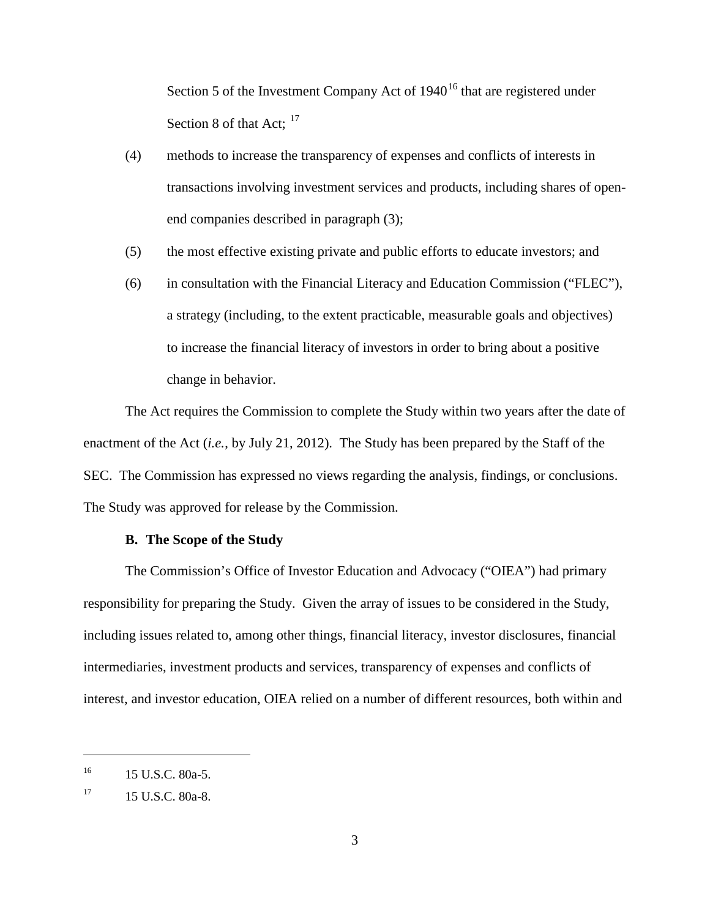Section 5 of the Investment Company Act of 1940[16] that are registered under Section 8 of that Act; [17]

(4) methods to increase the transparency of expenses and conflicts of interests in transactions involving investment services and products, including shares of open-end companies described in paragraph (3);

(5) the most effective existing private and public efforts to educate investors; and

(6) in consultation with the Financial Literacy and Education Commission ("FLEC"), a strategy (including, to the extent practicable, measurable goals and objectives) to increase the financial literacy of investors in order to bring about a positive change in behavior.

The Act requires the Commission to complete the Study within two years after the date of enactment of the Act (*i.e.*, by July 21, 2012). The Study has been prepared by the Staff of the SEC. The Commission has expressed no views regarding the analysis, findings, or conclusions. The Study was approved for release by the Commission.

### B. The Scope of the Study

The Commission's Office of Investor Education and Advocacy ("OIEA") had primary responsibility for preparing the Study. Given the array of issues to be considered in the Study, including issues related to, among other things, financial literacy, investor disclosures, financial intermediaries, investment products and services, transparency of expenses and conflicts of interest, and investor education, OIEA relied on a number of different resources, both within and

---

[16] 15 U.S.C. 80a-5.

[17] 15 U.S.C. 80a-8.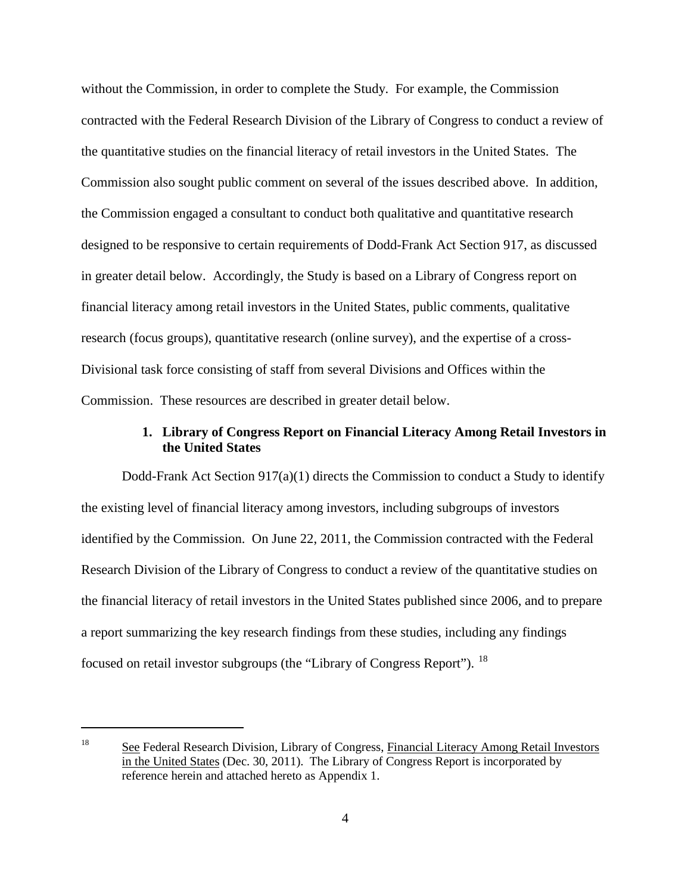without the Commission, in order to complete the Study. For example, the Commission contracted with the Federal Research Division of the Library of Congress to conduct a review of the quantitative studies on the financial literacy of retail investors in the United States. The Commission also sought public comment on several of the issues described above. In addition, the Commission engaged a consultant to conduct both qualitative and quantitative research designed to be responsive to certain requirements of Dodd-Frank Act Section 917, as discussed in greater detail below. Accordingly, the Study is based on a Library of Congress report on financial literacy among retail investors in the United States, public comments, qualitative research (focus groups), quantitative research (online survey), and the expertise of a cross-Divisional task force consisting of staff from several Divisions and Offices within the Commission. These resources are described in greater detail below.

### 1. Library of Congress Report on Financial Literacy Among Retail Investors in the United States

Dodd-Frank Act Section 917(a)(1) directs the Commission to conduct a Study to identify the existing level of financial literacy among investors, including subgroups of investors identified by the Commission. On June 22, 2011, the Commission contracted with the Federal Research Division of the Library of Congress to conduct a review of the quantitative studies on the financial literacy of retail investors in the United States published since 2006, and to prepare a report summarizing the key research findings from these studies, including any findings focused on retail investor subgroups (the "Library of Congress Report").[18]

---

[18] See Federal Research Division, Library of Congress, Financial Literacy Among Retail Investors in the United States (Dec. 30, 2011). The Library of Congress Report is incorporated by reference herein and attached hereto as Appendix 1.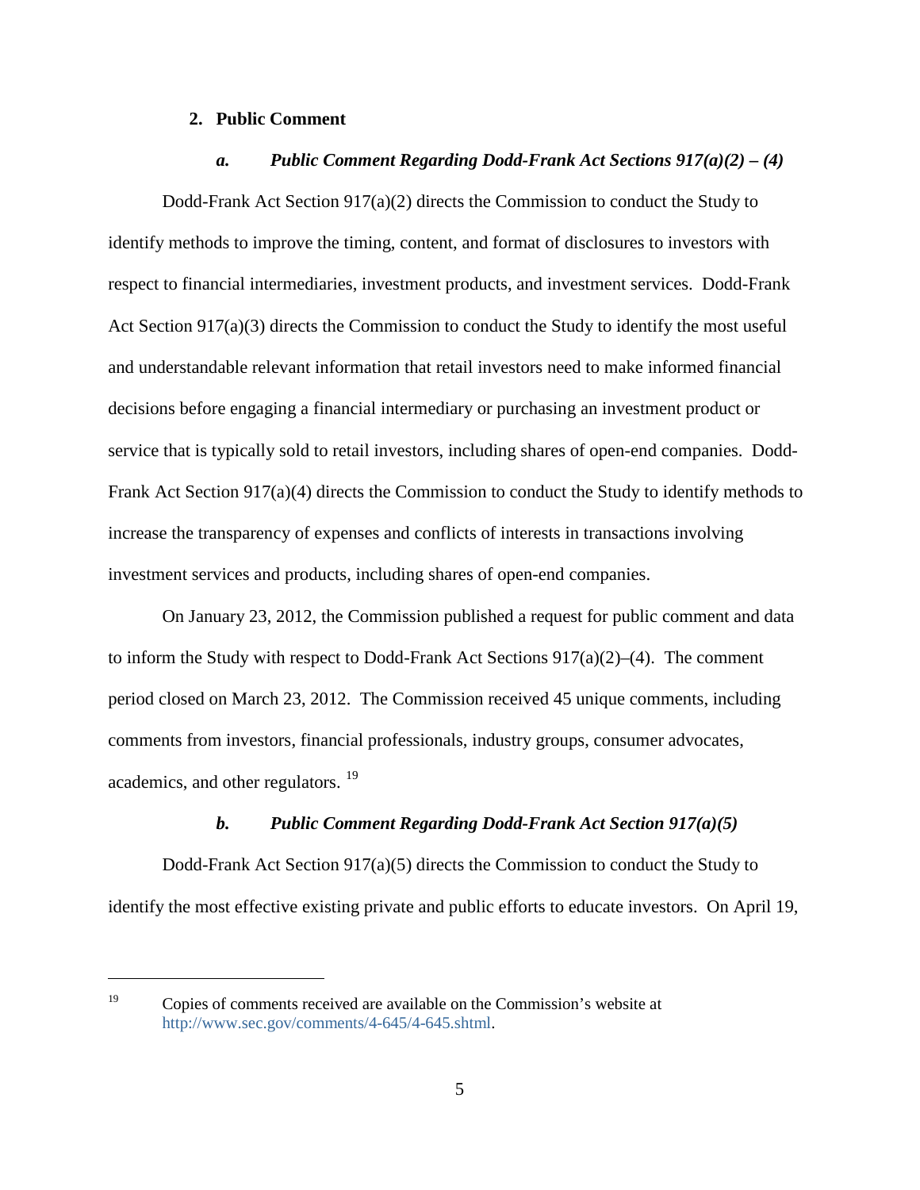## 2. Public Comment

### *a. Public Comment Regarding Dodd-Frank Act Sections 917(a)(2) – (4)*

Dodd-Frank Act Section 917(a)(2) directs the Commission to conduct the Study to identify methods to improve the timing, content, and format of disclosures to investors with respect to financial intermediaries, investment products, and investment services. Dodd-Frank Act Section 917(a)(3) directs the Commission to conduct the Study to identify the most useful and understandable relevant information that retail investors need to make informed financial decisions before engaging a financial intermediary or purchasing an investment product or service that is typically sold to retail investors, including shares of open-end companies. Dodd-Frank Act Section 917(a)(4) directs the Commission to conduct the Study to identify methods to increase the transparency of expenses and conflicts of interests in transactions involving investment services and products, including shares of open-end companies.

On January 23, 2012, the Commission published a request for public comment and data to inform the Study with respect to Dodd-Frank Act Sections 917(a)(2)–(4). The comment period closed on March 23, 2012. The Commission received 45 unique comments, including comments from investors, financial professionals, industry groups, consumer advocates, academics, and other regulators. [19]

### *b. Public Comment Regarding Dodd-Frank Act Section 917(a)(5)*

Dodd-Frank Act Section 917(a)(5) directs the Commission to conduct the Study to identify the most effective existing private and public efforts to educate investors. On April 19,

---

[19] Copies of comments received are available on the Commission's website at http://www.sec.gov/comments/4-645/4-645.shtml.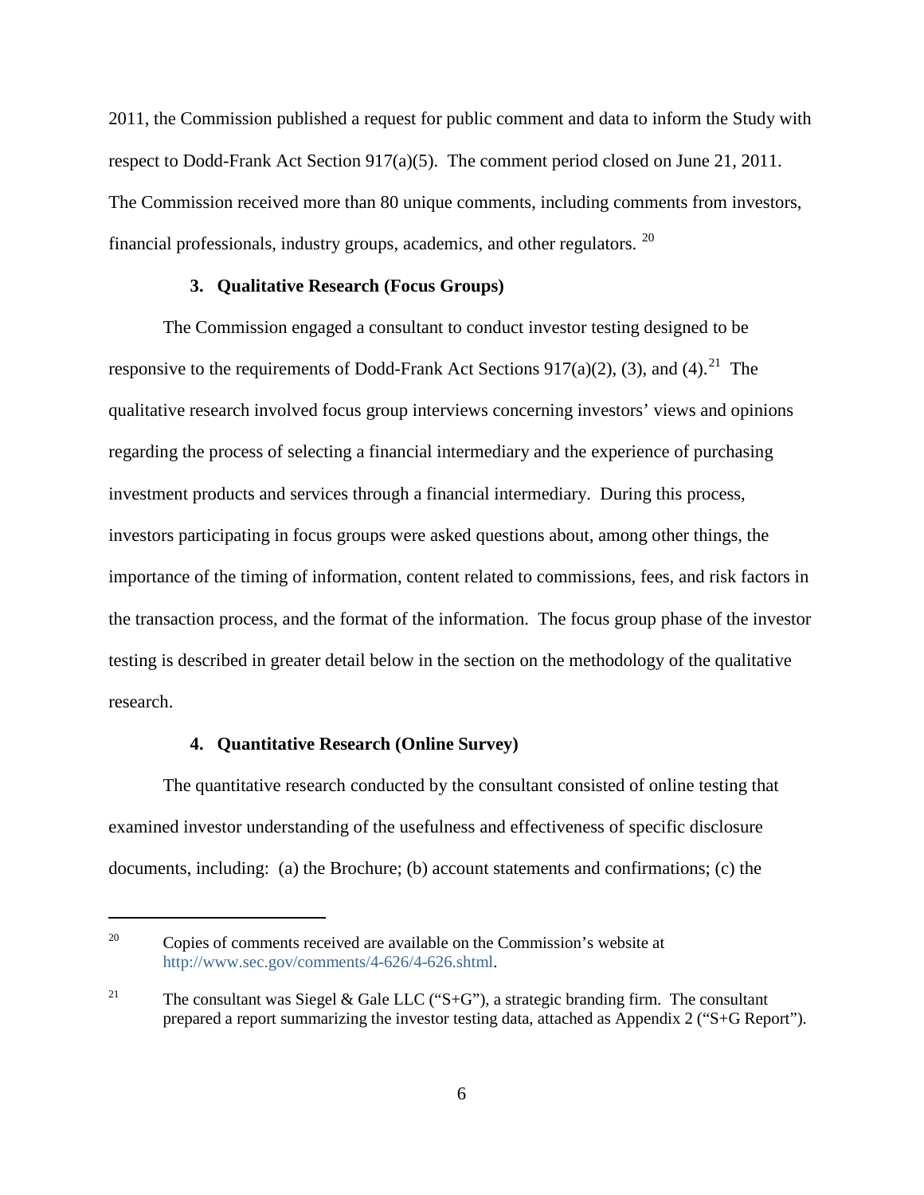2011, the Commission published a request for public comment and data to inform the Study with respect to Dodd-Frank Act Section 917(a)(5). The comment period closed on June 21, 2011. The Commission received more than 80 unique comments, including comments from investors, financial professionals, industry groups, academics, and other regulators.[20]

### 3. Qualitative Research (Focus Groups)

The Commission engaged a consultant to conduct investor testing designed to be responsive to the requirements of Dodd-Frank Act Sections 917(a)(2), (3), and (4).[21] The qualitative research involved focus group interviews concerning investors' views and opinions regarding the process of selecting a financial intermediary and the experience of purchasing investment products and services through a financial intermediary. During this process, investors participating in focus groups were asked questions about, among other things, the importance of the timing of information, content related to commissions, fees, and risk factors in the transaction process, and the format of the information. The focus group phase of the investor testing is described in greater detail below in the section on the methodology of the qualitative research.

### 4. Quantitative Research (Online Survey)

The quantitative research conducted by the consultant consisted of online testing that examined investor understanding of the usefulness and effectiveness of specific disclosure documents, including: (a) the Brochure; (b) account statements and confirmations; (c) the

---

[20] Copies of comments received are available on the Commission's website at http://www.sec.gov/comments/4-626/4-626.shtml.

[21] The consultant was Siegel & Gale LLC ("S+G"), a strategic branding firm. The consultant prepared a report summarizing the investor testing data, attached as Appendix 2 ("S+G Report").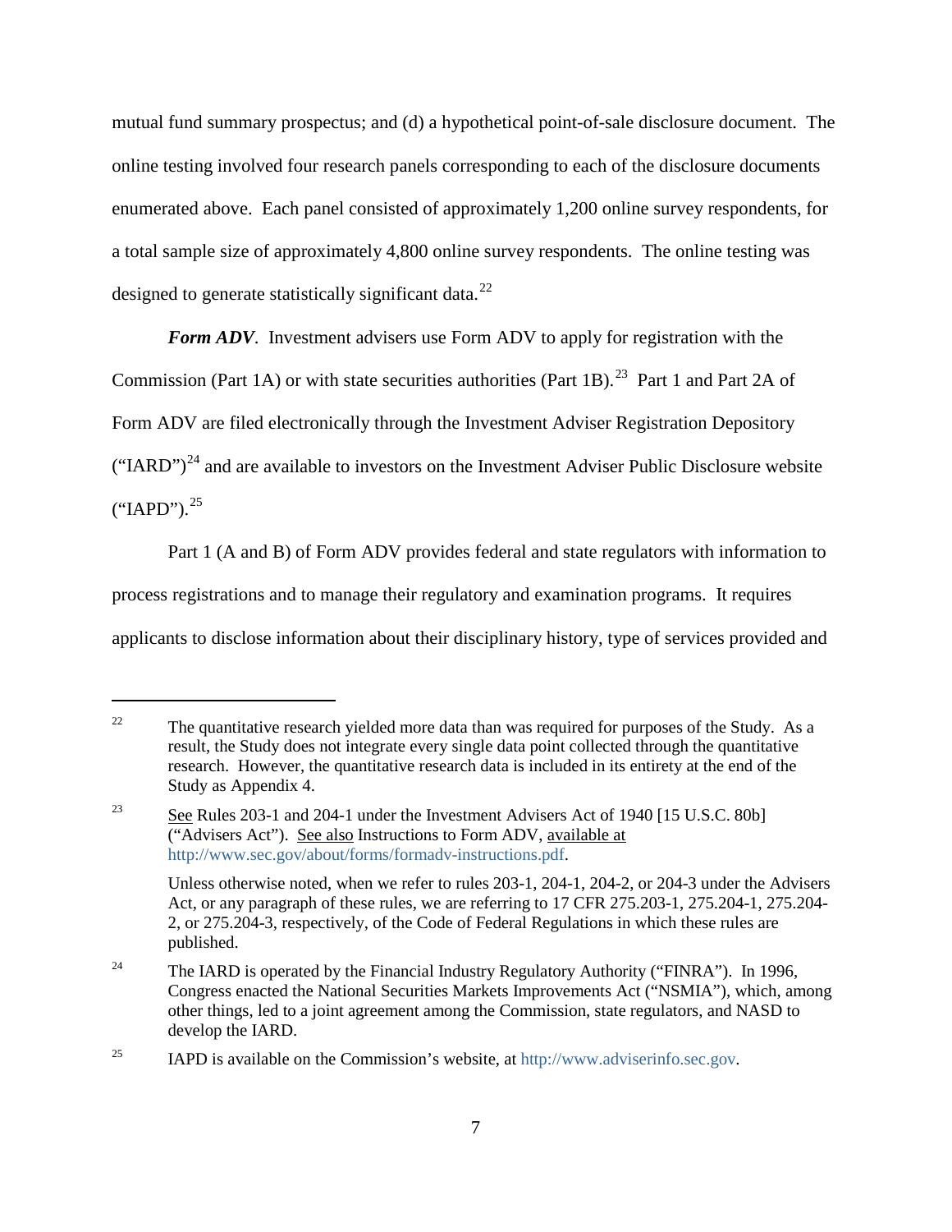mutual fund summary prospectus; and (d) a hypothetical point-of-sale disclosure document. The online testing involved four research panels corresponding to each of the disclosure documents enumerated above. Each panel consisted of approximately 1,200 online survey respondents, for a total sample size of approximately 4,800 online survey respondents. The online testing was designed to generate statistically significant data.[22]

***Form ADV***. Investment advisers use Form ADV to apply for registration with the Commission (Part 1A) or with state securities authorities (Part 1B).[23] Part 1 and Part 2A of Form ADV are filed electronically through the Investment Adviser Registration Depository ("IARD")[24] and are available to investors on the Investment Adviser Public Disclosure website ("IAPD").[25]

Part 1 (A and B) of Form ADV provides federal and state regulators with information to process registrations and to manage their regulatory and examination programs. It requires applicants to disclose information about their disciplinary history, type of services provided and

---

[22] The quantitative research yielded more data than was required for purposes of the Study. As a result, the Study does not integrate every single data point collected through the quantitative research. However, the quantitative research data is included in its entirety at the end of the Study as Appendix 4.

[23] See Rules 203-1 and 204-1 under the Investment Advisers Act of 1940 [15 U.S.C. 80b] ("Advisers Act"). See also Instructions to Form ADV, available at http://www.sec.gov/about/forms/formadv-instructions.pdf.

Unless otherwise noted, when we refer to rules 203-1, 204-1, 204-2, or 204-3 under the Advisers Act, or any paragraph of these rules, we are referring to 17 CFR 275.203-1, 275.204-1, 275.204-2, or 275.204-3, respectively, of the Code of Federal Regulations in which these rules are published.

[24] The IARD is operated by the Financial Industry Regulatory Authority ("FINRA"). In 1996, Congress enacted the National Securities Markets Improvements Act ("NSMIA"), which, among other things, led to a joint agreement among the Commission, state regulators, and NASD to develop the IARD.

[25] IAPD is available on the Commission's website, at http://www.adviserinfo.sec.gov.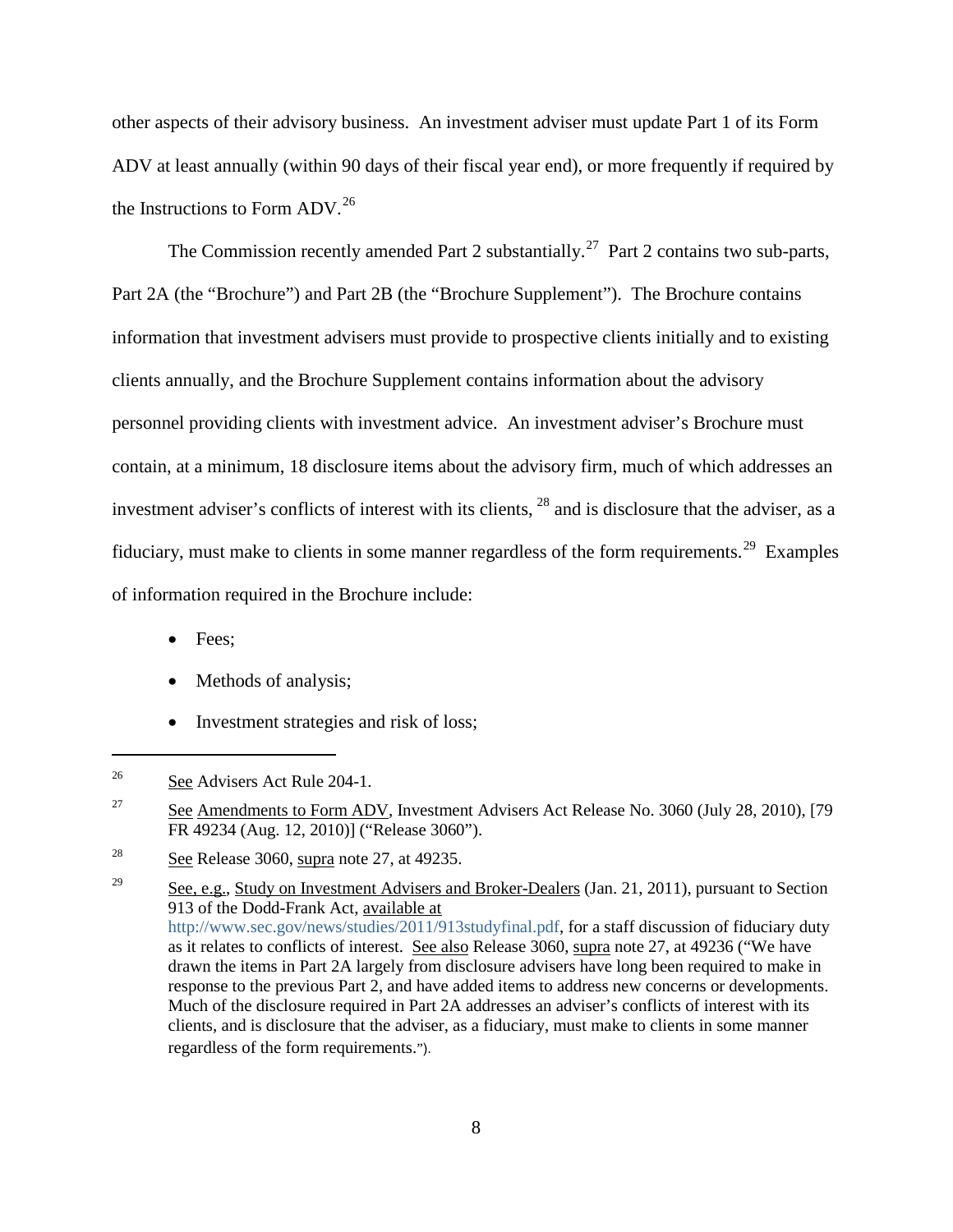other aspects of their advisory business. An investment adviser must update Part 1 of its Form ADV at least annually (within 90 days of their fiscal year end), or more frequently if required by the Instructions to Form ADV.[26]

The Commission recently amended Part 2 substantially.[27] Part 2 contains two sub-parts, Part 2A (the "Brochure") and Part 2B (the "Brochure Supplement"). The Brochure contains information that investment advisers must provide to prospective clients initially and to existing clients annually, and the Brochure Supplement contains information about the advisory personnel providing clients with investment advice. An investment adviser's Brochure must contain, at a minimum, 18 disclosure items about the advisory firm, much of which addresses an investment adviser's conflicts of interest with its clients, [28] and is disclosure that the adviser, as a fiduciary, must make to clients in some manner regardless of the form requirements.[29] Examples of information required in the Brochure include:

- Fees;
- Methods of analysis;
- Investment strategies and risk of loss;

---

[26] See Advisers Act Rule 204-1.

[27] See Amendments to Form ADV, Investment Advisers Act Release No. 3060 (July 28, 2010), [79 FR 49234 (Aug. 12, 2010)] ("Release 3060").

[28] See Release 3060, supra note 27, at 49235.

[29] See, e.g., Study on Investment Advisers and Broker-Dealers (Jan. 21, 2011), pursuant to Section 913 of the Dodd-Frank Act, available at http://www.sec.gov/news/studies/2011/913studyfinal.pdf, for a staff discussion of fiduciary duty as it relates to conflicts of interest. See also Release 3060, supra note 27, at 49236 ("We have drawn the items in Part 2A largely from disclosure advisers have long been required to make in response to the previous Part 2, and have added items to address new concerns or developments. Much of the disclosure required in Part 2A addresses an adviser's conflicts of interest with its clients, and is disclosure that the adviser, as a fiduciary, must make to clients in some manner regardless of the form requirements.").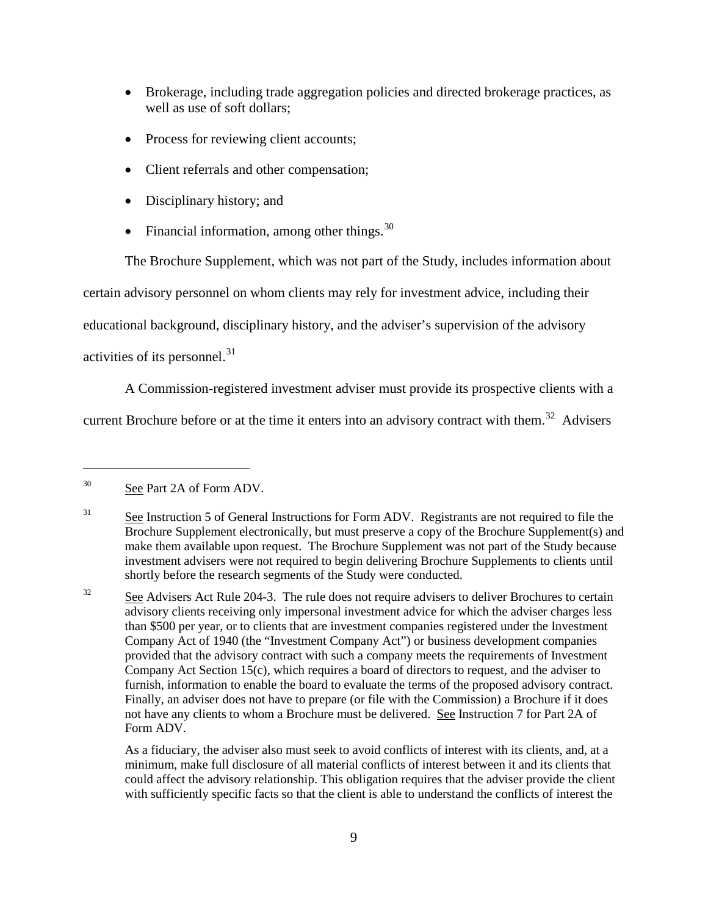- Brokerage, including trade aggregation policies and directed brokerage practices, as well as use of soft dollars;
- Process for reviewing client accounts;
- Client referrals and other compensation;
- Disciplinary history; and
- Financial information, among other things.[30]

The Brochure Supplement, which was not part of the Study, includes information about certain advisory personnel on whom clients may rely for investment advice, including their educational background, disciplinary history, and the adviser's supervision of the advisory activities of its personnel.[31]

A Commission-registered investment adviser must provide its prospective clients with a current Brochure before or at the time it enters into an advisory contract with them.[32] Advisers

---

[30] See Part 2A of Form ADV.

[31] See Instruction 5 of General Instructions for Form ADV. Registrants are not required to file the Brochure Supplement electronically, but must preserve a copy of the Brochure Supplement(s) and make them available upon request. The Brochure Supplement was not part of the Study because investment advisers were not required to begin delivering Brochure Supplements to clients until shortly before the research segments of the Study were conducted.

[32] See Advisers Act Rule 204-3. The rule does not require advisers to deliver Brochures to certain advisory clients receiving only impersonal investment advice for which the adviser charges less than $500 per year, or to clients that are investment companies registered under the Investment Company Act of 1940 (the "Investment Company Act") or business development companies provided that the advisory contract with such a company meets the requirements of Investment Company Act Section 15(c), which requires a board of directors to request, and the adviser to furnish, information to enable the board to evaluate the terms of the proposed advisory contract. Finally, an adviser does not have to prepare (or file with the Commission) a Brochure if it does not have any clients to whom a Brochure must be delivered. See Instruction 7 for Part 2A of Form ADV.

As a fiduciary, the adviser also must seek to avoid conflicts of interest with its clients, and, at a minimum, make full disclosure of all material conflicts of interest between it and its clients that could affect the advisory relationship. This obligation requires that the adviser provide the client with sufficiently specific facts so that the client is able to understand the conflicts of interest the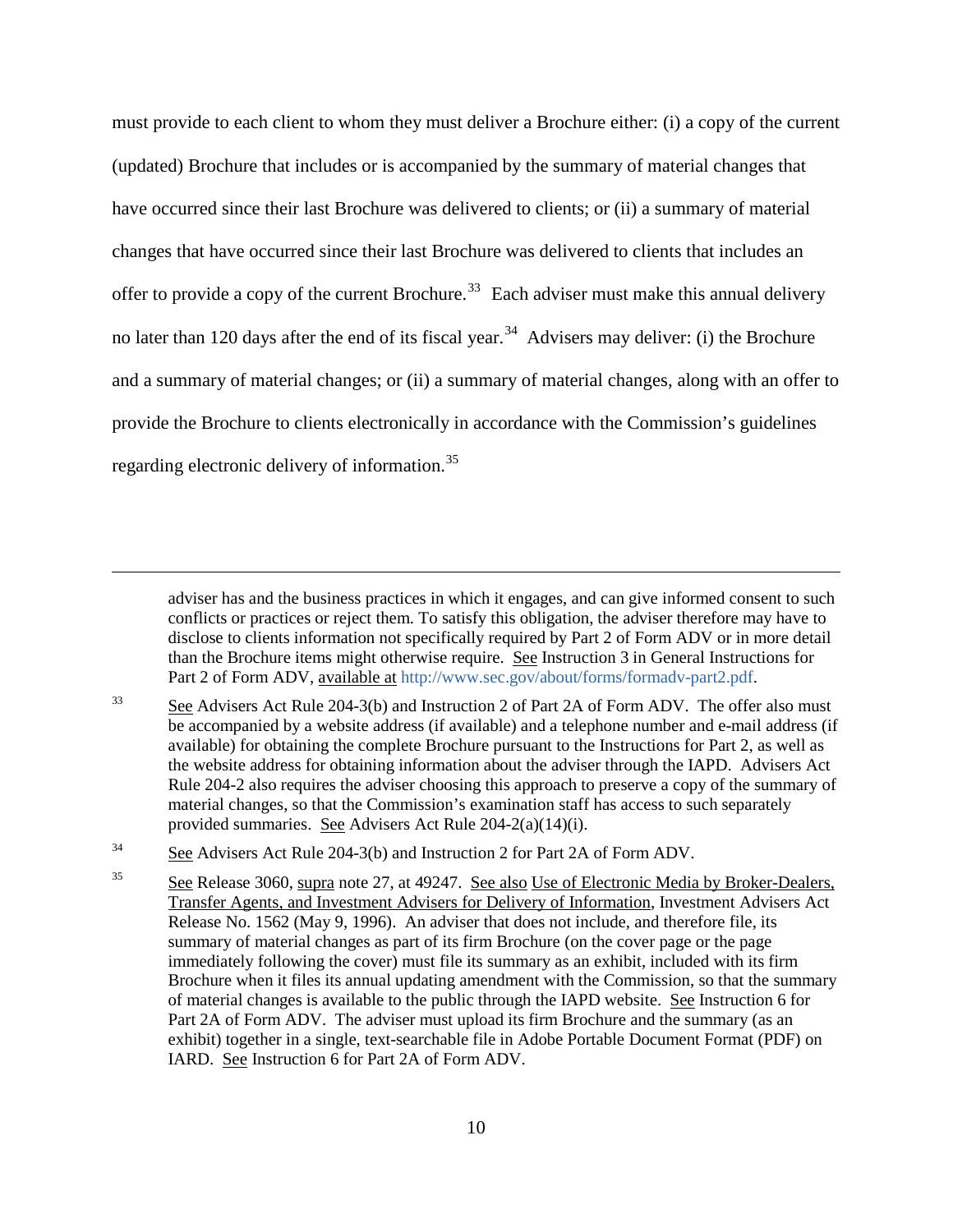must provide to each client to whom they must deliver a Brochure either: (i) a copy of the current (updated) Brochure that includes or is accompanied by the summary of material changes that have occurred since their last Brochure was delivered to clients; or (ii) a summary of material changes that have occurred since their last Brochure was delivered to clients that includes an offer to provide a copy of the current Brochure.[33] Each adviser must make this annual delivery no later than 120 days after the end of its fiscal year.[34] Advisers may deliver: (i) the Brochure and a summary of material changes; or (ii) a summary of material changes, along with an offer to provide the Brochure to clients electronically in accordance with the Commission's guidelines regarding electronic delivery of information.[35]

---

adviser has and the business practices in which it engages, and can give informed consent to such conflicts or practices or reject them. To satisfy this obligation, the adviser therefore may have to disclose to clients information not specifically required by Part 2 of Form ADV or in more detail than the Brochure items might otherwise require. See Instruction 3 in General Instructions for Part 2 of Form ADV, available at http://www.sec.gov/about/forms/formadv-part2.pdf.

[33] See Advisers Act Rule 204-3(b) and Instruction 2 of Part 2A of Form ADV. The offer also must be accompanied by a website address (if available) and a telephone number and e-mail address (if available) for obtaining the complete Brochure pursuant to the Instructions for Part 2, as well as the website address for obtaining information about the adviser through the IAPD. Advisers Act Rule 204-2 also requires the adviser choosing this approach to preserve a copy of the summary of material changes, so that the Commission's examination staff has access to such separately provided summaries. See Advisers Act Rule 204-2(a)(14)(i).

[34] See Advisers Act Rule 204-3(b) and Instruction 2 for Part 2A of Form ADV.

[35] See Release 3060, supra note 27, at 49247. See also Use of Electronic Media by Broker-Dealers, Transfer Agents, and Investment Advisers for Delivery of Information, Investment Advisers Act Release No. 1562 (May 9, 1996). An adviser that does not include, and therefore file, its summary of material changes as part of its firm Brochure (on the cover page or the page immediately following the cover) must file its summary as an exhibit, included with its firm Brochure when it files its annual updating amendment with the Commission, so that the summary of material changes is available to the public through the IAPD website. See Instruction 6 for Part 2A of Form ADV. The adviser must upload its firm Brochure and the summary (as an exhibit) together in a single, text-searchable file in Adobe Portable Document Format (PDF) on IARD. See Instruction 6 for Part 2A of Form ADV.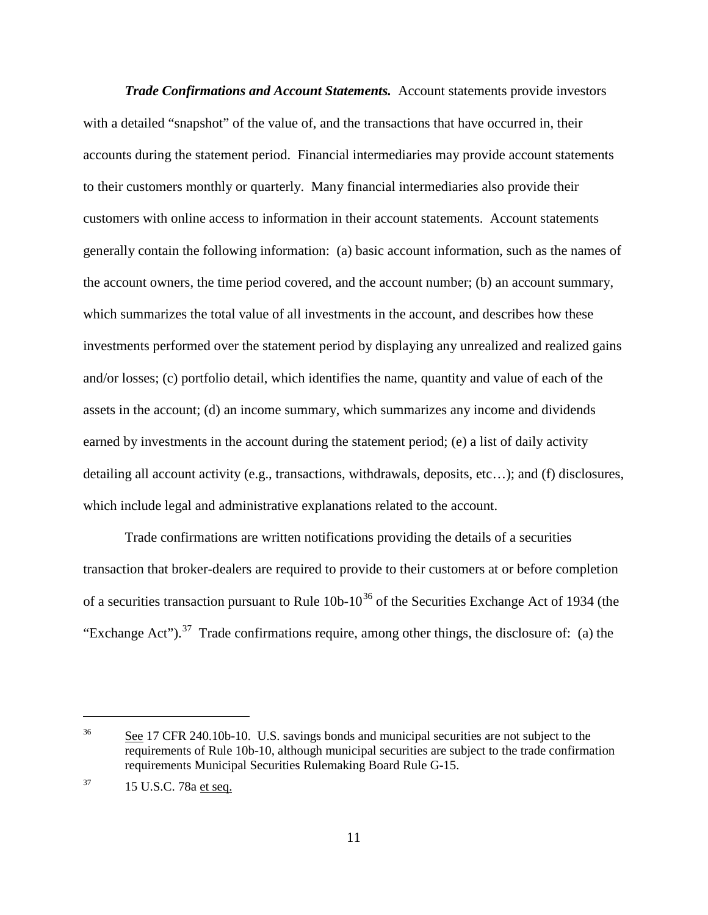***Trade Confirmations and Account Statements.*** Account statements provide investors with a detailed "snapshot" of the value of, and the transactions that have occurred in, their accounts during the statement period. Financial intermediaries may provide account statements to their customers monthly or quarterly. Many financial intermediaries also provide their customers with online access to information in their account statements. Account statements generally contain the following information: (a) basic account information, such as the names of the account owners, the time period covered, and the account number; (b) an account summary, which summarizes the total value of all investments in the account, and describes how these investments performed over the statement period by displaying any unrealized and realized gains and/or losses; (c) portfolio detail, which identifies the name, quantity and value of each of the assets in the account; (d) an income summary, which summarizes any income and dividends earned by investments in the account during the statement period; (e) a list of daily activity detailing all account activity (e.g., transactions, withdrawals, deposits, etc…); and (f) disclosures, which include legal and administrative explanations related to the account.

Trade confirmations are written notifications providing the details of a securities transaction that broker-dealers are required to provide to their customers at or before completion of a securities transaction pursuant to Rule 10b-10[36] of the Securities Exchange Act of 1934 (the "Exchange Act").[37] Trade confirmations require, among other things, the disclosure of: (a) the

---

[36] See 17 CFR 240.10b-10. U.S. savings bonds and municipal securities are not subject to the requirements of Rule 10b-10, although municipal securities are subject to the trade confirmation requirements Municipal Securities Rulemaking Board Rule G-15.

[37] 15 U.S.C. 78a et seq.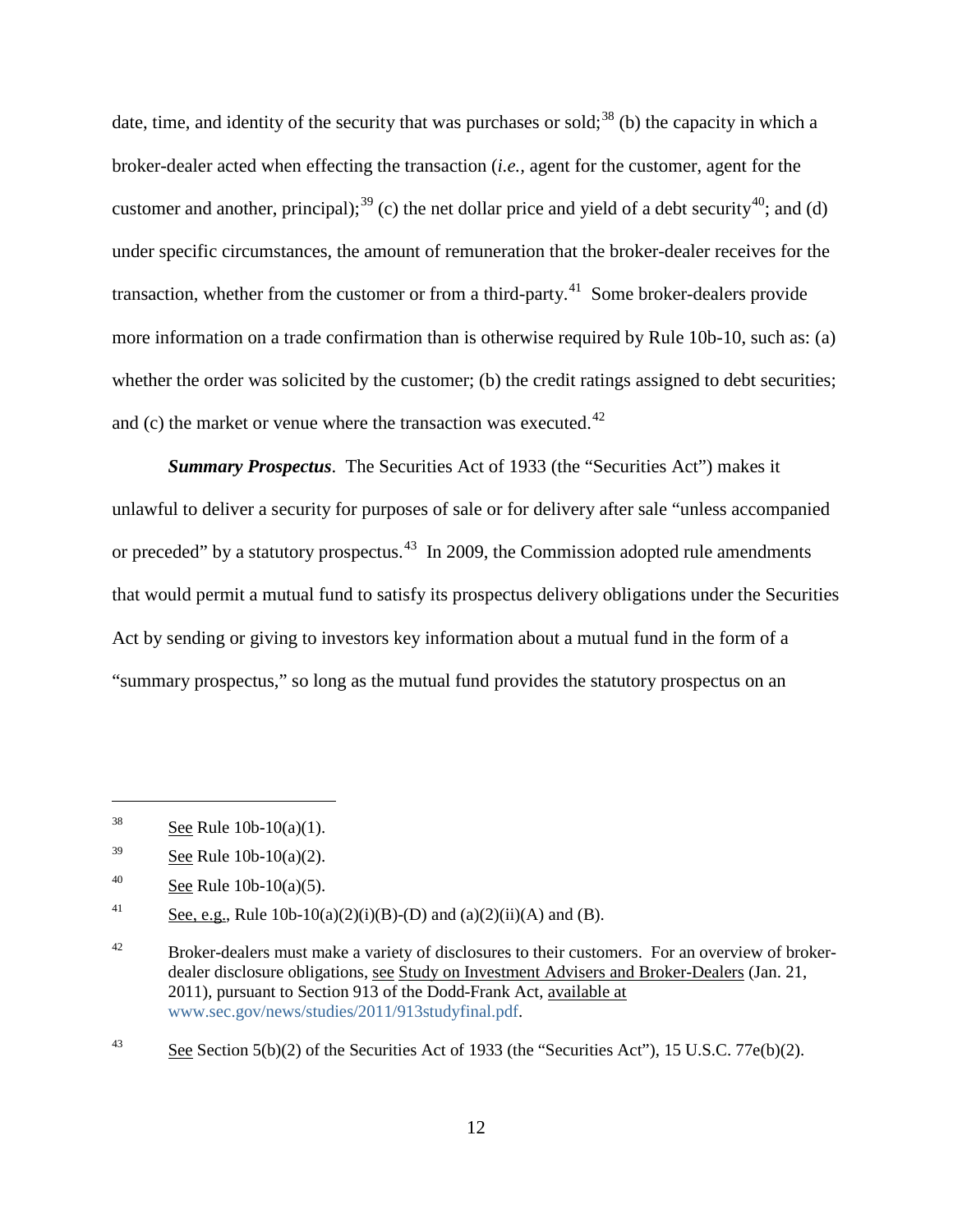date, time, and identity of the security that was purchases or sold;[38] (b) the capacity in which a broker-dealer acted when effecting the transaction (*i.e.*, agent for the customer, agent for the customer and another, principal);[39] (c) the net dollar price and yield of a debt security[40]; and (d) under specific circumstances, the amount of remuneration that the broker-dealer receives for the transaction, whether from the customer or from a third-party.[41] Some broker-dealers provide more information on a trade confirmation than is otherwise required by Rule 10b-10, such as: (a) whether the order was solicited by the customer; (b) the credit ratings assigned to debt securities; and (c) the market or venue where the transaction was executed.[42]

***Summary Prospectus***. The Securities Act of 1933 (the "Securities Act") makes it unlawful to deliver a security for purposes of sale or for delivery after sale "unless accompanied or preceded" by a statutory prospectus.[43] In 2009, the Commission adopted rule amendments that would permit a mutual fund to satisfy its prospectus delivery obligations under the Securities Act by sending or giving to investors key information about a mutual fund in the form of a "summary prospectus," so long as the mutual fund provides the statutory prospectus on an

---

[38] See Rule 10b-10(a)(1).

[39] See Rule 10b-10(a)(2).

[40] See Rule 10b-10(a)(5).

[41] See, e.g., Rule 10b-10(a)(2)(i)(B)-(D) and (a)(2)(ii)(A) and (B).

[42] Broker-dealers must make a variety of disclosures to their customers. For an overview of broker-dealer disclosure obligations, see Study on Investment Advisers and Broker-Dealers (Jan. 21, 2011), pursuant to Section 913 of the Dodd-Frank Act, available at www.sec.gov/news/studies/2011/913studyfinal.pdf.

[43] See Section 5(b)(2) of the Securities Act of 1933 (the "Securities Act"), 15 U.S.C. 77e(b)(2).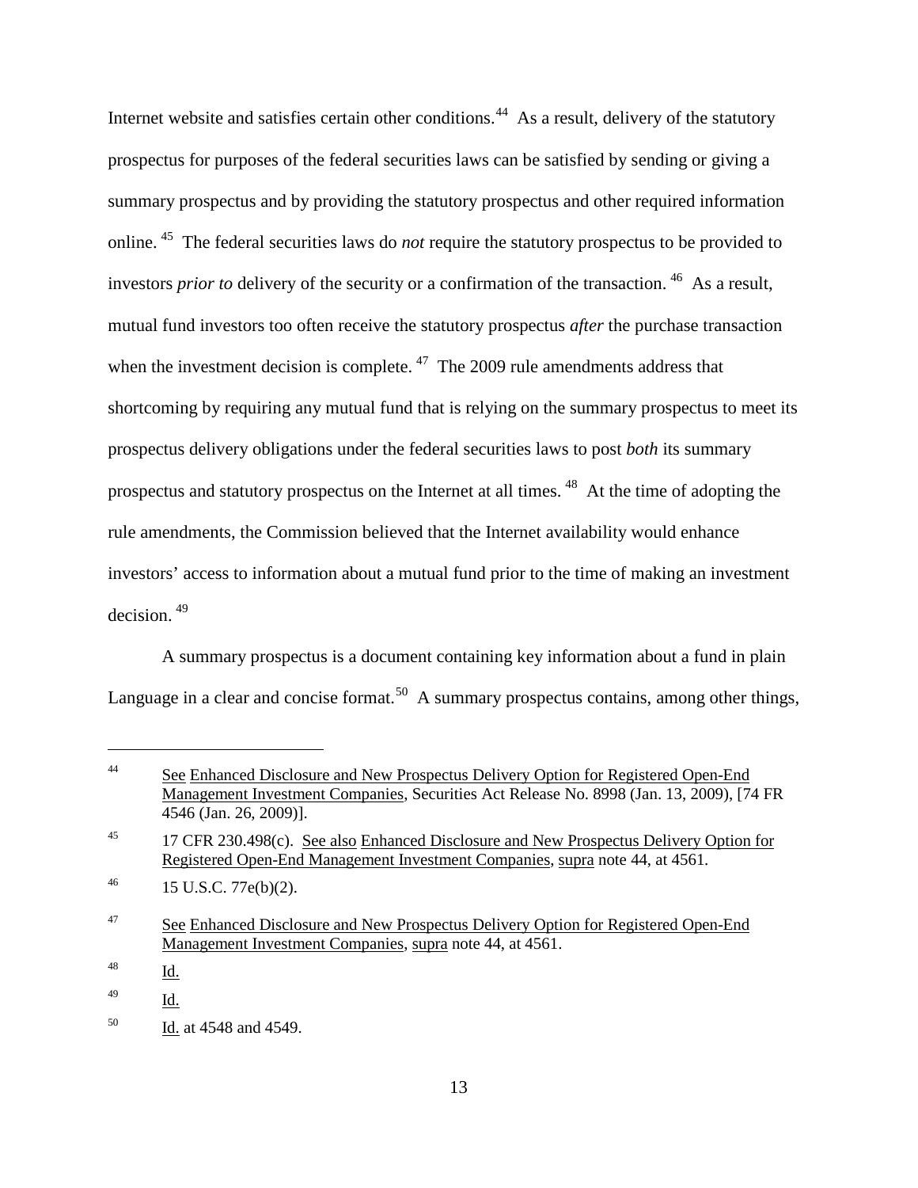Internet website and satisfies certain other conditions.[44] As a result, delivery of the statutory prospectus for purposes of the federal securities laws can be satisfied by sending or giving a summary prospectus and by providing the statutory prospectus and other required information online.[45] The federal securities laws do *not* require the statutory prospectus to be provided to investors *prior to* delivery of the security or a confirmation of the transaction.[46] As a result, mutual fund investors too often receive the statutory prospectus *after* the purchase transaction when the investment decision is complete.[47] The 2009 rule amendments address that shortcoming by requiring any mutual fund that is relying on the summary prospectus to meet its prospectus delivery obligations under the federal securities laws to post *both* its summary prospectus and statutory prospectus on the Internet at all times.[48] At the time of adopting the rule amendments, the Commission believed that the Internet availability would enhance investors' access to information about a mutual fund prior to the time of making an investment decision.[49]

A summary prospectus is a document containing key information about a fund in plain Language in a clear and concise format.[50] A summary prospectus contains, among other things,

---

[44] See Enhanced Disclosure and New Prospectus Delivery Option for Registered Open-End Management Investment Companies, Securities Act Release No. 8998 (Jan. 13, 2009), [74 FR 4546 (Jan. 26, 2009)].

[45] 17 CFR 230.498(c). See also Enhanced Disclosure and New Prospectus Delivery Option for Registered Open-End Management Investment Companies, supra note 44, at 4561.

[46] 15 U.S.C. 77e(b)(2).

[47] See Enhanced Disclosure and New Prospectus Delivery Option for Registered Open-End Management Investment Companies, supra note 44, at 4561.

[48] Id.

[49] Id.

[50] Id. at 4548 and 4549.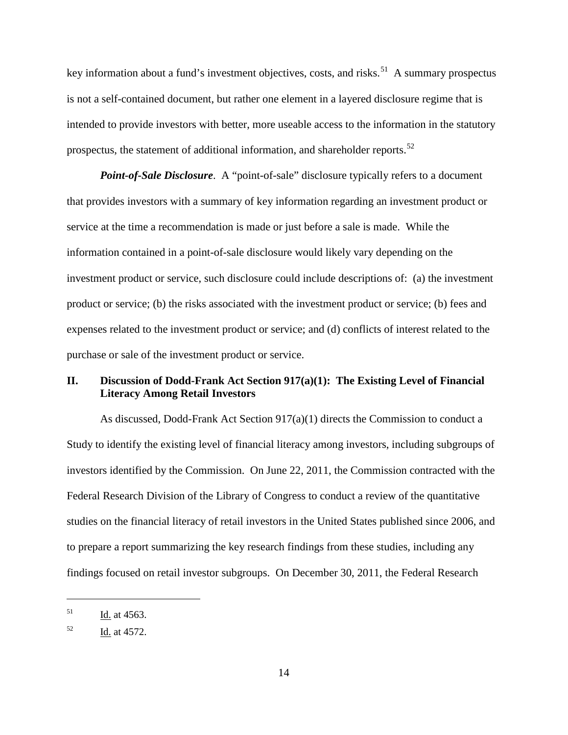key information about a fund's investment objectives, costs, and risks.[51] A summary prospectus is not a self-contained document, but rather one element in a layered disclosure regime that is intended to provide investors with better, more useable access to the information in the statutory prospectus, the statement of additional information, and shareholder reports.[52]

***Point-of-Sale Disclosure***. A "point-of-sale" disclosure typically refers to a document that provides investors with a summary of key information regarding an investment product or service at the time a recommendation is made or just before a sale is made. While the information contained in a point-of-sale disclosure would likely vary depending on the investment product or service, such disclosure could include descriptions of: (a) the investment product or service; (b) the risks associated with the investment product or service; (b) fees and expenses related to the investment product or service; and (d) conflicts of interest related to the purchase or sale of the investment product or service.

## II. Discussion of Dodd-Frank Act Section 917(a)(1): The Existing Level of Financial Literacy Among Retail Investors

As discussed, Dodd-Frank Act Section 917(a)(1) directs the Commission to conduct a Study to identify the existing level of financial literacy among investors, including subgroups of investors identified by the Commission. On June 22, 2011, the Commission contracted with the Federal Research Division of the Library of Congress to conduct a review of the quantitative studies on the financial literacy of retail investors in the United States published since 2006, and to prepare a report summarizing the key research findings from these studies, including any findings focused on retail investor subgroups. On December 30, 2011, the Federal Research

---

[51] Id. at 4563.

[52] Id. at 4572.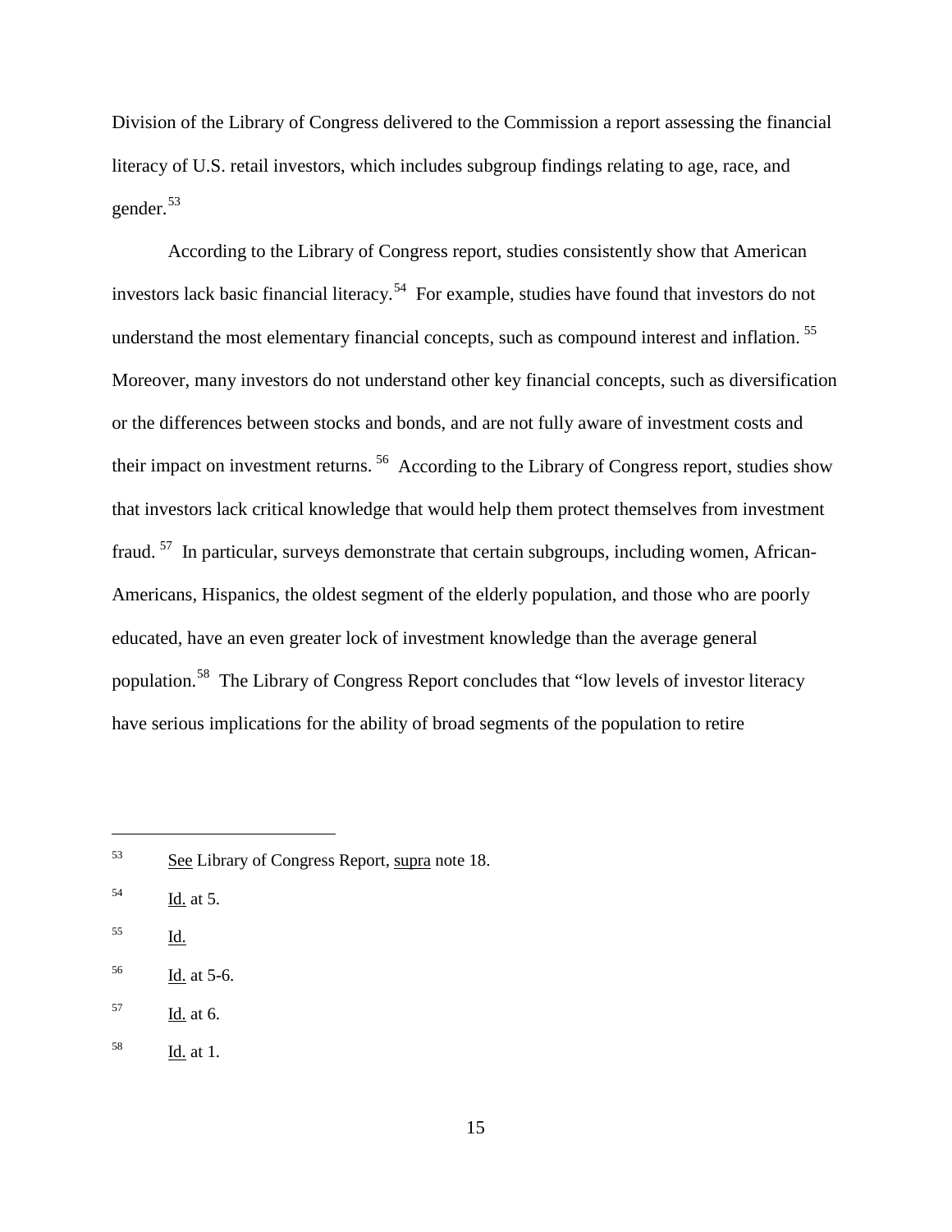Division of the Library of Congress delivered to the Commission a report assessing the financial literacy of U.S. retail investors, which includes subgroup findings relating to age, race, and gender.[53]

According to the Library of Congress report, studies consistently show that American investors lack basic financial literacy.[54] For example, studies have found that investors do not understand the most elementary financial concepts, such as compound interest and inflation.[55] Moreover, many investors do not understand other key financial concepts, such as diversification or the differences between stocks and bonds, and are not fully aware of investment costs and their impact on investment returns.[56] According to the Library of Congress report, studies show that investors lack critical knowledge that would help them protect themselves from investment fraud.[57] In particular, surveys demonstrate that certain subgroups, including women, African-Americans, Hispanics, the oldest segment of the elderly population, and those who are poorly educated, have an even greater lock of investment knowledge than the average general population.[58] The Library of Congress Report concludes that "low levels of investor literacy have serious implications for the ability of broad segments of the population to retire

---

[53] See Library of Congress Report, supra note 18.

[54] Id. at 5.

[55] Id.

[56] Id. at 5-6.

[57] Id. at 6.

[58] Id. at 1.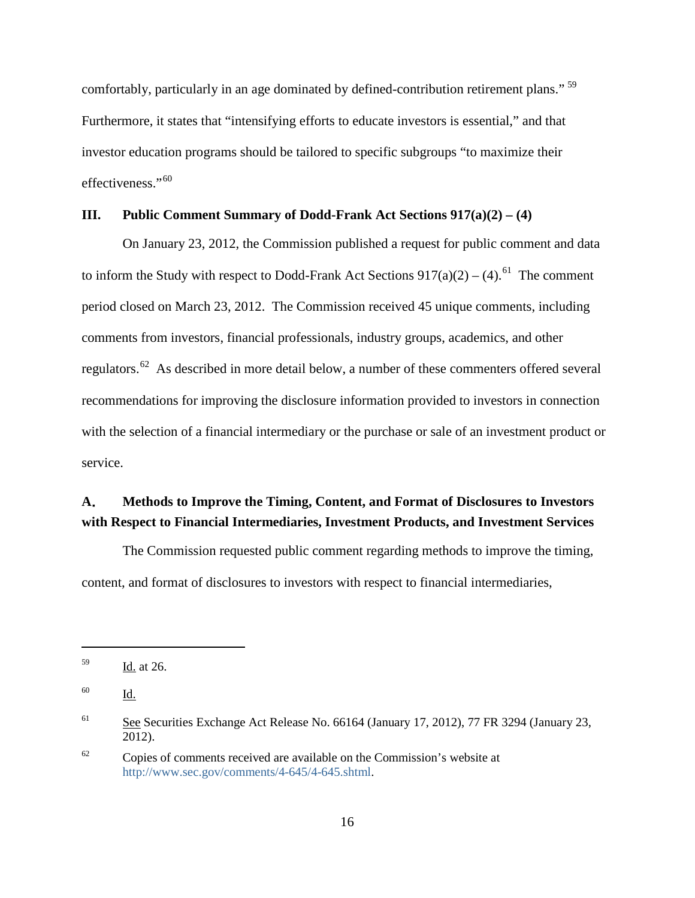comfortably, particularly in an age dominated by defined-contribution retirement plans." [59] Furthermore, it states that "intensifying efforts to educate investors is essential," and that investor education programs should be tailored to specific subgroups "to maximize their effectiveness."[60]

## III. Public Comment Summary of Dodd-Frank Act Sections 917(a)(2) – (4)

On January 23, 2012, the Commission published a request for public comment and data to inform the Study with respect to Dodd-Frank Act Sections 917(a)(2) – (4).[61] The comment period closed on March 23, 2012. The Commission received 45 unique comments, including comments from investors, financial professionals, industry groups, academics, and other regulators.[62] As described in more detail below, a number of these commenters offered several recommendations for improving the disclosure information provided to investors in connection with the selection of a financial intermediary or the purchase or sale of an investment product or service.

### A. Methods to Improve the Timing, Content, and Format of Disclosures to Investors with Respect to Financial Intermediaries, Investment Products, and Investment Services

The Commission requested public comment regarding methods to improve the timing, content, and format of disclosures to investors with respect to financial intermediaries,

---

[59] Id. at 26.

[60] Id.

[61] See Securities Exchange Act Release No. 66164 (January 17, 2012), 77 FR 3294 (January 23, 2012).

[62] Copies of comments received are available on the Commission's website at http://www.sec.gov/comments/4-645/4-645.shtml.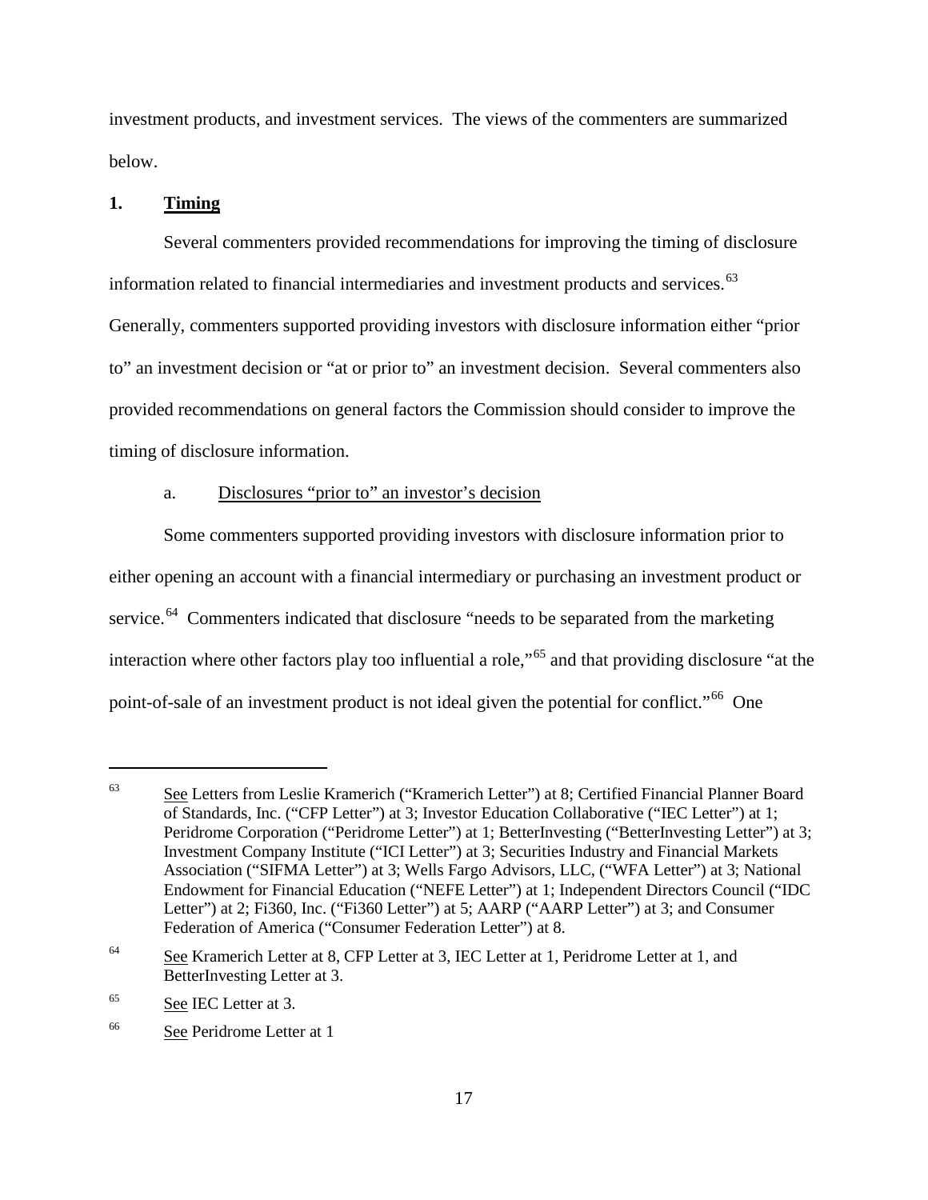investment products, and investment services. The views of the commenters are summarized below.

### 1. Timing

Several commenters provided recommendations for improving the timing of disclosure information related to financial intermediaries and investment products and services.[63] Generally, commenters supported providing investors with disclosure information either "prior to" an investment decision or "at or prior to" an investment decision. Several commenters also provided recommendations on general factors the Commission should consider to improve the timing of disclosure information.

#### a. Disclosures "prior to" an investor's decision

Some commenters supported providing investors with disclosure information prior to either opening an account with a financial intermediary or purchasing an investment product or service.[64] Commenters indicated that disclosure "needs to be separated from the marketing interaction where other factors play too influential a role,"[65] and that providing disclosure "at the point-of-sale of an investment product is not ideal given the potential for conflict."[66] One

---

[63] See Letters from Leslie Kramerich ("Kramerich Letter") at 8; Certified Financial Planner Board of Standards, Inc. ("CFP Letter") at 3; Investor Education Collaborative ("IEC Letter") at 1; Peridrome Corporation ("Peridrome Letter") at 1; BetterInvesting ("BetterInvesting Letter") at 3; Investment Company Institute ("ICI Letter") at 3; Securities Industry and Financial Markets Association ("SIFMA Letter") at 3; Wells Fargo Advisors, LLC, ("WFA Letter") at 3; National Endowment for Financial Education ("NEFE Letter") at 1; Independent Directors Council ("IDC Letter") at 2; Fi360, Inc. ("Fi360 Letter") at 5; AARP ("AARP Letter") at 3; and Consumer Federation of America ("Consumer Federation Letter") at 8.

[64] See Kramerich Letter at 8, CFP Letter at 3, IEC Letter at 1, Peridrome Letter at 1, and BetterInvesting Letter at 3.

[65] See IEC Letter at 3.

[66] See Peridrome Letter at 1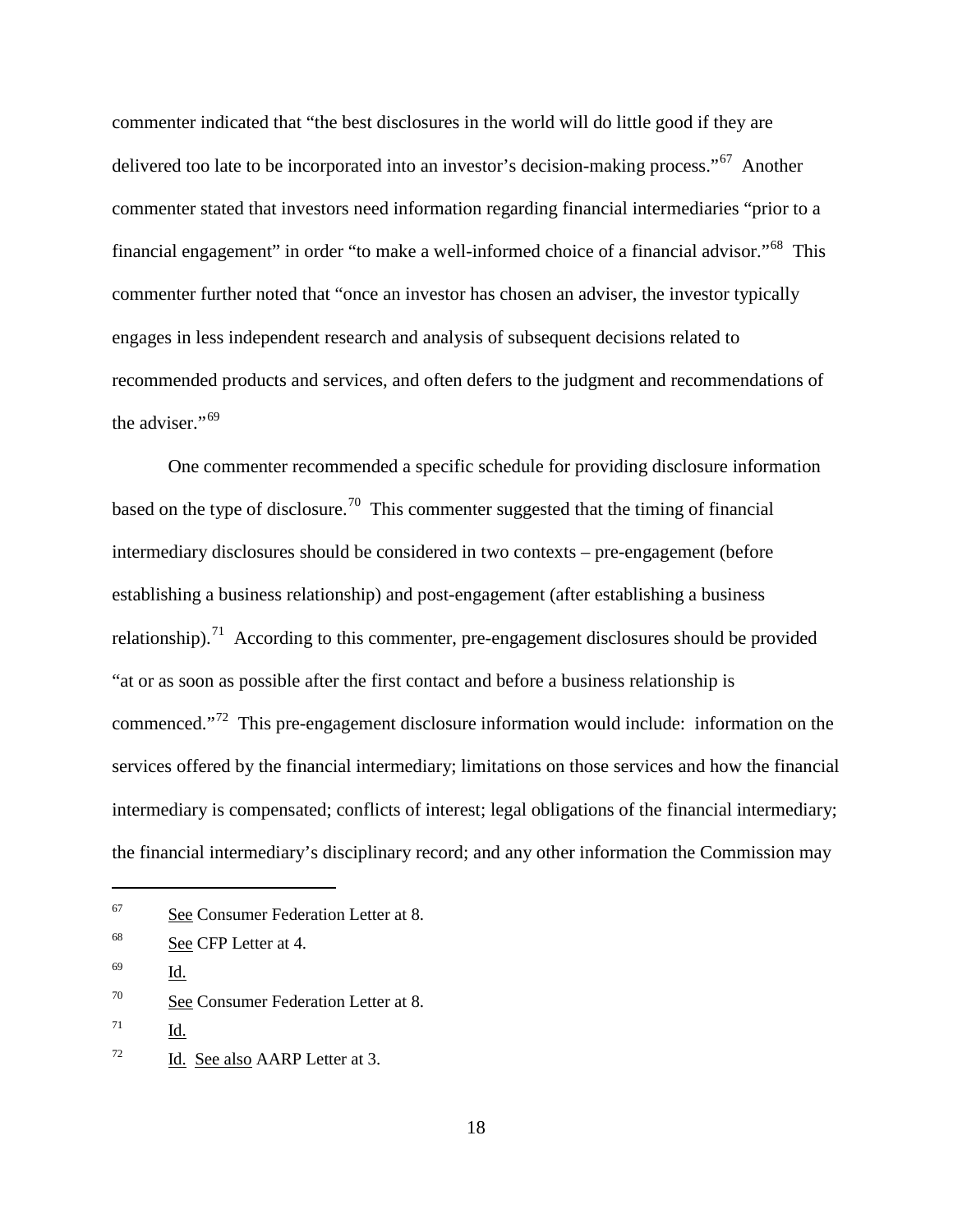commenter indicated that "the best disclosures in the world will do little good if they are delivered too late to be incorporated into an investor's decision-making process."[67] Another commenter stated that investors need information regarding financial intermediaries "prior to a financial engagement" in order "to make a well-informed choice of a financial advisor."[68] This commenter further noted that "once an investor has chosen an adviser, the investor typically engages in less independent research and analysis of subsequent decisions related to recommended products and services, and often defers to the judgment and recommendations of the adviser."[69]

One commenter recommended a specific schedule for providing disclosure information based on the type of disclosure.[70] This commenter suggested that the timing of financial intermediary disclosures should be considered in two contexts – pre-engagement (before establishing a business relationship) and post-engagement (after establishing a business relationship).[71] According to this commenter, pre-engagement disclosures should be provided "at or as soon as possible after the first contact and before a business relationship is commenced."[72] This pre-engagement disclosure information would include: information on the services offered by the financial intermediary; limitations on those services and how the financial intermediary is compensated; conflicts of interest; legal obligations of the financial intermediary; the financial intermediary's disciplinary record; and any other information the Commission may

---

[67] See Consumer Federation Letter at 8.

[68] See CFP Letter at 4.

[69] Id.

[70] See Consumer Federation Letter at 8.

[71] Id.

[72] Id. See also AARP Letter at 3.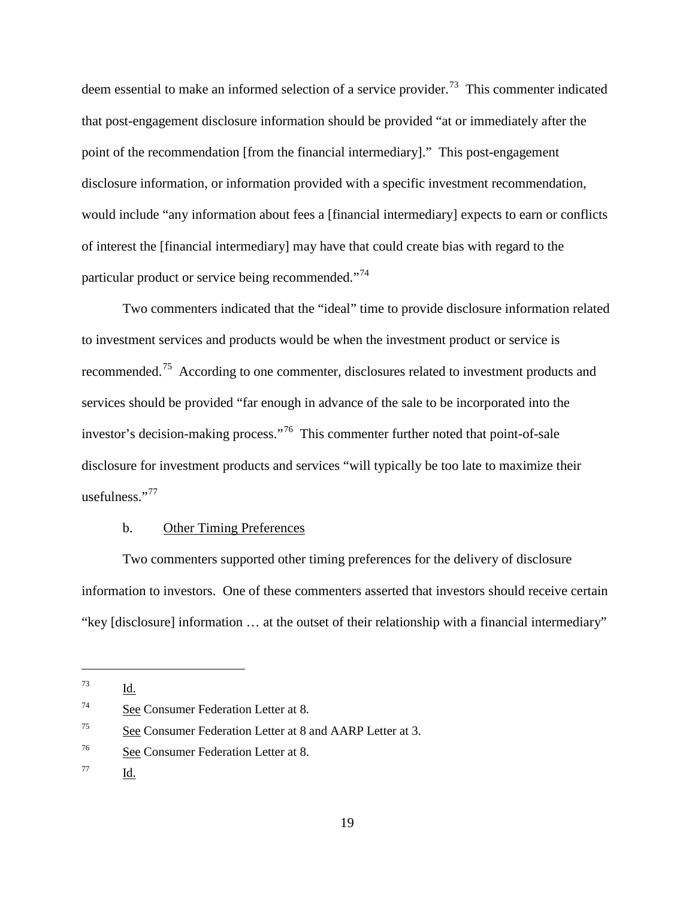deem essential to make an informed selection of a service provider.[73] This commenter indicated that post-engagement disclosure information should be provided "at or immediately after the point of the recommendation [from the financial intermediary]." This post-engagement disclosure information, or information provided with a specific investment recommendation, would include "any information about fees a [financial intermediary] expects to earn or conflicts of interest the [financial intermediary] may have that could create bias with regard to the particular product or service being recommended."[74]

Two commenters indicated that the "ideal" time to provide disclosure information related to investment services and products would be when the investment product or service is recommended.[75] According to one commenter, disclosures related to investment products and services should be provided "far enough in advance of the sale to be incorporated into the investor's decision-making process."[76] This commenter further noted that point-of-sale disclosure for investment products and services "will typically be too late to maximize their usefulness."[77]

b. Other Timing Preferences

Two commenters supported other timing preferences for the delivery of disclosure information to investors. One of these commenters asserted that investors should receive certain "key [disclosure] information … at the outset of their relationship with a financial intermediary"

---

[73] Id.

[74] See Consumer Federation Letter at 8.

[75] See Consumer Federation Letter at 8 and AARP Letter at 3.

[76] See Consumer Federation Letter at 8.

[77] Id.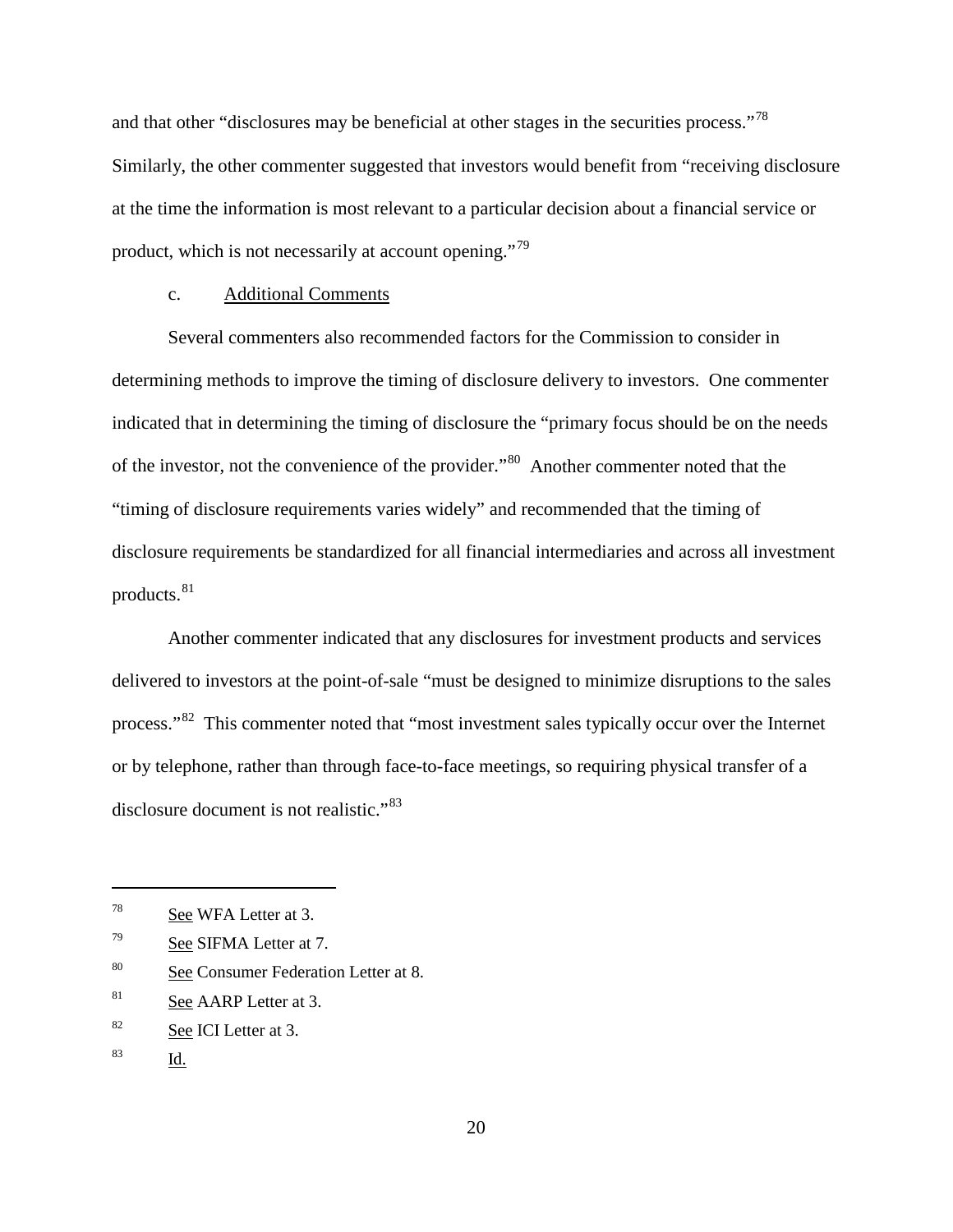and that other "disclosures may be beneficial at other stages in the securities process."[78] Similarly, the other commenter suggested that investors would benefit from "receiving disclosure at the time the information is most relevant to a particular decision about a financial service or product, which is not necessarily at account opening."[79]

c. Additional Comments

Several commenters also recommended factors for the Commission to consider in determining methods to improve the timing of disclosure delivery to investors. One commenter indicated that in determining the timing of disclosure the "primary focus should be on the needs of the investor, not the convenience of the provider."[80] Another commenter noted that the "timing of disclosure requirements varies widely" and recommended that the timing of disclosure requirements be standardized for all financial intermediaries and across all investment products.[81]

Another commenter indicated that any disclosures for investment products and services delivered to investors at the point-of-sale "must be designed to minimize disruptions to the sales process."[82] This commenter noted that "most investment sales typically occur over the Internet or by telephone, rather than through face-to-face meetings, so requiring physical transfer of a disclosure document is not realistic."[83]

---

[78] See WFA Letter at 3.

[79] See SIFMA Letter at 7.

[80] See Consumer Federation Letter at 8.

[81] See AARP Letter at 3.

[82] See ICI Letter at 3.

[83] Id.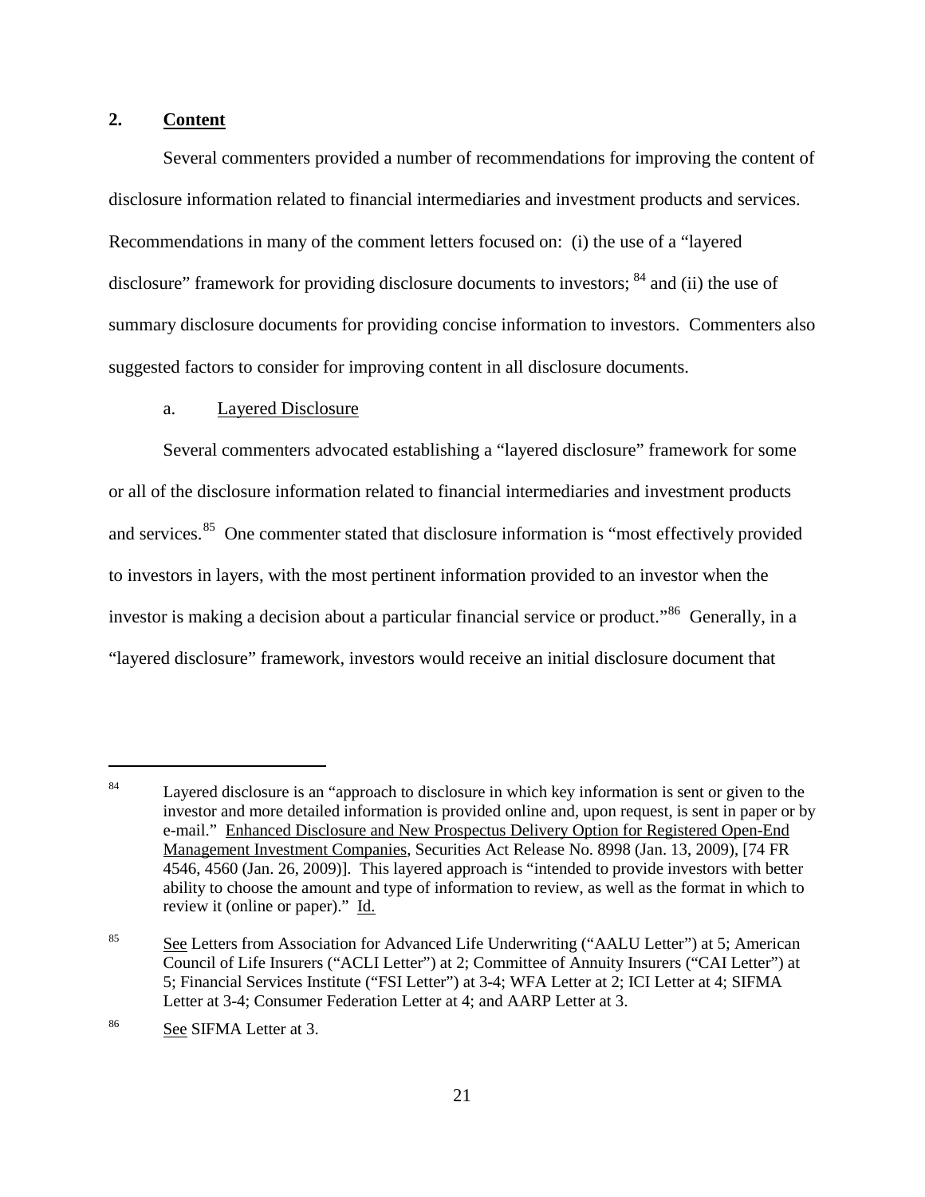## 2. Content

Several commenters provided a number of recommendations for improving the content of disclosure information related to financial intermediaries and investment products and services. Recommendations in many of the comment letters focused on: (i) the use of a "layered disclosure" framework for providing disclosure documents to investors; [84] and (ii) the use of summary disclosure documents for providing concise information to investors. Commenters also suggested factors to consider for improving content in all disclosure documents.

### a. Layered Disclosure

Several commenters advocated establishing a "layered disclosure" framework for some or all of the disclosure information related to financial intermediaries and investment products and services.[85] One commenter stated that disclosure information is "most effectively provided to investors in layers, with the most pertinent information provided to an investor when the investor is making a decision about a particular financial service or product."[86] Generally, in a "layered disclosure" framework, investors would receive an initial disclosure document that

---

[84] Layered disclosure is an "approach to disclosure in which key information is sent or given to the investor and more detailed information is provided online and, upon request, is sent in paper or by e-mail." Enhanced Disclosure and New Prospectus Delivery Option for Registered Open-End Management Investment Companies, Securities Act Release No. 8998 (Jan. 13, 2009), [74 FR 4546, 4560 (Jan. 26, 2009)]. This layered approach is "intended to provide investors with better ability to choose the amount and type of information to review, as well as the format in which to review it (online or paper)." Id.

[85] See Letters from Association for Advanced Life Underwriting ("AALU Letter") at 5; American Council of Life Insurers ("ACLI Letter") at 2; Committee of Annuity Insurers ("CAI Letter") at 5; Financial Services Institute ("FSI Letter") at 3-4; WFA Letter at 2; ICI Letter at 4; SIFMA Letter at 3-4; Consumer Federation Letter at 4; and AARP Letter at 3.

[86] See SIFMA Letter at 3.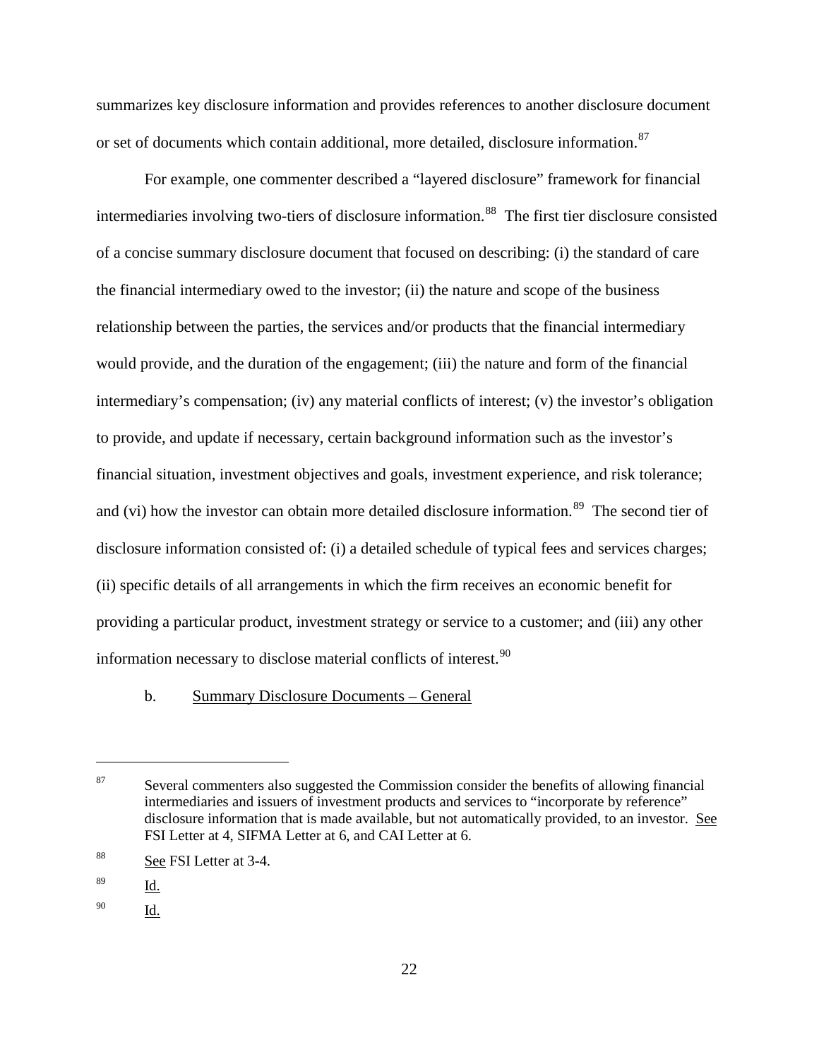summarizes key disclosure information and provides references to another disclosure document or set of documents which contain additional, more detailed, disclosure information.[87]

For example, one commenter described a "layered disclosure" framework for financial intermediaries involving two-tiers of disclosure information.[88] The first tier disclosure consisted of a concise summary disclosure document that focused on describing: (i) the standard of care the financial intermediary owed to the investor; (ii) the nature and scope of the business relationship between the parties, the services and/or products that the financial intermediary would provide, and the duration of the engagement; (iii) the nature and form of the financial intermediary's compensation; (iv) any material conflicts of interest; (v) the investor's obligation to provide, and update if necessary, certain background information such as the investor's financial situation, investment objectives and goals, investment experience, and risk tolerance; and (vi) how the investor can obtain more detailed disclosure information.[89] The second tier of disclosure information consisted of: (i) a detailed schedule of typical fees and services charges; (ii) specific details of all arrangements in which the firm receives an economic benefit for providing a particular product, investment strategy or service to a customer; and (iii) any other information necessary to disclose material conflicts of interest.[90]

b. Summary Disclosure Documents – General

---

[87] Several commenters also suggested the Commission consider the benefits of allowing financial intermediaries and issuers of investment products and services to "incorporate by reference" disclosure information that is made available, but not automatically provided, to an investor. See FSI Letter at 4, SIFMA Letter at 6, and CAI Letter at 6.

[88] See FSI Letter at 3-4.

[89] Id.

[90] Id.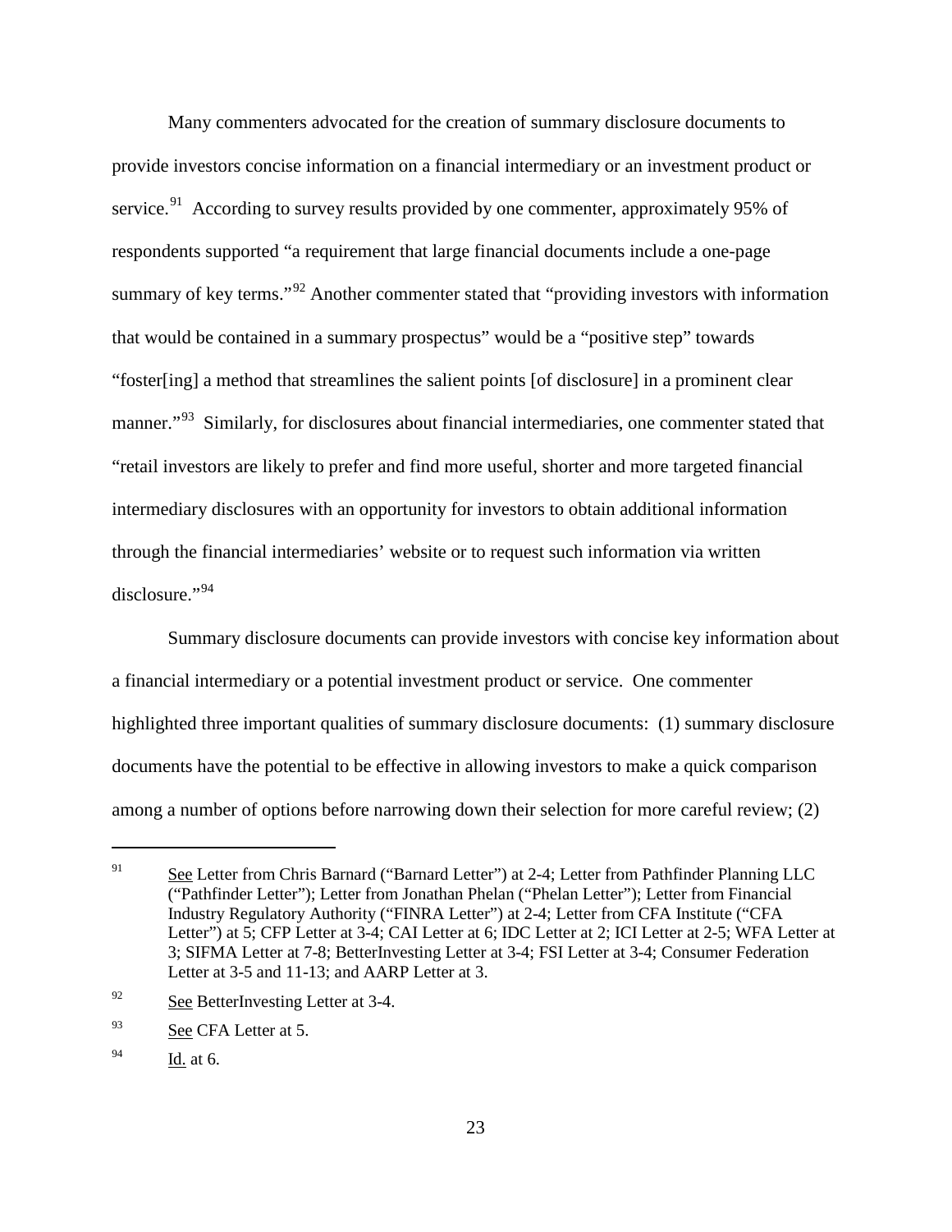Many commenters advocated for the creation of summary disclosure documents to provide investors concise information on a financial intermediary or an investment product or service.[91] According to survey results provided by one commenter, approximately 95% of respondents supported "a requirement that large financial documents include a one-page summary of key terms."[92] Another commenter stated that "providing investors with information that would be contained in a summary prospectus" would be a "positive step" towards "foster[ing] a method that streamlines the salient points [of disclosure] in a prominent clear manner."[93] Similarly, for disclosures about financial intermediaries, one commenter stated that "retail investors are likely to prefer and find more useful, shorter and more targeted financial intermediary disclosures with an opportunity for investors to obtain additional information through the financial intermediaries' website or to request such information via written disclosure."[94]

Summary disclosure documents can provide investors with concise key information about a financial intermediary or a potential investment product or service. One commenter highlighted three important qualities of summary disclosure documents: (1) summary disclosure documents have the potential to be effective in allowing investors to make a quick comparison among a number of options before narrowing down their selection for more careful review; (2)

---

[91] See Letter from Chris Barnard ("Barnard Letter") at 2-4; Letter from Pathfinder Planning LLC ("Pathfinder Letter"); Letter from Jonathan Phelan ("Phelan Letter"); Letter from Financial Industry Regulatory Authority ("FINRA Letter") at 2-4; Letter from CFA Institute ("CFA Letter") at 5; CFP Letter at 3-4; CAI Letter at 6; IDC Letter at 2; ICI Letter at 2-5; WFA Letter at 3; SIFMA Letter at 7-8; BetterInvesting Letter at 3-4; FSI Letter at 3-4; Consumer Federation Letter at 3-5 and 11-13; and AARP Letter at 3.

[92] See BetterInvesting Letter at 3-4.

[93] See CFA Letter at 5.

[94] Id. at 6.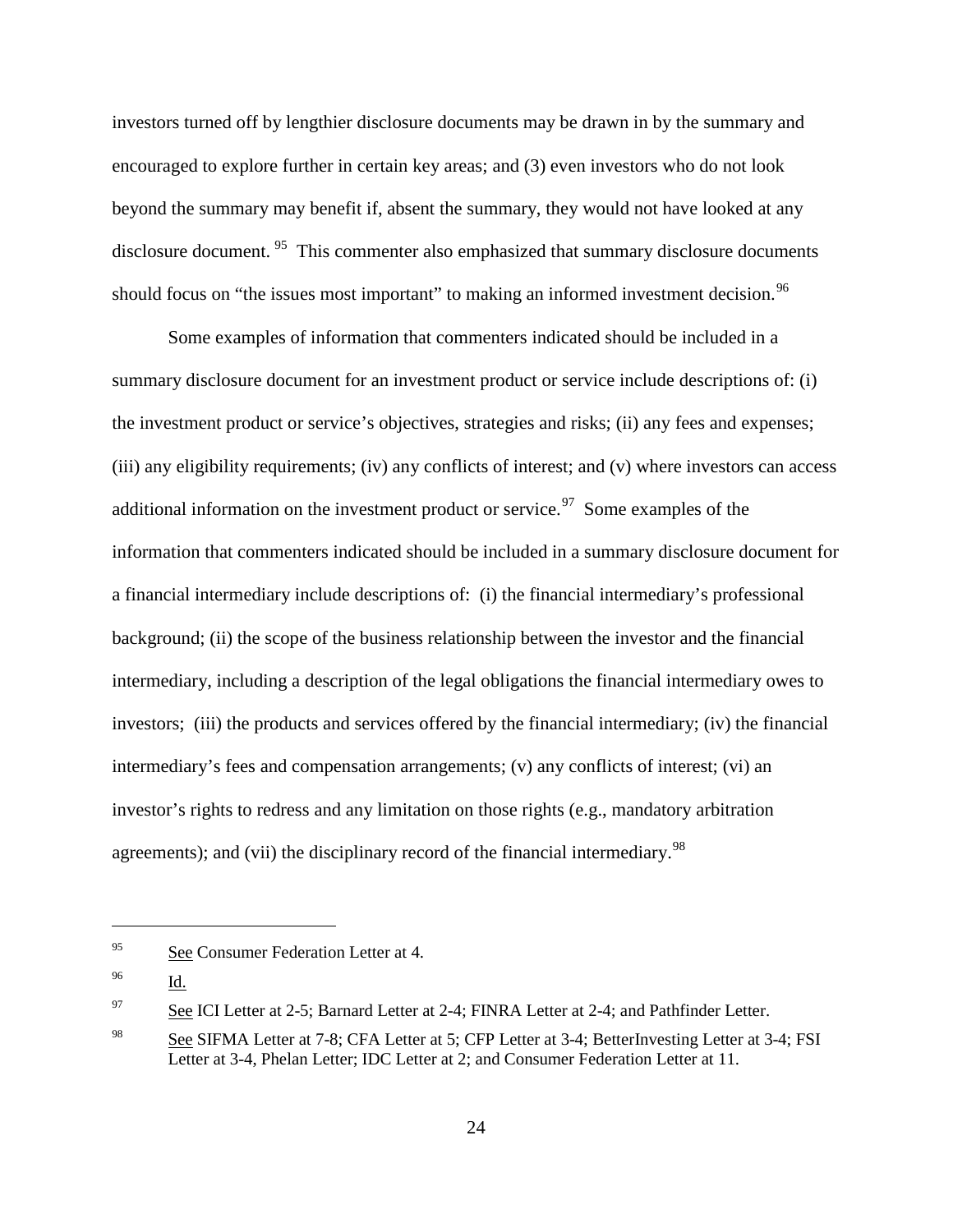investors turned off by lengthier disclosure documents may be drawn in by the summary and encouraged to explore further in certain key areas; and (3) even investors who do not look beyond the summary may benefit if, absent the summary, they would not have looked at any disclosure document.[95] This commenter also emphasized that summary disclosure documents should focus on "the issues most important" to making an informed investment decision.[96]

Some examples of information that commenters indicated should be included in a summary disclosure document for an investment product or service include descriptions of: (i) the investment product or service's objectives, strategies and risks; (ii) any fees and expenses; (iii) any eligibility requirements; (iv) any conflicts of interest; and (v) where investors can access additional information on the investment product or service.[97] Some examples of the information that commenters indicated should be included in a summary disclosure document for a financial intermediary include descriptions of: (i) the financial intermediary's professional background; (ii) the scope of the business relationship between the investor and the financial intermediary, including a description of the legal obligations the financial intermediary owes to investors; (iii) the products and services offered by the financial intermediary; (iv) the financial intermediary's fees and compensation arrangements; (v) any conflicts of interest; (vi) an investor's rights to redress and any limitation on those rights (e.g., mandatory arbitration agreements); and (vii) the disciplinary record of the financial intermediary.[98]

---

[95] See Consumer Federation Letter at 4.

[96] Id.

[97] See ICI Letter at 2-5; Barnard Letter at 2-4; FINRA Letter at 2-4; and Pathfinder Letter.

[98] See SIFMA Letter at 7-8; CFA Letter at 5; CFP Letter at 3-4; BetterInvesting Letter at 3-4; FSI Letter at 3-4, Phelan Letter; IDC Letter at 2; and Consumer Federation Letter at 11.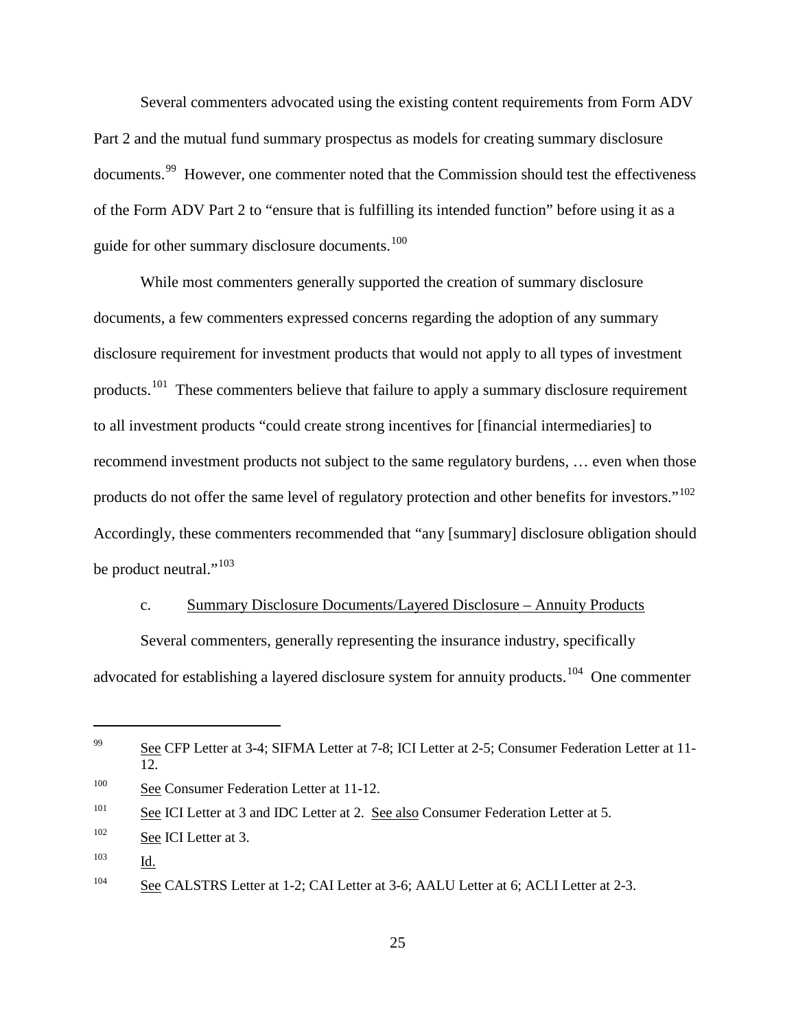Several commenters advocated using the existing content requirements from Form ADV Part 2 and the mutual fund summary prospectus as models for creating summary disclosure documents.[99] However, one commenter noted that the Commission should test the effectiveness of the Form ADV Part 2 to "ensure that is fulfilling its intended function" before using it as a guide for other summary disclosure documents.[100]

While most commenters generally supported the creation of summary disclosure documents, a few commenters expressed concerns regarding the adoption of any summary disclosure requirement for investment products that would not apply to all types of investment products.[101] These commenters believe that failure to apply a summary disclosure requirement to all investment products "could create strong incentives for [financial intermediaries] to recommend investment products not subject to the same regulatory burdens, … even when those products do not offer the same level of regulatory protection and other benefits for investors."[102] Accordingly, these commenters recommended that "any [summary] disclosure obligation should be product neutral."[103]

c. Summary Disclosure Documents/Layered Disclosure – Annuity Products

Several commenters, generally representing the insurance industry, specifically advocated for establishing a layered disclosure system for annuity products.[104] One commenter

---

[99] See CFP Letter at 3-4; SIFMA Letter at 7-8; ICI Letter at 2-5; Consumer Federation Letter at 11-12.

[100] See Consumer Federation Letter at 11-12.

[101] See ICI Letter at 3 and IDC Letter at 2. See also Consumer Federation Letter at 5.

[102] See ICI Letter at 3.

[103] Id.

[104] See CALSTRS Letter at 1-2; CAI Letter at 3-6; AALU Letter at 6; ACLI Letter at 2-3.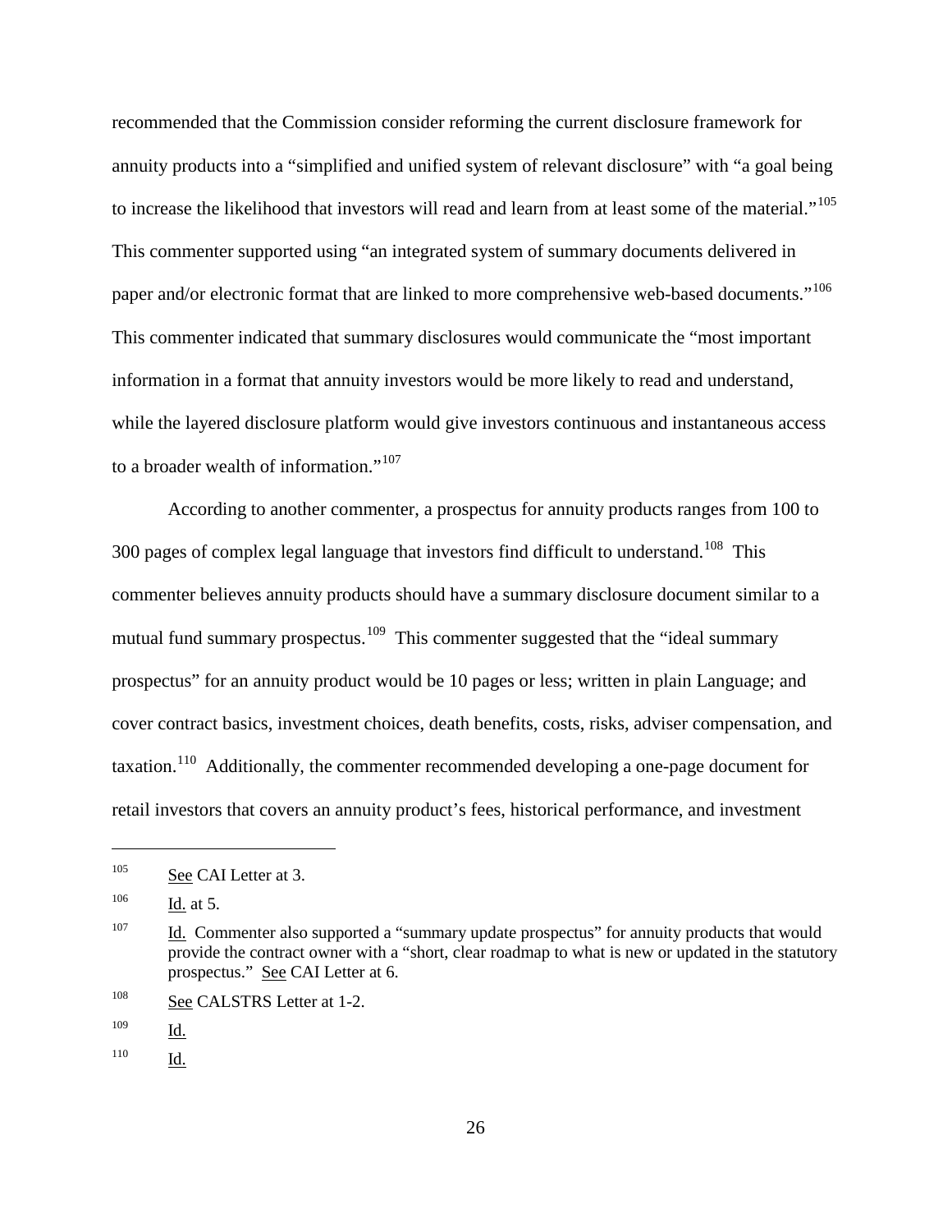recommended that the Commission consider reforming the current disclosure framework for annuity products into a "simplified and unified system of relevant disclosure" with "a goal being to increase the likelihood that investors will read and learn from at least some of the material."[105] This commenter supported using "an integrated system of summary documents delivered in paper and/or electronic format that are linked to more comprehensive web-based documents."[106] This commenter indicated that summary disclosures would communicate the "most important information in a format that annuity investors would be more likely to read and understand, while the layered disclosure platform would give investors continuous and instantaneous access to a broader wealth of information."[107]

According to another commenter, a prospectus for annuity products ranges from 100 to 300 pages of complex legal language that investors find difficult to understand.[108] This commenter believes annuity products should have a summary disclosure document similar to a mutual fund summary prospectus.[109] This commenter suggested that the "ideal summary prospectus" for an annuity product would be 10 pages or less; written in plain Language; and cover contract basics, investment choices, death benefits, costs, risks, adviser compensation, and taxation.[110] Additionally, the commenter recommended developing a one-page document for retail investors that covers an annuity product's fees, historical performance, and investment

---

[105] See CAI Letter at 3.

[106] Id. at 5.

[107] Id. Commenter also supported a "summary update prospectus" for annuity products that would provide the contract owner with a "short, clear roadmap to what is new or updated in the statutory prospectus." See CAI Letter at 6.

[108] See CALSTRS Letter at 1-2.

[109] Id.

[110] Id.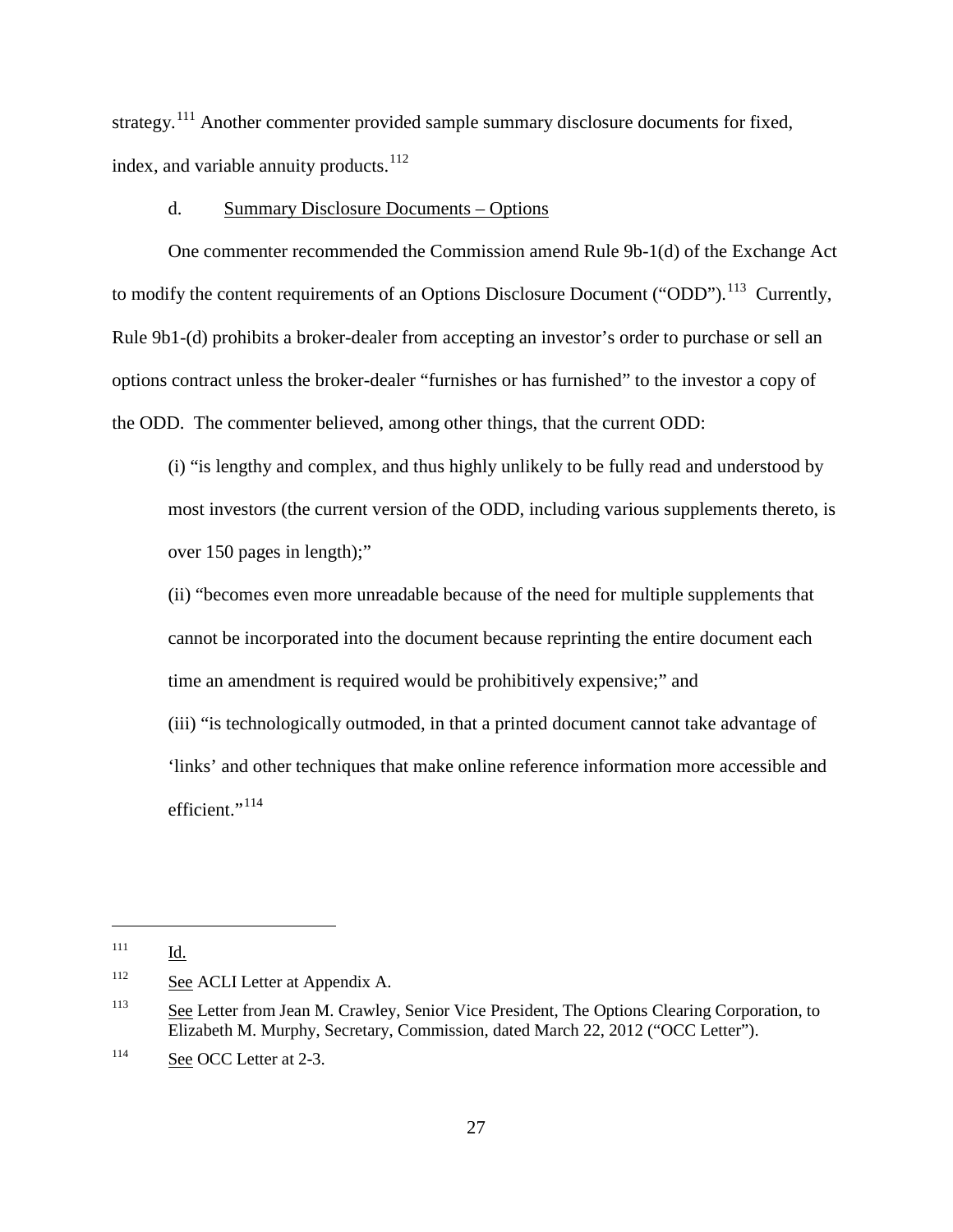strategy.[111] Another commenter provided sample summary disclosure documents for fixed, index, and variable annuity products.[112]

d. Summary Disclosure Documents – Options

One commenter recommended the Commission amend Rule 9b-1(d) of the Exchange Act to modify the content requirements of an Options Disclosure Document ("ODD").[113] Currently, Rule 9b1-(d) prohibits a broker-dealer from accepting an investor's order to purchase or sell an options contract unless the broker-dealer "furnishes or has furnished" to the investor a copy of the ODD. The commenter believed, among other things, that the current ODD:

(i) "is lengthy and complex, and thus highly unlikely to be fully read and understood by most investors (the current version of the ODD, including various supplements thereto, is over 150 pages in length);"

(ii) "becomes even more unreadable because of the need for multiple supplements that cannot be incorporated into the document because reprinting the entire document each time an amendment is required would be prohibitively expensive;" and

(iii) "is technologically outmoded, in that a printed document cannot take advantage of 'links' and other techniques that make online reference information more accessible and efficient."[114]

---

[111] Id.

[112] See ACLI Letter at Appendix A.

[113] See Letter from Jean M. Crawley, Senior Vice President, The Options Clearing Corporation, to Elizabeth M. Murphy, Secretary, Commission, dated March 22, 2012 ("OCC Letter").

[114] See OCC Letter at 2-3.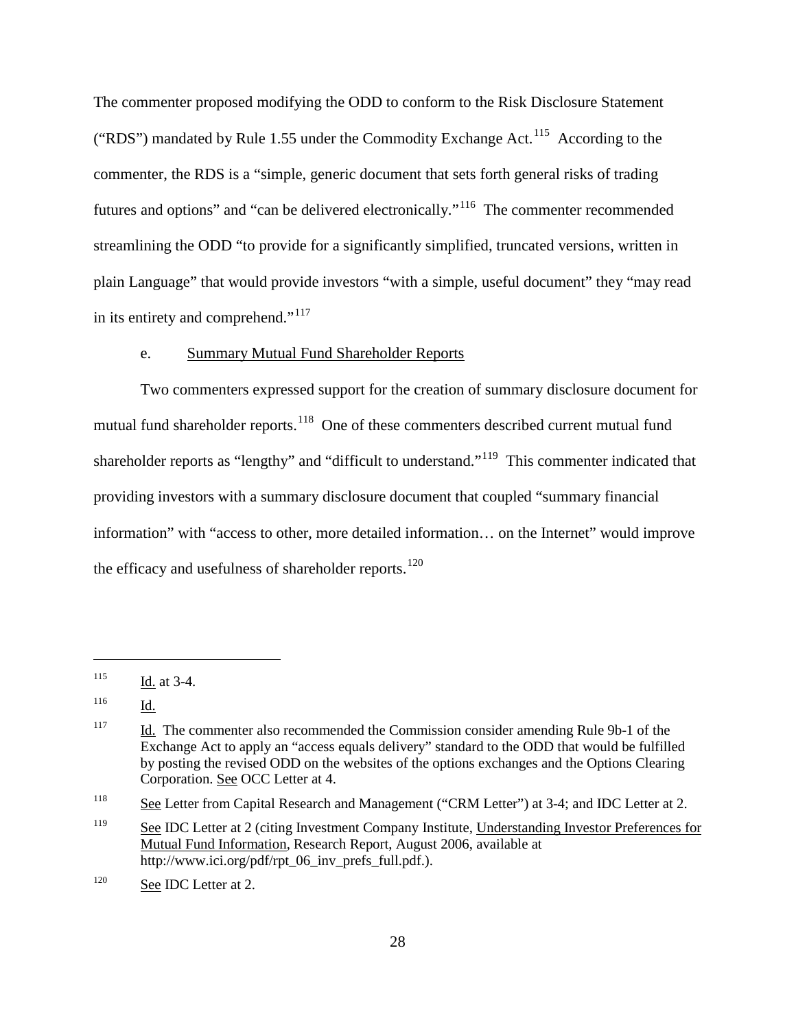The commenter proposed modifying the ODD to conform to the Risk Disclosure Statement ("RDS") mandated by Rule 1.55 under the Commodity Exchange Act.[115] According to the commenter, the RDS is a "simple, generic document that sets forth general risks of trading futures and options" and "can be delivered electronically."[116] The commenter recommended streamlining the ODD "to provide for a significantly simplified, truncated versions, written in plain Language" that would provide investors "with a simple, useful document" they "may read in its entirety and comprehend."[117]

e. Summary Mutual Fund Shareholder Reports

Two commenters expressed support for the creation of summary disclosure document for mutual fund shareholder reports.[118] One of these commenters described current mutual fund shareholder reports as "lengthy" and "difficult to understand."[119] This commenter indicated that providing investors with a summary disclosure document that coupled "summary financial information" with "access to other, more detailed information… on the Internet" would improve the efficacy and usefulness of shareholder reports.[120]

---

[115] Id. at 3-4.

[116] Id.

[117] Id. The commenter also recommended the Commission consider amending Rule 9b-1 of the Exchange Act to apply an "access equals delivery" standard to the ODD that would be fulfilled by posting the revised ODD on the websites of the options exchanges and the Options Clearing Corporation. See OCC Letter at 4.

[118] See Letter from Capital Research and Management ("CRM Letter") at 3-4; and IDC Letter at 2.

[119] See IDC Letter at 2 (citing Investment Company Institute, Understanding Investor Preferences for Mutual Fund Information, Research Report, August 2006, available at http://www.ici.org/pdf/rpt_06_inv_prefs_full.pdf.).

[120] See IDC Letter at 2.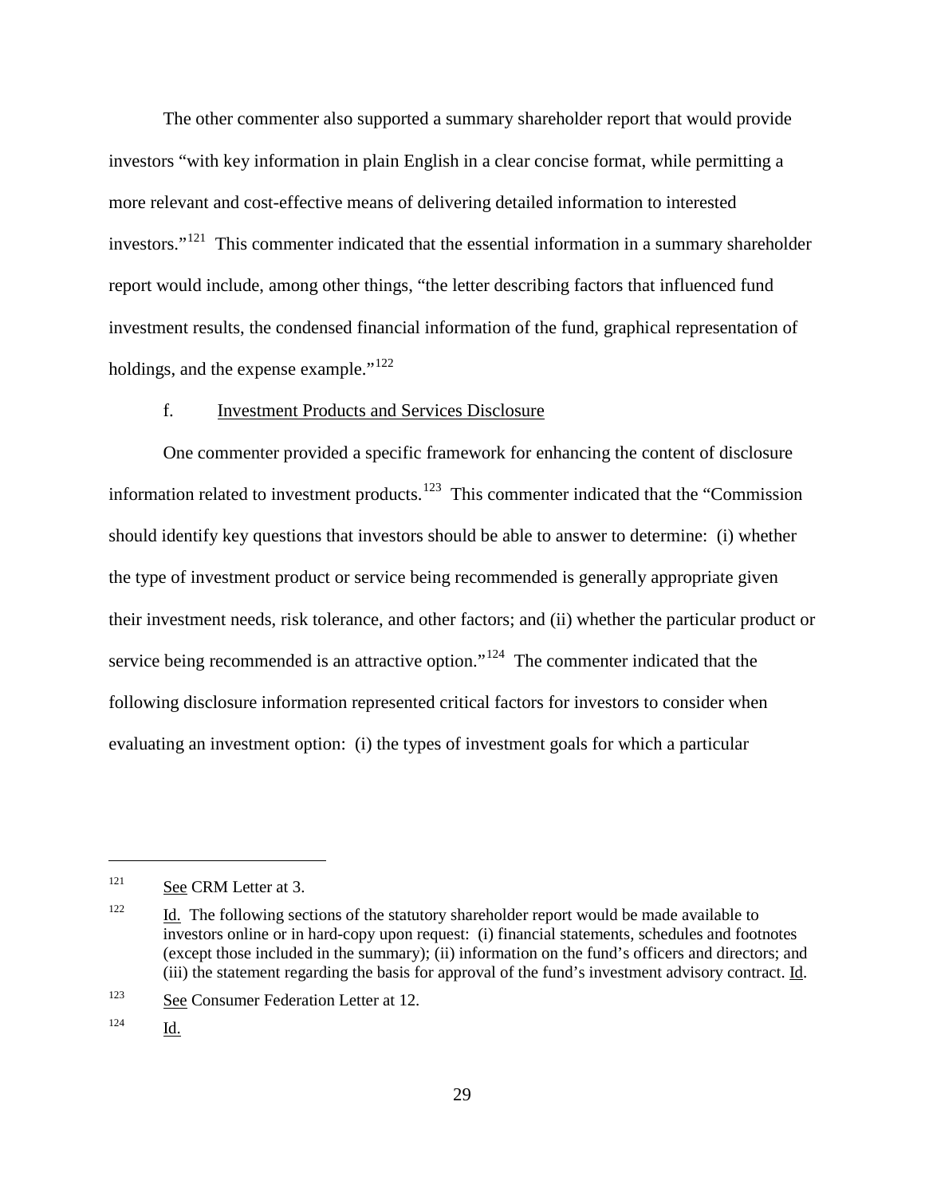The other commenter also supported a summary shareholder report that would provide investors "with key information in plain English in a clear concise format, while permitting a more relevant and cost-effective means of delivering detailed information to interested investors."[121] This commenter indicated that the essential information in a summary shareholder report would include, among other things, "the letter describing factors that influenced fund investment results, the condensed financial information of the fund, graphical representation of holdings, and the expense example."[122]

f. Investment Products and Services Disclosure

One commenter provided a specific framework for enhancing the content of disclosure information related to investment products.[123] This commenter indicated that the "Commission should identify key questions that investors should be able to answer to determine: (i) whether the type of investment product or service being recommended is generally appropriate given their investment needs, risk tolerance, and other factors; and (ii) whether the particular product or service being recommended is an attractive option."[124] The commenter indicated that the following disclosure information represented critical factors for investors to consider when evaluating an investment option: (i) the types of investment goals for which a particular

---

[121] See CRM Letter at 3.

[122] Id. The following sections of the statutory shareholder report would be made available to investors online or in hard-copy upon request: (i) financial statements, schedules and footnotes (except those included in the summary); (ii) information on the fund's officers and directors; and (iii) the statement regarding the basis for approval of the fund's investment advisory contract. Id.

[123] See Consumer Federation Letter at 12.

[124] Id.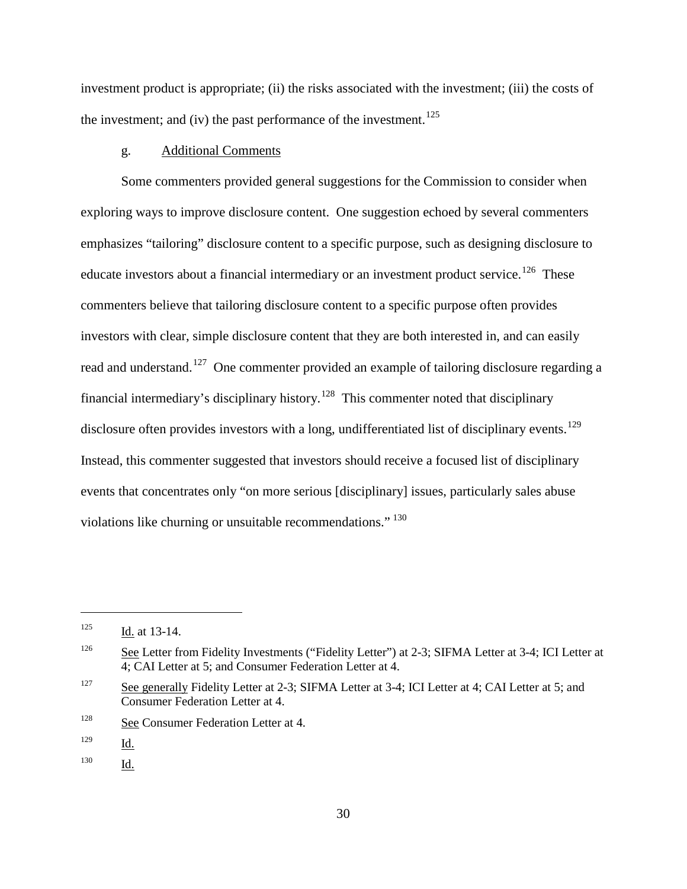investment product is appropriate; (ii) the risks associated with the investment; (iii) the costs of the investment; and (iv) the past performance of the investment.[125]

g. Additional Comments

Some commenters provided general suggestions for the Commission to consider when exploring ways to improve disclosure content. One suggestion echoed by several commenters emphasizes "tailoring" disclosure content to a specific purpose, such as designing disclosure to educate investors about a financial intermediary or an investment product service.[126] These commenters believe that tailoring disclosure content to a specific purpose often provides investors with clear, simple disclosure content that they are both interested in, and can easily read and understand.[127] One commenter provided an example of tailoring disclosure regarding a financial intermediary's disciplinary history.[128] This commenter noted that disciplinary disclosure often provides investors with a long, undifferentiated list of disciplinary events.[129] Instead, this commenter suggested that investors should receive a focused list of disciplinary events that concentrates only "on more serious [disciplinary] issues, particularly sales abuse violations like churning or unsuitable recommendations."[130]

---

[125] Id. at 13-14.

[126] See Letter from Fidelity Investments ("Fidelity Letter") at 2-3; SIFMA Letter at 3-4; ICI Letter at 4; CAI Letter at 5; and Consumer Federation Letter at 4.

[127] See generally Fidelity Letter at 2-3; SIFMA Letter at 3-4; ICI Letter at 4; CAI Letter at 5; and Consumer Federation Letter at 4.

[128] See Consumer Federation Letter at 4.

[129] Id.

[130] Id.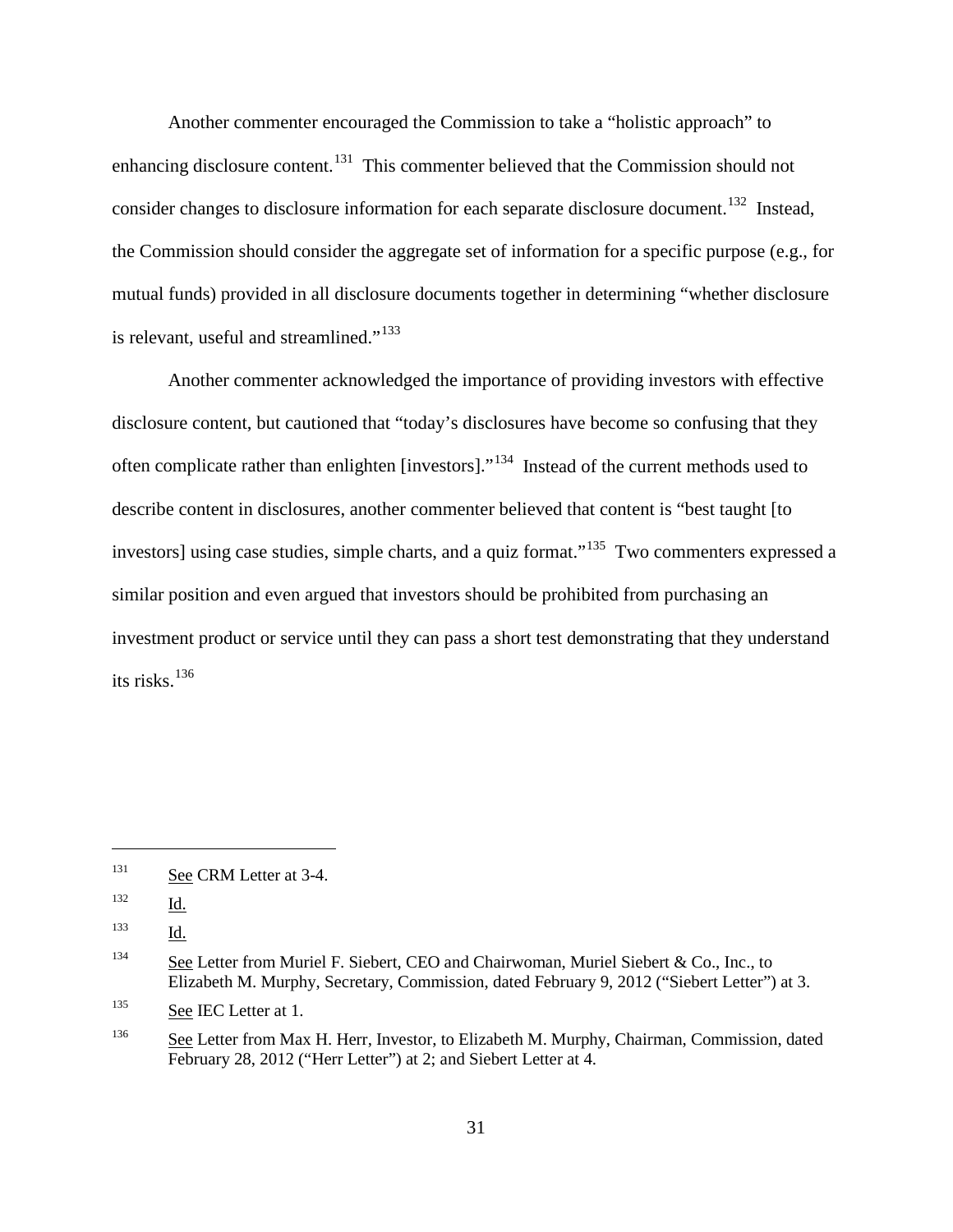Another commenter encouraged the Commission to take a "holistic approach" to enhancing disclosure content.[131] This commenter believed that the Commission should not consider changes to disclosure information for each separate disclosure document.[132] Instead, the Commission should consider the aggregate set of information for a specific purpose (e.g., for mutual funds) provided in all disclosure documents together in determining "whether disclosure is relevant, useful and streamlined."[133]

Another commenter acknowledged the importance of providing investors with effective disclosure content, but cautioned that "today's disclosures have become so confusing that they often complicate rather than enlighten [investors]."[134] Instead of the current methods used to describe content in disclosures, another commenter believed that content is "best taught [to investors] using case studies, simple charts, and a quiz format."[135] Two commenters expressed a similar position and even argued that investors should be prohibited from purchasing an investment product or service until they can pass a short test demonstrating that they understand its risks.[136]

---

[131] See CRM Letter at 3-4.

[132] Id.

[133] Id.

[134] See Letter from Muriel F. Siebert, CEO and Chairwoman, Muriel Siebert & Co., Inc., to Elizabeth M. Murphy, Secretary, Commission, dated February 9, 2012 ("Siebert Letter") at 3.

[135] See IEC Letter at 1.

[136] See Letter from Max H. Herr, Investor, to Elizabeth M. Murphy, Chairman, Commission, dated February 28, 2012 ("Herr Letter") at 2; and Siebert Letter at 4.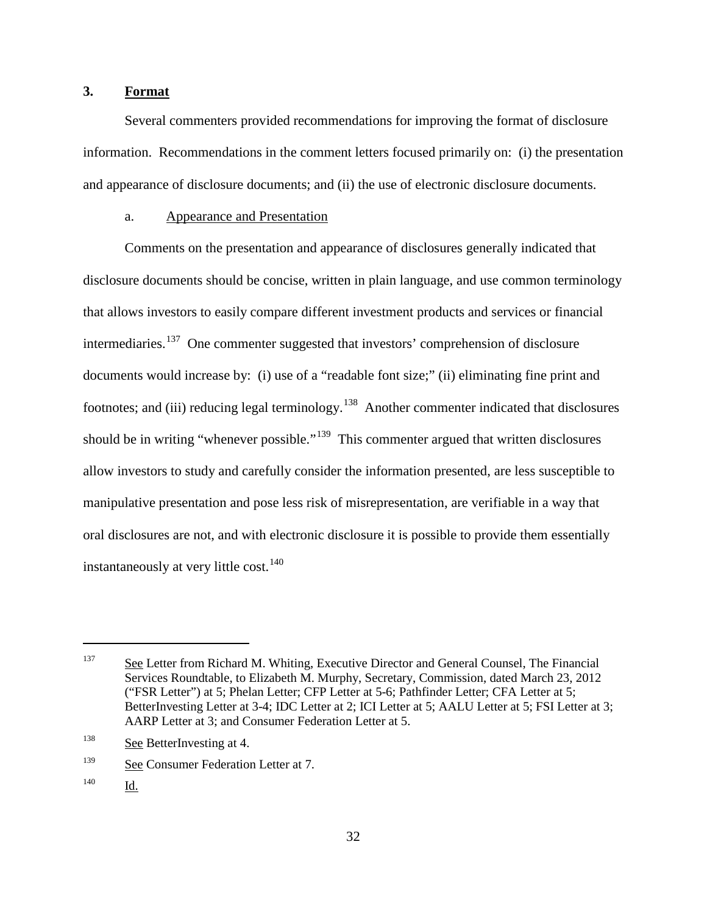### 3. **Format**

Several commenters provided recommendations for improving the format of disclosure information. Recommendations in the comment letters focused primarily on: (i) the presentation and appearance of disclosure documents; and (ii) the use of electronic disclosure documents.

#### a. Appearance and Presentation

Comments on the presentation and appearance of disclosures generally indicated that disclosure documents should be concise, written in plain language, and use common terminology that allows investors to easily compare different investment products and services or financial intermediaries.[137] One commenter suggested that investors' comprehension of disclosure documents would increase by: (i) use of a "readable font size;" (ii) eliminating fine print and footnotes; and (iii) reducing legal terminology.[138] Another commenter indicated that disclosures should be in writing "whenever possible."[139] This commenter argued that written disclosures allow investors to study and carefully consider the information presented, are less susceptible to manipulative presentation and pose less risk of misrepresentation, are verifiable in a way that oral disclosures are not, and with electronic disclosure it is possible to provide them essentially instantaneously at very little cost.[140]

---

[137] See Letter from Richard M. Whiting, Executive Director and General Counsel, The Financial Services Roundtable, to Elizabeth M. Murphy, Secretary, Commission, dated March 23, 2012 ("FSR Letter") at 5; Phelan Letter; CFP Letter at 5-6; Pathfinder Letter; CFA Letter at 5; BetterInvesting Letter at 3-4; IDC Letter at 2; ICI Letter at 5; AALU Letter at 5; FSI Letter at 3; AARP Letter at 3; and Consumer Federation Letter at 5.

[138] See BetterInvesting at 4.

[139] See Consumer Federation Letter at 7.

[140] Id.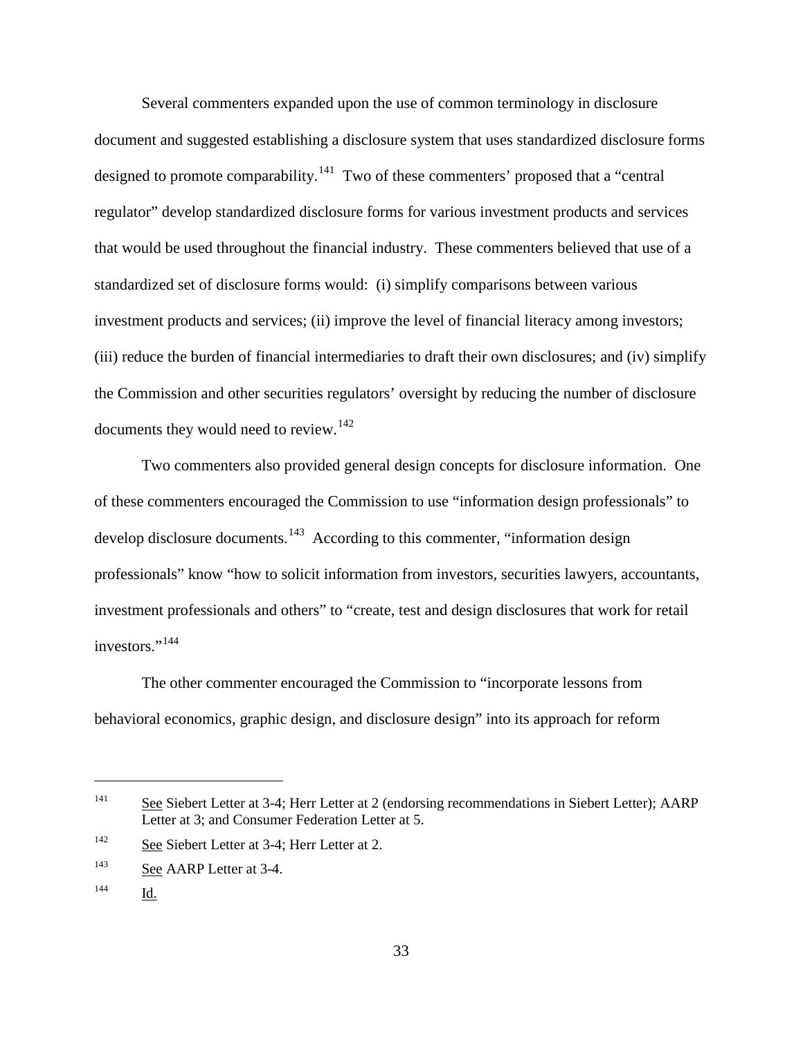Several commenters expanded upon the use of common terminology in disclosure document and suggested establishing a disclosure system that uses standardized disclosure forms designed to promote comparability.[141] Two of these commenters' proposed that a "central regulator" develop standardized disclosure forms for various investment products and services that would be used throughout the financial industry. These commenters believed that use of a standardized set of disclosure forms would: (i) simplify comparisons between various investment products and services; (ii) improve the level of financial literacy among investors; (iii) reduce the burden of financial intermediaries to draft their own disclosures; and (iv) simplify the Commission and other securities regulators' oversight by reducing the number of disclosure documents they would need to review.[142]

Two commenters also provided general design concepts for disclosure information. One of these commenters encouraged the Commission to use "information design professionals" to develop disclosure documents.[143] According to this commenter, "information design professionals" know "how to solicit information from investors, securities lawyers, accountants, investment professionals and others" to "create, test and design disclosures that work for retail investors."[144]

The other commenter encouraged the Commission to "incorporate lessons from behavioral economics, graphic design, and disclosure design" into its approach for reform

---

[141] See Siebert Letter at 3-4; Herr Letter at 2 (endorsing recommendations in Siebert Letter); AARP Letter at 3; and Consumer Federation Letter at 5.

[142] See Siebert Letter at 3-4; Herr Letter at 2.

[143] See AARP Letter at 3-4.

[144] Id.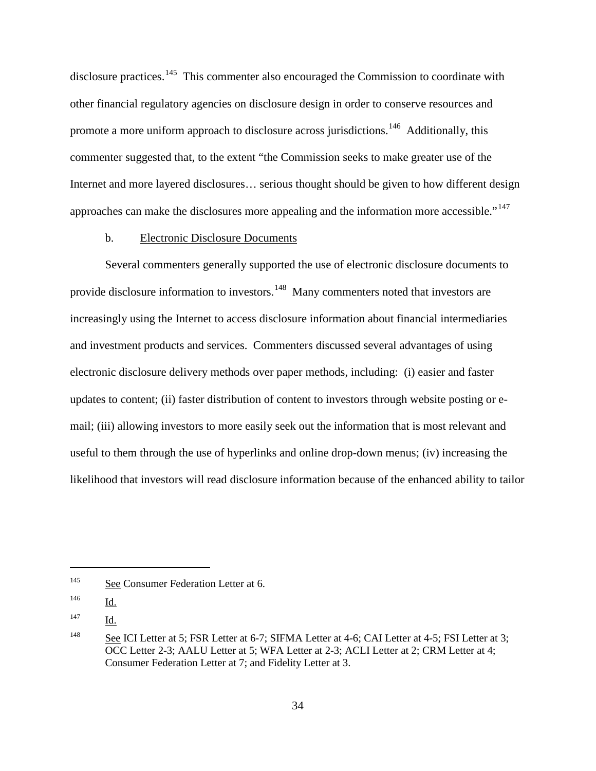disclosure practices.[145] This commenter also encouraged the Commission to coordinate with other financial regulatory agencies on disclosure design in order to conserve resources and promote a more uniform approach to disclosure across jurisdictions.[146] Additionally, this commenter suggested that, to the extent "the Commission seeks to make greater use of the Internet and more layered disclosures… serious thought should be given to how different design approaches can make the disclosures more appealing and the information more accessible."[147]

b. Electronic Disclosure Documents

Several commenters generally supported the use of electronic disclosure documents to provide disclosure information to investors.[148] Many commenters noted that investors are increasingly using the Internet to access disclosure information about financial intermediaries and investment products and services. Commenters discussed several advantages of using electronic disclosure delivery methods over paper methods, including: (i) easier and faster updates to content; (ii) faster distribution of content to investors through website posting or e-mail; (iii) allowing investors to more easily seek out the information that is most relevant and useful to them through the use of hyperlinks and online drop-down menus; (iv) increasing the likelihood that investors will read disclosure information because of the enhanced ability to tailor

---

[145] See Consumer Federation Letter at 6.

[146] Id.

[147] Id.

[148] See ICI Letter at 5; FSR Letter at 6-7; SIFMA Letter at 4-6; CAI Letter at 4-5; FSI Letter at 3; OCC Letter 2-3; AALU Letter at 5; WFA Letter at 2-3; ACLI Letter at 2; CRM Letter at 4; Consumer Federation Letter at 7; and Fidelity Letter at 3.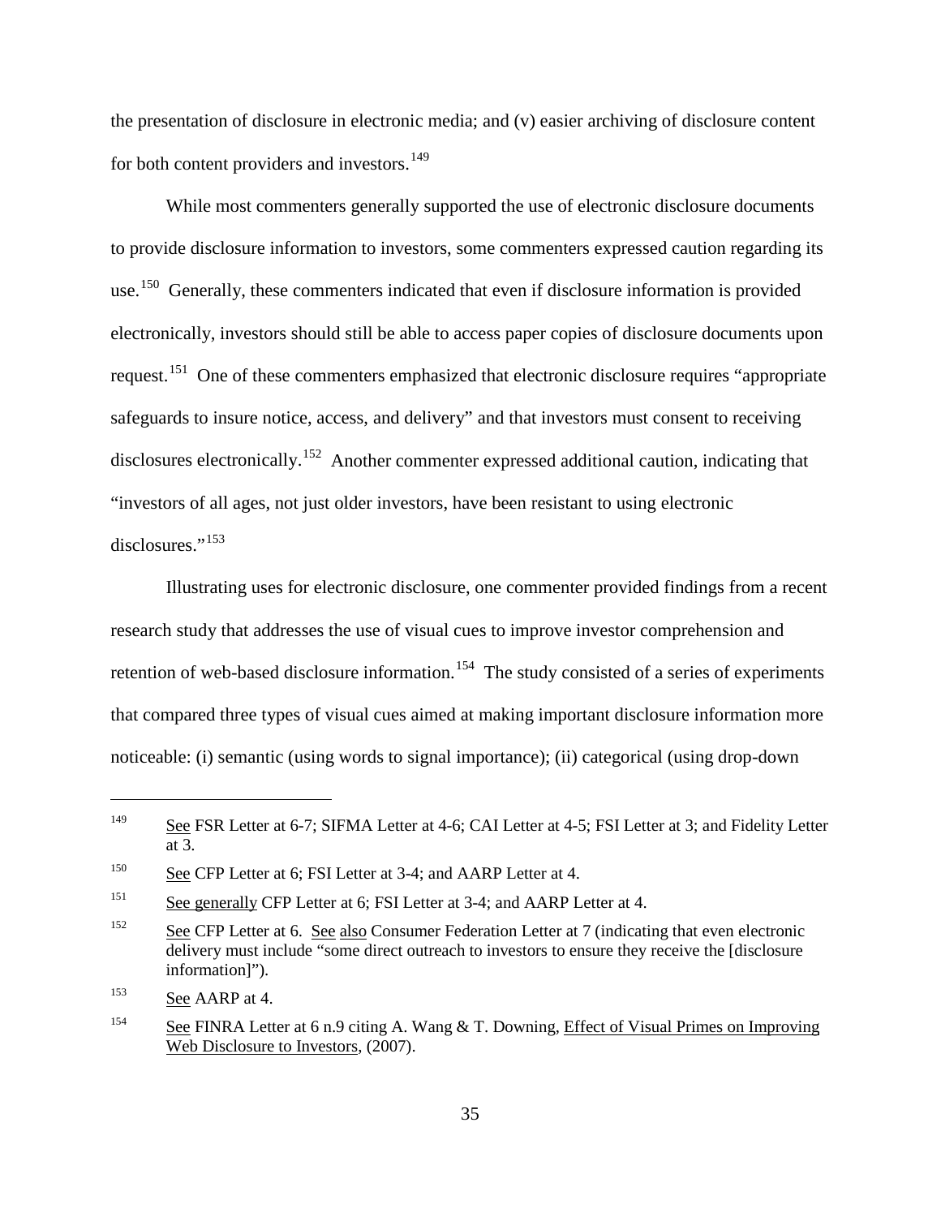the presentation of disclosure in electronic media; and (v) easier archiving of disclosure content for both content providers and investors.[149]

While most commenters generally supported the use of electronic disclosure documents to provide disclosure information to investors, some commenters expressed caution regarding its use.[150] Generally, these commenters indicated that even if disclosure information is provided electronically, investors should still be able to access paper copies of disclosure documents upon request.[151] One of these commenters emphasized that electronic disclosure requires "appropriate safeguards to insure notice, access, and delivery" and that investors must consent to receiving disclosures electronically.[152] Another commenter expressed additional caution, indicating that "investors of all ages, not just older investors, have been resistant to using electronic disclosures."[153]

Illustrating uses for electronic disclosure, one commenter provided findings from a recent research study that addresses the use of visual cues to improve investor comprehension and retention of web-based disclosure information.[154] The study consisted of a series of experiments that compared three types of visual cues aimed at making important disclosure information more noticeable: (i) semantic (using words to signal importance); (ii) categorical (using drop-down

---

[149] See FSR Letter at 6-7; SIFMA Letter at 4-6; CAI Letter at 4-5; FSI Letter at 3; and Fidelity Letter at 3.

[150] See CFP Letter at 6; FSI Letter at 3-4; and AARP Letter at 4.

[151] See generally CFP Letter at 6; FSI Letter at 3-4; and AARP Letter at 4.

[152] See CFP Letter at 6. See also Consumer Federation Letter at 7 (indicating that even electronic delivery must include "some direct outreach to investors to ensure they receive the [disclosure information]").

[153] See AARP at 4.

[154] See FINRA Letter at 6 n.9 citing A. Wang & T. Downing, Effect of Visual Primes on Improving Web Disclosure to Investors, (2007).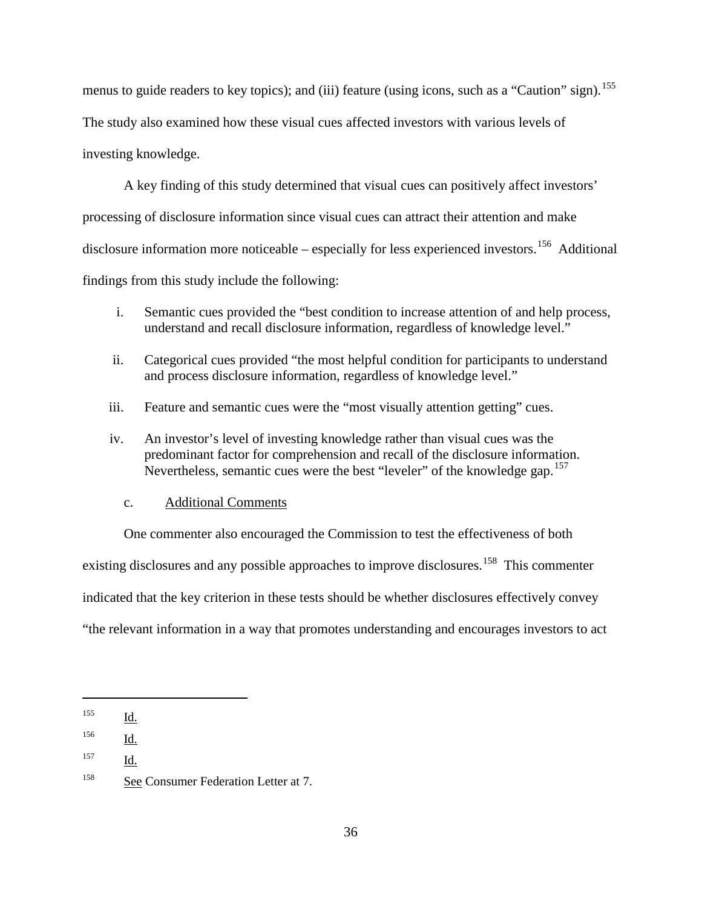menus to guide readers to key topics); and (iii) feature (using icons, such as a "Caution" sign).[155] The study also examined how these visual cues affected investors with various levels of investing knowledge.

A key finding of this study determined that visual cues can positively affect investors' processing of disclosure information since visual cues can attract their attention and make disclosure information more noticeable – especially for less experienced investors.[156] Additional findings from this study include the following:

i. Semantic cues provided the "best condition to increase attention of and help process, understand and recall disclosure information, regardless of knowledge level."

ii. Categorical cues provided "the most helpful condition for participants to understand and process disclosure information, regardless of knowledge level."

iii. Feature and semantic cues were the "most visually attention getting" cues.

iv. An investor's level of investing knowledge rather than visual cues was the predominant factor for comprehension and recall of the disclosure information. Nevertheless, semantic cues were the best "leveler" of the knowledge gap.[157]

c. Additional Comments

One commenter also encouraged the Commission to test the effectiveness of both existing disclosures and any possible approaches to improve disclosures.[158] This commenter indicated that the key criterion in these tests should be whether disclosures effectively convey "the relevant information in a way that promotes understanding and encourages investors to act

---

[155] Id.

[156] Id.

[157] Id.

[158] See Consumer Federation Letter at 7.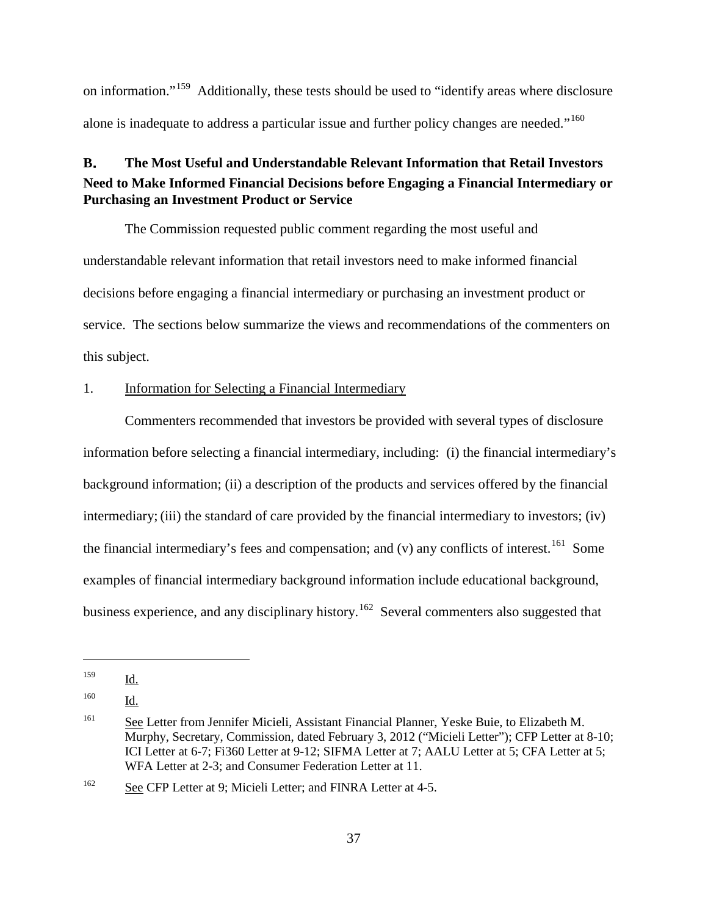on information."[159] Additionally, these tests should be used to "identify areas where disclosure alone is inadequate to address a particular issue and further policy changes are needed."[160]

## B. The Most Useful and Understandable Relevant Information that Retail Investors Need to Make Informed Financial Decisions before Engaging a Financial Intermediary or Purchasing an Investment Product or Service

The Commission requested public comment regarding the most useful and understandable relevant information that retail investors need to make informed financial decisions before engaging a financial intermediary or purchasing an investment product or service. The sections below summarize the views and recommendations of the commenters on this subject.

### 1. Information for Selecting a Financial Intermediary

Commenters recommended that investors be provided with several types of disclosure information before selecting a financial intermediary, including: (i) the financial intermediary's background information; (ii) a description of the products and services offered by the financial intermediary; (iii) the standard of care provided by the financial intermediary to investors; (iv) the financial intermediary's fees and compensation; and (v) any conflicts of interest.[161] Some examples of financial intermediary background information include educational background, business experience, and any disciplinary history.[162] Several commenters also suggested that

---

[159] Id.

[160] Id.

[161] See Letter from Jennifer Micieli, Assistant Financial Planner, Yeske Buie, to Elizabeth M. Murphy, Secretary, Commission, dated February 3, 2012 ("Micieli Letter"); CFP Letter at 8-10; ICI Letter at 6-7; Fi360 Letter at 9-12; SIFMA Letter at 7; AALU Letter at 5; CFA Letter at 5; WFA Letter at 2-3; and Consumer Federation Letter at 11.

[162] See CFP Letter at 9; Micieli Letter; and FINRA Letter at 4-5.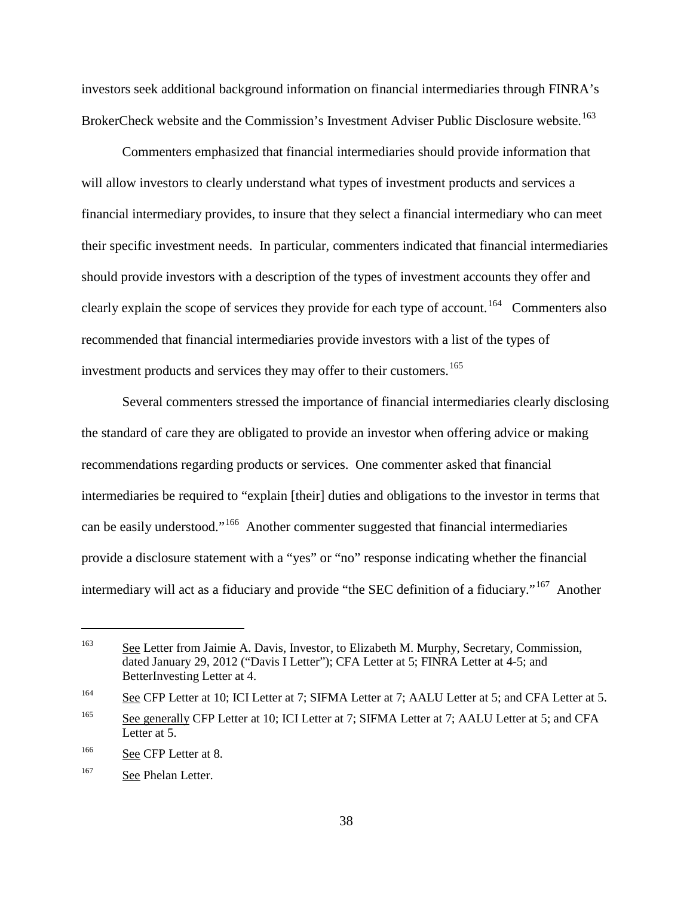investors seek additional background information on financial intermediaries through FINRA's BrokerCheck website and the Commission's Investment Adviser Public Disclosure website.[163]

Commenters emphasized that financial intermediaries should provide information that will allow investors to clearly understand what types of investment products and services a financial intermediary provides, to insure that they select a financial intermediary who can meet their specific investment needs. In particular, commenters indicated that financial intermediaries should provide investors with a description of the types of investment accounts they offer and clearly explain the scope of services they provide for each type of account.[164] Commenters also recommended that financial intermediaries provide investors with a list of the types of investment products and services they may offer to their customers.[165]

Several commenters stressed the importance of financial intermediaries clearly disclosing the standard of care they are obligated to provide an investor when offering advice or making recommendations regarding products or services. One commenter asked that financial intermediaries be required to "explain [their] duties and obligations to the investor in terms that can be easily understood."[166] Another commenter suggested that financial intermediaries provide a disclosure statement with a "yes" or "no" response indicating whether the financial intermediary will act as a fiduciary and provide "the SEC definition of a fiduciary."[167] Another

---

[163] See Letter from Jaimie A. Davis, Investor, to Elizabeth M. Murphy, Secretary, Commission, dated January 29, 2012 ("Davis I Letter"); CFA Letter at 5; FINRA Letter at 4-5; and BetterInvesting Letter at 4.

[164] See CFP Letter at 10; ICI Letter at 7; SIFMA Letter at 7; AALU Letter at 5; and CFA Letter at 5.

[165] See generally CFP Letter at 10; ICI Letter at 7; SIFMA Letter at 7; AALU Letter at 5; and CFA Letter at 5.

[166] See CFP Letter at 8.

[167] See Phelan Letter.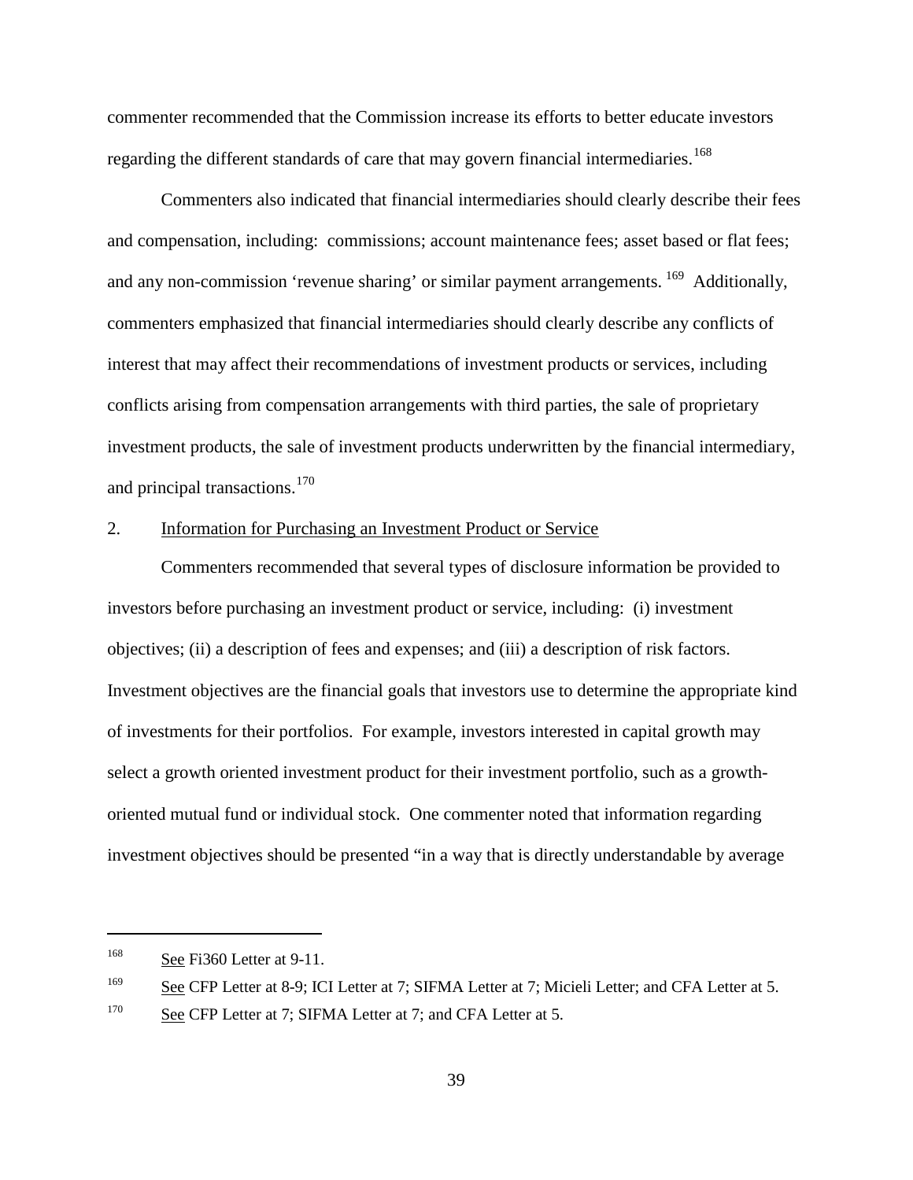commenter recommended that the Commission increase its efforts to better educate investors regarding the different standards of care that may govern financial intermediaries.[168]

Commenters also indicated that financial intermediaries should clearly describe their fees and compensation, including: commissions; account maintenance fees; asset based or flat fees; and any non-commission 'revenue sharing' or similar payment arrangements.[169] Additionally, commenters emphasized that financial intermediaries should clearly describe any conflicts of interest that may affect their recommendations of investment products or services, including conflicts arising from compensation arrangements with third parties, the sale of proprietary investment products, the sale of investment products underwritten by the financial intermediary, and principal transactions.[170]

2. Information for Purchasing an Investment Product or Service

Commenters recommended that several types of disclosure information be provided to investors before purchasing an investment product or service, including: (i) investment objectives; (ii) a description of fees and expenses; and (iii) a description of risk factors. Investment objectives are the financial goals that investors use to determine the appropriate kind of investments for their portfolios. For example, investors interested in capital growth may select a growth oriented investment product for their investment portfolio, such as a growth-oriented mutual fund or individual stock. One commenter noted that information regarding investment objectives should be presented "in a way that is directly understandable by average

---

[168] See Fi360 Letter at 9-11.

[169] See CFP Letter at 8-9; ICI Letter at 7; SIFMA Letter at 7; Micieli Letter; and CFA Letter at 5.

[170] See CFP Letter at 7; SIFMA Letter at 7; and CFA Letter at 5.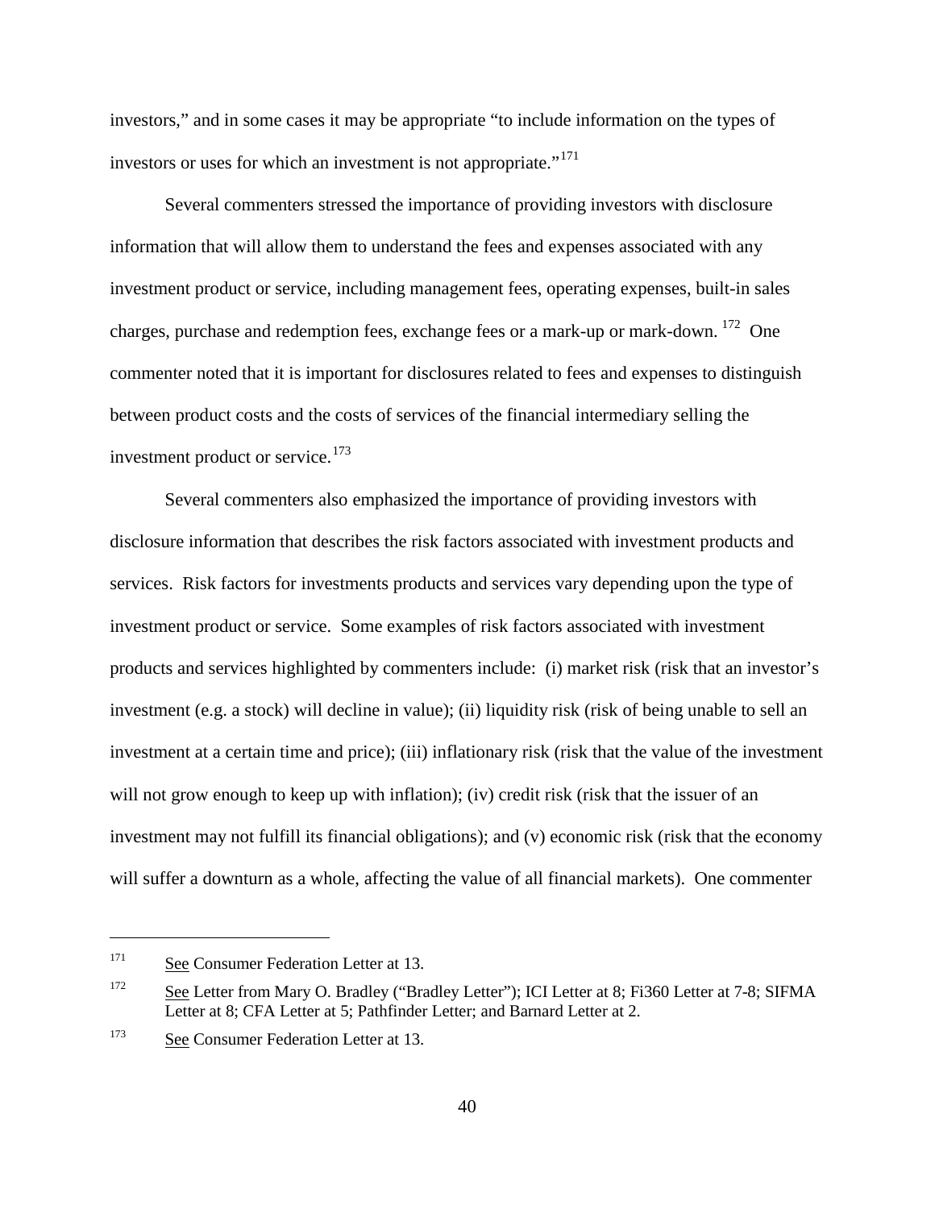investors," and in some cases it may be appropriate "to include information on the types of investors or uses for which an investment is not appropriate."[171]

Several commenters stressed the importance of providing investors with disclosure information that will allow them to understand the fees and expenses associated with any investment product or service, including management fees, operating expenses, built-in sales charges, purchase and redemption fees, exchange fees or a mark-up or mark-down.[172] One commenter noted that it is important for disclosures related to fees and expenses to distinguish between product costs and the costs of services of the financial intermediary selling the investment product or service.[173]

Several commenters also emphasized the importance of providing investors with disclosure information that describes the risk factors associated with investment products and services. Risk factors for investments products and services vary depending upon the type of investment product or service. Some examples of risk factors associated with investment products and services highlighted by commenters include: (i) market risk (risk that an investor's investment (e.g. a stock) will decline in value); (ii) liquidity risk (risk of being unable to sell an investment at a certain time and price); (iii) inflationary risk (risk that the value of the investment will not grow enough to keep up with inflation); (iv) credit risk (risk that the issuer of an investment may not fulfill its financial obligations); and (v) economic risk (risk that the economy will suffer a downturn as a whole, affecting the value of all financial markets). One commenter

---

[171] See Consumer Federation Letter at 13.

[172] See Letter from Mary O. Bradley ("Bradley Letter"); ICI Letter at 8; Fi360 Letter at 7-8; SIFMA Letter at 8; CFA Letter at 5; Pathfinder Letter; and Barnard Letter at 2.

[173] See Consumer Federation Letter at 13.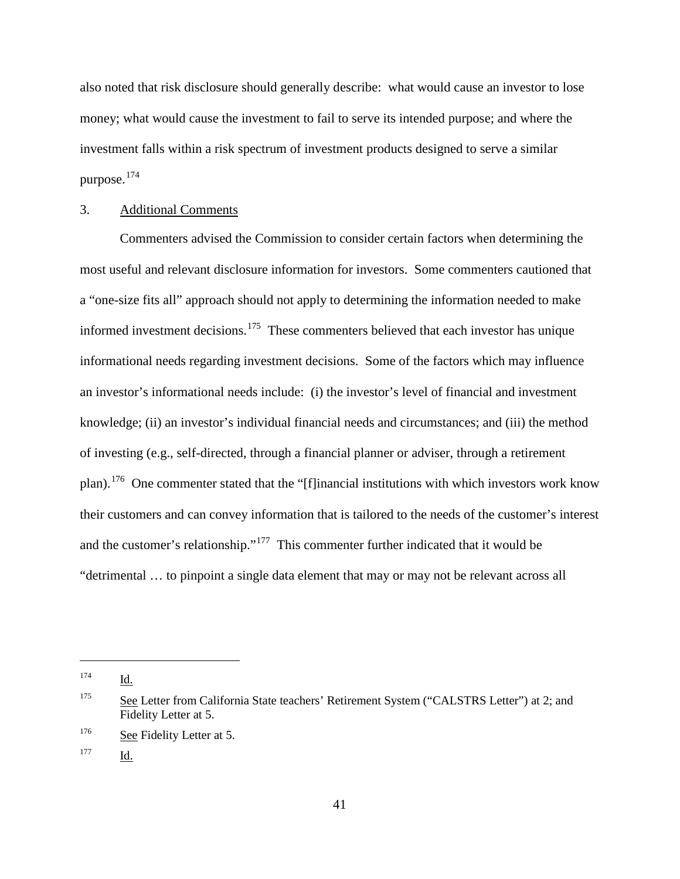also noted that risk disclosure should generally describe: what would cause an investor to lose money; what would cause the investment to fail to serve its intended purpose; and where the investment falls within a risk spectrum of investment products designed to serve a similar purpose.[174]

### 3. Additional Comments

Commenters advised the Commission to consider certain factors when determining the most useful and relevant disclosure information for investors. Some commenters cautioned that a "one-size fits all" approach should not apply to determining the information needed to make informed investment decisions.[175] These commenters believed that each investor has unique informational needs regarding investment decisions. Some of the factors which may influence an investor's informational needs include: (i) the investor's level of financial and investment knowledge; (ii) an investor's individual financial needs and circumstances; and (iii) the method of investing (e.g., self-directed, through a financial planner or adviser, through a retirement plan).[176] One commenter stated that the "[f]inancial institutions with which investors work know their customers and can convey information that is tailored to the needs of the customer's interest and the customer's relationship."[177] This commenter further indicated that it would be "detrimental … to pinpoint a single data element that may or may not be relevant across all

---

[174] Id.

[175] See Letter from California State teachers' Retirement System ("CALSTRS Letter") at 2; and Fidelity Letter at 5.

[176] See Fidelity Letter at 5.

[177] Id.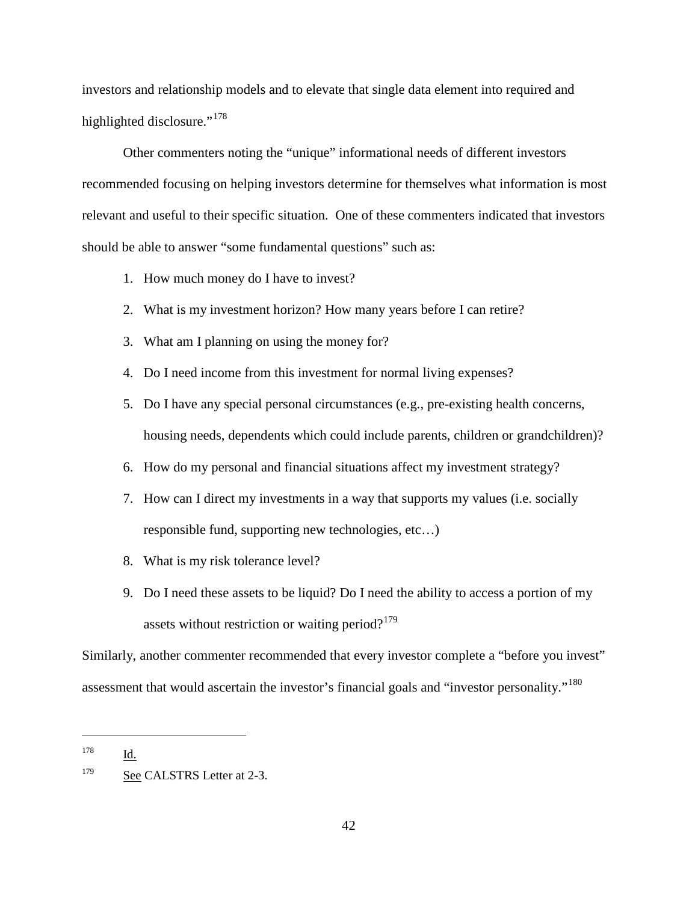investors and relationship models and to elevate that single data element into required and highlighted disclosure."[178]

Other commenters noting the "unique" informational needs of different investors recommended focusing on helping investors determine for themselves what information is most relevant and useful to their specific situation. One of these commenters indicated that investors should be able to answer "some fundamental questions" such as:

1. How much money do I have to invest?
2. What is my investment horizon? How many years before I can retire?
3. What am I planning on using the money for?
4. Do I need income from this investment for normal living expenses?
5. Do I have any special personal circumstances (e.g., pre-existing health concerns, housing needs, dependents which could include parents, children or grandchildren)?
6. How do my personal and financial situations affect my investment strategy?
7. How can I direct my investments in a way that supports my values (i.e. socially responsible fund, supporting new technologies, etc…)
8. What is my risk tolerance level?
9. Do I need these assets to be liquid? Do I need the ability to access a portion of my assets without restriction or waiting period?[179]

Similarly, another commenter recommended that every investor complete a "before you invest" assessment that would ascertain the investor's financial goals and "investor personality."[180]

---

[178] Id.

[179] See CALSTRS Letter at 2-3.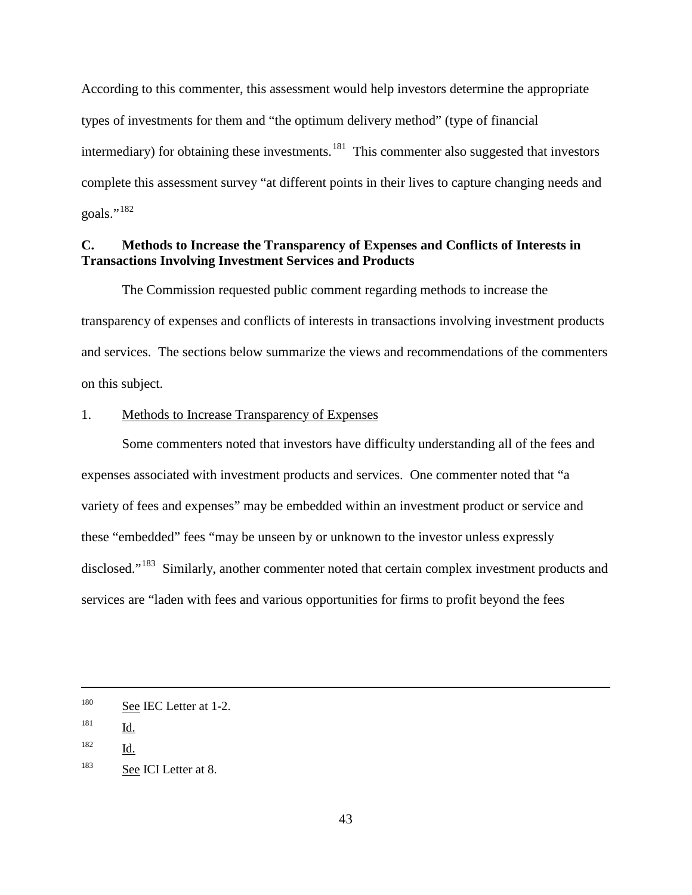According to this commenter, this assessment would help investors determine the appropriate types of investments for them and "the optimum delivery method" (type of financial intermediary) for obtaining these investments.[181] This commenter also suggested that investors complete this assessment survey "at different points in their lives to capture changing needs and goals."[182]

## C. Methods to Increase the Transparency of Expenses and Conflicts of Interests in Transactions Involving Investment Services and Products

The Commission requested public comment regarding methods to increase the transparency of expenses and conflicts of interests in transactions involving investment products and services. The sections below summarize the views and recommendations of the commenters on this subject.

### 1. Methods to Increase Transparency of Expenses

Some commenters noted that investors have difficulty understanding all of the fees and expenses associated with investment products and services. One commenter noted that "a variety of fees and expenses" may be embedded within an investment product or service and these "embedded" fees "may be unseen by or unknown to the investor unless expressly disclosed."[183] Similarly, another commenter noted that certain complex investment products and services are "laden with fees and various opportunities for firms to profit beyond the fees

---

[180] See IEC Letter at 1-2.

[181] Id.

[182] Id.

[183] See ICI Letter at 8.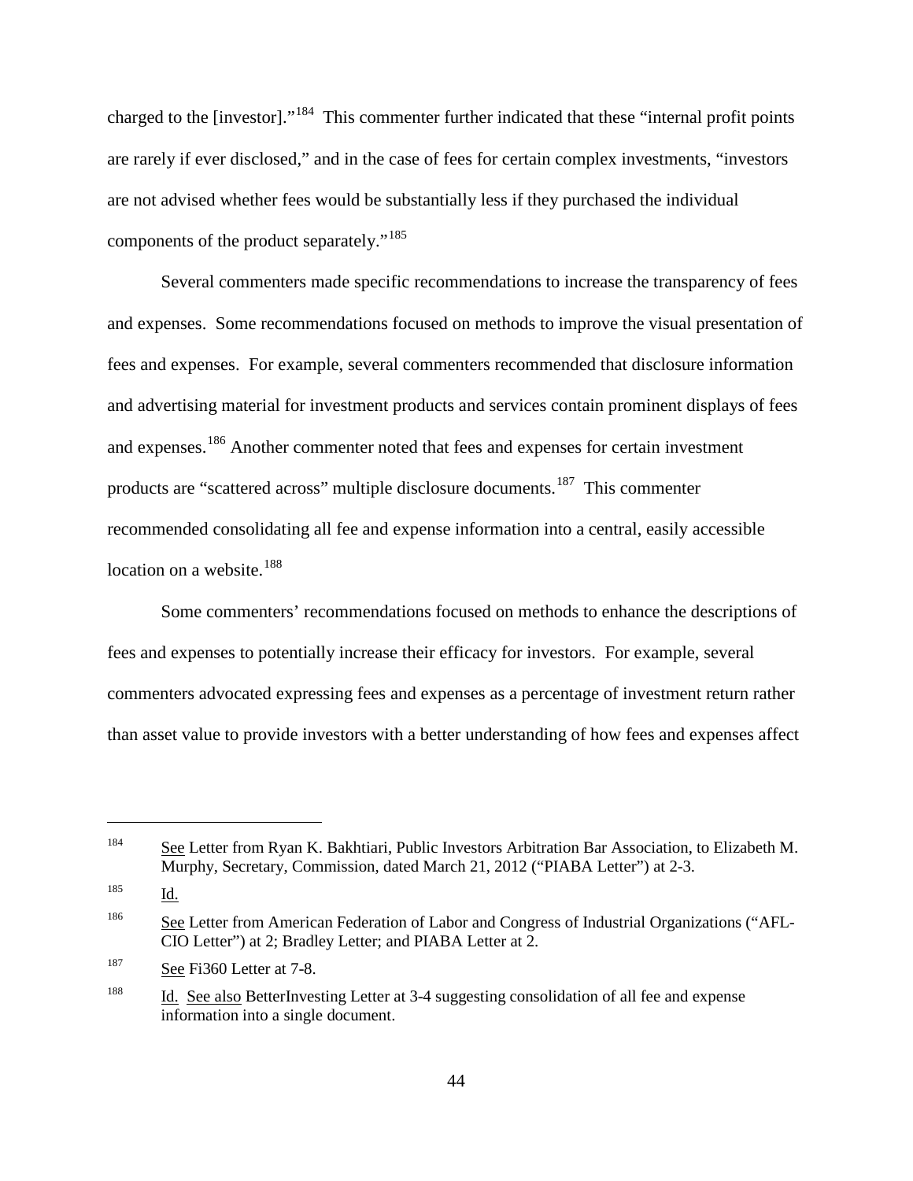charged to the [investor]."[184] This commenter further indicated that these "internal profit points are rarely if ever disclosed," and in the case of fees for certain complex investments, "investors are not advised whether fees would be substantially less if they purchased the individual components of the product separately."[185]

Several commenters made specific recommendations to increase the transparency of fees and expenses. Some recommendations focused on methods to improve the visual presentation of fees and expenses. For example, several commenters recommended that disclosure information and advertising material for investment products and services contain prominent displays of fees and expenses.[186] Another commenter noted that fees and expenses for certain investment products are "scattered across" multiple disclosure documents.[187] This commenter recommended consolidating all fee and expense information into a central, easily accessible location on a website.[188]

Some commenters' recommendations focused on methods to enhance the descriptions of fees and expenses to potentially increase their efficacy for investors. For example, several commenters advocated expressing fees and expenses as a percentage of investment return rather than asset value to provide investors with a better understanding of how fees and expenses affect

---

[184] See Letter from Ryan K. Bakhtiari, Public Investors Arbitration Bar Association, to Elizabeth M. Murphy, Secretary, Commission, dated March 21, 2012 ("PIABA Letter") at 2-3.

[185] Id.

[186] See Letter from American Federation of Labor and Congress of Industrial Organizations ("AFL-CIO Letter") at 2; Bradley Letter; and PIABA Letter at 2.

[187] See Fi360 Letter at 7-8.

[188] Id. See also BetterInvesting Letter at 3-4 suggesting consolidation of all fee and expense information into a single document.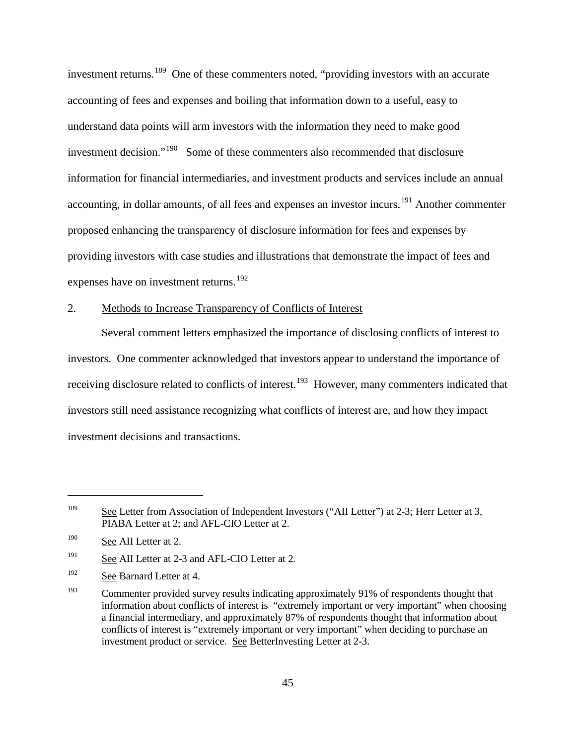investment returns.[189] One of these commenters noted, "providing investors with an accurate accounting of fees and expenses and boiling that information down to a useful, easy to understand data points will arm investors with the information they need to make good investment decision."[190] Some of these commenters also recommended that disclosure information for financial intermediaries, and investment products and services include an annual accounting, in dollar amounts, of all fees and expenses an investor incurs.[191] Another commenter proposed enhancing the transparency of disclosure information for fees and expenses by providing investors with case studies and illustrations that demonstrate the impact of fees and expenses have on investment returns.[192]

2. Methods to Increase Transparency of Conflicts of Interest

Several comment letters emphasized the importance of disclosing conflicts of interest to investors. One commenter acknowledged that investors appear to understand the importance of receiving disclosure related to conflicts of interest.[193] However, many commenters indicated that investors still need assistance recognizing what conflicts of interest are, and how they impact investment decisions and transactions.

---

[189] See Letter from Association of Independent Investors ("AII Letter") at 2-3; Herr Letter at 3, PIABA Letter at 2; and AFL-CIO Letter at 2.

[190] See AII Letter at 2.

[191] See AII Letter at 2-3 and AFL-CIO Letter at 2.

[192] See Barnard Letter at 4.

[193] Commenter provided survey results indicating approximately 91% of respondents thought that information about conflicts of interest is "extremely important or very important" when choosing a financial intermediary, and approximately 87% of respondents thought that information about conflicts of interest is "extremely important or very important" when deciding to purchase an investment product or service. See BetterInvesting Letter at 2-3.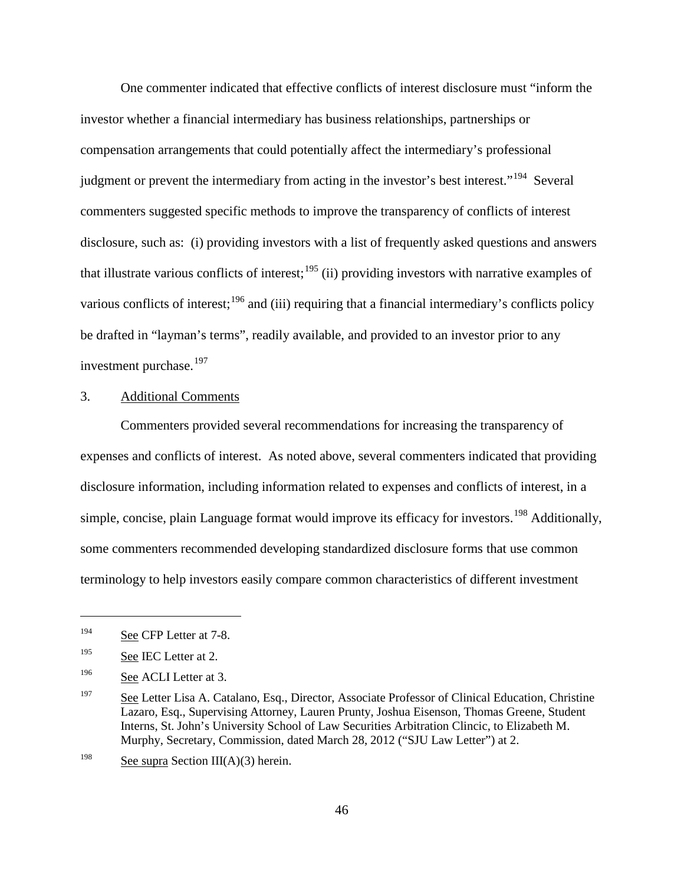One commenter indicated that effective conflicts of interest disclosure must "inform the investor whether a financial intermediary has business relationships, partnerships or compensation arrangements that could potentially affect the intermediary's professional judgment or prevent the intermediary from acting in the investor's best interest."[194] Several commenters suggested specific methods to improve the transparency of conflicts of interest disclosure, such as: (i) providing investors with a list of frequently asked questions and answers that illustrate various conflicts of interest;[195] (ii) providing investors with narrative examples of various conflicts of interest;[196] and (iii) requiring that a financial intermediary's conflicts policy be drafted in "layman's terms", readily available, and provided to an investor prior to any investment purchase.[197]

3. Additional Comments

Commenters provided several recommendations for increasing the transparency of expenses and conflicts of interest. As noted above, several commenters indicated that providing disclosure information, including information related to expenses and conflicts of interest, in a simple, concise, plain Language format would improve its efficacy for investors.[198] Additionally, some commenters recommended developing standardized disclosure forms that use common terminology to help investors easily compare common characteristics of different investment

---

[194] See CFP Letter at 7-8.

[195] See IEC Letter at 2.

[196] See ACLI Letter at 3.

[197] See Letter Lisa A. Catalano, Esq., Director, Associate Professor of Clinical Education, Christine Lazaro, Esq., Supervising Attorney, Lauren Prunty, Joshua Eisenson, Thomas Greene, Student Interns, St. John's University School of Law Securities Arbitration Clincic, to Elizabeth M. Murphy, Secretary, Commission, dated March 28, 2012 ("SJU Law Letter") at 2.

[198] See supra Section III(A)(3) herein.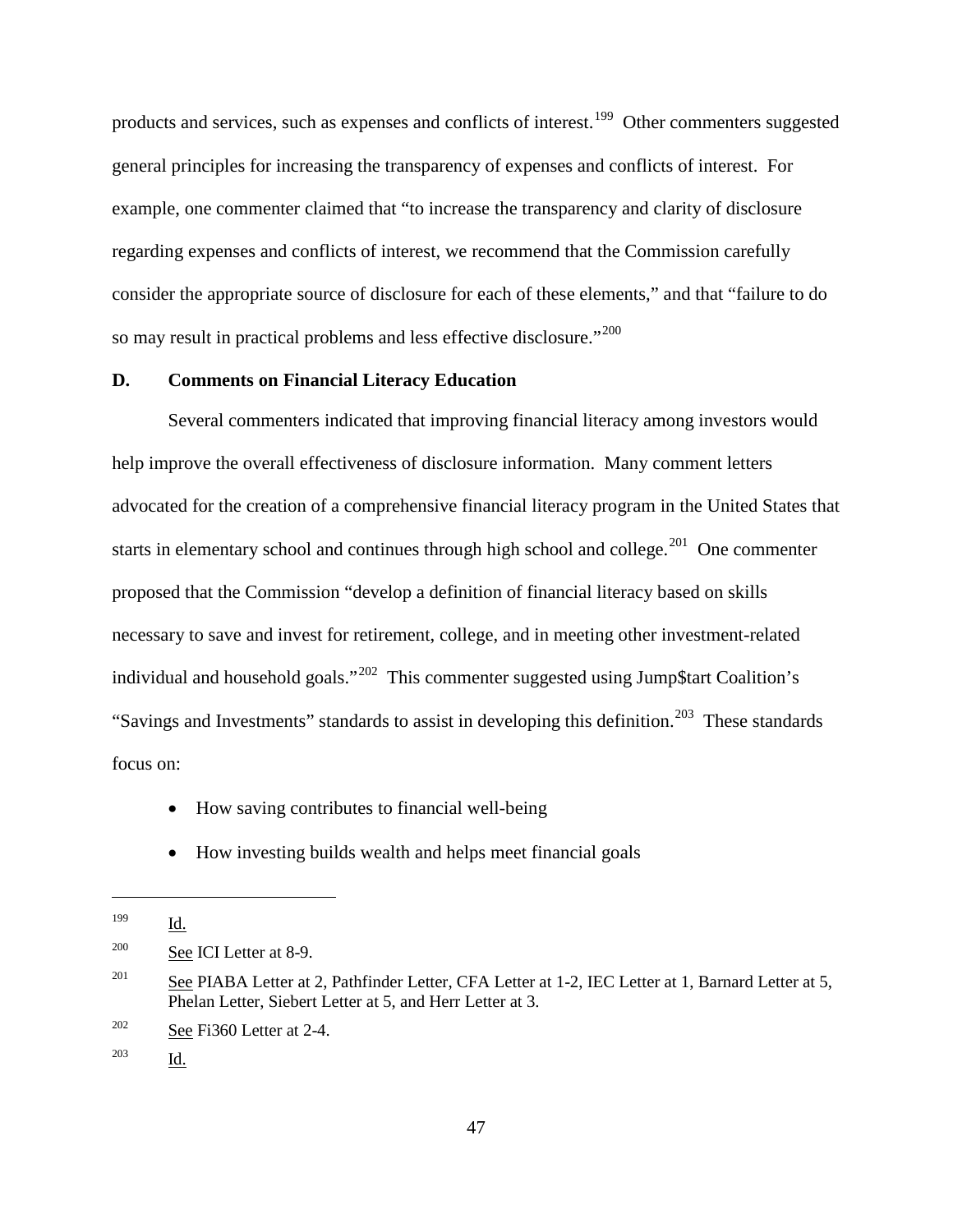products and services, such as expenses and conflicts of interest.[199] Other commenters suggested general principles for increasing the transparency of expenses and conflicts of interest. For example, one commenter claimed that "to increase the transparency and clarity of disclosure regarding expenses and conflicts of interest, we recommend that the Commission carefully consider the appropriate source of disclosure for each of these elements," and that "failure to do so may result in practical problems and less effective disclosure."[200]

## D. Comments on Financial Literacy Education

Several commenters indicated that improving financial literacy among investors would help improve the overall effectiveness of disclosure information. Many comment letters advocated for the creation of a comprehensive financial literacy program in the United States that starts in elementary school and continues through high school and college.[201] One commenter proposed that the Commission "develop a definition of financial literacy based on skills necessary to save and invest for retirement, college, and in meeting other investment-related individual and household goals."[202] This commenter suggested using Jump$tart Coalition's "Savings and Investments" standards to assist in developing this definition.[203] These standards focus on:

- How saving contributes to financial well-being
- How investing builds wealth and helps meet financial goals

---

[199] Id.

[200] See ICI Letter at 8-9.

[201] See PIABA Letter at 2, Pathfinder Letter, CFA Letter at 1-2, IEC Letter at 1, Barnard Letter at 5, Phelan Letter, Siebert Letter at 5, and Herr Letter at 3.

[202] See Fi360 Letter at 2-4.

[203] Id.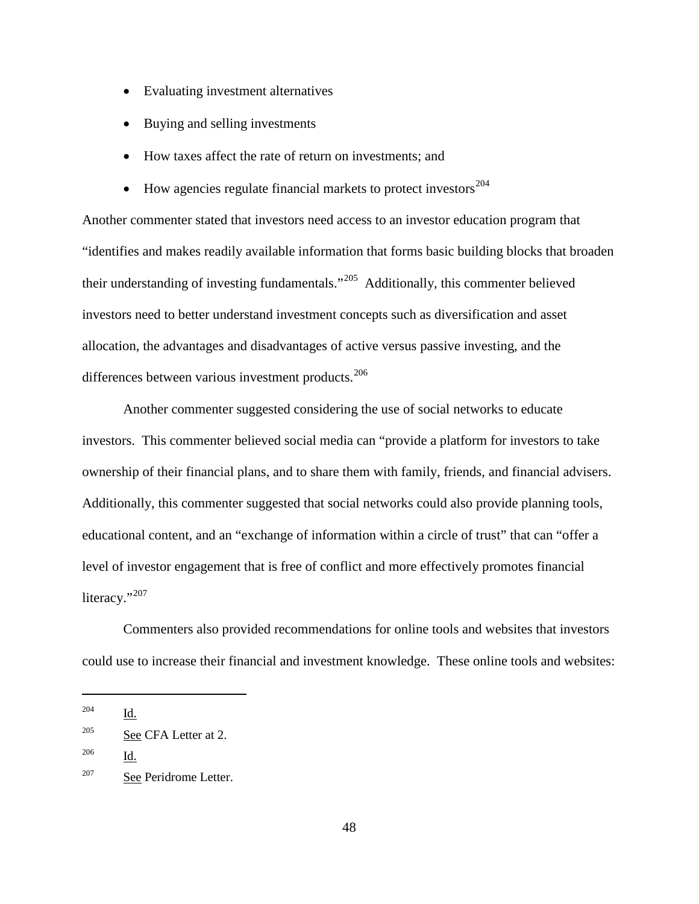- Evaluating investment alternatives
- Buying and selling investments
- How taxes affect the rate of return on investments; and
- How agencies regulate financial markets to protect investors[204]

Another commenter stated that investors need access to an investor education program that "identifies and makes readily available information that forms basic building blocks that broaden their understanding of investing fundamentals."[205] Additionally, this commenter believed investors need to better understand investment concepts such as diversification and asset allocation, the advantages and disadvantages of active versus passive investing, and the differences between various investment products.[206]

Another commenter suggested considering the use of social networks to educate investors. This commenter believed social media can "provide a platform for investors to take ownership of their financial plans, and to share them with family, friends, and financial advisers. Additionally, this commenter suggested that social networks could also provide planning tools, educational content, and an "exchange of information within a circle of trust" that can "offer a level of investor engagement that is free of conflict and more effectively promotes financial literacy."[207]

Commenters also provided recommendations for online tools and websites that investors could use to increase their financial and investment knowledge. These online tools and websites:

---

[204] Id.

[205] See CFA Letter at 2.

[206] Id.

[207] See Peridrome Letter.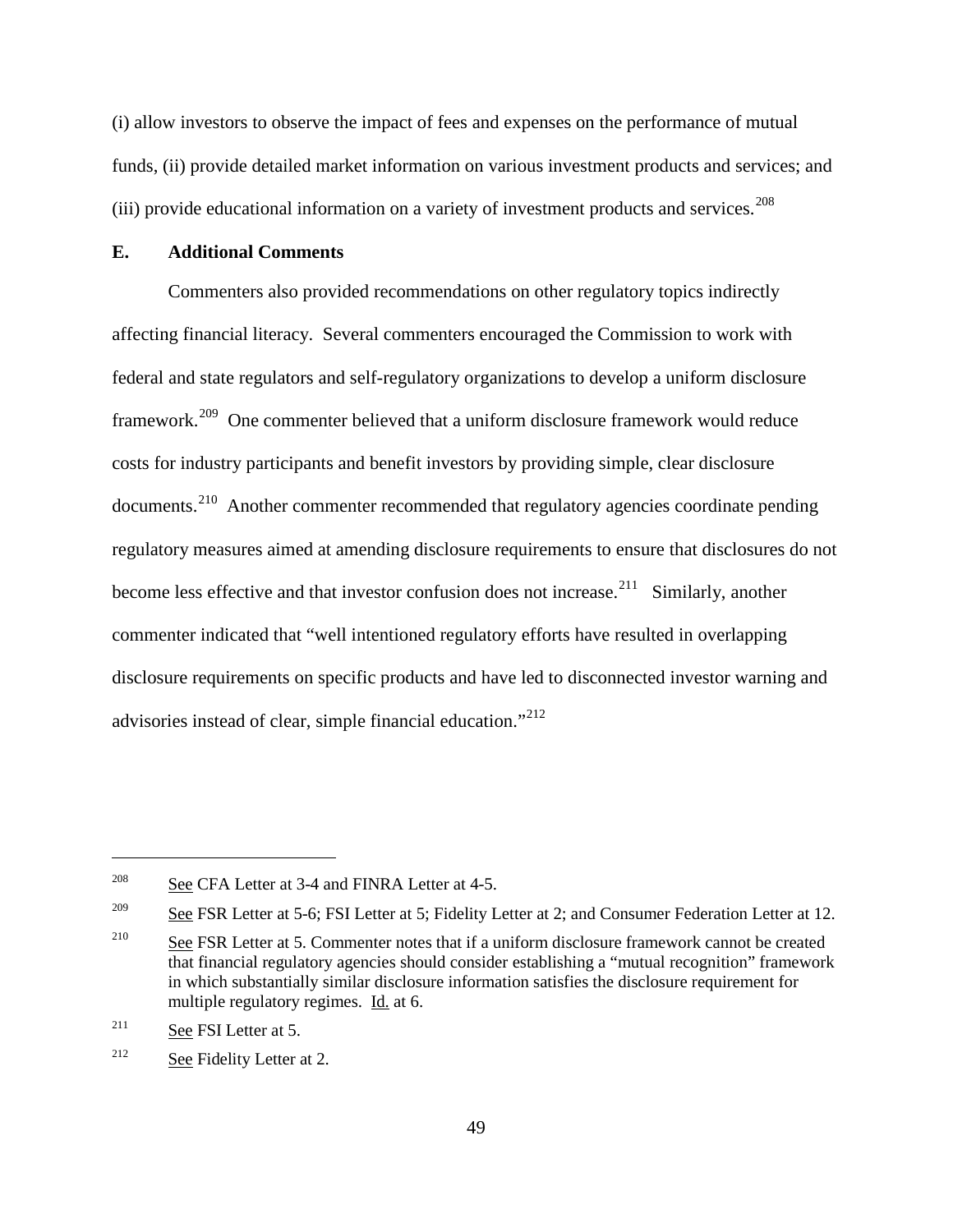(i) allow investors to observe the impact of fees and expenses on the performance of mutual funds, (ii) provide detailed market information on various investment products and services; and (iii) provide educational information on a variety of investment products and services.[208]

### E. Additional Comments

Commenters also provided recommendations on other regulatory topics indirectly affecting financial literacy. Several commenters encouraged the Commission to work with federal and state regulators and self-regulatory organizations to develop a uniform disclosure framework.[209] One commenter believed that a uniform disclosure framework would reduce costs for industry participants and benefit investors by providing simple, clear disclosure documents.[210] Another commenter recommended that regulatory agencies coordinate pending regulatory measures aimed at amending disclosure requirements to ensure that disclosures do not become less effective and that investor confusion does not increase.[211] Similarly, another commenter indicated that "well intentioned regulatory efforts have resulted in overlapping disclosure requirements on specific products and have led to disconnected investor warning and advisories instead of clear, simple financial education."[212]

---

[208] See CFA Letter at 3-4 and FINRA Letter at 4-5.

[209] See FSR Letter at 5-6; FSI Letter at 5; Fidelity Letter at 2; and Consumer Federation Letter at 12.

[210] See FSR Letter at 5. Commenter notes that if a uniform disclosure framework cannot be created that financial regulatory agencies should consider establishing a "mutual recognition" framework in which substantially similar disclosure information satisfies the disclosure requirement for multiple regulatory regimes. Id. at 6.

[211] See FSI Letter at 5.

[212] See Fidelity Letter at 2.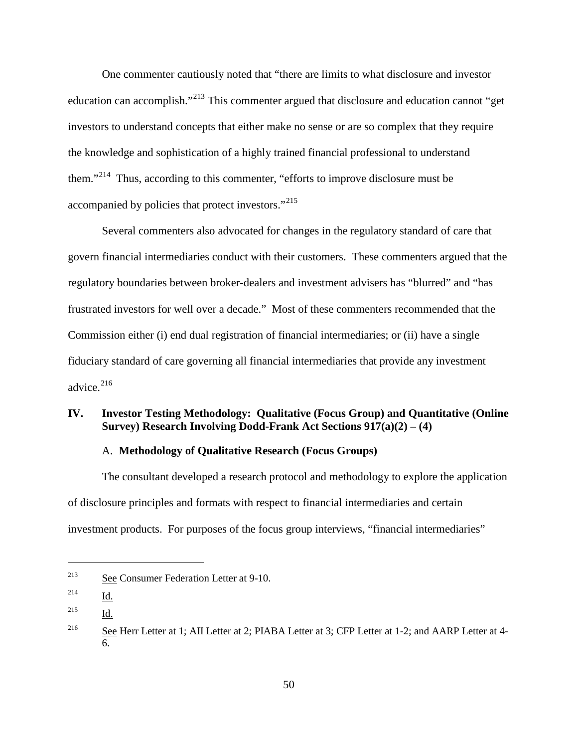One commenter cautiously noted that "there are limits to what disclosure and investor education can accomplish."[213] This commenter argued that disclosure and education cannot "get investors to understand concepts that either make no sense or are so complex that they require the knowledge and sophistication of a highly trained financial professional to understand them."[214] Thus, according to this commenter, "efforts to improve disclosure must be accompanied by policies that protect investors."[215]

Several commenters also advocated for changes in the regulatory standard of care that govern financial intermediaries conduct with their customers. These commenters argued that the regulatory boundaries between broker-dealers and investment advisers has "blurred" and "has frustrated investors for well over a decade." Most of these commenters recommended that the Commission either (i) end dual registration of financial intermediaries; or (ii) have a single fiduciary standard of care governing all financial intermediaries that provide any investment advice.[216]

## IV. Investor Testing Methodology: Qualitative (Focus Group) and Quantitative (Online Survey) Research Involving Dodd-Frank Act Sections 917(a)(2) – (4)

### A. Methodology of Qualitative Research (Focus Groups)

The consultant developed a research protocol and methodology to explore the application of disclosure principles and formats with respect to financial intermediaries and certain investment products. For purposes of the focus group interviews, "financial intermediaries"

---

[213] See Consumer Federation Letter at 9-10.

[214] Id.

[215] Id.

[216] See Herr Letter at 1; AII Letter at 2; PIABA Letter at 3; CFP Letter at 1-2; and AARP Letter at 4-6.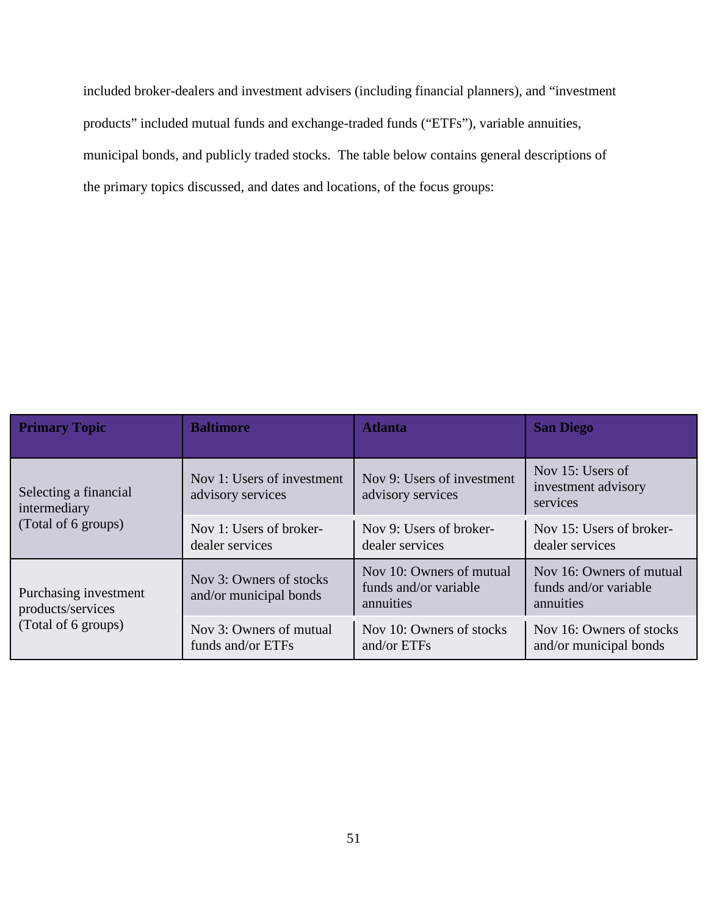included broker-dealers and investment advisers (including financial planners), and "investment products" included mutual funds and exchange-traded funds ("ETFs"), variable annuities, municipal bonds, and publicly traded stocks. The table below contains general descriptions of the primary topics discussed, and dates and locations, of the focus groups:

| Primary Topic | Baltimore | Atlanta | San Diego |
| --- | --- | --- | --- |
| Selecting a financial intermediary (Total of 6 groups) | Nov 1: Users of investment advisory services | Nov 9: Users of investment advisory services | Nov 15: Users of investment advisory services |
| | Nov 1: Users of broker-dealer services | Nov 9: Users of broker-dealer services | Nov 15: Users of broker-dealer services |
| Purchasing investment products/services (Total of 6 groups) | Nov 3: Owners of stocks and/or municipal bonds | Nov 10: Owners of mutual funds and/or variable annuities | Nov 16: Owners of mutual funds and/or variable annuities |
| | Nov 3: Owners of mutual funds and/or ETFs | Nov 10: Owners of stocks and/or ETFs | Nov 16: Owners of stocks and/or municipal bonds |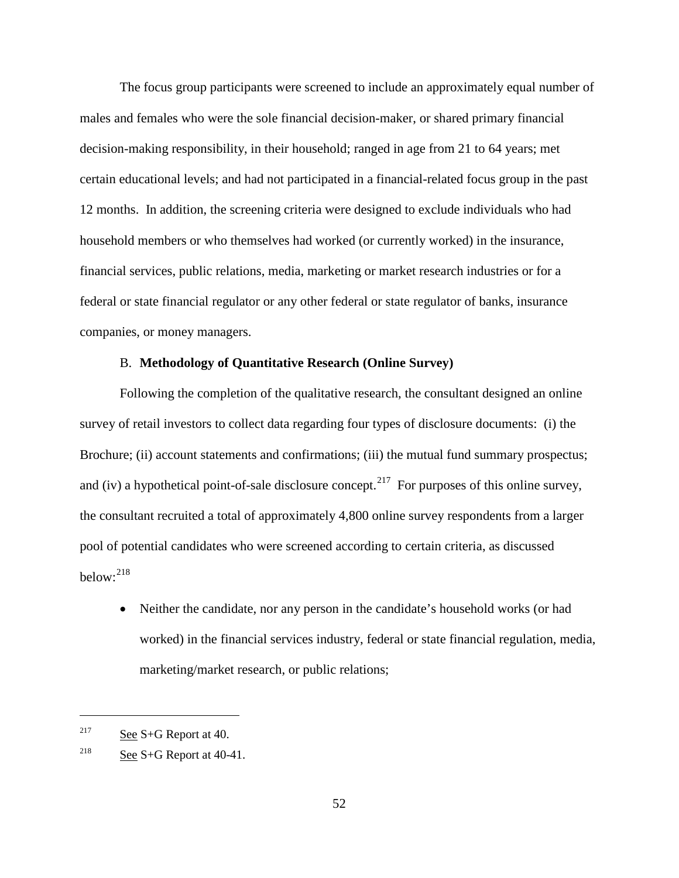The focus group participants were screened to include an approximately equal number of males and females who were the sole financial decision-maker, or shared primary financial decision-making responsibility, in their household; ranged in age from 21 to 64 years; met certain educational levels; and had not participated in a financial-related focus group in the past 12 months. In addition, the screening criteria were designed to exclude individuals who had household members or who themselves had worked (or currently worked) in the insurance, financial services, public relations, media, marketing or market research industries or for a federal or state financial regulator or any other federal or state regulator of banks, insurance companies, or money managers.

### B. **Methodology of Quantitative Research (Online Survey)**

Following the completion of the qualitative research, the consultant designed an online survey of retail investors to collect data regarding four types of disclosure documents: (i) the Brochure; (ii) account statements and confirmations; (iii) the mutual fund summary prospectus; and (iv) a hypothetical point-of-sale disclosure concept.[217] For purposes of this online survey, the consultant recruited a total of approximately 4,800 online survey respondents from a larger pool of potential candidates who were screened according to certain criteria, as discussed below:[218]

- Neither the candidate, nor any person in the candidate's household works (or had worked) in the financial services industry, federal or state financial regulation, media, marketing/market research, or public relations;

---

[217] See S+G Report at 40.

[218] See S+G Report at 40-41.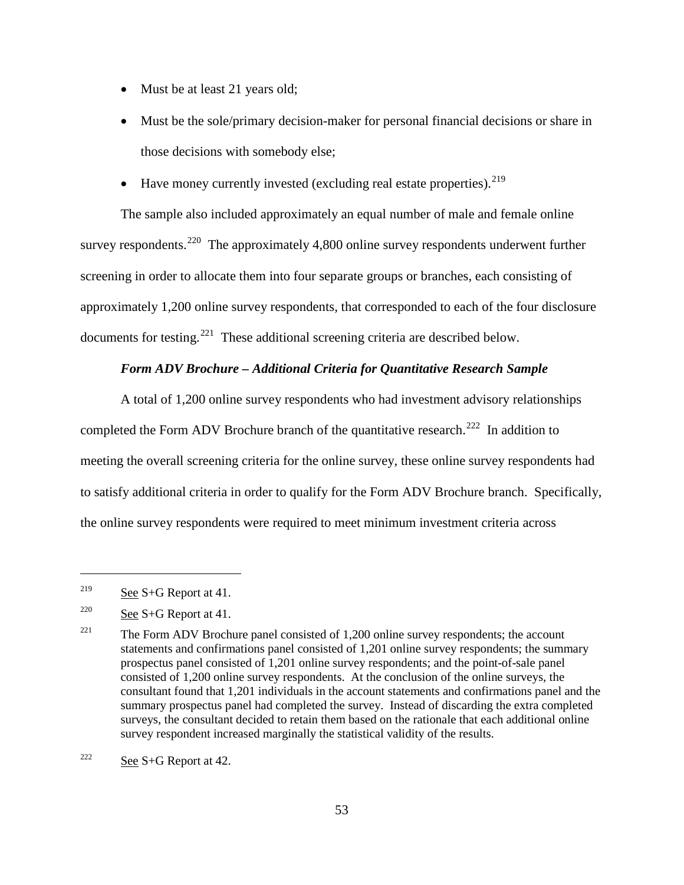- Must be at least 21 years old;
- Must be the sole/primary decision-maker for personal financial decisions or share in those decisions with somebody else;
- Have money currently invested (excluding real estate properties).[219]

The sample also included approximately an equal number of male and female online survey respondents.[220] The approximately 4,800 online survey respondents underwent further screening in order to allocate them into four separate groups or branches, each consisting of approximately 1,200 online survey respondents, that corresponded to each of the four disclosure documents for testing.[221] These additional screening criteria are described below.

***Form ADV Brochure – Additional Criteria for Quantitative Research Sample***

A total of 1,200 online survey respondents who had investment advisory relationships completed the Form ADV Brochure branch of the quantitative research.[222] In addition to meeting the overall screening criteria for the online survey, these online survey respondents had to satisfy additional criteria in order to qualify for the Form ADV Brochure branch. Specifically, the online survey respondents were required to meet minimum investment criteria across

---

[219] See S+G Report at 41.

[220] See S+G Report at 41.

[221] The Form ADV Brochure panel consisted of 1,200 online survey respondents; the account statements and confirmations panel consisted of 1,201 online survey respondents; the summary prospectus panel consisted of 1,201 online survey respondents; and the point-of-sale panel consisted of 1,200 online survey respondents. At the conclusion of the online surveys, the consultant found that 1,201 individuals in the account statements and confirmations panel and the summary prospectus panel had completed the survey. Instead of discarding the extra completed surveys, the consultant decided to retain them based on the rationale that each additional online survey respondent increased marginally the statistical validity of the results.

[222] See S+G Report at 42.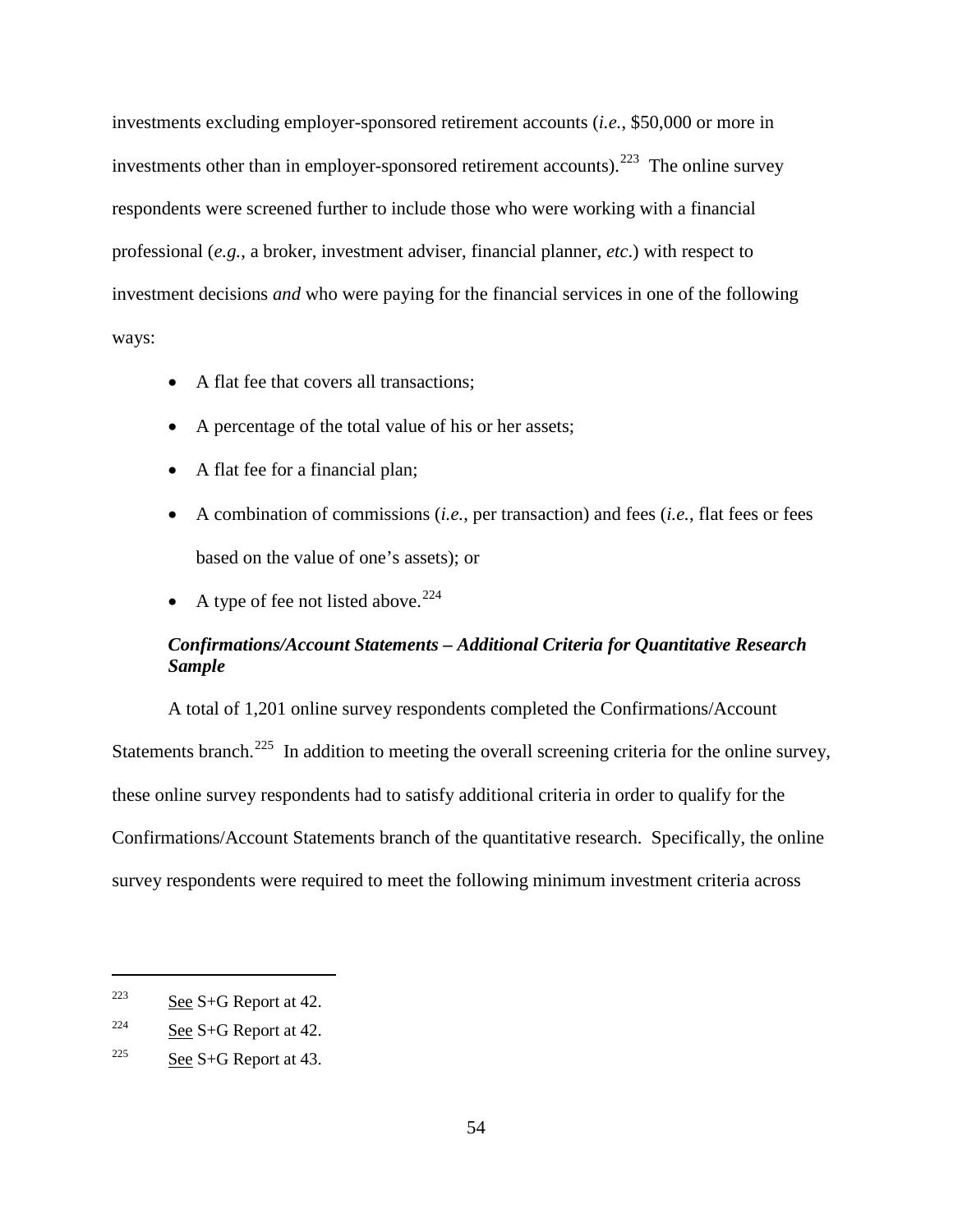investments excluding employer-sponsored retirement accounts (*i.e.*, $50,000 or more in investments other than in employer-sponsored retirement accounts).[223] The online survey respondents were screened further to include those who were working with a financial professional (*e.g.*, a broker, investment adviser, financial planner, *etc*.) with respect to investment decisions *and* who were paying for the financial services in one of the following ways:

- A flat fee that covers all transactions;
- A percentage of the total value of his or her assets;
- A flat fee for a financial plan;
- A combination of commissions (*i.e.*, per transaction) and fees (*i.e.*, flat fees or fees based on the value of one's assets); or
- A type of fee not listed above.[224]

***Confirmations/Account Statements – Additional Criteria for Quantitative Research Sample***

A total of 1,201 online survey respondents completed the Confirmations/Account Statements branch.[225] In addition to meeting the overall screening criteria for the online survey, these online survey respondents had to satisfy additional criteria in order to qualify for the Confirmations/Account Statements branch of the quantitative research. Specifically, the online survey respondents were required to meet the following minimum investment criteria across

---

[223] See S+G Report at 42.

[224] See S+G Report at 42.

[225] See S+G Report at 43.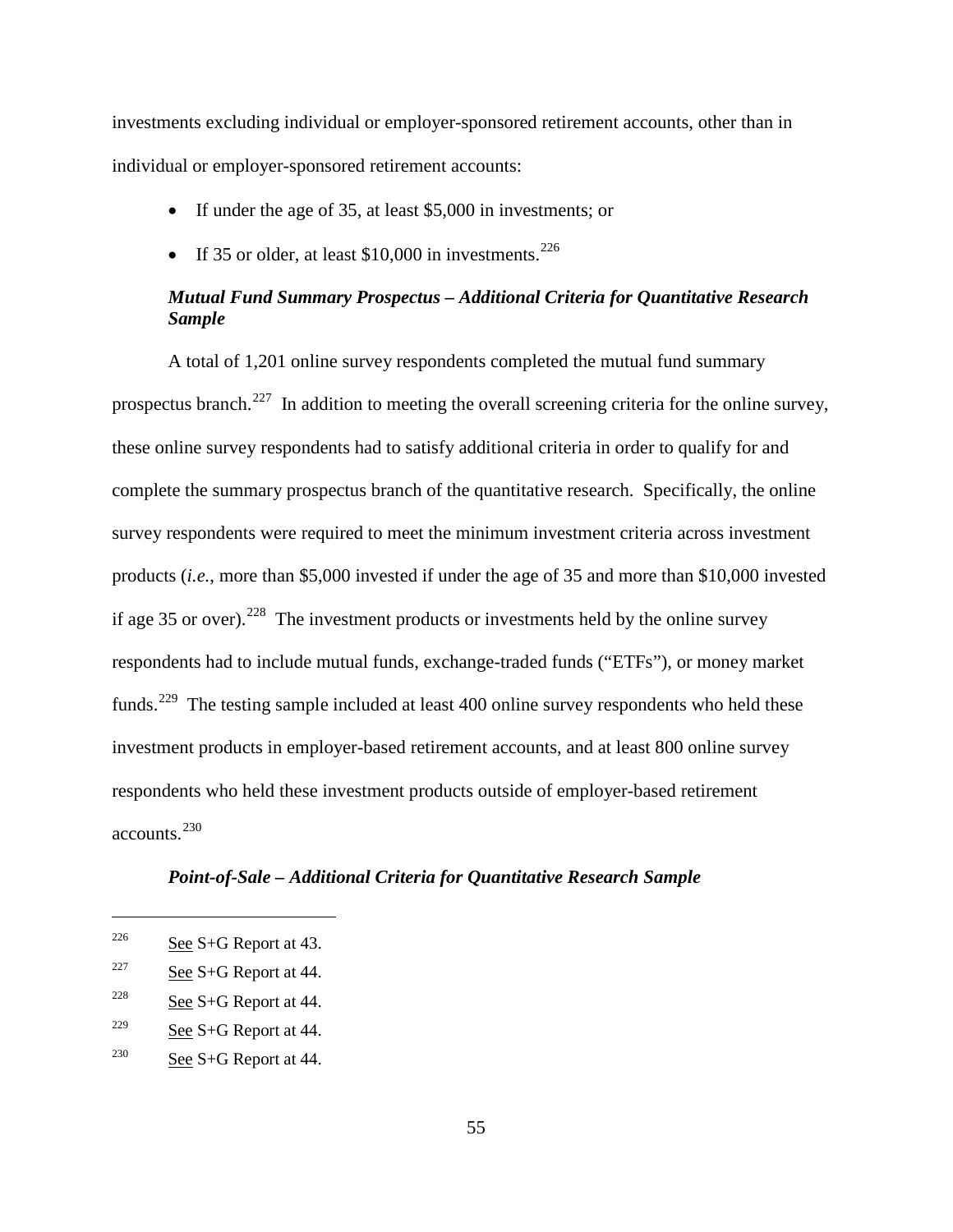investments excluding individual or employer-sponsored retirement accounts, other than in individual or employer-sponsored retirement accounts:

- If under the age of 35, at least $5,000 in investments; or
- If 35 or older, at least $10,000 in investments.[226]

***Mutual Fund Summary Prospectus – Additional Criteria for Quantitative Research Sample***

A total of 1,201 online survey respondents completed the mutual fund summary prospectus branch.[227] In addition to meeting the overall screening criteria for the online survey, these online survey respondents had to satisfy additional criteria in order to qualify for and complete the summary prospectus branch of the quantitative research. Specifically, the online survey respondents were required to meet the minimum investment criteria across investment products (*i.e.*, more than $5,000 invested if under the age of 35 and more than $10,000 invested if age 35 or over).[228] The investment products or investments held by the online survey respondents had to include mutual funds, exchange-traded funds ("ETFs"), or money market funds.[229] The testing sample included at least 400 online survey respondents who held these investment products in employer-based retirement accounts, and at least 800 online survey respondents who held these investment products outside of employer-based retirement accounts.[230]

***Point-of-Sale – Additional Criteria for Quantitative Research Sample***

---

[226] See S+G Report at 43.

[227] See S+G Report at 44.

[228] See S+G Report at 44.

[229] See S+G Report at 44.

[230] See S+G Report at 44.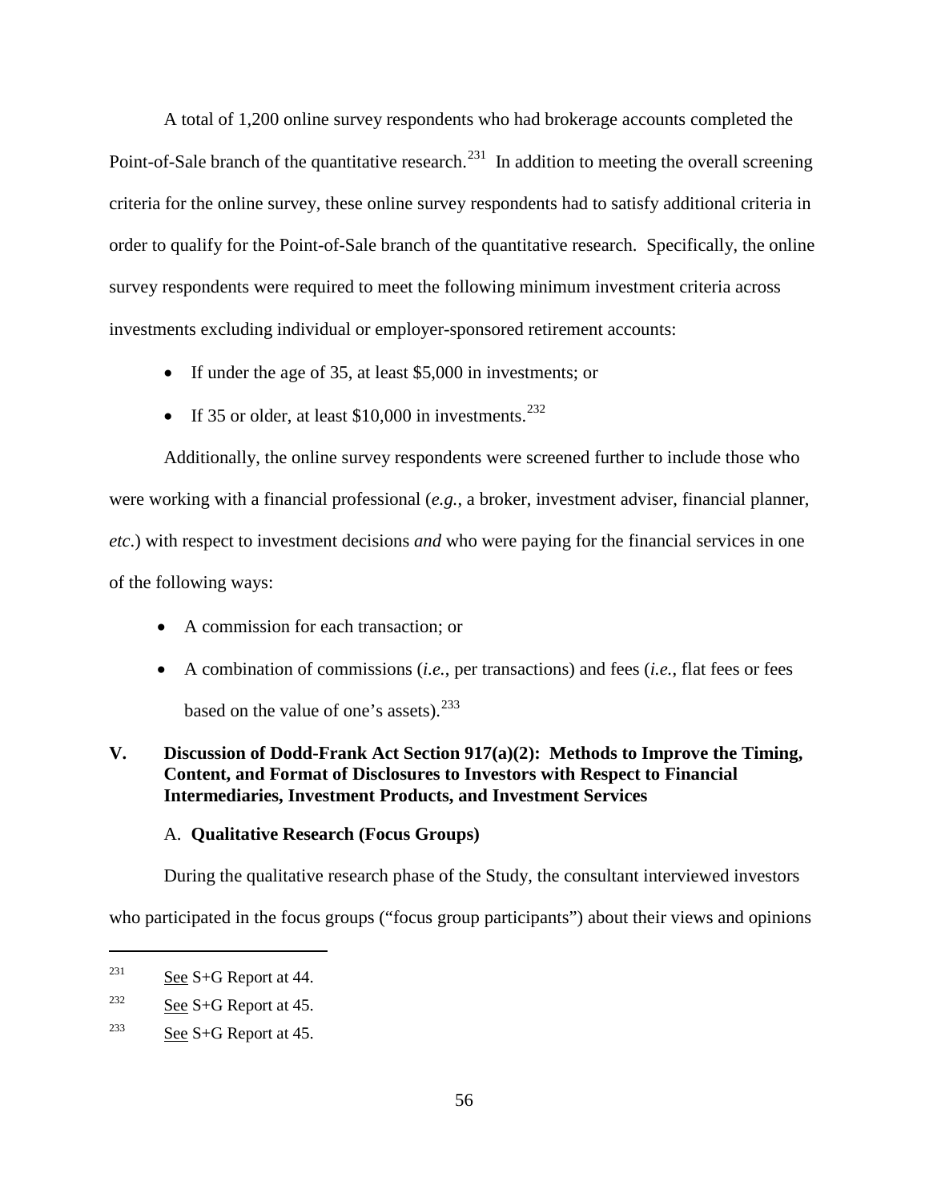A total of 1,200 online survey respondents who had brokerage accounts completed the Point-of-Sale branch of the quantitative research.[231] In addition to meeting the overall screening criteria for the online survey, these online survey respondents had to satisfy additional criteria in order to qualify for the Point-of-Sale branch of the quantitative research. Specifically, the online survey respondents were required to meet the following minimum investment criteria across investments excluding individual or employer-sponsored retirement accounts:

- If under the age of 35, at least $5,000 in investments; or
- If 35 or older, at least $10,000 in investments.[232]

Additionally, the online survey respondents were screened further to include those who were working with a financial professional (*e.g.*, a broker, investment adviser, financial planner, *etc*.) with respect to investment decisions *and* who were paying for the financial services in one of the following ways:

- A commission for each transaction; or
- A combination of commissions (*i.e.*, per transactions) and fees (*i.e.*, flat fees or fees based on the value of one's assets).[233]

## V. Discussion of Dodd-Frank Act Section 917(a)(2): Methods to Improve the Timing, Content, and Format of Disclosures to Investors with Respect to Financial Intermediaries, Investment Products, and Investment Services

### A. Qualitative Research (Focus Groups)

During the qualitative research phase of the Study, the consultant interviewed investors who participated in the focus groups ("focus group participants") about their views and opinions

---

[231] See S+G Report at 44.

[232] See S+G Report at 45.

[233] See S+G Report at 45.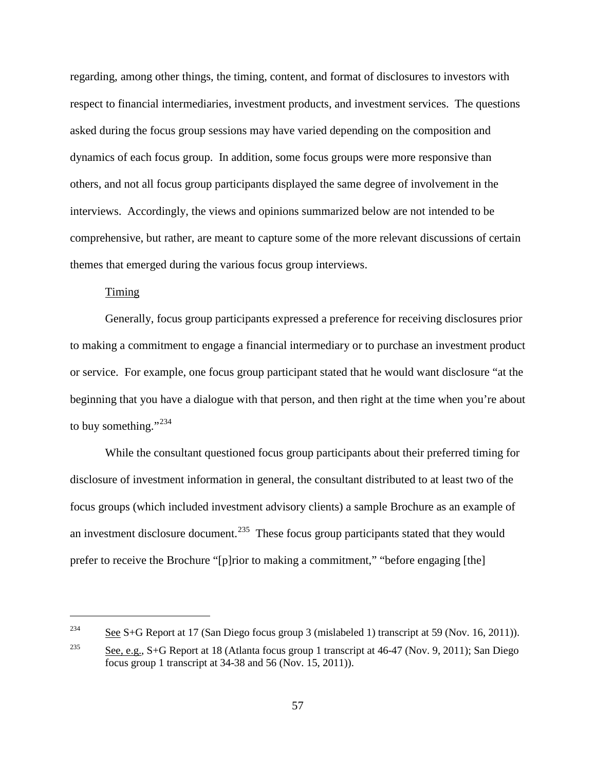regarding, among other things, the timing, content, and format of disclosures to investors with respect to financial intermediaries, investment products, and investment services. The questions asked during the focus group sessions may have varied depending on the composition and dynamics of each focus group. In addition, some focus groups were more responsive than others, and not all focus group participants displayed the same degree of involvement in the interviews. Accordingly, the views and opinions summarized below are not intended to be comprehensive, but rather, are meant to capture some of the more relevant discussions of certain themes that emerged during the various focus group interviews.

Timing

Generally, focus group participants expressed a preference for receiving disclosures prior to making a commitment to engage a financial intermediary or to purchase an investment product or service. For example, one focus group participant stated that he would want disclosure "at the beginning that you have a dialogue with that person, and then right at the time when you're about to buy something."[234]

While the consultant questioned focus group participants about their preferred timing for disclosure of investment information in general, the consultant distributed to at least two of the focus groups (which included investment advisory clients) a sample Brochure as an example of an investment disclosure document.[235] These focus group participants stated that they would prefer to receive the Brochure "[p]rior to making a commitment," "before engaging [the]

---

[234] See S+G Report at 17 (San Diego focus group 3 (mislabeled 1) transcript at 59 (Nov. 16, 2011)).

[235] See, e.g., S+G Report at 18 (Atlanta focus group 1 transcript at 46-47 (Nov. 9, 2011); San Diego focus group 1 transcript at 34-38 and 56 (Nov. 15, 2011)).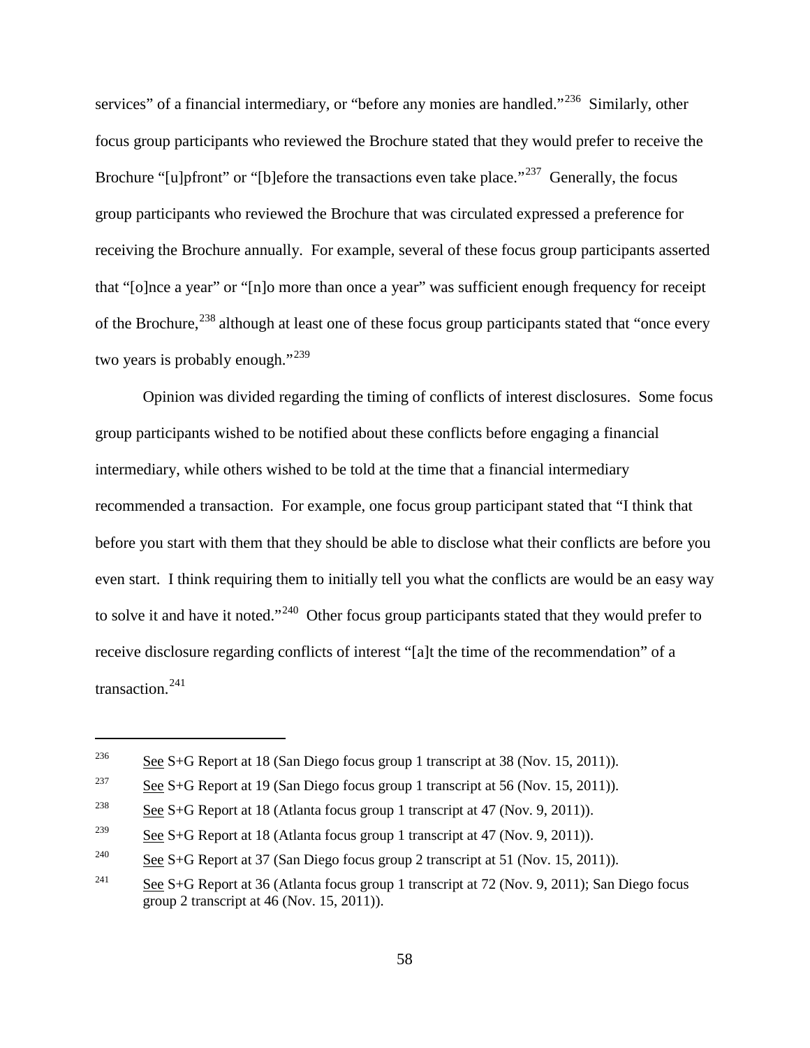services" of a financial intermediary, or "before any monies are handled."[236] Similarly, other focus group participants who reviewed the Brochure stated that they would prefer to receive the Brochure "[u]pfront" or "[b]efore the transactions even take place."[237] Generally, the focus group participants who reviewed the Brochure that was circulated expressed a preference for receiving the Brochure annually. For example, several of these focus group participants asserted that "[o]nce a year" or "[n]o more than once a year" was sufficient enough frequency for receipt of the Brochure,[238] although at least one of these focus group participants stated that "once every two years is probably enough."[239]

Opinion was divided regarding the timing of conflicts of interest disclosures. Some focus group participants wished to be notified about these conflicts before engaging a financial intermediary, while others wished to be told at the time that a financial intermediary recommended a transaction. For example, one focus group participant stated that "I think that before you start with them that they should be able to disclose what their conflicts are before you even start. I think requiring them to initially tell you what the conflicts are would be an easy way to solve it and have it noted."[240] Other focus group participants stated that they would prefer to receive disclosure regarding conflicts of interest "[a]t the time of the recommendation" of a transaction.[241]

---

[236] See S+G Report at 18 (San Diego focus group 1 transcript at 38 (Nov. 15, 2011)).

[237] See S+G Report at 19 (San Diego focus group 1 transcript at 56 (Nov. 15, 2011)).

[238] See S+G Report at 18 (Atlanta focus group 1 transcript at 47 (Nov. 9, 2011)).

[239] See S+G Report at 18 (Atlanta focus group 1 transcript at 47 (Nov. 9, 2011)).

[240] See S+G Report at 37 (San Diego focus group 2 transcript at 51 (Nov. 15, 2011)).

[241] See S+G Report at 36 (Atlanta focus group 1 transcript at 72 (Nov. 9, 2011); San Diego focus group 2 transcript at 46 (Nov. 15, 2011)).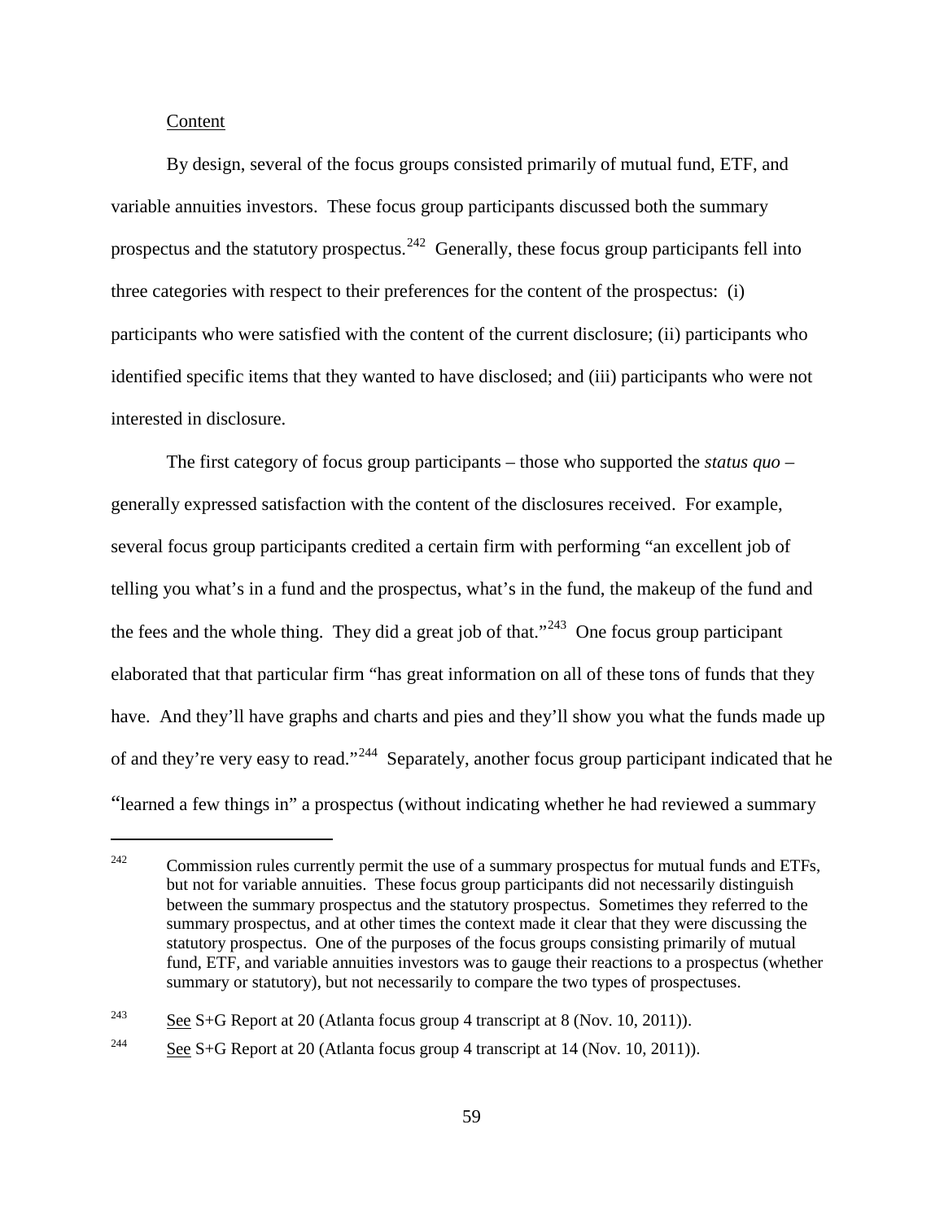Content

By design, several of the focus groups consisted primarily of mutual fund, ETF, and variable annuities investors. These focus group participants discussed both the summary prospectus and the statutory prospectus.[242] Generally, these focus group participants fell into three categories with respect to their preferences for the content of the prospectus: (i) participants who were satisfied with the content of the current disclosure; (ii) participants who identified specific items that they wanted to have disclosed; and (iii) participants who were not interested in disclosure.

The first category of focus group participants – those who supported the *status quo* – generally expressed satisfaction with the content of the disclosures received. For example, several focus group participants credited a certain firm with performing "an excellent job of telling you what's in a fund and the prospectus, what's in the fund, the makeup of the fund and the fees and the whole thing. They did a great job of that."[243] One focus group participant elaborated that that particular firm "has great information on all of these tons of funds that they have. And they'll have graphs and charts and pies and they'll show you what the funds made up of and they're very easy to read."[244] Separately, another focus group participant indicated that he "learned a few things in" a prospectus (without indicating whether he had reviewed a summary

---

[242] Commission rules currently permit the use of a summary prospectus for mutual funds and ETFs, but not for variable annuities. These focus group participants did not necessarily distinguish between the summary prospectus and the statutory prospectus. Sometimes they referred to the summary prospectus, and at other times the context made it clear that they were discussing the statutory prospectus. One of the purposes of the focus groups consisting primarily of mutual fund, ETF, and variable annuities investors was to gauge their reactions to a prospectus (whether summary or statutory), but not necessarily to compare the two types of prospectuses.

[243] See S+G Report at 20 (Atlanta focus group 4 transcript at 8 (Nov. 10, 2011)).

[244] See S+G Report at 20 (Atlanta focus group 4 transcript at 14 (Nov. 10, 2011)).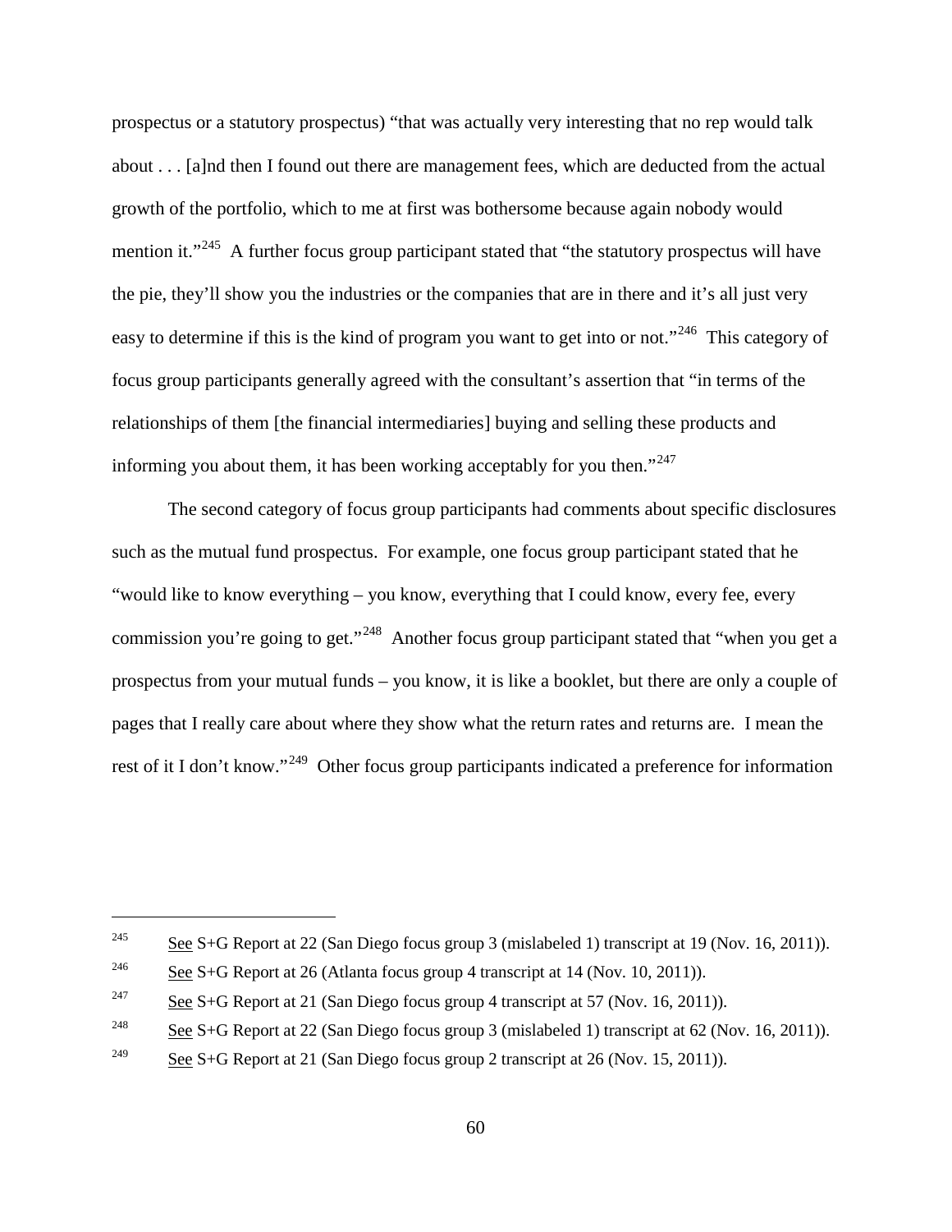prospectus or a statutory prospectus) "that was actually very interesting that no rep would talk about . . . [a]nd then I found out there are management fees, which are deducted from the actual growth of the portfolio, which to me at first was bothersome because again nobody would mention it."[245] A further focus group participant stated that "the statutory prospectus will have the pie, they'll show you the industries or the companies that are in there and it's all just very easy to determine if this is the kind of program you want to get into or not."[246] This category of focus group participants generally agreed with the consultant's assertion that "in terms of the relationships of them [the financial intermediaries] buying and selling these products and informing you about them, it has been working acceptably for you then."[247]

The second category of focus group participants had comments about specific disclosures such as the mutual fund prospectus. For example, one focus group participant stated that he "would like to know everything – you know, everything that I could know, every fee, every commission you're going to get."[248] Another focus group participant stated that "when you get a prospectus from your mutual funds – you know, it is like a booklet, but there are only a couple of pages that I really care about where they show what the return rates and returns are. I mean the rest of it I don't know."[249] Other focus group participants indicated a preference for information

---

[245] See S+G Report at 22 (San Diego focus group 3 (mislabeled 1) transcript at 19 (Nov. 16, 2011)).

[246] See S+G Report at 26 (Atlanta focus group 4 transcript at 14 (Nov. 10, 2011)).

[247] See S+G Report at 21 (San Diego focus group 4 transcript at 57 (Nov. 16, 2011)).

[248] See S+G Report at 22 (San Diego focus group 3 (mislabeled 1) transcript at 62 (Nov. 16, 2011)).

[249] See S+G Report at 21 (San Diego focus group 2 transcript at 26 (Nov. 15, 2011)).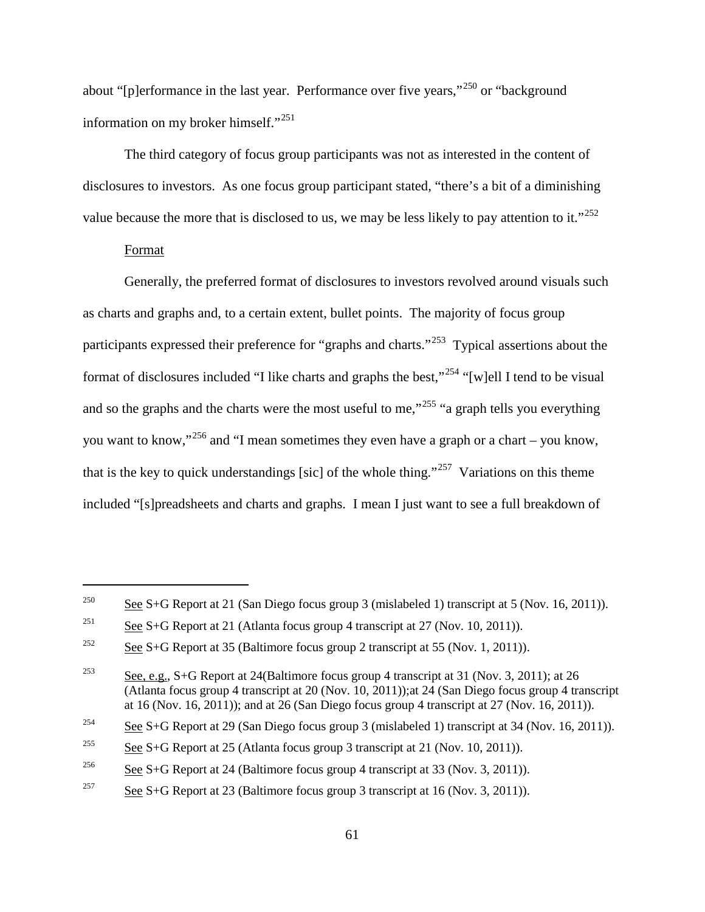about "[p]erformance in the last year. Performance over five years,"[250] or "background information on my broker himself."[251]

The third category of focus group participants was not as interested in the content of disclosures to investors. As one focus group participant stated, "there's a bit of a diminishing value because the more that is disclosed to us, we may be less likely to pay attention to it."[252]

Format

Generally, the preferred format of disclosures to investors revolved around visuals such as charts and graphs and, to a certain extent, bullet points. The majority of focus group participants expressed their preference for "graphs and charts."[253] Typical assertions about the format of disclosures included "I like charts and graphs the best,"[254] "[w]ell I tend to be visual and so the graphs and the charts were the most useful to me,"[255] "a graph tells you everything you want to know,"[256] and "I mean sometimes they even have a graph or a chart – you know, that is the key to quick understandings [sic] of the whole thing."[257] Variations on this theme included "[s]preadsheets and charts and graphs. I mean I just want to see a full breakdown of

---

[250] See S+G Report at 21 (San Diego focus group 3 (mislabeled 1) transcript at 5 (Nov. 16, 2011)).

[251] See S+G Report at 21 (Atlanta focus group 4 transcript at 27 (Nov. 10, 2011)).

[252] See S+G Report at 35 (Baltimore focus group 2 transcript at 55 (Nov. 1, 2011)).

[253] See, e.g., S+G Report at 24(Baltimore focus group 4 transcript at 31 (Nov. 3, 2011); at 26 (Atlanta focus group 4 transcript at 20 (Nov. 10, 2011));at 24 (San Diego focus group 4 transcript at 16 (Nov. 16, 2011)); and at 26 (San Diego focus group 4 transcript at 27 (Nov. 16, 2011)).

[254] See S+G Report at 29 (San Diego focus group 3 (mislabeled 1) transcript at 34 (Nov. 16, 2011)).

[255] See S+G Report at 25 (Atlanta focus group 3 transcript at 21 (Nov. 10, 2011)).

[256] See S+G Report at 24 (Baltimore focus group 4 transcript at 33 (Nov. 3, 2011)).

[257] See S+G Report at 23 (Baltimore focus group 3 transcript at 16 (Nov. 3, 2011)).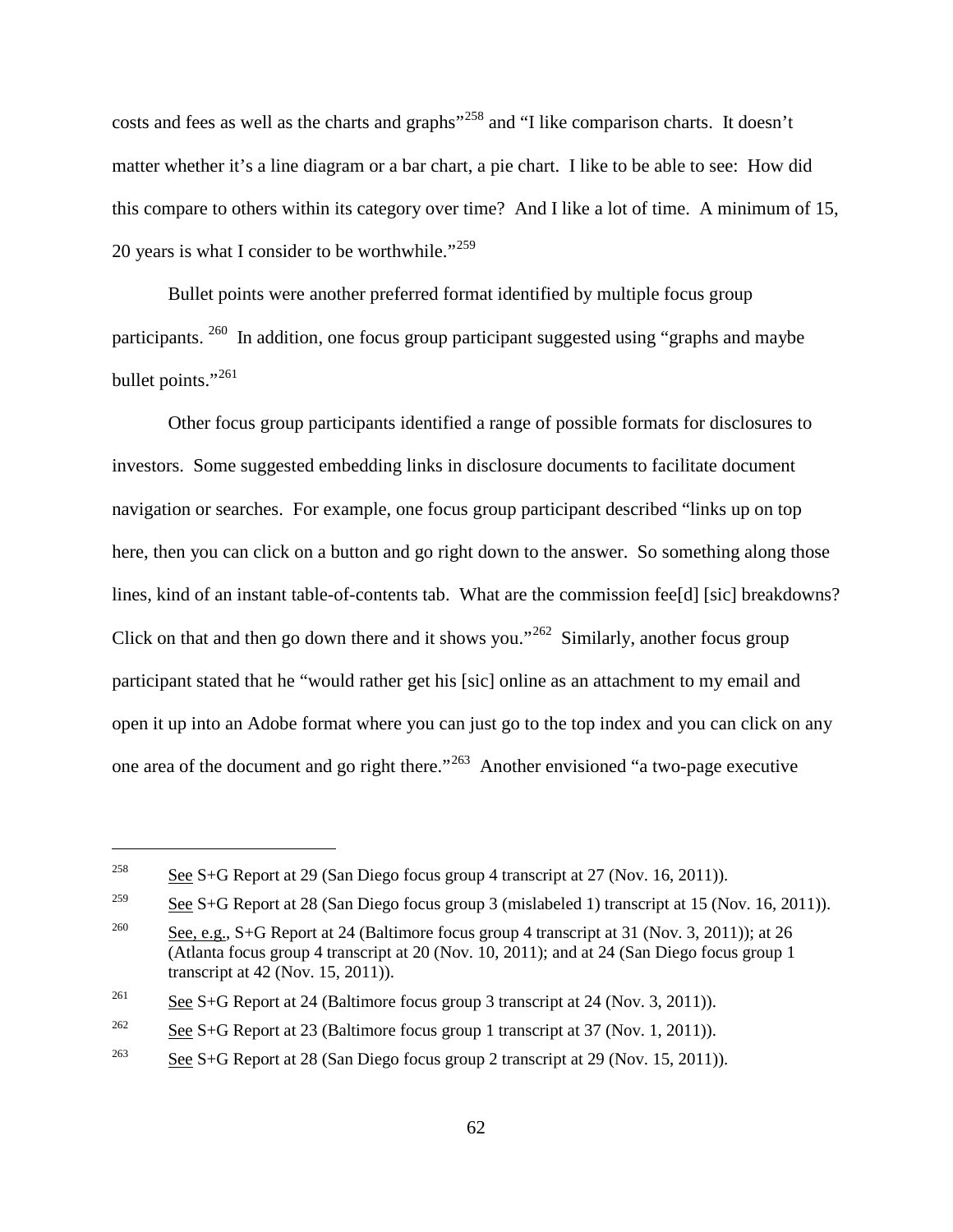costs and fees as well as the charts and graphs"[258] and "I like comparison charts. It doesn't matter whether it's a line diagram or a bar chart, a pie chart. I like to be able to see: How did this compare to others within its category over time? And I like a lot of time. A minimum of 15, 20 years is what I consider to be worthwhile."[259]

Bullet points were another preferred format identified by multiple focus group participants.[260] In addition, one focus group participant suggested using "graphs and maybe bullet points."[261]

Other focus group participants identified a range of possible formats for disclosures to investors. Some suggested embedding links in disclosure documents to facilitate document navigation or searches. For example, one focus group participant described "links up on top here, then you can click on a button and go right down to the answer. So something along those lines, kind of an instant table-of-contents tab. What are the commission fee[d] [sic] breakdowns? Click on that and then go down there and it shows you."[262] Similarly, another focus group participant stated that he "would rather get his [sic] online as an attachment to my email and open it up into an Adobe format where you can just go to the top index and you can click on any one area of the document and go right there."[263] Another envisioned "a two-page executive

---

[258] See S+G Report at 29 (San Diego focus group 4 transcript at 27 (Nov. 16, 2011)).

[259] See S+G Report at 28 (San Diego focus group 3 (mislabeled 1) transcript at 15 (Nov. 16, 2011)).

[260] See, e.g., S+G Report at 24 (Baltimore focus group 4 transcript at 31 (Nov. 3, 2011)); at 26 (Atlanta focus group 4 transcript at 20 (Nov. 10, 2011); and at 24 (San Diego focus group 1 transcript at 42 (Nov. 15, 2011)).

[261] See S+G Report at 24 (Baltimore focus group 3 transcript at 24 (Nov. 3, 2011)).

[262] See S+G Report at 23 (Baltimore focus group 1 transcript at 37 (Nov. 1, 2011)).

[263] See S+G Report at 28 (San Diego focus group 2 transcript at 29 (Nov. 15, 2011)).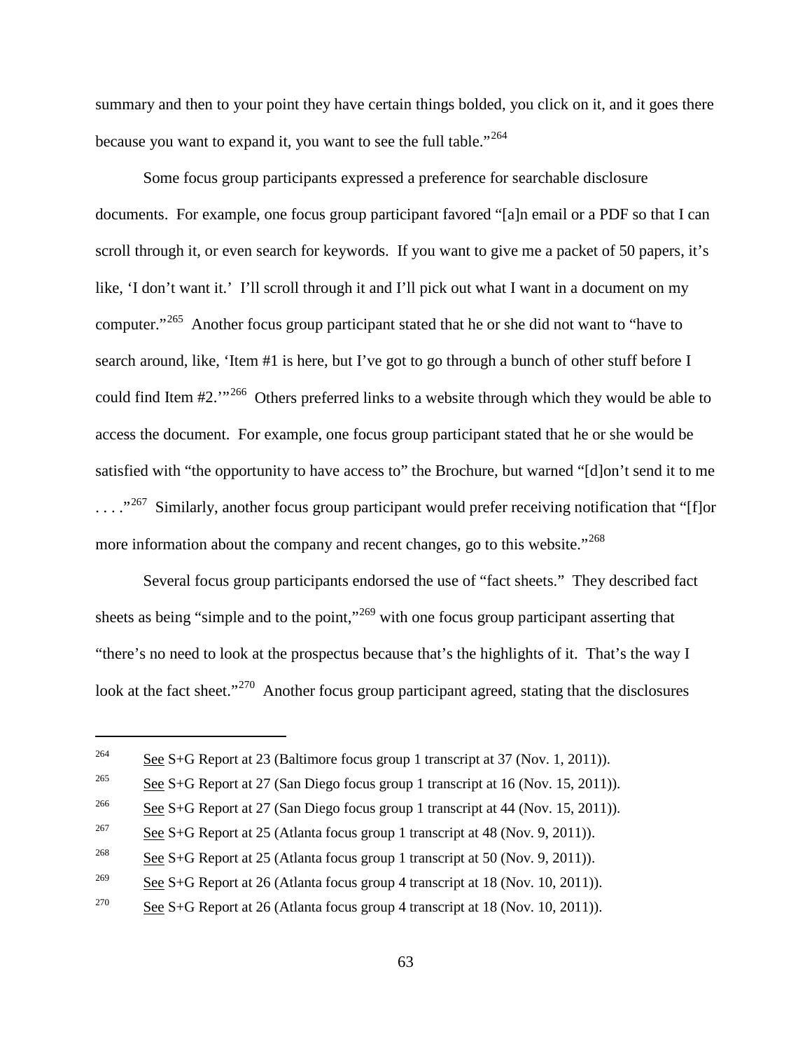summary and then to your point they have certain things bolded, you click on it, and it goes there because you want to expand it, you want to see the full table."[264]

Some focus group participants expressed a preference for searchable disclosure documents. For example, one focus group participant favored "[a]n email or a PDF so that I can scroll through it, or even search for keywords. If you want to give me a packet of 50 papers, it's like, 'I don't want it.' I'll scroll through it and I'll pick out what I want in a document on my computer."[265] Another focus group participant stated that he or she did not want to "have to search around, like, 'Item #1 is here, but I've got to go through a bunch of other stuff before I could find Item #2.'"[266] Others preferred links to a website through which they would be able to access the document. For example, one focus group participant stated that he or she would be satisfied with "the opportunity to have access to" the Brochure, but warned "[d]on't send it to me . . . ."[267] Similarly, another focus group participant would prefer receiving notification that "[f]or more information about the company and recent changes, go to this website."[268]

Several focus group participants endorsed the use of "fact sheets." They described fact sheets as being "simple and to the point,"[269] with one focus group participant asserting that "there's no need to look at the prospectus because that's the highlights of it. That's the way I look at the fact sheet."[270] Another focus group participant agreed, stating that the disclosures

---

[264] See S+G Report at 23 (Baltimore focus group 1 transcript at 37 (Nov. 1, 2011)).

[265] See S+G Report at 27 (San Diego focus group 1 transcript at 16 (Nov. 15, 2011)).

[266] See S+G Report at 27 (San Diego focus group 1 transcript at 44 (Nov. 15, 2011)).

[267] See S+G Report at 25 (Atlanta focus group 1 transcript at 48 (Nov. 9, 2011)).

[268] See S+G Report at 25 (Atlanta focus group 1 transcript at 50 (Nov. 9, 2011)).

[269] See S+G Report at 26 (Atlanta focus group 4 transcript at 18 (Nov. 10, 2011)).

[270] See S+G Report at 26 (Atlanta focus group 4 transcript at 18 (Nov. 10, 2011)).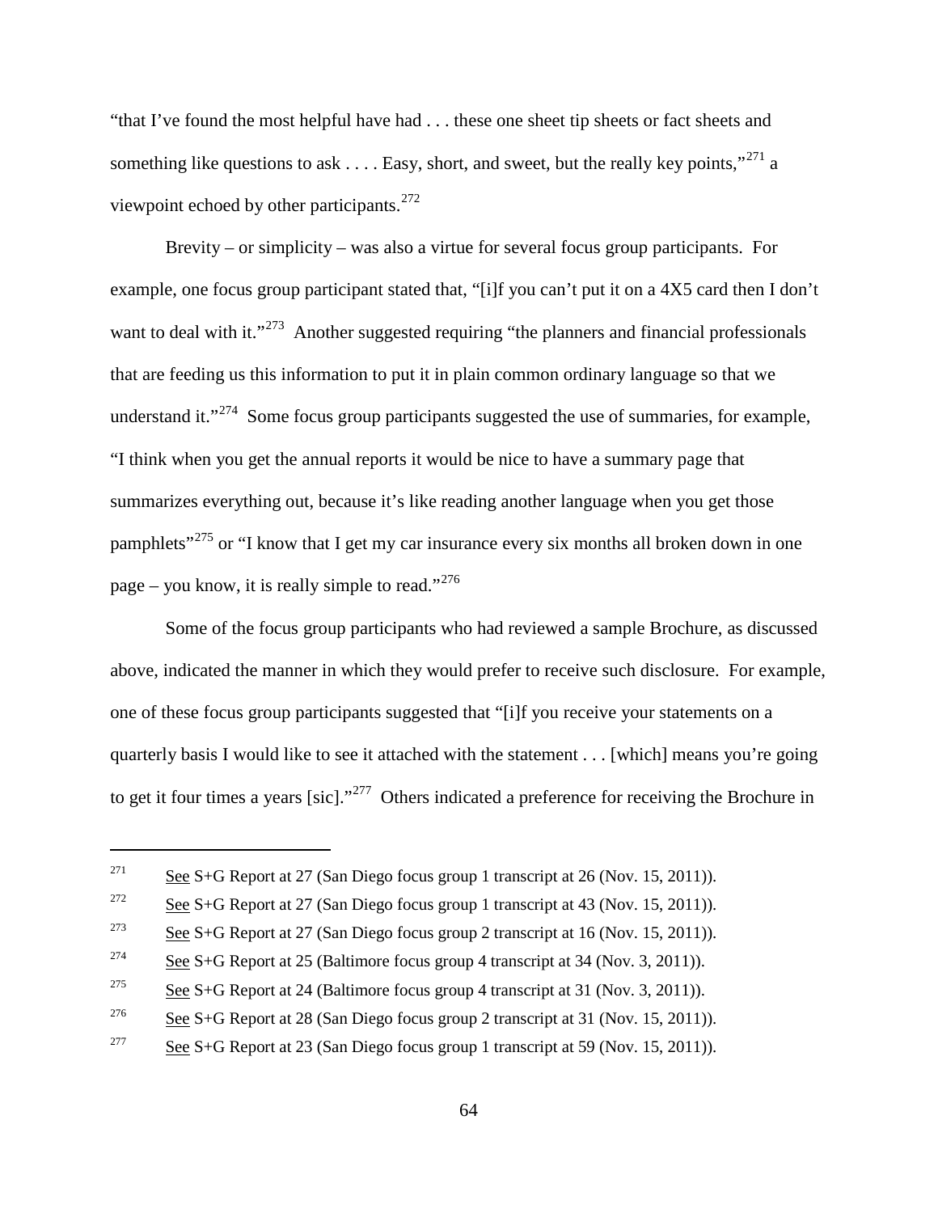"that I've found the most helpful have had . . . these one sheet tip sheets or fact sheets and something like questions to ask . . . . Easy, short, and sweet, but the really key points,"[271] a viewpoint echoed by other participants.[272]

Brevity – or simplicity – was also a virtue for several focus group participants. For example, one focus group participant stated that, "[i]f you can't put it on a 4X5 card then I don't want to deal with it."[273] Another suggested requiring "the planners and financial professionals that are feeding us this information to put it in plain common ordinary language so that we understand it."[274] Some focus group participants suggested the use of summaries, for example, "I think when you get the annual reports it would be nice to have a summary page that summarizes everything out, because it's like reading another language when you get those pamphlets"[275] or "I know that I get my car insurance every six months all broken down in one page – you know, it is really simple to read."[276]

Some of the focus group participants who had reviewed a sample Brochure, as discussed above, indicated the manner in which they would prefer to receive such disclosure. For example, one of these focus group participants suggested that "[i]f you receive your statements on a quarterly basis I would like to see it attached with the statement . . . [which] means you're going to get it four times a years [sic]."[277] Others indicated a preference for receiving the Brochure in

---

[271] See S+G Report at 27 (San Diego focus group 1 transcript at 26 (Nov. 15, 2011)).

[272] See S+G Report at 27 (San Diego focus group 1 transcript at 43 (Nov. 15, 2011)).

[273] See S+G Report at 27 (San Diego focus group 2 transcript at 16 (Nov. 15, 2011)).

[274] See S+G Report at 25 (Baltimore focus group 4 transcript at 34 (Nov. 3, 2011)).

[275] See S+G Report at 24 (Baltimore focus group 4 transcript at 31 (Nov. 3, 2011)).

[276] See S+G Report at 28 (San Diego focus group 2 transcript at 31 (Nov. 15, 2011)).

[277] See S+G Report at 23 (San Diego focus group 1 transcript at 59 (Nov. 15, 2011)).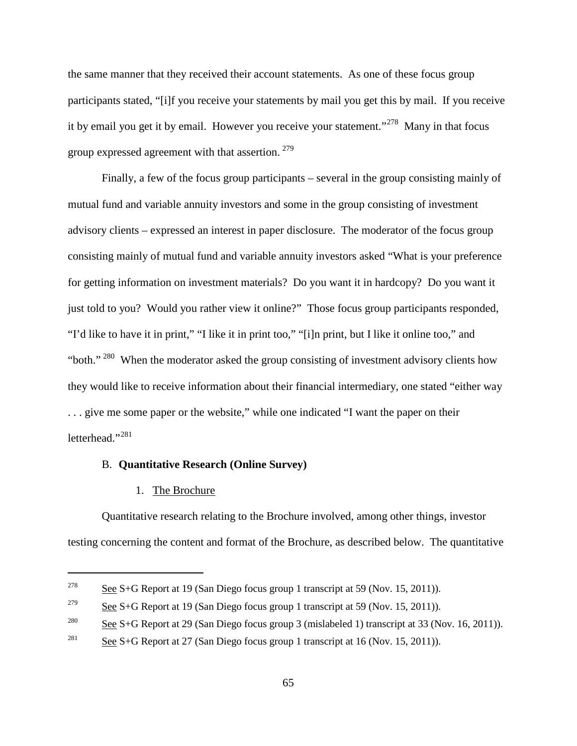the same manner that they received their account statements. As one of these focus group participants stated, "[i]f you receive your statements by mail you get this by mail. If you receive it by email you get it by email. However you receive your statement."[278] Many in that focus group expressed agreement with that assertion. [279]

Finally, a few of the focus group participants – several in the group consisting mainly of mutual fund and variable annuity investors and some in the group consisting of investment advisory clients – expressed an interest in paper disclosure. The moderator of the focus group consisting mainly of mutual fund and variable annuity investors asked "What is your preference for getting information on investment materials? Do you want it in hardcopy? Do you want it just told to you? Would you rather view it online?" Those focus group participants responded, "I'd like to have it in print," "I like it in print too," "[i]n print, but I like it online too," and "both." [280] When the moderator asked the group consisting of investment advisory clients how they would like to receive information about their financial intermediary, one stated "either way . . . give me some paper or the website," while one indicated "I want the paper on their letterhead."[281]

### B. **Quantitative Research (Online Survey)**

#### 1. The Brochure

Quantitative research relating to the Brochure involved, among other things, investor testing concerning the content and format of the Brochure, as described below. The quantitative

---

[278] See S+G Report at 19 (San Diego focus group 1 transcript at 59 (Nov. 15, 2011)).

[279] See S+G Report at 19 (San Diego focus group 1 transcript at 59 (Nov. 15, 2011)).

[280] See S+G Report at 29 (San Diego focus group 3 (mislabeled 1) transcript at 33 (Nov. 16, 2011)).

[281] See S+G Report at 27 (San Diego focus group 1 transcript at 16 (Nov. 15, 2011)).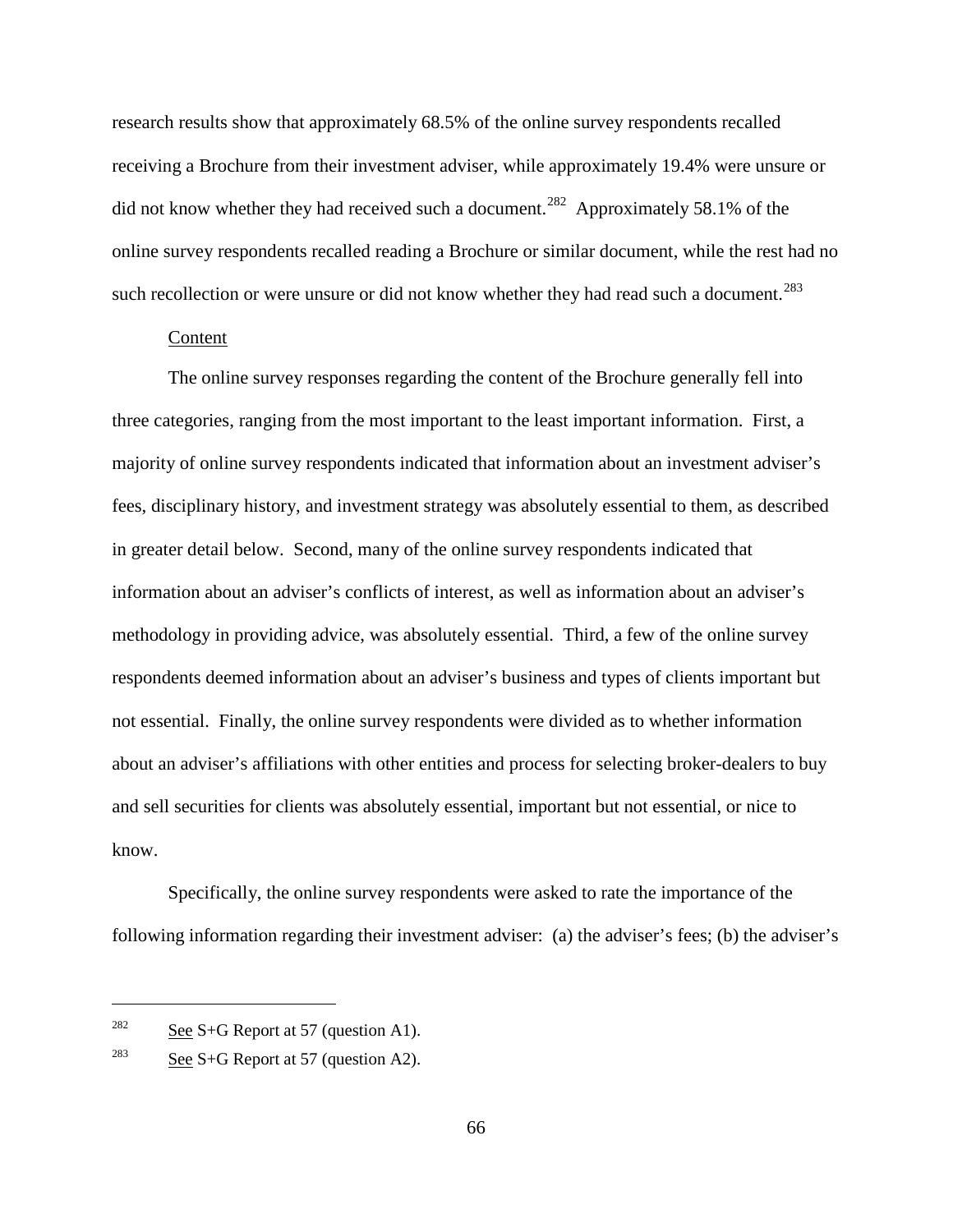research results show that approximately 68.5% of the online survey respondents recalled receiving a Brochure from their investment adviser, while approximately 19.4% were unsure or did not know whether they had received such a document.[282] Approximately 58.1% of the online survey respondents recalled reading a Brochure or similar document, while the rest had no such recollection or were unsure or did not know whether they had read such a document.[283]

Content

The online survey responses regarding the content of the Brochure generally fell into three categories, ranging from the most important to the least important information. First, a majority of online survey respondents indicated that information about an investment adviser's fees, disciplinary history, and investment strategy was absolutely essential to them, as described in greater detail below. Second, many of the online survey respondents indicated that information about an adviser's conflicts of interest, as well as information about an adviser's methodology in providing advice, was absolutely essential. Third, a few of the online survey respondents deemed information about an adviser's business and types of clients important but not essential. Finally, the online survey respondents were divided as to whether information about an adviser's affiliations with other entities and process for selecting broker-dealers to buy and sell securities for clients was absolutely essential, important but not essential, or nice to know.

Specifically, the online survey respondents were asked to rate the importance of the following information regarding their investment adviser: (a) the adviser's fees; (b) the adviser's

---

[282] See S+G Report at 57 (question A1).

[283] See S+G Report at 57 (question A2).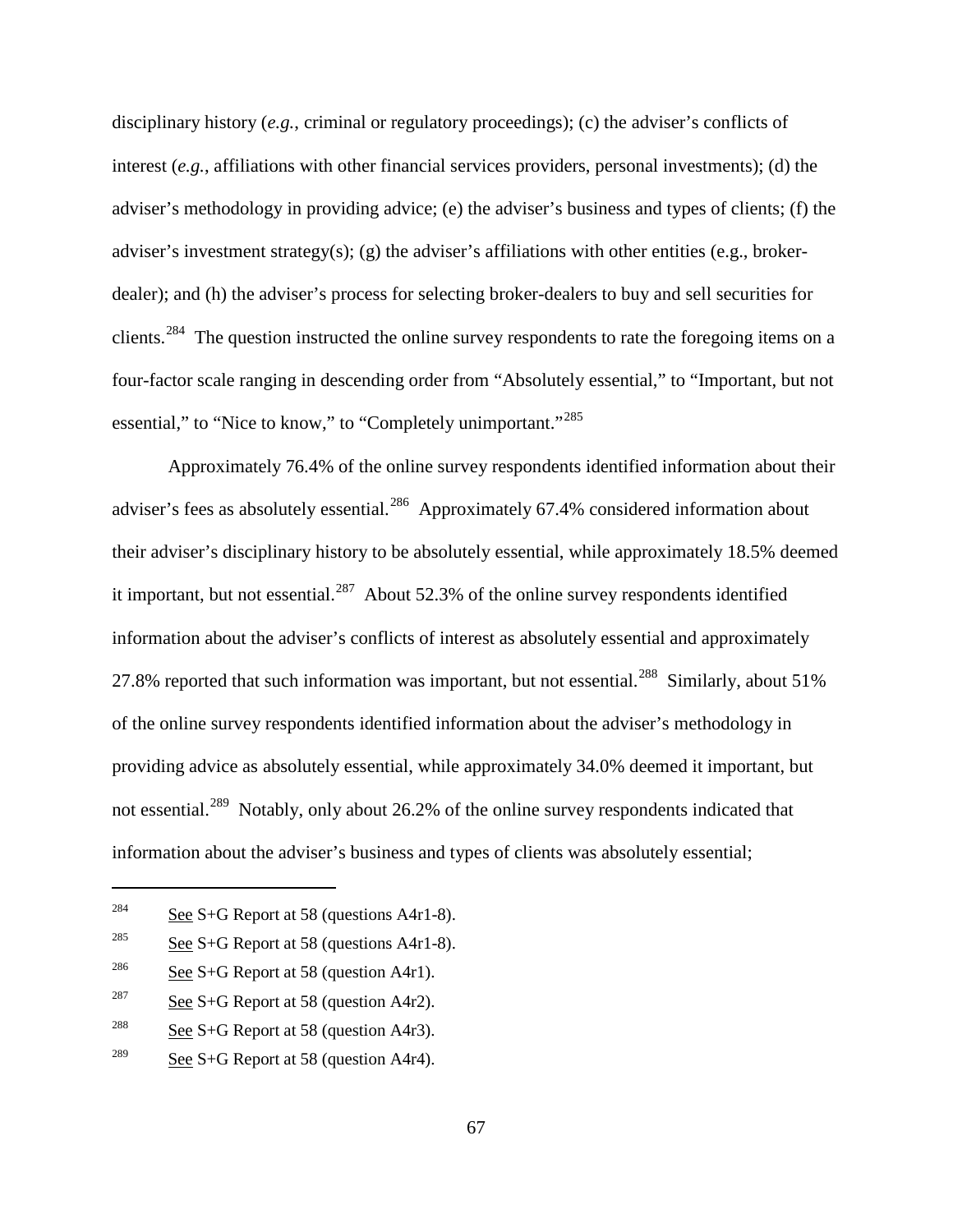disciplinary history (*e.g.*, criminal or regulatory proceedings); (c) the adviser's conflicts of interest (*e.g.*, affiliations with other financial services providers, personal investments); (d) the adviser's methodology in providing advice; (e) the adviser's business and types of clients; (f) the adviser's investment strategy(s); (g) the adviser's affiliations with other entities (e.g., broker-dealer); and (h) the adviser's process for selecting broker-dealers to buy and sell securities for clients.[284] The question instructed the online survey respondents to rate the foregoing items on a four-factor scale ranging in descending order from "Absolutely essential," to "Important, but not essential," to "Nice to know," to "Completely unimportant."[285]

Approximately 76.4% of the online survey respondents identified information about their adviser's fees as absolutely essential.[286] Approximately 67.4% considered information about their adviser's disciplinary history to be absolutely essential, while approximately 18.5% deemed it important, but not essential.[287] About 52.3% of the online survey respondents identified information about the adviser's conflicts of interest as absolutely essential and approximately 27.8% reported that such information was important, but not essential.[288] Similarly, about 51% of the online survey respondents identified information about the adviser's methodology in providing advice as absolutely essential, while approximately 34.0% deemed it important, but not essential.[289] Notably, only about 26.2% of the online survey respondents indicated that information about the adviser's business and types of clients was absolutely essential;

---

[284] See S+G Report at 58 (questions A4r1-8).

[285] See S+G Report at 58 (questions A4r1-8).

[286] See S+G Report at 58 (question A4r1).

[287] See S+G Report at 58 (question A4r2).

[288] See S+G Report at 58 (question A4r3).

[289] See S+G Report at 58 (question A4r4).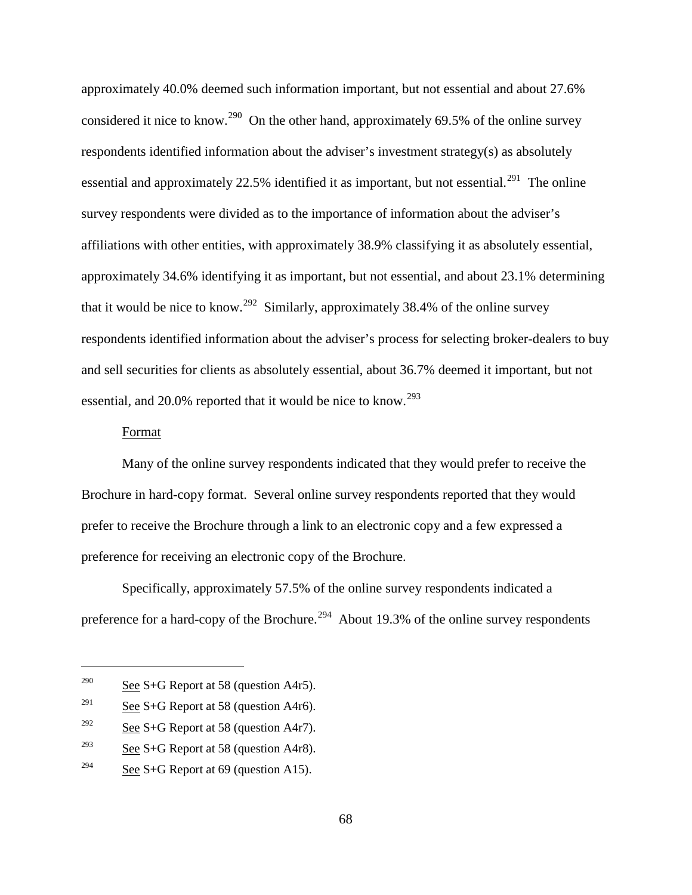approximately 40.0% deemed such information important, but not essential and about 27.6% considered it nice to know.[290] On the other hand, approximately 69.5% of the online survey respondents identified information about the adviser's investment strategy(s) as absolutely essential and approximately 22.5% identified it as important, but not essential.[291] The online survey respondents were divided as to the importance of information about the adviser's affiliations with other entities, with approximately 38.9% classifying it as absolutely essential, approximately 34.6% identifying it as important, but not essential, and about 23.1% determining that it would be nice to know.[292] Similarly, approximately 38.4% of the online survey respondents identified information about the adviser's process for selecting broker-dealers to buy and sell securities for clients as absolutely essential, about 36.7% deemed it important, but not essential, and 20.0% reported that it would be nice to know.[293]

Format

Many of the online survey respondents indicated that they would prefer to receive the Brochure in hard-copy format. Several online survey respondents reported that they would prefer to receive the Brochure through a link to an electronic copy and a few expressed a preference for receiving an electronic copy of the Brochure.

Specifically, approximately 57.5% of the online survey respondents indicated a preference for a hard-copy of the Brochure.[294] About 19.3% of the online survey respondents

---

[290] See S+G Report at 58 (question A4r5).

[291] See S+G Report at 58 (question A4r6).

[292] See S+G Report at 58 (question A4r7).

[293] See S+G Report at 58 (question A4r8).

[294] See S+G Report at 69 (question A15).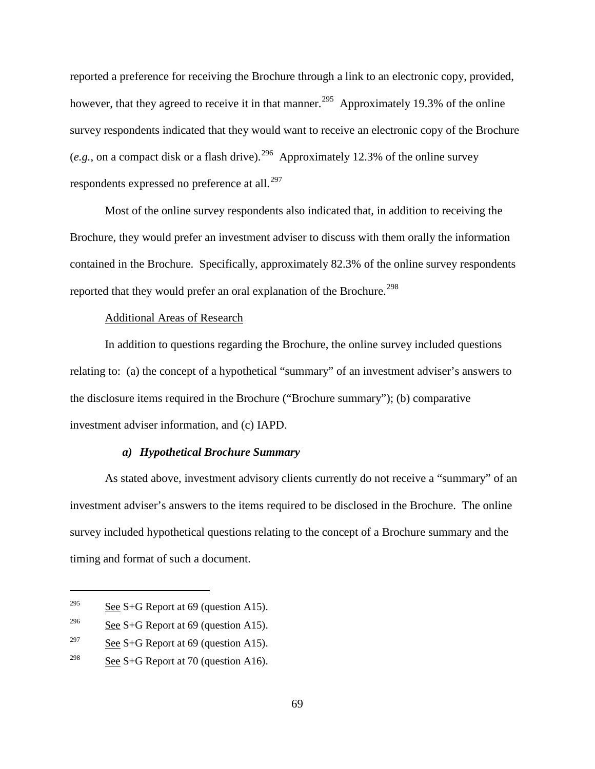reported a preference for receiving the Brochure through a link to an electronic copy, provided, however, that they agreed to receive it in that manner.[295] Approximately 19.3% of the online survey respondents indicated that they would want to receive an electronic copy of the Brochure (*e.g.*, on a compact disk or a flash drive).[296] Approximately 12.3% of the online survey respondents expressed no preference at all.[297]

Most of the online survey respondents also indicated that, in addition to receiving the Brochure, they would prefer an investment adviser to discuss with them orally the information contained in the Brochure. Specifically, approximately 82.3% of the online survey respondents reported that they would prefer an oral explanation of the Brochure.[298]

Additional Areas of Research

In addition to questions regarding the Brochure, the online survey included questions relating to: (a) the concept of a hypothetical "summary" of an investment adviser's answers to the disclosure items required in the Brochure ("Brochure summary"); (b) comparative investment adviser information, and (c) IAPD.

***a) Hypothetical Brochure Summary***

As stated above, investment advisory clients currently do not receive a "summary" of an investment adviser's answers to the items required to be disclosed in the Brochure. The online survey included hypothetical questions relating to the concept of a Brochure summary and the timing and format of such a document.

---

[295] See S+G Report at 69 (question A15).

[296] See S+G Report at 69 (question A15).

[297] See S+G Report at 69 (question A15).

[298] See S+G Report at 70 (question A16).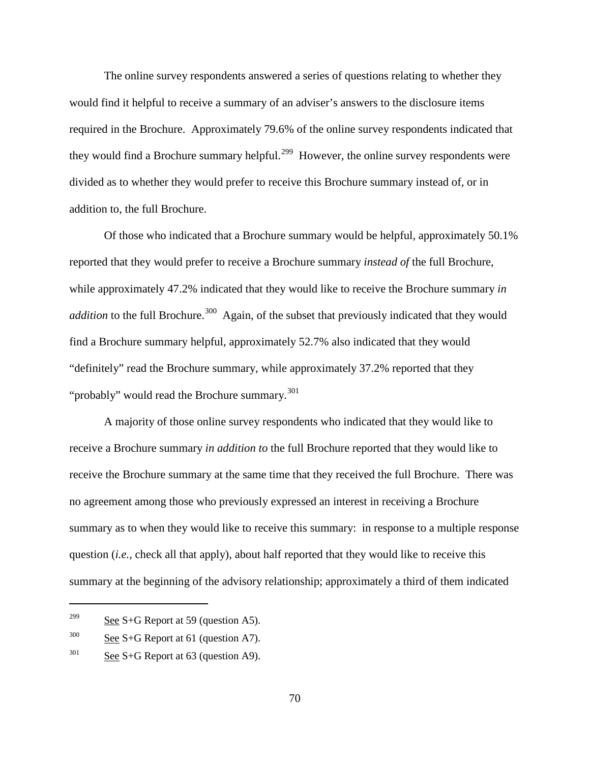The online survey respondents answered a series of questions relating to whether they would find it helpful to receive a summary of an adviser's answers to the disclosure items required in the Brochure. Approximately 79.6% of the online survey respondents indicated that they would find a Brochure summary helpful.[299] However, the online survey respondents were divided as to whether they would prefer to receive this Brochure summary instead of, or in addition to, the full Brochure.

Of those who indicated that a Brochure summary would be helpful, approximately 50.1% reported that they would prefer to receive a Brochure summary *instead of* the full Brochure, while approximately 47.2% indicated that they would like to receive the Brochure summary *in addition* to the full Brochure.[300] Again, of the subset that previously indicated that they would find a Brochure summary helpful, approximately 52.7% also indicated that they would "definitely" read the Brochure summary, while approximately 37.2% reported that they "probably" would read the Brochure summary.[301]

A majority of those online survey respondents who indicated that they would like to receive a Brochure summary *in addition to* the full Brochure reported that they would like to receive the Brochure summary at the same time that they received the full Brochure. There was no agreement among those who previously expressed an interest in receiving a Brochure summary as to when they would like to receive this summary: in response to a multiple response question (*i.e.*, check all that apply), about half reported that they would like to receive this summary at the beginning of the advisory relationship; approximately a third of them indicated

---

[299] See S+G Report at 59 (question A5).

[300] See S+G Report at 61 (question A7).

[301] See S+G Report at 63 (question A9).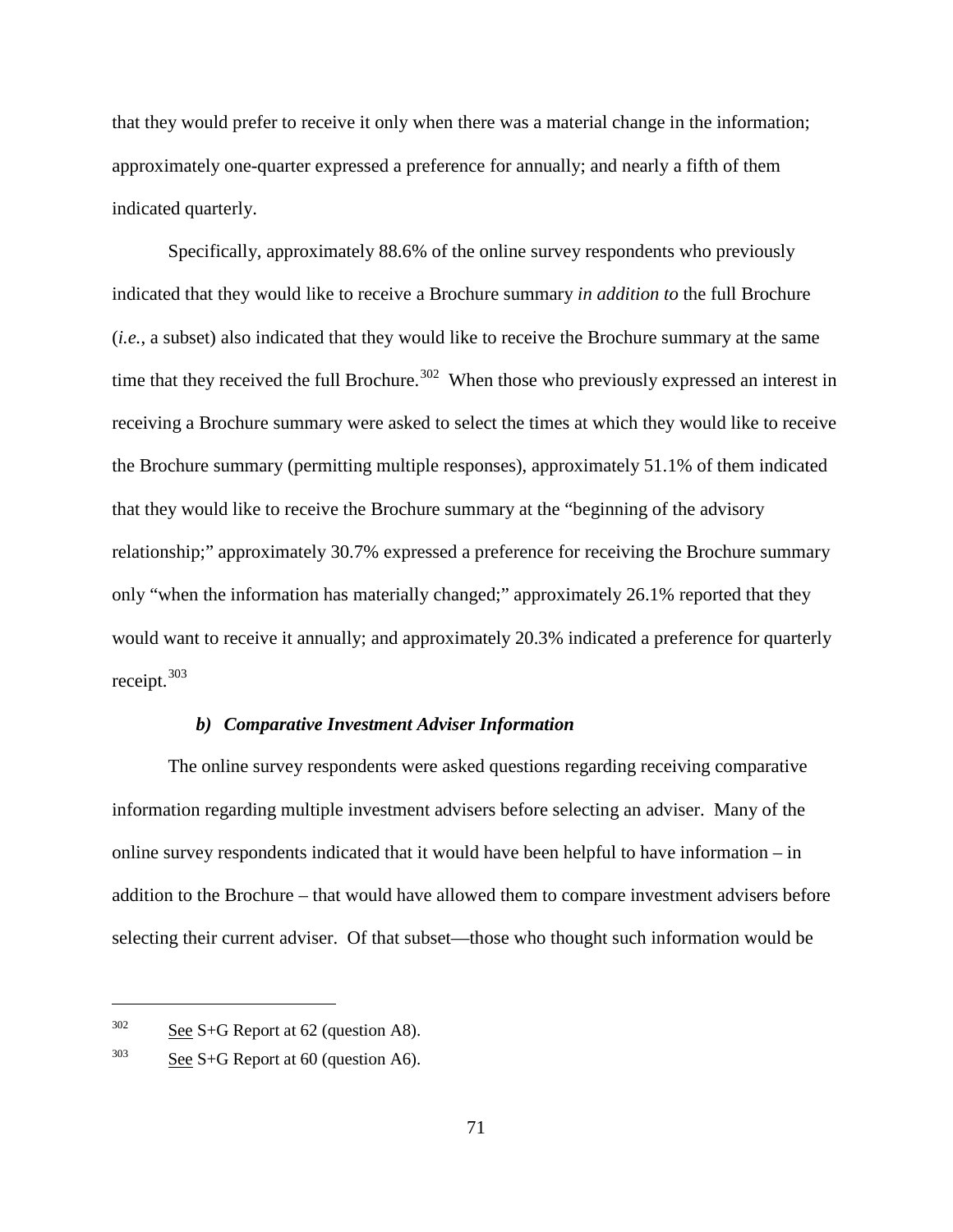that they would prefer to receive it only when there was a material change in the information; approximately one-quarter expressed a preference for annually; and nearly a fifth of them indicated quarterly.

Specifically, approximately 88.6% of the online survey respondents who previously indicated that they would like to receive a Brochure summary *in addition to* the full Brochure (*i.e.*, a subset) also indicated that they would like to receive the Brochure summary at the same time that they received the full Brochure.[302] When those who previously expressed an interest in receiving a Brochure summary were asked to select the times at which they would like to receive the Brochure summary (permitting multiple responses), approximately 51.1% of them indicated that they would like to receive the Brochure summary at the "beginning of the advisory relationship;" approximately 30.7% expressed a preference for receiving the Brochure summary only "when the information has materially changed;" approximately 26.1% reported that they would want to receive it annually; and approximately 20.3% indicated a preference for quarterly receipt.[303]

#### *b) Comparative Investment Adviser Information*

The online survey respondents were asked questions regarding receiving comparative information regarding multiple investment advisers before selecting an adviser. Many of the online survey respondents indicated that it would have been helpful to have information – in addition to the Brochure – that would have allowed them to compare investment advisers before selecting their current adviser. Of that subset—those who thought such information would be

---

[302] See S+G Report at 62 (question A8).

[303] See S+G Report at 60 (question A6).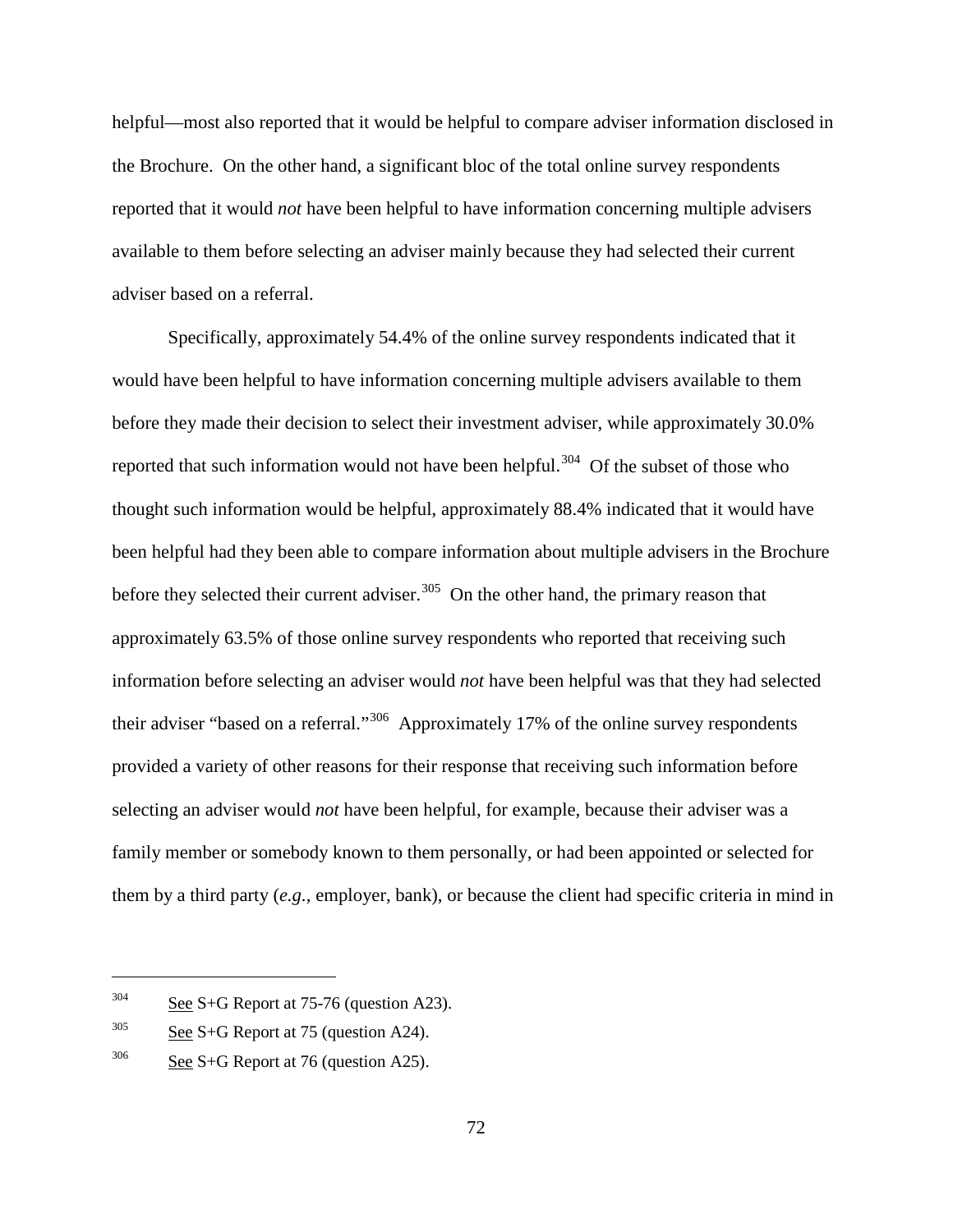helpful—most also reported that it would be helpful to compare adviser information disclosed in the Brochure. On the other hand, a significant bloc of the total online survey respondents reported that it would *not* have been helpful to have information concerning multiple advisers available to them before selecting an adviser mainly because they had selected their current adviser based on a referral.

Specifically, approximately 54.4% of the online survey respondents indicated that it would have been helpful to have information concerning multiple advisers available to them before they made their decision to select their investment adviser, while approximately 30.0% reported that such information would not have been helpful.[304] Of the subset of those who thought such information would be helpful, approximately 88.4% indicated that it would have been helpful had they been able to compare information about multiple advisers in the Brochure before they selected their current adviser.[305] On the other hand, the primary reason that approximately 63.5% of those online survey respondents who reported that receiving such information before selecting an adviser would *not* have been helpful was that they had selected their adviser "based on a referral."[306] Approximately 17% of the online survey respondents provided a variety of other reasons for their response that receiving such information before selecting an adviser would *not* have been helpful, for example, because their adviser was a family member or somebody known to them personally, or had been appointed or selected for them by a third party (*e.g.*, employer, bank), or because the client had specific criteria in mind in

---

[304] See S+G Report at 75-76 (question A23).

[305] See S+G Report at 75 (question A24).

[306] See S+G Report at 76 (question A25).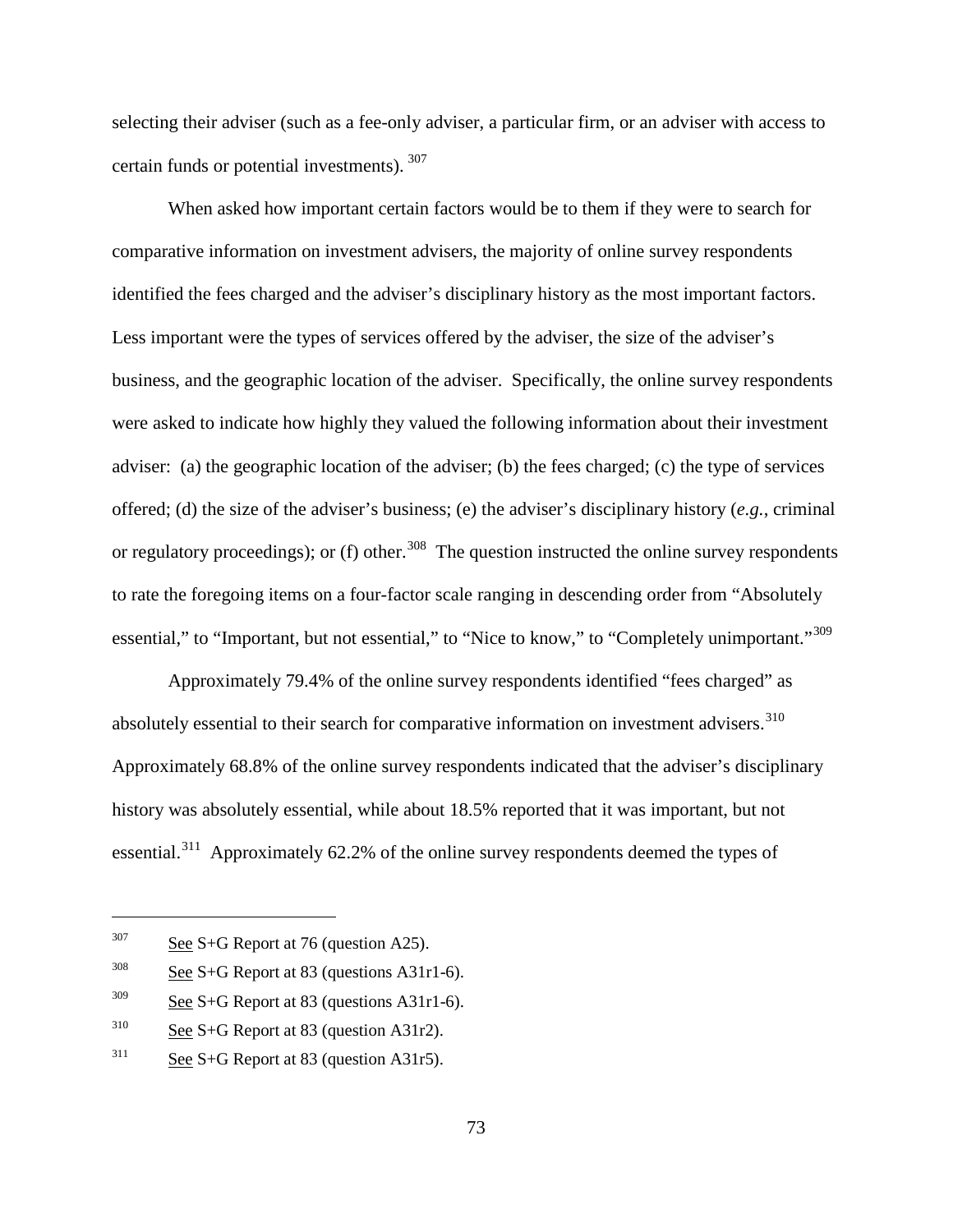selecting their adviser (such as a fee-only adviser, a particular firm, or an adviser with access to certain funds or potential investments). [307]

When asked how important certain factors would be to them if they were to search for comparative information on investment advisers, the majority of online survey respondents identified the fees charged and the adviser's disciplinary history as the most important factors. Less important were the types of services offered by the adviser, the size of the adviser's business, and the geographic location of the adviser. Specifically, the online survey respondents were asked to indicate how highly they valued the following information about their investment adviser: (a) the geographic location of the adviser; (b) the fees charged; (c) the type of services offered; (d) the size of the adviser's business; (e) the adviser's disciplinary history (*e.g.*, criminal or regulatory proceedings); or (f) other.[308] The question instructed the online survey respondents to rate the foregoing items on a four-factor scale ranging in descending order from "Absolutely essential," to "Important, but not essential," to "Nice to know," to "Completely unimportant."[309]

Approximately 79.4% of the online survey respondents identified "fees charged" as absolutely essential to their search for comparative information on investment advisers.[310] Approximately 68.8% of the online survey respondents indicated that the adviser's disciplinary history was absolutely essential, while about 18.5% reported that it was important, but not essential.[311] Approximately 62.2% of the online survey respondents deemed the types of

---

[307] See S+G Report at 76 (question A25).

[308] See S+G Report at 83 (questions A31r1-6).

[309] See S+G Report at 83 (questions A31r1-6).

[310] See S+G Report at 83 (question A31r2).

[311] See S+G Report at 83 (question A31r5).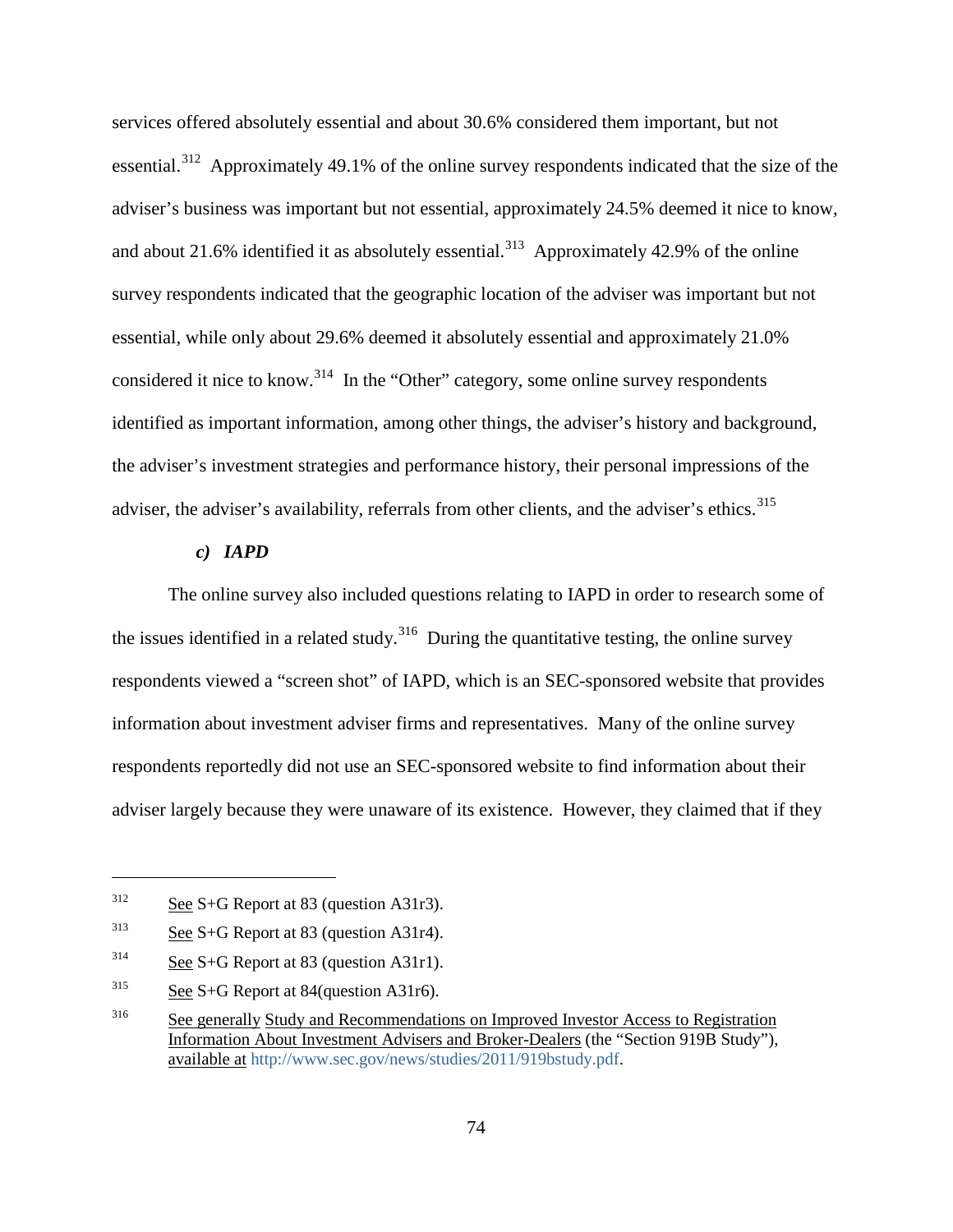services offered absolutely essential and about 30.6% considered them important, but not essential.[312] Approximately 49.1% of the online survey respondents indicated that the size of the adviser's business was important but not essential, approximately 24.5% deemed it nice to know, and about 21.6% identified it as absolutely essential.[313] Approximately 42.9% of the online survey respondents indicated that the geographic location of the adviser was important but not essential, while only about 29.6% deemed it absolutely essential and approximately 21.0% considered it nice to know.[314] In the "Other" category, some online survey respondents identified as important information, among other things, the adviser's history and background, the adviser's investment strategies and performance history, their personal impressions of the adviser, the adviser's availability, referrals from other clients, and the adviser's ethics.[315]

#### *c) IAPD*

The online survey also included questions relating to IAPD in order to research some of the issues identified in a related study.[316] During the quantitative testing, the online survey respondents viewed a "screen shot" of IAPD, which is an SEC-sponsored website that provides information about investment adviser firms and representatives. Many of the online survey respondents reportedly did not use an SEC-sponsored website to find information about their adviser largely because they were unaware of its existence. However, they claimed that if they

---

[312] See S+G Report at 83 (question A31r3).

[313] See S+G Report at 83 (question A31r4).

[314] See S+G Report at 83 (question A31r1).

[315] See S+G Report at 84(question A31r6).

[316] See generally Study and Recommendations on Improved Investor Access to Registration Information About Investment Advisers and Broker-Dealers (the "Section 919B Study"), available at http://www.sec.gov/news/studies/2011/919bstudy.pdf.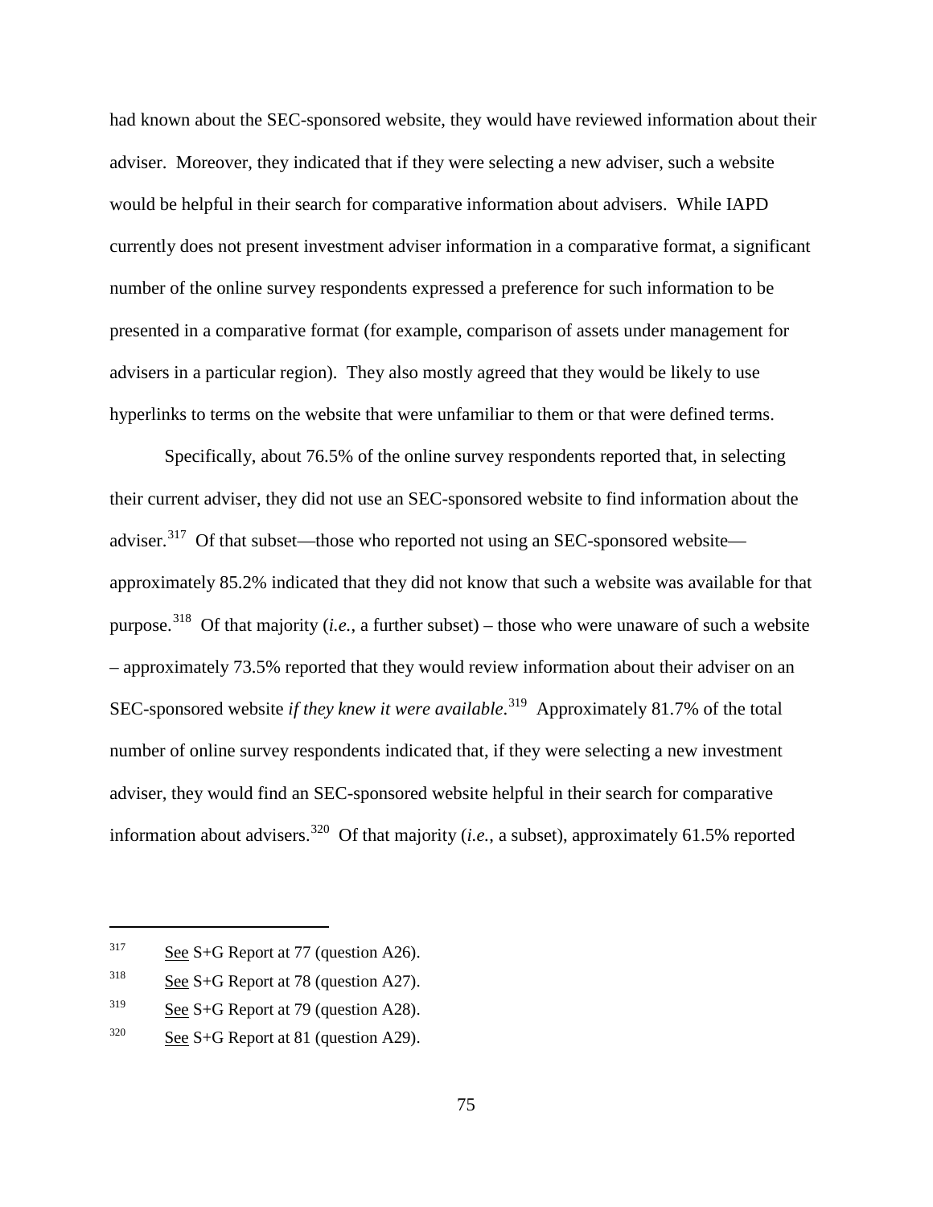had known about the SEC-sponsored website, they would have reviewed information about their adviser. Moreover, they indicated that if they were selecting a new adviser, such a website would be helpful in their search for comparative information about advisers. While IAPD currently does not present investment adviser information in a comparative format, a significant number of the online survey respondents expressed a preference for such information to be presented in a comparative format (for example, comparison of assets under management for advisers in a particular region). They also mostly agreed that they would be likely to use hyperlinks to terms on the website that were unfamiliar to them or that were defined terms.

Specifically, about 76.5% of the online survey respondents reported that, in selecting their current adviser, they did not use an SEC-sponsored website to find information about the adviser.[317] Of that subset—those who reported not using an SEC-sponsored website—approximately 85.2% indicated that they did not know that such a website was available for that purpose.[318] Of that majority (*i.e.*, a further subset) – those who were unaware of such a website – approximately 73.5% reported that they would review information about their adviser on an SEC-sponsored website *if they knew it were available*.[319] Approximately 81.7% of the total number of online survey respondents indicated that, if they were selecting a new investment adviser, they would find an SEC-sponsored website helpful in their search for comparative information about advisers.[320] Of that majority (*i.e.*, a subset), approximately 61.5% reported

---

[317] See S+G Report at 77 (question A26).

[318] See S+G Report at 78 (question A27).

[319] See S+G Report at 79 (question A28).

[320] See S+G Report at 81 (question A29).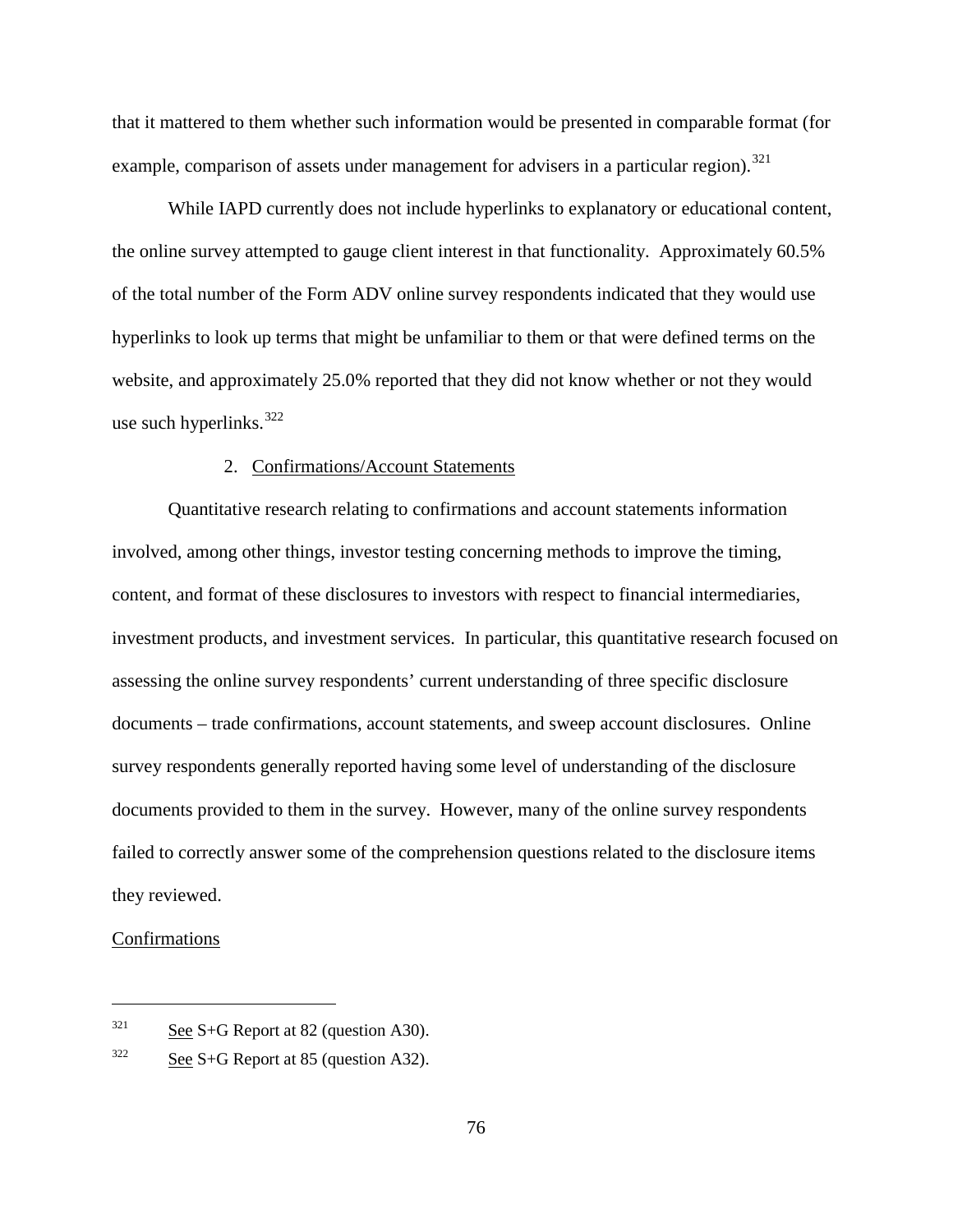that it mattered to them whether such information would be presented in comparable format (for example, comparison of assets under management for advisers in a particular region).[321]

While IAPD currently does not include hyperlinks to explanatory or educational content, the online survey attempted to gauge client interest in that functionality. Approximately 60.5% of the total number of the Form ADV online survey respondents indicated that they would use hyperlinks to look up terms that might be unfamiliar to them or that were defined terms on the website, and approximately 25.0% reported that they did not know whether or not they would use such hyperlinks.[322]

### 2. Confirmations/Account Statements

Quantitative research relating to confirmations and account statements information involved, among other things, investor testing concerning methods to improve the timing, content, and format of these disclosures to investors with respect to financial intermediaries, investment products, and investment services. In particular, this quantitative research focused on assessing the online survey respondents' current understanding of three specific disclosure documents – trade confirmations, account statements, and sweep account disclosures. Online survey respondents generally reported having some level of understanding of the disclosure documents provided to them in the survey. However, many of the online survey respondents failed to correctly answer some of the comprehension questions related to the disclosure items they reviewed.

#### Confirmations

---

[321] See S+G Report at 82 (question A30).

[322] See S+G Report at 85 (question A32).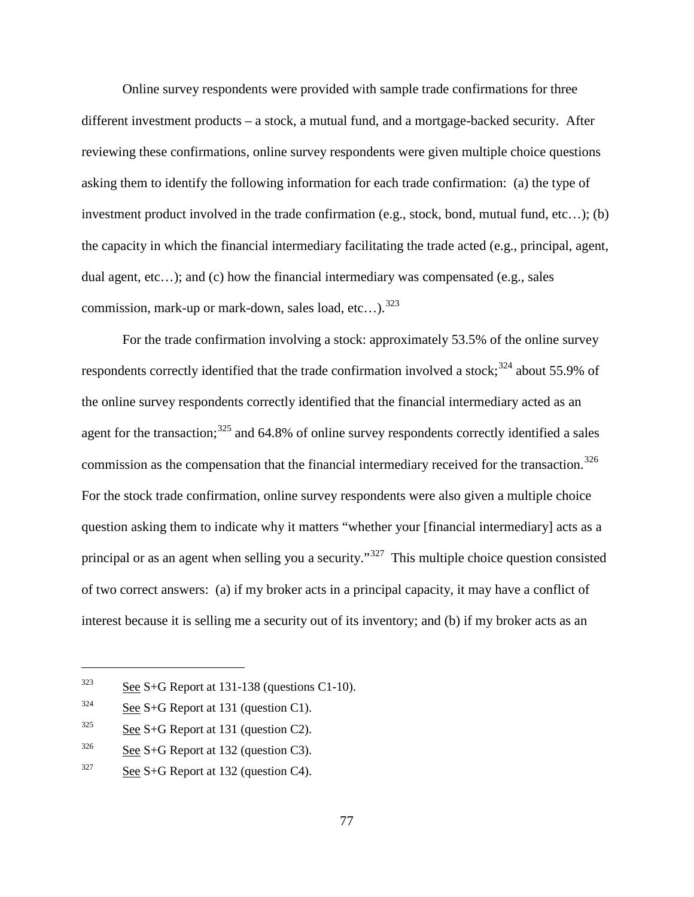Online survey respondents were provided with sample trade confirmations for three different investment products – a stock, a mutual fund, and a mortgage-backed security. After reviewing these confirmations, online survey respondents were given multiple choice questions asking them to identify the following information for each trade confirmation: (a) the type of investment product involved in the trade confirmation (e.g., stock, bond, mutual fund, etc…); (b) the capacity in which the financial intermediary facilitating the trade acted (e.g., principal, agent, dual agent, etc…); and (c) how the financial intermediary was compensated (e.g., sales commission, mark-up or mark-down, sales load, etc…).[323]

For the trade confirmation involving a stock: approximately 53.5% of the online survey respondents correctly identified that the trade confirmation involved a stock;[324] about 55.9% of the online survey respondents correctly identified that the financial intermediary acted as an agent for the transaction;[325] and 64.8% of online survey respondents correctly identified a sales commission as the compensation that the financial intermediary received for the transaction.[326] For the stock trade confirmation, online survey respondents were also given a multiple choice question asking them to indicate why it matters "whether your [financial intermediary] acts as a principal or as an agent when selling you a security."[327] This multiple choice question consisted of two correct answers: (a) if my broker acts in a principal capacity, it may have a conflict of interest because it is selling me a security out of its inventory; and (b) if my broker acts as an

---

[323] See S+G Report at 131-138 (questions C1-10).

[324] See S+G Report at 131 (question C1).

[325] See S+G Report at 131 (question C2).

[326] See S+G Report at 132 (question C3).

[327] See S+G Report at 132 (question C4).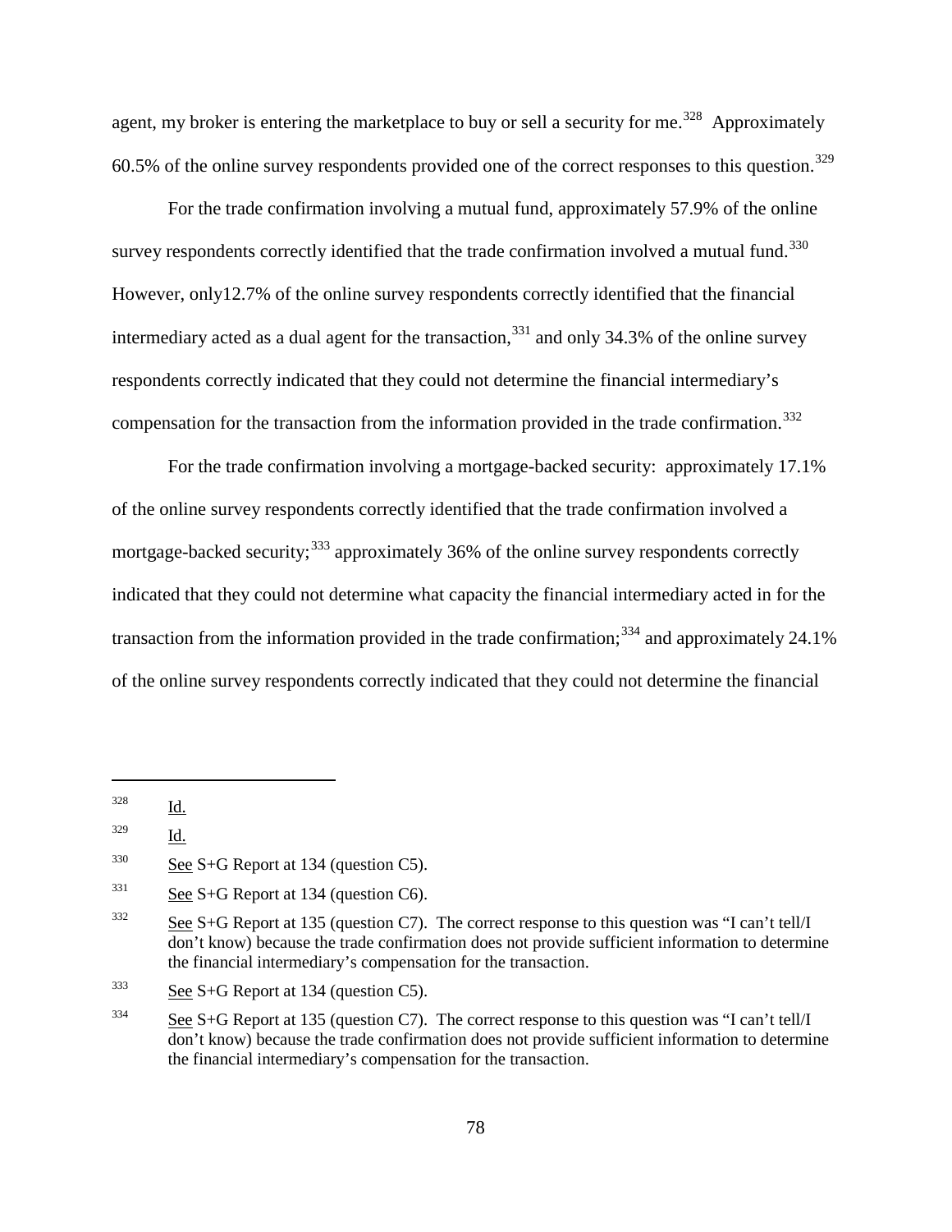agent, my broker is entering the marketplace to buy or sell a security for me.[328] Approximately 60.5% of the online survey respondents provided one of the correct responses to this question.[329]

For the trade confirmation involving a mutual fund, approximately 57.9% of the online survey respondents correctly identified that the trade confirmation involved a mutual fund.[330] However, only12.7% of the online survey respondents correctly identified that the financial intermediary acted as a dual agent for the transaction,[331] and only 34.3% of the online survey respondents correctly indicated that they could not determine the financial intermediary's compensation for the transaction from the information provided in the trade confirmation.[332]

For the trade confirmation involving a mortgage-backed security: approximately 17.1% of the online survey respondents correctly identified that the trade confirmation involved a mortgage-backed security;[333] approximately 36% of the online survey respondents correctly indicated that they could not determine what capacity the financial intermediary acted in for the transaction from the information provided in the trade confirmation;[334] and approximately 24.1% of the online survey respondents correctly indicated that they could not determine the financial

---

[328] Id.

[329] Id.

[330] See S+G Report at 134 (question C5).

[331] See S+G Report at 134 (question C6).

[332] See S+G Report at 135 (question C7). The correct response to this question was "I can't tell/I don't know) because the trade confirmation does not provide sufficient information to determine the financial intermediary's compensation for the transaction.

[333] See S+G Report at 134 (question C5).

[334] See S+G Report at 135 (question C7). The correct response to this question was "I can't tell/I don't know) because the trade confirmation does not provide sufficient information to determine the financial intermediary's compensation for the transaction.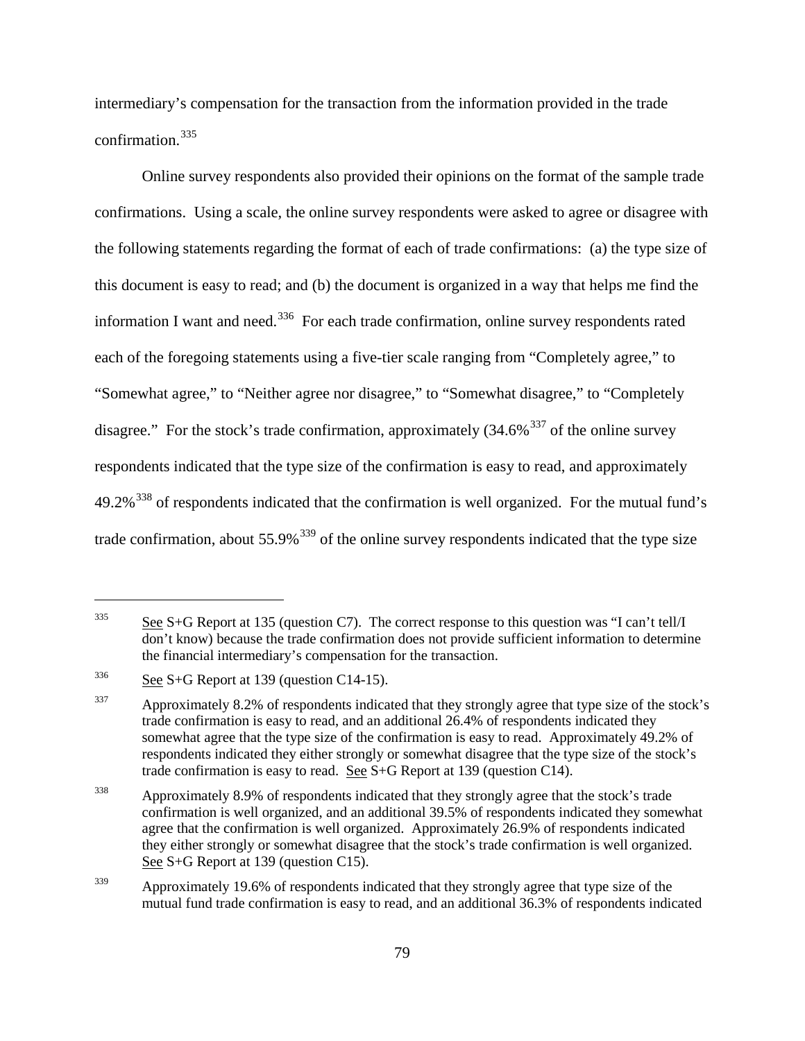intermediary's compensation for the transaction from the information provided in the trade confirmation.[335]

Online survey respondents also provided their opinions on the format of the sample trade confirmations. Using a scale, the online survey respondents were asked to agree or disagree with the following statements regarding the format of each of trade confirmations: (a) the type size of this document is easy to read; and (b) the document is organized in a way that helps me find the information I want and need.[336] For each trade confirmation, online survey respondents rated each of the foregoing statements using a five-tier scale ranging from "Completely agree," to "Somewhat agree," to "Neither agree nor disagree," to "Somewhat disagree," to "Completely disagree." For the stock's trade confirmation, approximately (34.6%[337] of the online survey respondents indicated that the type size of the confirmation is easy to read, and approximately 49.2%[338] of respondents indicated that the confirmation is well organized. For the mutual fund's trade confirmation, about 55.9%[339] of the online survey respondents indicated that the type size

---

335 See S+G Report at 135 (question C7). The correct response to this question was "I can't tell/I don't know) because the trade confirmation does not provide sufficient information to determine the financial intermediary's compensation for the transaction.

336 See S+G Report at 139 (question C14-15).

337 Approximately 8.2% of respondents indicated that they strongly agree that type size of the stock's trade confirmation is easy to read, and an additional 26.4% of respondents indicated they somewhat agree that the type size of the confirmation is easy to read. Approximately 49.2% of respondents indicated they either strongly or somewhat disagree that the type size of the stock's trade confirmation is easy to read. See S+G Report at 139 (question C14).

338 Approximately 8.9% of respondents indicated that they strongly agree that the stock's trade confirmation is well organized, and an additional 39.5% of respondents indicated they somewhat agree that the confirmation is well organized. Approximately 26.9% of respondents indicated they either strongly or somewhat disagree that the stock's trade confirmation is well organized. See S+G Report at 139 (question C15).

339 Approximately 19.6% of respondents indicated that they strongly agree that type size of the mutual fund trade confirmation is easy to read, and an additional 36.3% of respondents indicated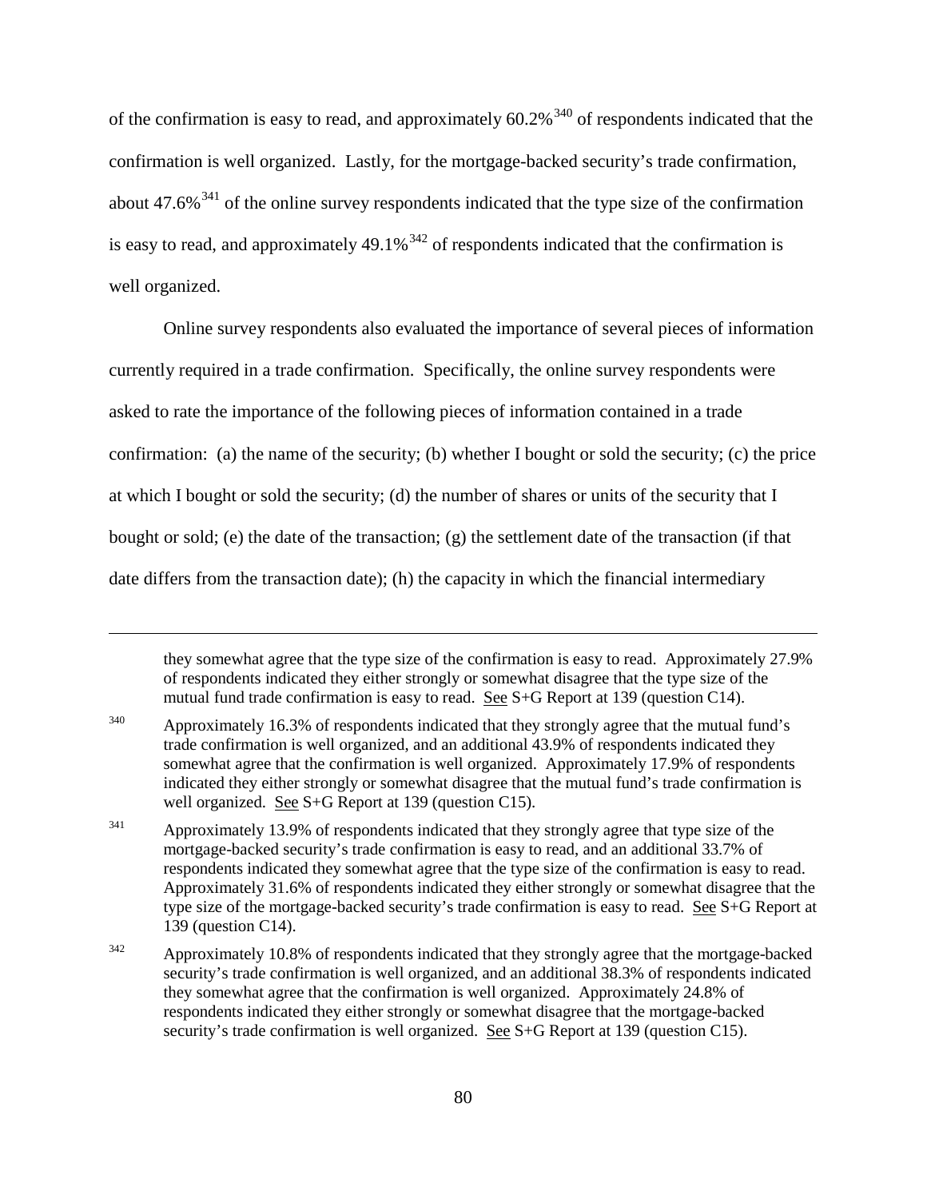of the confirmation is easy to read, and approximately 60.2%[340] of respondents indicated that the confirmation is well organized. Lastly, for the mortgage-backed security's trade confirmation, about 47.6%[341] of the online survey respondents indicated that the type size of the confirmation is easy to read, and approximately 49.1%[342] of respondents indicated that the confirmation is well organized.

Online survey respondents also evaluated the importance of several pieces of information currently required in a trade confirmation. Specifically, the online survey respondents were asked to rate the importance of the following pieces of information contained in a trade confirmation: (a) the name of the security; (b) whether I bought or sold the security; (c) the price at which I bought or sold the security; (d) the number of shares or units of the security that I bought or sold; (e) the date of the transaction; (g) the settlement date of the transaction (if that date differs from the transaction date); (h) the capacity in which the financial intermediary

---

they somewhat agree that the type size of the confirmation is easy to read. Approximately 27.9% of respondents indicated they either strongly or somewhat disagree that the type size of the mutual fund trade confirmation is easy to read. See S+G Report at 139 (question C14).

[340] Approximately 16.3% of respondents indicated that they strongly agree that the mutual fund's trade confirmation is well organized, and an additional 43.9% of respondents indicated they somewhat agree that the confirmation is well organized. Approximately 17.9% of respondents indicated they either strongly or somewhat disagree that the mutual fund's trade confirmation is well organized. See S+G Report at 139 (question C15).

[341] Approximately 13.9% of respondents indicated that they strongly agree that type size of the mortgage-backed security's trade confirmation is easy to read, and an additional 33.7% of respondents indicated they somewhat agree that the type size of the confirmation is easy to read. Approximately 31.6% of respondents indicated they either strongly or somewhat disagree that the type size of the mortgage-backed security's trade confirmation is easy to read. See S+G Report at 139 (question C14).

[342] Approximately 10.8% of respondents indicated that they strongly agree that the mortgage-backed security's trade confirmation is well organized, and an additional 38.3% of respondents indicated they somewhat agree that the confirmation is well organized. Approximately 24.8% of respondents indicated they either strongly or somewhat disagree that the mortgage-backed security's trade confirmation is well organized. See S+G Report at 139 (question C15).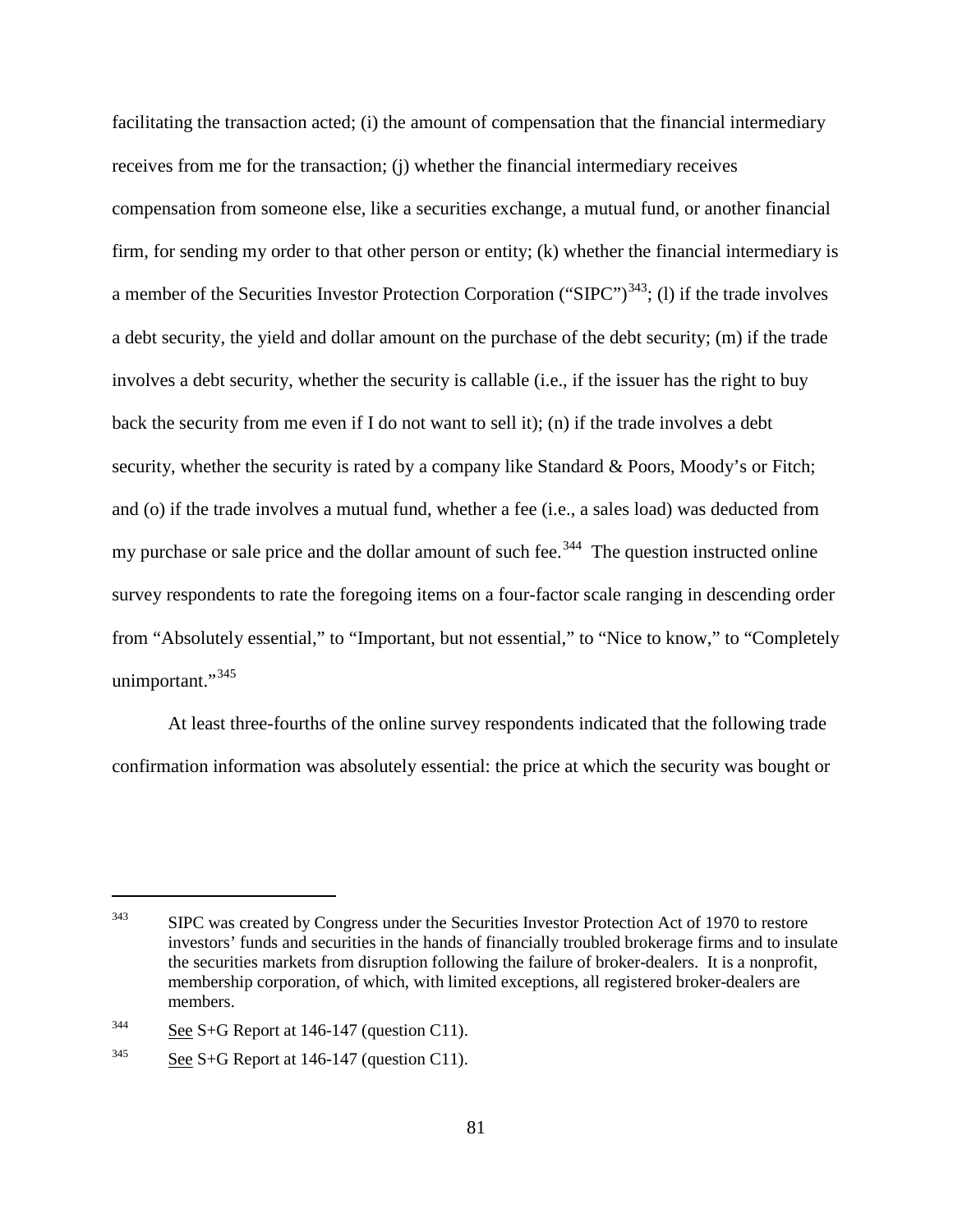facilitating the transaction acted; (i) the amount of compensation that the financial intermediary receives from me for the transaction; (j) whether the financial intermediary receives compensation from someone else, like a securities exchange, a mutual fund, or another financial firm, for sending my order to that other person or entity; (k) whether the financial intermediary is a member of the Securities Investor Protection Corporation ("SIPC")[343]; (l) if the trade involves a debt security, the yield and dollar amount on the purchase of the debt security; (m) if the trade involves a debt security, whether the security is callable (i.e., if the issuer has the right to buy back the security from me even if I do not want to sell it); (n) if the trade involves a debt security, whether the security is rated by a company like Standard & Poors, Moody's or Fitch; and (o) if the trade involves a mutual fund, whether a fee (i.e., a sales load) was deducted from my purchase or sale price and the dollar amount of such fee.[344] The question instructed online survey respondents to rate the foregoing items on a four-factor scale ranging in descending order from "Absolutely essential," to "Important, but not essential," to "Nice to know," to "Completely unimportant."[345]

At least three-fourths of the online survey respondents indicated that the following trade confirmation information was absolutely essential: the price at which the security was bought or

---

[343] SIPC was created by Congress under the Securities Investor Protection Act of 1970 to restore investors' funds and securities in the hands of financially troubled brokerage firms and to insulate the securities markets from disruption following the failure of broker-dealers. It is a nonprofit, membership corporation, of which, with limited exceptions, all registered broker-dealers are members.

[344] See S+G Report at 146-147 (question C11).

[345] See S+G Report at 146-147 (question C11).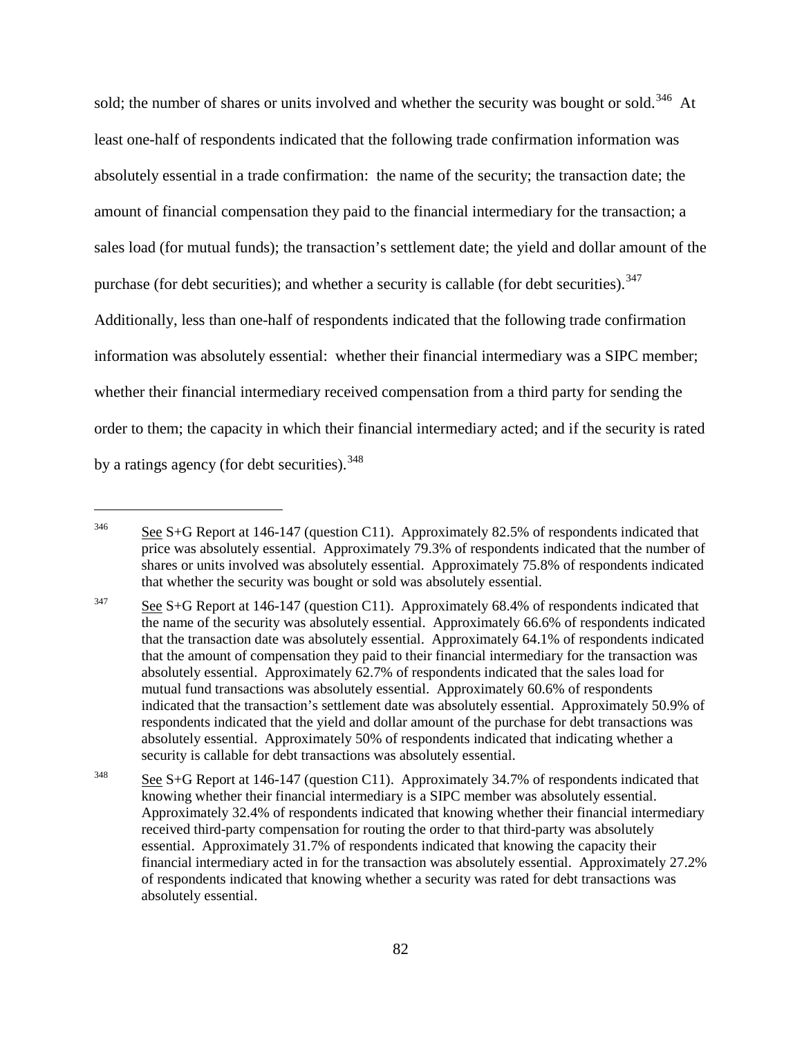sold; the number of shares or units involved and whether the security was bought or sold.[346] At least one-half of respondents indicated that the following trade confirmation information was absolutely essential in a trade confirmation: the name of the security; the transaction date; the amount of financial compensation they paid to the financial intermediary for the transaction; a sales load (for mutual funds); the transaction's settlement date; the yield and dollar amount of the purchase (for debt securities); and whether a security is callable (for debt securities).[347] Additionally, less than one-half of respondents indicated that the following trade confirmation information was absolutely essential: whether their financial intermediary was a SIPC member; whether their financial intermediary received compensation from a third party for sending the order to them; the capacity in which their financial intermediary acted; and if the security is rated by a ratings agency (for debt securities).[348]

---

[346] See S+G Report at 146-147 (question C11). Approximately 82.5% of respondents indicated that price was absolutely essential. Approximately 79.3% of respondents indicated that the number of shares or units involved was absolutely essential. Approximately 75.8% of respondents indicated that whether the security was bought or sold was absolutely essential.

[347] See S+G Report at 146-147 (question C11). Approximately 68.4% of respondents indicated that the name of the security was absolutely essential. Approximately 66.6% of respondents indicated that the transaction date was absolutely essential. Approximately 64.1% of respondents indicated that the amount of compensation they paid to their financial intermediary for the transaction was absolutely essential. Approximately 62.7% of respondents indicated that the sales load for mutual fund transactions was absolutely essential. Approximately 60.6% of respondents indicated that the transaction's settlement date was absolutely essential. Approximately 50.9% of respondents indicated that the yield and dollar amount of the purchase for debt transactions was absolutely essential. Approximately 50% of respondents indicated that indicating whether a security is callable for debt transactions was absolutely essential.

[348] See S+G Report at 146-147 (question C11). Approximately 34.7% of respondents indicated that knowing whether their financial intermediary is a SIPC member was absolutely essential. Approximately 32.4% of respondents indicated that knowing whether their financial intermediary received third-party compensation for routing the order to that third-party was absolutely essential. Approximately 31.7% of respondents indicated that knowing the capacity their financial intermediary acted in for the transaction was absolutely essential. Approximately 27.2% of respondents indicated that knowing whether a security was rated for debt transactions was absolutely essential.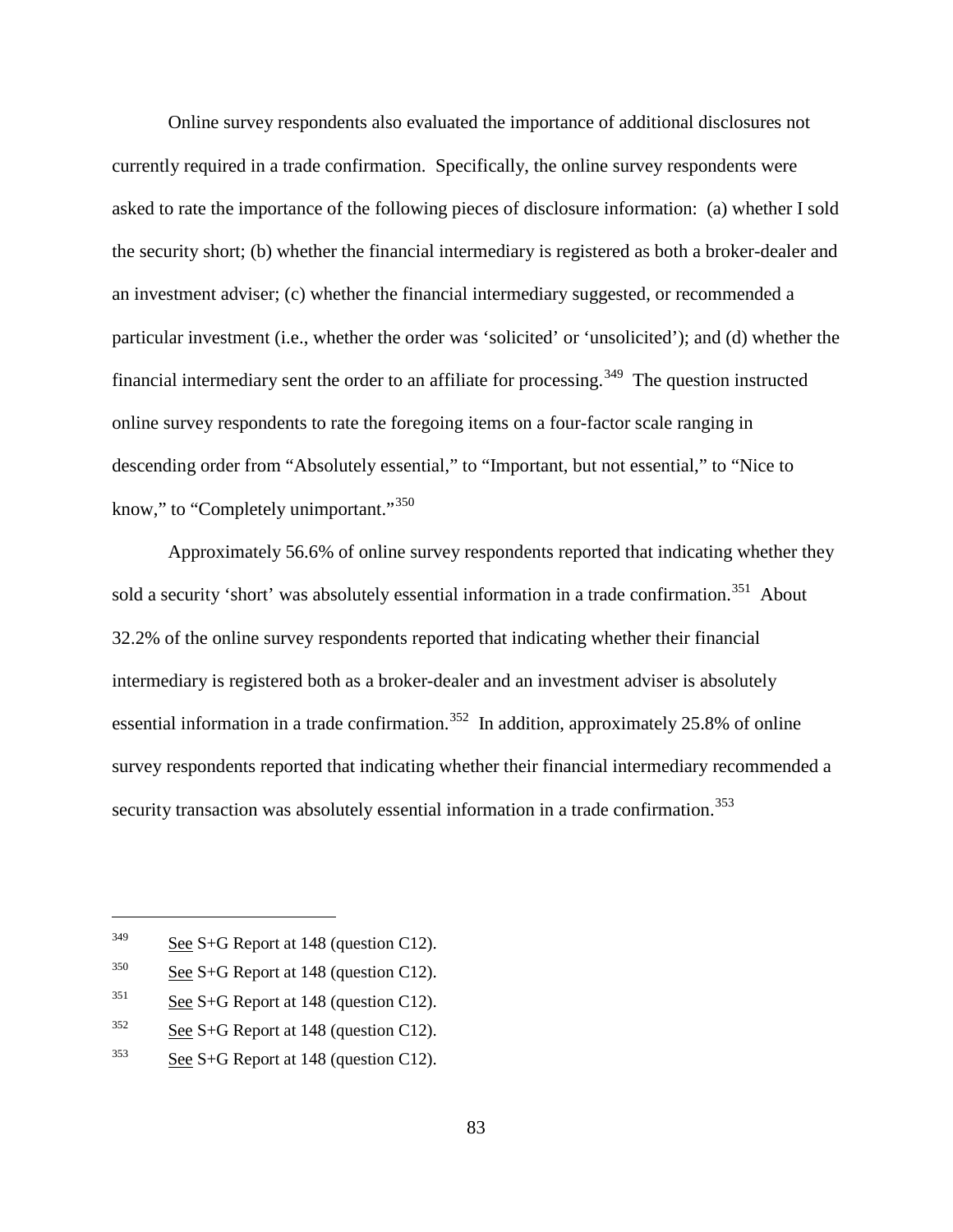Online survey respondents also evaluated the importance of additional disclosures not currently required in a trade confirmation. Specifically, the online survey respondents were asked to rate the importance of the following pieces of disclosure information: (a) whether I sold the security short; (b) whether the financial intermediary is registered as both a broker-dealer and an investment adviser; (c) whether the financial intermediary suggested, or recommended a particular investment (i.e., whether the order was 'solicited' or 'unsolicited'); and (d) whether the financial intermediary sent the order to an affiliate for processing.[349] The question instructed online survey respondents to rate the foregoing items on a four-factor scale ranging in descending order from "Absolutely essential," to "Important, but not essential," to "Nice to know," to "Completely unimportant."[350]

Approximately 56.6% of online survey respondents reported that indicating whether they sold a security 'short' was absolutely essential information in a trade confirmation.[351] About 32.2% of the online survey respondents reported that indicating whether their financial intermediary is registered both as a broker-dealer and an investment adviser is absolutely essential information in a trade confirmation.[352] In addition, approximately 25.8% of online survey respondents reported that indicating whether their financial intermediary recommended a security transaction was absolutely essential information in a trade confirmation.[353]

---

[349] See S+G Report at 148 (question C12).

[350] See S+G Report at 148 (question C12).

[351] See S+G Report at 148 (question C12).

[352] See S+G Report at 148 (question C12).

[353] See S+G Report at 148 (question C12).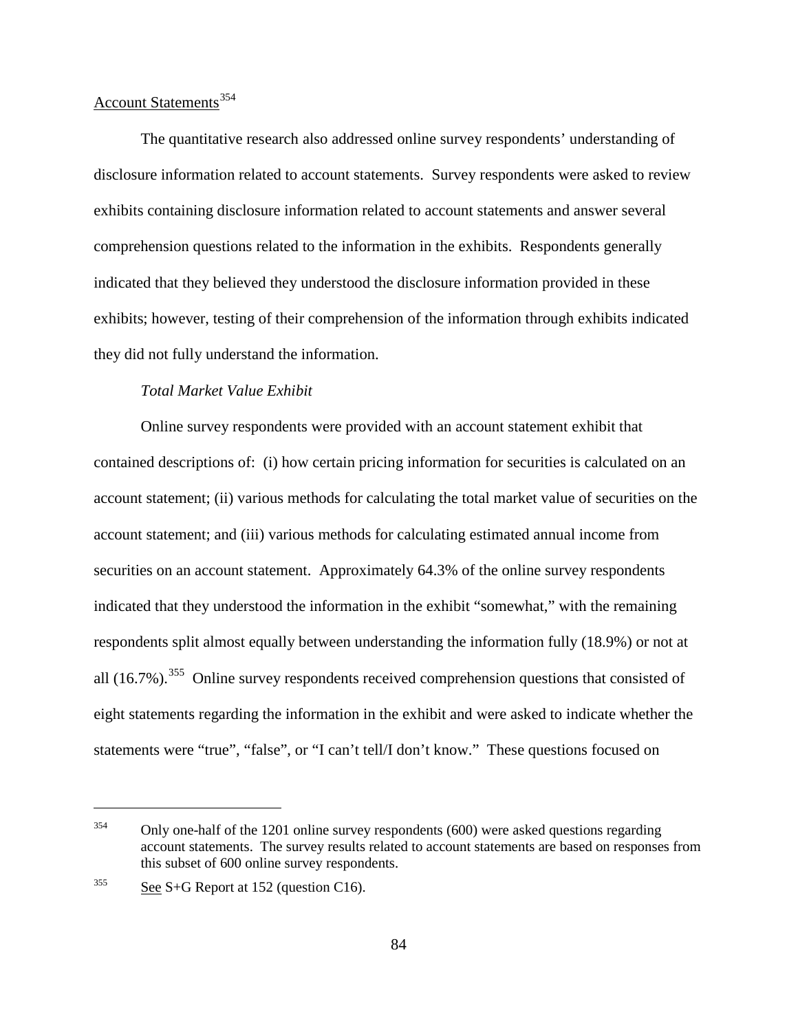Account Statements[354]

The quantitative research also addressed online survey respondents' understanding of disclosure information related to account statements. Survey respondents were asked to review exhibits containing disclosure information related to account statements and answer several comprehension questions related to the information in the exhibits. Respondents generally indicated that they believed they understood the disclosure information provided in these exhibits; however, testing of their comprehension of the information through exhibits indicated they did not fully understand the information.

*Total Market Value Exhibit*

Online survey respondents were provided with an account statement exhibit that contained descriptions of: (i) how certain pricing information for securities is calculated on an account statement; (ii) various methods for calculating the total market value of securities on the account statement; and (iii) various methods for calculating estimated annual income from securities on an account statement. Approximately 64.3% of the online survey respondents indicated that they understood the information in the exhibit "somewhat," with the remaining respondents split almost equally between understanding the information fully (18.9%) or not at all (16.7%).[355] Online survey respondents received comprehension questions that consisted of eight statements regarding the information in the exhibit and were asked to indicate whether the statements were "true", "false", or "I can't tell/I don't know." These questions focused on

---

[354] Only one-half of the 1201 online survey respondents (600) were asked questions regarding account statements. The survey results related to account statements are based on responses from this subset of 600 online survey respondents.

[355] See S+G Report at 152 (question C16).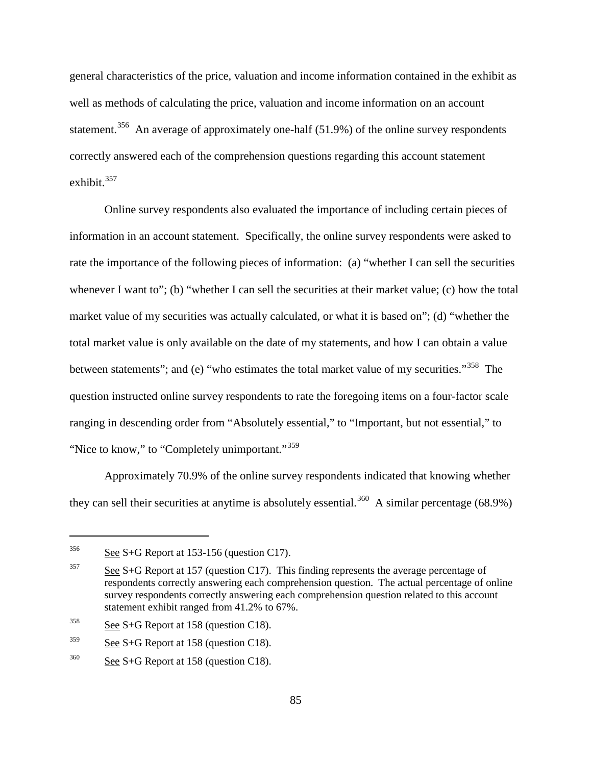general characteristics of the price, valuation and income information contained in the exhibit as well as methods of calculating the price, valuation and income information on an account statement.[356] An average of approximately one-half (51.9%) of the online survey respondents correctly answered each of the comprehension questions regarding this account statement exhibit.[357]

Online survey respondents also evaluated the importance of including certain pieces of information in an account statement. Specifically, the online survey respondents were asked to rate the importance of the following pieces of information: (a) "whether I can sell the securities whenever I want to"; (b) "whether I can sell the securities at their market value; (c) how the total market value of my securities was actually calculated, or what it is based on"; (d) "whether the total market value is only available on the date of my statements, and how I can obtain a value between statements"; and (e) "who estimates the total market value of my securities."[358] The question instructed online survey respondents to rate the foregoing items on a four-factor scale ranging in descending order from "Absolutely essential," to "Important, but not essential," to "Nice to know," to "Completely unimportant."[359]

Approximately 70.9% of the online survey respondents indicated that knowing whether they can sell their securities at anytime is absolutely essential.[360] A similar percentage (68.9%)

---

[356] See S+G Report at 153-156 (question C17).

[357] See S+G Report at 157 (question C17). This finding represents the average percentage of respondents correctly answering each comprehension question. The actual percentage of online survey respondents correctly answering each comprehension question related to this account statement exhibit ranged from 41.2% to 67%.

[358] See S+G Report at 158 (question C18).

[359] See S+G Report at 158 (question C18).

[360] See S+G Report at 158 (question C18).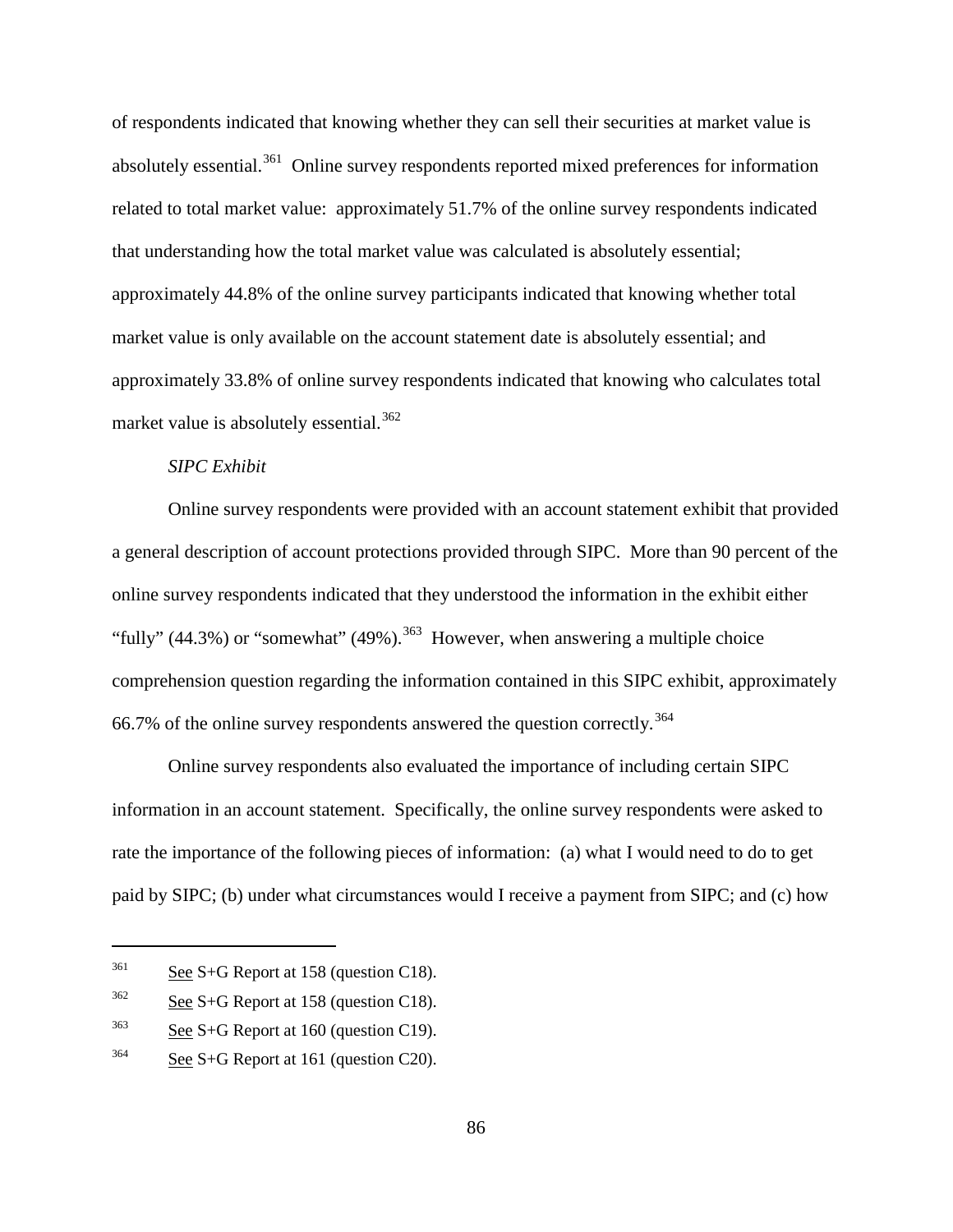of respondents indicated that knowing whether they can sell their securities at market value is absolutely essential.[361] Online survey respondents reported mixed preferences for information related to total market value: approximately 51.7% of the online survey respondents indicated that understanding how the total market value was calculated is absolutely essential; approximately 44.8% of the online survey participants indicated that knowing whether total market value is only available on the account statement date is absolutely essential; and approximately 33.8% of online survey respondents indicated that knowing who calculates total market value is absolutely essential.[362]

*SIPC Exhibit*

Online survey respondents were provided with an account statement exhibit that provided a general description of account protections provided through SIPC. More than 90 percent of the online survey respondents indicated that they understood the information in the exhibit either "fully" (44.3%) or "somewhat" (49%).[363] However, when answering a multiple choice comprehension question regarding the information contained in this SIPC exhibit, approximately 66.7% of the online survey respondents answered the question correctly.[364]

Online survey respondents also evaluated the importance of including certain SIPC information in an account statement. Specifically, the online survey respondents were asked to rate the importance of the following pieces of information: (a) what I would need to do to get paid by SIPC; (b) under what circumstances would I receive a payment from SIPC; and (c) how

---

[361] See S+G Report at 158 (question C18).

[362] See S+G Report at 158 (question C18).

[363] See S+G Report at 160 (question C19).

[364] See S+G Report at 161 (question C20).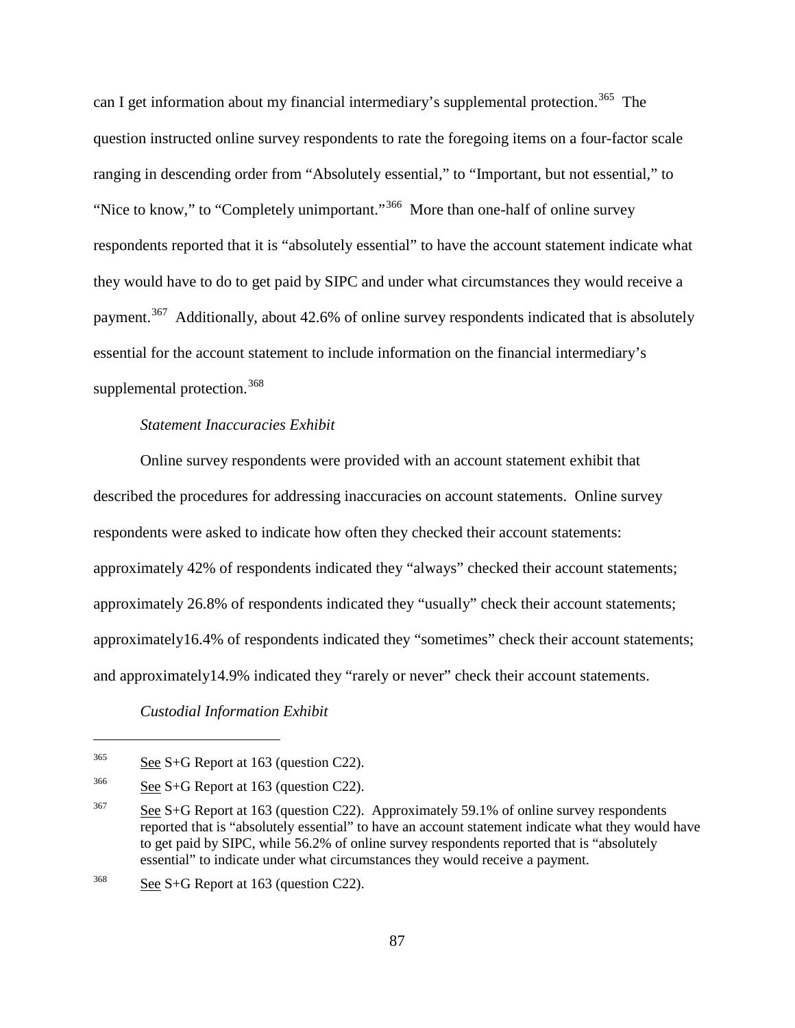can I get information about my financial intermediary's supplemental protection.[365] The question instructed online survey respondents to rate the foregoing items on a four-factor scale ranging in descending order from "Absolutely essential," to "Important, but not essential," to "Nice to know," to "Completely unimportant."[366] More than one-half of online survey respondents reported that it is "absolutely essential" to have the account statement indicate what they would have to do to get paid by SIPC and under what circumstances they would receive a payment.[367] Additionally, about 42.6% of online survey respondents indicated that is absolutely essential for the account statement to include information on the financial intermediary's supplemental protection.[368]

*Statement Inaccuracies Exhibit*

Online survey respondents were provided with an account statement exhibit that described the procedures for addressing inaccuracies on account statements. Online survey respondents were asked to indicate how often they checked their account statements: approximately 42% of respondents indicated they "always" checked their account statements; approximately 26.8% of respondents indicated they "usually" check their account statements; approximately16.4% of respondents indicated they "sometimes" check their account statements; and approximately14.9% indicated they "rarely or never" check their account statements.

*Custodial Information Exhibit*

---

[365] See S+G Report at 163 (question C22).

[366] See S+G Report at 163 (question C22).

[367] See S+G Report at 163 (question C22). Approximately 59.1% of online survey respondents reported that is "absolutely essential" to have an account statement indicate what they would have to get paid by SIPC, while 56.2% of online survey respondents reported that is "absolutely essential" to indicate under what circumstances they would receive a payment.

[368] See S+G Report at 163 (question C22).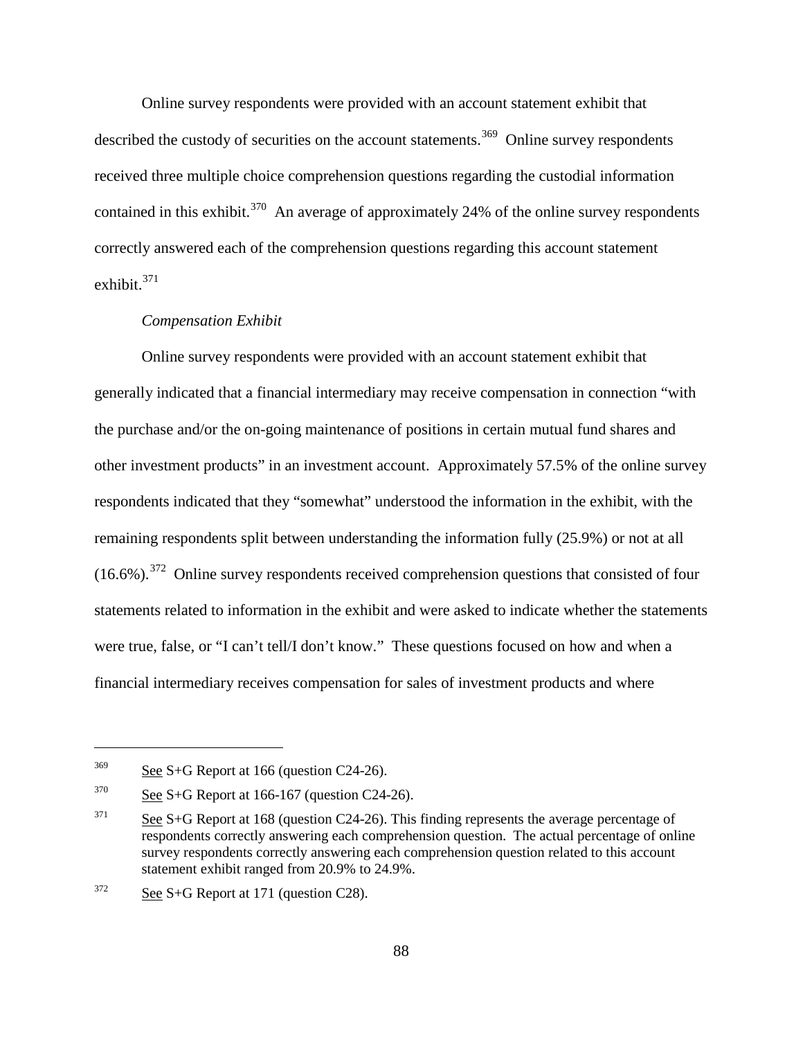Online survey respondents were provided with an account statement exhibit that described the custody of securities on the account statements.[369] Online survey respondents received three multiple choice comprehension questions regarding the custodial information contained in this exhibit.[370] An average of approximately 24% of the online survey respondents correctly answered each of the comprehension questions regarding this account statement exhibit.[371]

*Compensation Exhibit*

Online survey respondents were provided with an account statement exhibit that generally indicated that a financial intermediary may receive compensation in connection "with the purchase and/or the on-going maintenance of positions in certain mutual fund shares and other investment products" in an investment account. Approximately 57.5% of the online survey respondents indicated that they "somewhat" understood the information in the exhibit, with the remaining respondents split between understanding the information fully (25.9%) or not at all (16.6%).[372] Online survey respondents received comprehension questions that consisted of four statements related to information in the exhibit and were asked to indicate whether the statements were true, false, or "I can't tell/I don't know." These questions focused on how and when a financial intermediary receives compensation for sales of investment products and where

---

[369] See S+G Report at 166 (question C24-26).

[370] See S+G Report at 166-167 (question C24-26).

[371] See S+G Report at 168 (question C24-26). This finding represents the average percentage of respondents correctly answering each comprehension question. The actual percentage of online survey respondents correctly answering each comprehension question related to this account statement exhibit ranged from 20.9% to 24.9%.

[372] See S+G Report at 171 (question C28).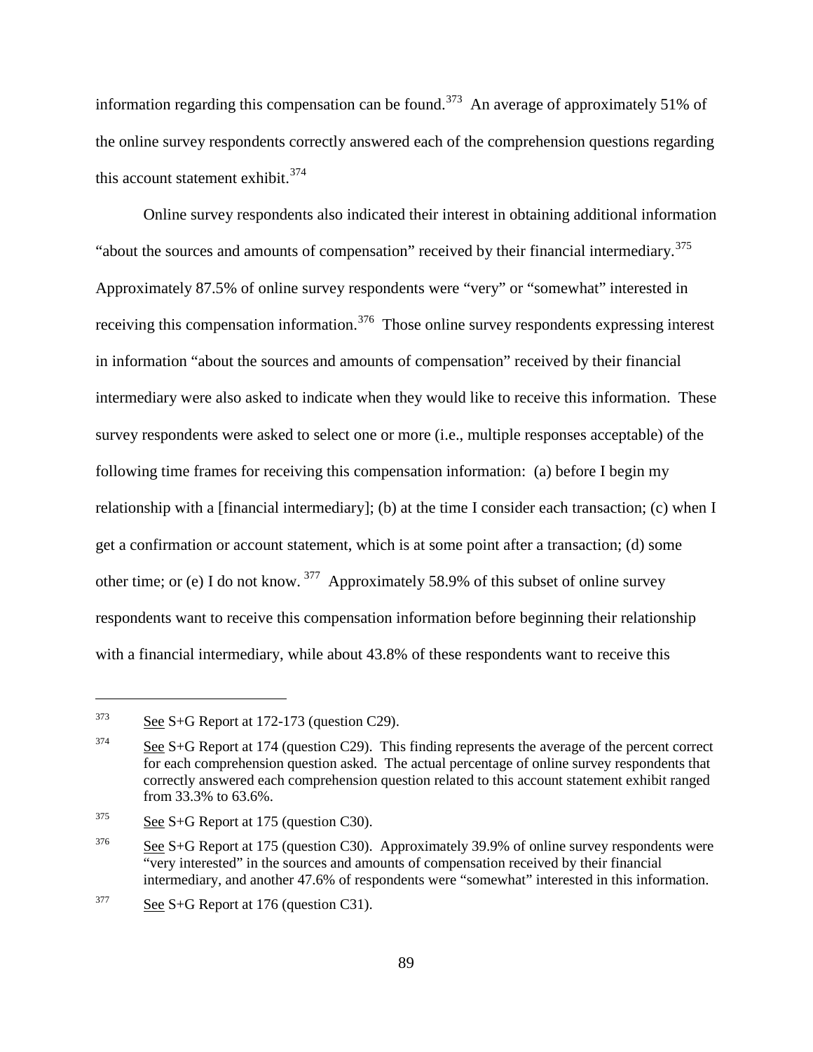information regarding this compensation can be found.[373] An average of approximately 51% of the online survey respondents correctly answered each of the comprehension questions regarding this account statement exhibit.[374]

Online survey respondents also indicated their interest in obtaining additional information "about the sources and amounts of compensation" received by their financial intermediary.[375] Approximately 87.5% of online survey respondents were "very" or "somewhat" interested in receiving this compensation information.[376] Those online survey respondents expressing interest in information "about the sources and amounts of compensation" received by their financial intermediary were also asked to indicate when they would like to receive this information. These survey respondents were asked to select one or more (i.e., multiple responses acceptable) of the following time frames for receiving this compensation information: (a) before I begin my relationship with a [financial intermediary]; (b) at the time I consider each transaction; (c) when I get a confirmation or account statement, which is at some point after a transaction; (d) some other time; or (e) I do not know.[377] Approximately 58.9% of this subset of online survey respondents want to receive this compensation information before beginning their relationship with a financial intermediary, while about 43.8% of these respondents want to receive this

---

[373] See S+G Report at 172-173 (question C29).

[374] See S+G Report at 174 (question C29). This finding represents the average of the percent correct for each comprehension question asked. The actual percentage of online survey respondents that correctly answered each comprehension question related to this account statement exhibit ranged from 33.3% to 63.6%.

[375] See S+G Report at 175 (question C30).

[376] See S+G Report at 175 (question C30). Approximately 39.9% of online survey respondents were "very interested" in the sources and amounts of compensation received by their financial intermediary, and another 47.6% of respondents were "somewhat" interested in this information.

[377] See S+G Report at 176 (question C31).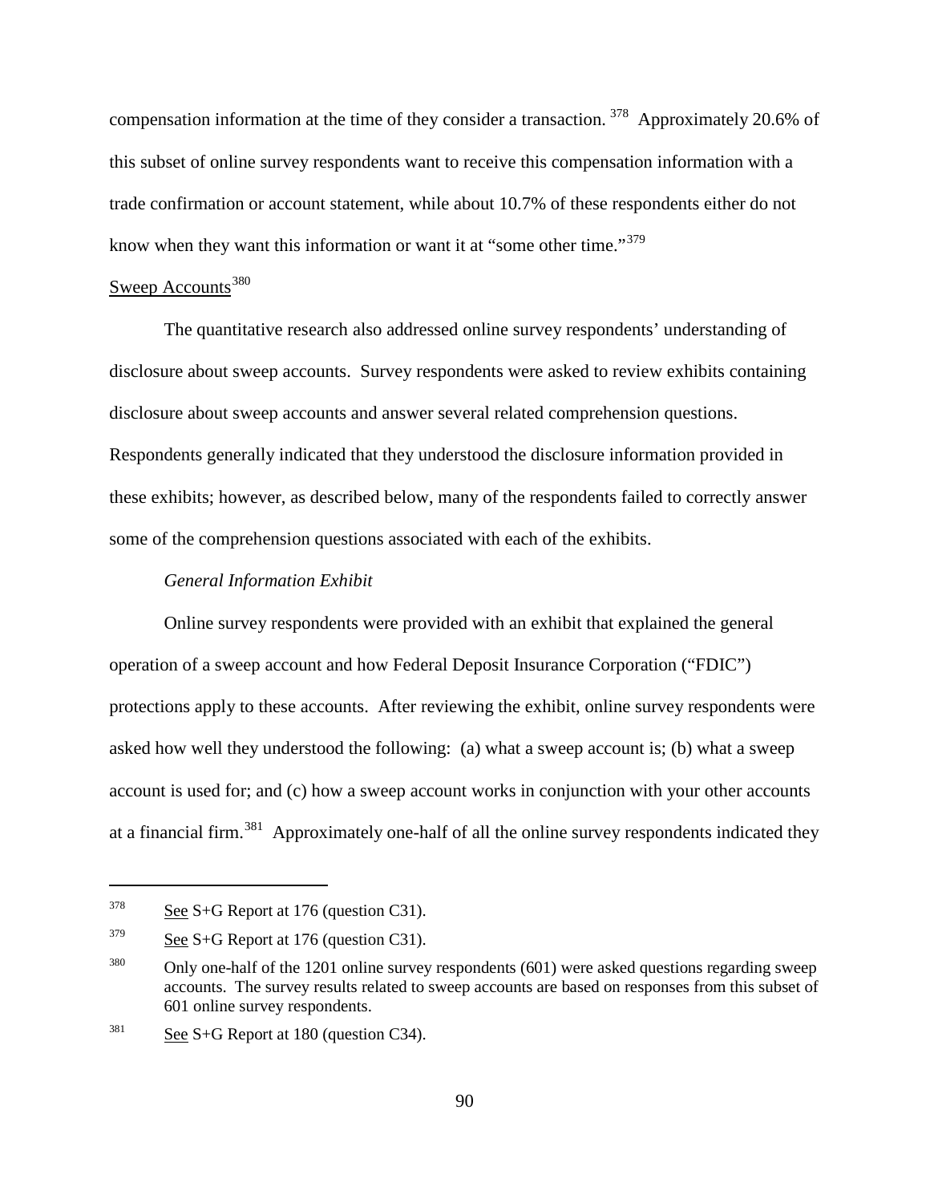compensation information at the time of they consider a transaction. [378] Approximately 20.6% of this subset of online survey respondents want to receive this compensation information with a trade confirmation or account statement, while about 10.7% of these respondents either do not know when they want this information or want it at "some other time."[379]

Sweep Accounts[380]

The quantitative research also addressed online survey respondents' understanding of disclosure about sweep accounts. Survey respondents were asked to review exhibits containing disclosure about sweep accounts and answer several related comprehension questions. Respondents generally indicated that they understood the disclosure information provided in these exhibits; however, as described below, many of the respondents failed to correctly answer some of the comprehension questions associated with each of the exhibits.

*General Information Exhibit*

Online survey respondents were provided with an exhibit that explained the general operation of a sweep account and how Federal Deposit Insurance Corporation ("FDIC") protections apply to these accounts. After reviewing the exhibit, online survey respondents were asked how well they understood the following: (a) what a sweep account is; (b) what a sweep account is used for; and (c) how a sweep account works in conjunction with your other accounts at a financial firm.[381] Approximately one-half of all the online survey respondents indicated they

---

378 See S+G Report at 176 (question C31).

379 See S+G Report at 176 (question C31).

380 Only one-half of the 1201 online survey respondents (601) were asked questions regarding sweep accounts. The survey results related to sweep accounts are based on responses from this subset of 601 online survey respondents.

381 See S+G Report at 180 (question C34).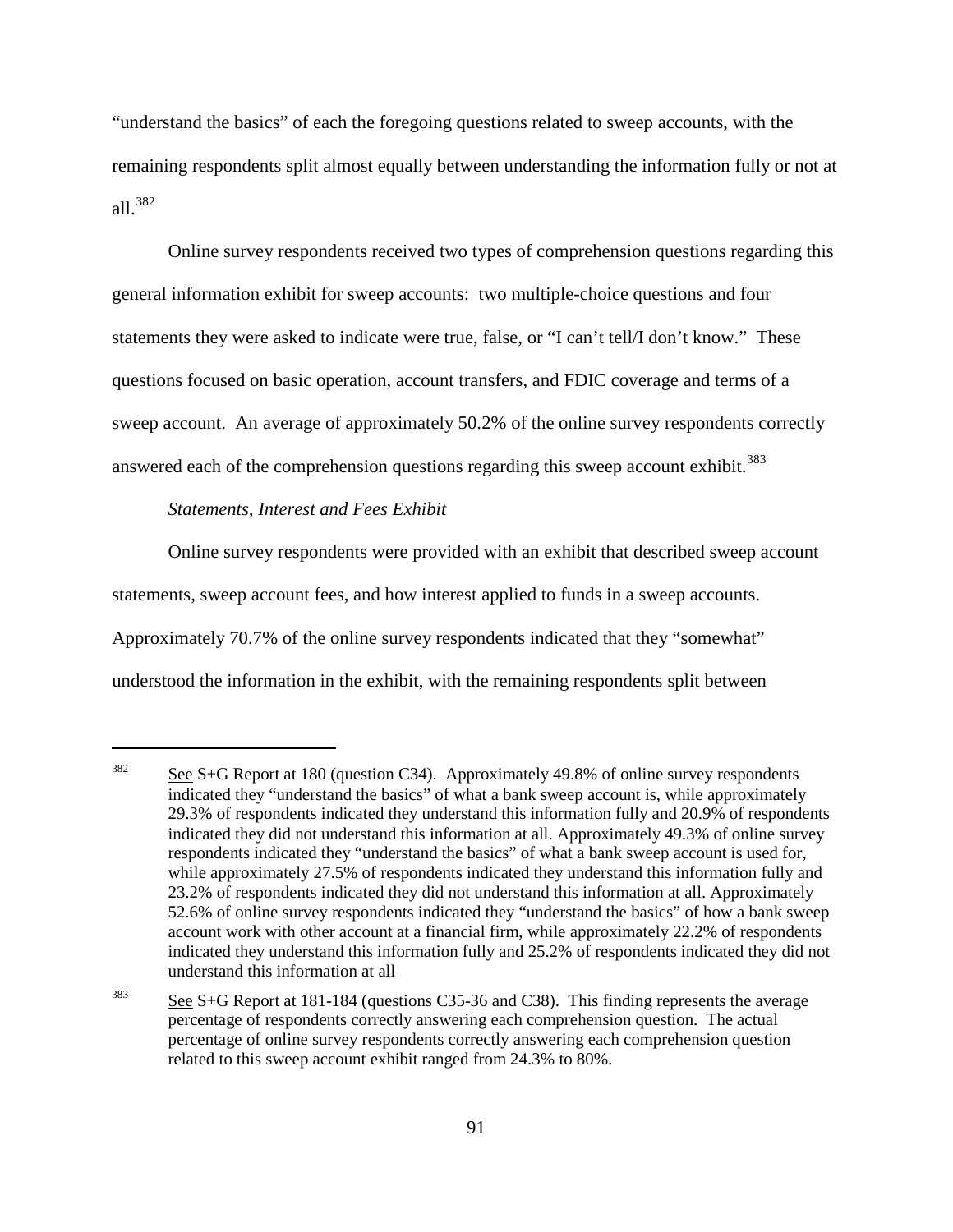"understand the basics" of each the foregoing questions related to sweep accounts, with the remaining respondents split almost equally between understanding the information fully or not at all.[382]

Online survey respondents received two types of comprehension questions regarding this general information exhibit for sweep accounts: two multiple-choice questions and four statements they were asked to indicate were true, false, or "I can't tell/I don't know." These questions focused on basic operation, account transfers, and FDIC coverage and terms of a sweep account. An average of approximately 50.2% of the online survey respondents correctly answered each of the comprehension questions regarding this sweep account exhibit.[383]

*Statements, Interest and Fees Exhibit*

Online survey respondents were provided with an exhibit that described sweep account statements, sweep account fees, and how interest applied to funds in a sweep accounts. Approximately 70.7% of the online survey respondents indicated that they "somewhat" understood the information in the exhibit, with the remaining respondents split between

---

[382] See S+G Report at 180 (question C34). Approximately 49.8% of online survey respondents indicated they "understand the basics" of what a bank sweep account is, while approximately 29.3% of respondents indicated they understand this information fully and 20.9% of respondents indicated they did not understand this information at all. Approximately 49.3% of online survey respondents indicated they "understand the basics" of what a bank sweep account is used for, while approximately 27.5% of respondents indicated they understand this information fully and 23.2% of respondents indicated they did not understand this information at all. Approximately 52.6% of online survey respondents indicated they "understand the basics" of how a bank sweep account work with other account at a financial firm, while approximately 22.2% of respondents indicated they understand this information fully and 25.2% of respondents indicated they did not understand this information at all

[383] See S+G Report at 181-184 (questions C35-36 and C38). This finding represents the average percentage of respondents correctly answering each comprehension question. The actual percentage of online survey respondents correctly answering each comprehension question related to this sweep account exhibit ranged from 24.3% to 80%.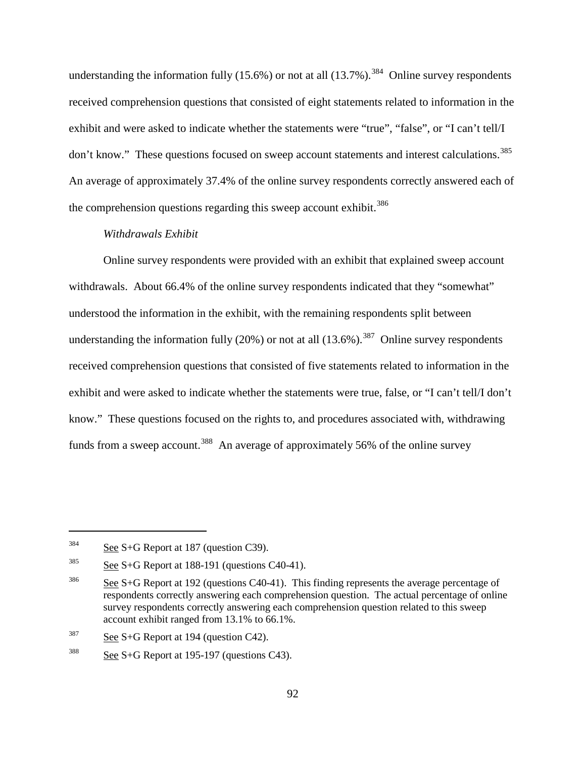understanding the information fully (15.6%) or not at all (13.7%).[384] Online survey respondents received comprehension questions that consisted of eight statements related to information in the exhibit and were asked to indicate whether the statements were "true", "false", or "I can't tell/I don't know." These questions focused on sweep account statements and interest calculations.[385] An average of approximately 37.4% of the online survey respondents correctly answered each of the comprehension questions regarding this sweep account exhibit.[386]

*Withdrawals Exhibit*

Online survey respondents were provided with an exhibit that explained sweep account withdrawals. About 66.4% of the online survey respondents indicated that they "somewhat" understood the information in the exhibit, with the remaining respondents split between understanding the information fully (20%) or not at all (13.6%).[387] Online survey respondents received comprehension questions that consisted of five statements related to information in the exhibit and were asked to indicate whether the statements were true, false, or "I can't tell/I don't know." These questions focused on the rights to, and procedures associated with, withdrawing funds from a sweep account.[388] An average of approximately 56% of the online survey

---

[384] See S+G Report at 187 (question C39).

[385] See S+G Report at 188-191 (questions C40-41).

[386] See S+G Report at 192 (questions C40-41). This finding represents the average percentage of respondents correctly answering each comprehension question. The actual percentage of online survey respondents correctly answering each comprehension question related to this sweep account exhibit ranged from 13.1% to 66.1%.

[387] See S+G Report at 194 (question C42).

[388] See S+G Report at 195-197 (questions C43).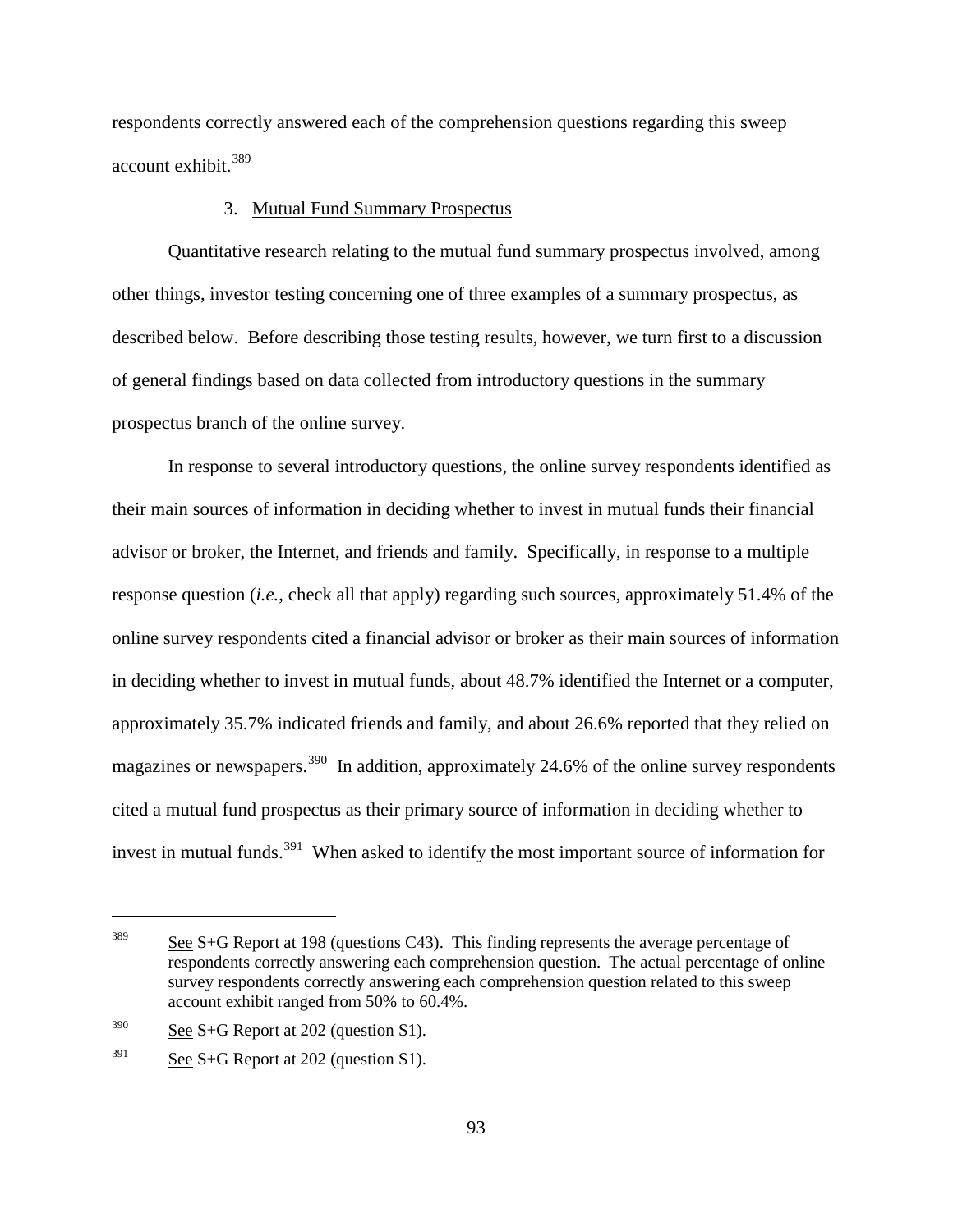respondents correctly answered each of the comprehension questions regarding this sweep account exhibit.[389]

### 3. Mutual Fund Summary Prospectus

Quantitative research relating to the mutual fund summary prospectus involved, among other things, investor testing concerning one of three examples of a summary prospectus, as described below. Before describing those testing results, however, we turn first to a discussion of general findings based on data collected from introductory questions in the summary prospectus branch of the online survey.

In response to several introductory questions, the online survey respondents identified as their main sources of information in deciding whether to invest in mutual funds their financial advisor or broker, the Internet, and friends and family. Specifically, in response to a multiple response question (*i.e.*, check all that apply) regarding such sources, approximately 51.4% of the online survey respondents cited a financial advisor or broker as their main sources of information in deciding whether to invest in mutual funds, about 48.7% identified the Internet or a computer, approximately 35.7% indicated friends and family, and about 26.6% reported that they relied on magazines or newspapers.[390] In addition, approximately 24.6% of the online survey respondents cited a mutual fund prospectus as their primary source of information in deciding whether to invest in mutual funds.[391] When asked to identify the most important source of information for

---

[389] See S+G Report at 198 (questions C43). This finding represents the average percentage of respondents correctly answering each comprehension question. The actual percentage of online survey respondents correctly answering each comprehension question related to this sweep account exhibit ranged from 50% to 60.4%.

[390] See S+G Report at 202 (question S1).

[391] See S+G Report at 202 (question S1).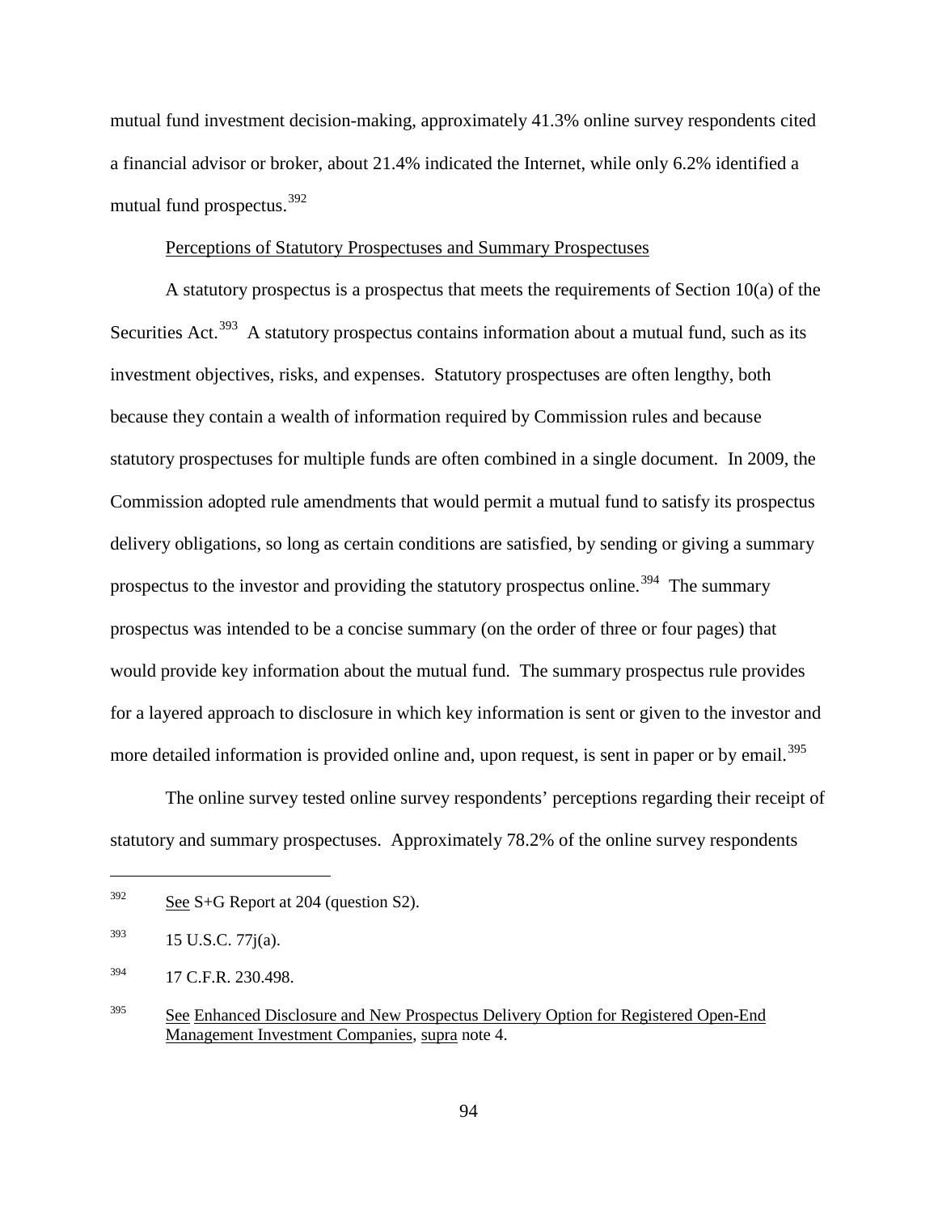mutual fund investment decision-making, approximately 41.3% online survey respondents cited a financial advisor or broker, about 21.4% indicated the Internet, while only 6.2% identified a mutual fund prospectus.[392]

Perceptions of Statutory Prospectuses and Summary Prospectuses

A statutory prospectus is a prospectus that meets the requirements of Section 10(a) of the Securities Act.[393] A statutory prospectus contains information about a mutual fund, such as its investment objectives, risks, and expenses. Statutory prospectuses are often lengthy, both because they contain a wealth of information required by Commission rules and because statutory prospectuses for multiple funds are often combined in a single document. In 2009, the Commission adopted rule amendments that would permit a mutual fund to satisfy its prospectus delivery obligations, so long as certain conditions are satisfied, by sending or giving a summary prospectus to the investor and providing the statutory prospectus online.[394] The summary prospectus was intended to be a concise summary (on the order of three or four pages) that would provide key information about the mutual fund. The summary prospectus rule provides for a layered approach to disclosure in which key information is sent or given to the investor and more detailed information is provided online and, upon request, is sent in paper or by email.[395]

The online survey tested online survey respondents' perceptions regarding their receipt of statutory and summary prospectuses. Approximately 78.2% of the online survey respondents

---

[392] See S+G Report at 204 (question S2).

[393] 15 U.S.C. 77j(a).

[394] 17 C.F.R. 230.498.

[395] See Enhanced Disclosure and New Prospectus Delivery Option for Registered Open-End Management Investment Companies, supra note 4.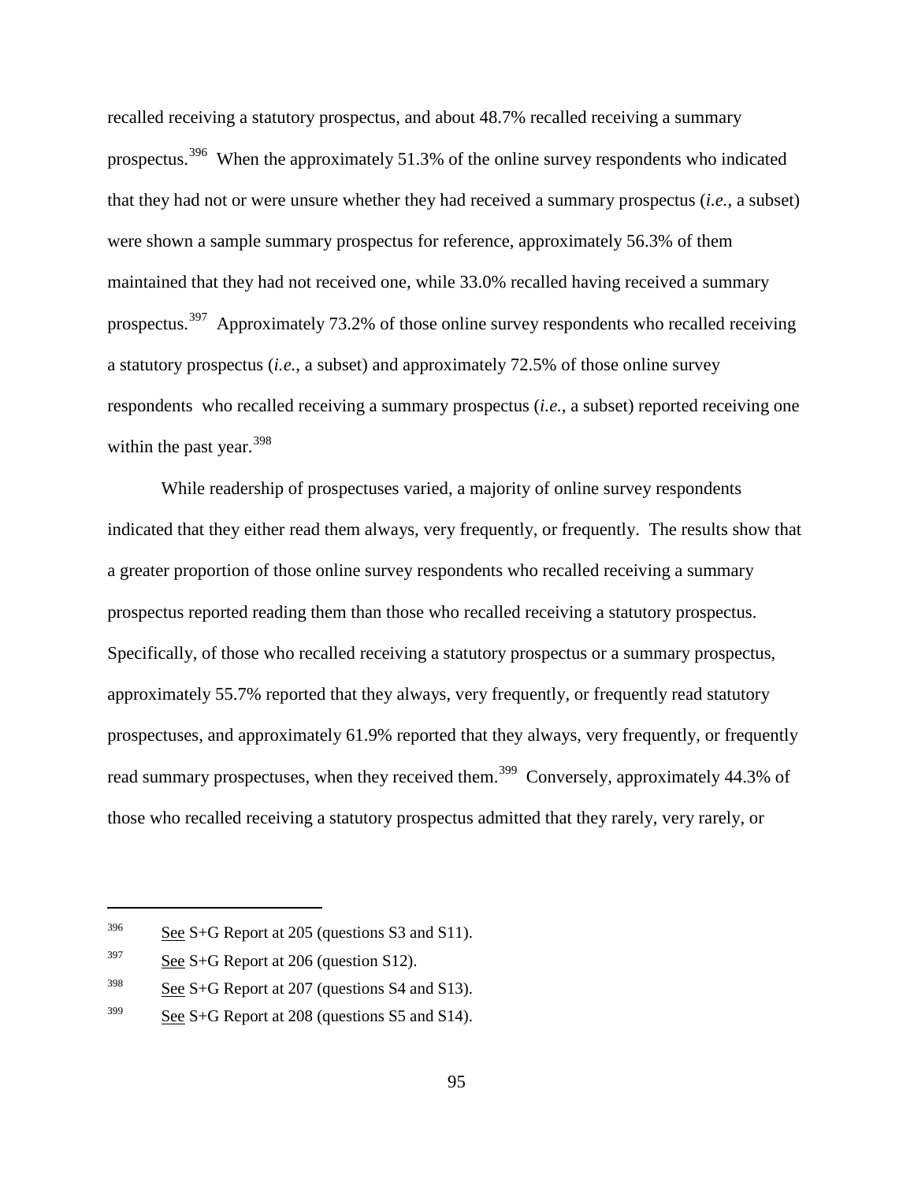recalled receiving a statutory prospectus, and about 48.7% recalled receiving a summary prospectus.[396] When the approximately 51.3% of the online survey respondents who indicated that they had not or were unsure whether they had received a summary prospectus (*i.e.*, a subset) were shown a sample summary prospectus for reference, approximately 56.3% of them maintained that they had not received one, while 33.0% recalled having received a summary prospectus.[397] Approximately 73.2% of those online survey respondents who recalled receiving a statutory prospectus (*i.e.*, a subset) and approximately 72.5% of those online survey respondents who recalled receiving a summary prospectus (*i.e.*, a subset) reported receiving one within the past year.[398]

While readership of prospectuses varied, a majority of online survey respondents indicated that they either read them always, very frequently, or frequently. The results show that a greater proportion of those online survey respondents who recalled receiving a summary prospectus reported reading them than those who recalled receiving a statutory prospectus. Specifically, of those who recalled receiving a statutory prospectus or a summary prospectus, approximately 55.7% reported that they always, very frequently, or frequently read statutory prospectuses, and approximately 61.9% reported that they always, very frequently, or frequently read summary prospectuses, when they received them.[399] Conversely, approximately 44.3% of those who recalled receiving a statutory prospectus admitted that they rarely, very rarely, or

---

[396] See S+G Report at 205 (questions S3 and S11).

[397] See S+G Report at 206 (question S12).

[398] See S+G Report at 207 (questions S4 and S13).

[399] See S+G Report at 208 (questions S5 and S14).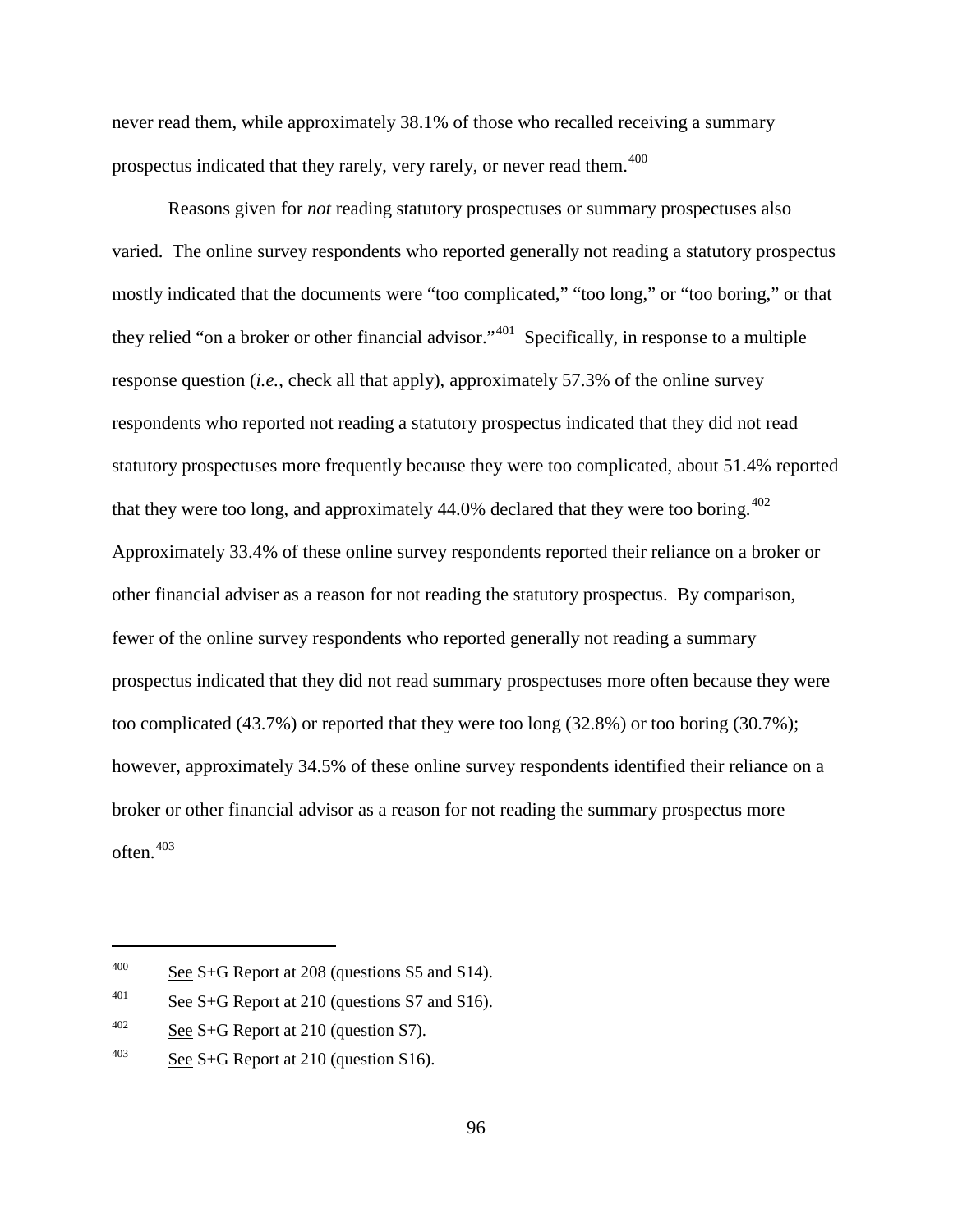never read them, while approximately 38.1% of those who recalled receiving a summary prospectus indicated that they rarely, very rarely, or never read them.[400]

Reasons given for *not* reading statutory prospectuses or summary prospectuses also varied. The online survey respondents who reported generally not reading a statutory prospectus mostly indicated that the documents were "too complicated," "too long," or "too boring," or that they relied "on a broker or other financial advisor."[401] Specifically, in response to a multiple response question (*i.e.*, check all that apply), approximately 57.3% of the online survey respondents who reported not reading a statutory prospectus indicated that they did not read statutory prospectuses more frequently because they were too complicated, about 51.4% reported that they were too long, and approximately 44.0% declared that they were too boring.[402] Approximately 33.4% of these online survey respondents reported their reliance on a broker or other financial adviser as a reason for not reading the statutory prospectus. By comparison, fewer of the online survey respondents who reported generally not reading a summary prospectus indicated that they did not read summary prospectuses more often because they were too complicated (43.7%) or reported that they were too long (32.8%) or too boring (30.7%); however, approximately 34.5% of these online survey respondents identified their reliance on a broker or other financial advisor as a reason for not reading the summary prospectus more often.[403]

---

[400] See S+G Report at 208 (questions S5 and S14).

[401] See S+G Report at 210 (questions S7 and S16).

[402] See S+G Report at 210 (question S7).

[403] See S+G Report at 210 (question S16).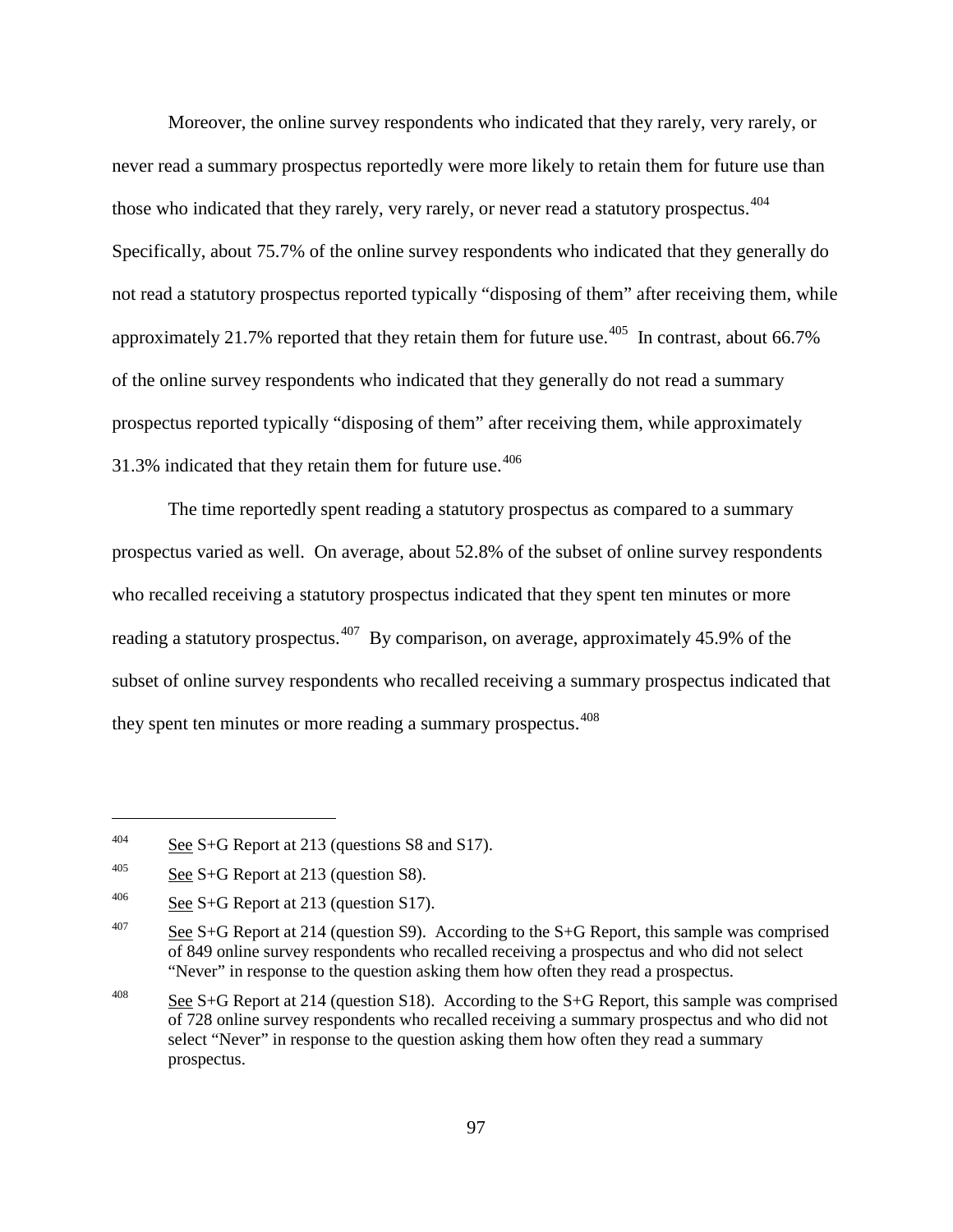Moreover, the online survey respondents who indicated that they rarely, very rarely, or never read a summary prospectus reportedly were more likely to retain them for future use than those who indicated that they rarely, very rarely, or never read a statutory prospectus.[404] Specifically, about 75.7% of the online survey respondents who indicated that they generally do not read a statutory prospectus reported typically "disposing of them" after receiving them, while approximately 21.7% reported that they retain them for future use.[405] In contrast, about 66.7% of the online survey respondents who indicated that they generally do not read a summary prospectus reported typically "disposing of them" after receiving them, while approximately 31.3% indicated that they retain them for future use.[406]

The time reportedly spent reading a statutory prospectus as compared to a summary prospectus varied as well. On average, about 52.8% of the subset of online survey respondents who recalled receiving a statutory prospectus indicated that they spent ten minutes or more reading a statutory prospectus.[407] By comparison, on average, approximately 45.9% of the subset of online survey respondents who recalled receiving a summary prospectus indicated that they spent ten minutes or more reading a summary prospectus.[408]

---

[404] See S+G Report at 213 (questions S8 and S17).

[405] See S+G Report at 213 (question S8).

[406] See S+G Report at 213 (question S17).

[407] See S+G Report at 214 (question S9). According to the S+G Report, this sample was comprised of 849 online survey respondents who recalled receiving a prospectus and who did not select "Never" in response to the question asking them how often they read a prospectus.

[408] See S+G Report at 214 (question S18). According to the S+G Report, this sample was comprised of 728 online survey respondents who recalled receiving a summary prospectus and who did not select "Never" in response to the question asking them how often they read a summary prospectus.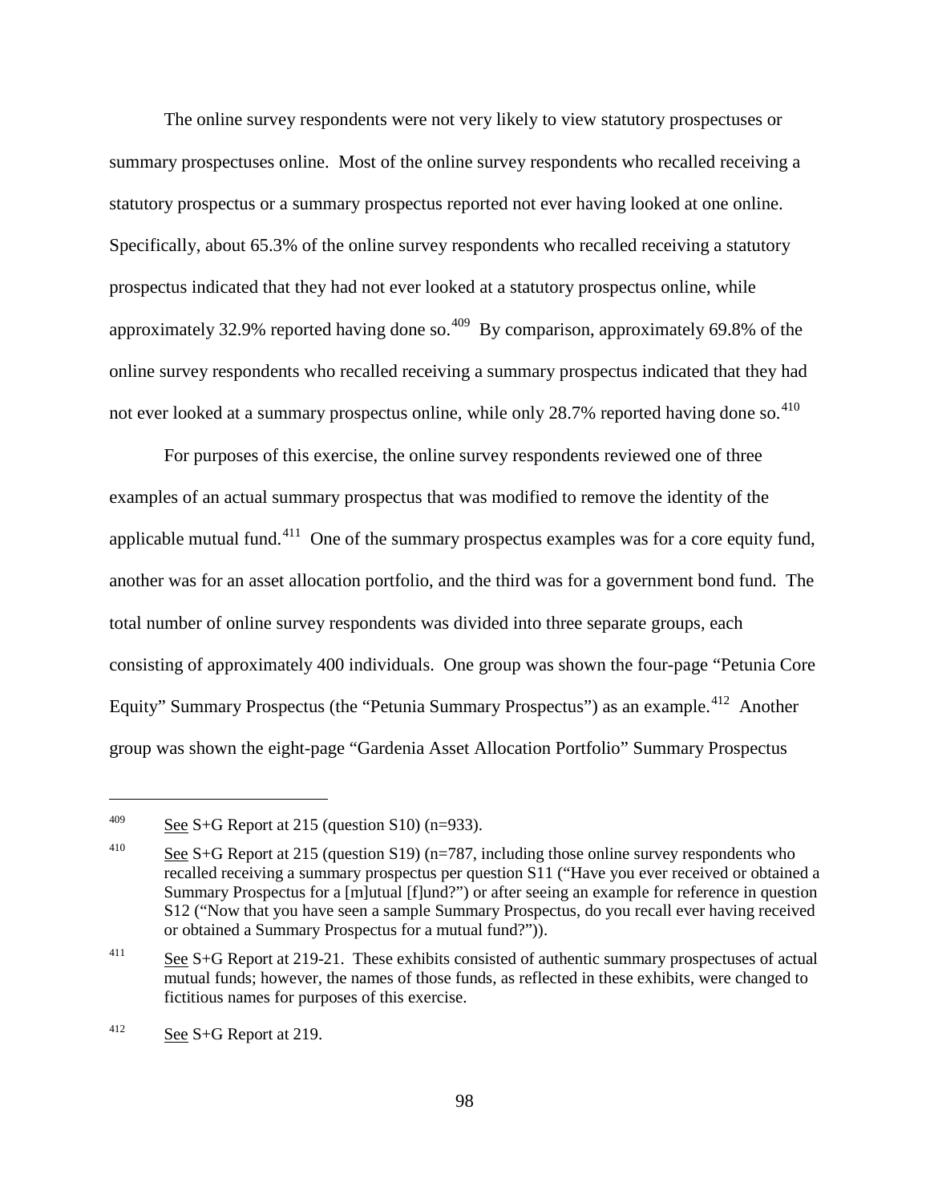The online survey respondents were not very likely to view statutory prospectuses or summary prospectuses online. Most of the online survey respondents who recalled receiving a statutory prospectus or a summary prospectus reported not ever having looked at one online. Specifically, about 65.3% of the online survey respondents who recalled receiving a statutory prospectus indicated that they had not ever looked at a statutory prospectus online, while approximately 32.9% reported having done so.[409] By comparison, approximately 69.8% of the online survey respondents who recalled receiving a summary prospectus indicated that they had not ever looked at a summary prospectus online, while only 28.7% reported having done so.[410]

For purposes of this exercise, the online survey respondents reviewed one of three examples of an actual summary prospectus that was modified to remove the identity of the applicable mutual fund.[411] One of the summary prospectus examples was for a core equity fund, another was for an asset allocation portfolio, and the third was for a government bond fund. The total number of online survey respondents was divided into three separate groups, each consisting of approximately 400 individuals. One group was shown the four-page "Petunia Core Equity" Summary Prospectus (the "Petunia Summary Prospectus") as an example.[412] Another group was shown the eight-page "Gardenia Asset Allocation Portfolio" Summary Prospectus

---

[409] See S+G Report at 215 (question S10) (n=933).

[410] See S+G Report at 215 (question S19) (n=787, including those online survey respondents who recalled receiving a summary prospectus per question S11 ("Have you ever received or obtained a Summary Prospectus for a [m]utual [f]und?") or after seeing an example for reference in question S12 ("Now that you have seen a sample Summary Prospectus, do you recall ever having received or obtained a Summary Prospectus for a mutual fund?")).

[411] See S+G Report at 219-21. These exhibits consisted of authentic summary prospectuses of actual mutual funds; however, the names of those funds, as reflected in these exhibits, were changed to fictitious names for purposes of this exercise.

[412] See S+G Report at 219.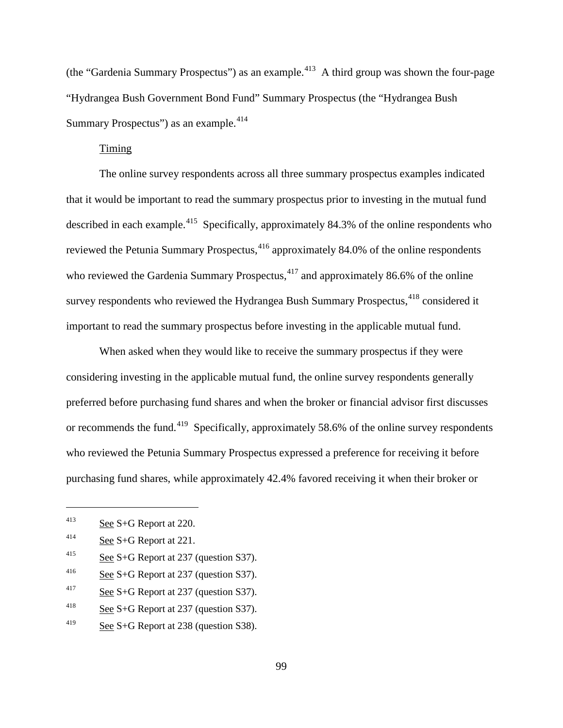(the "Gardenia Summary Prospectus") as an example.[413] A third group was shown the four-page "Hydrangea Bush Government Bond Fund" Summary Prospectus (the "Hydrangea Bush Summary Prospectus") as an example.[414]

Timing

The online survey respondents across all three summary prospectus examples indicated that it would be important to read the summary prospectus prior to investing in the mutual fund described in each example.[415] Specifically, approximately 84.3% of the online respondents who reviewed the Petunia Summary Prospectus,[416] approximately 84.0% of the online respondents who reviewed the Gardenia Summary Prospectus,[417] and approximately 86.6% of the online survey respondents who reviewed the Hydrangea Bush Summary Prospectus,[418] considered it important to read the summary prospectus before investing in the applicable mutual fund.

When asked when they would like to receive the summary prospectus if they were considering investing in the applicable mutual fund, the online survey respondents generally preferred before purchasing fund shares and when the broker or financial advisor first discusses or recommends the fund.[419] Specifically, approximately 58.6% of the online survey respondents who reviewed the Petunia Summary Prospectus expressed a preference for receiving it before purchasing fund shares, while approximately 42.4% favored receiving it when their broker or

---

[413] See S+G Report at 220.

[414] See S+G Report at 221.

[415] See S+G Report at 237 (question S37).

[416] See S+G Report at 237 (question S37).

[417] See S+G Report at 237 (question S37).

[418] See S+G Report at 237 (question S37).

[419] See S+G Report at 238 (question S38).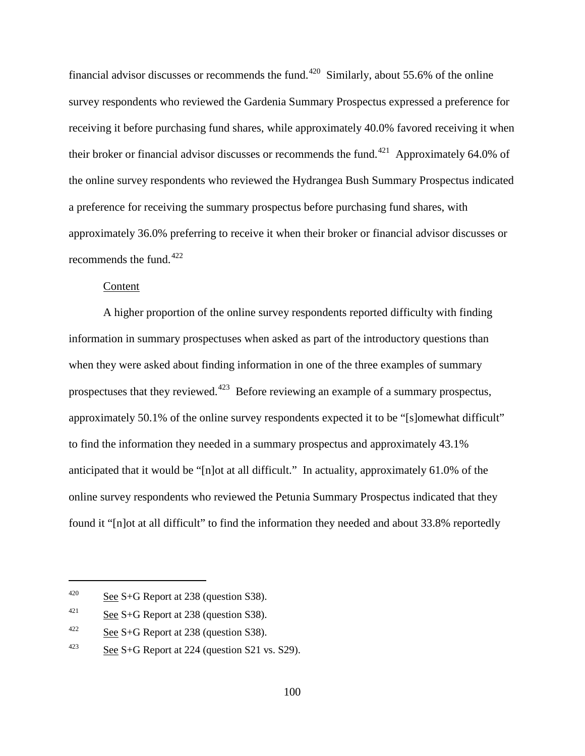financial advisor discusses or recommends the fund.[420] Similarly, about 55.6% of the online survey respondents who reviewed the Gardenia Summary Prospectus expressed a preference for receiving it before purchasing fund shares, while approximately 40.0% favored receiving it when their broker or financial advisor discusses or recommends the fund.[421] Approximately 64.0% of the online survey respondents who reviewed the Hydrangea Bush Summary Prospectus indicated a preference for receiving the summary prospectus before purchasing fund shares, with approximately 36.0% preferring to receive it when their broker or financial advisor discusses or recommends the fund.[422]

Content

A higher proportion of the online survey respondents reported difficulty with finding information in summary prospectuses when asked as part of the introductory questions than when they were asked about finding information in one of the three examples of summary prospectuses that they reviewed.[423] Before reviewing an example of a summary prospectus, approximately 50.1% of the online survey respondents expected it to be "[s]omewhat difficult" to find the information they needed in a summary prospectus and approximately 43.1% anticipated that it would be "[n]ot at all difficult." In actuality, approximately 61.0% of the online survey respondents who reviewed the Petunia Summary Prospectus indicated that they found it "[n]ot at all difficult" to find the information they needed and about 33.8% reportedly

---

[420] See S+G Report at 238 (question S38).

[421] See S+G Report at 238 (question S38).

[422] See S+G Report at 238 (question S38).

[423] See S+G Report at 224 (question S21 vs. S29).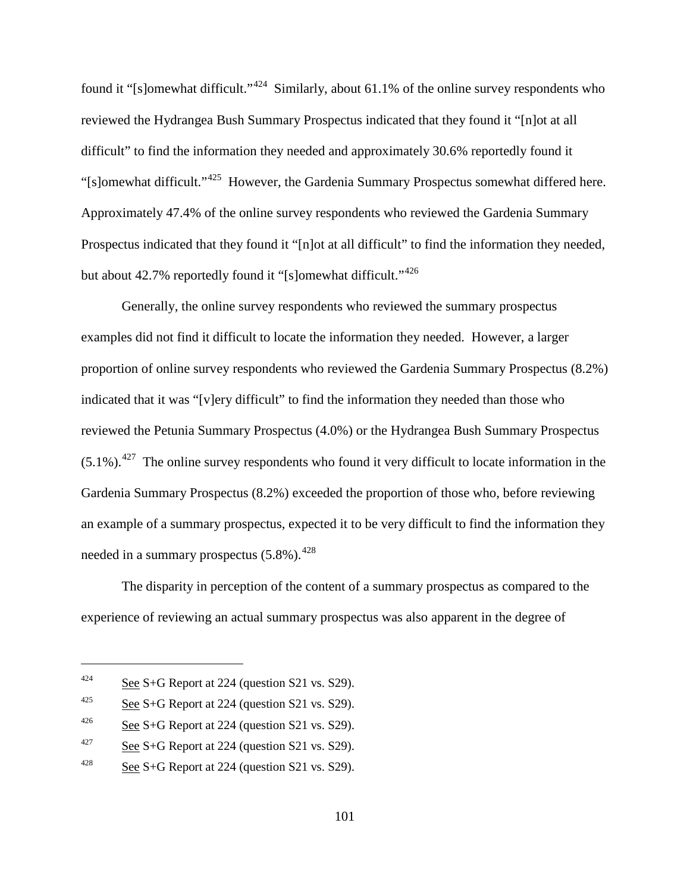found it "[s]omewhat difficult."[424] Similarly, about 61.1% of the online survey respondents who reviewed the Hydrangea Bush Summary Prospectus indicated that they found it "[n]ot at all difficult" to find the information they needed and approximately 30.6% reportedly found it "[s]omewhat difficult."[425] However, the Gardenia Summary Prospectus somewhat differed here. Approximately 47.4% of the online survey respondents who reviewed the Gardenia Summary Prospectus indicated that they found it "[n]ot at all difficult" to find the information they needed, but about 42.7% reportedly found it "[s]omewhat difficult."[426]

Generally, the online survey respondents who reviewed the summary prospectus examples did not find it difficult to locate the information they needed. However, a larger proportion of online survey respondents who reviewed the Gardenia Summary Prospectus (8.2%) indicated that it was "[v]ery difficult" to find the information they needed than those who reviewed the Petunia Summary Prospectus (4.0%) or the Hydrangea Bush Summary Prospectus (5.1%).[427] The online survey respondents who found it very difficult to locate information in the Gardenia Summary Prospectus (8.2%) exceeded the proportion of those who, before reviewing an example of a summary prospectus, expected it to be very difficult to find the information they needed in a summary prospectus (5.8%).[428]

The disparity in perception of the content of a summary prospectus as compared to the experience of reviewing an actual summary prospectus was also apparent in the degree of

---

[424] See S+G Report at 224 (question S21 vs. S29).

[425] See S+G Report at 224 (question S21 vs. S29).

[426] See S+G Report at 224 (question S21 vs. S29).

[427] See S+G Report at 224 (question S21 vs. S29).

[428] See S+G Report at 224 (question S21 vs. S29).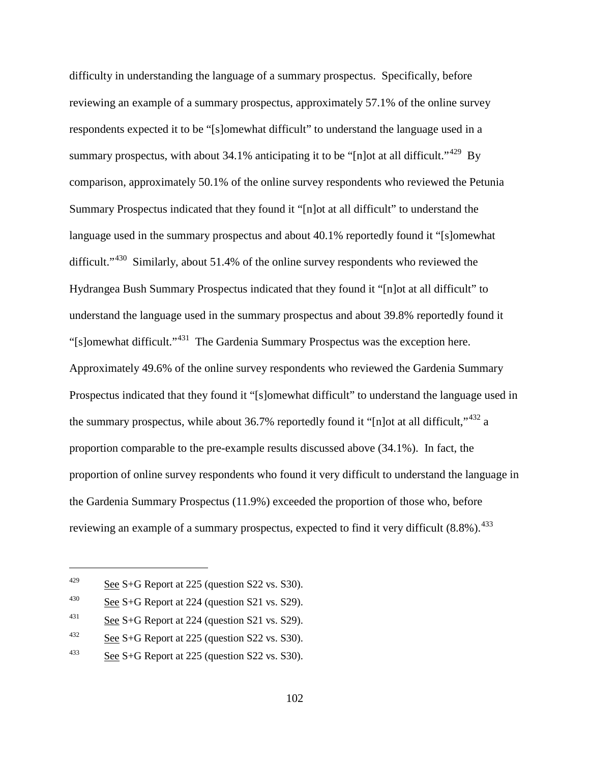difficulty in understanding the language of a summary prospectus. Specifically, before reviewing an example of a summary prospectus, approximately 57.1% of the online survey respondents expected it to be "[s]omewhat difficult" to understand the language used in a summary prospectus, with about 34.1% anticipating it to be "[n]ot at all difficult."[429] By comparison, approximately 50.1% of the online survey respondents who reviewed the Petunia Summary Prospectus indicated that they found it "[n]ot at all difficult" to understand the language used in the summary prospectus and about 40.1% reportedly found it "[s]omewhat difficult."[430] Similarly, about 51.4% of the online survey respondents who reviewed the Hydrangea Bush Summary Prospectus indicated that they found it "[n]ot at all difficult" to understand the language used in the summary prospectus and about 39.8% reportedly found it "[s]omewhat difficult."[431] The Gardenia Summary Prospectus was the exception here. Approximately 49.6% of the online survey respondents who reviewed the Gardenia Summary Prospectus indicated that they found it "[s]omewhat difficult" to understand the language used in the summary prospectus, while about 36.7% reportedly found it "[n]ot at all difficult,"[432] a proportion comparable to the pre-example results discussed above (34.1%). In fact, the proportion of online survey respondents who found it very difficult to understand the language in the Gardenia Summary Prospectus (11.9%) exceeded the proportion of those who, before reviewing an example of a summary prospectus, expected to find it very difficult (8.8%).[433]

---

[429] See S+G Report at 225 (question S22 vs. S30).

[430] See S+G Report at 224 (question S21 vs. S29).

[431] See S+G Report at 224 (question S21 vs. S29).

[432] See S+G Report at 225 (question S22 vs. S30).

[433] See S+G Report at 225 (question S22 vs. S30).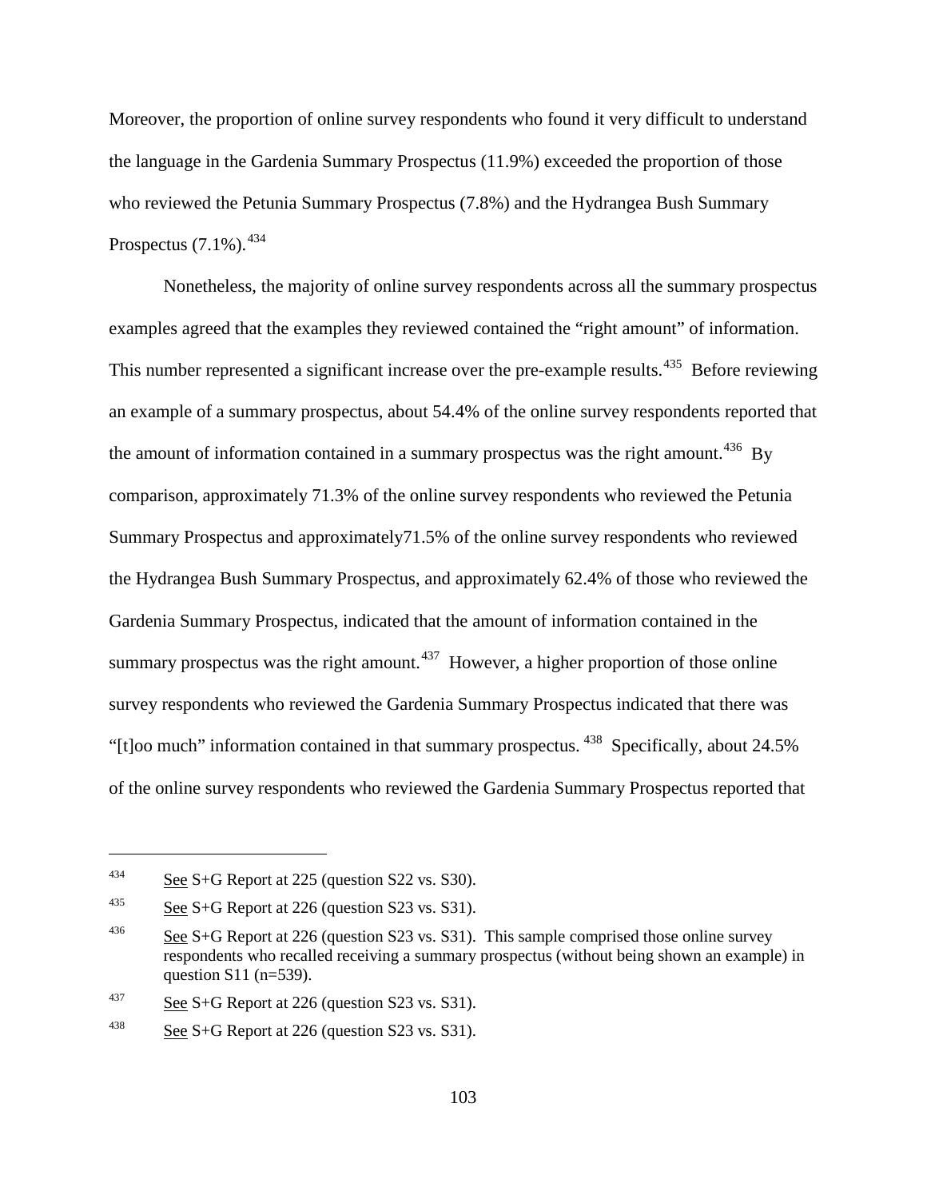Moreover, the proportion of online survey respondents who found it very difficult to understand the language in the Gardenia Summary Prospectus (11.9%) exceeded the proportion of those who reviewed the Petunia Summary Prospectus (7.8%) and the Hydrangea Bush Summary Prospectus (7.1%).[434]

Nonetheless, the majority of online survey respondents across all the summary prospectus examples agreed that the examples they reviewed contained the "right amount" of information. This number represented a significant increase over the pre-example results.[435] Before reviewing an example of a summary prospectus, about 54.4% of the online survey respondents reported that the amount of information contained in a summary prospectus was the right amount.[436] By comparison, approximately 71.3% of the online survey respondents who reviewed the Petunia Summary Prospectus and approximately71.5% of the online survey respondents who reviewed the Hydrangea Bush Summary Prospectus, and approximately 62.4% of those who reviewed the Gardenia Summary Prospectus, indicated that the amount of information contained in the summary prospectus was the right amount.[437] However, a higher proportion of those online survey respondents who reviewed the Gardenia Summary Prospectus indicated that there was "[t]oo much" information contained in that summary prospectus.[438] Specifically, about 24.5% of the online survey respondents who reviewed the Gardenia Summary Prospectus reported that

---

[434] See S+G Report at 225 (question S22 vs. S30).

[435] See S+G Report at 226 (question S23 vs. S31).

[436] See S+G Report at 226 (question S23 vs. S31). This sample comprised those online survey respondents who recalled receiving a summary prospectus (without being shown an example) in question S11 (n=539).

[437] See S+G Report at 226 (question S23 vs. S31).

[438] See S+G Report at 226 (question S23 vs. S31).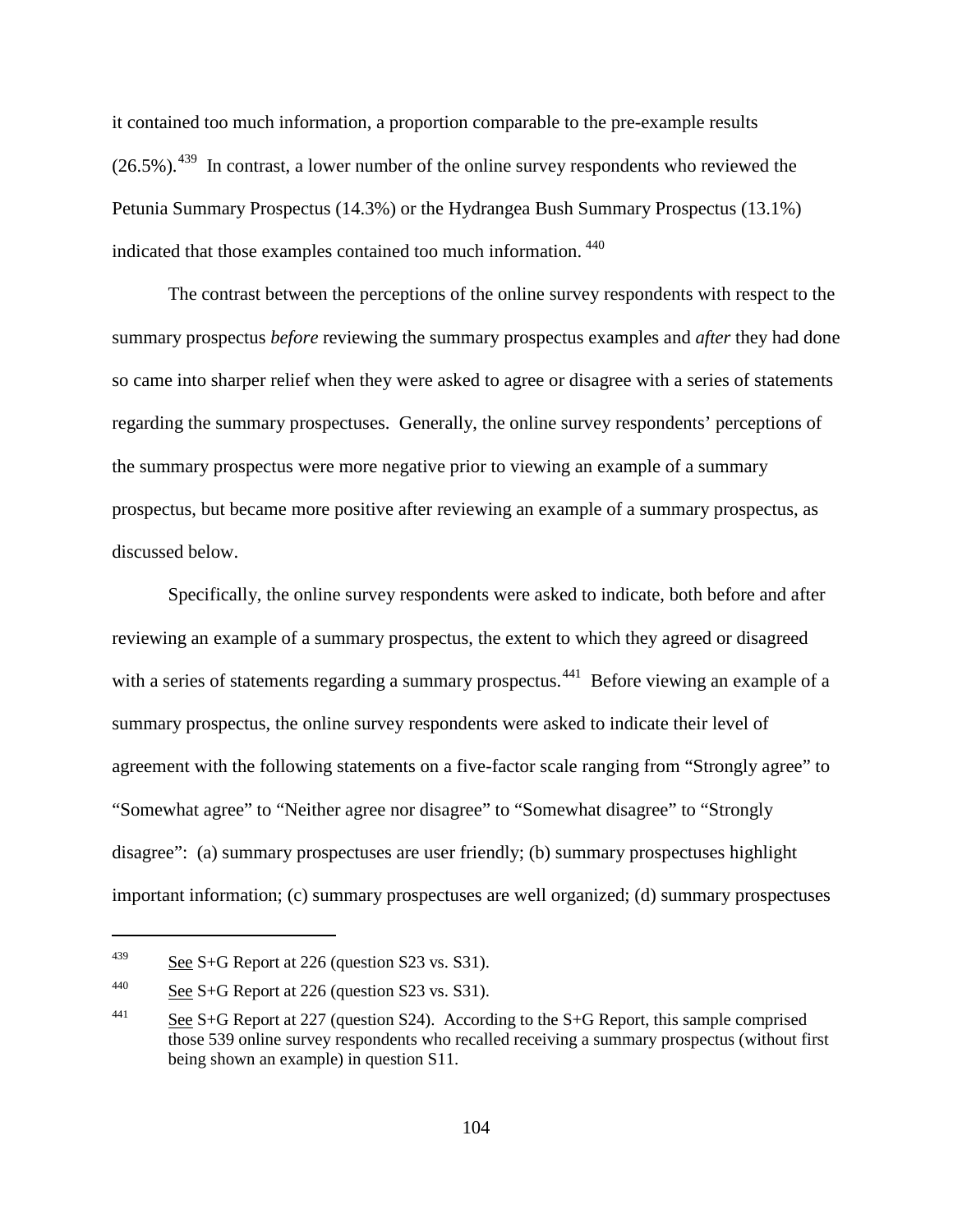it contained too much information, a proportion comparable to the pre-example results (26.5%).[439] In contrast, a lower number of the online survey respondents who reviewed the Petunia Summary Prospectus (14.3%) or the Hydrangea Bush Summary Prospectus (13.1%) indicated that those examples contained too much information.[440]

The contrast between the perceptions of the online survey respondents with respect to the summary prospectus *before* reviewing the summary prospectus examples and *after* they had done so came into sharper relief when they were asked to agree or disagree with a series of statements regarding the summary prospectuses. Generally, the online survey respondents' perceptions of the summary prospectus were more negative prior to viewing an example of a summary prospectus, but became more positive after reviewing an example of a summary prospectus, as discussed below.

Specifically, the online survey respondents were asked to indicate, both before and after reviewing an example of a summary prospectus, the extent to which they agreed or disagreed with a series of statements regarding a summary prospectus.[441] Before viewing an example of a summary prospectus, the online survey respondents were asked to indicate their level of agreement with the following statements on a five-factor scale ranging from "Strongly agree" to "Somewhat agree" to "Neither agree nor disagree" to "Somewhat disagree" to "Strongly disagree": (a) summary prospectuses are user friendly; (b) summary prospectuses highlight important information; (c) summary prospectuses are well organized; (d) summary prospectuses

---

[439] See S+G Report at 226 (question S23 vs. S31).

[440] See S+G Report at 226 (question S23 vs. S31).

[441] See S+G Report at 227 (question S24). According to the S+G Report, this sample comprised those 539 online survey respondents who recalled receiving a summary prospectus (without first being shown an example) in question S11.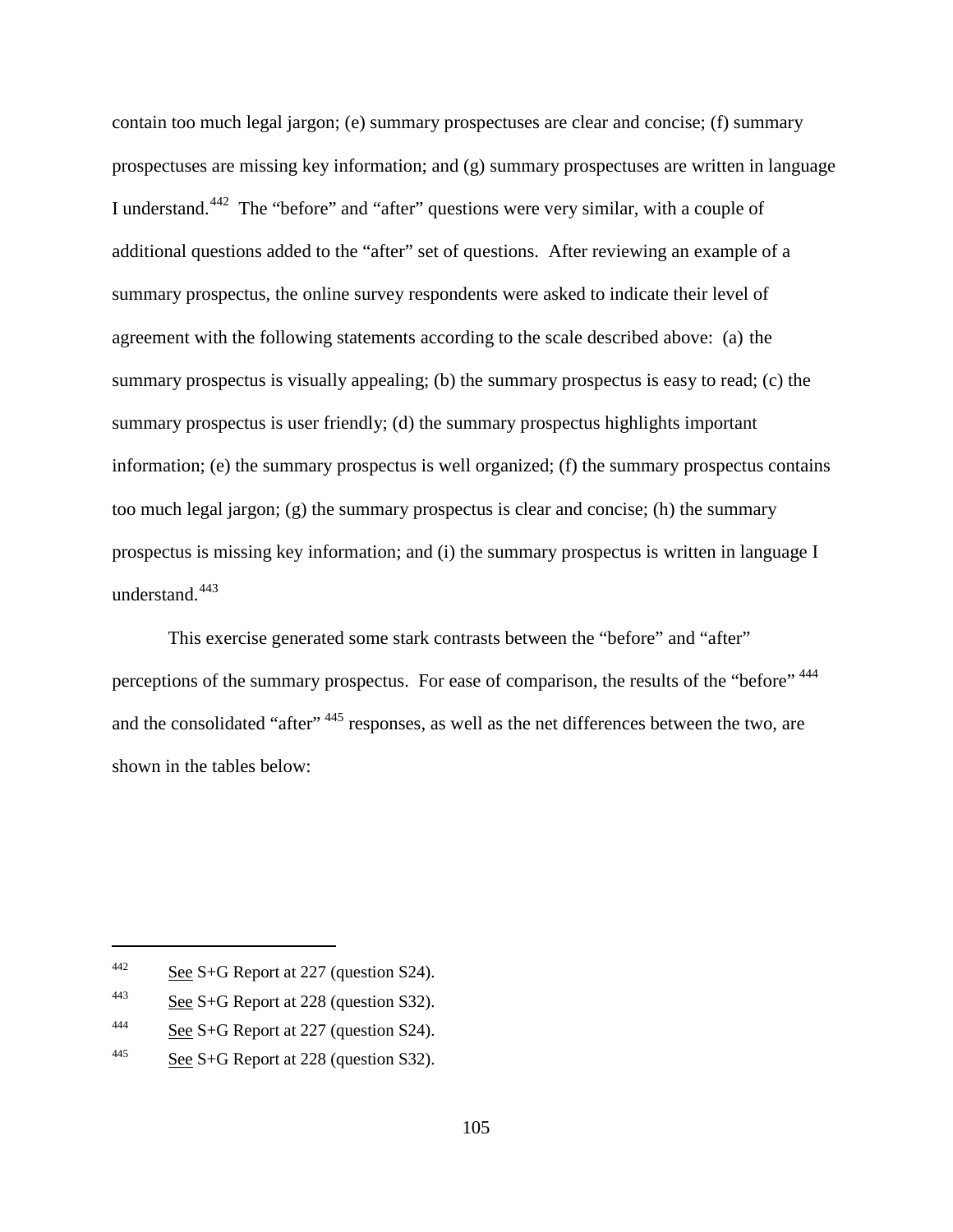contain too much legal jargon; (e) summary prospectuses are clear and concise; (f) summary prospectuses are missing key information; and (g) summary prospectuses are written in language I understand.[442] The "before" and "after" questions were very similar, with a couple of additional questions added to the "after" set of questions. After reviewing an example of a summary prospectus, the online survey respondents were asked to indicate their level of agreement with the following statements according to the scale described above: (a) the summary prospectus is visually appealing; (b) the summary prospectus is easy to read; (c) the summary prospectus is user friendly; (d) the summary prospectus highlights important information; (e) the summary prospectus is well organized; (f) the summary prospectus contains too much legal jargon; (g) the summary prospectus is clear and concise; (h) the summary prospectus is missing key information; and (i) the summary prospectus is written in language I understand.[443]

This exercise generated some stark contrasts between the "before" and "after" perceptions of the summary prospectus. For ease of comparison, the results of the "before" [444] and the consolidated "after" [445] responses, as well as the net differences between the two, are shown in the tables below:

---

[442] See S+G Report at 227 (question S24).

[443] See S+G Report at 228 (question S32).

[444] See S+G Report at 227 (question S24).

[445] See S+G Report at 228 (question S32).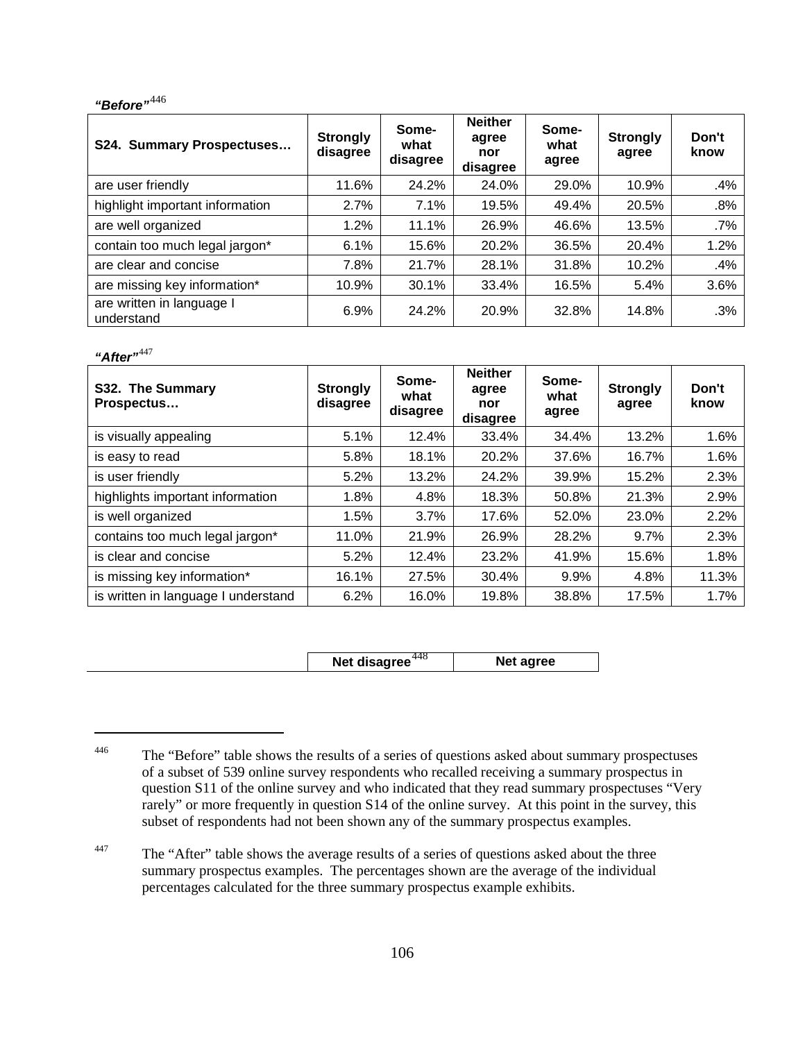***"Before"***[446]

| S24. Summary Prospectuses… | Strongly disagree | Some-what disagree | Neither agree nor disagree | Some-what agree | Strongly agree | Don't know |
|---|---|---|---|---|---|---|
| are user friendly | 11.6% | 24.2% | 24.0% | 29.0% | 10.9% | .4% |
| highlight important information | 2.7% | 7.1% | 19.5% | 49.4% | 20.5% | .8% |
| are well organized | 1.2% | 11.1% | 26.9% | 46.6% | 13.5% | .7% |
| contain too much legal jargon* | 6.1% | 15.6% | 20.2% | 36.5% | 20.4% | 1.2% |
| are clear and concise | 7.8% | 21.7% | 28.1% | 31.8% | 10.2% | .4% |
| are missing key information* | 10.9% | 30.1% | 33.4% | 16.5% | 5.4% | 3.6% |
| are written in language I understand | 6.9% | 24.2% | 20.9% | 32.8% | 14.8% | .3% |

***"After"***[447]

| S32. The Summary Prospectus… | Strongly disagree | Some-what disagree | Neither agree nor disagree | Some-what agree | Strongly agree | Don't know |
|---|---|---|---|---|---|---|
| is visually appealing | 5.1% | 12.4% | 33.4% | 34.4% | 13.2% | 1.6% |
| is easy to read | 5.8% | 18.1% | 20.2% | 37.6% | 16.7% | 1.6% |
| is user friendly | 5.2% | 13.2% | 24.2% | 39.9% | 15.2% | 2.3% |
| highlights important information | 1.8% | 4.8% | 18.3% | 50.8% | 21.3% | 2.9% |
| is well organized | 1.5% | 3.7% | 17.6% | 52.0% | 23.0% | 2.2% |
| contains too much legal jargon* | 11.0% | 21.9% | 26.9% | 28.2% | 9.7% | 2.3% |
| is clear and concise | 5.2% | 12.4% | 23.2% | 41.9% | 15.6% | 1.8% |
| is missing key information* | 16.1% | 27.5% | 30.4% | 9.9% | 4.8% | 11.3% |
| is written in language I understand | 6.2% | 16.0% | 19.8% | 38.8% | 17.5% | 1.7% |

| Net disagree[448] | Net agree |
|---|---|

---

[446] The "Before" table shows the results of a series of questions asked about summary prospectuses of a subset of 539 online survey respondents who recalled receiving a summary prospectus in question S11 of the online survey and who indicated that they read summary prospectuses "Very rarely" or more frequently in question S14 of the online survey. At this point in the survey, this subset of respondents had not been shown any of the summary prospectus examples.

[447] The "After" table shows the average results of a series of questions asked about the three summary prospectus examples. The percentages shown are the average of the individual percentages calculated for the three summary prospectus example exhibits.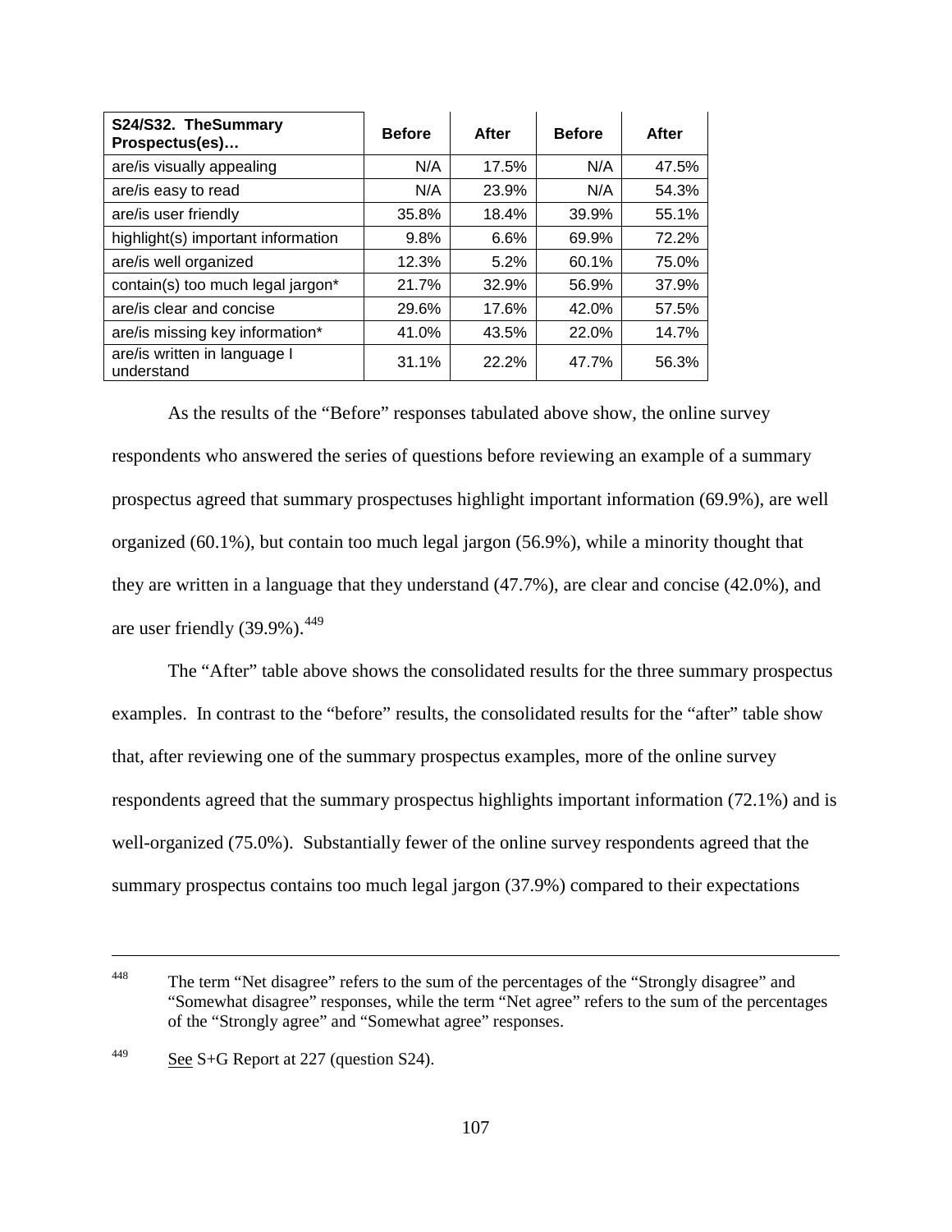| S24/S32. TheSummary Prospectus(es)… | Before | After | Before | After |
|---|---|---|---|---|
| are/is visually appealing | N/A | 17.5% | N/A | 47.5% |
| are/is easy to read | N/A | 23.9% | N/A | 54.3% |
| are/is user friendly | 35.8% | 18.4% | 39.9% | 55.1% |
| highlight(s) important information | 9.8% | 6.6% | 69.9% | 72.2% |
| are/is well organized | 12.3% | 5.2% | 60.1% | 75.0% |
| contain(s) too much legal jargon* | 21.7% | 32.9% | 56.9% | 37.9% |
| are/is clear and concise | 29.6% | 17.6% | 42.0% | 57.5% |
| are/is missing key information* | 41.0% | 43.5% | 22.0% | 14.7% |
| are/is written in language I understand | 31.1% | 22.2% | 47.7% | 56.3% |

As the results of the "Before" responses tabulated above show, the online survey respondents who answered the series of questions before reviewing an example of a summary prospectus agreed that summary prospectuses highlight important information (69.9%), are well organized (60.1%), but contain too much legal jargon (56.9%), while a minority thought that they are written in a language that they understand (47.7%), are clear and concise (42.0%), and are user friendly (39.9%).[449]

The "After" table above shows the consolidated results for the three summary prospectus examples. In contrast to the "before" results, the consolidated results for the "after" table show that, after reviewing one of the summary prospectus examples, more of the online survey respondents agreed that the summary prospectus highlights important information (72.1%) and is well-organized (75.0%). Substantially fewer of the online survey respondents agreed that the summary prospectus contains too much legal jargon (37.9%) compared to their expectations

---

448 The term "Net disagree" refers to the sum of the percentages of the "Strongly disagree" and "Somewhat disagree" responses, while the term "Net agree" refers to the sum of the percentages of the "Strongly agree" and "Somewhat agree" responses.

449 See S+G Report at 227 (question S24).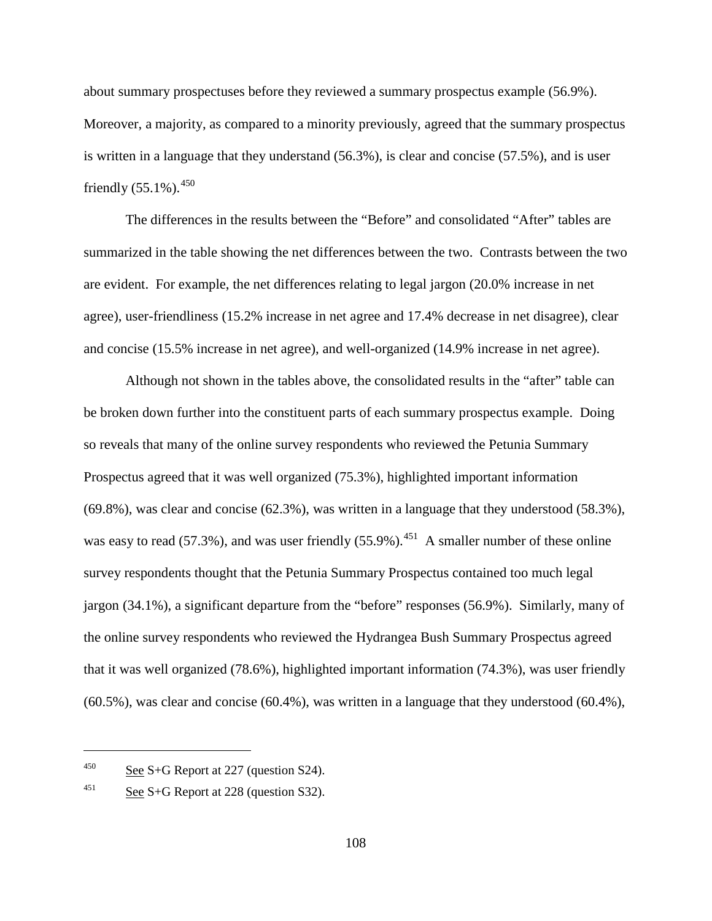about summary prospectuses before they reviewed a summary prospectus example (56.9%). Moreover, a majority, as compared to a minority previously, agreed that the summary prospectus is written in a language that they understand (56.3%), is clear and concise (57.5%), and is user friendly (55.1%).[450]

The differences in the results between the "Before" and consolidated "After" tables are summarized in the table showing the net differences between the two. Contrasts between the two are evident. For example, the net differences relating to legal jargon (20.0% increase in net agree), user-friendliness (15.2% increase in net agree and 17.4% decrease in net disagree), clear and concise (15.5% increase in net agree), and well-organized (14.9% increase in net agree).

Although not shown in the tables above, the consolidated results in the "after" table can be broken down further into the constituent parts of each summary prospectus example. Doing so reveals that many of the online survey respondents who reviewed the Petunia Summary Prospectus agreed that it was well organized (75.3%), highlighted important information (69.8%), was clear and concise (62.3%), was written in a language that they understood (58.3%), was easy to read (57.3%), and was user friendly (55.9%).[451] A smaller number of these online survey respondents thought that the Petunia Summary Prospectus contained too much legal jargon (34.1%), a significant departure from the "before" responses (56.9%). Similarly, many of the online survey respondents who reviewed the Hydrangea Bush Summary Prospectus agreed that it was well organized (78.6%), highlighted important information (74.3%), was user friendly (60.5%), was clear and concise (60.4%), was written in a language that they understood (60.4%),

---

[450] See S+G Report at 227 (question S24).

[451] See S+G Report at 228 (question S32).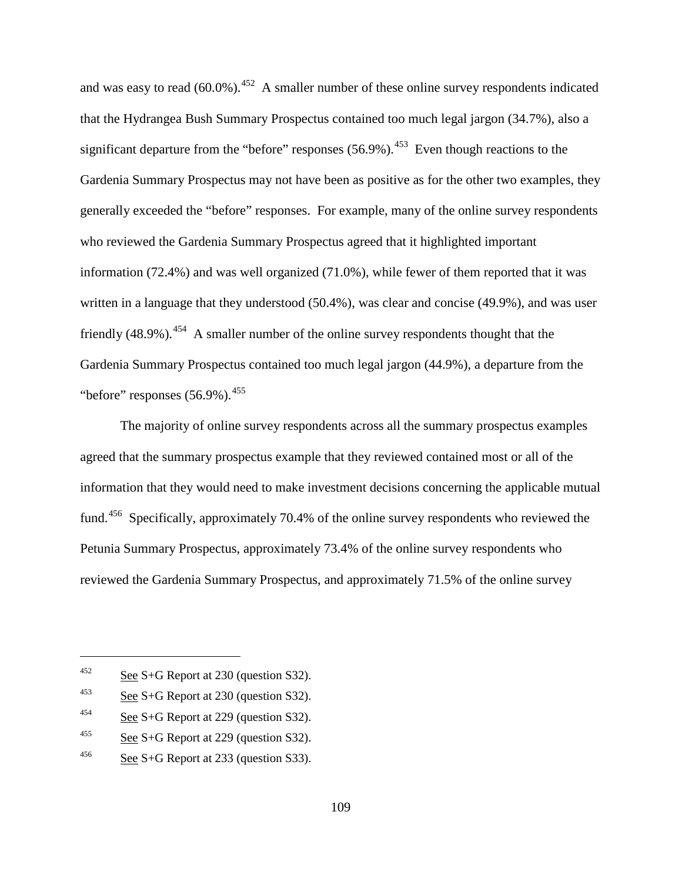and was easy to read (60.0%).[452] A smaller number of these online survey respondents indicated that the Hydrangea Bush Summary Prospectus contained too much legal jargon (34.7%), also a significant departure from the "before" responses (56.9%).[453] Even though reactions to the Gardenia Summary Prospectus may not have been as positive as for the other two examples, they generally exceeded the "before" responses. For example, many of the online survey respondents who reviewed the Gardenia Summary Prospectus agreed that it highlighted important information (72.4%) and was well organized (71.0%), while fewer of them reported that it was written in a language that they understood (50.4%), was clear and concise (49.9%), and was user friendly (48.9%).[454] A smaller number of the online survey respondents thought that the Gardenia Summary Prospectus contained too much legal jargon (44.9%), a departure from the "before" responses (56.9%).[455]

The majority of online survey respondents across all the summary prospectus examples agreed that the summary prospectus example that they reviewed contained most or all of the information that they would need to make investment decisions concerning the applicable mutual fund.[456] Specifically, approximately 70.4% of the online survey respondents who reviewed the Petunia Summary Prospectus, approximately 73.4% of the online survey respondents who reviewed the Gardenia Summary Prospectus, and approximately 71.5% of the online survey

---

[452] See S+G Report at 230 (question S32).

[453] See S+G Report at 230 (question S32).

[454] See S+G Report at 229 (question S32).

[455] See S+G Report at 229 (question S32).

[456] See S+G Report at 233 (question S33).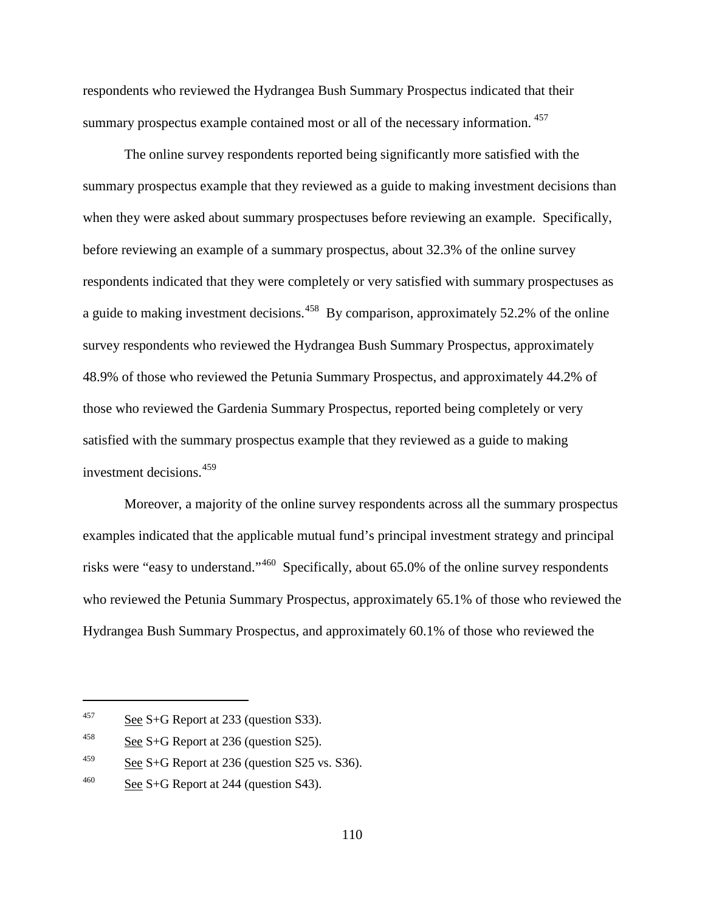respondents who reviewed the Hydrangea Bush Summary Prospectus indicated that their summary prospectus example contained most or all of the necessary information. [457]

The online survey respondents reported being significantly more satisfied with the summary prospectus example that they reviewed as a guide to making investment decisions than when they were asked about summary prospectuses before reviewing an example. Specifically, before reviewing an example of a summary prospectus, about 32.3% of the online survey respondents indicated that they were completely or very satisfied with summary prospectuses as a guide to making investment decisions.[458] By comparison, approximately 52.2% of the online survey respondents who reviewed the Hydrangea Bush Summary Prospectus, approximately 48.9% of those who reviewed the Petunia Summary Prospectus, and approximately 44.2% of those who reviewed the Gardenia Summary Prospectus, reported being completely or very satisfied with the summary prospectus example that they reviewed as a guide to making investment decisions.[459]

Moreover, a majority of the online survey respondents across all the summary prospectus examples indicated that the applicable mutual fund's principal investment strategy and principal risks were "easy to understand."[460] Specifically, about 65.0% of the online survey respondents who reviewed the Petunia Summary Prospectus, approximately 65.1% of those who reviewed the Hydrangea Bush Summary Prospectus, and approximately 60.1% of those who reviewed the

---

[457] See S+G Report at 233 (question S33).

[458] See S+G Report at 236 (question S25).

[459] See S+G Report at 236 (question S25 vs. S36).

[460] See S+G Report at 244 (question S43).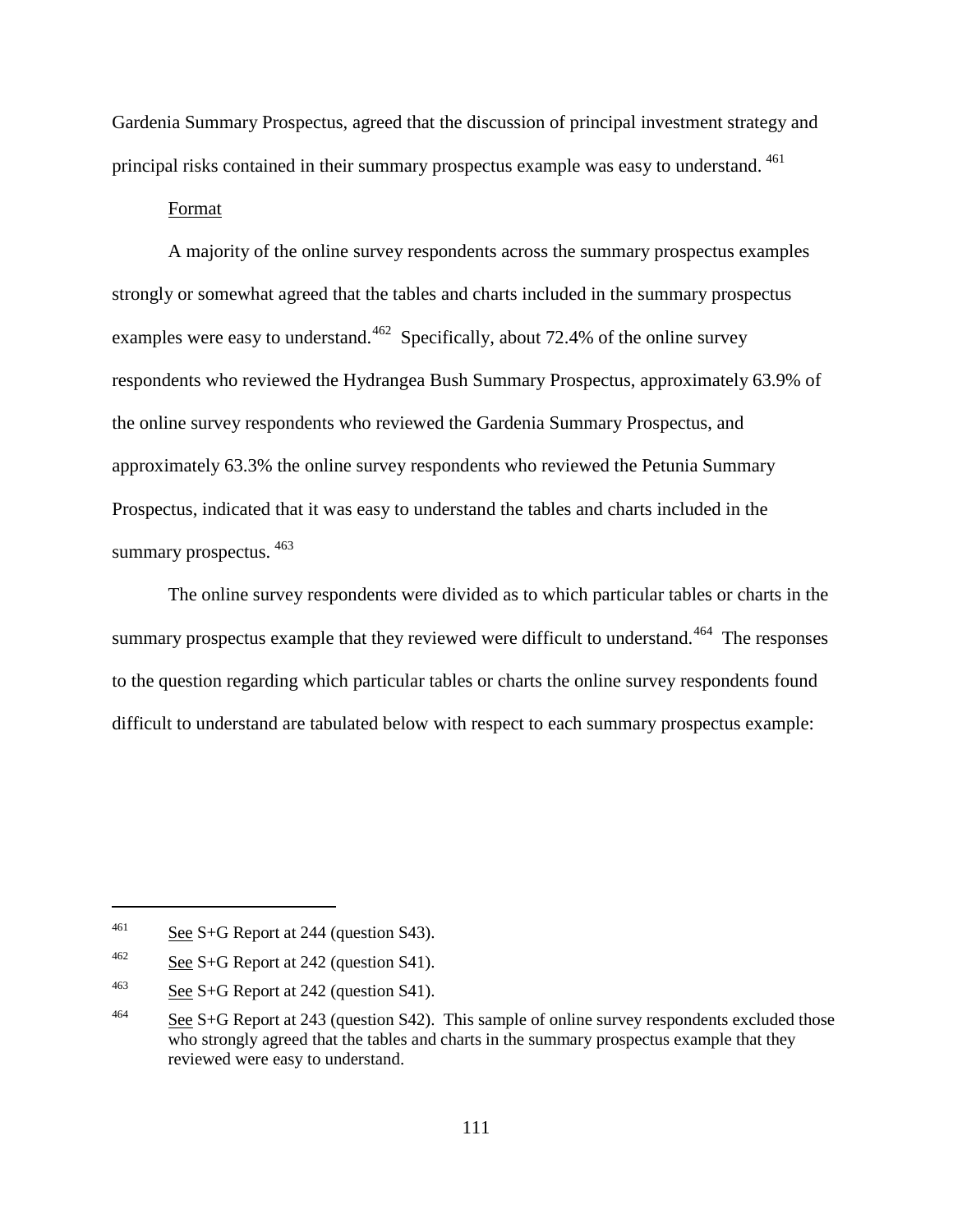Gardenia Summary Prospectus, agreed that the discussion of principal investment strategy and principal risks contained in their summary prospectus example was easy to understand.[461]

Format

A majority of the online survey respondents across the summary prospectus examples strongly or somewhat agreed that the tables and charts included in the summary prospectus examples were easy to understand.[462] Specifically, about 72.4% of the online survey respondents who reviewed the Hydrangea Bush Summary Prospectus, approximately 63.9% of the online survey respondents who reviewed the Gardenia Summary Prospectus, and approximately 63.3% the online survey respondents who reviewed the Petunia Summary Prospectus, indicated that it was easy to understand the tables and charts included in the summary prospectus.[463]

The online survey respondents were divided as to which particular tables or charts in the summary prospectus example that they reviewed were difficult to understand.[464] The responses to the question regarding which particular tables or charts the online survey respondents found difficult to understand are tabulated below with respect to each summary prospectus example:

---

[461] See S+G Report at 244 (question S43).

[462] See S+G Report at 242 (question S41).

[463] See S+G Report at 242 (question S41).

[464] See S+G Report at 243 (question S42). This sample of online survey respondents excluded those who strongly agreed that the tables and charts in the summary prospectus example that they reviewed were easy to understand.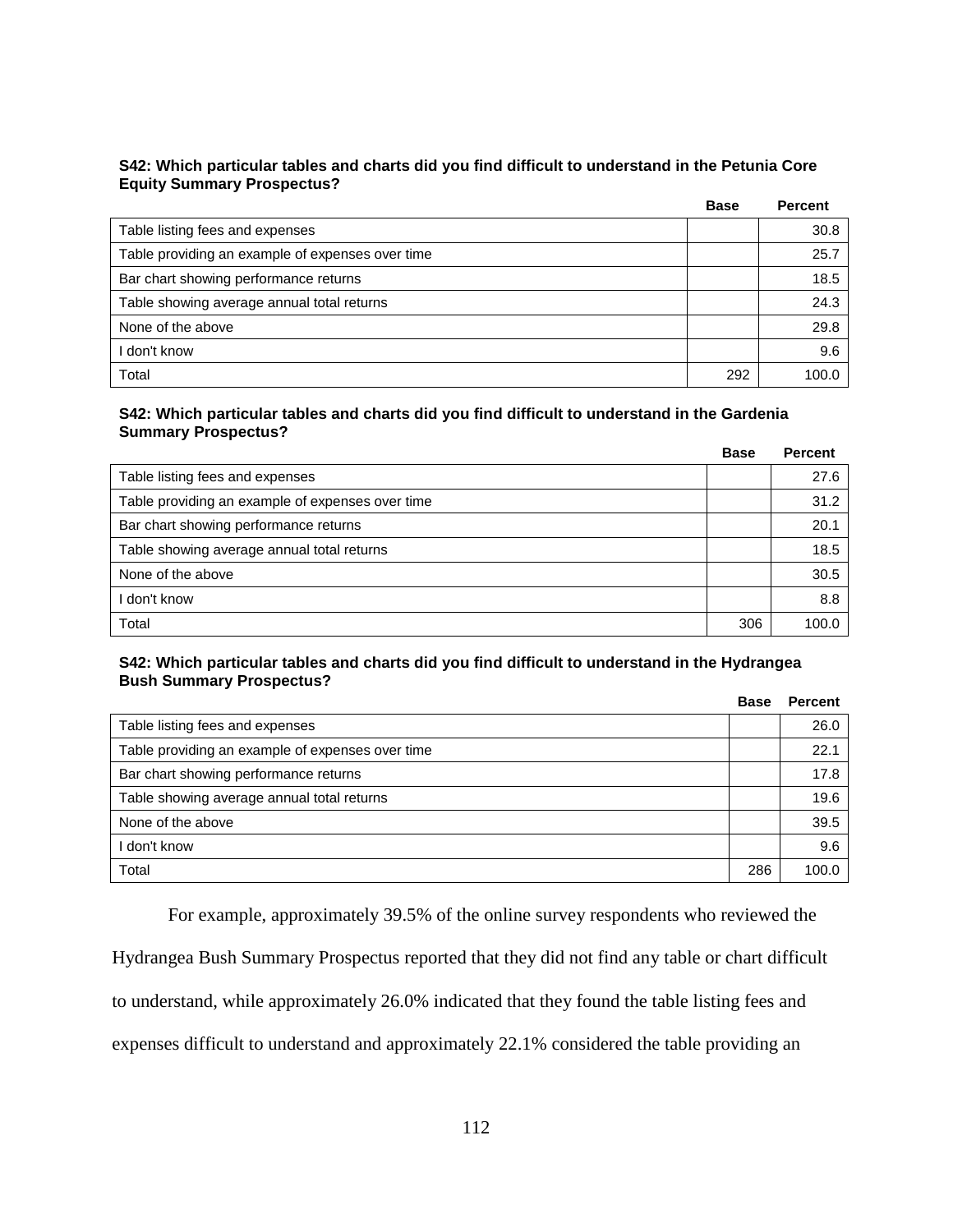**S42: Which particular tables and charts did you find difficult to understand in the Petunia Core Equity Summary Prospectus?**

| | Base | Percent |
|---|---|---|
| Table listing fees and expenses | | 30.8 |
| Table providing an example of expenses over time | | 25.7 |
| Bar chart showing performance returns | | 18.5 |
| Table showing average annual total returns | | 24.3 |
| None of the above | | 29.8 |
| I don't know | | 9.6 |
| Total | 292 | 100.0 |

**S42: Which particular tables and charts did you find difficult to understand in the Gardenia Summary Prospectus?**

| | Base | Percent |
|---|---|---|
| Table listing fees and expenses | | 27.6 |
| Table providing an example of expenses over time | | 31.2 |
| Bar chart showing performance returns | | 20.1 |
| Table showing average annual total returns | | 18.5 |
| None of the above | | 30.5 |
| I don't know | | 8.8 |
| Total | 306 | 100.0 |

**S42: Which particular tables and charts did you find difficult to understand in the Hydrangea Bush Summary Prospectus?**

| | Base | Percent |
|---|---|---|
| Table listing fees and expenses | | 26.0 |
| Table providing an example of expenses over time | | 22.1 |
| Bar chart showing performance returns | | 17.8 |
| Table showing average annual total returns | | 19.6 |
| None of the above | | 39.5 |
| I don't know | | 9.6 |
| Total | 286 | 100.0 |

For example, approximately 39.5% of the online survey respondents who reviewed the Hydrangea Bush Summary Prospectus reported that they did not find any table or chart difficult to understand, while approximately 26.0% indicated that they found the table listing fees and expenses difficult to understand and approximately 22.1% considered the table providing an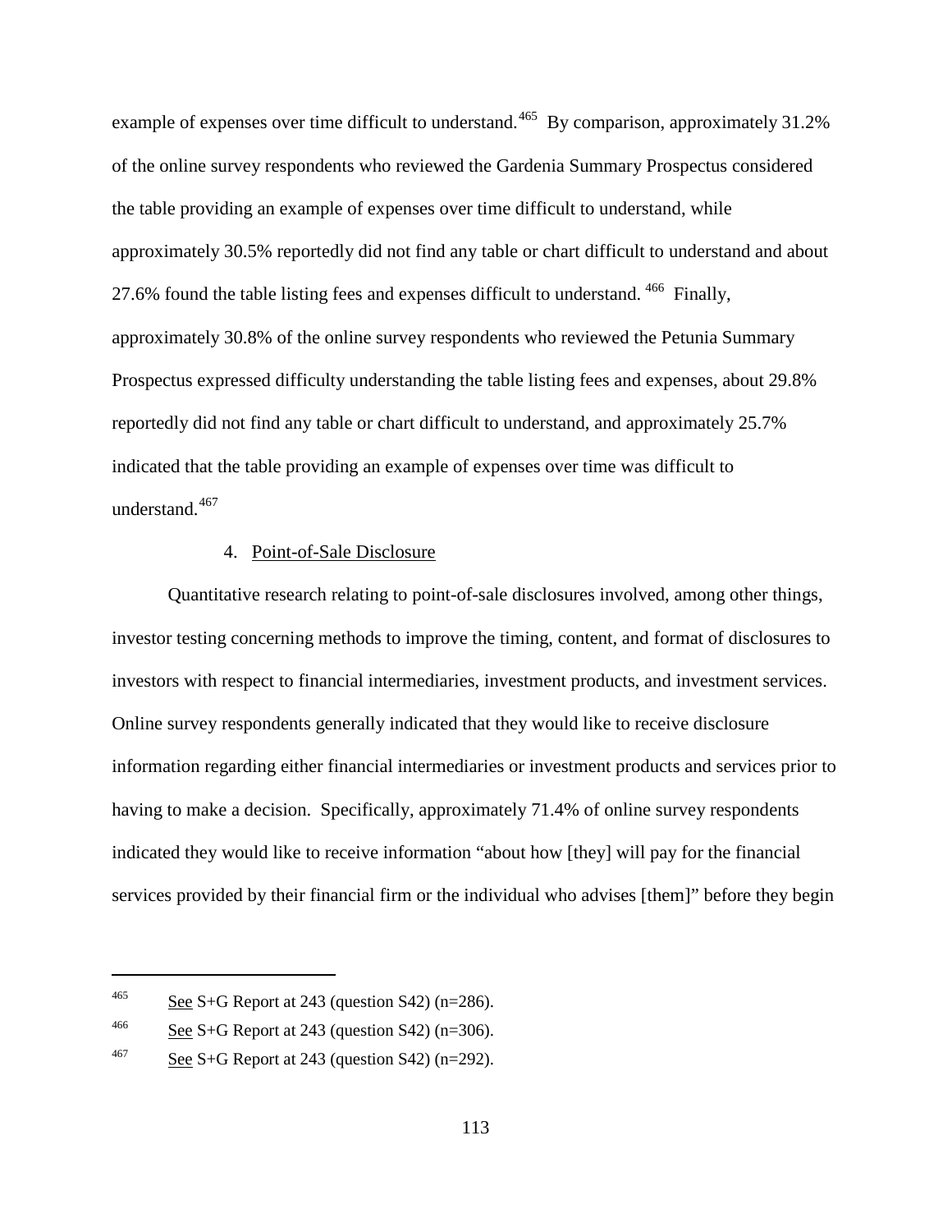example of expenses over time difficult to understand.[465] By comparison, approximately 31.2% of the online survey respondents who reviewed the Gardenia Summary Prospectus considered the table providing an example of expenses over time difficult to understand, while approximately 30.5% reportedly did not find any table or chart difficult to understand and about 27.6% found the table listing fees and expenses difficult to understand.[466] Finally, approximately 30.8% of the online survey respondents who reviewed the Petunia Summary Prospectus expressed difficulty understanding the table listing fees and expenses, about 29.8% reportedly did not find any table or chart difficult to understand, and approximately 25.7% indicated that the table providing an example of expenses over time was difficult to understand.[467]

4. Point-of-Sale Disclosure

Quantitative research relating to point-of-sale disclosures involved, among other things, investor testing concerning methods to improve the timing, content, and format of disclosures to investors with respect to financial intermediaries, investment products, and investment services. Online survey respondents generally indicated that they would like to receive disclosure information regarding either financial intermediaries or investment products and services prior to having to make a decision. Specifically, approximately 71.4% of online survey respondents indicated they would like to receive information "about how [they] will pay for the financial services provided by their financial firm or the individual who advises [them]" before they begin

---

[465] See S+G Report at 243 (question S42) (n=286).

[466] See S+G Report at 243 (question S42) (n=306).

[467] See S+G Report at 243 (question S42) (n=292).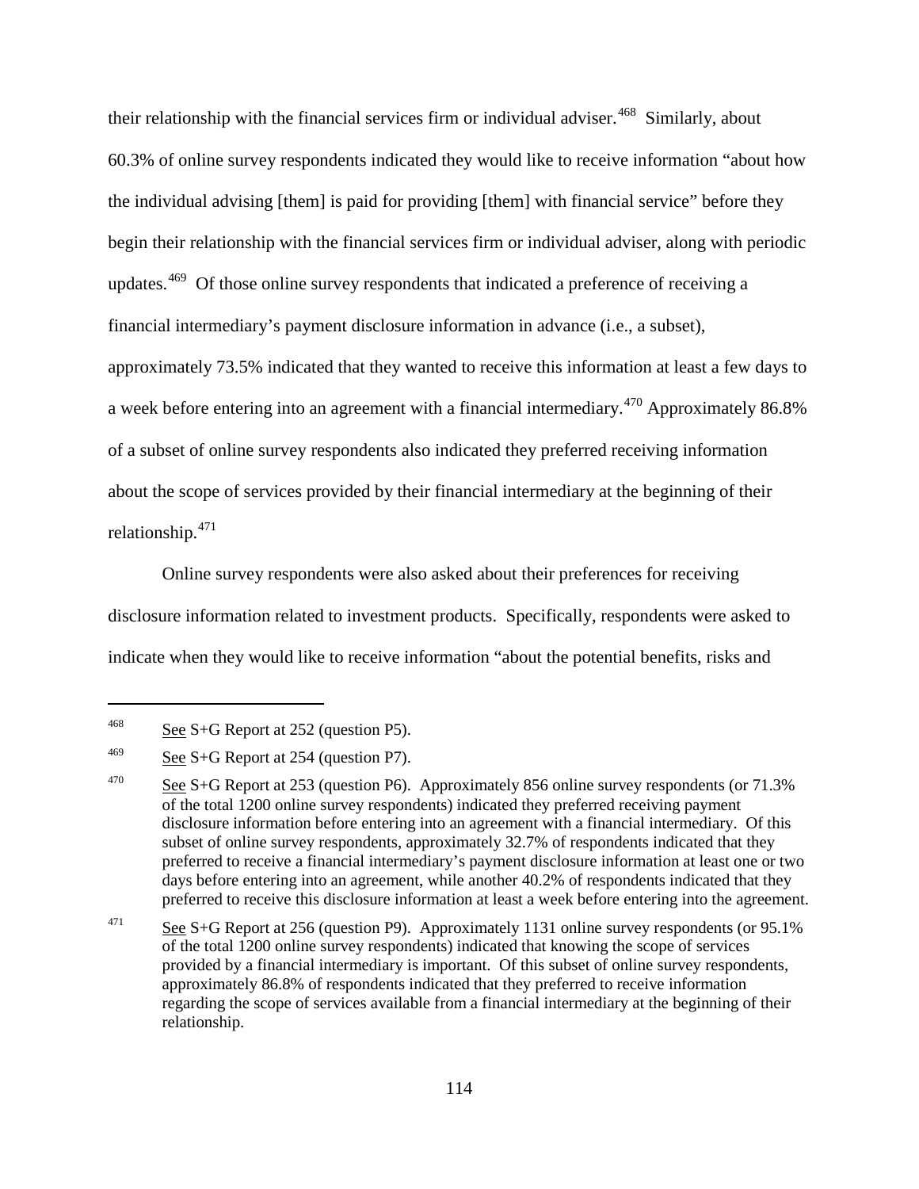their relationship with the financial services firm or individual adviser.[468] Similarly, about 60.3% of online survey respondents indicated they would like to receive information "about how the individual advising [them] is paid for providing [them] with financial service" before they begin their relationship with the financial services firm or individual adviser, along with periodic updates.[469] Of those online survey respondents that indicated a preference of receiving a financial intermediary's payment disclosure information in advance (i.e., a subset), approximately 73.5% indicated that they wanted to receive this information at least a few days to a week before entering into an agreement with a financial intermediary.[470] Approximately 86.8% of a subset of online survey respondents also indicated they preferred receiving information about the scope of services provided by their financial intermediary at the beginning of their relationship.[471]

Online survey respondents were also asked about their preferences for receiving disclosure information related to investment products. Specifically, respondents were asked to indicate when they would like to receive information "about the potential benefits, risks and

---

[468] See S+G Report at 252 (question P5).

[469] See S+G Report at 254 (question P7).

[470] See S+G Report at 253 (question P6). Approximately 856 online survey respondents (or 71.3% of the total 1200 online survey respondents) indicated they preferred receiving payment disclosure information before entering into an agreement with a financial intermediary. Of this subset of online survey respondents, approximately 32.7% of respondents indicated that they preferred to receive a financial intermediary's payment disclosure information at least one or two days before entering into an agreement, while another 40.2% of respondents indicated that they preferred to receive this disclosure information at least a week before entering into the agreement.

[471] See S+G Report at 256 (question P9). Approximately 1131 online survey respondents (or 95.1% of the total 1200 online survey respondents) indicated that knowing the scope of services provided by a financial intermediary is important. Of this subset of online survey respondents, approximately 86.8% of respondents indicated that they preferred to receive information regarding the scope of services available from a financial intermediary at the beginning of their relationship.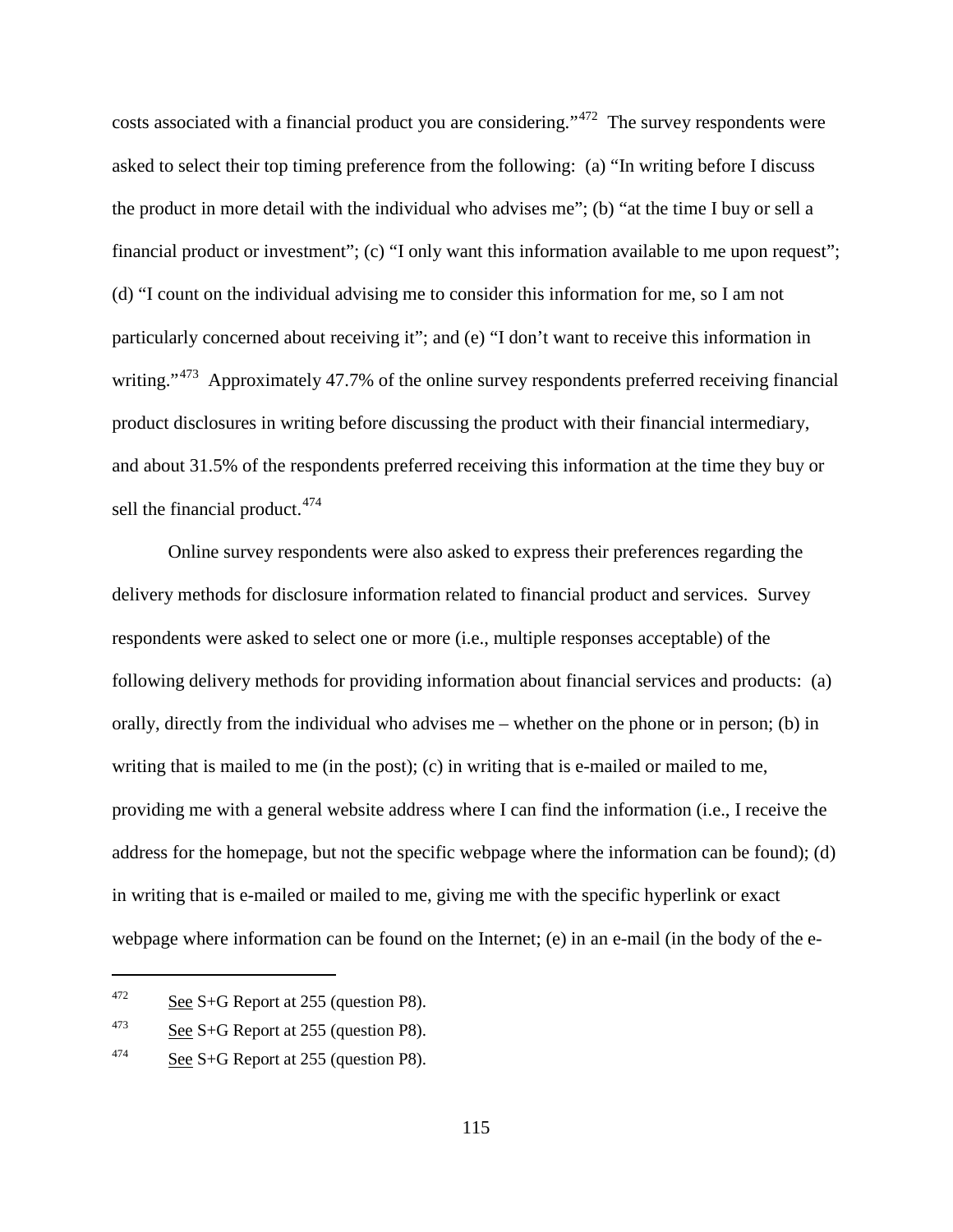costs associated with a financial product you are considering."[472] The survey respondents were asked to select their top timing preference from the following: (a) "In writing before I discuss the product in more detail with the individual who advises me"; (b) "at the time I buy or sell a financial product or investment"; (c) "I only want this information available to me upon request"; (d) "I count on the individual advising me to consider this information for me, so I am not particularly concerned about receiving it"; and (e) "I don't want to receive this information in writing."[473] Approximately 47.7% of the online survey respondents preferred receiving financial product disclosures in writing before discussing the product with their financial intermediary, and about 31.5% of the respondents preferred receiving this information at the time they buy or sell the financial product.[474]

Online survey respondents were also asked to express their preferences regarding the delivery methods for disclosure information related to financial product and services. Survey respondents were asked to select one or more (i.e., multiple responses acceptable) of the following delivery methods for providing information about financial services and products: (a) orally, directly from the individual who advises me – whether on the phone or in person; (b) in writing that is mailed to me (in the post); (c) in writing that is e-mailed or mailed to me, providing me with a general website address where I can find the information (i.e., I receive the address for the homepage, but not the specific webpage where the information can be found); (d) in writing that is e-mailed or mailed to me, giving me with the specific hyperlink or exact webpage where information can be found on the Internet; (e) in an e-mail (in the body of the e-

---

[472] See S+G Report at 255 (question P8).

[473] See S+G Report at 255 (question P8).

[474] See S+G Report at 255 (question P8).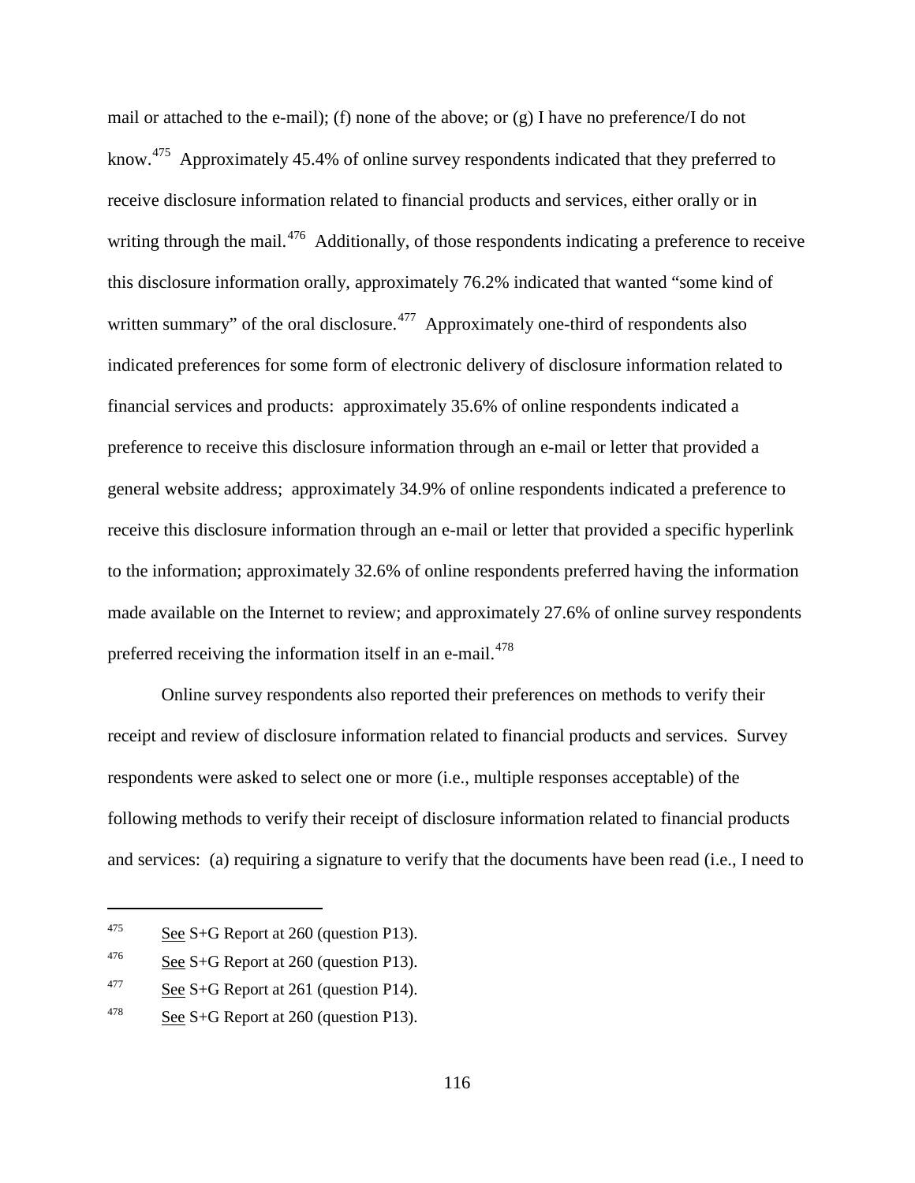mail or attached to the e-mail); (f) none of the above; or (g) I have no preference/I do not know.[475] Approximately 45.4% of online survey respondents indicated that they preferred to receive disclosure information related to financial products and services, either orally or in writing through the mail.[476] Additionally, of those respondents indicating a preference to receive this disclosure information orally, approximately 76.2% indicated that wanted "some kind of written summary" of the oral disclosure.[477] Approximately one-third of respondents also indicated preferences for some form of electronic delivery of disclosure information related to financial services and products: approximately 35.6% of online respondents indicated a preference to receive this disclosure information through an e-mail or letter that provided a general website address; approximately 34.9% of online respondents indicated a preference to receive this disclosure information through an e-mail or letter that provided a specific hyperlink to the information; approximately 32.6% of online respondents preferred having the information made available on the Internet to review; and approximately 27.6% of online survey respondents preferred receiving the information itself in an e-mail.[478]

Online survey respondents also reported their preferences on methods to verify their receipt and review of disclosure information related to financial products and services. Survey respondents were asked to select one or more (i.e., multiple responses acceptable) of the following methods to verify their receipt of disclosure information related to financial products and services: (a) requiring a signature to verify that the documents have been read (i.e., I need to

---

[475] See S+G Report at 260 (question P13).

[476] See S+G Report at 260 (question P13).

[477] See S+G Report at 261 (question P14).

[478] See S+G Report at 260 (question P13).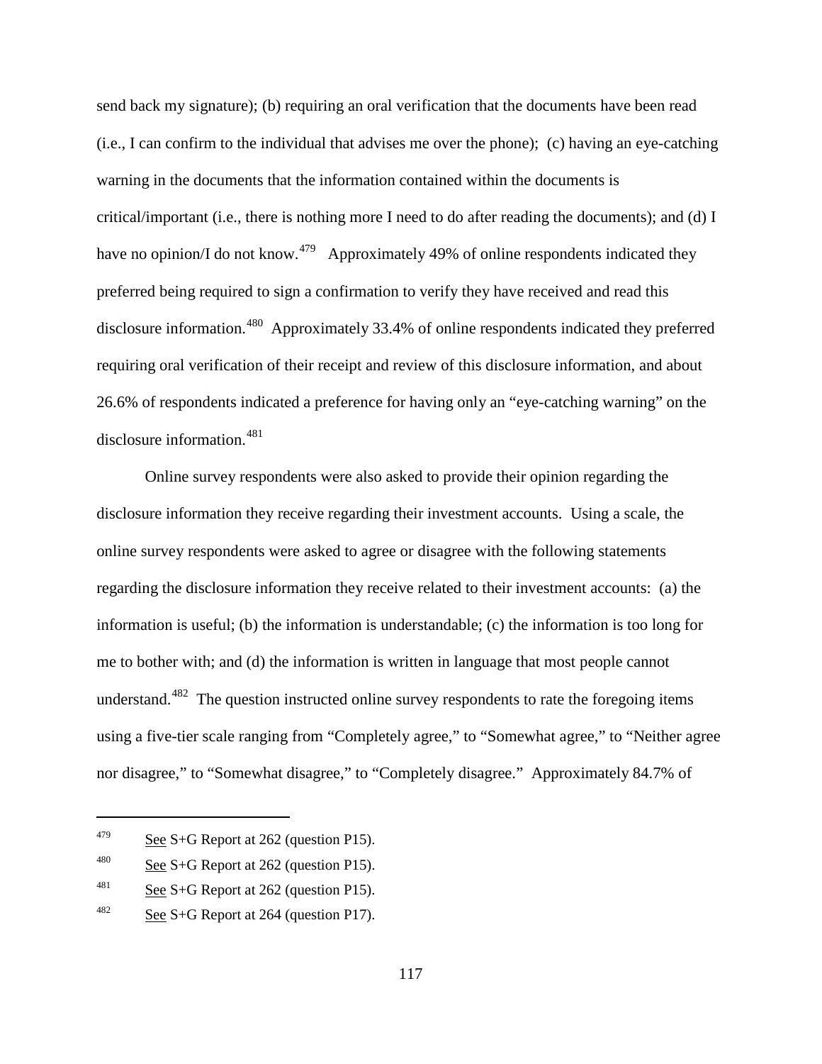send back my signature); (b) requiring an oral verification that the documents have been read (i.e., I can confirm to the individual that advises me over the phone); (c) having an eye-catching warning in the documents that the information contained within the documents is critical/important (i.e., there is nothing more I need to do after reading the documents); and (d) I have no opinion/I do not know.[479] Approximately 49% of online respondents indicated they preferred being required to sign a confirmation to verify they have received and read this disclosure information.[480] Approximately 33.4% of online respondents indicated they preferred requiring oral verification of their receipt and review of this disclosure information, and about 26.6% of respondents indicated a preference for having only an "eye-catching warning" on the disclosure information.[481]

Online survey respondents were also asked to provide their opinion regarding the disclosure information they receive regarding their investment accounts. Using a scale, the online survey respondents were asked to agree or disagree with the following statements regarding the disclosure information they receive related to their investment accounts: (a) the information is useful; (b) the information is understandable; (c) the information is too long for me to bother with; and (d) the information is written in language that most people cannot understand.[482] The question instructed online survey respondents to rate the foregoing items using a five-tier scale ranging from "Completely agree," to "Somewhat agree," to "Neither agree nor disagree," to "Somewhat disagree," to "Completely disagree." Approximately 84.7% of

---

[479] See S+G Report at 262 (question P15).

[480] See S+G Report at 262 (question P15).

[481] See S+G Report at 262 (question P15).

[482] See S+G Report at 264 (question P17).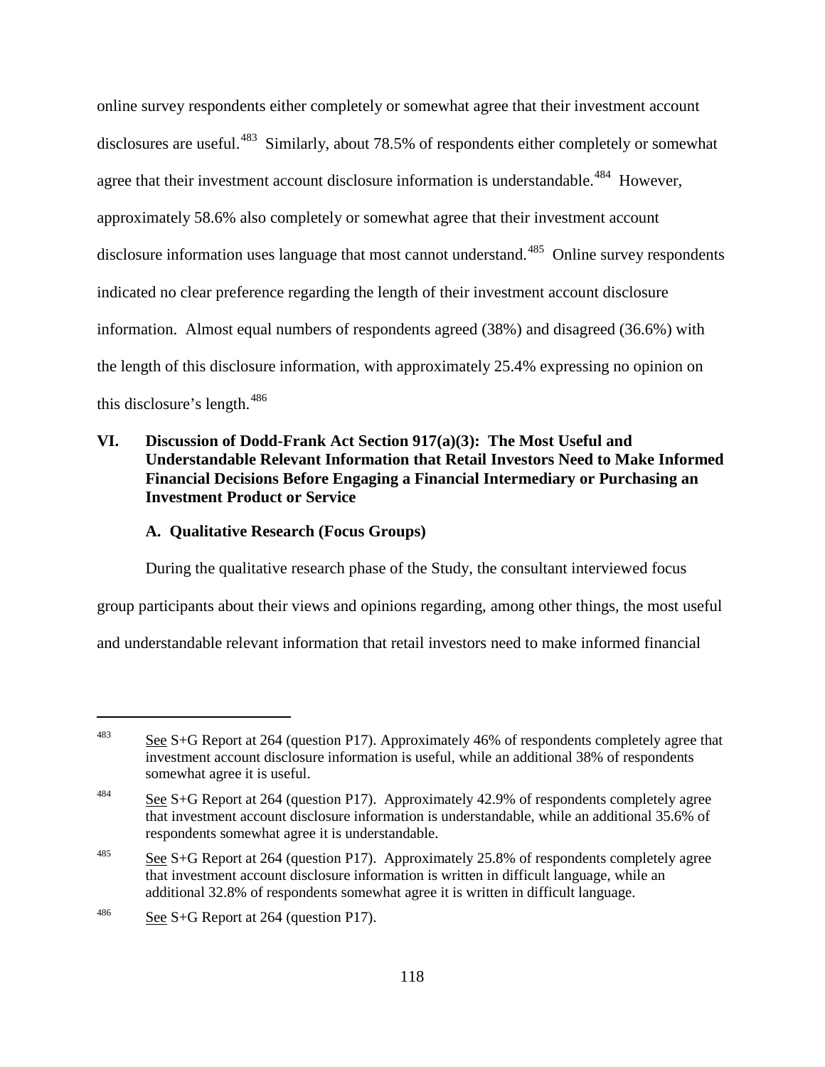online survey respondents either completely or somewhat agree that their investment account disclosures are useful.[483] Similarly, about 78.5% of respondents either completely or somewhat agree that their investment account disclosure information is understandable.[484] However, approximately 58.6% also completely or somewhat agree that their investment account disclosure information uses language that most cannot understand.[485] Online survey respondents indicated no clear preference regarding the length of their investment account disclosure information. Almost equal numbers of respondents agreed (38%) and disagreed (36.6%) with the length of this disclosure information, with approximately 25.4% expressing no opinion on this disclosure's length.[486]

## VI. Discussion of Dodd-Frank Act Section 917(a)(3): The Most Useful and Understandable Relevant Information that Retail Investors Need to Make Informed Financial Decisions Before Engaging a Financial Intermediary or Purchasing an Investment Product or Service

### A. Qualitative Research (Focus Groups)

During the qualitative research phase of the Study, the consultant interviewed focus group participants about their views and opinions regarding, among other things, the most useful and understandable relevant information that retail investors need to make informed financial

---

[483] See S+G Report at 264 (question P17). Approximately 46% of respondents completely agree that investment account disclosure information is useful, while an additional 38% of respondents somewhat agree it is useful.

[484] See S+G Report at 264 (question P17). Approximately 42.9% of respondents completely agree that investment account disclosure information is understandable, while an additional 35.6% of respondents somewhat agree it is understandable.

[485] See S+G Report at 264 (question P17). Approximately 25.8% of respondents completely agree that investment account disclosure information is written in difficult language, while an additional 32.8% of respondents somewhat agree it is written in difficult language.

[486] See S+G Report at 264 (question P17).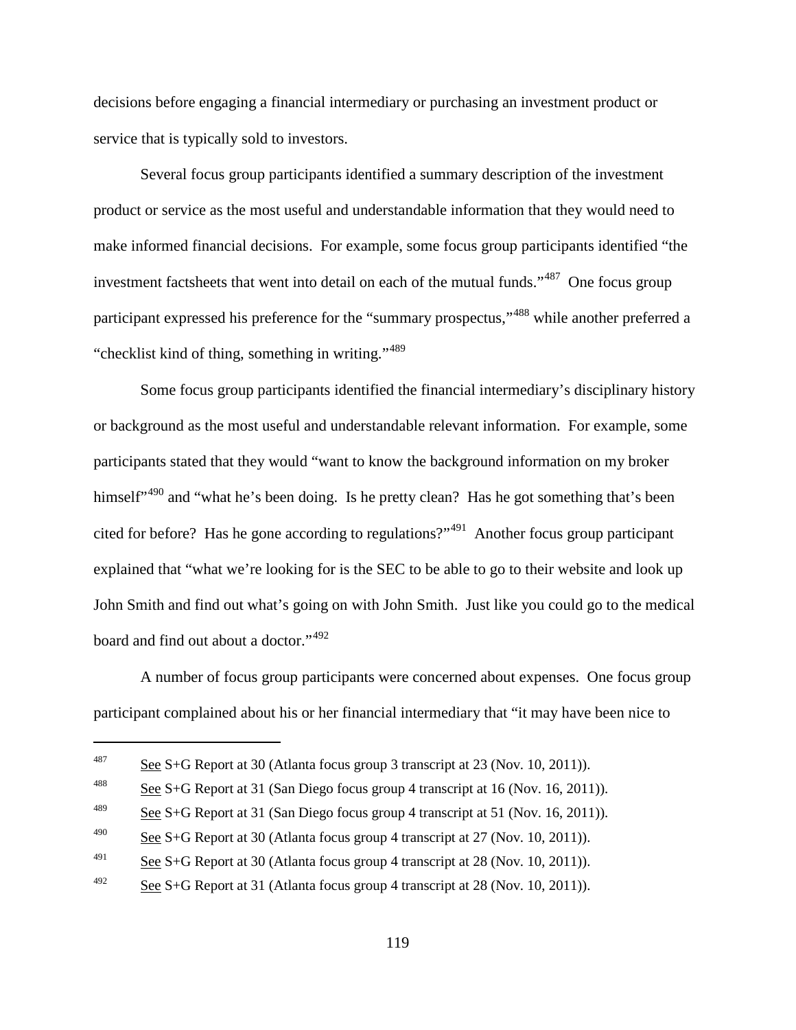decisions before engaging a financial intermediary or purchasing an investment product or service that is typically sold to investors.

Several focus group participants identified a summary description of the investment product or service as the most useful and understandable information that they would need to make informed financial decisions. For example, some focus group participants identified "the investment factsheets that went into detail on each of the mutual funds."[487] One focus group participant expressed his preference for the "summary prospectus,"[488] while another preferred a "checklist kind of thing, something in writing."[489]

Some focus group participants identified the financial intermediary's disciplinary history or background as the most useful and understandable relevant information. For example, some participants stated that they would "want to know the background information on my broker himself"[490] and "what he's been doing. Is he pretty clean? Has he got something that's been cited for before? Has he gone according to regulations?"[491] Another focus group participant explained that "what we're looking for is the SEC to be able to go to their website and look up John Smith and find out what's going on with John Smith. Just like you could go to the medical board and find out about a doctor."[492]

A number of focus group participants were concerned about expenses. One focus group participant complained about his or her financial intermediary that "it may have been nice to

---

[487] See S+G Report at 30 (Atlanta focus group 3 transcript at 23 (Nov. 10, 2011)).

[488] See S+G Report at 31 (San Diego focus group 4 transcript at 16 (Nov. 16, 2011)).

[489] See S+G Report at 31 (San Diego focus group 4 transcript at 51 (Nov. 16, 2011)).

[490] See S+G Report at 30 (Atlanta focus group 4 transcript at 27 (Nov. 10, 2011)).

[491] See S+G Report at 30 (Atlanta focus group 4 transcript at 28 (Nov. 10, 2011)).

[492] See S+G Report at 31 (Atlanta focus group 4 transcript at 28 (Nov. 10, 2011)).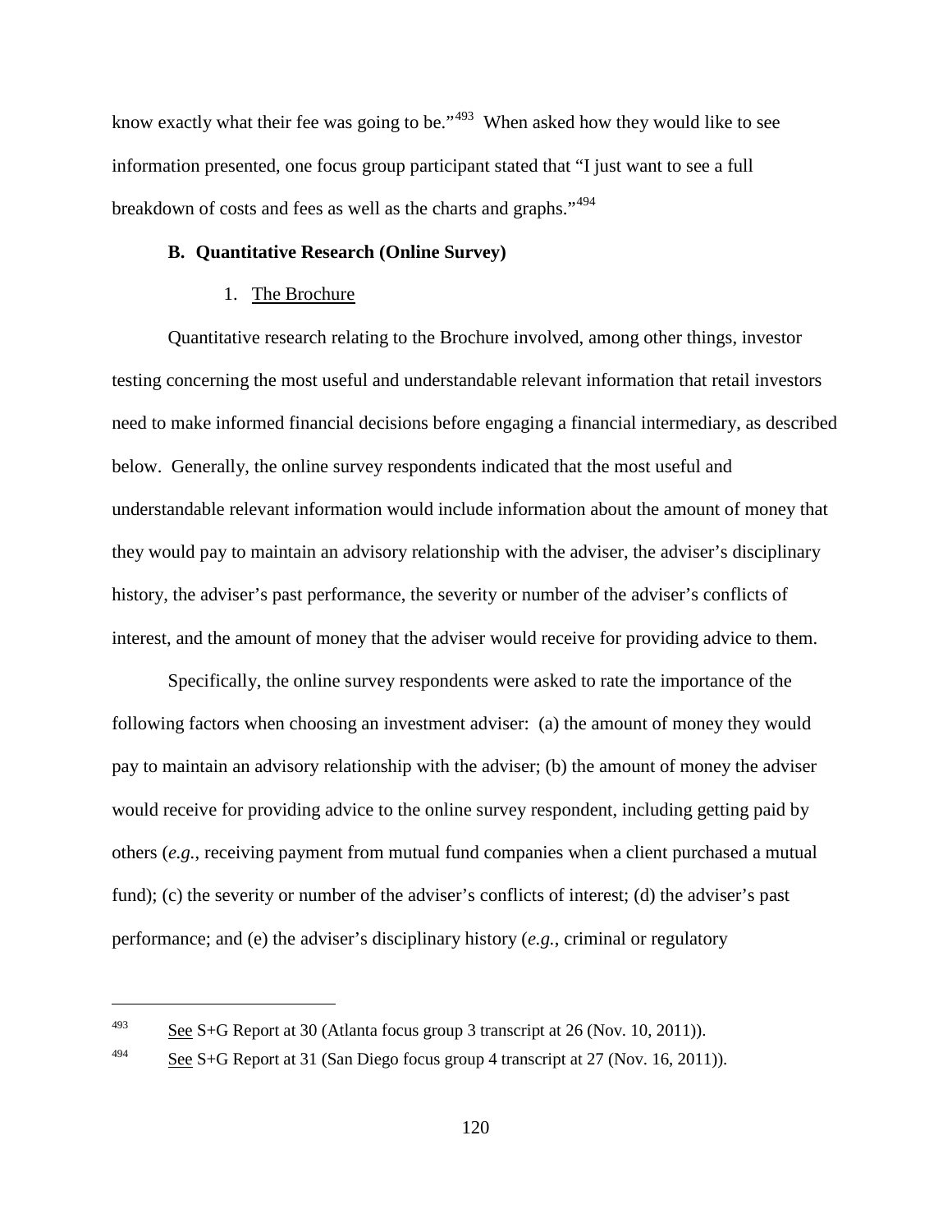know exactly what their fee was going to be."[493] When asked how they would like to see information presented, one focus group participant stated that "I just want to see a full breakdown of costs and fees as well as the charts and graphs."[494]

### B. Quantitative Research (Online Survey)

#### 1. The Brochure

Quantitative research relating to the Brochure involved, among other things, investor testing concerning the most useful and understandable relevant information that retail investors need to make informed financial decisions before engaging a financial intermediary, as described below. Generally, the online survey respondents indicated that the most useful and understandable relevant information would include information about the amount of money that they would pay to maintain an advisory relationship with the adviser, the adviser's disciplinary history, the adviser's past performance, the severity or number of the adviser's conflicts of interest, and the amount of money that the adviser would receive for providing advice to them.

Specifically, the online survey respondents were asked to rate the importance of the following factors when choosing an investment adviser: (a) the amount of money they would pay to maintain an advisory relationship with the adviser; (b) the amount of money the adviser would receive for providing advice to the online survey respondent, including getting paid by others (*e.g.*, receiving payment from mutual fund companies when a client purchased a mutual fund); (c) the severity or number of the adviser's conflicts of interest; (d) the adviser's past performance; and (e) the adviser's disciplinary history (*e.g.*, criminal or regulatory

---

[493] See S+G Report at 30 (Atlanta focus group 3 transcript at 26 (Nov. 10, 2011)).

[494] See S+G Report at 31 (San Diego focus group 4 transcript at 27 (Nov. 16, 2011)).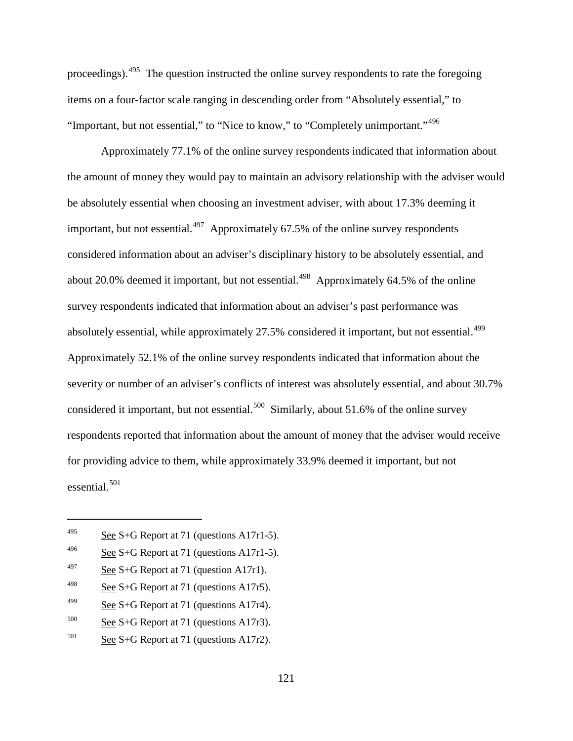proceedings).[495] The question instructed the online survey respondents to rate the foregoing items on a four-factor scale ranging in descending order from "Absolutely essential," to "Important, but not essential," to "Nice to know," to "Completely unimportant."[496]

Approximately 77.1% of the online survey respondents indicated that information about the amount of money they would pay to maintain an advisory relationship with the adviser would be absolutely essential when choosing an investment adviser, with about 17.3% deeming it important, but not essential.[497] Approximately 67.5% of the online survey respondents considered information about an adviser's disciplinary history to be absolutely essential, and about 20.0% deemed it important, but not essential.[498] Approximately 64.5% of the online survey respondents indicated that information about an adviser's past performance was absolutely essential, while approximately 27.5% considered it important, but not essential.[499] Approximately 52.1% of the online survey respondents indicated that information about the severity or number of an adviser's conflicts of interest was absolutely essential, and about 30.7% considered it important, but not essential.[500] Similarly, about 51.6% of the online survey respondents reported that information about the amount of money that the adviser would receive for providing advice to them, while approximately 33.9% deemed it important, but not essential.[501]

---

[495] See S+G Report at 71 (questions A17r1-5).

[496] See S+G Report at 71 (questions A17r1-5).

[497] See S+G Report at 71 (question A17r1).

[498] See S+G Report at 71 (questions A17r5).

[499] See S+G Report at 71 (questions A17r4).

[500] See S+G Report at 71 (questions A17r3).

[501] See S+G Report at 71 (questions A17r2).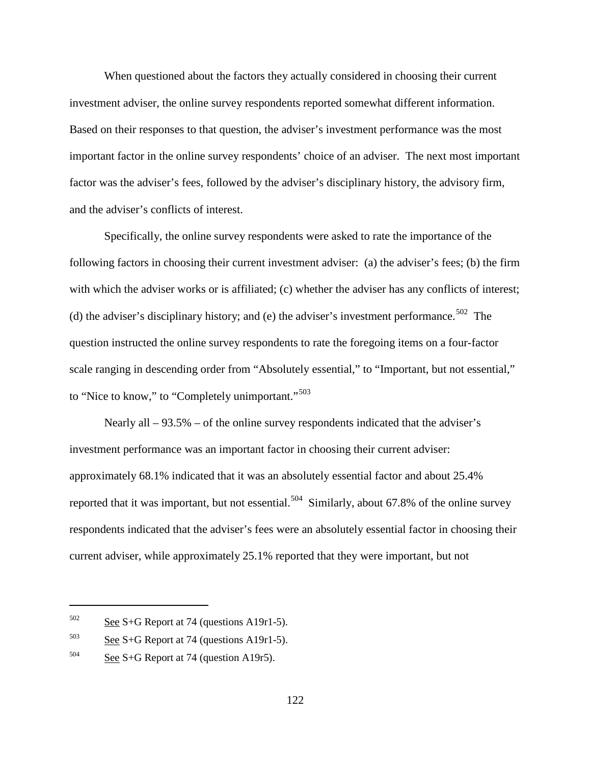When questioned about the factors they actually considered in choosing their current investment adviser, the online survey respondents reported somewhat different information. Based on their responses to that question, the adviser's investment performance was the most important factor in the online survey respondents' choice of an adviser. The next most important factor was the adviser's fees, followed by the adviser's disciplinary history, the advisory firm, and the adviser's conflicts of interest.

Specifically, the online survey respondents were asked to rate the importance of the following factors in choosing their current investment adviser: (a) the adviser's fees; (b) the firm with which the adviser works or is affiliated; (c) whether the adviser has any conflicts of interest; (d) the adviser's disciplinary history; and (e) the adviser's investment performance.[502] The question instructed the online survey respondents to rate the foregoing items on a four-factor scale ranging in descending order from "Absolutely essential," to "Important, but not essential," to "Nice to know," to "Completely unimportant."[503]

Nearly all – 93.5% – of the online survey respondents indicated that the adviser's investment performance was an important factor in choosing their current adviser: approximately 68.1% indicated that it was an absolutely essential factor and about 25.4% reported that it was important, but not essential.[504] Similarly, about 67.8% of the online survey respondents indicated that the adviser's fees were an absolutely essential factor in choosing their current adviser, while approximately 25.1% reported that they were important, but not

---

[502] See S+G Report at 74 (questions A19r1-5).

[503] See S+G Report at 74 (questions A19r1-5).

[504] See S+G Report at 74 (question A19r5).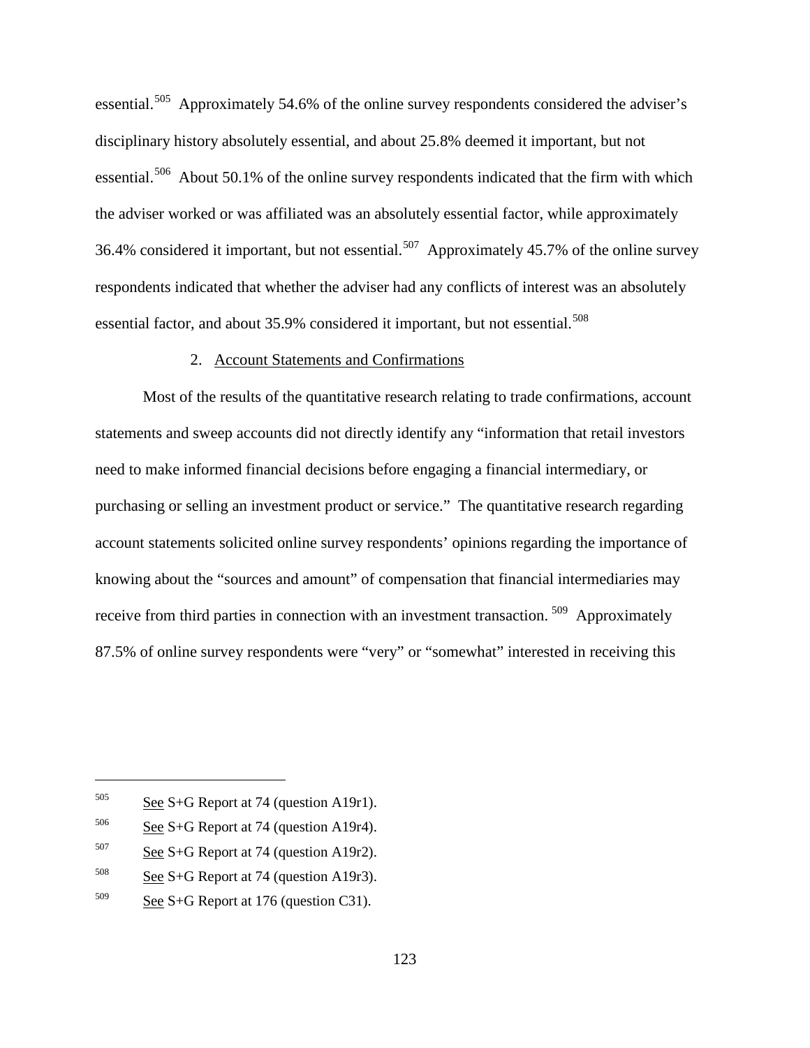essential.[505] Approximately 54.6% of the online survey respondents considered the adviser's disciplinary history absolutely essential, and about 25.8% deemed it important, but not essential.[506] About 50.1% of the online survey respondents indicated that the firm with which the adviser worked or was affiliated was an absolutely essential factor, while approximately 36.4% considered it important, but not essential.[507] Approximately 45.7% of the online survey respondents indicated that whether the adviser had any conflicts of interest was an absolutely essential factor, and about 35.9% considered it important, but not essential.[508]

### 2. Account Statements and Confirmations

Most of the results of the quantitative research relating to trade confirmations, account statements and sweep accounts did not directly identify any "information that retail investors need to make informed financial decisions before engaging a financial intermediary, or purchasing or selling an investment product or service." The quantitative research regarding account statements solicited online survey respondents' opinions regarding the importance of knowing about the "sources and amount" of compensation that financial intermediaries may receive from third parties in connection with an investment transaction.[509] Approximately 87.5% of online survey respondents were "very" or "somewhat" interested in receiving this

---

[505] See S+G Report at 74 (question A19r1).

[506] See S+G Report at 74 (question A19r4).

[507] See S+G Report at 74 (question A19r2).

[508] See S+G Report at 74 (question A19r3).

[509] See S+G Report at 176 (question C31).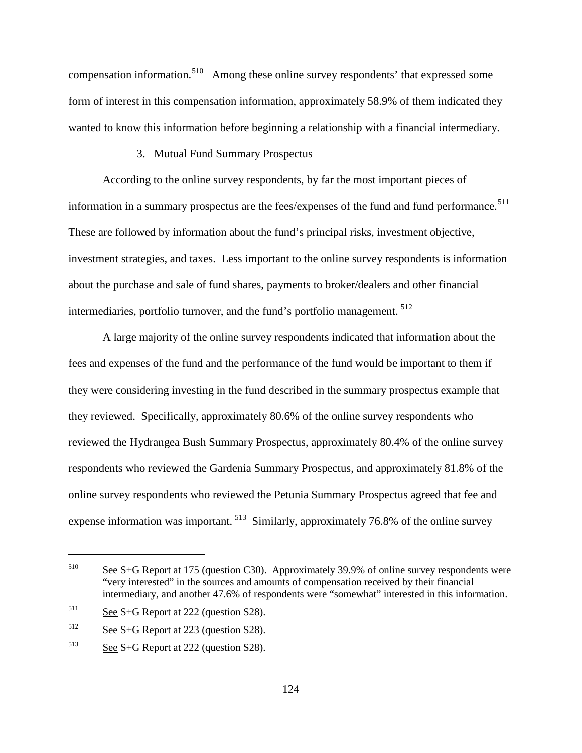compensation information.[510] Among these online survey respondents' that expressed some form of interest in this compensation information, approximately 58.9% of them indicated they wanted to know this information before beginning a relationship with a financial intermediary.

### 3. Mutual Fund Summary Prospectus

According to the online survey respondents, by far the most important pieces of information in a summary prospectus are the fees/expenses of the fund and fund performance.[511] These are followed by information about the fund's principal risks, investment objective, investment strategies, and taxes. Less important to the online survey respondents is information about the purchase and sale of fund shares, payments to broker/dealers and other financial intermediaries, portfolio turnover, and the fund's portfolio management.[512]

A large majority of the online survey respondents indicated that information about the fees and expenses of the fund and the performance of the fund would be important to them if they were considering investing in the fund described in the summary prospectus example that they reviewed. Specifically, approximately 80.6% of the online survey respondents who reviewed the Hydrangea Bush Summary Prospectus, approximately 80.4% of the online survey respondents who reviewed the Gardenia Summary Prospectus, and approximately 81.8% of the online survey respondents who reviewed the Petunia Summary Prospectus agreed that fee and expense information was important.[513] Similarly, approximately 76.8% of the online survey

---

[510] See S+G Report at 175 (question C30). Approximately 39.9% of online survey respondents were "very interested" in the sources and amounts of compensation received by their financial intermediary, and another 47.6% of respondents were "somewhat" interested in this information.

[511] See S+G Report at 222 (question S28).

[512] See S+G Report at 223 (question S28).

[513] See S+G Report at 222 (question S28).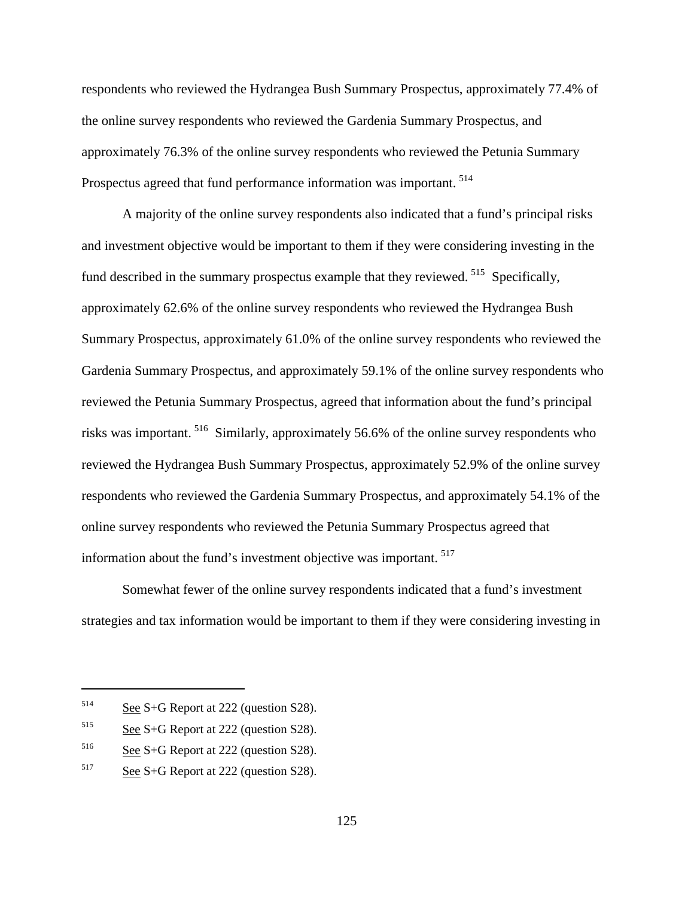respondents who reviewed the Hydrangea Bush Summary Prospectus, approximately 77.4% of the online survey respondents who reviewed the Gardenia Summary Prospectus, and approximately 76.3% of the online survey respondents who reviewed the Petunia Summary Prospectus agreed that fund performance information was important. [514]

A majority of the online survey respondents also indicated that a fund's principal risks and investment objective would be important to them if they were considering investing in the fund described in the summary prospectus example that they reviewed. [515] Specifically, approximately 62.6% of the online survey respondents who reviewed the Hydrangea Bush Summary Prospectus, approximately 61.0% of the online survey respondents who reviewed the Gardenia Summary Prospectus, and approximately 59.1% of the online survey respondents who reviewed the Petunia Summary Prospectus, agreed that information about the fund's principal risks was important. [516] Similarly, approximately 56.6% of the online survey respondents who reviewed the Hydrangea Bush Summary Prospectus, approximately 52.9% of the online survey respondents who reviewed the Gardenia Summary Prospectus, and approximately 54.1% of the online survey respondents who reviewed the Petunia Summary Prospectus agreed that information about the fund's investment objective was important. [517]

Somewhat fewer of the online survey respondents indicated that a fund's investment strategies and tax information would be important to them if they were considering investing in

---

[514] See S+G Report at 222 (question S28).

[515] See S+G Report at 222 (question S28).

[516] See S+G Report at 222 (question S28).

[517] See S+G Report at 222 (question S28).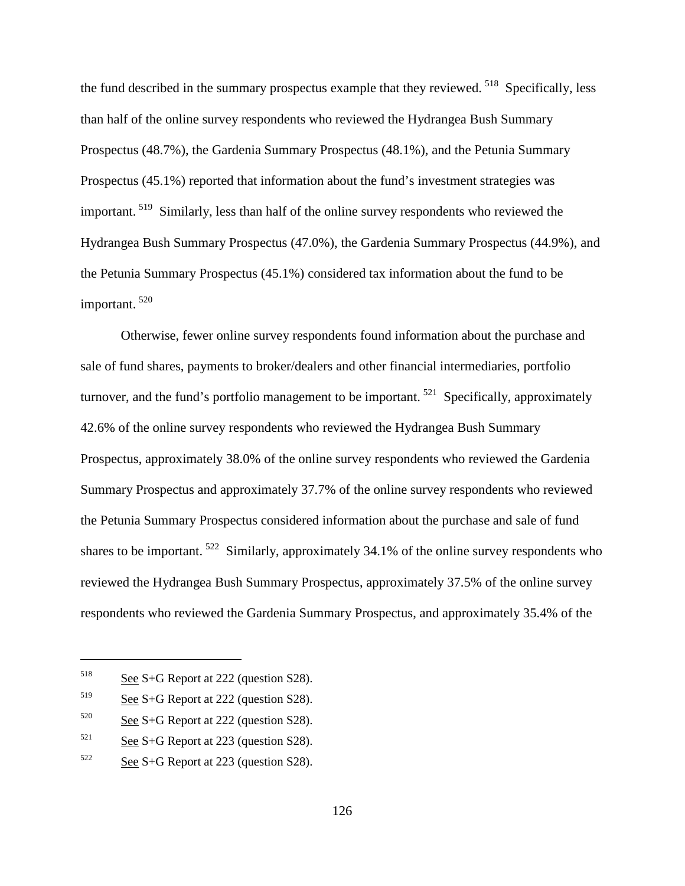the fund described in the summary prospectus example that they reviewed.[518] Specifically, less than half of the online survey respondents who reviewed the Hydrangea Bush Summary Prospectus (48.7%), the Gardenia Summary Prospectus (48.1%), and the Petunia Summary Prospectus (45.1%) reported that information about the fund's investment strategies was important.[519] Similarly, less than half of the online survey respondents who reviewed the Hydrangea Bush Summary Prospectus (47.0%), the Gardenia Summary Prospectus (44.9%), and the Petunia Summary Prospectus (45.1%) considered tax information about the fund to be important.[520]

Otherwise, fewer online survey respondents found information about the purchase and sale of fund shares, payments to broker/dealers and other financial intermediaries, portfolio turnover, and the fund's portfolio management to be important.[521] Specifically, approximately 42.6% of the online survey respondents who reviewed the Hydrangea Bush Summary Prospectus, approximately 38.0% of the online survey respondents who reviewed the Gardenia Summary Prospectus and approximately 37.7% of the online survey respondents who reviewed the Petunia Summary Prospectus considered information about the purchase and sale of fund shares to be important.[522] Similarly, approximately 34.1% of the online survey respondents who reviewed the Hydrangea Bush Summary Prospectus, approximately 37.5% of the online survey respondents who reviewed the Gardenia Summary Prospectus, and approximately 35.4% of the

---

[518] See S+G Report at 222 (question S28).

[519] See S+G Report at 222 (question S28).

[520] See S+G Report at 222 (question S28).

[521] See S+G Report at 223 (question S28).

[522] See S+G Report at 223 (question S28).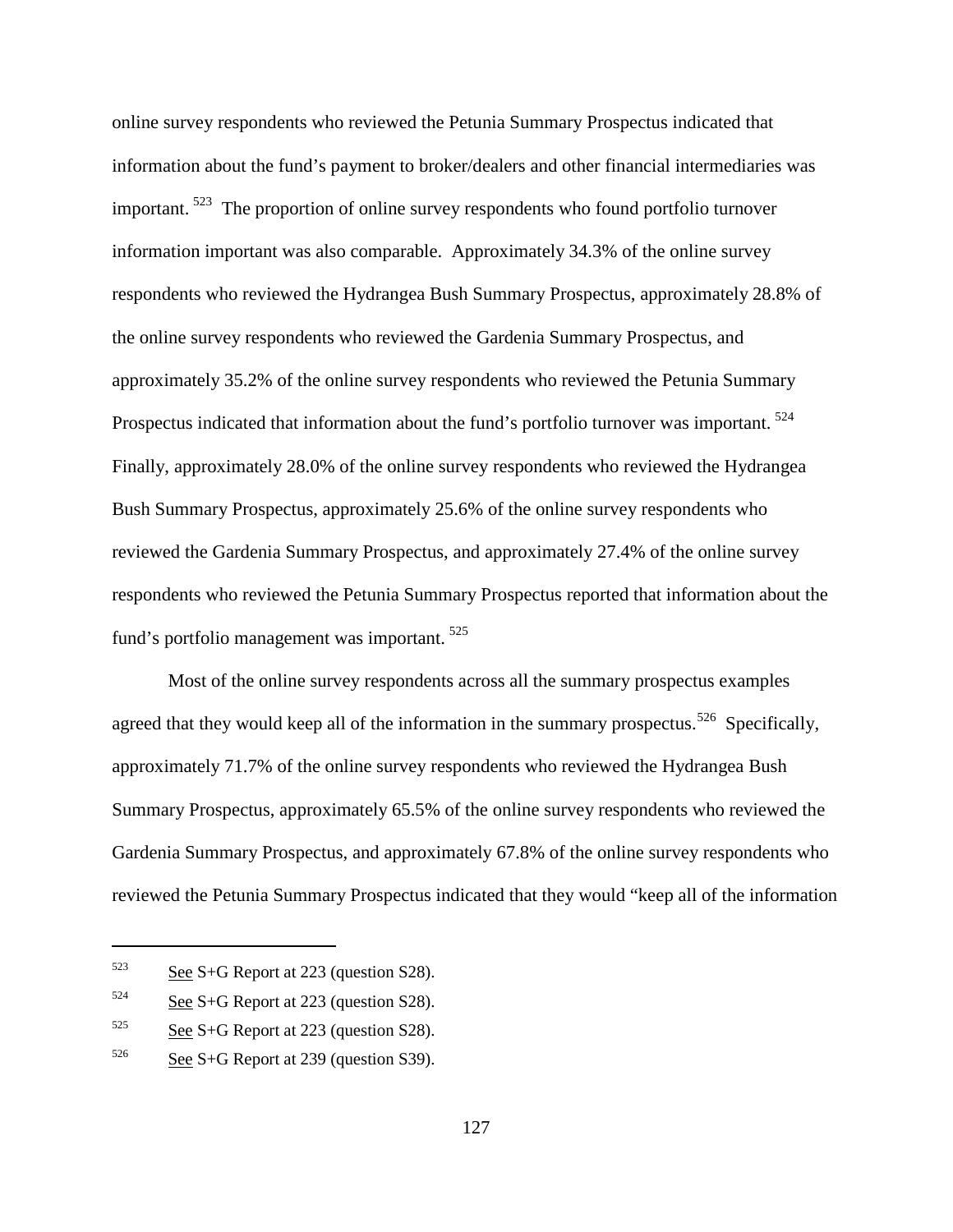online survey respondents who reviewed the Petunia Summary Prospectus indicated that information about the fund's payment to broker/dealers and other financial intermediaries was important. [523] The proportion of online survey respondents who found portfolio turnover information important was also comparable. Approximately 34.3% of the online survey respondents who reviewed the Hydrangea Bush Summary Prospectus, approximately 28.8% of the online survey respondents who reviewed the Gardenia Summary Prospectus, and approximately 35.2% of the online survey respondents who reviewed the Petunia Summary Prospectus indicated that information about the fund's portfolio turnover was important. [524] Finally, approximately 28.0% of the online survey respondents who reviewed the Hydrangea Bush Summary Prospectus, approximately 25.6% of the online survey respondents who reviewed the Gardenia Summary Prospectus, and approximately 27.4% of the online survey respondents who reviewed the Petunia Summary Prospectus reported that information about the fund's portfolio management was important. [525]

Most of the online survey respondents across all the summary prospectus examples agreed that they would keep all of the information in the summary prospectus.[526] Specifically, approximately 71.7% of the online survey respondents who reviewed the Hydrangea Bush Summary Prospectus, approximately 65.5% of the online survey respondents who reviewed the Gardenia Summary Prospectus, and approximately 67.8% of the online survey respondents who reviewed the Petunia Summary Prospectus indicated that they would "keep all of the information

---

[523] See S+G Report at 223 (question S28).

[524] See S+G Report at 223 (question S28).

[525] See S+G Report at 223 (question S28).

[526] See S+G Report at 239 (question S39).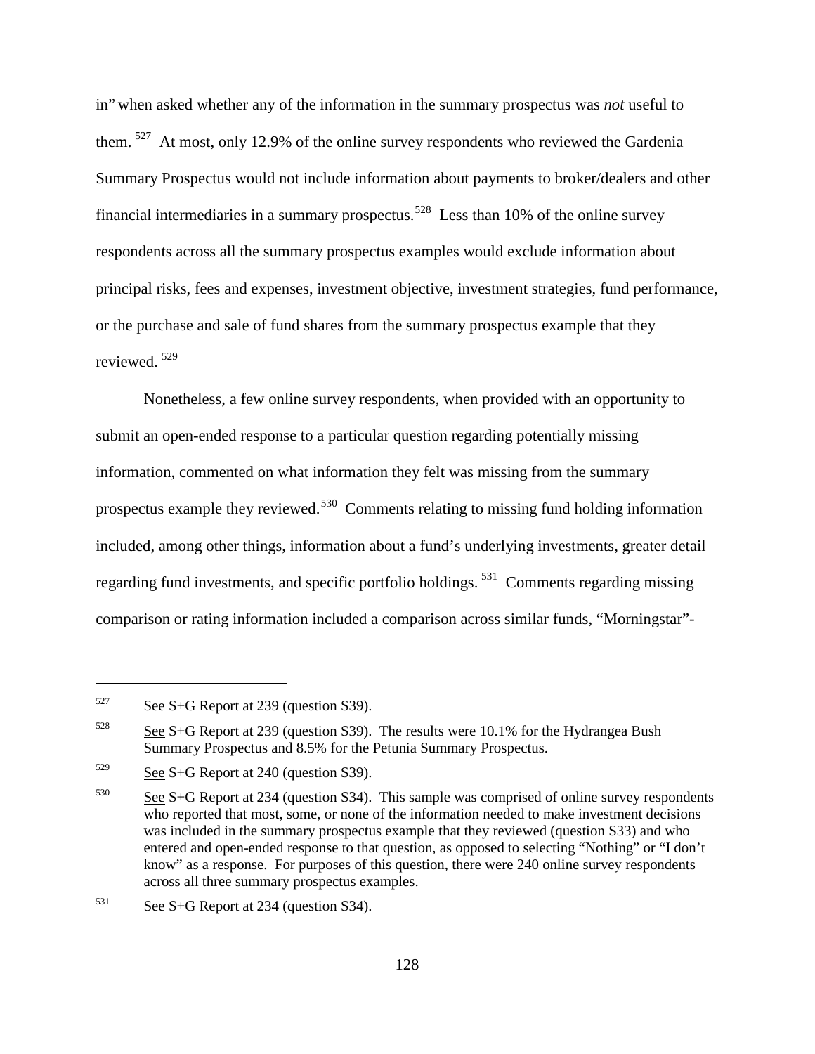in" when asked whether any of the information in the summary prospectus was *not* useful to them.[527] At most, only 12.9% of the online survey respondents who reviewed the Gardenia Summary Prospectus would not include information about payments to broker/dealers and other financial intermediaries in a summary prospectus.[528] Less than 10% of the online survey respondents across all the summary prospectus examples would exclude information about principal risks, fees and expenses, investment objective, investment strategies, fund performance, or the purchase and sale of fund shares from the summary prospectus example that they reviewed.[529]

Nonetheless, a few online survey respondents, when provided with an opportunity to submit an open-ended response to a particular question regarding potentially missing information, commented on what information they felt was missing from the summary prospectus example they reviewed.[530] Comments relating to missing fund holding information included, among other things, information about a fund's underlying investments, greater detail regarding fund investments, and specific portfolio holdings.[531] Comments regarding missing comparison or rating information included a comparison across similar funds, "Morningstar"-

---

[527] See S+G Report at 239 (question S39).

[528] See S+G Report at 239 (question S39). The results were 10.1% for the Hydrangea Bush Summary Prospectus and 8.5% for the Petunia Summary Prospectus.

[529] See S+G Report at 240 (question S39).

[530] See S+G Report at 234 (question S34). This sample was comprised of online survey respondents who reported that most, some, or none of the information needed to make investment decisions was included in the summary prospectus example that they reviewed (question S33) and who entered and open-ended response to that question, as opposed to selecting "Nothing" or "I don't know" as a response. For purposes of this question, there were 240 online survey respondents across all three summary prospectus examples.

[531] See S+G Report at 234 (question S34).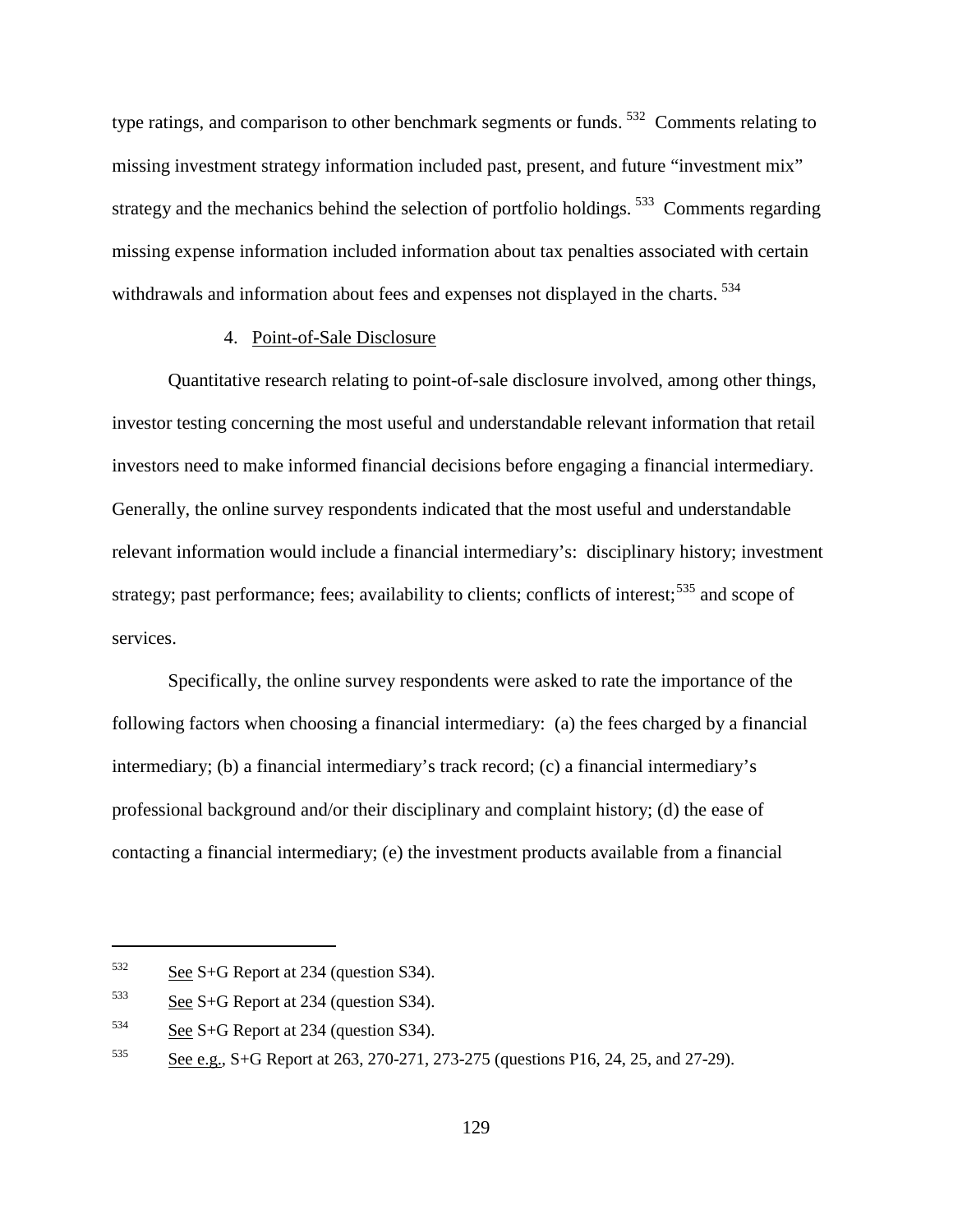type ratings, and comparison to other benchmark segments or funds. [532] Comments relating to missing investment strategy information included past, present, and future "investment mix" strategy and the mechanics behind the selection of portfolio holdings. [533] Comments regarding missing expense information included information about tax penalties associated with certain withdrawals and information about fees and expenses not displayed in the charts. [534]

#### 4. Point-of-Sale Disclosure

Quantitative research relating to point-of-sale disclosure involved, among other things, investor testing concerning the most useful and understandable relevant information that retail investors need to make informed financial decisions before engaging a financial intermediary. Generally, the online survey respondents indicated that the most useful and understandable relevant information would include a financial intermediary's: disciplinary history; investment strategy; past performance; fees; availability to clients; conflicts of interest;[535] and scope of services.

Specifically, the online survey respondents were asked to rate the importance of the following factors when choosing a financial intermediary: (a) the fees charged by a financial intermediary; (b) a financial intermediary's track record; (c) a financial intermediary's professional background and/or their disciplinary and complaint history; (d) the ease of contacting a financial intermediary; (e) the investment products available from a financial

---

[532] See S+G Report at 234 (question S34).

[533] See S+G Report at 234 (question S34).

[534] See S+G Report at 234 (question S34).

[535] See e.g., S+G Report at 263, 270-271, 273-275 (questions P16, 24, 25, and 27-29).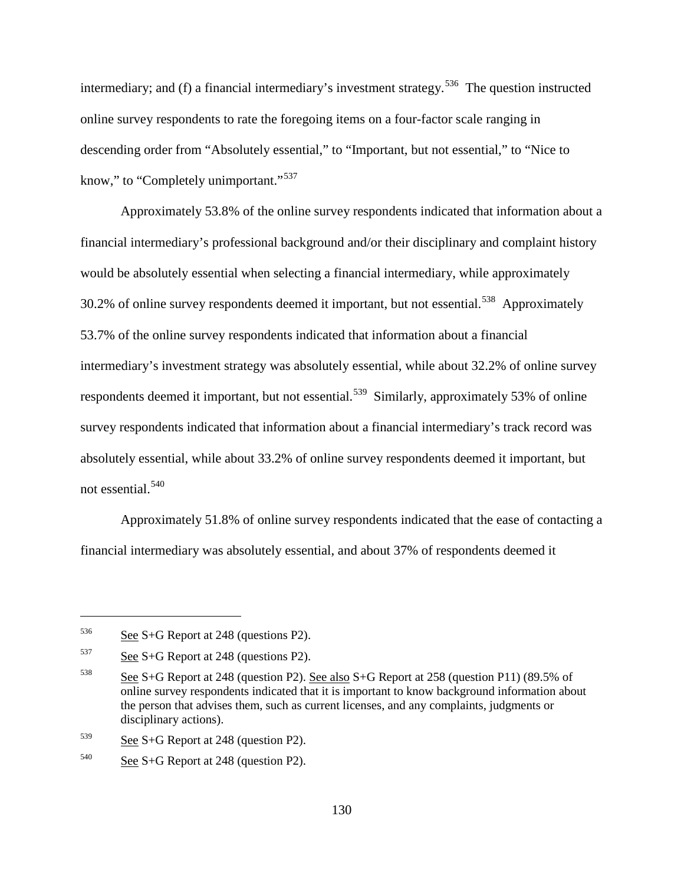intermediary; and (f) a financial intermediary's investment strategy.[536] The question instructed online survey respondents to rate the foregoing items on a four-factor scale ranging in descending order from "Absolutely essential," to "Important, but not essential," to "Nice to know," to "Completely unimportant."[537]

Approximately 53.8% of the online survey respondents indicated that information about a financial intermediary's professional background and/or their disciplinary and complaint history would be absolutely essential when selecting a financial intermediary, while approximately 30.2% of online survey respondents deemed it important, but not essential.[538] Approximately 53.7% of the online survey respondents indicated that information about a financial intermediary's investment strategy was absolutely essential, while about 32.2% of online survey respondents deemed it important, but not essential.[539] Similarly, approximately 53% of online survey respondents indicated that information about a financial intermediary's track record was absolutely essential, while about 33.2% of online survey respondents deemed it important, but not essential.[540]

Approximately 51.8% of online survey respondents indicated that the ease of contacting a financial intermediary was absolutely essential, and about 37% of respondents deemed it

---

[536] See S+G Report at 248 (questions P2).

[537] See S+G Report at 248 (questions P2).

[538] See S+G Report at 248 (question P2). See also S+G Report at 258 (question P11) (89.5% of online survey respondents indicated that it is important to know background information about the person that advises them, such as current licenses, and any complaints, judgments or disciplinary actions).

[539] See S+G Report at 248 (question P2).

[540] See S+G Report at 248 (question P2).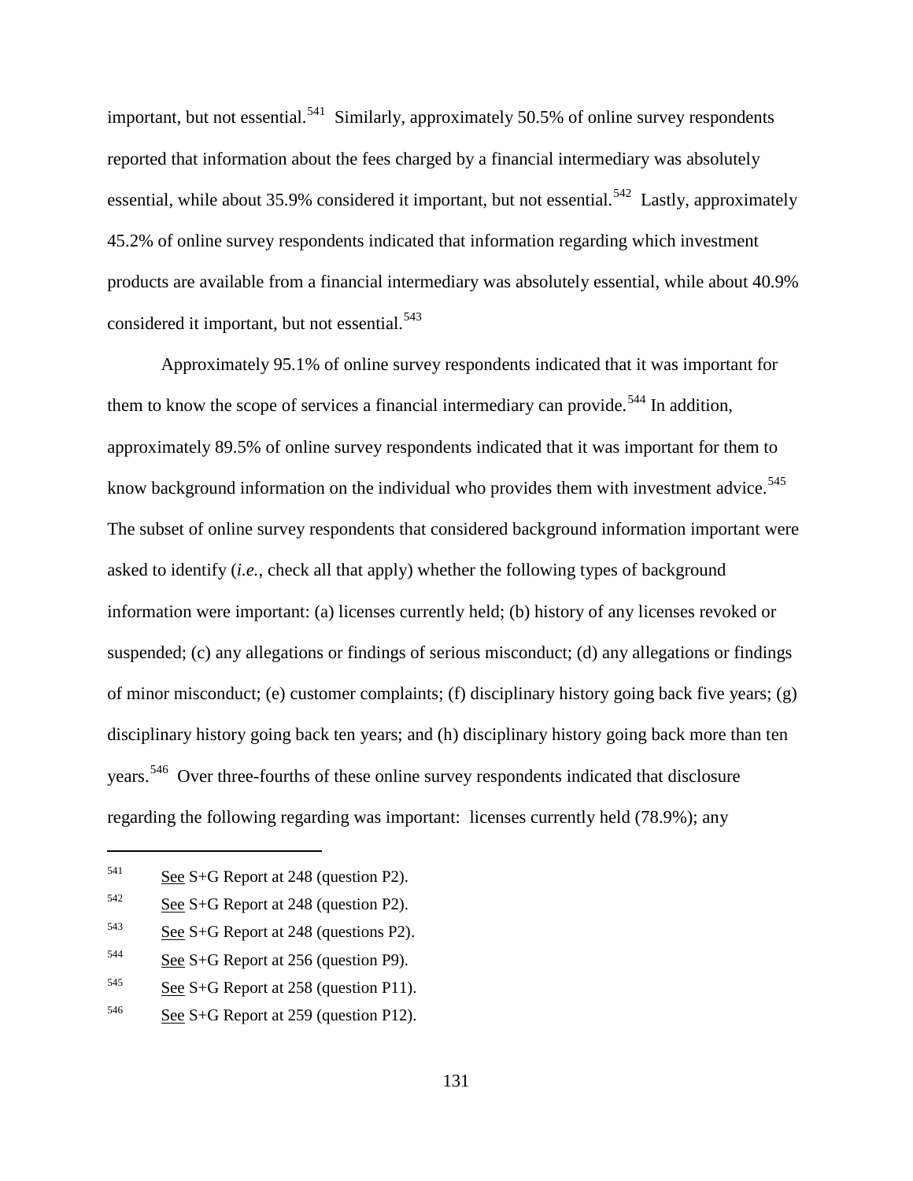important, but not essential.[541] Similarly, approximately 50.5% of online survey respondents reported that information about the fees charged by a financial intermediary was absolutely essential, while about 35.9% considered it important, but not essential.[542] Lastly, approximately 45.2% of online survey respondents indicated that information regarding which investment products are available from a financial intermediary was absolutely essential, while about 40.9% considered it important, but not essential.[543]

Approximately 95.1% of online survey respondents indicated that it was important for them to know the scope of services a financial intermediary can provide.[544] In addition, approximately 89.5% of online survey respondents indicated that it was important for them to know background information on the individual who provides them with investment advice.[545] The subset of online survey respondents that considered background information important were asked to identify (*i.e.*, check all that apply) whether the following types of background information were important: (a) licenses currently held; (b) history of any licenses revoked or suspended; (c) any allegations or findings of serious misconduct; (d) any allegations or findings of minor misconduct; (e) customer complaints; (f) disciplinary history going back five years; (g) disciplinary history going back ten years; and (h) disciplinary history going back more than ten years.[546] Over three-fourths of these online survey respondents indicated that disclosure regarding the following regarding was important: licenses currently held (78.9%); any

---

[541] See S+G Report at 248 (question P2).

[542] See S+G Report at 248 (question P2).

[543] See S+G Report at 248 (questions P2).

[544] See S+G Report at 256 (question P9).

[545] See S+G Report at 258 (question P11).

[546] See S+G Report at 259 (question P12).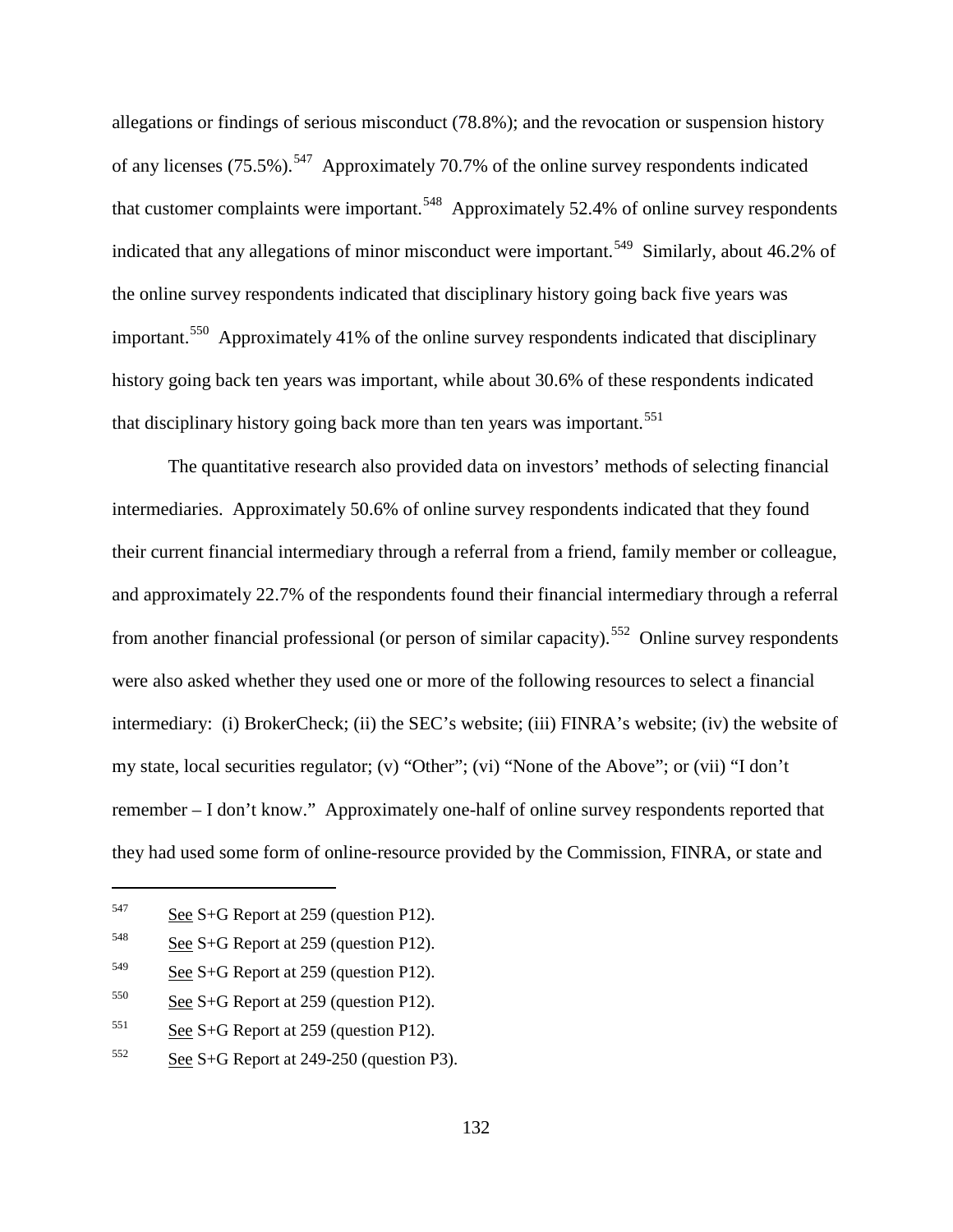allegations or findings of serious misconduct (78.8%); and the revocation or suspension history of any licenses (75.5%).[547] Approximately 70.7% of the online survey respondents indicated that customer complaints were important.[548] Approximately 52.4% of online survey respondents indicated that any allegations of minor misconduct were important.[549] Similarly, about 46.2% of the online survey respondents indicated that disciplinary history going back five years was important.[550] Approximately 41% of the online survey respondents indicated that disciplinary history going back ten years was important, while about 30.6% of these respondents indicated that disciplinary history going back more than ten years was important.[551]

The quantitative research also provided data on investors' methods of selecting financial intermediaries. Approximately 50.6% of online survey respondents indicated that they found their current financial intermediary through a referral from a friend, family member or colleague, and approximately 22.7% of the respondents found their financial intermediary through a referral from another financial professional (or person of similar capacity).[552] Online survey respondents were also asked whether they used one or more of the following resources to select a financial intermediary: (i) BrokerCheck; (ii) the SEC's website; (iii) FINRA's website; (iv) the website of my state, local securities regulator; (v) "Other"; (vi) "None of the Above"; or (vii) "I don't remember – I don't know." Approximately one-half of online survey respondents reported that they had used some form of online-resource provided by the Commission, FINRA, or state and

---

[547] See S+G Report at 259 (question P12).

[548] See S+G Report at 259 (question P12).

[549] See S+G Report at 259 (question P12).

[550] See S+G Report at 259 (question P12).

[551] See S+G Report at 259 (question P12).

[552] See S+G Report at 249-250 (question P3).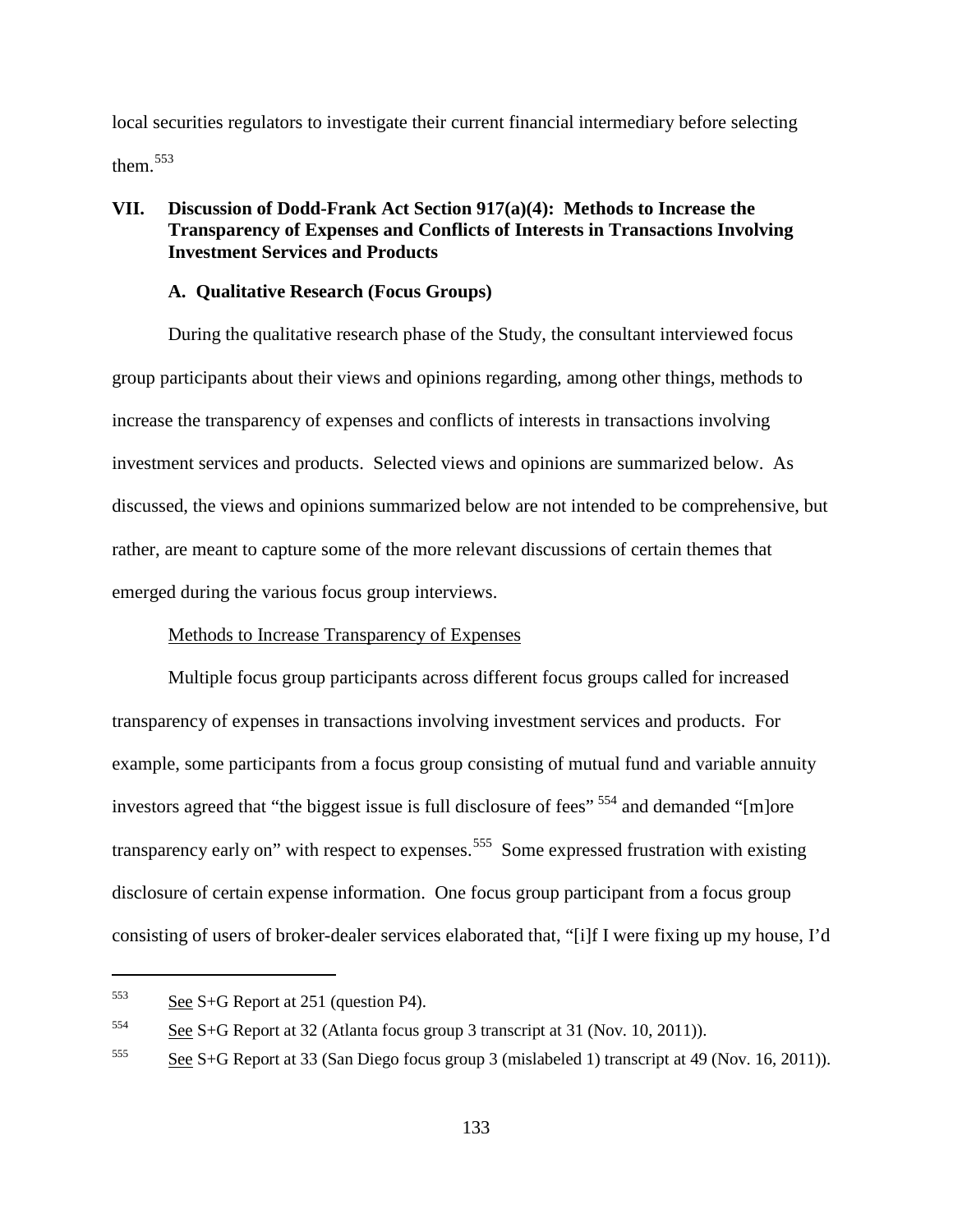local securities regulators to investigate their current financial intermediary before selecting them.[553]

## VII. Discussion of Dodd-Frank Act Section 917(a)(4): Methods to Increase the Transparency of Expenses and Conflicts of Interests in Transactions Involving Investment Services and Products

### A. Qualitative Research (Focus Groups)

During the qualitative research phase of the Study, the consultant interviewed focus group participants about their views and opinions regarding, among other things, methods to increase the transparency of expenses and conflicts of interests in transactions involving investment services and products. Selected views and opinions are summarized below. As discussed, the views and opinions summarized below are not intended to be comprehensive, but rather, are meant to capture some of the more relevant discussions of certain themes that emerged during the various focus group interviews.

Methods to Increase Transparency of Expenses

Multiple focus group participants across different focus groups called for increased transparency of expenses in transactions involving investment services and products. For example, some participants from a focus group consisting of mutual fund and variable annuity investors agreed that "the biggest issue is full disclosure of fees" [554] and demanded "[m]ore transparency early on" with respect to expenses.[555] Some expressed frustration with existing disclosure of certain expense information. One focus group participant from a focus group consisting of users of broker-dealer services elaborated that, "[i]f I were fixing up my house, I'd

---

[553] See S+G Report at 251 (question P4).

[554] See S+G Report at 32 (Atlanta focus group 3 transcript at 31 (Nov. 10, 2011)).

[555] See S+G Report at 33 (San Diego focus group 3 (mislabeled 1) transcript at 49 (Nov. 16, 2011)).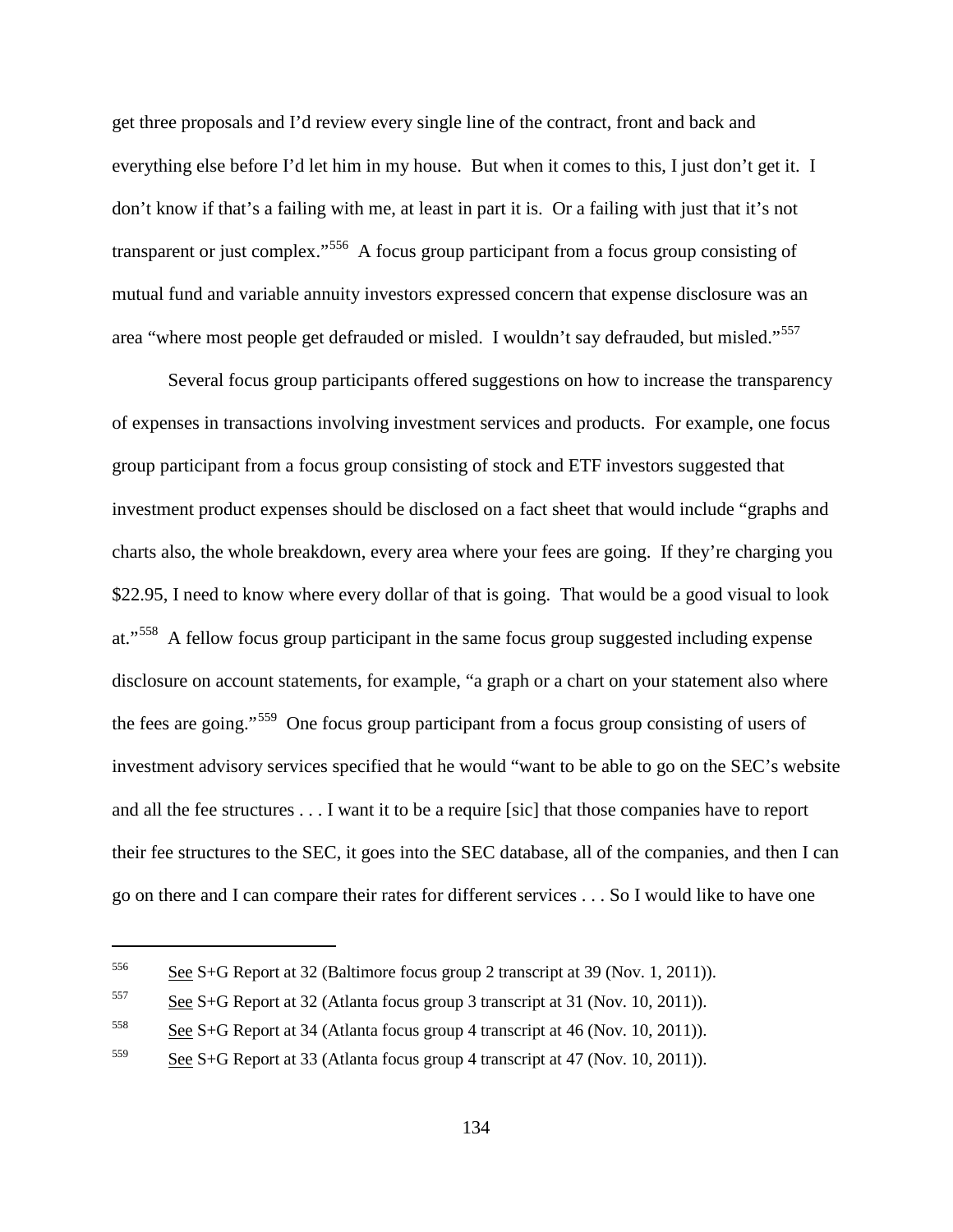get three proposals and I'd review every single line of the contract, front and back and everything else before I'd let him in my house. But when it comes to this, I just don't get it. I don't know if that's a failing with me, at least in part it is. Or a failing with just that it's not transparent or just complex."[556] A focus group participant from a focus group consisting of mutual fund and variable annuity investors expressed concern that expense disclosure was an area "where most people get defrauded or misled. I wouldn't say defrauded, but misled."[557]

Several focus group participants offered suggestions on how to increase the transparency of expenses in transactions involving investment services and products. For example, one focus group participant from a focus group consisting of stock and ETF investors suggested that investment product expenses should be disclosed on a fact sheet that would include "graphs and charts also, the whole breakdown, every area where your fees are going. If they're charging you $22.95, I need to know where every dollar of that is going. That would be a good visual to look at."[558] A fellow focus group participant in the same focus group suggested including expense disclosure on account statements, for example, "a graph or a chart on your statement also where the fees are going."[559] One focus group participant from a focus group consisting of users of investment advisory services specified that he would "want to be able to go on the SEC's website and all the fee structures . . . I want it to be a require [sic] that those companies have to report their fee structures to the SEC, it goes into the SEC database, all of the companies, and then I can go on there and I can compare their rates for different services . . . So I would like to have one

---

[556] See S+G Report at 32 (Baltimore focus group 2 transcript at 39 (Nov. 1, 2011)).

[557] See S+G Report at 32 (Atlanta focus group 3 transcript at 31 (Nov. 10, 2011)).

[558] See S+G Report at 34 (Atlanta focus group 4 transcript at 46 (Nov. 10, 2011)).

[559] See S+G Report at 33 (Atlanta focus group 4 transcript at 47 (Nov. 10, 2011)).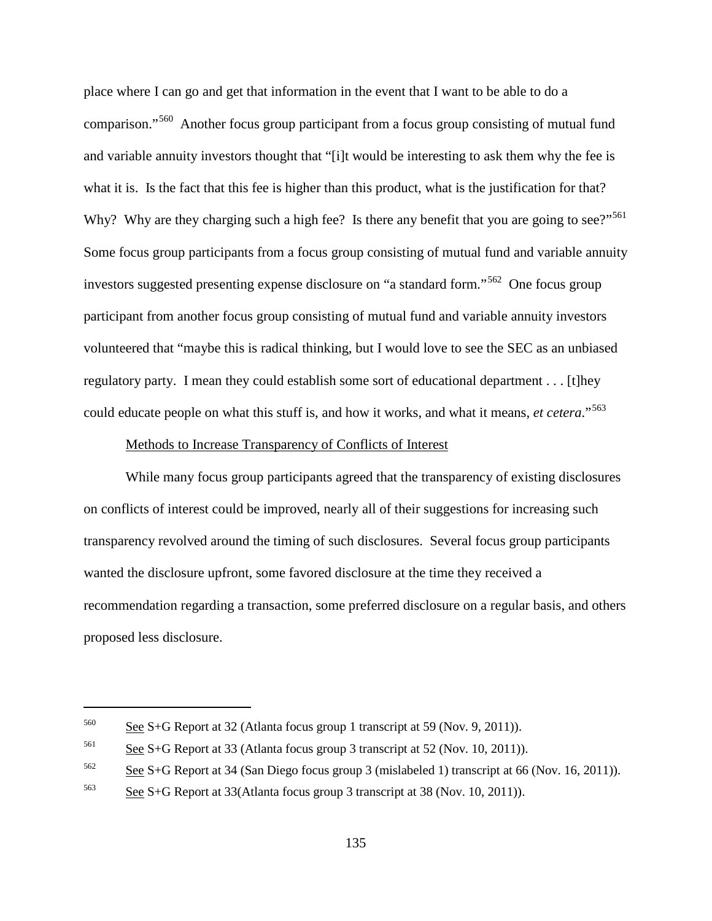place where I can go and get that information in the event that I want to be able to do a comparison."[560] Another focus group participant from a focus group consisting of mutual fund and variable annuity investors thought that "[i]t would be interesting to ask them why the fee is what it is. Is the fact that this fee is higher than this product, what is the justification for that? Why? Why are they charging such a high fee? Is there any benefit that you are going to see?"[561] Some focus group participants from a focus group consisting of mutual fund and variable annuity investors suggested presenting expense disclosure on "a standard form."[562] One focus group participant from another focus group consisting of mutual fund and variable annuity investors volunteered that "maybe this is radical thinking, but I would love to see the SEC as an unbiased regulatory party. I mean they could establish some sort of educational department . . . [t]hey could educate people on what this stuff is, and how it works, and what it means, *et cetera*."[563]

Methods to Increase Transparency of Conflicts of Interest

While many focus group participants agreed that the transparency of existing disclosures on conflicts of interest could be improved, nearly all of their suggestions for increasing such transparency revolved around the timing of such disclosures. Several focus group participants wanted the disclosure upfront, some favored disclosure at the time they received a recommendation regarding a transaction, some preferred disclosure on a regular basis, and others proposed less disclosure.

---

[560] See S+G Report at 32 (Atlanta focus group 1 transcript at 59 (Nov. 9, 2011)).

[561] See S+G Report at 33 (Atlanta focus group 3 transcript at 52 (Nov. 10, 2011)).

[562] See S+G Report at 34 (San Diego focus group 3 (mislabeled 1) transcript at 66 (Nov. 16, 2011)).

[563] See S+G Report at 33(Atlanta focus group 3 transcript at 38 (Nov. 10, 2011)).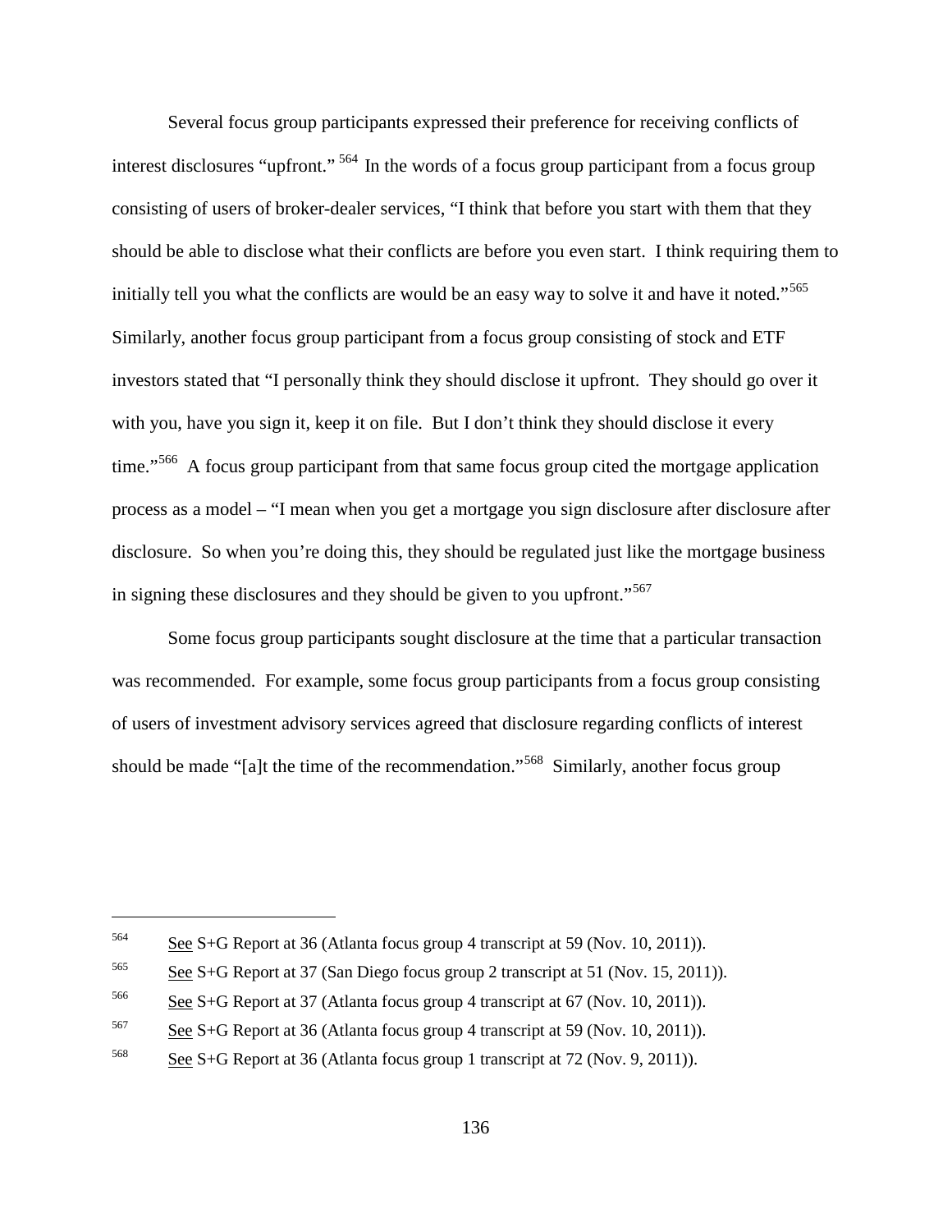Several focus group participants expressed their preference for receiving conflicts of interest disclosures "upfront." [564] In the words of a focus group participant from a focus group consisting of users of broker-dealer services, "I think that before you start with them that they should be able to disclose what their conflicts are before you even start. I think requiring them to initially tell you what the conflicts are would be an easy way to solve it and have it noted."[565] Similarly, another focus group participant from a focus group consisting of stock and ETF investors stated that "I personally think they should disclose it upfront. They should go over it with you, have you sign it, keep it on file. But I don't think they should disclose it every time."[566] A focus group participant from that same focus group cited the mortgage application process as a model – "I mean when you get a mortgage you sign disclosure after disclosure after disclosure. So when you're doing this, they should be regulated just like the mortgage business in signing these disclosures and they should be given to you upfront."[567]

Some focus group participants sought disclosure at the time that a particular transaction was recommended. For example, some focus group participants from a focus group consisting of users of investment advisory services agreed that disclosure regarding conflicts of interest should be made "[a]t the time of the recommendation."[568] Similarly, another focus group

---

[564] See S+G Report at 36 (Atlanta focus group 4 transcript at 59 (Nov. 10, 2011)).

[565] See S+G Report at 37 (San Diego focus group 2 transcript at 51 (Nov. 15, 2011)).

[566] See S+G Report at 37 (Atlanta focus group 4 transcript at 67 (Nov. 10, 2011)).

[567] See S+G Report at 36 (Atlanta focus group 4 transcript at 59 (Nov. 10, 2011)).

[568] See S+G Report at 36 (Atlanta focus group 1 transcript at 72 (Nov. 9, 2011)).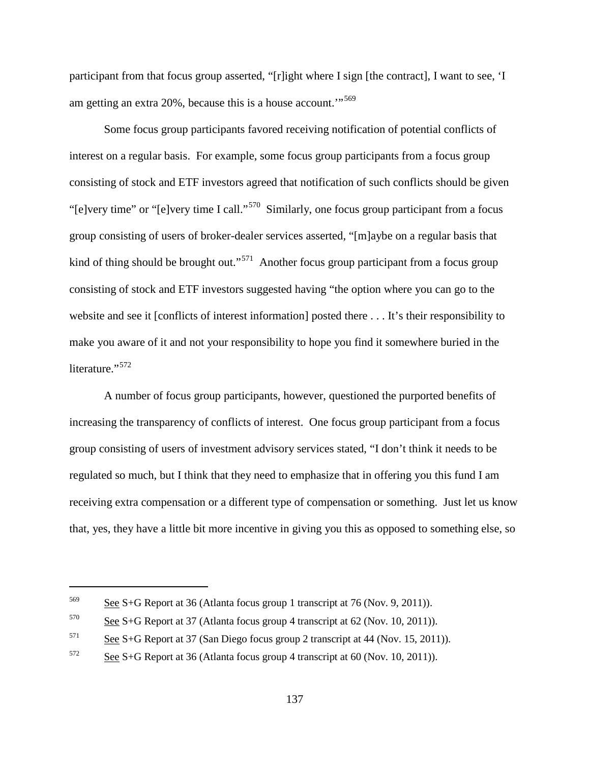participant from that focus group asserted, "[r]ight where I sign [the contract], I want to see, 'I am getting an extra 20%, because this is a house account.'"[569]

Some focus group participants favored receiving notification of potential conflicts of interest on a regular basis. For example, some focus group participants from a focus group consisting of stock and ETF investors agreed that notification of such conflicts should be given "[e]very time" or "[e]very time I call."[570] Similarly, one focus group participant from a focus group consisting of users of broker-dealer services asserted, "[m]aybe on a regular basis that kind of thing should be brought out."[571] Another focus group participant from a focus group consisting of stock and ETF investors suggested having "the option where you can go to the website and see it [conflicts of interest information] posted there . . . It's their responsibility to make you aware of it and not your responsibility to hope you find it somewhere buried in the literature."[572]

A number of focus group participants, however, questioned the purported benefits of increasing the transparency of conflicts of interest. One focus group participant from a focus group consisting of users of investment advisory services stated, "I don't think it needs to be regulated so much, but I think that they need to emphasize that in offering you this fund I am receiving extra compensation or a different type of compensation or something. Just let us know that, yes, they have a little bit more incentive in giving you this as opposed to something else, so

---

[569] See S+G Report at 36 (Atlanta focus group 1 transcript at 76 (Nov. 9, 2011)).

[570] See S+G Report at 37 (Atlanta focus group 4 transcript at 62 (Nov. 10, 2011)).

[571] See S+G Report at 37 (San Diego focus group 2 transcript at 44 (Nov. 15, 2011)).

[572] See S+G Report at 36 (Atlanta focus group 4 transcript at 60 (Nov. 10, 2011)).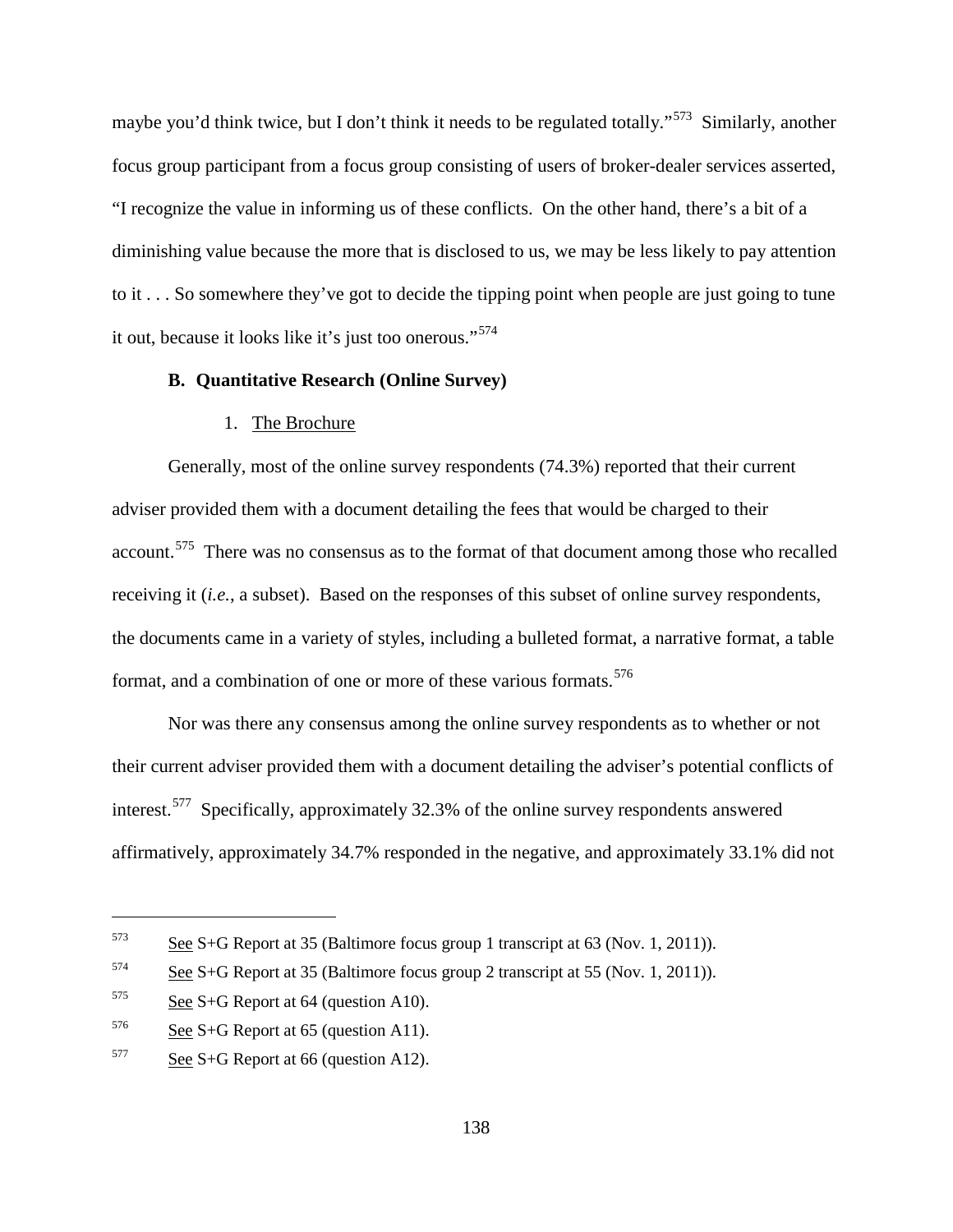maybe you'd think twice, but I don't think it needs to be regulated totally."[573] Similarly, another focus group participant from a focus group consisting of users of broker-dealer services asserted, "I recognize the value in informing us of these conflicts. On the other hand, there's a bit of a diminishing value because the more that is disclosed to us, we may be less likely to pay attention to it . . . So somewhere they've got to decide the tipping point when people are just going to tune it out, because it looks like it's just too onerous."[574]

### B. Quantitative Research (Online Survey)

#### 1. The Brochure

Generally, most of the online survey respondents (74.3%) reported that their current adviser provided them with a document detailing the fees that would be charged to their account.[575] There was no consensus as to the format of that document among those who recalled receiving it (*i.e.*, a subset). Based on the responses of this subset of online survey respondents, the documents came in a variety of styles, including a bulleted format, a narrative format, a table format, and a combination of one or more of these various formats.[576]

Nor was there any consensus among the online survey respondents as to whether or not their current adviser provided them with a document detailing the adviser's potential conflicts of interest.[577] Specifically, approximately 32.3% of the online survey respondents answered affirmatively, approximately 34.7% responded in the negative, and approximately 33.1% did not

---

[573] See S+G Report at 35 (Baltimore focus group 1 transcript at 63 (Nov. 1, 2011)).

[574] See S+G Report at 35 (Baltimore focus group 2 transcript at 55 (Nov. 1, 2011)).

[575] See S+G Report at 64 (question A10).

[576] See S+G Report at 65 (question A11).

[577] See S+G Report at 66 (question A12).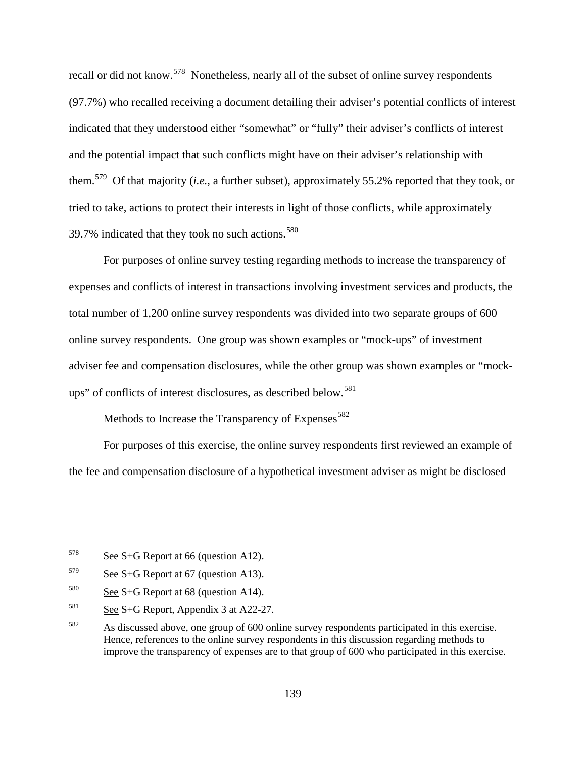recall or did not know.[578] Nonetheless, nearly all of the subset of online survey respondents (97.7%) who recalled receiving a document detailing their adviser's potential conflicts of interest indicated that they understood either "somewhat" or "fully" their adviser's conflicts of interest and the potential impact that such conflicts might have on their adviser's relationship with them.[579] Of that majority (*i.e.*, a further subset), approximately 55.2% reported that they took, or tried to take, actions to protect their interests in light of those conflicts, while approximately 39.7% indicated that they took no such actions.[580]

For purposes of online survey testing regarding methods to increase the transparency of expenses and conflicts of interest in transactions involving investment services and products, the total number of 1,200 online survey respondents was divided into two separate groups of 600 online survey respondents. One group was shown examples or "mock-ups" of investment adviser fee and compensation disclosures, while the other group was shown examples or "mock-ups" of conflicts of interest disclosures, as described below.[581]

Methods to Increase the Transparency of Expenses[582]

For purposes of this exercise, the online survey respondents first reviewed an example of the fee and compensation disclosure of a hypothetical investment adviser as might be disclosed

---

[578] See S+G Report at 66 (question A12).

[579] See S+G Report at 67 (question A13).

[580] See S+G Report at 68 (question A14).

[581] See S+G Report, Appendix 3 at A22-27.

[582] As discussed above, one group of 600 online survey respondents participated in this exercise. Hence, references to the online survey respondents in this discussion regarding methods to improve the transparency of expenses are to that group of 600 who participated in this exercise.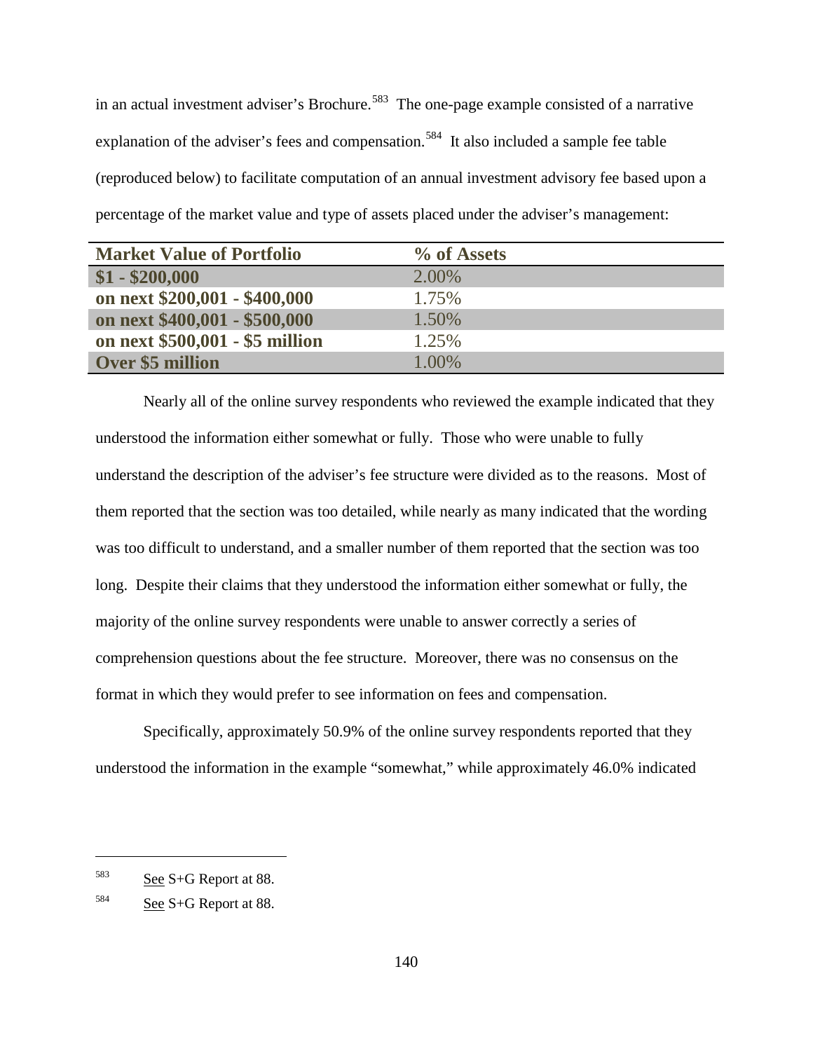in an actual investment adviser's Brochure.[583] The one-page example consisted of a narrative explanation of the adviser's fees and compensation.[584] It also included a sample fee table (reproduced below) to facilitate computation of an annual investment advisory fee based upon a percentage of the market value and type of assets placed under the adviser's management:

| Market Value of Portfolio | % of Assets |
|---|---|
| **$1 - $200,000** | 2.00% |
| **on next $200,001 - $400,000** | 1.75% |
| **on next $400,001 - $500,000** | 1.50% |
| **on next $500,001 - $5 million** | 1.25% |
| **Over $5 million** | 1.00% |

Nearly all of the online survey respondents who reviewed the example indicated that they understood the information either somewhat or fully. Those who were unable to fully understand the description of the adviser's fee structure were divided as to the reasons. Most of them reported that the section was too detailed, while nearly as many indicated that the wording was too difficult to understand, and a smaller number of them reported that the section was too long. Despite their claims that they understood the information either somewhat or fully, the majority of the online survey respondents were unable to answer correctly a series of comprehension questions about the fee structure. Moreover, there was no consensus on the format in which they would prefer to see information on fees and compensation.

Specifically, approximately 50.9% of the online survey respondents reported that they understood the information in the example "somewhat," while approximately 46.0% indicated

---

[583] See S+G Report at 88.

[584] See S+G Report at 88.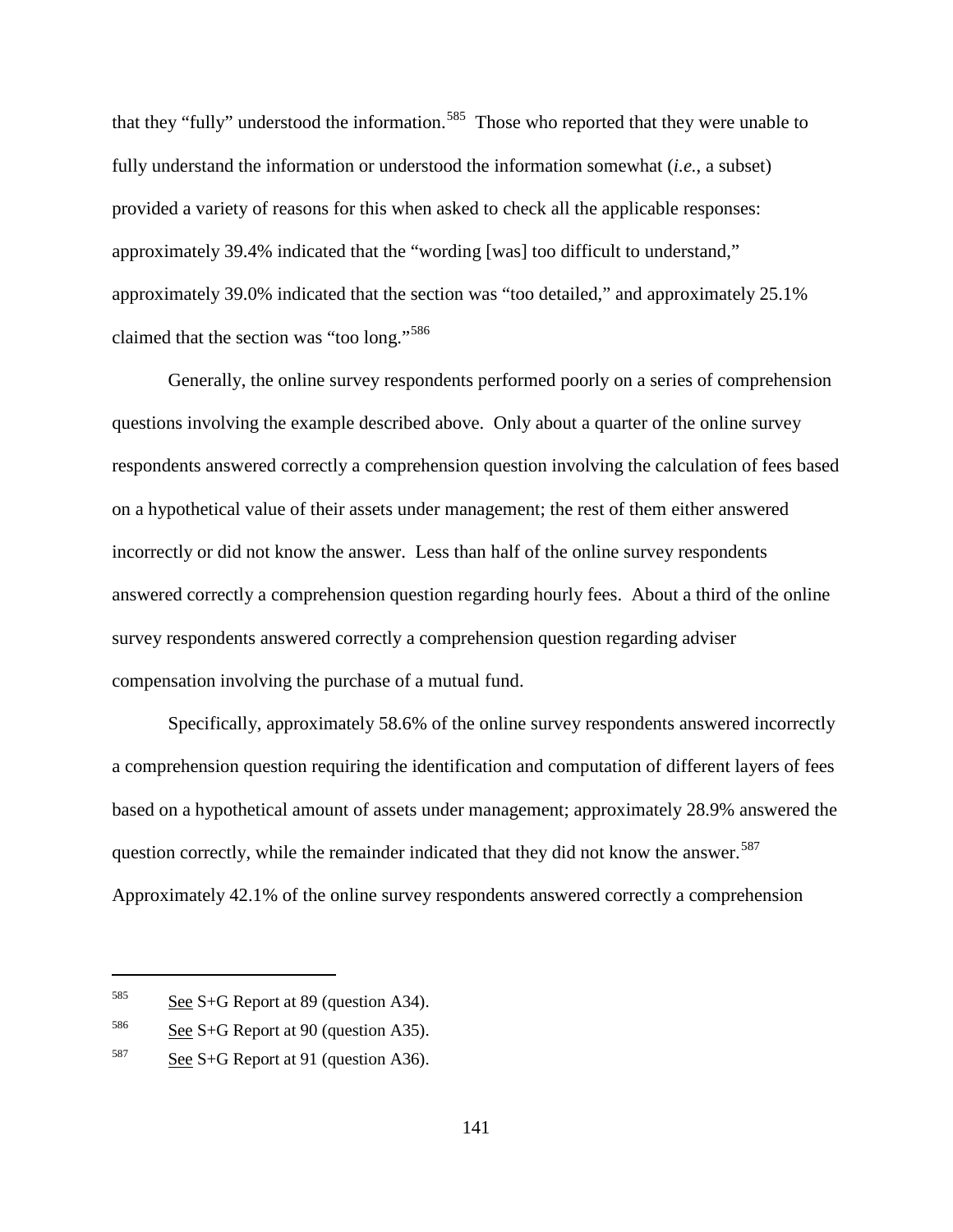that they "fully" understood the information.[585] Those who reported that they were unable to fully understand the information or understood the information somewhat (*i.e.*, a subset) provided a variety of reasons for this when asked to check all the applicable responses: approximately 39.4% indicated that the "wording [was] too difficult to understand," approximately 39.0% indicated that the section was "too detailed," and approximately 25.1% claimed that the section was "too long."[586]

Generally, the online survey respondents performed poorly on a series of comprehension questions involving the example described above. Only about a quarter of the online survey respondents answered correctly a comprehension question involving the calculation of fees based on a hypothetical value of their assets under management; the rest of them either answered incorrectly or did not know the answer. Less than half of the online survey respondents answered correctly a comprehension question regarding hourly fees. About a third of the online survey respondents answered correctly a comprehension question regarding adviser compensation involving the purchase of a mutual fund.

Specifically, approximately 58.6% of the online survey respondents answered incorrectly a comprehension question requiring the identification and computation of different layers of fees based on a hypothetical amount of assets under management; approximately 28.9% answered the question correctly, while the remainder indicated that they did not know the answer.[587] Approximately 42.1% of the online survey respondents answered correctly a comprehension

---

[585] See S+G Report at 89 (question A34).

[586] See S+G Report at 90 (question A35).

[587] See S+G Report at 91 (question A36).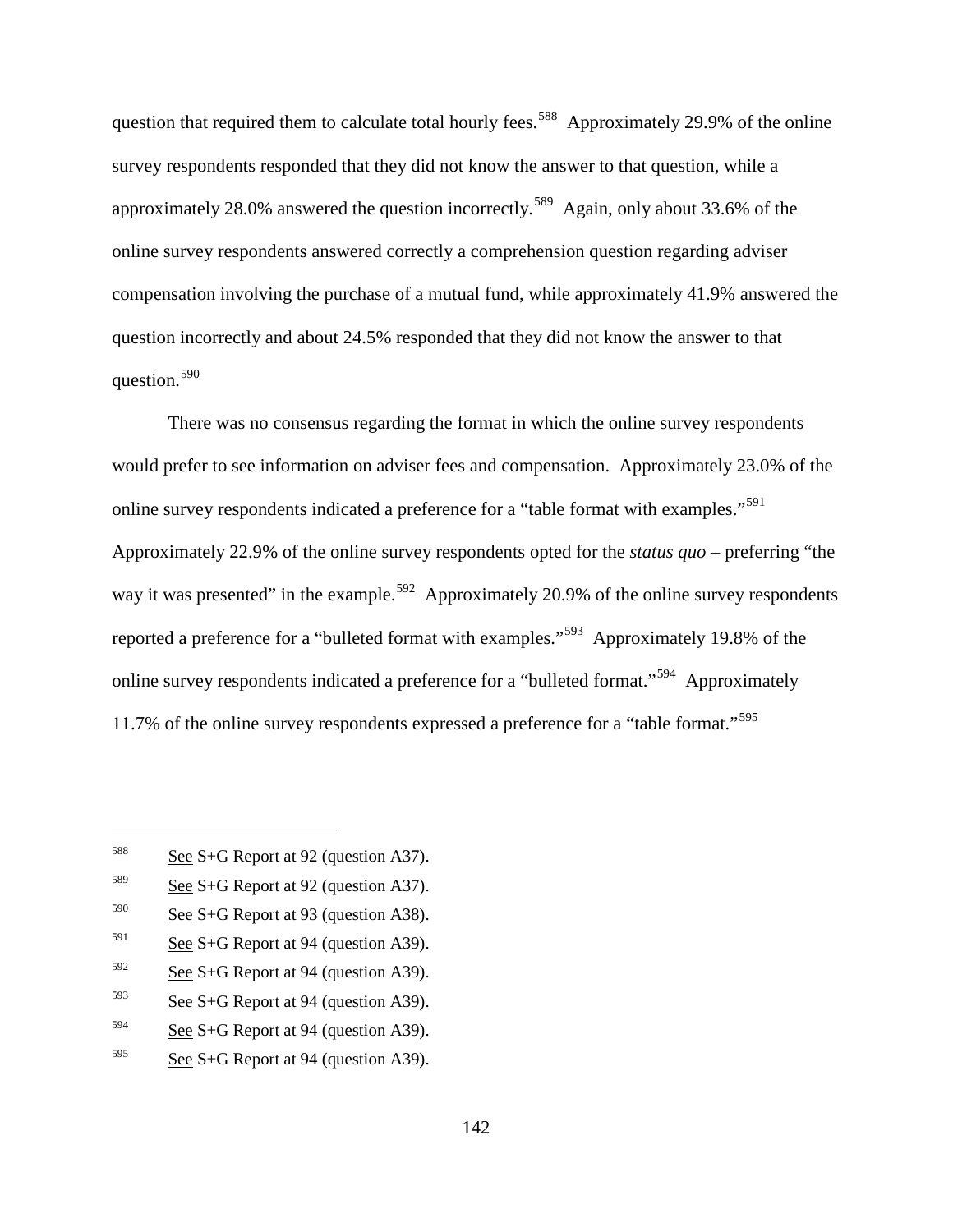question that required them to calculate total hourly fees.[588] Approximately 29.9% of the online survey respondents responded that they did not know the answer to that question, while a approximately 28.0% answered the question incorrectly.[589] Again, only about 33.6% of the online survey respondents answered correctly a comprehension question regarding adviser compensation involving the purchase of a mutual fund, while approximately 41.9% answered the question incorrectly and about 24.5% responded that they did not know the answer to that question.[590]

There was no consensus regarding the format in which the online survey respondents would prefer to see information on adviser fees and compensation. Approximately 23.0% of the online survey respondents indicated a preference for a "table format with examples."[591] Approximately 22.9% of the online survey respondents opted for the *status quo* – preferring "the way it was presented" in the example.[592] Approximately 20.9% of the online survey respondents reported a preference for a "bulleted format with examples."[593] Approximately 19.8% of the online survey respondents indicated a preference for a "bulleted format."[594] Approximately 11.7% of the online survey respondents expressed a preference for a "table format."[595]

---

[588] See S+G Report at 92 (question A37).

[589] See S+G Report at 92 (question A37).

[590] See S+G Report at 93 (question A38).

[591] See S+G Report at 94 (question A39).

[592] See S+G Report at 94 (question A39).

[593] See S+G Report at 94 (question A39).

[594] See S+G Report at 94 (question A39).

[595] See S+G Report at 94 (question A39).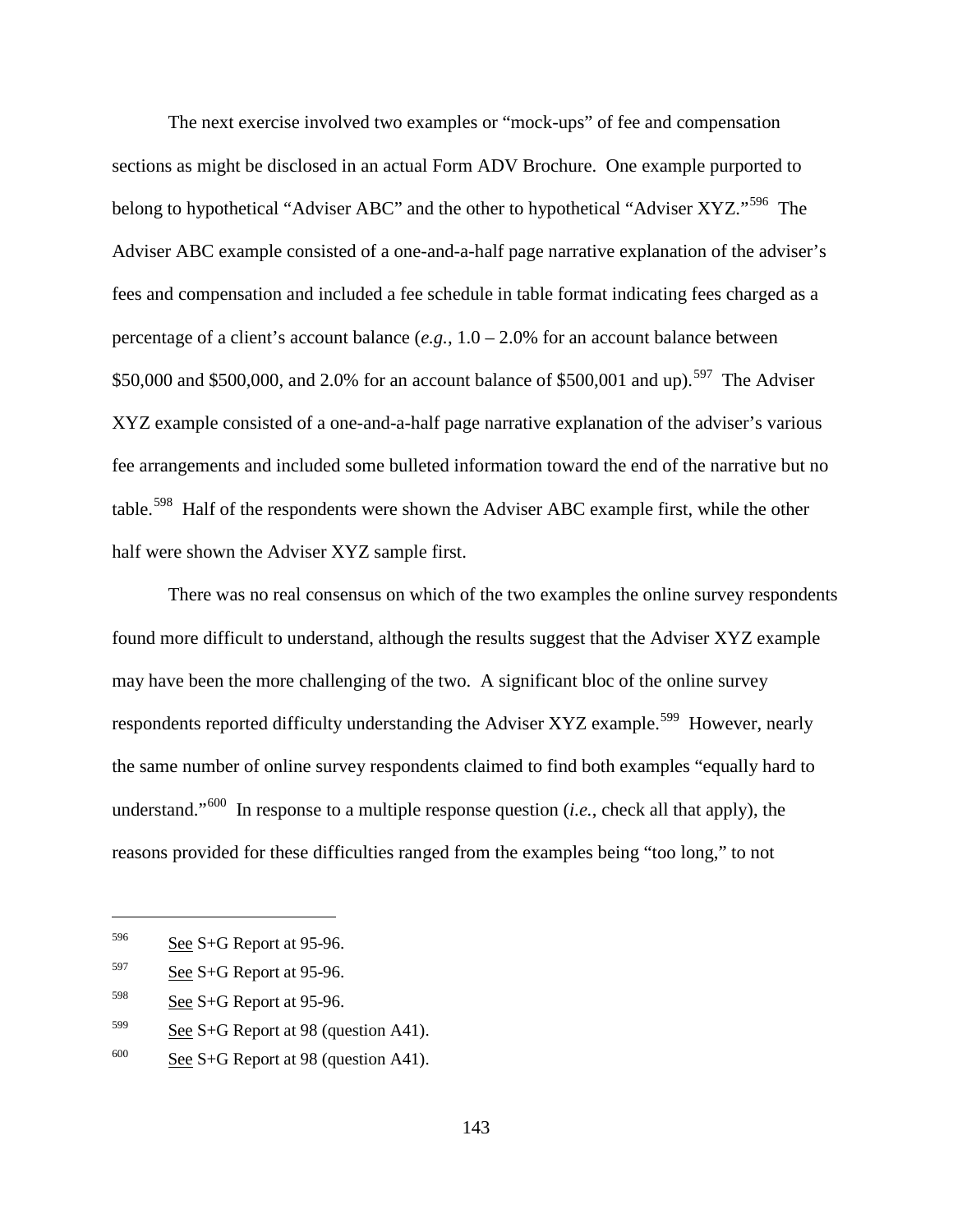The next exercise involved two examples or "mock-ups" of fee and compensation sections as might be disclosed in an actual Form ADV Brochure. One example purported to belong to hypothetical "Adviser ABC" and the other to hypothetical "Adviser XYZ."[596] The Adviser ABC example consisted of a one-and-a-half page narrative explanation of the adviser's fees and compensation and included a fee schedule in table format indicating fees charged as a percentage of a client's account balance (*e.g.*, 1.0 – 2.0% for an account balance between $50,000 and $500,000, and 2.0% for an account balance of $500,001 and up).[597] The Adviser XYZ example consisted of a one-and-a-half page narrative explanation of the adviser's various fee arrangements and included some bulleted information toward the end of the narrative but no table.[598] Half of the respondents were shown the Adviser ABC example first, while the other half were shown the Adviser XYZ sample first.

There was no real consensus on which of the two examples the online survey respondents found more difficult to understand, although the results suggest that the Adviser XYZ example may have been the more challenging of the two. A significant bloc of the online survey respondents reported difficulty understanding the Adviser XYZ example.[599] However, nearly the same number of online survey respondents claimed to find both examples "equally hard to understand."[600] In response to a multiple response question (*i.e.*, check all that apply), the reasons provided for these difficulties ranged from the examples being "too long," to not

---

[596] See S+G Report at 95-96.

[597] See S+G Report at 95-96.

[598] See S+G Report at 95-96.

[599] See S+G Report at 98 (question A41).

[600] See S+G Report at 98 (question A41).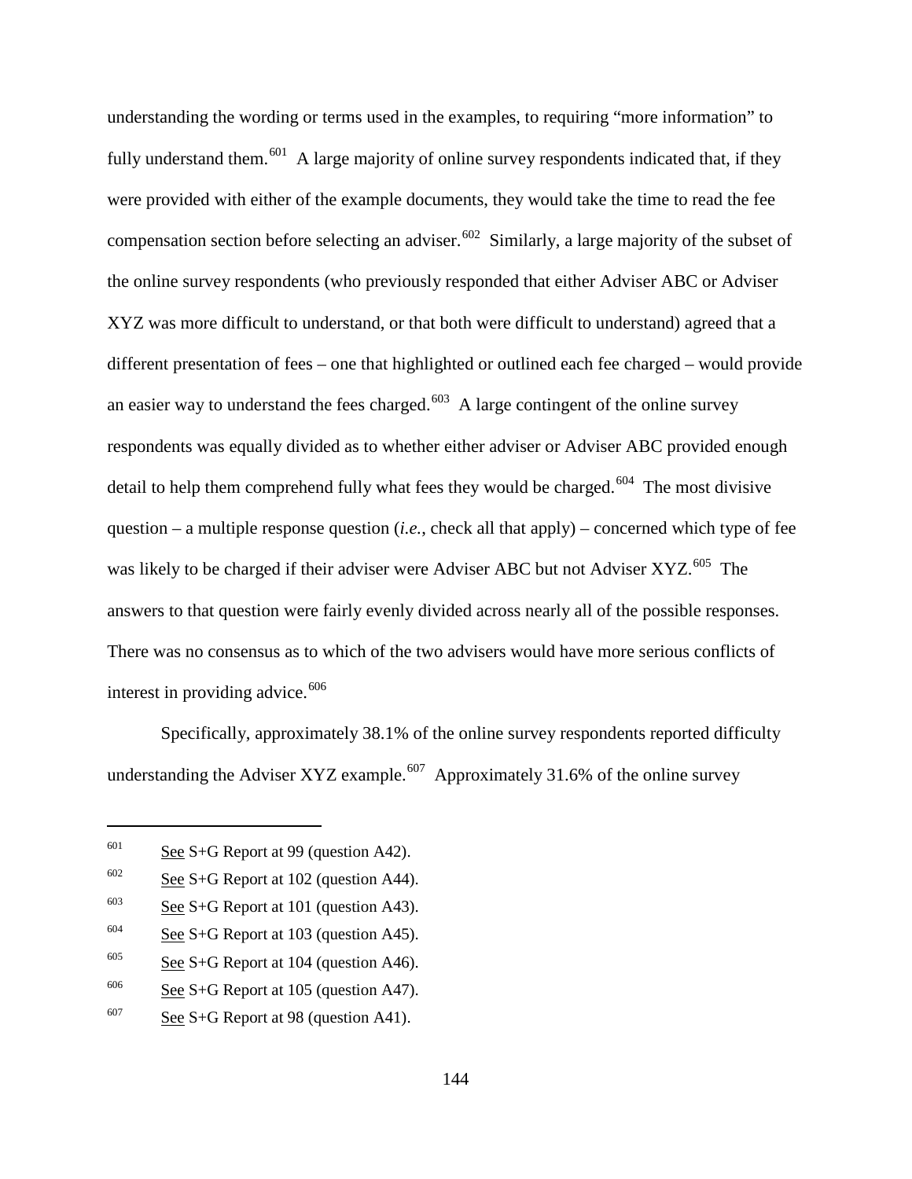understanding the wording or terms used in the examples, to requiring "more information" to fully understand them.[601] A large majority of online survey respondents indicated that, if they were provided with either of the example documents, they would take the time to read the fee compensation section before selecting an adviser.[602] Similarly, a large majority of the subset of the online survey respondents (who previously responded that either Adviser ABC or Adviser XYZ was more difficult to understand, or that both were difficult to understand) agreed that a different presentation of fees – one that highlighted or outlined each fee charged – would provide an easier way to understand the fees charged.[603] A large contingent of the online survey respondents was equally divided as to whether either adviser or Adviser ABC provided enough detail to help them comprehend fully what fees they would be charged.[604] The most divisive question – a multiple response question (*i.e.*, check all that apply) – concerned which type of fee was likely to be charged if their adviser were Adviser ABC but not Adviser XYZ.[605] The answers to that question were fairly evenly divided across nearly all of the possible responses. There was no consensus as to which of the two advisers would have more serious conflicts of interest in providing advice.[606]

Specifically, approximately 38.1% of the online survey respondents reported difficulty understanding the Adviser XYZ example.[607] Approximately 31.6% of the online survey

---

[601] See S+G Report at 99 (question A42).

[602] See S+G Report at 102 (question A44).

[603] See S+G Report at 101 (question A43).

[604] See S+G Report at 103 (question A45).

[605] See S+G Report at 104 (question A46).

[606] See S+G Report at 105 (question A47).

[607] See S+G Report at 98 (question A41).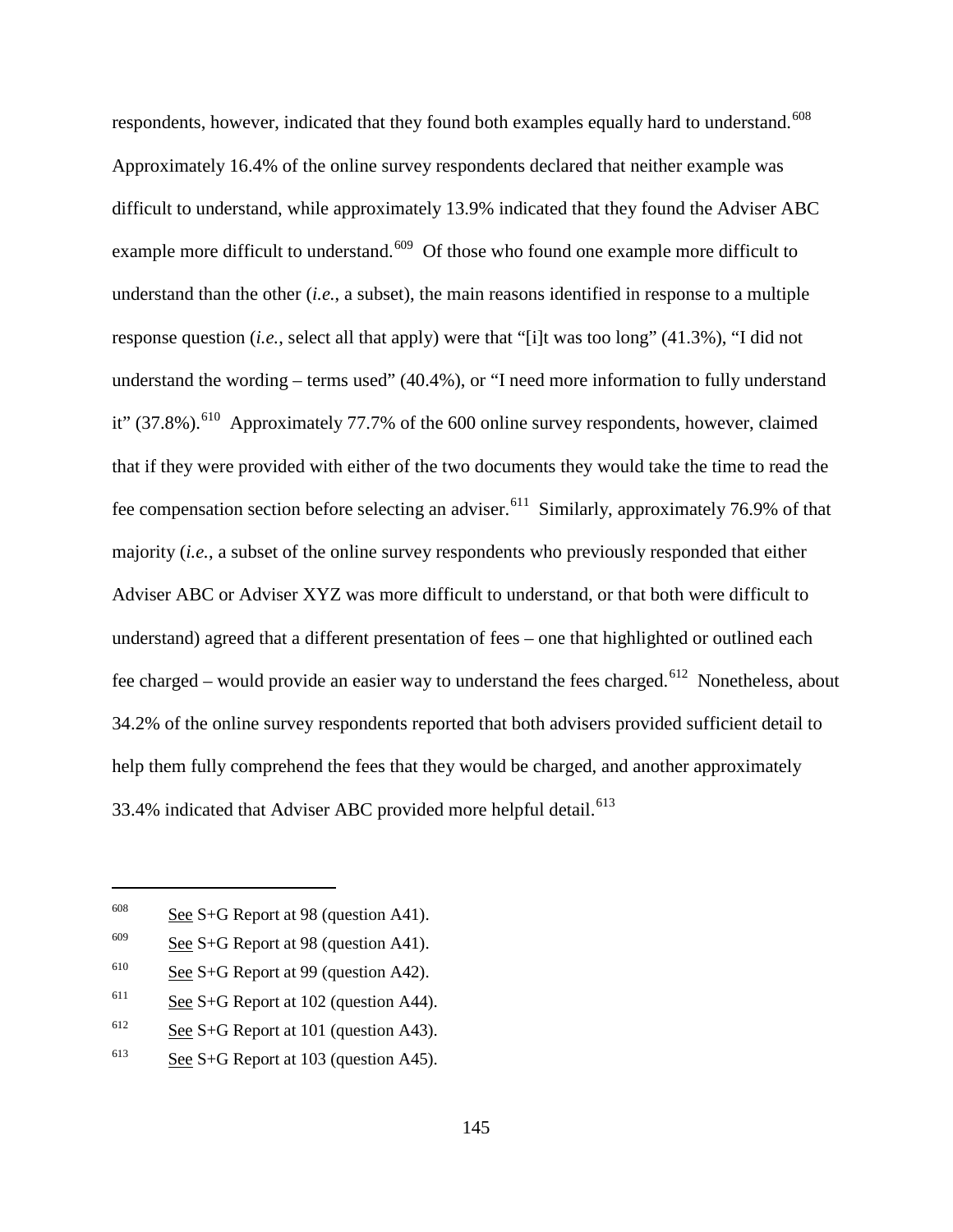respondents, however, indicated that they found both examples equally hard to understand.[608] Approximately 16.4% of the online survey respondents declared that neither example was difficult to understand, while approximately 13.9% indicated that they found the Adviser ABC example more difficult to understand.[609] Of those who found one example more difficult to understand than the other (*i.e.*, a subset), the main reasons identified in response to a multiple response question (*i.e.*, select all that apply) were that "[i]t was too long" (41.3%), "I did not understand the wording – terms used" (40.4%), or "I need more information to fully understand it" (37.8%).[610] Approximately 77.7% of the 600 online survey respondents, however, claimed that if they were provided with either of the two documents they would take the time to read the fee compensation section before selecting an adviser.[611] Similarly, approximately 76.9% of that majority (*i.e.*, a subset of the online survey respondents who previously responded that either Adviser ABC or Adviser XYZ was more difficult to understand, or that both were difficult to understand) agreed that a different presentation of fees – one that highlighted or outlined each fee charged – would provide an easier way to understand the fees charged.[612] Nonetheless, about 34.2% of the online survey respondents reported that both advisers provided sufficient detail to help them fully comprehend the fees that they would be charged, and another approximately 33.4% indicated that Adviser ABC provided more helpful detail.[613]

---

[608] See S+G Report at 98 (question A41).

[609] See S+G Report at 98 (question A41).

[610] See S+G Report at 99 (question A42).

[611] See S+G Report at 102 (question A44).

[612] See S+G Report at 101 (question A43).

[613] See S+G Report at 103 (question A45).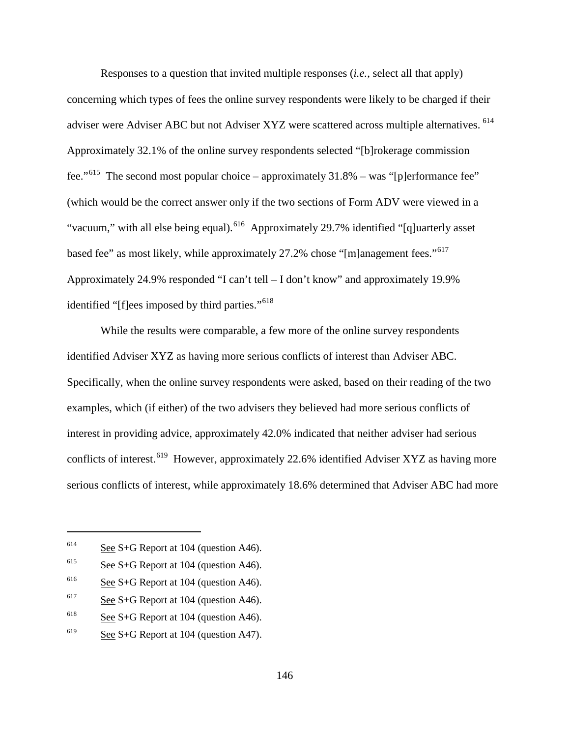Responses to a question that invited multiple responses (*i.e.*, select all that apply) concerning which types of fees the online survey respondents were likely to be charged if their adviser were Adviser ABC but not Adviser XYZ were scattered across multiple alternatives. [614] Approximately 32.1% of the online survey respondents selected "[b]rokerage commission fee."[615] The second most popular choice – approximately 31.8% – was "[p]erformance fee" (which would be the correct answer only if the two sections of Form ADV were viewed in a "vacuum," with all else being equal).[616] Approximately 29.7% identified "[q]uarterly asset based fee" as most likely, while approximately 27.2% chose "[m]anagement fees."[617] Approximately 24.9% responded "I can't tell – I don't know" and approximately 19.9% identified "[f]ees imposed by third parties."[618]

While the results were comparable, a few more of the online survey respondents identified Adviser XYZ as having more serious conflicts of interest than Adviser ABC. Specifically, when the online survey respondents were asked, based on their reading of the two examples, which (if either) of the two advisers they believed had more serious conflicts of interest in providing advice, approximately 42.0% indicated that neither adviser had serious conflicts of interest.[619] However, approximately 22.6% identified Adviser XYZ as having more serious conflicts of interest, while approximately 18.6% determined that Adviser ABC had more

---

[614] See S+G Report at 104 (question A46).

[615] See S+G Report at 104 (question A46).

[616] See S+G Report at 104 (question A46).

[617] See S+G Report at 104 (question A46).

[618] See S+G Report at 104 (question A46).

[619] See S+G Report at 104 (question A47).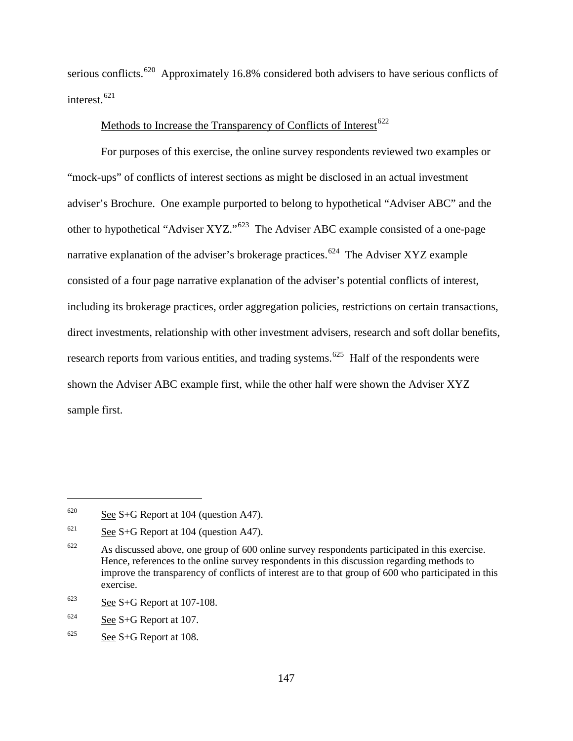serious conflicts.[620] Approximately 16.8% considered both advisers to have serious conflicts of interest.[621]

Methods to Increase the Transparency of Conflicts of Interest[622]

For purposes of this exercise, the online survey respondents reviewed two examples or "mock-ups" of conflicts of interest sections as might be disclosed in an actual investment adviser's Brochure. One example purported to belong to hypothetical "Adviser ABC" and the other to hypothetical "Adviser XYZ."[623] The Adviser ABC example consisted of a one-page narrative explanation of the adviser's brokerage practices.[624] The Adviser XYZ example consisted of a four page narrative explanation of the adviser's potential conflicts of interest, including its brokerage practices, order aggregation policies, restrictions on certain transactions, direct investments, relationship with other investment advisers, research and soft dollar benefits, research reports from various entities, and trading systems.[625] Half of the respondents were shown the Adviser ABC example first, while the other half were shown the Adviser XYZ sample first.

---

[620] See S+G Report at 104 (question A47).

[621] See S+G Report at 104 (question A47).

[622] As discussed above, one group of 600 online survey respondents participated in this exercise. Hence, references to the online survey respondents in this discussion regarding methods to improve the transparency of conflicts of interest are to that group of 600 who participated in this exercise.

[623] See S+G Report at 107-108.

[624] See S+G Report at 107.

[625] See S+G Report at 108.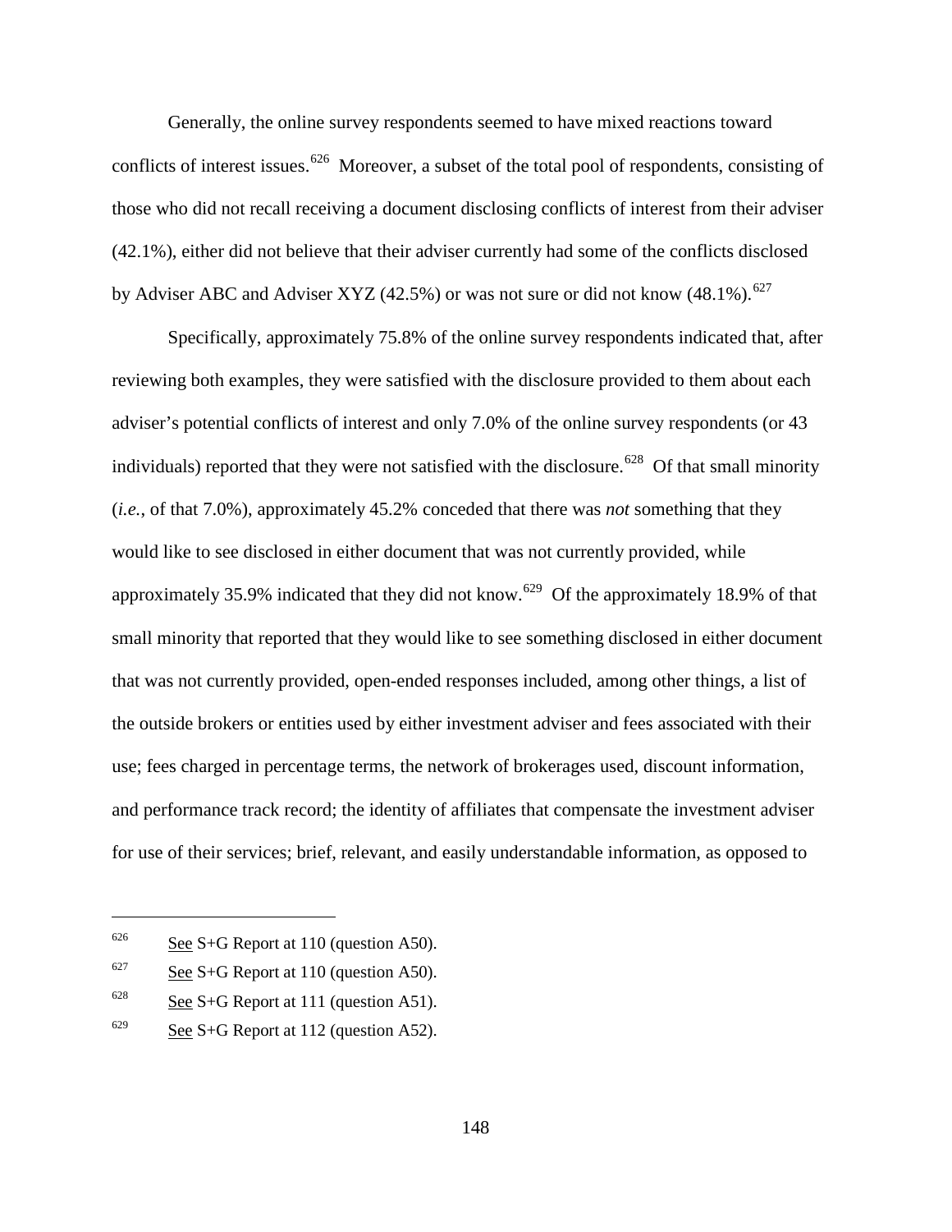Generally, the online survey respondents seemed to have mixed reactions toward conflicts of interest issues.[626] Moreover, a subset of the total pool of respondents, consisting of those who did not recall receiving a document disclosing conflicts of interest from their adviser (42.1%), either did not believe that their adviser currently had some of the conflicts disclosed by Adviser ABC and Adviser XYZ (42.5%) or was not sure or did not know (48.1%).[627]

Specifically, approximately 75.8% of the online survey respondents indicated that, after reviewing both examples, they were satisfied with the disclosure provided to them about each adviser's potential conflicts of interest and only 7.0% of the online survey respondents (or 43 individuals) reported that they were not satisfied with the disclosure.[628] Of that small minority (*i.e.*, of that 7.0%), approximately 45.2% conceded that there was *not* something that they would like to see disclosed in either document that was not currently provided, while approximately 35.9% indicated that they did not know.[629] Of the approximately 18.9% of that small minority that reported that they would like to see something disclosed in either document that was not currently provided, open-ended responses included, among other things, a list of the outside brokers or entities used by either investment adviser and fees associated with their use; fees charged in percentage terms, the network of brokerages used, discount information, and performance track record; the identity of affiliates that compensate the investment adviser for use of their services; brief, relevant, and easily understandable information, as opposed to

---

[626] See S+G Report at 110 (question A50).

[627] See S+G Report at 110 (question A50).

[628] See S+G Report at 111 (question A51).

[629] See S+G Report at 112 (question A52).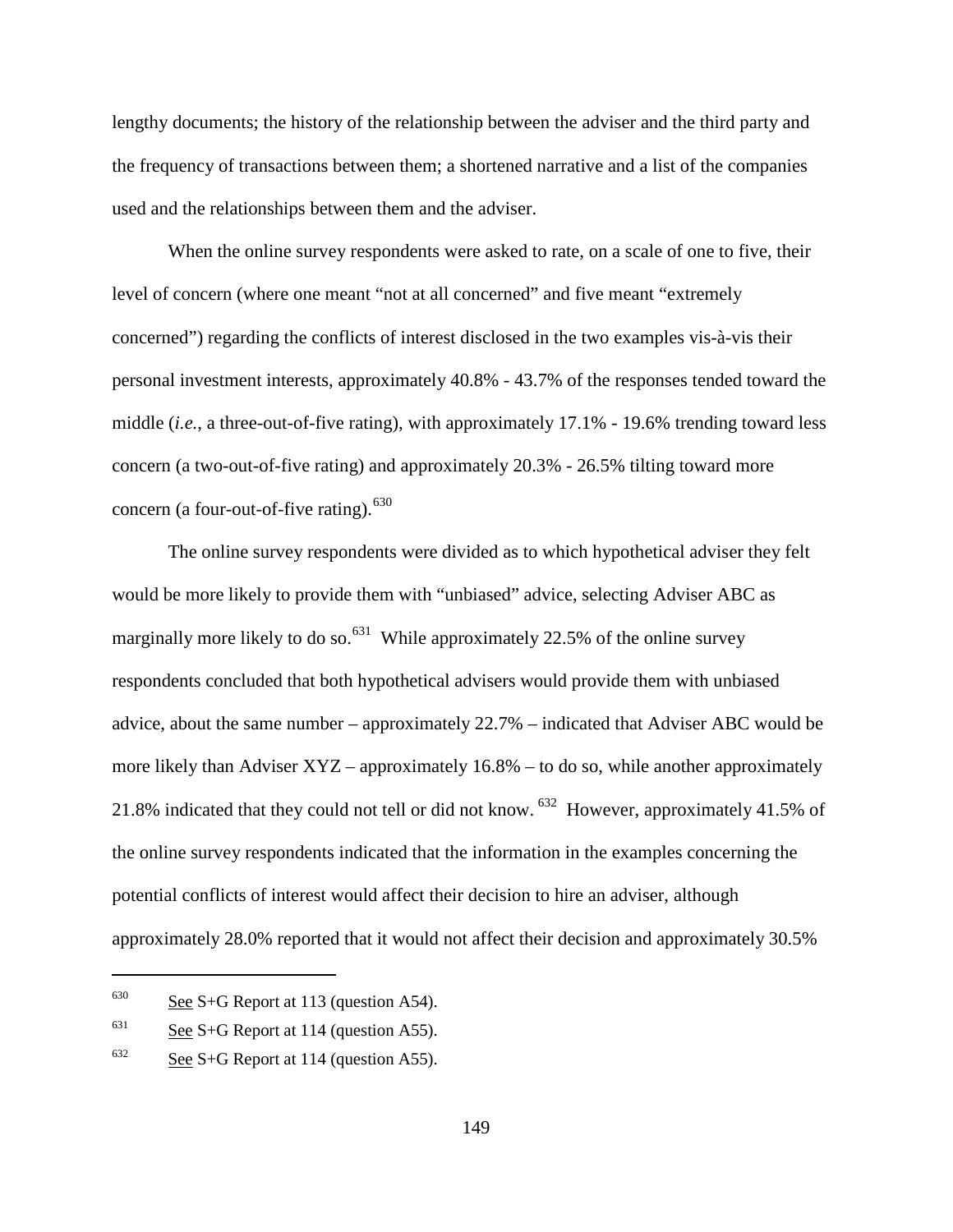lengthy documents; the history of the relationship between the adviser and the third party and the frequency of transactions between them; a shortened narrative and a list of the companies used and the relationships between them and the adviser.

When the online survey respondents were asked to rate, on a scale of one to five, their level of concern (where one meant "not at all concerned" and five meant "extremely concerned") regarding the conflicts of interest disclosed in the two examples vis-à-vis their personal investment interests, approximately 40.8% - 43.7% of the responses tended toward the middle (*i.e.*, a three-out-of-five rating), with approximately 17.1% - 19.6% trending toward less concern (a two-out-of-five rating) and approximately 20.3% - 26.5% tilting toward more concern (a four-out-of-five rating).[630]

The online survey respondents were divided as to which hypothetical adviser they felt would be more likely to provide them with "unbiased" advice, selecting Adviser ABC as marginally more likely to do so.[631] While approximately 22.5% of the online survey respondents concluded that both hypothetical advisers would provide them with unbiased advice, about the same number – approximately 22.7% – indicated that Adviser ABC would be more likely than Adviser XYZ – approximately 16.8% – to do so, while another approximately 21.8% indicated that they could not tell or did not know.[632] However, approximately 41.5% of the online survey respondents indicated that the information in the examples concerning the potential conflicts of interest would affect their decision to hire an adviser, although approximately 28.0% reported that it would not affect their decision and approximately 30.5%

---

[630] See S+G Report at 113 (question A54).

[631] See S+G Report at 114 (question A55).

[632] See S+G Report at 114 (question A55).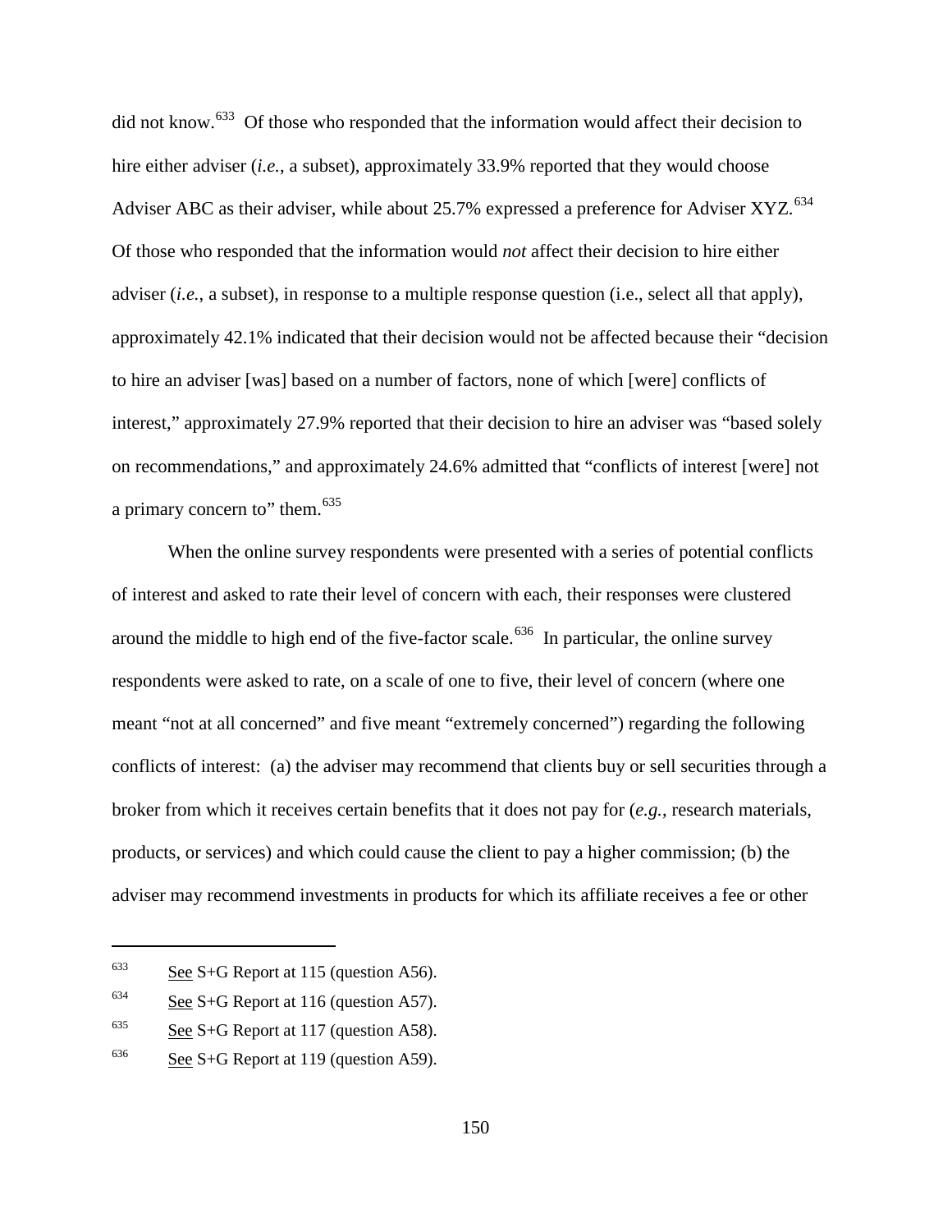did not know.[633] Of those who responded that the information would affect their decision to hire either adviser (*i.e.*, a subset), approximately 33.9% reported that they would choose Adviser ABC as their adviser, while about 25.7% expressed a preference for Adviser XYZ.[634] Of those who responded that the information would *not* affect their decision to hire either adviser (*i.e.*, a subset), in response to a multiple response question (i.e., select all that apply), approximately 42.1% indicated that their decision would not be affected because their "decision to hire an adviser [was] based on a number of factors, none of which [were] conflicts of interest," approximately 27.9% reported that their decision to hire an adviser was "based solely on recommendations," and approximately 24.6% admitted that "conflicts of interest [were] not a primary concern to" them.[635]

When the online survey respondents were presented with a series of potential conflicts of interest and asked to rate their level of concern with each, their responses were clustered around the middle to high end of the five-factor scale.[636] In particular, the online survey respondents were asked to rate, on a scale of one to five, their level of concern (where one meant "not at all concerned" and five meant "extremely concerned") regarding the following conflicts of interest: (a) the adviser may recommend that clients buy or sell securities through a broker from which it receives certain benefits that it does not pay for (*e.g.*, research materials, products, or services) and which could cause the client to pay a higher commission; (b) the adviser may recommend investments in products for which its affiliate receives a fee or other

---

[633] See S+G Report at 115 (question A56).

[634] See S+G Report at 116 (question A57).

[635] See S+G Report at 117 (question A58).

[636] See S+G Report at 119 (question A59).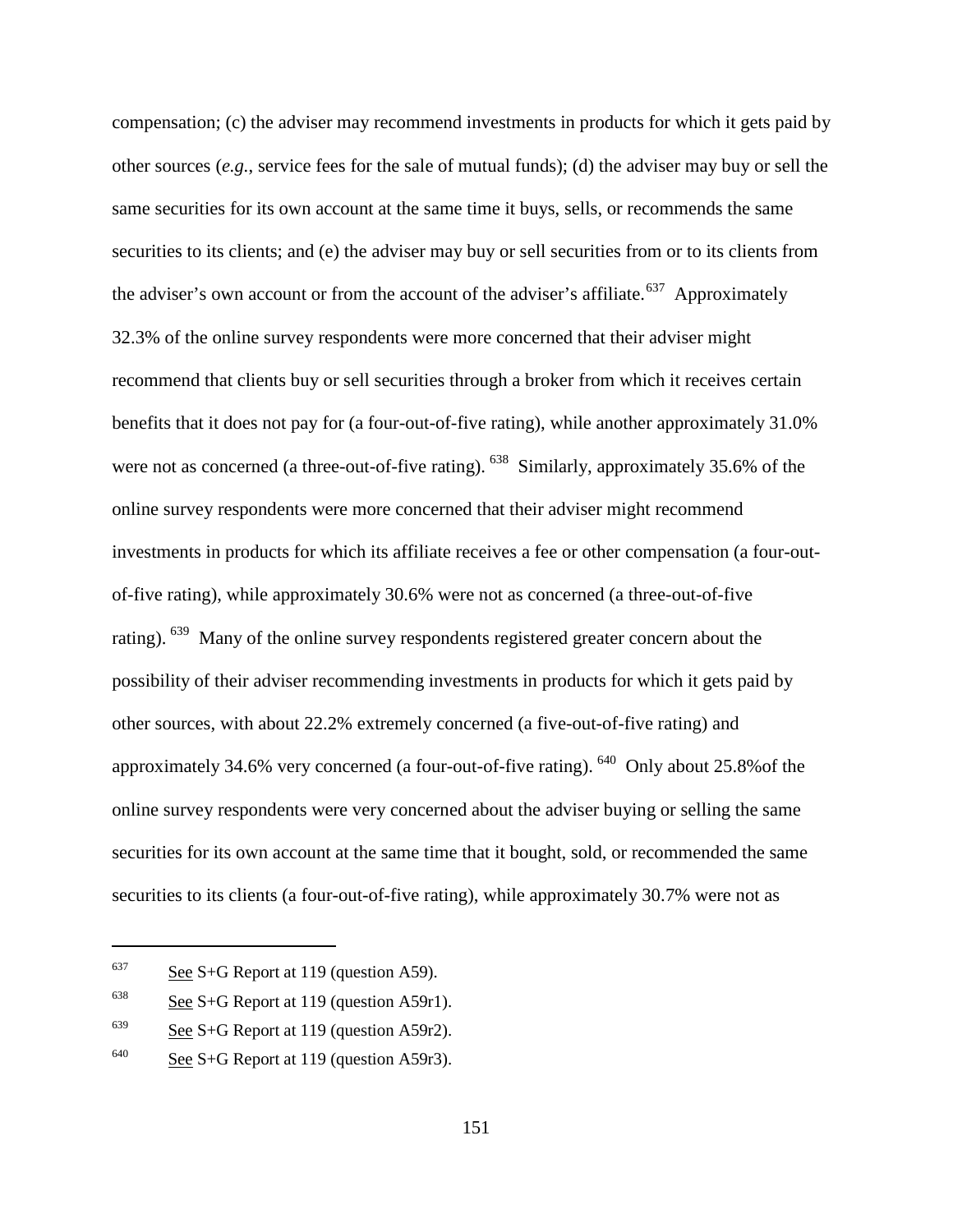compensation; (c) the adviser may recommend investments in products for which it gets paid by other sources (*e.g.*, service fees for the sale of mutual funds); (d) the adviser may buy or sell the same securities for its own account at the same time it buys, sells, or recommends the same securities to its clients; and (e) the adviser may buy or sell securities from or to its clients from the adviser's own account or from the account of the adviser's affiliate.[637] Approximately 32.3% of the online survey respondents were more concerned that their adviser might recommend that clients buy or sell securities through a broker from which it receives certain benefits that it does not pay for (a four-out-of-five rating), while another approximately 31.0% were not as concerned (a three-out-of-five rating).[638] Similarly, approximately 35.6% of the online survey respondents were more concerned that their adviser might recommend investments in products for which its affiliate receives a fee or other compensation (a four-out-of-five rating), while approximately 30.6% were not as concerned (a three-out-of-five rating).[639] Many of the online survey respondents registered greater concern about the possibility of their adviser recommending investments in products for which it gets paid by other sources, with about 22.2% extremely concerned (a five-out-of-five rating) and approximately 34.6% very concerned (a four-out-of-five rating).[640] Only about 25.8%of the online survey respondents were very concerned about the adviser buying or selling the same securities for its own account at the same time that it bought, sold, or recommended the same securities to its clients (a four-out-of-five rating), while approximately 30.7% were not as

---

[637] See S+G Report at 119 (question A59).

[638] See S+G Report at 119 (question A59r1).

[639] See S+G Report at 119 (question A59r2).

[640] See S+G Report at 119 (question A59r3).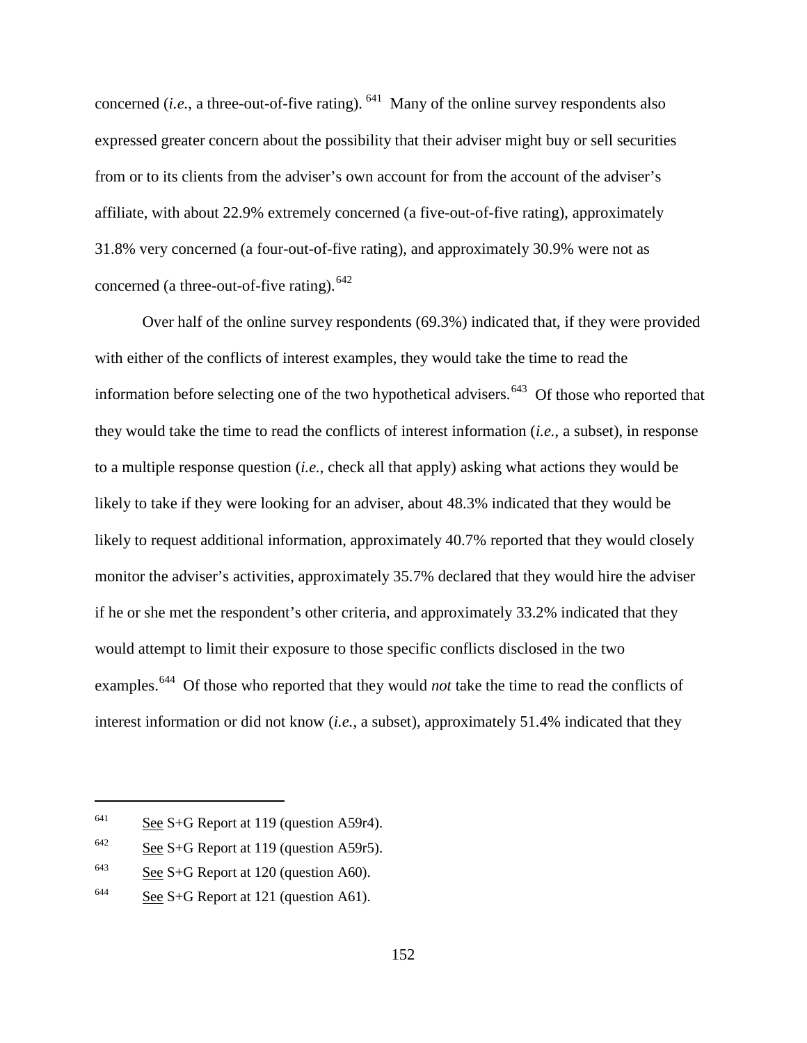concerned (*i.e.*, a three-out-of-five rating).[641] Many of the online survey respondents also expressed greater concern about the possibility that their adviser might buy or sell securities from or to its clients from the adviser's own account for from the account of the adviser's affiliate, with about 22.9% extremely concerned (a five-out-of-five rating), approximately 31.8% very concerned (a four-out-of-five rating), and approximately 30.9% were not as concerned (a three-out-of-five rating).[642]

Over half of the online survey respondents (69.3%) indicated that, if they were provided with either of the conflicts of interest examples, they would take the time to read the information before selecting one of the two hypothetical advisers.[643] Of those who reported that they would take the time to read the conflicts of interest information (*i.e.*, a subset), in response to a multiple response question (*i.e.*, check all that apply) asking what actions they would be likely to take if they were looking for an adviser, about 48.3% indicated that they would be likely to request additional information, approximately 40.7% reported that they would closely monitor the adviser's activities, approximately 35.7% declared that they would hire the adviser if he or she met the respondent's other criteria, and approximately 33.2% indicated that they would attempt to limit their exposure to those specific conflicts disclosed in the two examples.[644] Of those who reported that they would *not* take the time to read the conflicts of interest information or did not know (*i.e.*, a subset), approximately 51.4% indicated that they

---

[641] See S+G Report at 119 (question A59r4).

[642] See S+G Report at 119 (question A59r5).

[643] See S+G Report at 120 (question A60).

[644] See S+G Report at 121 (question A61).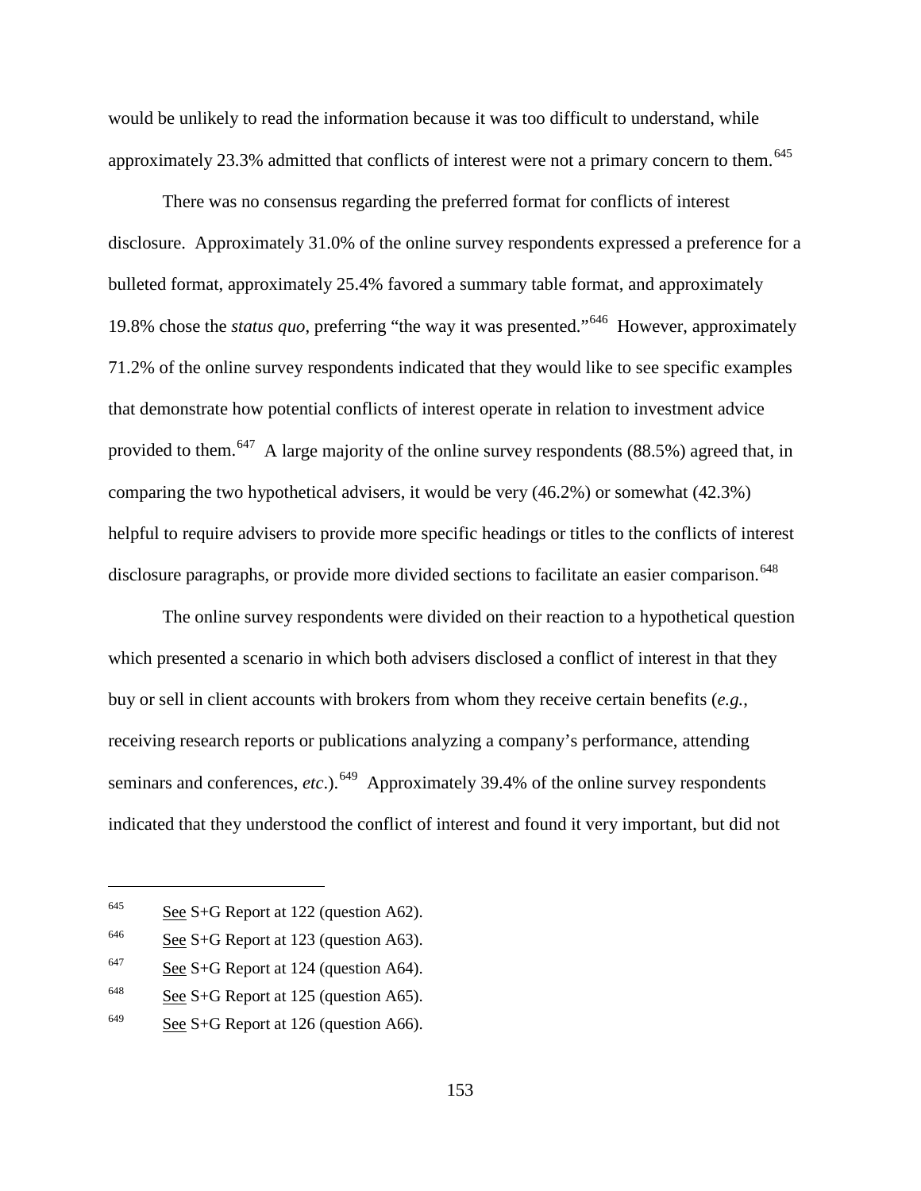would be unlikely to read the information because it was too difficult to understand, while approximately 23.3% admitted that conflicts of interest were not a primary concern to them.[645]

There was no consensus regarding the preferred format for conflicts of interest disclosure. Approximately 31.0% of the online survey respondents expressed a preference for a bulleted format, approximately 25.4% favored a summary table format, and approximately 19.8% chose the *status quo*, preferring "the way it was presented."[646] However, approximately 71.2% of the online survey respondents indicated that they would like to see specific examples that demonstrate how potential conflicts of interest operate in relation to investment advice provided to them.[647] A large majority of the online survey respondents (88.5%) agreed that, in comparing the two hypothetical advisers, it would be very (46.2%) or somewhat (42.3%) helpful to require advisers to provide more specific headings or titles to the conflicts of interest disclosure paragraphs, or provide more divided sections to facilitate an easier comparison.[648]

The online survey respondents were divided on their reaction to a hypothetical question which presented a scenario in which both advisers disclosed a conflict of interest in that they buy or sell in client accounts with brokers from whom they receive certain benefits (*e.g.*, receiving research reports or publications analyzing a company's performance, attending seminars and conferences, *etc*.).[649] Approximately 39.4% of the online survey respondents indicated that they understood the conflict of interest and found it very important, but did not

---

[645] See S+G Report at 122 (question A62).

[646] See S+G Report at 123 (question A63).

[647] See S+G Report at 124 (question A64).

[648] See S+G Report at 125 (question A65).

[649] See S+G Report at 126 (question A66).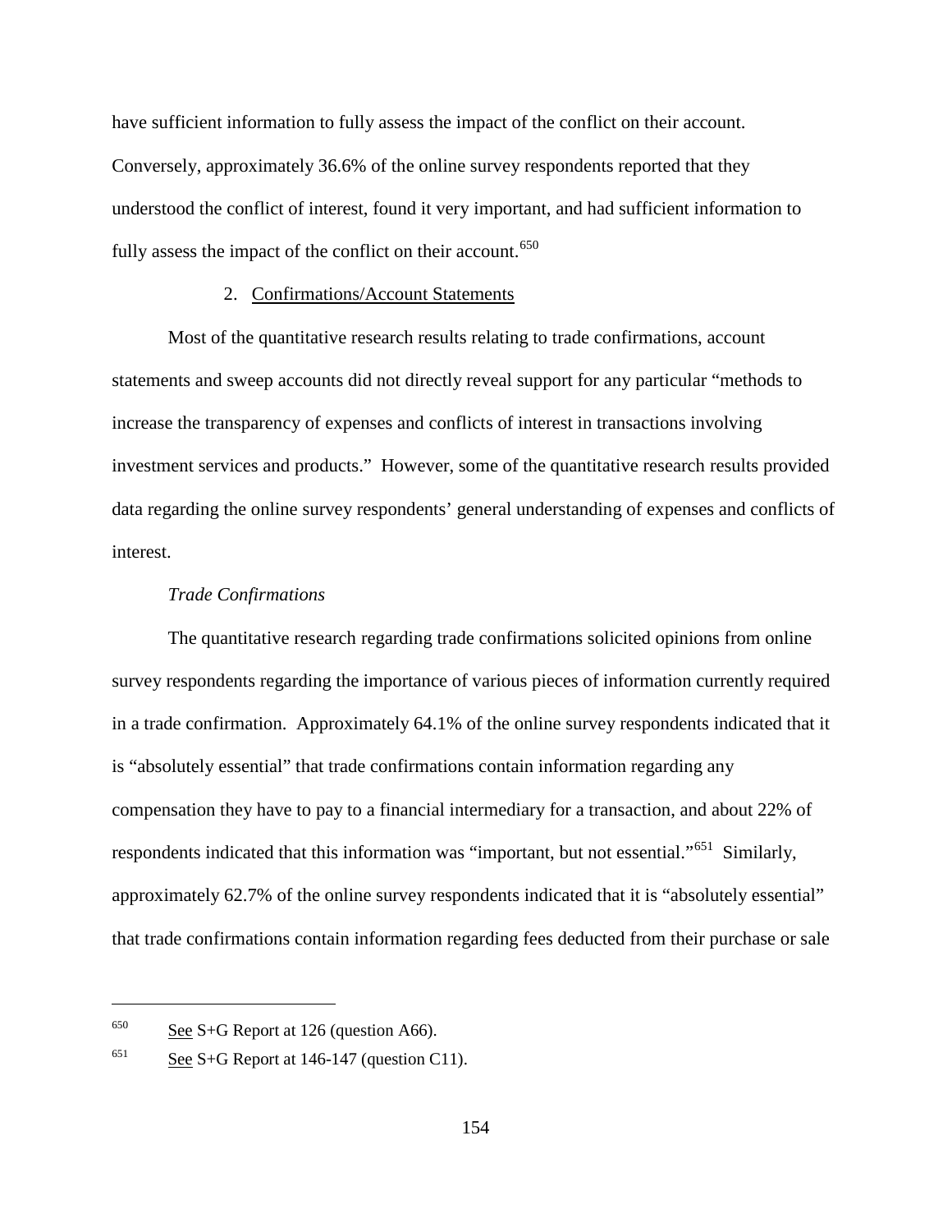have sufficient information to fully assess the impact of the conflict on their account. Conversely, approximately 36.6% of the online survey respondents reported that they understood the conflict of interest, found it very important, and had sufficient information to fully assess the impact of the conflict on their account.[650]

### 2. Confirmations/Account Statements

Most of the quantitative research results relating to trade confirmations, account statements and sweep accounts did not directly reveal support for any particular "methods to increase the transparency of expenses and conflicts of interest in transactions involving investment services and products." However, some of the quantitative research results provided data regarding the online survey respondents' general understanding of expenses and conflicts of interest.

*Trade Confirmations*

The quantitative research regarding trade confirmations solicited opinions from online survey respondents regarding the importance of various pieces of information currently required in a trade confirmation. Approximately 64.1% of the online survey respondents indicated that it is "absolutely essential" that trade confirmations contain information regarding any compensation they have to pay to a financial intermediary for a transaction, and about 22% of respondents indicated that this information was "important, but not essential."[651] Similarly, approximately 62.7% of the online survey respondents indicated that it is "absolutely essential" that trade confirmations contain information regarding fees deducted from their purchase or sale

---

[650] See S+G Report at 126 (question A66).

[651] See S+G Report at 146-147 (question C11).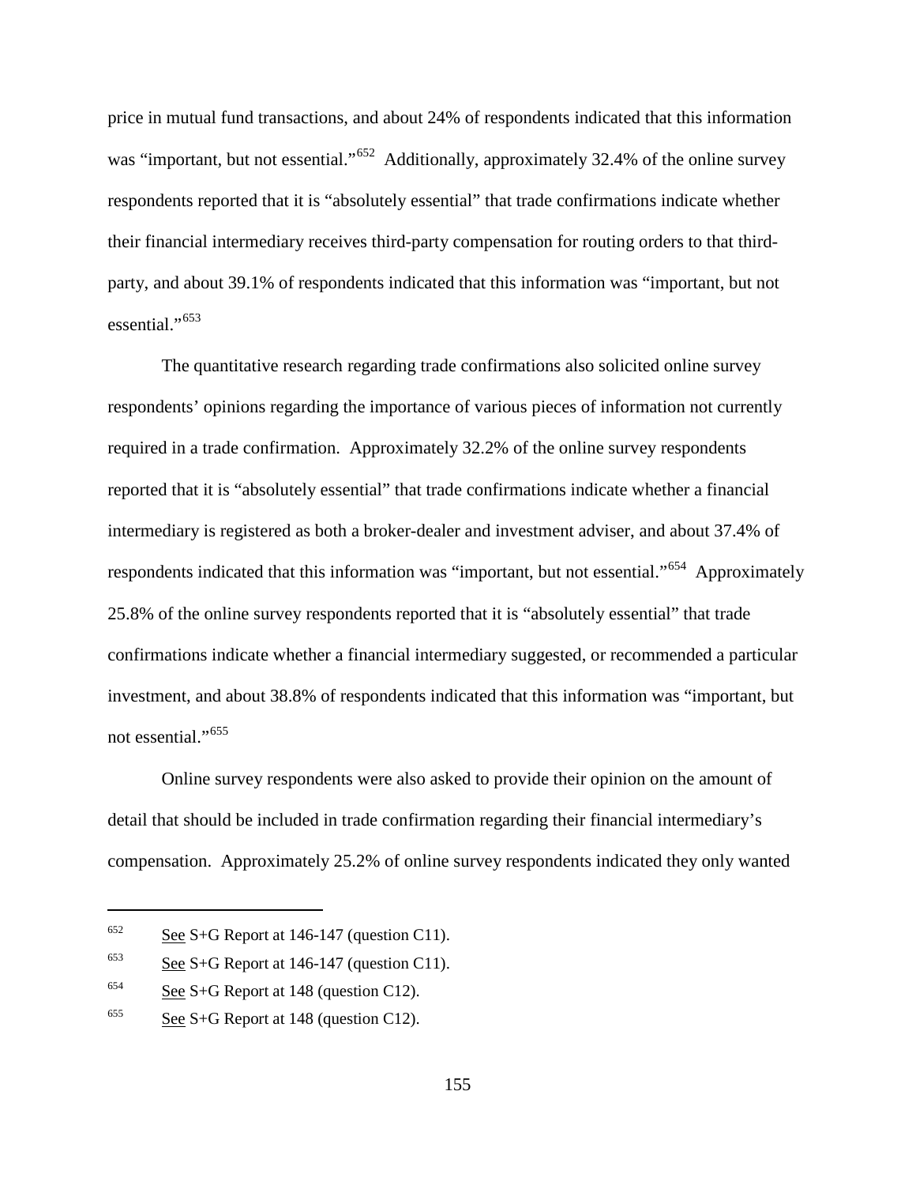price in mutual fund transactions, and about 24% of respondents indicated that this information was "important, but not essential."[652] Additionally, approximately 32.4% of the online survey respondents reported that it is "absolutely essential" that trade confirmations indicate whether their financial intermediary receives third-party compensation for routing orders to that third-party, and about 39.1% of respondents indicated that this information was "important, but not essential."[653]

The quantitative research regarding trade confirmations also solicited online survey respondents' opinions regarding the importance of various pieces of information not currently required in a trade confirmation. Approximately 32.2% of the online survey respondents reported that it is "absolutely essential" that trade confirmations indicate whether a financial intermediary is registered as both a broker-dealer and investment adviser, and about 37.4% of respondents indicated that this information was "important, but not essential."[654] Approximately 25.8% of the online survey respondents reported that it is "absolutely essential" that trade confirmations indicate whether a financial intermediary suggested, or recommended a particular investment, and about 38.8% of respondents indicated that this information was "important, but not essential."[655]

Online survey respondents were also asked to provide their opinion on the amount of detail that should be included in trade confirmation regarding their financial intermediary's compensation. Approximately 25.2% of online survey respondents indicated they only wanted

---

[652] See S+G Report at 146-147 (question C11).

[653] See S+G Report at 146-147 (question C11).

[654] See S+G Report at 148 (question C12).

[655] See S+G Report at 148 (question C12).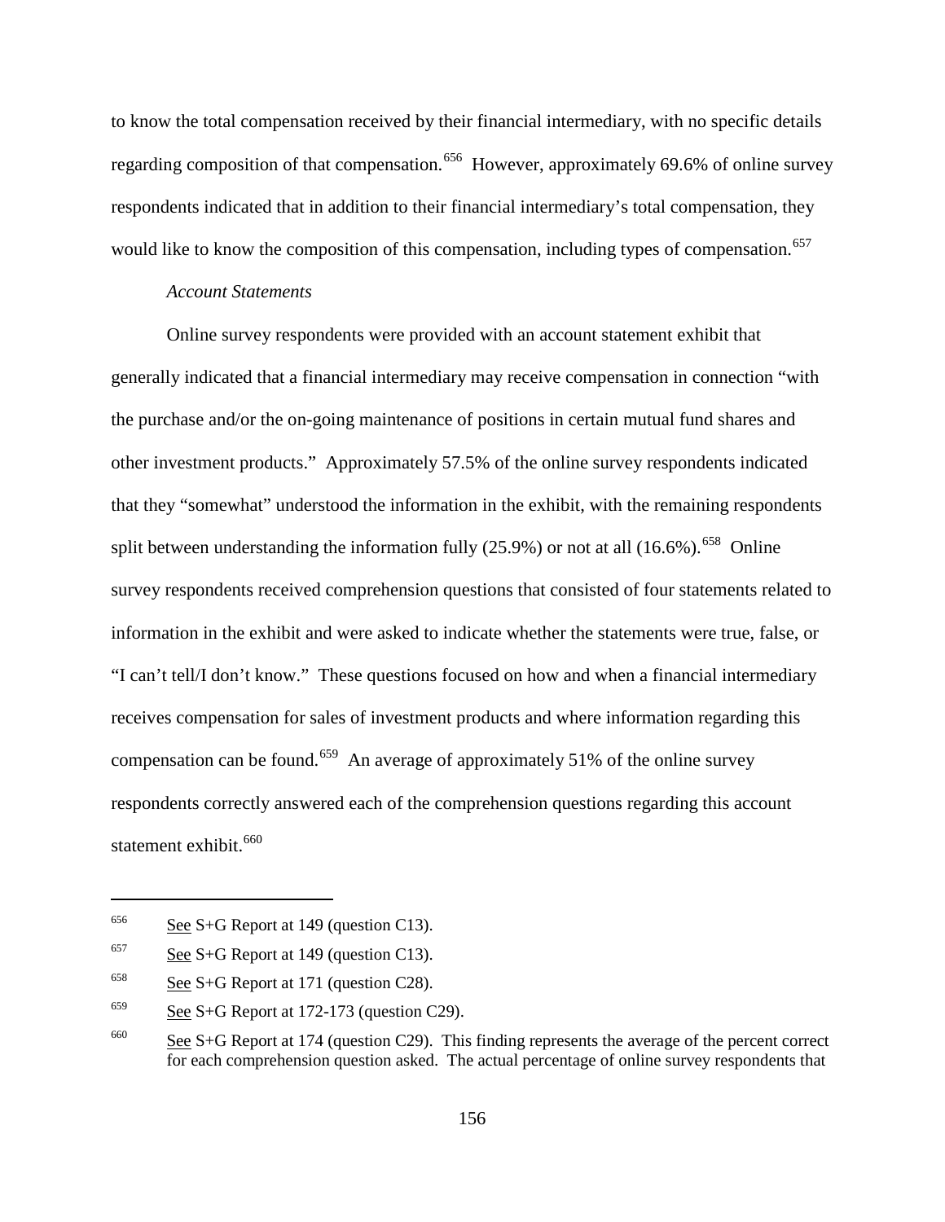to know the total compensation received by their financial intermediary, with no specific details regarding composition of that compensation.[656] However, approximately 69.6% of online survey respondents indicated that in addition to their financial intermediary's total compensation, they would like to know the composition of this compensation, including types of compensation.[657]

*Account Statements*

Online survey respondents were provided with an account statement exhibit that generally indicated that a financial intermediary may receive compensation in connection "with the purchase and/or the on-going maintenance of positions in certain mutual fund shares and other investment products." Approximately 57.5% of the online survey respondents indicated that they "somewhat" understood the information in the exhibit, with the remaining respondents split between understanding the information fully (25.9%) or not at all (16.6%).[658] Online survey respondents received comprehension questions that consisted of four statements related to information in the exhibit and were asked to indicate whether the statements were true, false, or "I can't tell/I don't know." These questions focused on how and when a financial intermediary receives compensation for sales of investment products and where information regarding this compensation can be found.[659] An average of approximately 51% of the online survey respondents correctly answered each of the comprehension questions regarding this account statement exhibit.[660]

---

[656] See S+G Report at 149 (question C13).

[657] See S+G Report at 149 (question C13).

[658] See S+G Report at 171 (question C28).

[659] See S+G Report at 172-173 (question C29).

[660] See S+G Report at 174 (question C29). This finding represents the average of the percent correct for each comprehension question asked. The actual percentage of online survey respondents that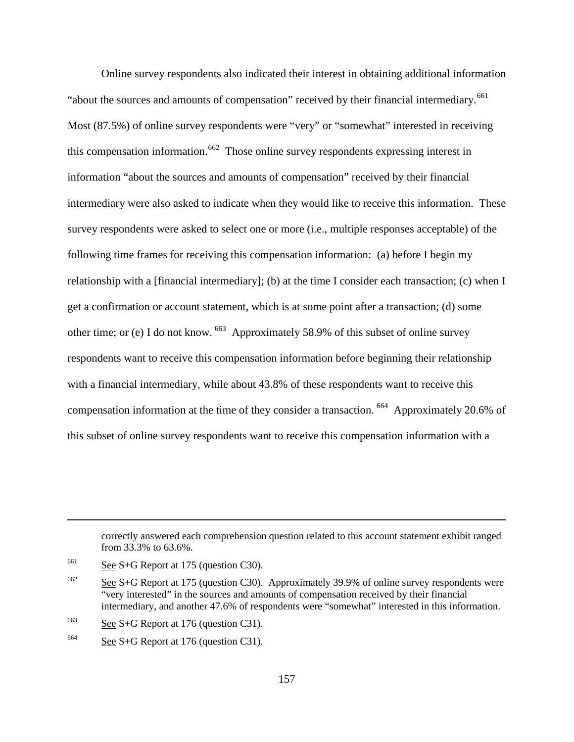Online survey respondents also indicated their interest in obtaining additional information "about the sources and amounts of compensation" received by their financial intermediary.[661] Most (87.5%) of online survey respondents were "very" or "somewhat" interested in receiving this compensation information.[662] Those online survey respondents expressing interest in information "about the sources and amounts of compensation" received by their financial intermediary were also asked to indicate when they would like to receive this information. These survey respondents were asked to select one or more (i.e., multiple responses acceptable) of the following time frames for receiving this compensation information: (a) before I begin my relationship with a [financial intermediary]; (b) at the time I consider each transaction; (c) when I get a confirmation or account statement, which is at some point after a transaction; (d) some other time; or (e) I do not know.[663] Approximately 58.9% of this subset of online survey respondents want to receive this compensation information before beginning their relationship with a financial intermediary, while about 43.8% of these respondents want to receive this compensation information at the time of they consider a transaction.[664] Approximately 20.6% of this subset of online survey respondents want to receive this compensation information with a

---

correctly answered each comprehension question related to this account statement exhibit ranged from 33.3% to 63.6%.

[661] See S+G Report at 175 (question C30).

[662] See S+G Report at 175 (question C30). Approximately 39.9% of online survey respondents were "very interested" in the sources and amounts of compensation received by their financial intermediary, and another 47.6% of respondents were "somewhat" interested in this information.

[663] See S+G Report at 176 (question C31).

[664] See S+G Report at 176 (question C31).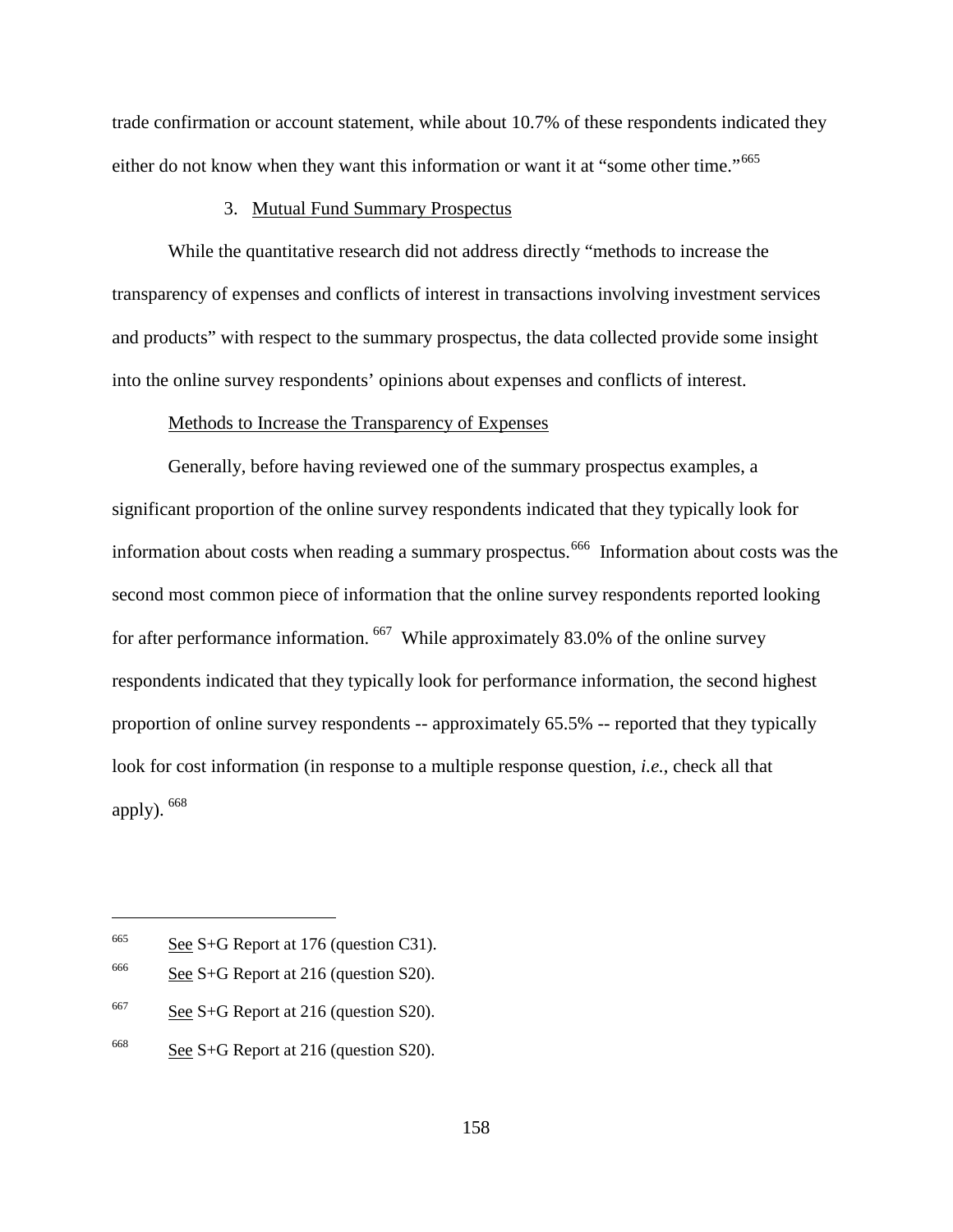trade confirmation or account statement, while about 10.7% of these respondents indicated they either do not know when they want this information or want it at "some other time."[665]

### 3. Mutual Fund Summary Prospectus

While the quantitative research did not address directly "methods to increase the transparency of expenses and conflicts of interest in transactions involving investment services and products" with respect to the summary prospectus, the data collected provide some insight into the online survey respondents' opinions about expenses and conflicts of interest.

#### Methods to Increase the Transparency of Expenses

Generally, before having reviewed one of the summary prospectus examples, a significant proportion of the online survey respondents indicated that they typically look for information about costs when reading a summary prospectus.[666] Information about costs was the second most common piece of information that the online survey respondents reported looking for after performance information.[667] While approximately 83.0% of the online survey respondents indicated that they typically look for performance information, the second highest proportion of online survey respondents -- approximately 65.5% -- reported that they typically look for cost information (in response to a multiple response question, *i.e.*, check all that apply).[668]

---

[665] See S+G Report at 176 (question C31).

[666] See S+G Report at 216 (question S20).

[667] See S+G Report at 216 (question S20).

[668] See S+G Report at 216 (question S20).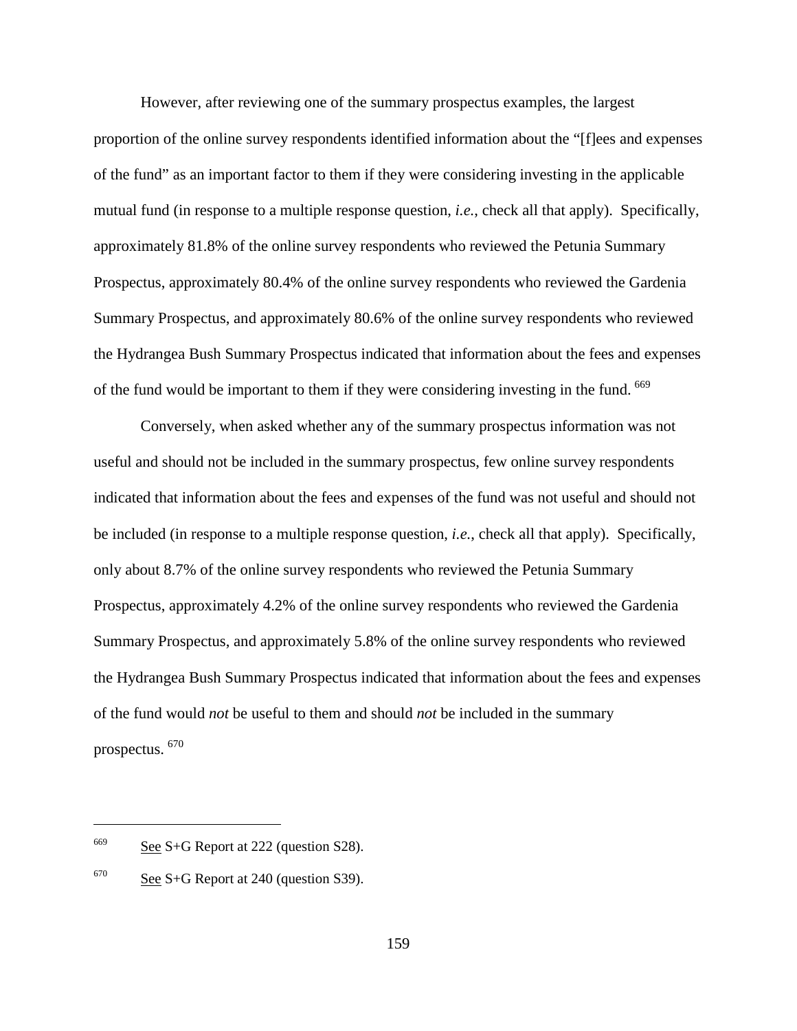However, after reviewing one of the summary prospectus examples, the largest proportion of the online survey respondents identified information about the "[f]ees and expenses of the fund" as an important factor to them if they were considering investing in the applicable mutual fund (in response to a multiple response question, *i.e.*, check all that apply). Specifically, approximately 81.8% of the online survey respondents who reviewed the Petunia Summary Prospectus, approximately 80.4% of the online survey respondents who reviewed the Gardenia Summary Prospectus, and approximately 80.6% of the online survey respondents who reviewed the Hydrangea Bush Summary Prospectus indicated that information about the fees and expenses of the fund would be important to them if they were considering investing in the fund. [669]

Conversely, when asked whether any of the summary prospectus information was not useful and should not be included in the summary prospectus, few online survey respondents indicated that information about the fees and expenses of the fund was not useful and should not be included (in response to a multiple response question, *i.e.*, check all that apply). Specifically, only about 8.7% of the online survey respondents who reviewed the Petunia Summary Prospectus, approximately 4.2% of the online survey respondents who reviewed the Gardenia Summary Prospectus, and approximately 5.8% of the online survey respondents who reviewed the Hydrangea Bush Summary Prospectus indicated that information about the fees and expenses of the fund would *not* be useful to them and should *not* be included in the summary prospectus. [670]

---

[669] See S+G Report at 222 (question S28).

[670] See S+G Report at 240 (question S39).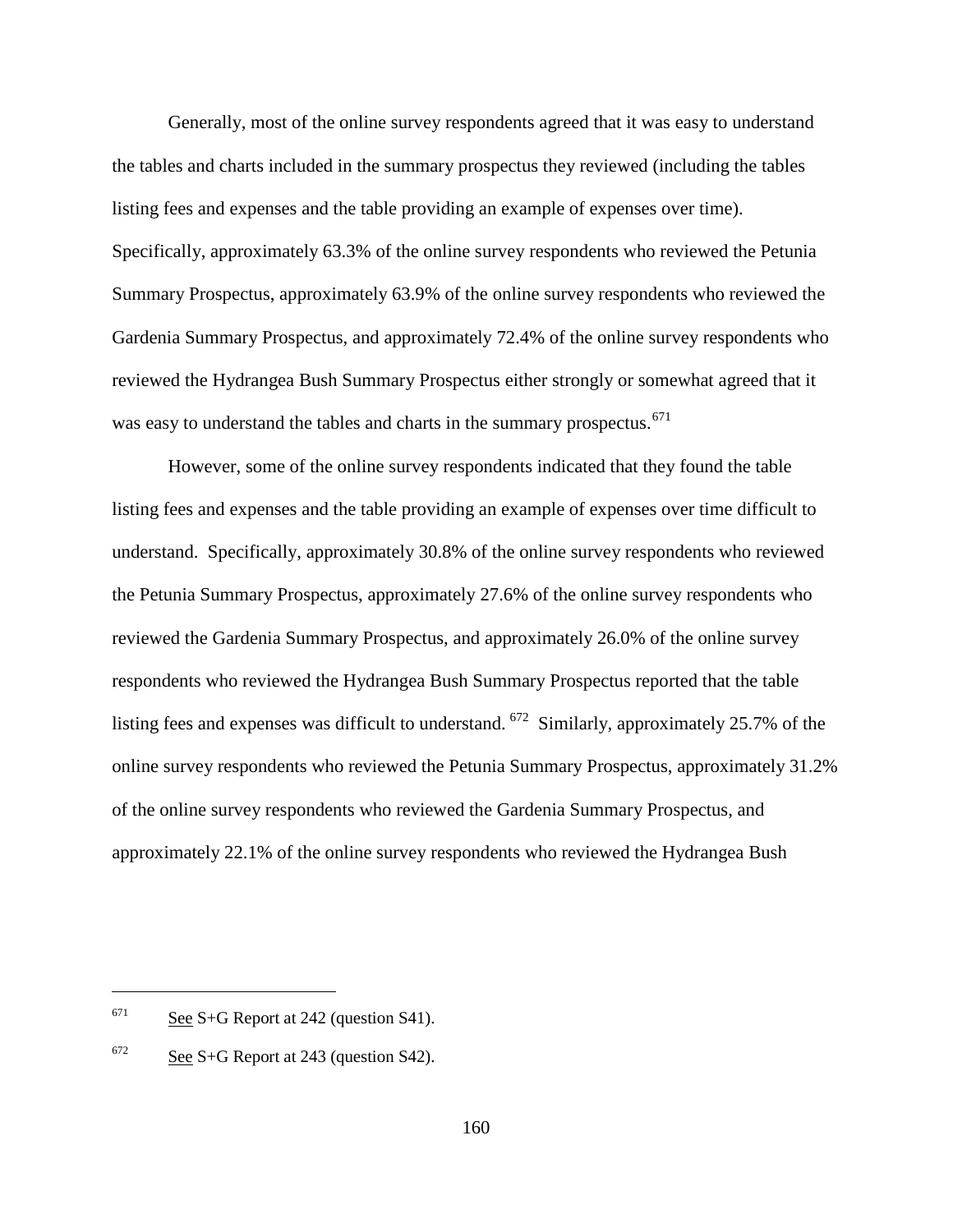Generally, most of the online survey respondents agreed that it was easy to understand the tables and charts included in the summary prospectus they reviewed (including the tables listing fees and expenses and the table providing an example of expenses over time). Specifically, approximately 63.3% of the online survey respondents who reviewed the Petunia Summary Prospectus, approximately 63.9% of the online survey respondents who reviewed the Gardenia Summary Prospectus, and approximately 72.4% of the online survey respondents who reviewed the Hydrangea Bush Summary Prospectus either strongly or somewhat agreed that it was easy to understand the tables and charts in the summary prospectus.[671]

However, some of the online survey respondents indicated that they found the table listing fees and expenses and the table providing an example of expenses over time difficult to understand. Specifically, approximately 30.8% of the online survey respondents who reviewed the Petunia Summary Prospectus, approximately 27.6% of the online survey respondents who reviewed the Gardenia Summary Prospectus, and approximately 26.0% of the online survey respondents who reviewed the Hydrangea Bush Summary Prospectus reported that the table listing fees and expenses was difficult to understand.[672] Similarly, approximately 25.7% of the online survey respondents who reviewed the Petunia Summary Prospectus, approximately 31.2% of the online survey respondents who reviewed the Gardenia Summary Prospectus, and approximately 22.1% of the online survey respondents who reviewed the Hydrangea Bush

---

[671] See S+G Report at 242 (question S41).

[672] See S+G Report at 243 (question S42).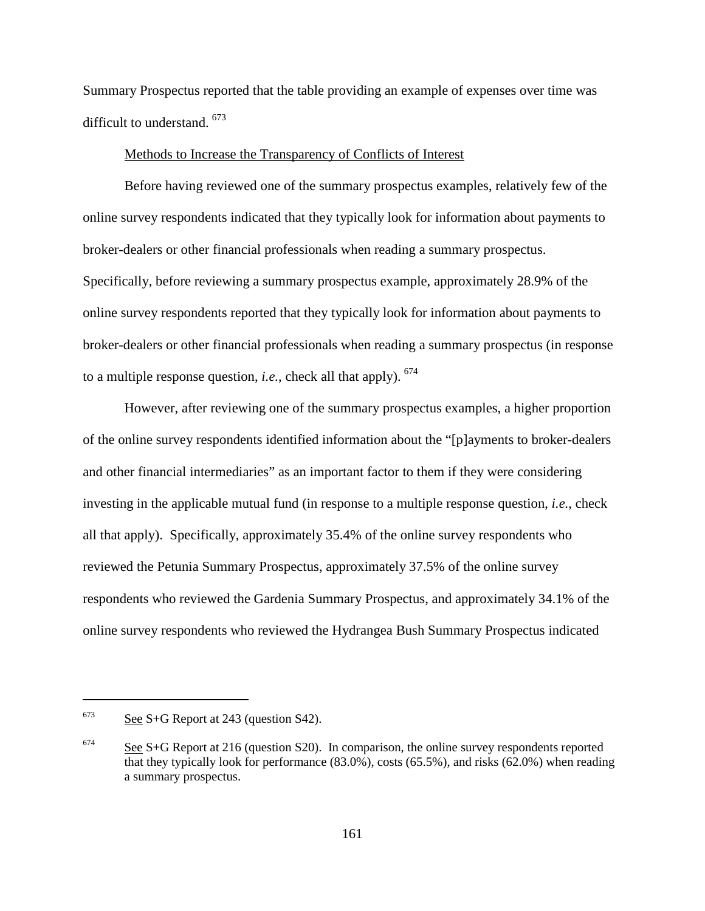Summary Prospectus reported that the table providing an example of expenses over time was difficult to understand. [673]

Methods to Increase the Transparency of Conflicts of Interest

Before having reviewed one of the summary prospectus examples, relatively few of the online survey respondents indicated that they typically look for information about payments to broker-dealers or other financial professionals when reading a summary prospectus. Specifically, before reviewing a summary prospectus example, approximately 28.9% of the online survey respondents reported that they typically look for information about payments to broker-dealers or other financial professionals when reading a summary prospectus (in response to a multiple response question, *i.e.*, check all that apply). [674]

However, after reviewing one of the summary prospectus examples, a higher proportion of the online survey respondents identified information about the "[p]ayments to broker-dealers and other financial intermediaries" as an important factor to them if they were considering investing in the applicable mutual fund (in response to a multiple response question, *i.e.*, check all that apply). Specifically, approximately 35.4% of the online survey respondents who reviewed the Petunia Summary Prospectus, approximately 37.5% of the online survey respondents who reviewed the Gardenia Summary Prospectus, and approximately 34.1% of the online survey respondents who reviewed the Hydrangea Bush Summary Prospectus indicated

---

[673] See S+G Report at 243 (question S42).

[674] See S+G Report at 216 (question S20). In comparison, the online survey respondents reported that they typically look for performance (83.0%), costs (65.5%), and risks (62.0%) when reading a summary prospectus.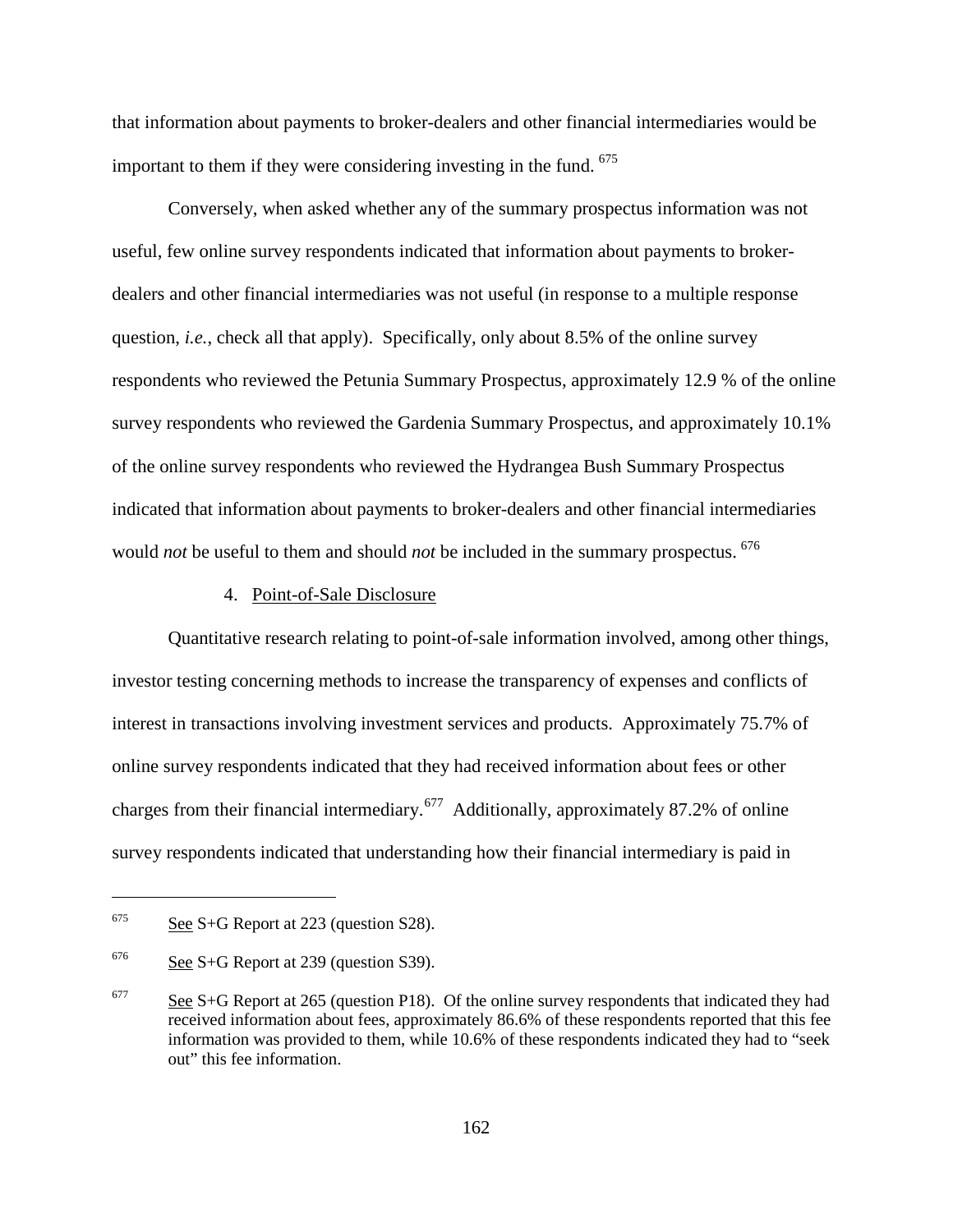that information about payments to broker-dealers and other financial intermediaries would be important to them if they were considering investing in the fund. [675]

Conversely, when asked whether any of the summary prospectus information was not useful, few online survey respondents indicated that information about payments to broker-dealers and other financial intermediaries was not useful (in response to a multiple response question, *i.e.*, check all that apply). Specifically, only about 8.5% of the online survey respondents who reviewed the Petunia Summary Prospectus, approximately 12.9 % of the online survey respondents who reviewed the Gardenia Summary Prospectus, and approximately 10.1% of the online survey respondents who reviewed the Hydrangea Bush Summary Prospectus indicated that information about payments to broker-dealers and other financial intermediaries would *not* be useful to them and should *not* be included in the summary prospectus. [676]

#### 4. Point-of-Sale Disclosure

Quantitative research relating to point-of-sale information involved, among other things, investor testing concerning methods to increase the transparency of expenses and conflicts of interest in transactions involving investment services and products. Approximately 75.7% of online survey respondents indicated that they had received information about fees or other charges from their financial intermediary.[677] Additionally, approximately 87.2% of online survey respondents indicated that understanding how their financial intermediary is paid in

---

[675] See S+G Report at 223 (question S28).

[676] See S+G Report at 239 (question S39).

[677] See S+G Report at 265 (question P18). Of the online survey respondents that indicated they had received information about fees, approximately 86.6% of these respondents reported that this fee information was provided to them, while 10.6% of these respondents indicated they had to "seek out" this fee information.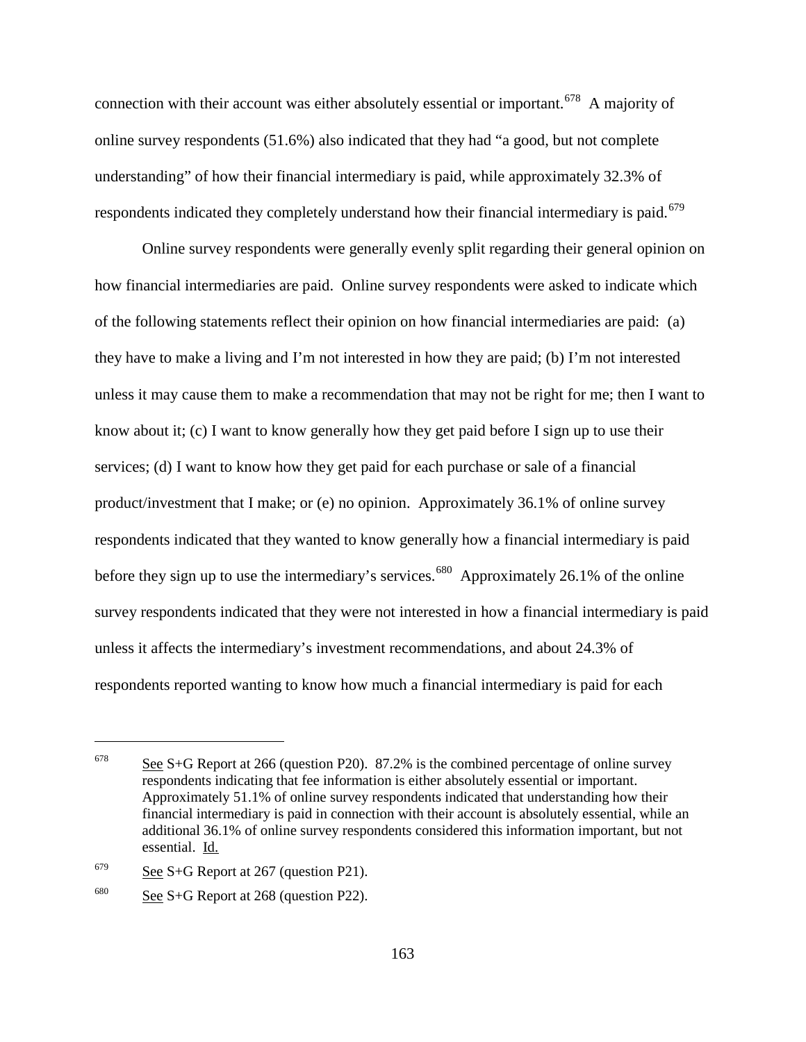connection with their account was either absolutely essential or important.[678] A majority of online survey respondents (51.6%) also indicated that they had "a good, but not complete understanding" of how their financial intermediary is paid, while approximately 32.3% of respondents indicated they completely understand how their financial intermediary is paid.[679]

Online survey respondents were generally evenly split regarding their general opinion on how financial intermediaries are paid. Online survey respondents were asked to indicate which of the following statements reflect their opinion on how financial intermediaries are paid: (a) they have to make a living and I'm not interested in how they are paid; (b) I'm not interested unless it may cause them to make a recommendation that may not be right for me; then I want to know about it; (c) I want to know generally how they get paid before I sign up to use their services; (d) I want to know how they get paid for each purchase or sale of a financial product/investment that I make; or (e) no opinion. Approximately 36.1% of online survey respondents indicated that they wanted to know generally how a financial intermediary is paid before they sign up to use the intermediary's services.[680] Approximately 26.1% of the online survey respondents indicated that they were not interested in how a financial intermediary is paid unless it affects the intermediary's investment recommendations, and about 24.3% of respondents reported wanting to know how much a financial intermediary is paid for each

---

[678] See S+G Report at 266 (question P20). 87.2% is the combined percentage of online survey respondents indicating that fee information is either absolutely essential or important. Approximately 51.1% of online survey respondents indicated that understanding how their financial intermediary is paid in connection with their account is absolutely essential, while an additional 36.1% of online survey respondents considered this information important, but not essential. Id.

[679] See S+G Report at 267 (question P21).

[680] See S+G Report at 268 (question P22).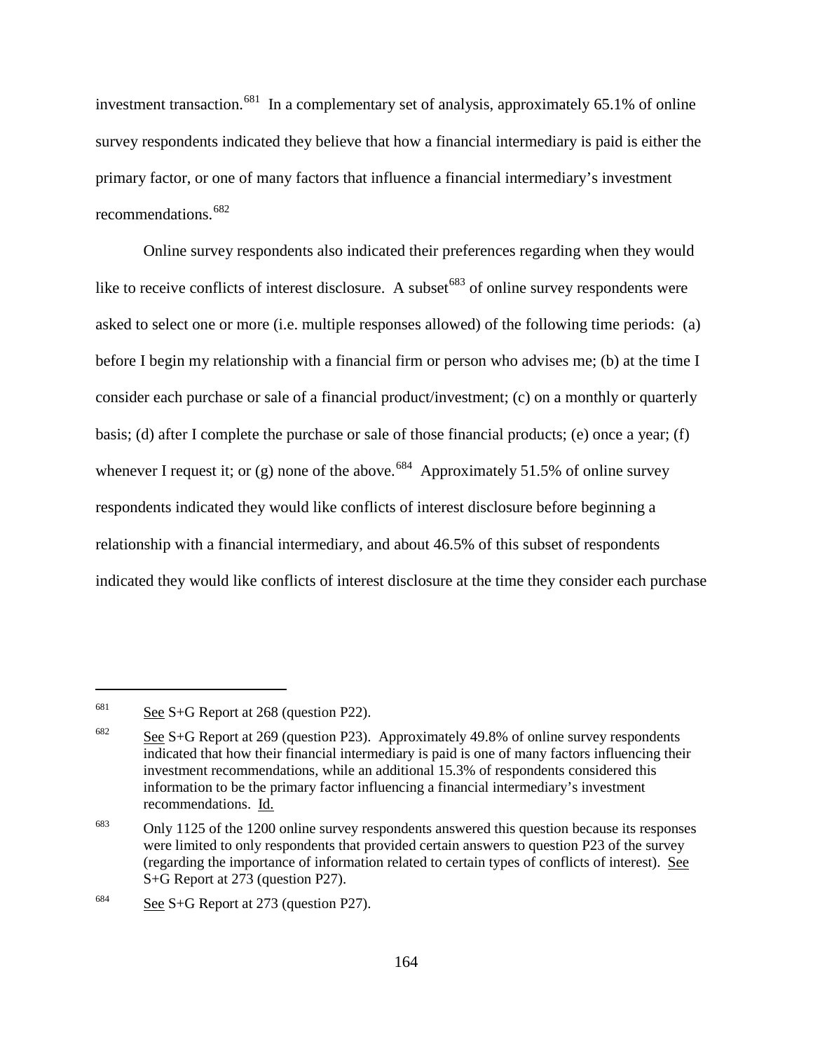investment transaction.[681] In a complementary set of analysis, approximately 65.1% of online survey respondents indicated they believe that how a financial intermediary is paid is either the primary factor, or one of many factors that influence a financial intermediary's investment recommendations.[682]

Online survey respondents also indicated their preferences regarding when they would like to receive conflicts of interest disclosure. A subset[683] of online survey respondents were asked to select one or more (i.e. multiple responses allowed) of the following time periods: (a) before I begin my relationship with a financial firm or person who advises me; (b) at the time I consider each purchase or sale of a financial product/investment; (c) on a monthly or quarterly basis; (d) after I complete the purchase or sale of those financial products; (e) once a year; (f) whenever I request it; or (g) none of the above.[684] Approximately 51.5% of online survey respondents indicated they would like conflicts of interest disclosure before beginning a relationship with a financial intermediary, and about 46.5% of this subset of respondents indicated they would like conflicts of interest disclosure at the time they consider each purchase

---

[681] See S+G Report at 268 (question P22).

[682] See S+G Report at 269 (question P23). Approximately 49.8% of online survey respondents indicated that how their financial intermediary is paid is one of many factors influencing their investment recommendations, while an additional 15.3% of respondents considered this information to be the primary factor influencing a financial intermediary's investment recommendations. Id.

[683] Only 1125 of the 1200 online survey respondents answered this question because its responses were limited to only respondents that provided certain answers to question P23 of the survey (regarding the importance of information related to certain types of conflicts of interest). See S+G Report at 273 (question P27).

[684] See S+G Report at 273 (question P27).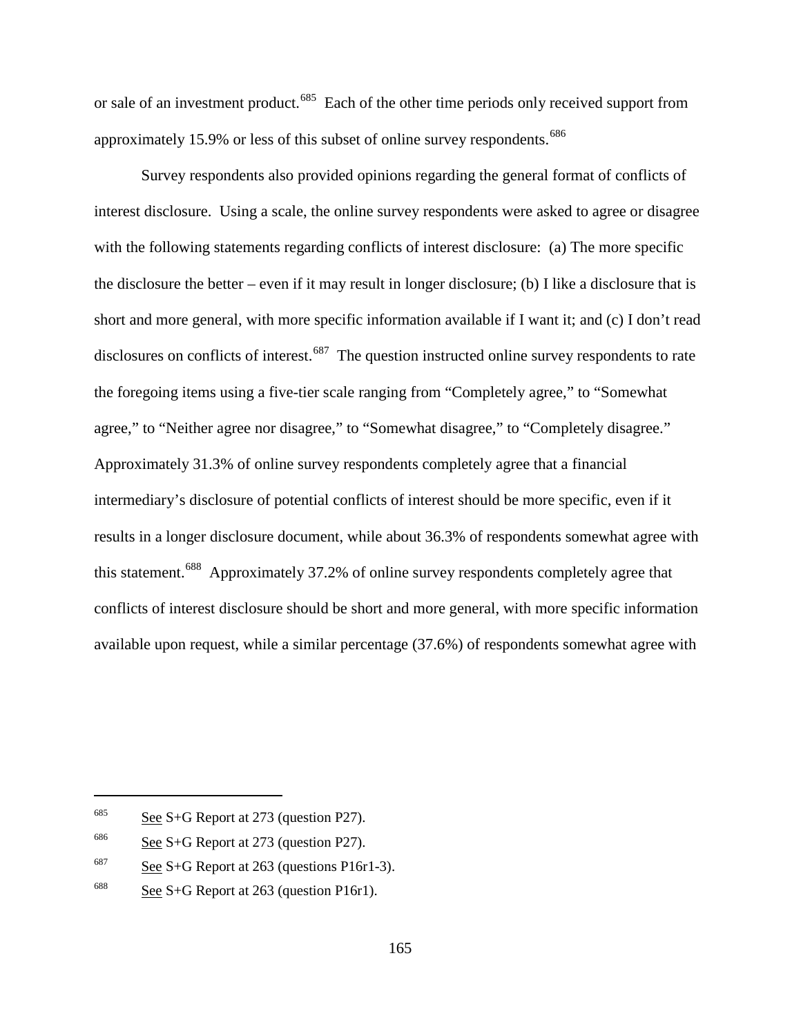or sale of an investment product.[685] Each of the other time periods only received support from approximately 15.9% or less of this subset of online survey respondents.[686]

Survey respondents also provided opinions regarding the general format of conflicts of interest disclosure. Using a scale, the online survey respondents were asked to agree or disagree with the following statements regarding conflicts of interest disclosure: (a) The more specific the disclosure the better – even if it may result in longer disclosure; (b) I like a disclosure that is short and more general, with more specific information available if I want it; and (c) I don't read disclosures on conflicts of interest.[687] The question instructed online survey respondents to rate the foregoing items using a five-tier scale ranging from "Completely agree," to "Somewhat agree," to "Neither agree nor disagree," to "Somewhat disagree," to "Completely disagree." Approximately 31.3% of online survey respondents completely agree that a financial intermediary's disclosure of potential conflicts of interest should be more specific, even if it results in a longer disclosure document, while about 36.3% of respondents somewhat agree with this statement.[688] Approximately 37.2% of online survey respondents completely agree that conflicts of interest disclosure should be short and more general, with more specific information available upon request, while a similar percentage (37.6%) of respondents somewhat agree with

---

[685] See S+G Report at 273 (question P27).

[686] See S+G Report at 273 (question P27).

[687] See S+G Report at 263 (questions P16r1-3).

[688] See S+G Report at 263 (question P16r1).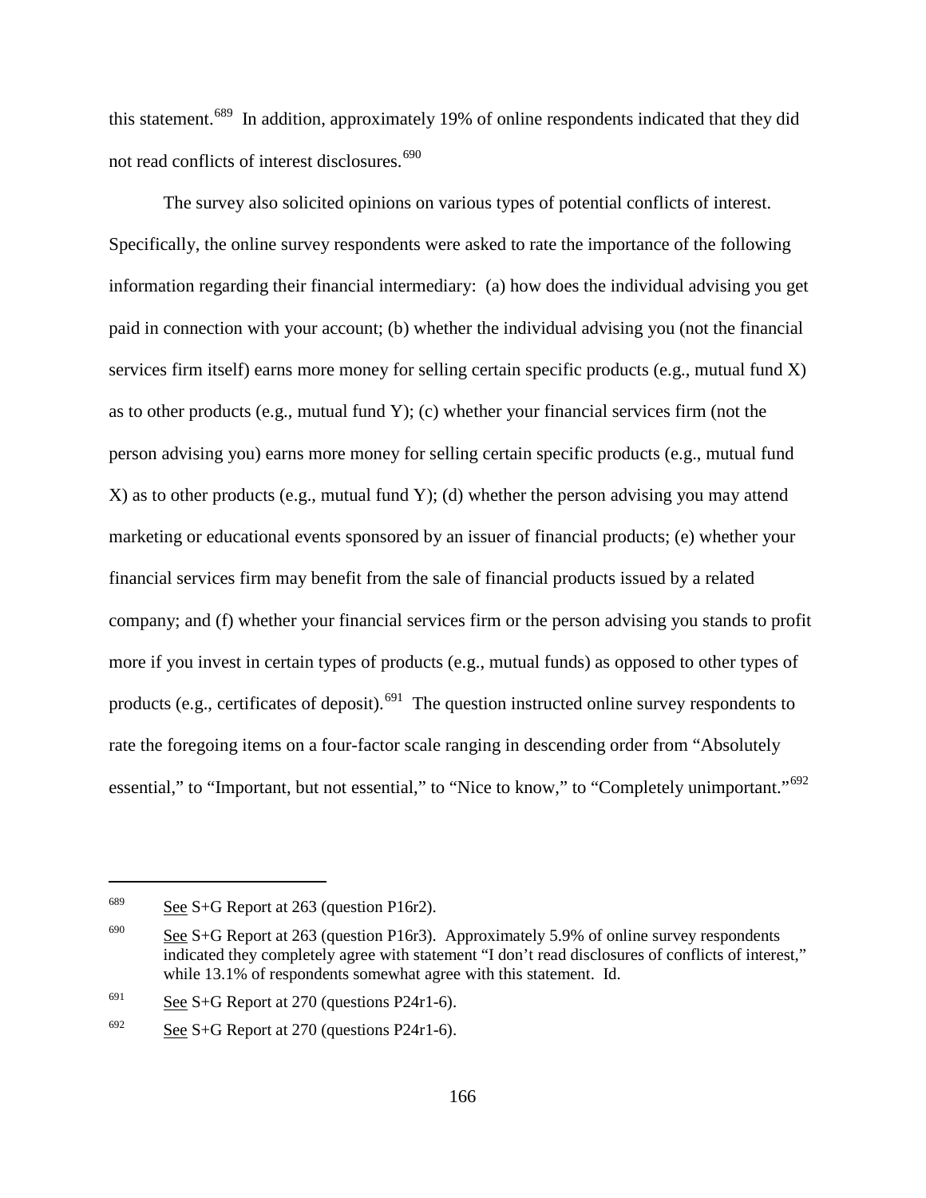this statement.[689] In addition, approximately 19% of online respondents indicated that they did not read conflicts of interest disclosures.[690]

The survey also solicited opinions on various types of potential conflicts of interest. Specifically, the online survey respondents were asked to rate the importance of the following information regarding their financial intermediary: (a) how does the individual advising you get paid in connection with your account; (b) whether the individual advising you (not the financial services firm itself) earns more money for selling certain specific products (e.g., mutual fund X) as to other products (e.g., mutual fund Y); (c) whether your financial services firm (not the person advising you) earns more money for selling certain specific products (e.g., mutual fund X) as to other products (e.g., mutual fund Y); (d) whether the person advising you may attend marketing or educational events sponsored by an issuer of financial products; (e) whether your financial services firm may benefit from the sale of financial products issued by a related company; and (f) whether your financial services firm or the person advising you stands to profit more if you invest in certain types of products (e.g., mutual funds) as opposed to other types of products (e.g., certificates of deposit).[691] The question instructed online survey respondents to rate the foregoing items on a four-factor scale ranging in descending order from "Absolutely essential," to "Important, but not essential," to "Nice to know," to "Completely unimportant."[692]

---

[689] See S+G Report at 263 (question P16r2).

[690] See S+G Report at 263 (question P16r3). Approximately 5.9% of online survey respondents indicated they completely agree with statement "I don't read disclosures of conflicts of interest," while 13.1% of respondents somewhat agree with this statement. Id.

[691] See S+G Report at 270 (questions P24r1-6).

[692] See S+G Report at 270 (questions P24r1-6).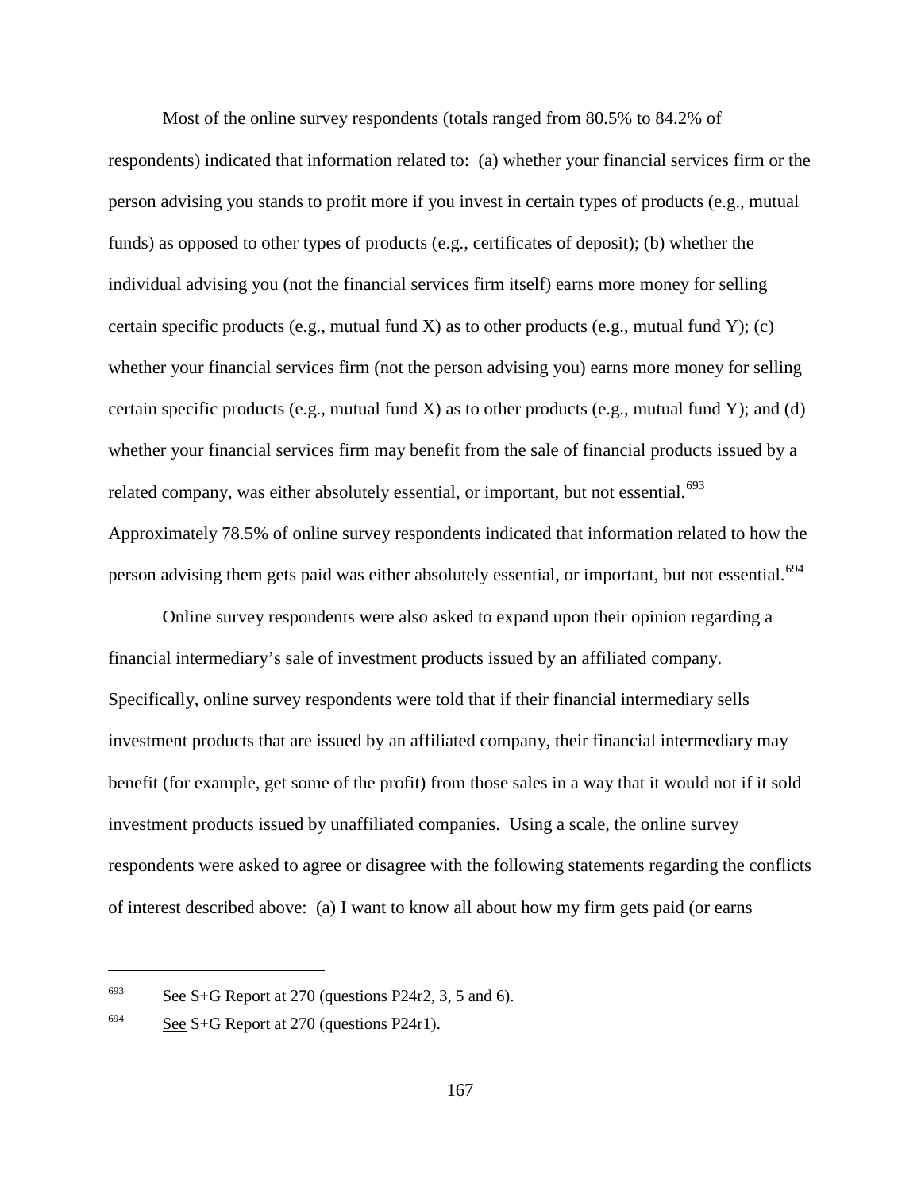Most of the online survey respondents (totals ranged from 80.5% to 84.2% of respondents) indicated that information related to: (a) whether your financial services firm or the person advising you stands to profit more if you invest in certain types of products (e.g., mutual funds) as opposed to other types of products (e.g., certificates of deposit); (b) whether the individual advising you (not the financial services firm itself) earns more money for selling certain specific products (e.g., mutual fund X) as to other products (e.g., mutual fund Y); (c) whether your financial services firm (not the person advising you) earns more money for selling certain specific products (e.g., mutual fund X) as to other products (e.g., mutual fund Y); and (d) whether your financial services firm may benefit from the sale of financial products issued by a related company, was either absolutely essential, or important, but not essential.[693] Approximately 78.5% of online survey respondents indicated that information related to how the person advising them gets paid was either absolutely essential, or important, but not essential.[694]

Online survey respondents were also asked to expand upon their opinion regarding a financial intermediary's sale of investment products issued by an affiliated company. Specifically, online survey respondents were told that if their financial intermediary sells investment products that are issued by an affiliated company, their financial intermediary may benefit (for example, get some of the profit) from those sales in a way that it would not if it sold investment products issued by unaffiliated companies. Using a scale, the online survey respondents were asked to agree or disagree with the following statements regarding the conflicts of interest described above: (a) I want to know all about how my firm gets paid (or earns

---

[693] See S+G Report at 270 (questions P24r2, 3, 5 and 6).

[694] See S+G Report at 270 (questions P24r1).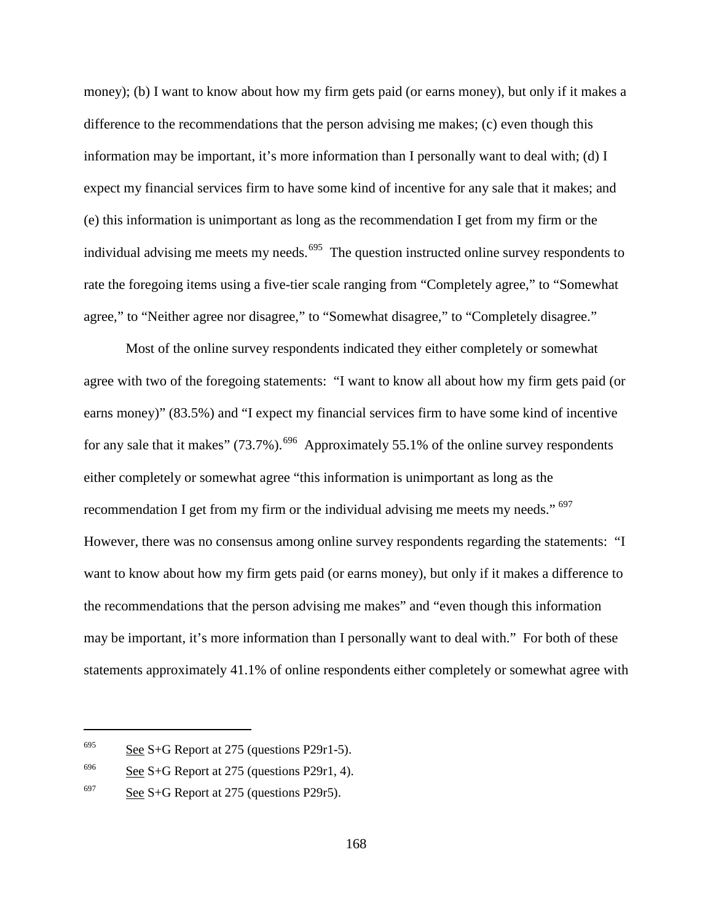money); (b) I want to know about how my firm gets paid (or earns money), but only if it makes a difference to the recommendations that the person advising me makes; (c) even though this information may be important, it's more information than I personally want to deal with; (d) I expect my financial services firm to have some kind of incentive for any sale that it makes; and (e) this information is unimportant as long as the recommendation I get from my firm or the individual advising me meets my needs.[695] The question instructed online survey respondents to rate the foregoing items using a five-tier scale ranging from "Completely agree," to "Somewhat agree," to "Neither agree nor disagree," to "Somewhat disagree," to "Completely disagree."

Most of the online survey respondents indicated they either completely or somewhat agree with two of the foregoing statements: "I want to know all about how my firm gets paid (or earns money)" (83.5%) and "I expect my financial services firm to have some kind of incentive for any sale that it makes" (73.7%).[696] Approximately 55.1% of the online survey respondents either completely or somewhat agree "this information is unimportant as long as the recommendation I get from my firm or the individual advising me meets my needs."[697] However, there was no consensus among online survey respondents regarding the statements: "I want to know about how my firm gets paid (or earns money), but only if it makes a difference to the recommendations that the person advising me makes" and "even though this information may be important, it's more information than I personally want to deal with." For both of these statements approximately 41.1% of online respondents either completely or somewhat agree with

---

[695] See S+G Report at 275 (questions P29r1-5).

[696] See S+G Report at 275 (questions P29r1, 4).

[697] See S+G Report at 275 (questions P29r5).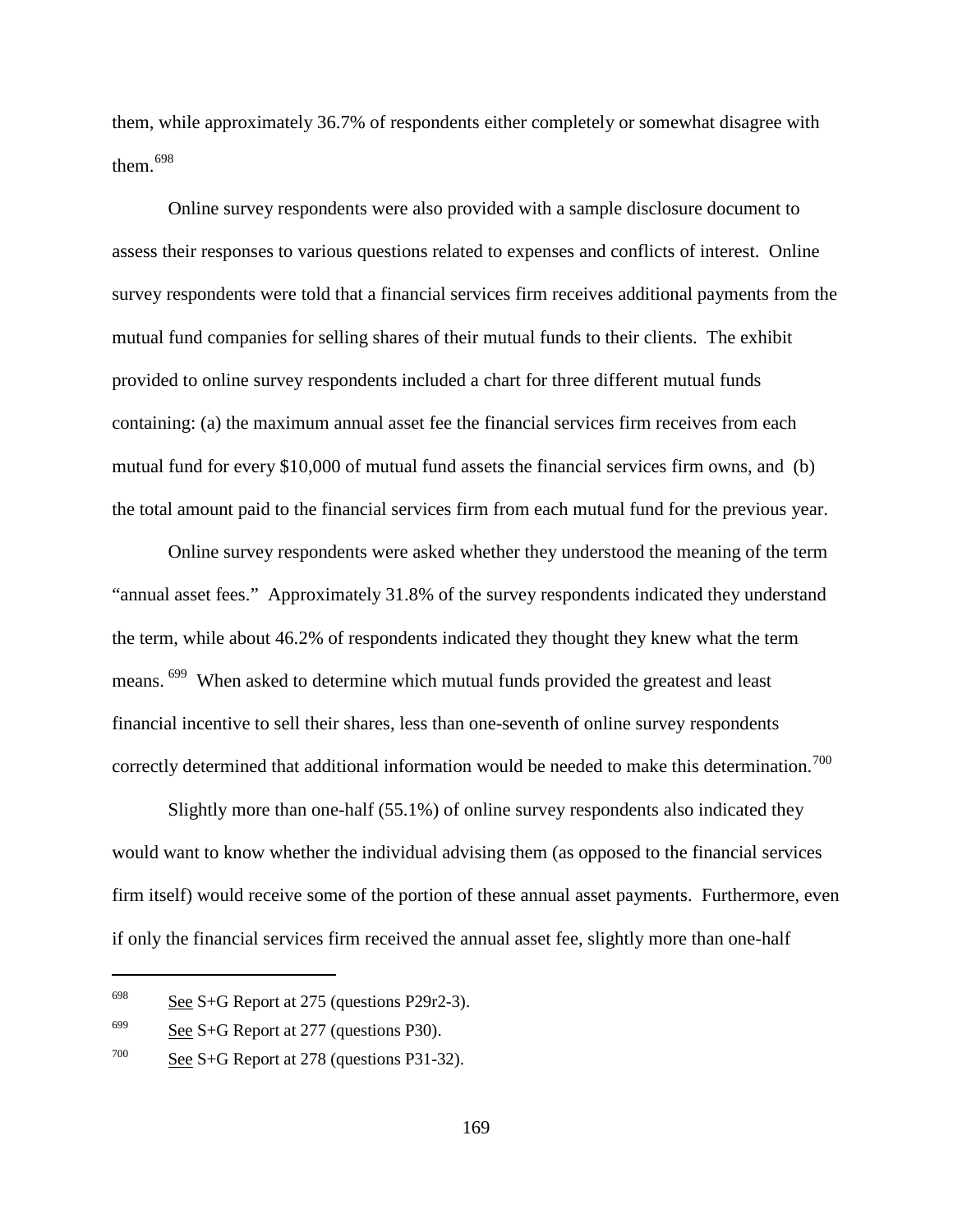them, while approximately 36.7% of respondents either completely or somewhat disagree with them.[698]

Online survey respondents were also provided with a sample disclosure document to assess their responses to various questions related to expenses and conflicts of interest. Online survey respondents were told that a financial services firm receives additional payments from the mutual fund companies for selling shares of their mutual funds to their clients. The exhibit provided to online survey respondents included a chart for three different mutual funds containing: (a) the maximum annual asset fee the financial services firm receives from each mutual fund for every $10,000 of mutual fund assets the financial services firm owns, and (b) the total amount paid to the financial services firm from each mutual fund for the previous year.

Online survey respondents were asked whether they understood the meaning of the term "annual asset fees." Approximately 31.8% of the survey respondents indicated they understand the term, while about 46.2% of respondents indicated they thought they knew what the term means.[699] When asked to determine which mutual funds provided the greatest and least financial incentive to sell their shares, less than one-seventh of online survey respondents correctly determined that additional information would be needed to make this determination.[700]

Slightly more than one-half (55.1%) of online survey respondents also indicated they would want to know whether the individual advising them (as opposed to the financial services firm itself) would receive some of the portion of these annual asset payments. Furthermore, even if only the financial services firm received the annual asset fee, slightly more than one-half

---

[698] See S+G Report at 275 (questions P29r2-3).

[699] See S+G Report at 277 (questions P30).

[700] See S+G Report at 278 (questions P31-32).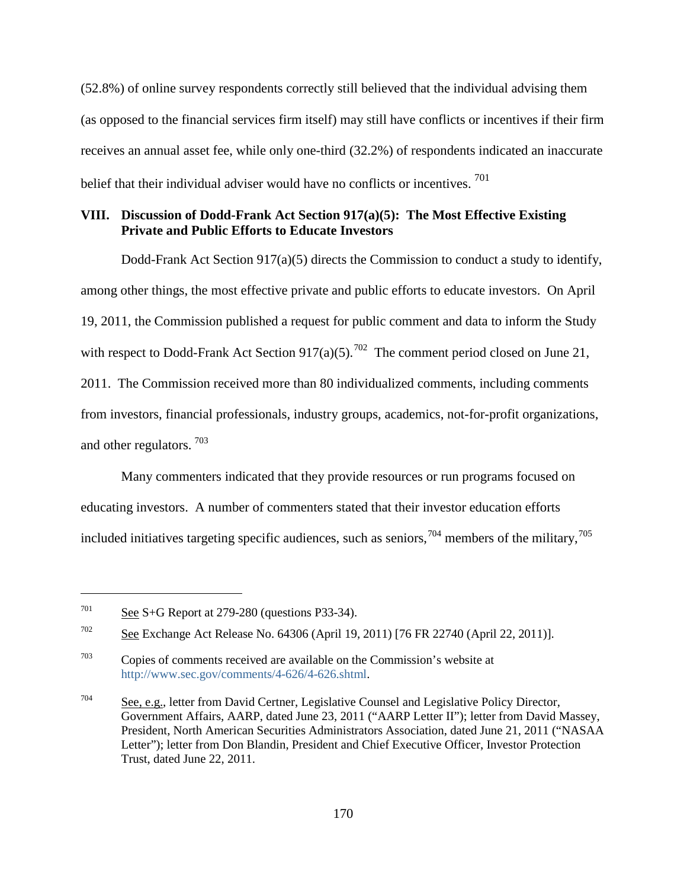(52.8%) of online survey respondents correctly still believed that the individual advising them (as opposed to the financial services firm itself) may still have conflicts or incentives if their firm receives an annual asset fee, while only one-third (32.2%) of respondents indicated an inaccurate belief that their individual adviser would have no conflicts or incentives.[701]

## VIII. Discussion of Dodd-Frank Act Section 917(a)(5): The Most Effective Existing Private and Public Efforts to Educate Investors

Dodd-Frank Act Section 917(a)(5) directs the Commission to conduct a study to identify, among other things, the most effective private and public efforts to educate investors. On April 19, 2011, the Commission published a request for public comment and data to inform the Study with respect to Dodd-Frank Act Section 917(a)(5).[702] The comment period closed on June 21, 2011. The Commission received more than 80 individualized comments, including comments from investors, financial professionals, industry groups, academics, not-for-profit organizations, and other regulators.[703]

Many commenters indicated that they provide resources or run programs focused on educating investors. A number of commenters stated that their investor education efforts included initiatives targeting specific audiences, such as seniors,[704] members of the military,[705]

---

[701] See S+G Report at 279-280 (questions P33-34).

[702] See Exchange Act Release No. 64306 (April 19, 2011) [76 FR 22740 (April 22, 2011)].

[703] Copies of comments received are available on the Commission's website at http://www.sec.gov/comments/4-626/4-626.shtml.

[704] See, e.g., letter from David Certner, Legislative Counsel and Legislative Policy Director, Government Affairs, AARP, dated June 23, 2011 ("AARP Letter II"); letter from David Massey, President, North American Securities Administrators Association, dated June 21, 2011 ("NASAA Letter"); letter from Don Blandin, President and Chief Executive Officer, Investor Protection Trust, dated June 22, 2011.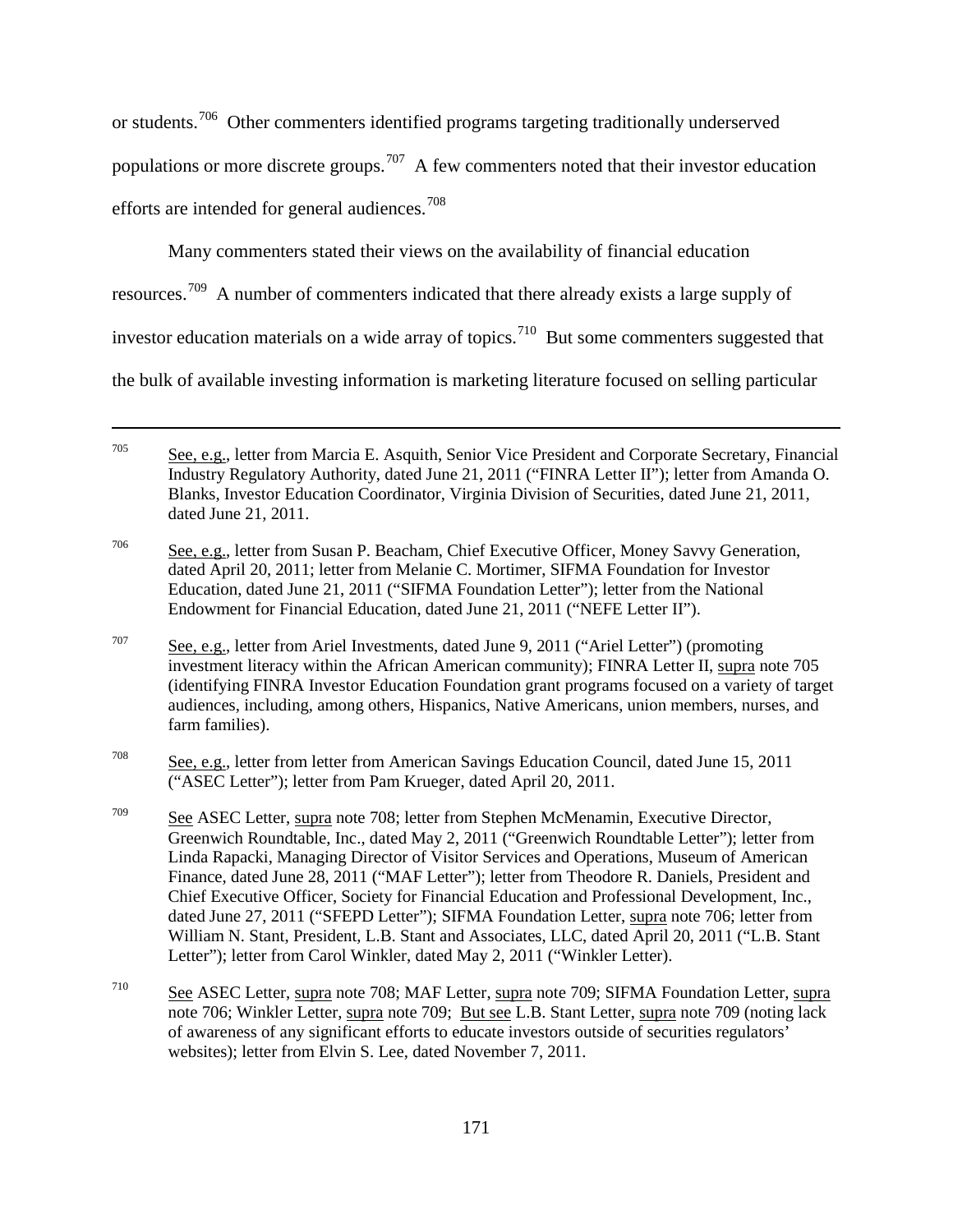or students.[706] Other commenters identified programs targeting traditionally underserved populations or more discrete groups.[707] A few commenters noted that their investor education efforts are intended for general audiences.[708]

Many commenters stated their views on the availability of financial education resources.[709] A number of commenters indicated that there already exists a large supply of investor education materials on a wide array of topics.[710] But some commenters suggested that the bulk of available investing information is marketing literature focused on selling particular

---

[705] See, e.g., letter from Marcia E. Asquith, Senior Vice President and Corporate Secretary, Financial Industry Regulatory Authority, dated June 21, 2011 ("FINRA Letter II"); letter from Amanda O. Blanks, Investor Education Coordinator, Virginia Division of Securities, dated June 21, 2011, dated June 21, 2011.

[706] See, e.g., letter from Susan P. Beacham, Chief Executive Officer, Money Savvy Generation, dated April 20, 2011; letter from Melanie C. Mortimer, SIFMA Foundation for Investor Education, dated June 21, 2011 ("SIFMA Foundation Letter"); letter from the National Endowment for Financial Education, dated June 21, 2011 ("NEFE Letter II").

[707] See, e.g., letter from Ariel Investments, dated June 9, 2011 ("Ariel Letter") (promoting investment literacy within the African American community); FINRA Letter II, supra note 705 (identifying FINRA Investor Education Foundation grant programs focused on a variety of target audiences, including, among others, Hispanics, Native Americans, union members, nurses, and farm families).

[708] See, e.g., letter from letter from American Savings Education Council, dated June 15, 2011 ("ASEC Letter"); letter from Pam Krueger, dated April 20, 2011.

[709] See ASEC Letter, supra note 708; letter from Stephen McMenamin, Executive Director, Greenwich Roundtable, Inc., dated May 2, 2011 ("Greenwich Roundtable Letter"); letter from Linda Rapacki, Managing Director of Visitor Services and Operations, Museum of American Finance, dated June 28, 2011 ("MAF Letter"); letter from Theodore R. Daniels, President and Chief Executive Officer, Society for Financial Education and Professional Development, Inc., dated June 27, 2011 ("SFEPD Letter"); SIFMA Foundation Letter, supra note 706; letter from William N. Stant, President, L.B. Stant and Associates, LLC, dated April 20, 2011 ("L.B. Stant Letter"); letter from Carol Winkler, dated May 2, 2011 ("Winkler Letter).

[710] See ASEC Letter, supra note 708; MAF Letter, supra note 709; SIFMA Foundation Letter, supra note 706; Winkler Letter, supra note 709; But see L.B. Stant Letter, supra note 709 (noting lack of awareness of any significant efforts to educate investors outside of securities regulators' websites); letter from Elvin S. Lee, dated November 7, 2011.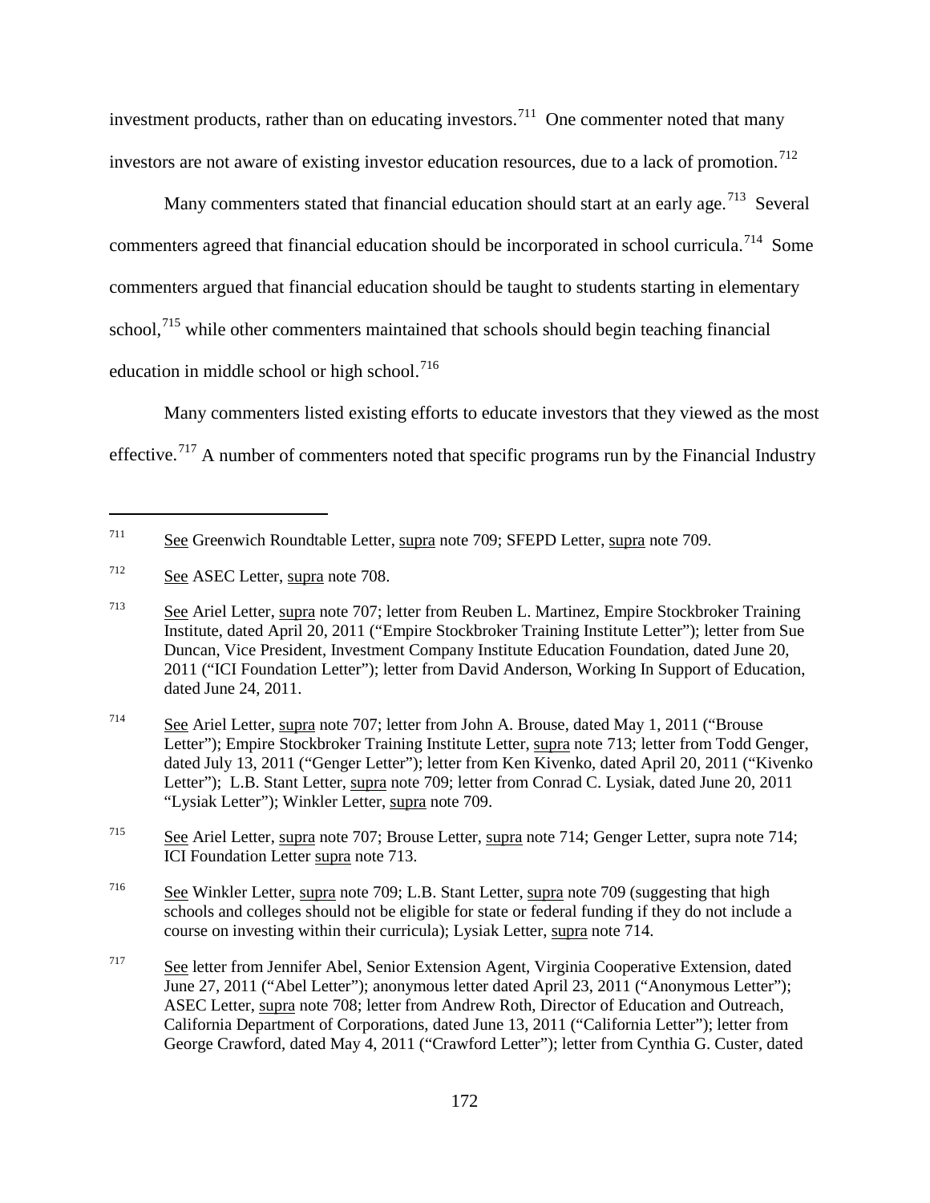investment products, rather than on educating investors.[711] One commenter noted that many investors are not aware of existing investor education resources, due to a lack of promotion.[712]

Many commenters stated that financial education should start at an early age.[713] Several commenters agreed that financial education should be incorporated in school curricula.[714] Some commenters argued that financial education should be taught to students starting in elementary school,[715] while other commenters maintained that schools should begin teaching financial education in middle school or high school.[716]

Many commenters listed existing efforts to educate investors that they viewed as the most effective.[717] A number of commenters noted that specific programs run by the Financial Industry

---

[711] See Greenwich Roundtable Letter, supra note 709; SFEPD Letter, supra note 709.

[712] See ASEC Letter, supra note 708.

[713] See Ariel Letter, supra note 707; letter from Reuben L. Martinez, Empire Stockbroker Training Institute, dated April 20, 2011 ("Empire Stockbroker Training Institute Letter"); letter from Sue Duncan, Vice President, Investment Company Institute Education Foundation, dated June 20, 2011 ("ICI Foundation Letter"); letter from David Anderson, Working In Support of Education, dated June 24, 2011.

[714] See Ariel Letter, supra note 707; letter from John A. Brouse, dated May 1, 2011 ("Brouse Letter"); Empire Stockbroker Training Institute Letter, supra note 713; letter from Todd Genger, dated July 13, 2011 ("Genger Letter"); letter from Ken Kivenko, dated April 20, 2011 ("Kivenko Letter"); L.B. Stant Letter, supra note 709; letter from Conrad C. Lysiak, dated June 20, 2011 "Lysiak Letter"); Winkler Letter, supra note 709.

[715] See Ariel Letter, supra note 707; Brouse Letter, supra note 714; Genger Letter, supra note 714; ICI Foundation Letter supra note 713.

[716] See Winkler Letter, supra note 709; L.B. Stant Letter, supra note 709 (suggesting that high schools and colleges should not be eligible for state or federal funding if they do not include a course on investing within their curricula); Lysiak Letter, supra note 714.

[717] See letter from Jennifer Abel, Senior Extension Agent, Virginia Cooperative Extension, dated June 27, 2011 ("Abel Letter"); anonymous letter dated April 23, 2011 ("Anonymous Letter"); ASEC Letter, supra note 708; letter from Andrew Roth, Director of Education and Outreach, California Department of Corporations, dated June 13, 2011 ("California Letter"); letter from George Crawford, dated May 4, 2011 ("Crawford Letter"); letter from Cynthia G. Custer, dated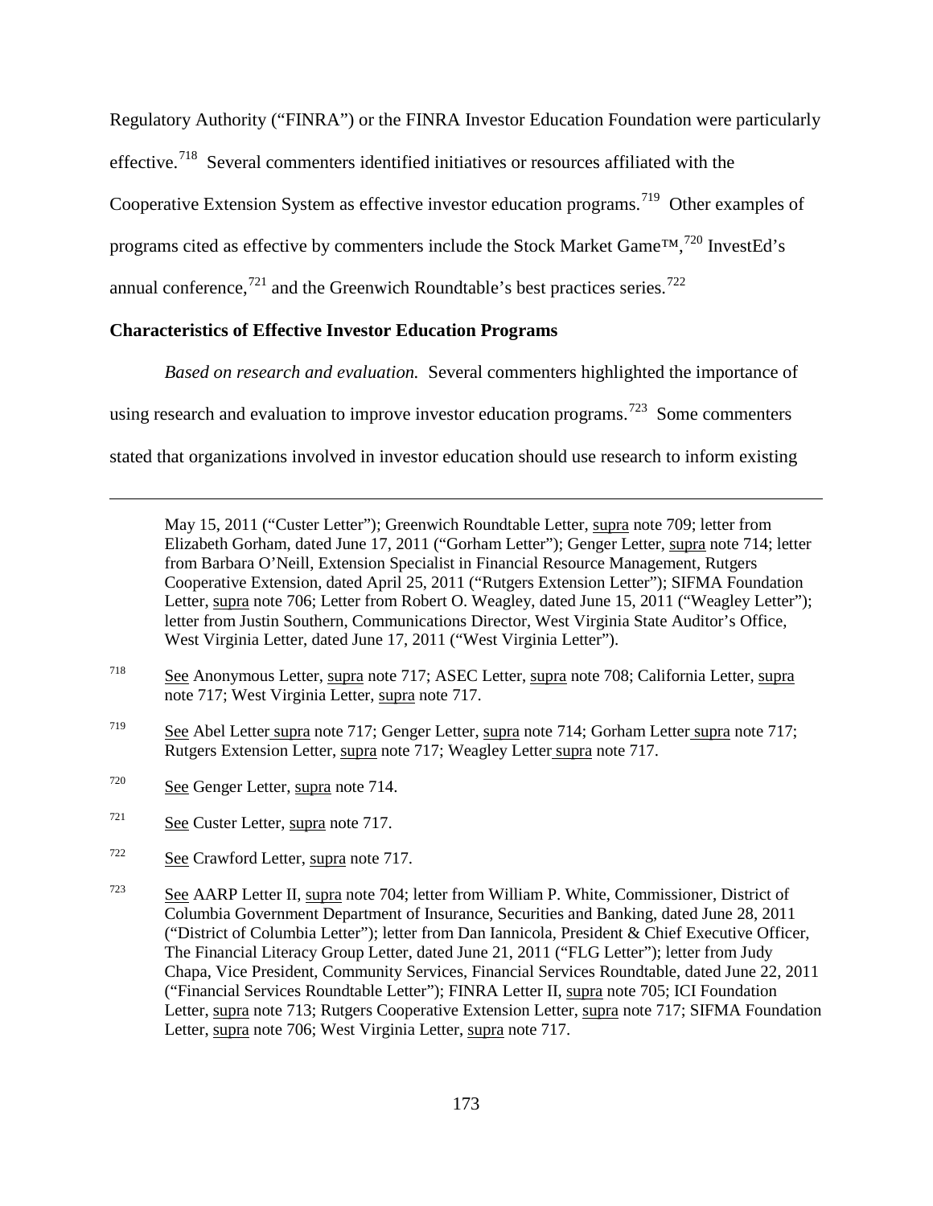Regulatory Authority ("FINRA") or the FINRA Investor Education Foundation were particularly effective.[718] Several commenters identified initiatives or resources affiliated with the Cooperative Extension System as effective investor education programs.[719] Other examples of programs cited as effective by commenters include the Stock Market Game™,[720] InvestEd's annual conference,[721] and the Greenwich Roundtable's best practices series.[722]

**Characteristics of Effective Investor Education Programs**

*Based on research and evaluation.* Several commenters highlighted the importance of using research and evaluation to improve investor education programs.[723] Some commenters stated that organizations involved in investor education should use research to inform existing

---

May 15, 2011 ("Custer Letter"); Greenwich Roundtable Letter, supra note 709; letter from Elizabeth Gorham, dated June 17, 2011 ("Gorham Letter"); Genger Letter, supra note 714; letter from Barbara O'Neill, Extension Specialist in Financial Resource Management, Rutgers Cooperative Extension, dated April 25, 2011 ("Rutgers Extension Letter"); SIFMA Foundation Letter, supra note 706; Letter from Robert O. Weagley, dated June 15, 2011 ("Weagley Letter"); letter from Justin Southern, Communications Director, West Virginia State Auditor's Office, West Virginia Letter, dated June 17, 2011 ("West Virginia Letter").

[718] See Anonymous Letter, supra note 717; ASEC Letter, supra note 708; California Letter, supra note 717; West Virginia Letter, supra note 717.

[719] See Abel Letter supra note 717; Genger Letter, supra note 714; Gorham Letter supra note 717; Rutgers Extension Letter, supra note 717; Weagley Letter supra note 717.

[720] See Genger Letter, supra note 714.

[721] See Custer Letter, supra note 717.

[722] See Crawford Letter, supra note 717.

[723] See AARP Letter II, supra note 704; letter from William P. White, Commissioner, District of Columbia Government Department of Insurance, Securities and Banking, dated June 28, 2011 ("District of Columbia Letter"); letter from Dan Iannicola, President & Chief Executive Officer, The Financial Literacy Group Letter, dated June 21, 2011 ("FLG Letter"); letter from Judy Chapa, Vice President, Community Services, Financial Services Roundtable, dated June 22, 2011 ("Financial Services Roundtable Letter"); FINRA Letter II, supra note 705; ICI Foundation Letter, supra note 713; Rutgers Cooperative Extension Letter, supra note 717; SIFMA Foundation Letter, supra note 706; West Virginia Letter, supra note 717.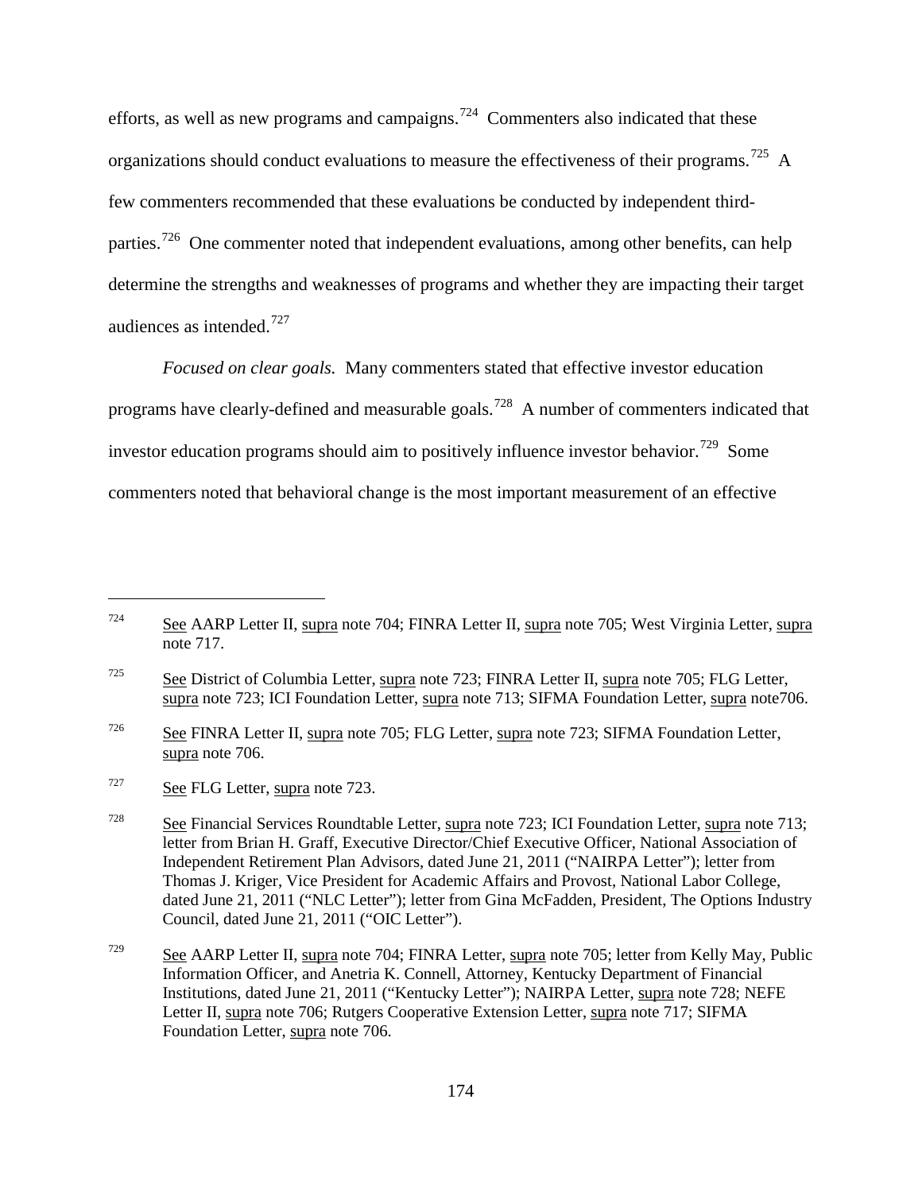efforts, as well as new programs and campaigns.[724] Commenters also indicated that these organizations should conduct evaluations to measure the effectiveness of their programs.[725] A few commenters recommended that these evaluations be conducted by independent third-parties.[726] One commenter noted that independent evaluations, among other benefits, can help determine the strengths and weaknesses of programs and whether they are impacting their target audiences as intended.[727]

*Focused on clear goals.* Many commenters stated that effective investor education programs have clearly-defined and measurable goals.[728] A number of commenters indicated that investor education programs should aim to positively influence investor behavior.[729] Some commenters noted that behavioral change is the most important measurement of an effective

---

[724] See AARP Letter II, supra note 704; FINRA Letter II, supra note 705; West Virginia Letter, supra note 717.

[725] See District of Columbia Letter, supra note 723; FINRA Letter II, supra note 705; FLG Letter, supra note 723; ICI Foundation Letter, supra note 713; SIFMA Foundation Letter, supra note706.

[726] See FINRA Letter II, supra note 705; FLG Letter, supra note 723; SIFMA Foundation Letter, supra note 706.

[727] See FLG Letter, supra note 723.

[728] See Financial Services Roundtable Letter, supra note 723; ICI Foundation Letter, supra note 713; letter from Brian H. Graff, Executive Director/Chief Executive Officer, National Association of Independent Retirement Plan Advisors, dated June 21, 2011 ("NAIRPA Letter"); letter from Thomas J. Kriger, Vice President for Academic Affairs and Provost, National Labor College, dated June 21, 2011 ("NLC Letter"); letter from Gina McFadden, President, The Options Industry Council, dated June 21, 2011 ("OIC Letter").

[729] See AARP Letter II, supra note 704; FINRA Letter, supra note 705; letter from Kelly May, Public Information Officer, and Anetria K. Connell, Attorney, Kentucky Department of Financial Institutions, dated June 21, 2011 ("Kentucky Letter"); NAIRPA Letter, supra note 728; NEFE Letter II, supra note 706; Rutgers Cooperative Extension Letter, supra note 717; SIFMA Foundation Letter, supra note 706.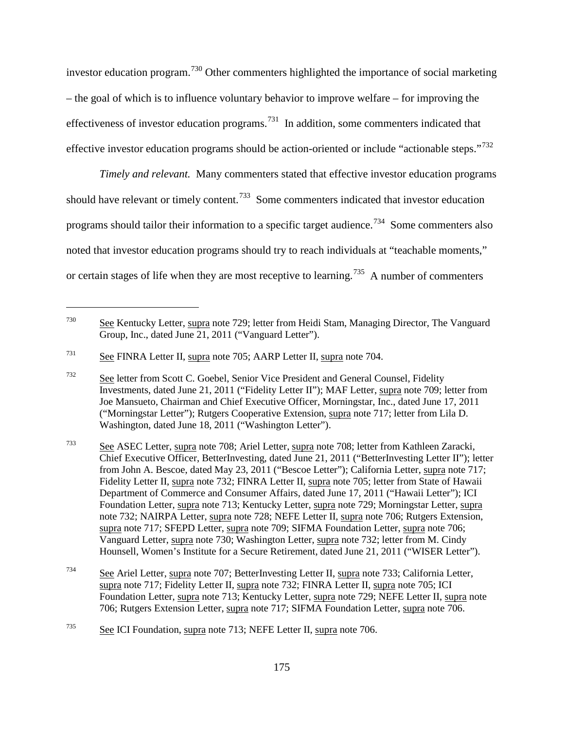investor education program.[730] Other commenters highlighted the importance of social marketing – the goal of which is to influence voluntary behavior to improve welfare – for improving the effectiveness of investor education programs.[731] In addition, some commenters indicated that effective investor education programs should be action-oriented or include "actionable steps."[732]

*Timely and relevant.* Many commenters stated that effective investor education programs should have relevant or timely content.[733] Some commenters indicated that investor education programs should tailor their information to a specific target audience.[734] Some commenters also noted that investor education programs should try to reach individuals at "teachable moments," or certain stages of life when they are most receptive to learning.[735] A number of commenters

---

[730] See Kentucky Letter, supra note 729; letter from Heidi Stam, Managing Director, The Vanguard Group, Inc., dated June 21, 2011 ("Vanguard Letter").

[731] See FINRA Letter II, supra note 705; AARP Letter II, supra note 704.

[732] See letter from Scott C. Goebel, Senior Vice President and General Counsel, Fidelity Investments, dated June 21, 2011 ("Fidelity Letter II"); MAF Letter, supra note 709; letter from Joe Mansueto, Chairman and Chief Executive Officer, Morningstar, Inc., dated June 17, 2011 ("Morningstar Letter"); Rutgers Cooperative Extension, supra note 717; letter from Lila D. Washington, dated June 18, 2011 ("Washington Letter").

[733] See ASEC Letter, supra note 708; Ariel Letter, supra note 708; letter from Kathleen Zaracki, Chief Executive Officer, BetterInvesting, dated June 21, 2011 ("BetterInvesting Letter II"); letter from John A. Bescoe, dated May 23, 2011 ("Bescoe Letter"); California Letter, supra note 717; Fidelity Letter II, supra note 732; FINRA Letter II, supra note 705; letter from State of Hawaii Department of Commerce and Consumer Affairs, dated June 17, 2011 ("Hawaii Letter"); ICI Foundation Letter, supra note 713; Kentucky Letter, supra note 729; Morningstar Letter, supra note 732; NAIRPA Letter, supra note 728; NEFE Letter II, supra note 706; Rutgers Extension, supra note 717; SFEPD Letter, supra note 709; SIFMA Foundation Letter, supra note 706; Vanguard Letter, supra note 730; Washington Letter, supra note 732; letter from M. Cindy Hounsell, Women's Institute for a Secure Retirement, dated June 21, 2011 ("WISER Letter").

[734] See Ariel Letter, supra note 707; BetterInvesting Letter II, supra note 733; California Letter, supra note 717; Fidelity Letter II, supra note 732; FINRA Letter II, supra note 705; ICI Foundation Letter, supra note 713; Kentucky Letter, supra note 729; NEFE Letter II, supra note 706; Rutgers Extension Letter, supra note 717; SIFMA Foundation Letter, supra note 706.

[735] See ICI Foundation, supra note 713; NEFE Letter II, supra note 706.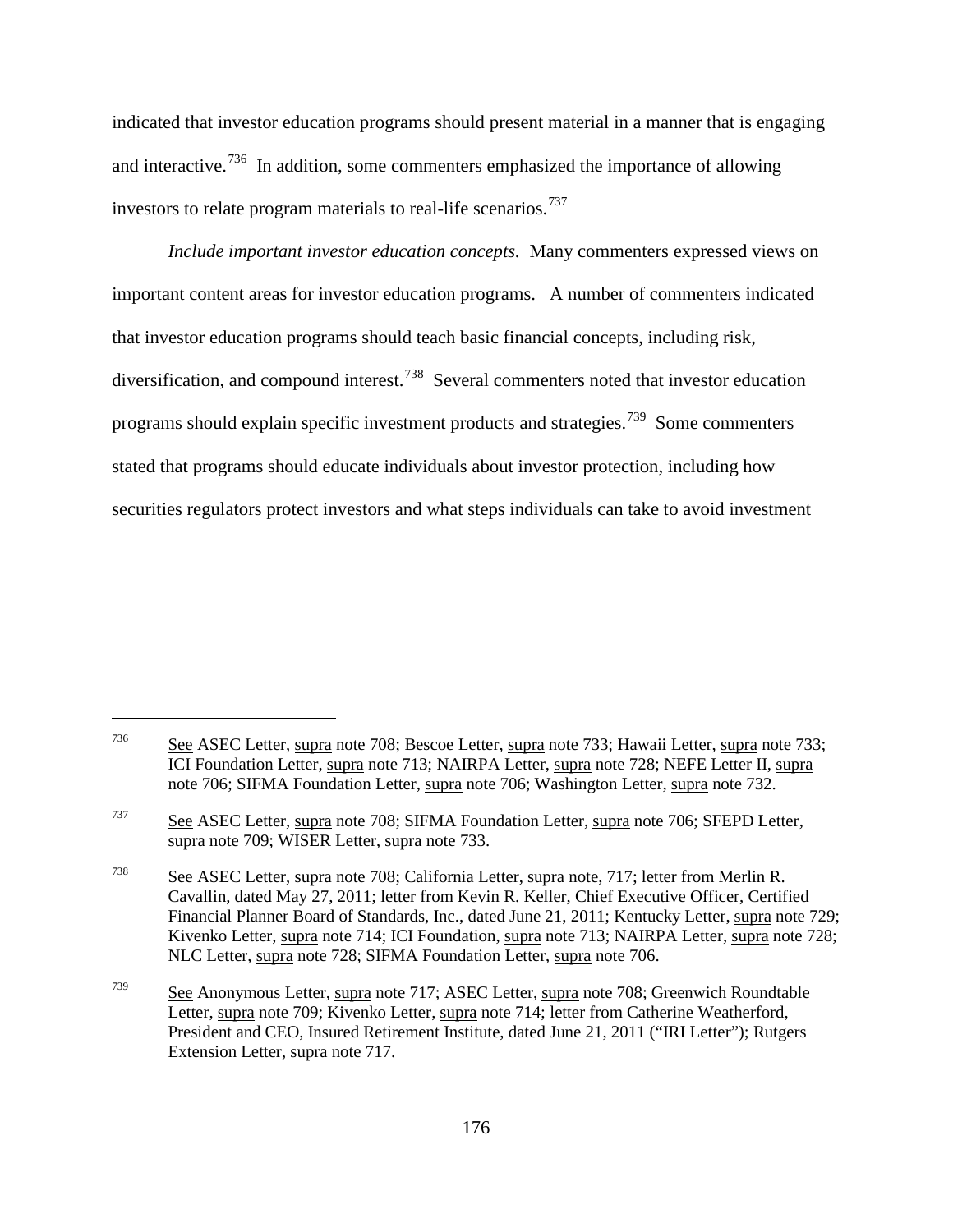indicated that investor education programs should present material in a manner that is engaging and interactive.[736] In addition, some commenters emphasized the importance of allowing investors to relate program materials to real-life scenarios.[737]

*Include important investor education concepts.* Many commenters expressed views on important content areas for investor education programs. A number of commenters indicated that investor education programs should teach basic financial concepts, including risk, diversification, and compound interest.[738] Several commenters noted that investor education programs should explain specific investment products and strategies.[739] Some commenters stated that programs should educate individuals about investor protection, including how securities regulators protect investors and what steps individuals can take to avoid investment

---

[736] See ASEC Letter, supra note 708; Bescoe Letter, supra note 733; Hawaii Letter, supra note 733; ICI Foundation Letter, supra note 713; NAIRPA Letter, supra note 728; NEFE Letter II, supra note 706; SIFMA Foundation Letter, supra note 706; Washington Letter, supra note 732.

[737] See ASEC Letter, supra note 708; SIFMA Foundation Letter, supra note 706; SFEPD Letter, supra note 709; WISER Letter, supra note 733.

[738] See ASEC Letter, supra note 708; California Letter, supra note, 717; letter from Merlin R. Cavallin, dated May 27, 2011; letter from Kevin R. Keller, Chief Executive Officer, Certified Financial Planner Board of Standards, Inc., dated June 21, 2011; Kentucky Letter, supra note 729; Kivenko Letter, supra note 714; ICI Foundation, supra note 713; NAIRPA Letter, supra note 728; NLC Letter, supra note 728; SIFMA Foundation Letter, supra note 706.

[739] See Anonymous Letter, supra note 717; ASEC Letter, supra note 708; Greenwich Roundtable Letter, supra note 709; Kivenko Letter, supra note 714; letter from Catherine Weatherford, President and CEO, Insured Retirement Institute, dated June 21, 2011 ("IRI Letter"); Rutgers Extension Letter, supra note 717.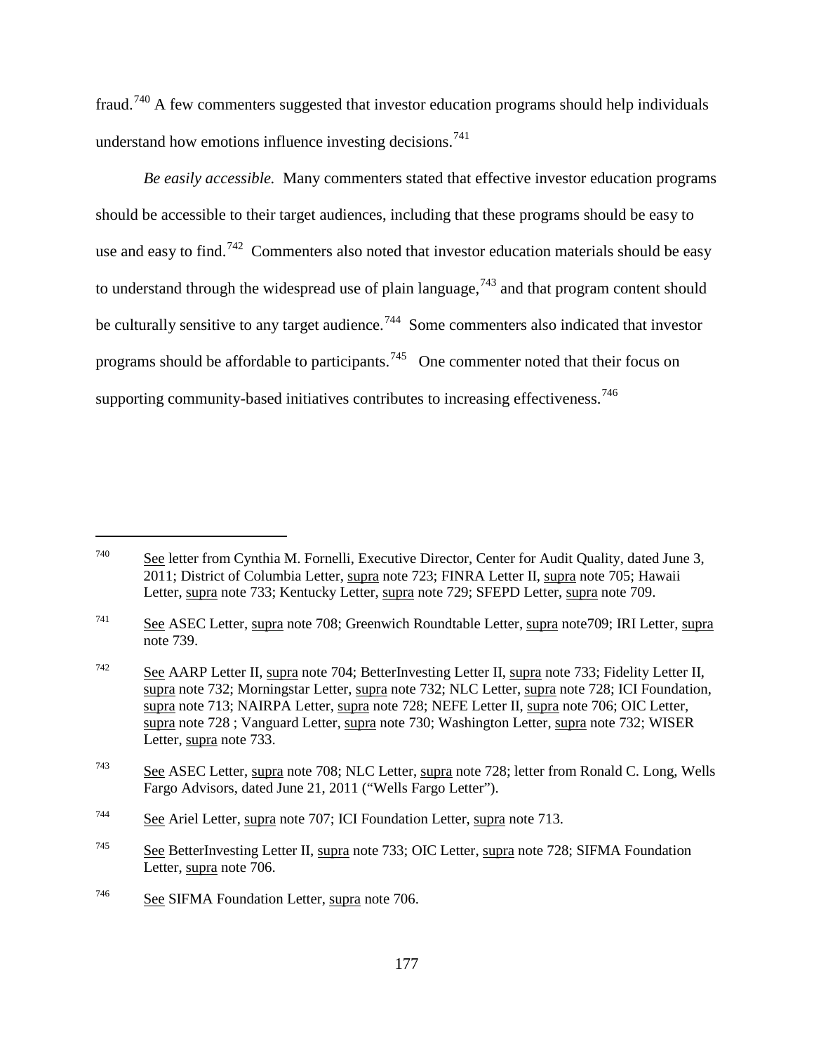fraud.[740] A few commenters suggested that investor education programs should help individuals understand how emotions influence investing decisions.[741]

*Be easily accessible.* Many commenters stated that effective investor education programs should be accessible to their target audiences, including that these programs should be easy to use and easy to find.[742] Commenters also noted that investor education materials should be easy to understand through the widespread use of plain language,[743] and that program content should be culturally sensitive to any target audience.[744] Some commenters also indicated that investor programs should be affordable to participants.[745] One commenter noted that their focus on supporting community-based initiatives contributes to increasing effectiveness.[746]

---

[740] See letter from Cynthia M. Fornelli, Executive Director, Center for Audit Quality, dated June 3, 2011; District of Columbia Letter, supra note 723; FINRA Letter II, supra note 705; Hawaii Letter, supra note 733; Kentucky Letter, supra note 729; SFEPD Letter, supra note 709.

[741] See ASEC Letter, supra note 708; Greenwich Roundtable Letter, supra note709; IRI Letter, supra note 739.

[742] See AARP Letter II, supra note 704; BetterInvesting Letter II, supra note 733; Fidelity Letter II, supra note 732; Morningstar Letter, supra note 732; NLC Letter, supra note 728; ICI Foundation, supra note 713; NAIRPA Letter, supra note 728; NEFE Letter II, supra note 706; OIC Letter, supra note 728 ; Vanguard Letter, supra note 730; Washington Letter, supra note 732; WISER Letter, supra note 733.

[743] See ASEC Letter, supra note 708; NLC Letter, supra note 728; letter from Ronald C. Long, Wells Fargo Advisors, dated June 21, 2011 ("Wells Fargo Letter").

[744] See Ariel Letter, supra note 707; ICI Foundation Letter, supra note 713.

[745] See BetterInvesting Letter II, supra note 733; OIC Letter, supra note 728; SIFMA Foundation Letter, supra note 706.

[746] See SIFMA Foundation Letter, supra note 706.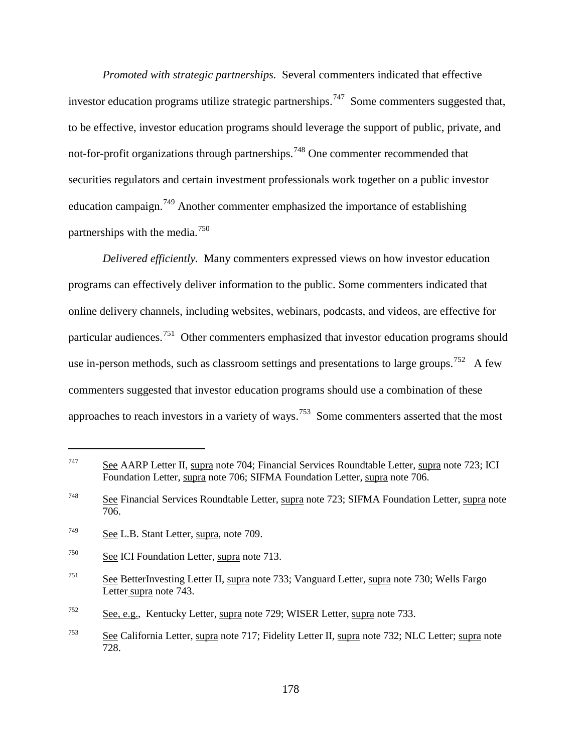*Promoted with strategic partnerships.* Several commenters indicated that effective investor education programs utilize strategic partnerships.[747] Some commenters suggested that, to be effective, investor education programs should leverage the support of public, private, and not-for-profit organizations through partnerships.[748] One commenter recommended that securities regulators and certain investment professionals work together on a public investor education campaign.[749] Another commenter emphasized the importance of establishing partnerships with the media.[750]

*Delivered efficiently.* Many commenters expressed views on how investor education programs can effectively deliver information to the public. Some commenters indicated that online delivery channels, including websites, webinars, podcasts, and videos, are effective for particular audiences.[751] Other commenters emphasized that investor education programs should use in-person methods, such as classroom settings and presentations to large groups.[752] A few commenters suggested that investor education programs should use a combination of these approaches to reach investors in a variety of ways.[753] Some commenters asserted that the most

---

[747] See AARP Letter II, supra note 704; Financial Services Roundtable Letter, supra note 723; ICI Foundation Letter, supra note 706; SIFMA Foundation Letter, supra note 706.

[748] See Financial Services Roundtable Letter, supra note 723; SIFMA Foundation Letter, supra note 706.

[749] See L.B. Stant Letter, supra, note 709.

[750] See ICI Foundation Letter, supra note 713.

[751] See BetterInvesting Letter II, supra note 733; Vanguard Letter, supra note 730; Wells Fargo Letter supra note 743.

[752] See, e.g., Kentucky Letter, supra note 729; WISER Letter, supra note 733.

[753] See California Letter, supra note 717; Fidelity Letter II, supra note 732; NLC Letter; supra note 728.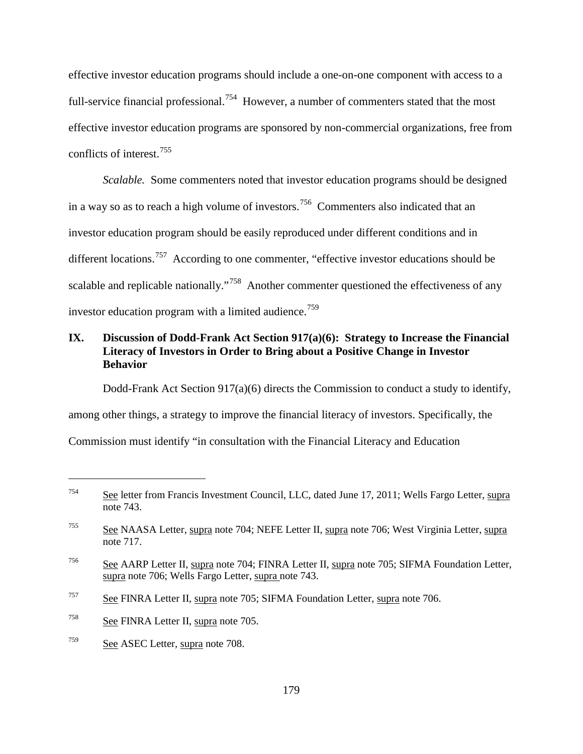effective investor education programs should include a one-on-one component with access to a full-service financial professional.[754] However, a number of commenters stated that the most effective investor education programs are sponsored by non-commercial organizations, free from conflicts of interest.[755]

*Scalable.* Some commenters noted that investor education programs should be designed in a way so as to reach a high volume of investors.[756] Commenters also indicated that an investor education program should be easily reproduced under different conditions and in different locations.[757] According to one commenter, "effective investor educations should be scalable and replicable nationally."[758] Another commenter questioned the effectiveness of any investor education program with a limited audience.[759]

## IX. Discussion of Dodd-Frank Act Section 917(a)(6): Strategy to Increase the Financial Literacy of Investors in Order to Bring about a Positive Change in Investor Behavior

Dodd-Frank Act Section 917(a)(6) directs the Commission to conduct a study to identify, among other things, a strategy to improve the financial literacy of investors. Specifically, the Commission must identify "in consultation with the Financial Literacy and Education

---

[754] See letter from Francis Investment Council, LLC, dated June 17, 2011; Wells Fargo Letter, supra note 743.

[755] See NAASA Letter, supra note 704; NEFE Letter II, supra note 706; West Virginia Letter, supra note 717.

[756] See AARP Letter II, supra note 704; FINRA Letter II, supra note 705; SIFMA Foundation Letter, supra note 706; Wells Fargo Letter, supra note 743.

[757] See FINRA Letter II, supra note 705; SIFMA Foundation Letter, supra note 706.

[758] See FINRA Letter II, supra note 705.

[759] See ASEC Letter, supra note 708.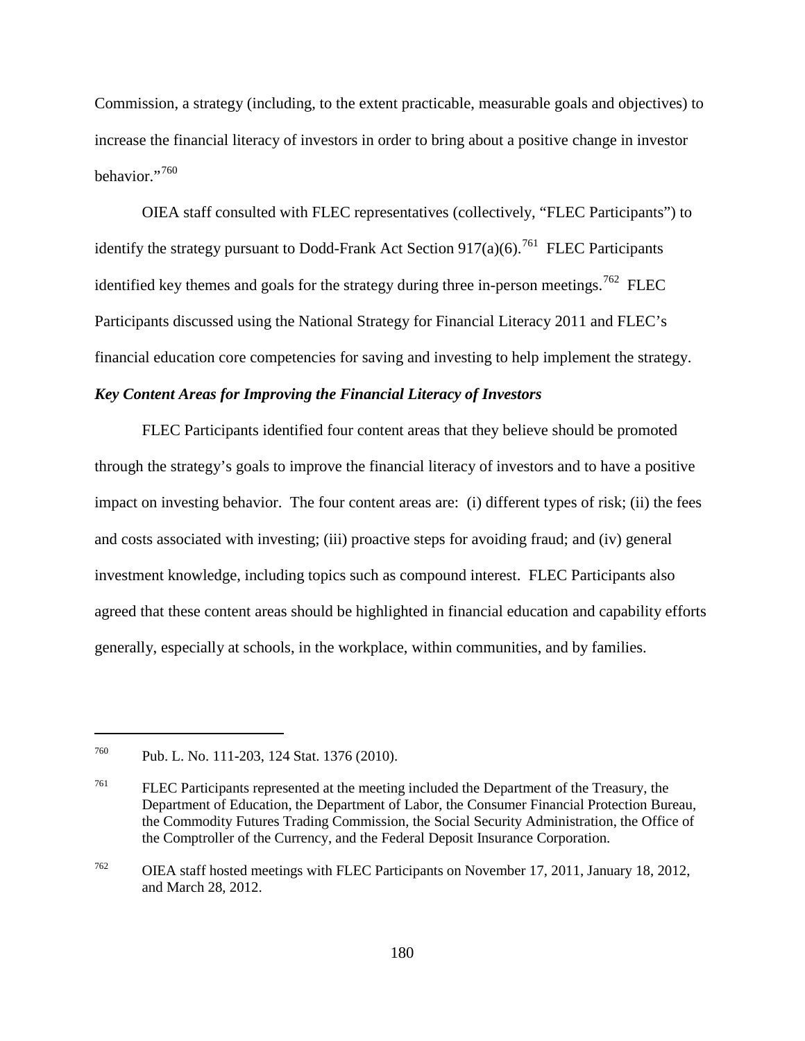Commission, a strategy (including, to the extent practicable, measurable goals and objectives) to increase the financial literacy of investors in order to bring about a positive change in investor behavior."[760]

OIEA staff consulted with FLEC representatives (collectively, "FLEC Participants") to identify the strategy pursuant to Dodd-Frank Act Section 917(a)(6).[761] FLEC Participants identified key themes and goals for the strategy during three in-person meetings.[762] FLEC Participants discussed using the National Strategy for Financial Literacy 2011 and FLEC's financial education core competencies for saving and investing to help implement the strategy.

***Key Content Areas for Improving the Financial Literacy of Investors***

FLEC Participants identified four content areas that they believe should be promoted through the strategy's goals to improve the financial literacy of investors and to have a positive impact on investing behavior. The four content areas are: (i) different types of risk; (ii) the fees and costs associated with investing; (iii) proactive steps for avoiding fraud; and (iv) general investment knowledge, including topics such as compound interest. FLEC Participants also agreed that these content areas should be highlighted in financial education and capability efforts generally, especially at schools, in the workplace, within communities, and by families.

---

[760] Pub. L. No. 111-203, 124 Stat. 1376 (2010).

[761] FLEC Participants represented at the meeting included the Department of the Treasury, the Department of Education, the Department of Labor, the Consumer Financial Protection Bureau, the Commodity Futures Trading Commission, the Social Security Administration, the Office of the Comptroller of the Currency, and the Federal Deposit Insurance Corporation.

[762] OIEA staff hosted meetings with FLEC Participants on November 17, 2011, January 18, 2012, and March 28, 2012.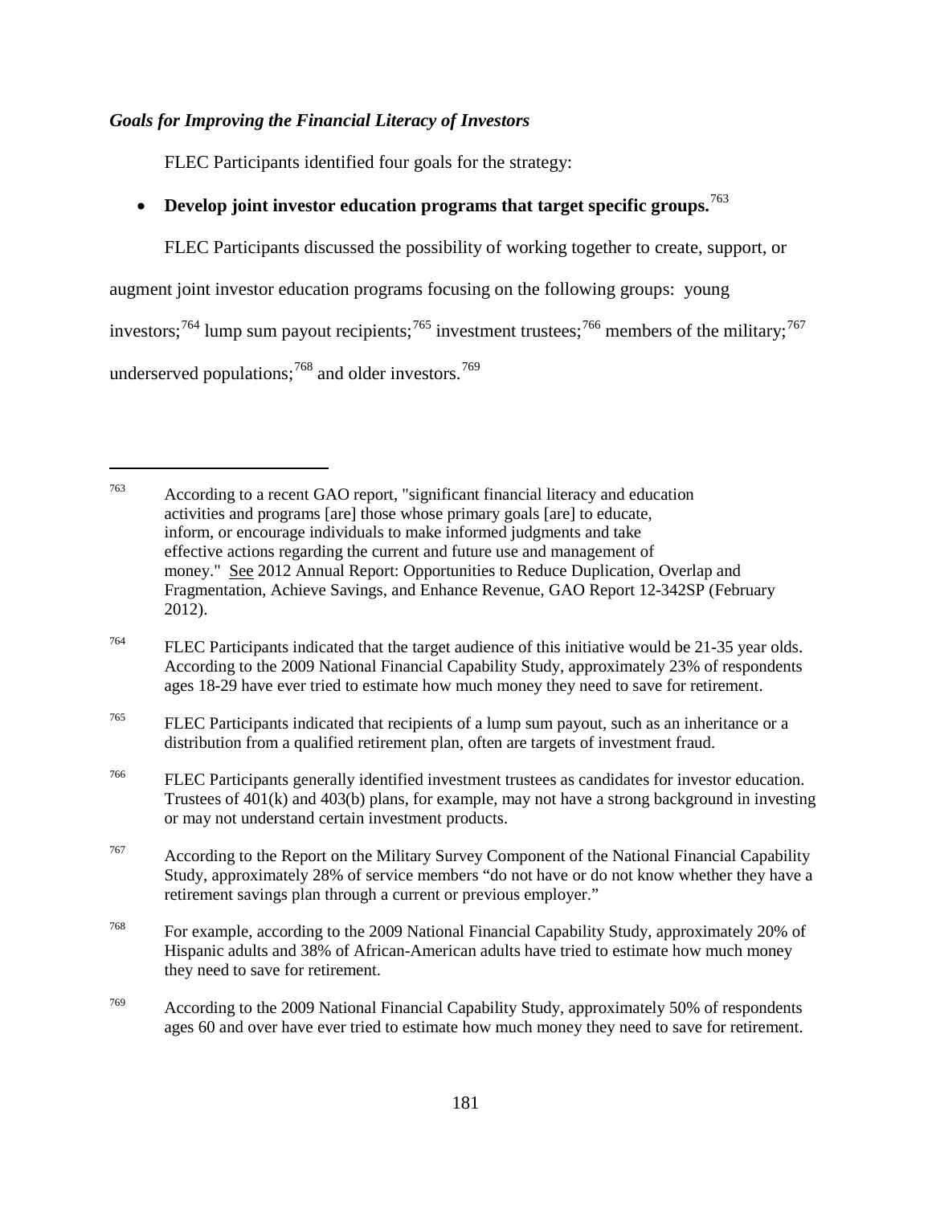### *Goals for Improving the Financial Literacy of Investors*

FLEC Participants identified four goals for the strategy:

- **Develop joint investor education programs that target specific groups.**[763]

FLEC Participants discussed the possibility of working together to create, support, or augment joint investor education programs focusing on the following groups: young investors;[764] lump sum payout recipients;[765] investment trustees;[766] members of the military;[767] underserved populations;[768] and older investors.[769]

---

[763] According to a recent GAO report, "significant financial literacy and education activities and programs [are] those whose primary goals [are] to educate, inform, or encourage individuals to make informed judgments and take effective actions regarding the current and future use and management of money." See 2012 Annual Report: Opportunities to Reduce Duplication, Overlap and Fragmentation, Achieve Savings, and Enhance Revenue, GAO Report 12-342SP (February 2012).

[764] FLEC Participants indicated that the target audience of this initiative would be 21-35 year olds. According to the 2009 National Financial Capability Study, approximately 23% of respondents ages 18-29 have ever tried to estimate how much money they need to save for retirement.

[765] FLEC Participants indicated that recipients of a lump sum payout, such as an inheritance or a distribution from a qualified retirement plan, often are targets of investment fraud.

[766] FLEC Participants generally identified investment trustees as candidates for investor education. Trustees of 401(k) and 403(b) plans, for example, may not have a strong background in investing or may not understand certain investment products.

[767] According to the Report on the Military Survey Component of the National Financial Capability Study, approximately 28% of service members "do not have or do not know whether they have a retirement savings plan through a current or previous employer."

[768] For example, according to the 2009 National Financial Capability Study, approximately 20% of Hispanic adults and 38% of African-American adults have tried to estimate how much money they need to save for retirement.

[769] According to the 2009 National Financial Capability Study, approximately 50% of respondents ages 60 and over have ever tried to estimate how much money they need to save for retirement.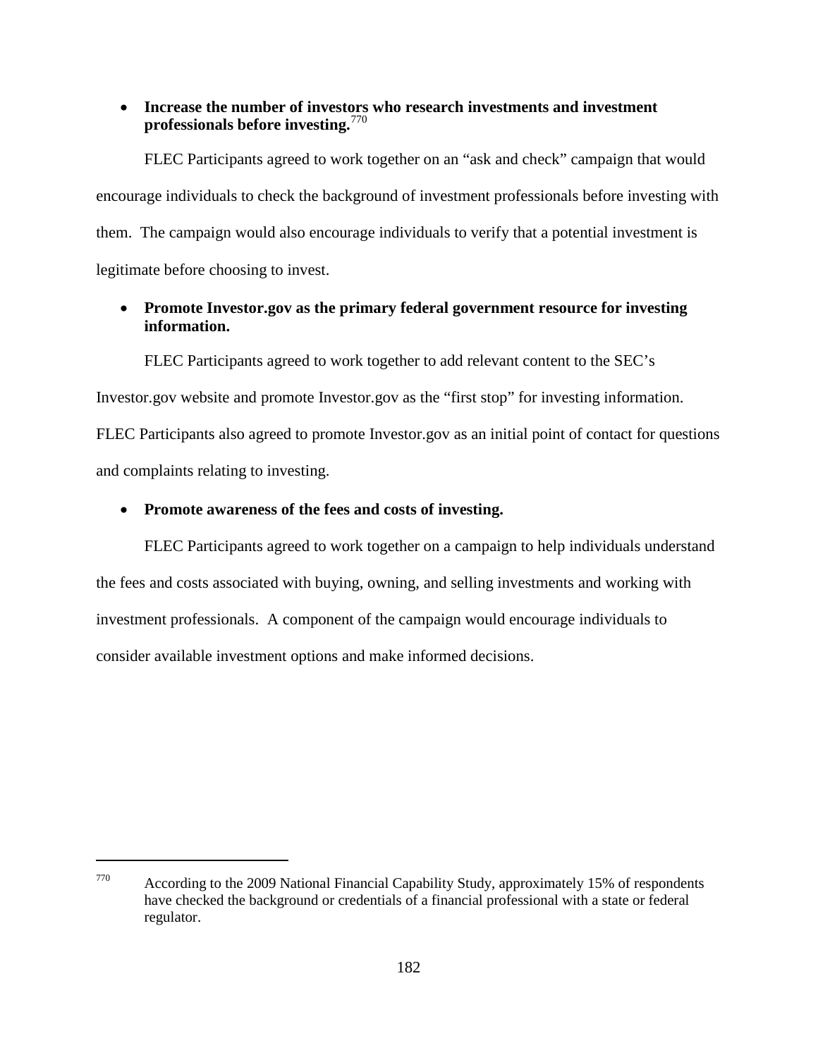- **Increase the number of investors who research investments and investment professionals before investing.**[770]

FLEC Participants agreed to work together on an "ask and check" campaign that would encourage individuals to check the background of investment professionals before investing with them. The campaign would also encourage individuals to verify that a potential investment is legitimate before choosing to invest.

- **Promote Investor.gov as the primary federal government resource for investing information.**

FLEC Participants agreed to work together to add relevant content to the SEC's Investor.gov website and promote Investor.gov as the "first stop" for investing information. FLEC Participants also agreed to promote Investor.gov as an initial point of contact for questions and complaints relating to investing.

- **Promote awareness of the fees and costs of investing.**

FLEC Participants agreed to work together on a campaign to help individuals understand the fees and costs associated with buying, owning, and selling investments and working with investment professionals. A component of the campaign would encourage individuals to consider available investment options and make informed decisions.

---

[770] According to the 2009 National Financial Capability Study, approximately 15% of respondents have checked the background or credentials of a financial professional with a state or federal regulator.